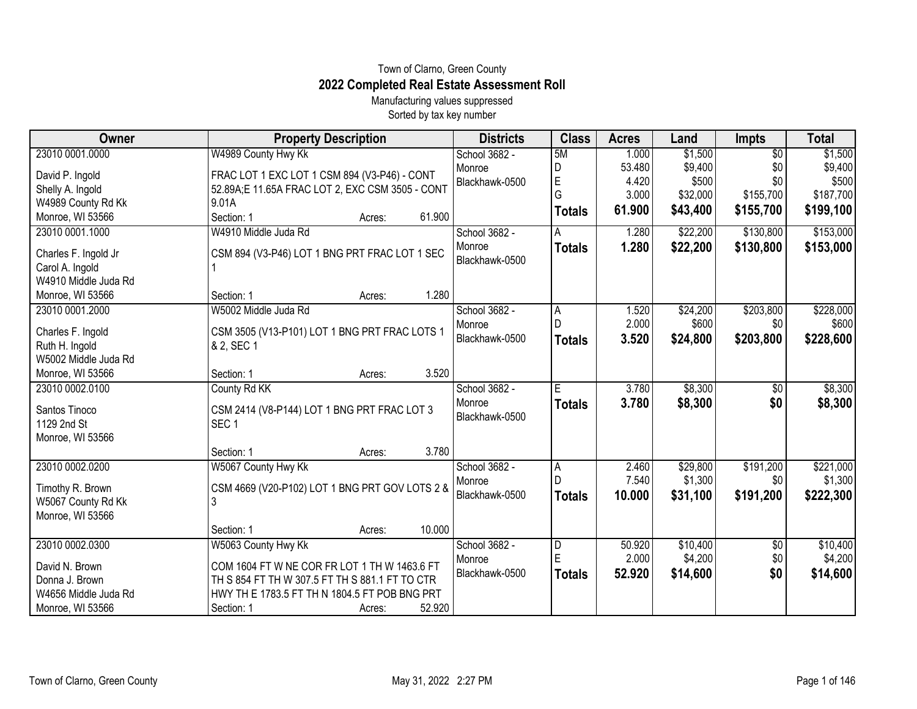Town of Clarno, Green County

# 2022 Completed Real Estate Assessment Roll

Manufacturing values suppressed

Sorted by tax key number

| Owner | Property Description | Districts | Class | Acres | Land | Impts | Total |
|---|---|---|---|---|---|---|---|
| 23010 0001.0000<br>David P. Ingold<br>Shelly A. Ingold<br>W4989 County Rd Kk<br>Monroe, WI 53566 | W4989 County Hwy Kk<br>FRAC LOT 1 EXC LOT 1 CSM 894 (V3-P46) - CONT 52.89A;E 11.65A FRAC LOT 2, EXC CSM 3505 - CONT 9.01A<br>Section: 1 Acres: 61.900 | School 3682 - Monroe<br>Blackhawk-0500 | 5M<br>D<br>E<br>G<br>**Totals** | 1.000<br>53.480<br>4.420<br>3.000<br>**61.900** | $1,500<br>$9,400<br>$500<br>$32,000<br>**$43,400** | $0<br>$0<br>$0<br>$155,700<br>**$155,700** | $1,500<br>$9,400<br>$500<br>$187,700<br>**$199,100** |
| 23010 0001.1000<br>Charles F. Ingold Jr<br>Carol A. Ingold<br>W4910 Middle Juda Rd<br>Monroe, WI 53566 | W4910 Middle Juda Rd<br>CSM 894 (V3-P46) LOT 1 BNG PRT FRAC LOT 1 SEC 1<br>Section: 1 Acres: 1.280 | School 3682 - Monroe<br>Blackhawk-0500 | A<br>**Totals** | 1.280<br>**1.280** | $22,200<br>**$22,200** | $130,800<br>**$130,800** | $153,000<br>**$153,000** |
| 23010 0001.2000<br>Charles F. Ingold<br>Ruth H. Ingold<br>W5002 Middle Juda Rd<br>Monroe, WI 53566 | W5002 Middle Juda Rd<br>CSM 3505 (V13-P101) LOT 1 BNG PRT FRAC LOTS 1 & 2, SEC 1<br>Section: 1 Acres: 3.520 | School 3682 - Monroe<br>Blackhawk-0500 | A<br>D<br>**Totals** | 1.520<br>2.000<br>**3.520** | $24,200<br>$600<br>**$24,800** | $203,800<br>$0<br>**$203,800** | $228,000<br>$600<br>**$228,600** |
| 23010 0002.0100<br>Santos Tinoco<br>1129 2nd St<br>Monroe, WI 53566 | County Rd KK<br>CSM 2414 (V8-P144) LOT 1 BNG PRT FRAC LOT 3 SEC 1<br>Section: 1 Acres: 3.780 | School 3682 - Monroe<br>Blackhawk-0500 | E<br>**Totals** | 3.780<br>**3.780** | $8,300<br>**$8,300** | $0<br>**$0** | $8,300<br>**$8,300** |
| 23010 0002.0200<br>Timothy R. Brown<br>W5067 County Rd Kk<br>Monroe, WI 53566 | W5067 County Hwy Kk<br>CSM 4669 (V20-P102) LOT 1 BNG PRT GOV LOTS 2 & 3<br>Section: 1 Acres: 10.000 | School 3682 - Monroe<br>Blackhawk-0500 | A<br>D<br>**Totals** | 2.460<br>7.540<br>**10.000** | $29,800<br>$1,300<br>**$31,100** | $191,200<br>$0<br>**$191,200** | $221,000<br>$1,300<br>**$222,300** |
| 23010 0002.0300<br>David N. Brown<br>Donna J. Brown<br>W4656 Middle Juda Rd<br>Monroe, WI 53566 | W5063 County Hwy Kk<br>COM 1604 FT W NE COR FR LOT 1 TH W 1463.6 FT TH S 854 FT TH W 307.5 FT TH S 881.1 FT TO CTR HWY TH E 1783.5 FT TH N 1804.5 FT POB BNG PRT<br>Section: 1 Acres: 52.920 | School 3682 - Monroe<br>Blackhawk-0500 | D<br>E<br>**Totals** | 50.920<br>2.000<br>**52.920** | $10,400<br>$4,200<br>**$14,600** | $0<br>$0<br>**$0** | $10,400<br>$4,200<br>**$14,600** |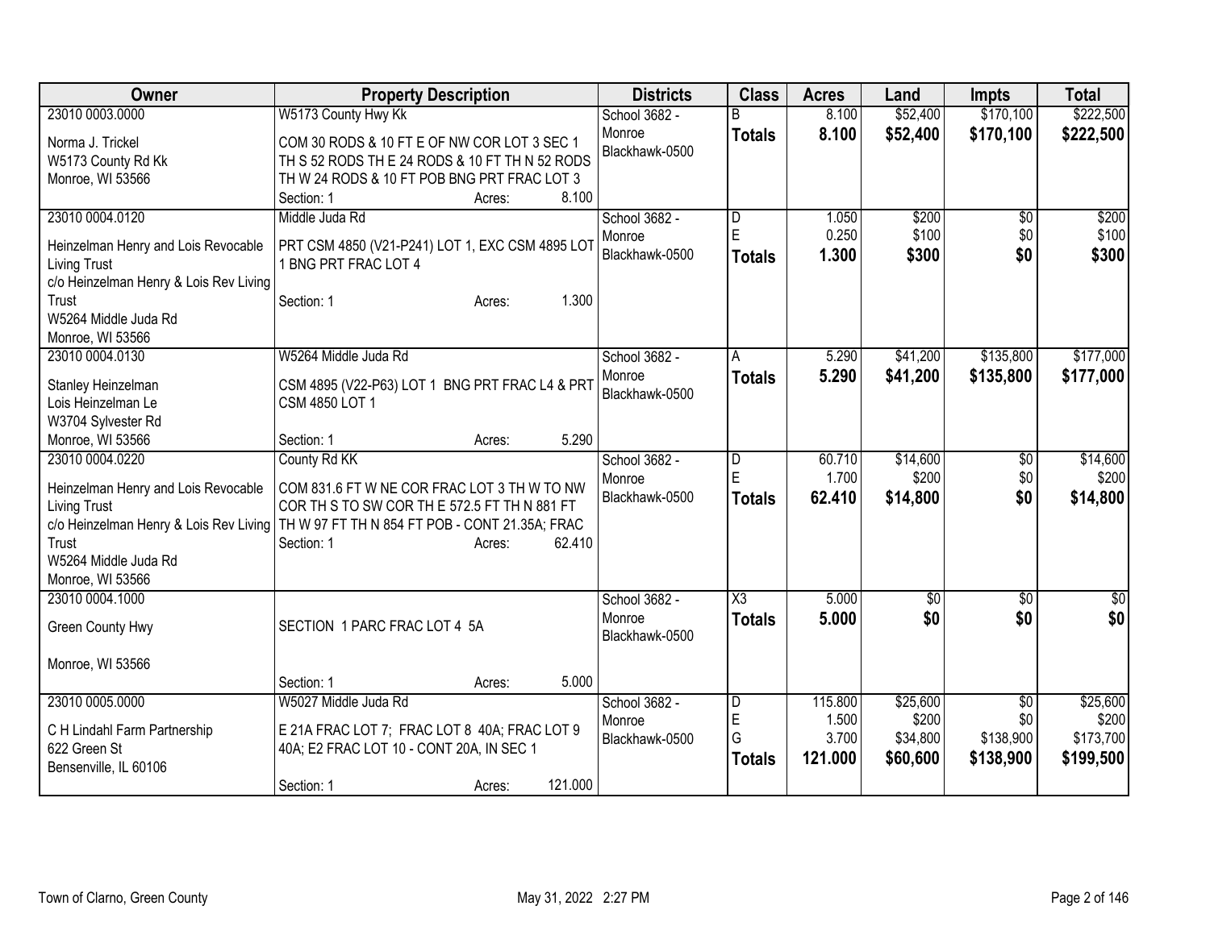| Owner | Property Description | Districts | Class | Acres | Land | Impts | Total |
|---|---|---|---|---|---|---|---|
| 23010 0003.0000<br>Norma J. Trickel<br>W5173 County Rd Kk<br>Monroe, WI 53566 | W5173 County Hwy Kk<br>COM 30 RODS & 10 FT E OF NW COR LOT 3 SEC 1 TH S 52 RODS TH E 24 RODS & 10 FT TH N 52 RODS TH W 24 RODS & 10 FT POB BNG PRT FRAC LOT 3<br>Section: 1 Acres: 8.100 | School 3682 - Monroe<br>Blackhawk-0500 | B<br>**Totals** | 8.100<br>**8.100** | $52,400<br>**$52,400** | $170,100<br>**$170,100** | $222,500<br>**$222,500** |
| 23010 0004.0120<br>Heinzelman Henry and Lois Revocable Living Trust<br>c/o Heinzelman Henry & Lois Rev Living Trust<br>W5264 Middle Juda Rd<br>Monroe, WI 53566 | Middle Juda Rd<br>PRT CSM 4850 (V21-P241) LOT 1, EXC CSM 4895 LOT 1 BNG PRT FRAC LOT 4<br>Section: 1 Acres: 1.300 | School 3682 - Monroe<br>Blackhawk-0500 | D<br>E<br>**Totals** | 1.050<br>0.250<br>**1.300** | $200<br>$100<br>**$300** | $0<br>$0<br>**$0** | $200<br>$100<br>**$300** |
| 23010 0004.0130<br>Stanley Heinzelman<br>Lois Heinzelman Le<br>W3704 Sylvester Rd<br>Monroe, WI 53566 | W5264 Middle Juda Rd<br>CSM 4895 (V22-P63) LOT 1 BNG PRT FRAC L4 & PRT CSM 4850 LOT 1<br>Section: 1 Acres: 5.290 | School 3682 - Monroe<br>Blackhawk-0500 | A<br>**Totals** | 5.290<br>**5.290** | $41,200<br>**$41,200** | $135,800<br>**$135,800** | $177,000<br>**$177,000** |
| 23010 0004.0220<br>Heinzelman Henry and Lois Revocable Living Trust<br>c/o Heinzelman Henry & Lois Rev Living Trust<br>W5264 Middle Juda Rd<br>Monroe, WI 53566 | County Rd KK<br>COM 831.6 FT W NE COR FRAC LOT 3 TH W TO NW COR TH S TO SW COR TH E 572.5 FT TH N 881 FT TH W 97 FT TH N 854 FT POB - CONT 21.35A; FRAC<br>Section: 1 Acres: 62.410 | School 3682 - Monroe<br>Blackhawk-0500 | D<br>E<br>**Totals** | 60.710<br>1.700<br>**62.410** | $14,600<br>$200<br>**$14,800** | $0<br>$0<br>**$0** | $14,600<br>$200<br>**$14,800** |
| 23010 0004.1000<br>Green County Hwy<br>Monroe, WI 53566 | SECTION 1 PARC FRAC LOT 4 5A<br>Section: 1 Acres: 5.000 | School 3682 - Monroe<br>Blackhawk-0500 | X3<br>**Totals** | 5.000<br>**5.000** | $0<br>**$0** | $0<br>**$0** | $0<br>**$0** |
| 23010 0005.0000<br>C H Lindahl Farm Partnership<br>622 Green St<br>Bensenville, IL 60106 | W5027 Middle Juda Rd<br>E 21A FRAC LOT 7; FRAC LOT 8 40A; FRAC LOT 9 40A; E2 FRAC LOT 10 - CONT 20A, IN SEC 1<br>Section: 1 Acres: 121.000 | School 3682 - Monroe<br>Blackhawk-0500 | D<br>E<br>G<br>**Totals** | 115.800<br>1.500<br>3.700<br>**121.000** | $25,600<br>$200<br>$34,800<br>**$60,600** | $0<br>$0<br>$138,900<br>**$138,900** | $25,600<br>$200<br>$173,700<br>**$199,500** |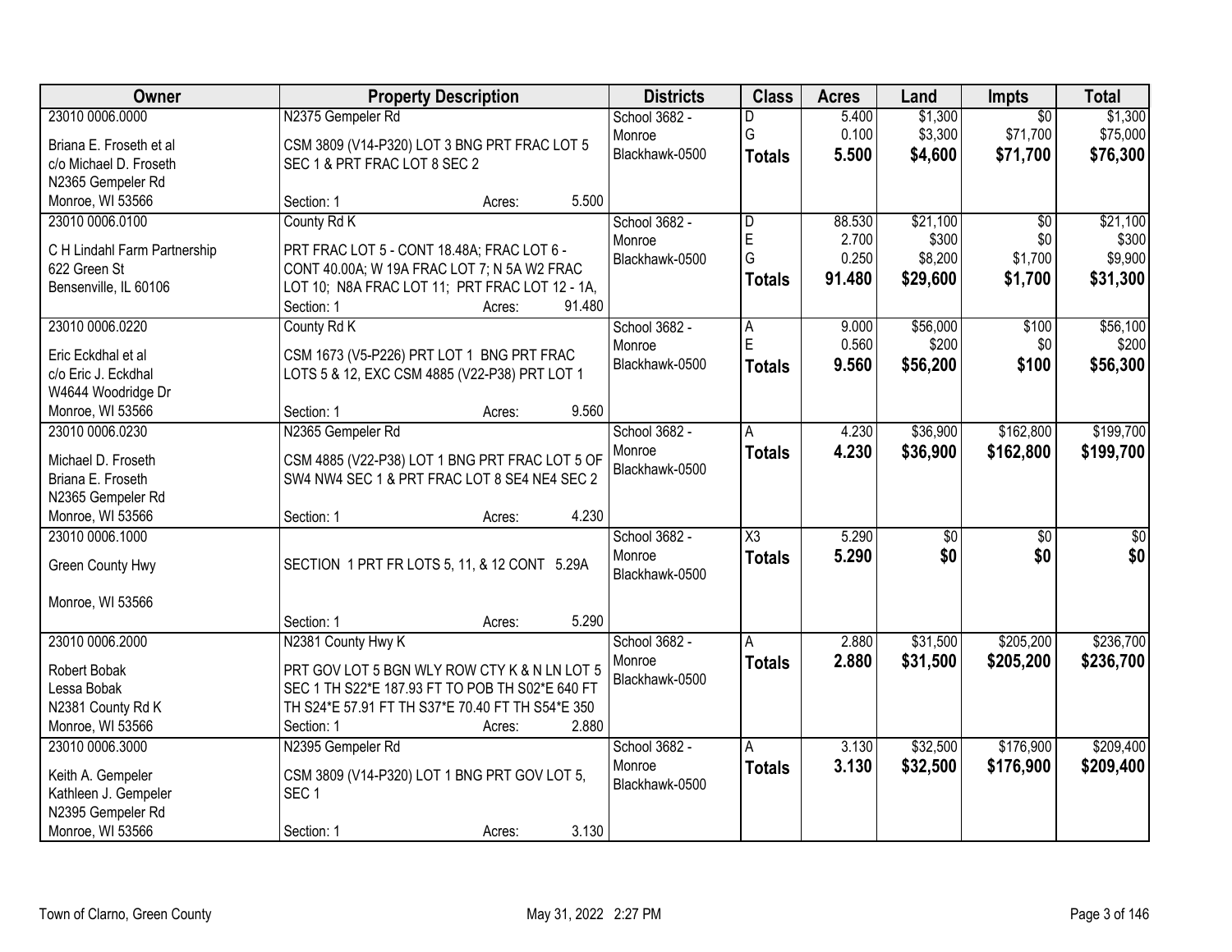| Owner | Property Description | Districts | Class | Acres | Land | Impts | Total |
|---|---|---|---|---|---|---|---|
| 23010 0006.0000<br>Briana E. Froseth et al<br>c/o Michael D. Froseth<br>N2365 Gempeler Rd<br>Monroe, WI 53566 | N2375 Gempeler Rd<br>CSM 3809 (V14-P320) LOT 3 BNG PRT FRAC LOT 5 SEC 1 & PRT FRAC LOT 8 SEC 2<br>Section: 1 Acres: 5.500 | School 3682 - Monroe<br>Blackhawk-0500 | D<br>G<br>**Totals** | 5.400<br>0.100<br>**5.500** | $1,300<br>$3,300<br>**$4,600** | $0<br>$71,700<br>**$71,700** | $1,300<br>$75,000<br>**$76,300** |
| 23010 0006.0100<br>C H Lindahl Farm Partnership<br>622 Green St<br>Bensenville, IL 60106 | County Rd K<br>PRT FRAC LOT 5 - CONT 18.48A; FRAC LOT 6 - CONT 40.00A; W 19A FRAC LOT 7; N 5A W2 FRAC LOT 10; N8A FRAC LOT 11; PRT FRAC LOT 12 - 1A,<br>Section: 1 Acres: 91.480 | School 3682 - Monroe<br>Blackhawk-0500 | D<br>E<br>G<br>**Totals** | 88.530<br>2.700<br>0.250<br>**91.480** | $21,100<br>$300<br>$8,200<br>**$29,600** | $0<br>$0<br>$1,700<br>**$1,700** | $21,100<br>$300<br>$9,900<br>**$31,300** |
| 23010 0006.0220<br>Eric Eckdhal et al<br>c/o Eric J. Eckdhal<br>W4644 Woodridge Dr<br>Monroe, WI 53566 | County Rd K<br>CSM 1673 (V5-P226) PRT LOT 1 BNG PRT FRAC LOTS 5 & 12, EXC CSM 4885 (V22-P38) PRT LOT 1<br>Section: 1 Acres: 9.560 | School 3682 - Monroe<br>Blackhawk-0500 | A<br>E<br>**Totals** | 9.000<br>0.560<br>**9.560** | $56,000<br>$200<br>**$56,200** | $100<br>$0<br>**$100** | $56,100<br>$200<br>**$56,300** |
| 23010 0006.0230<br>Michael D. Froseth<br>Briana E. Froseth<br>N2365 Gempeler Rd<br>Monroe, WI 53566 | N2365 Gempeler Rd<br>CSM 4885 (V22-P38) LOT 1 BNG PRT FRAC LOT 5 OF SW4 NW4 SEC 1 & PRT FRAC LOT 8 SE4 NE4 SEC 2<br>Section: 1 Acres: 4.230 | School 3682 - Monroe<br>Blackhawk-0500 | A<br>**Totals** | 4.230<br>**4.230** | $36,900<br>**$36,900** | $162,800<br>**$162,800** | $199,700<br>**$199,700** |
| 23010 0006.1000<br>Green County Hwy<br>Monroe, WI 53566 | SECTION 1 PRT FR LOTS 5, 11, & 12 CONT 5.29A<br>Section: 1 Acres: 5.290 | School 3682 - Monroe<br>Blackhawk-0500 | X3<br>**Totals** | 5.290<br>**5.290** | $0<br>**$0** | $0<br>**$0** | $0<br>**$0** |
| 23010 0006.2000<br>Robert Bobak<br>Lessa Bobak<br>N2381 County Rd K<br>Monroe, WI 53566 | N2381 County Hwy K<br>PRT GOV LOT 5 BGN WLY ROW CTY K & N LN LOT 5 SEC 1 TH S22*E 187.93 FT TO POB TH S02*E 640 FT TH S24*E 57.91 FT TH S37*E 70.40 FT TH S54*E 350<br>Section: 1 Acres: 2.880 | School 3682 - Monroe<br>Blackhawk-0500 | A<br>**Totals** | 2.880<br>**2.880** | $31,500<br>**$31,500** | $205,200<br>**$205,200** | $236,700<br>**$236,700** |
| 23010 0006.3000<br>Keith A. Gempeler<br>Kathleen J. Gempeler<br>N2395 Gempeler Rd<br>Monroe, WI 53566 | N2395 Gempeler Rd<br>CSM 3809 (V14-P320) LOT 1 BNG PRT GOV LOT 5, SEC 1<br>Section: 1 Acres: 3.130 | School 3682 - Monroe<br>Blackhawk-0500 | A<br>**Totals** | 3.130<br>**3.130** | $32,500<br>**$32,500** | $176,900<br>**$176,900** | $209,400<br>**$209,400** |

Town of Clarno, Green County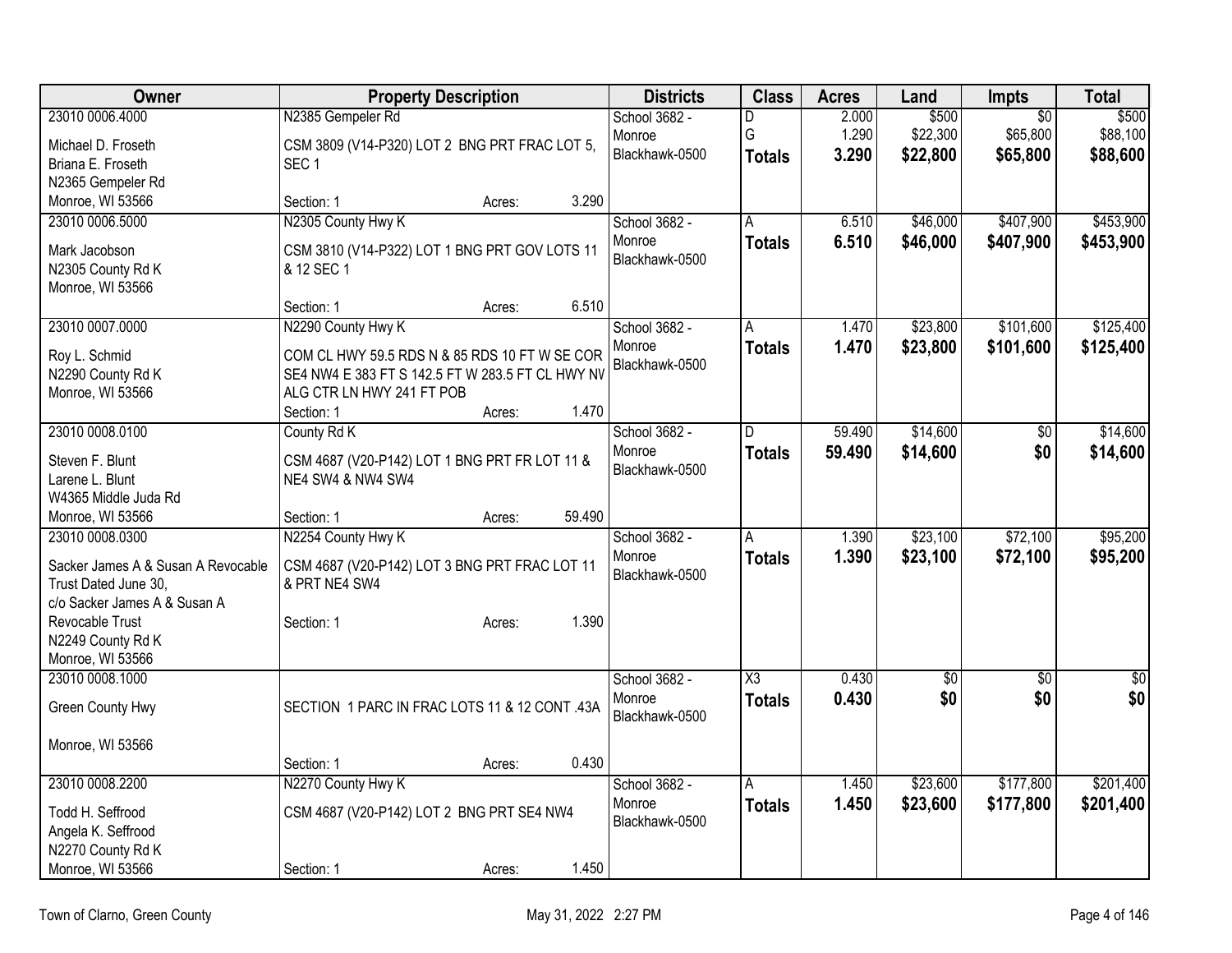| Owner | Property Description | Districts | Class | Acres | Land | Impts | Total |
|---|---|---|---|---|---|---|---|
| 23010 0006.4000<br>Michael D. Froseth<br>Briana E. Froseth<br>N2365 Gempeler Rd<br>Monroe, WI 53566 | N2385 Gempeler Rd<br>CSM 3809 (V14-P320) LOT 2 BNG PRT FRAC LOT 5, SEC 1<br>Section: 1 Acres: 3.290 | School 3682 - Monroe<br>Blackhawk-0500 | D<br>G<br>**Totals** | 2.000<br>1.290<br>**3.290** | $500<br>$22,300<br>**$22,800** | $0<br>$65,800<br>**$65,800** | $500<br>$88,100<br>**$88,600** |
| 23010 0006.5000<br>Mark Jacobson<br>N2305 County Rd K<br>Monroe, WI 53566 | N2305 County Hwy K<br>CSM 3810 (V14-P322) LOT 1 BNG PRT GOV LOTS 11 & 12 SEC 1<br>Section: 1 Acres: 6.510 | School 3682 - Monroe<br>Blackhawk-0500 | A<br>**Totals** | 6.510<br>**6.510** | $46,000<br>**$46,000** | $407,900<br>**$407,900** | $453,900<br>**$453,900** |
| 23010 0007.0000<br>Roy L. Schmid<br>N2290 County Rd K<br>Monroe, WI 53566 | N2290 County Hwy K<br>COM CL HWY 59.5 RDS N & 85 RDS 10 FT W SE COR SE4 NW4 E 383 FT S 142.5 FT W 283.5 FT CL HWY NV ALG CTR LN HWY 241 FT POB<br>Section: 1 Acres: 1.470 | School 3682 - Monroe<br>Blackhawk-0500 | A<br>**Totals** | 1.470<br>**1.470** | $23,800<br>**$23,800** | $101,600<br>**$101,600** | $125,400<br>**$125,400** |
| 23010 0008.0100<br>Steven F. Blunt<br>Larene L. Blunt<br>W4365 Middle Juda Rd<br>Monroe, WI 53566 | County Rd K<br>CSM 4687 (V20-P142) LOT 1 BNG PRT FR LOT 11 & NE4 SW4 & NW4 SW4<br>Section: 1 Acres: 59.490 | School 3682 - Monroe<br>Blackhawk-0500 | D<br>**Totals** | 59.490<br>**59.490** | $14,600<br>**$14,600** | $0<br>**$0** | $14,600<br>**$14,600** |
| 23010 0008.0300<br>Sacker James A & Susan A Revocable Trust Dated June 30,<br>c/o Sacker James A & Susan A Revocable Trust<br>N2249 County Rd K<br>Monroe, WI 53566 | N2254 County Hwy K<br>CSM 4687 (V20-P142) LOT 3 BNG PRT FRAC LOT 11 & PRT NE4 SW4<br>Section: 1 Acres: 1.390 | School 3682 - Monroe<br>Blackhawk-0500 | A<br>**Totals** | 1.390<br>**1.390** | $23,100<br>**$23,100** | $72,100<br>**$72,100** | $95,200<br>**$95,200** |
| 23010 0008.1000<br>Green County Hwy<br>Monroe, WI 53566 | SECTION 1 PARC IN FRAC LOTS 11 & 12 CONT .43A<br>Section: 1 Acres: 0.430 | School 3682 - Monroe<br>Blackhawk-0500 | X3<br>**Totals** | 0.430<br>**0.430** | $0<br>**$0** | $0<br>**$0** | $0<br>**$0** |
| 23010 0008.2200<br>Todd H. Seffrood<br>Angela K. Seffrood<br>N2270 County Rd K<br>Monroe, WI 53566 | N2270 County Hwy K<br>CSM 4687 (V20-P142) LOT 2 BNG PRT SE4 NW4<br>Section: 1 Acres: 1.450 | School 3682 - Monroe<br>Blackhawk-0500 | A<br>**Totals** | 1.450<br>**1.450** | $23,600<br>**$23,600** | $177,800<br>**$177,800** | $201,400<br>**$201,400** |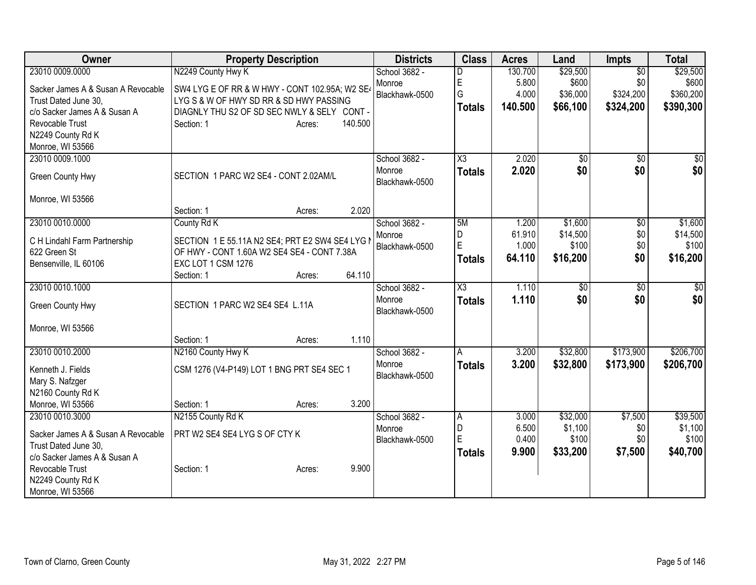| Owner | Property Description | Districts | Class | Acres | Land | Impts | Total |
|---|---|---|---|---|---|---|---|
| 23010 0009.0000<br>Sacker James A & Susan A Revocable Trust Dated June 30,<br>c/o Sacker James A & Susan A Revocable Trust<br>N2249 County Rd K<br>Monroe, WI 53566 | N2249 County Hwy K<br>SW4 LYG E OF RR & W HWY - CONT 102.95A; W2 SE4 LYG S & W OF HWY SD RR & SD HWY PASSING DIAGNLY THU S2 OF SD SEC NWLY & SELY CONT -<br>Section: 1 Acres: 140.500 | School 3682 - Monroe<br>Blackhawk-0500 | D<br>E<br>G<br>**Totals** | 130.700<br>5.800<br>4.000<br>**140.500** | $29,500<br>$600<br>$36,000<br>**$66,100** | $0<br>$0<br>$324,200<br>**$324,200** | $29,500<br>$600<br>$360,200<br>**$390,300** |
| 23010 0009.1000<br>Green County Hwy<br>Monroe, WI 53566 | SECTION 1 PARC W2 SE4 - CONT 2.02AM/L<br>Section: 1 Acres: 2.020 | School 3682 - Monroe<br>Blackhawk-0500 | X3<br>**Totals** | 2.020<br>**2.020** | $0<br>**$0** | $0<br>**$0** | $0<br>**$0** |
| 23010 0010.0000<br>C H Lindahl Farm Partnership<br>622 Green St<br>Bensenville, IL 60106 | County Rd K<br>SECTION 1 E 55.11A N2 SE4; PRT E2 SW4 SE4 LYG N OF HWY - CONT 1.60A W2 SE4 SE4 - CONT 7.38A EXC LOT 1 CSM 1276<br>Section: 1 Acres: 64.110 | School 3682 - Monroe<br>Blackhawk-0500 | 5M<br>D<br>E<br>**Totals** | 1.200<br>61.910<br>1.000<br>**64.110** | $1,600<br>$14,500<br>$100<br>**$16,200** | $0<br>$0<br>$0<br>**$0** | $1,600<br>$14,500<br>$100<br>**$16,200** |
| 23010 0010.1000<br>Green County Hwy<br>Monroe, WI 53566 | SECTION 1 PARC W2 SE4 SE4 L.11A<br>Section: 1 Acres: 1.110 | School 3682 - Monroe<br>Blackhawk-0500 | X3<br>**Totals** | 1.110<br>**1.110** | $0<br>**$0** | $0<br>**$0** | $0<br>**$0** |
| 23010 0010.2000<br>Kenneth J. Fields<br>Mary S. Nafzger<br>N2160 County Rd K<br>Monroe, WI 53566 | N2160 County Hwy K<br>CSM 1276 (V4-P149) LOT 1 BNG PRT SE4 SEC 1<br>Section: 1 Acres: 3.200 | School 3682 - Monroe<br>Blackhawk-0500 | A<br>**Totals** | 3.200<br>**3.200** | $32,800<br>**$32,800** | $173,900<br>**$173,900** | $206,700<br>**$206,700** |
| 23010 0010.3000<br>Sacker James A & Susan A Revocable Trust Dated June 30,<br>c/o Sacker James A & Susan A Revocable Trust<br>N2249 County Rd K<br>Monroe, WI 53566 | N2155 County Rd K<br>PRT W2 SE4 SE4 LYG S OF CTY K<br>Section: 1 Acres: 9.900 | School 3682 - Monroe<br>Blackhawk-0500 | A<br>D<br>E<br>**Totals** | 3.000<br>6.500<br>0.400<br>**9.900** | $32,000<br>$1,100<br>$100<br>**$33,200** | $7,500<br>$0<br>$0<br>**$7,500** | $39,500<br>$1,100<br>$100<br>**$40,700** |

Town of Clarno, Green County May 31, 2022 2:27 PM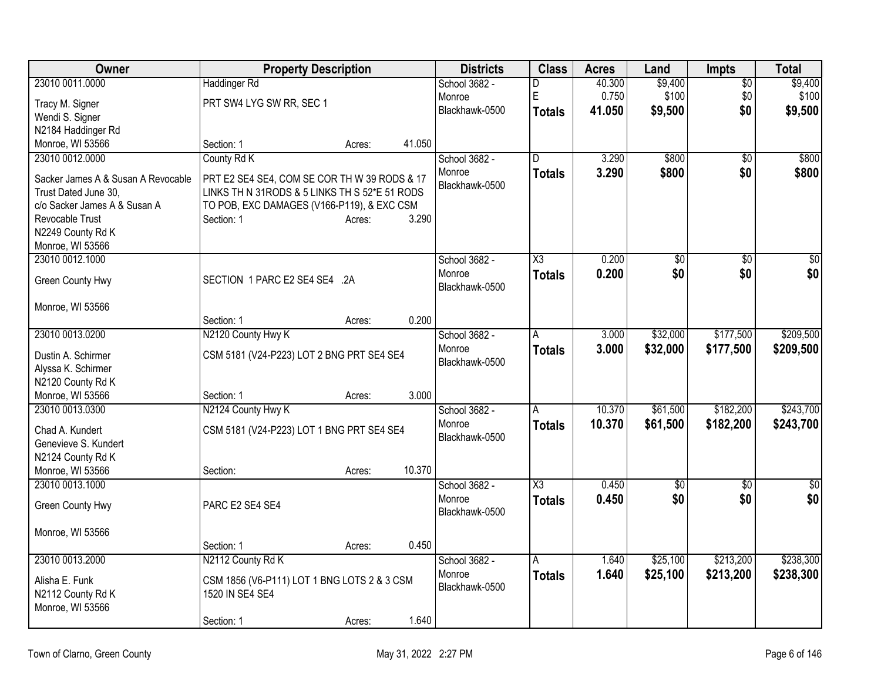| Owner | Property Description | Districts | Class | Acres | Land | Impts | Total |
|---|---|---|---|---|---|---|---|
| 23010 0011.0000<br>Tracy M. Signer<br>Wendi S. Signer<br>N2184 Haddinger Rd<br>Monroe, WI 53566 | Haddinger Rd<br>PRT SW4 LYG SW RR, SEC 1<br>Section: 1 Acres: 41.050 | School 3682 - Monroe Blackhawk-0500 | D<br>E<br>**Totals** | 40.300<br>0.750<br>**41.050** | $9,400<br>$100<br>**$9,500** | $0<br>$0<br>**$0** | $9,400<br>$100<br>**$9,500** |
| 23010 0012.0000<br>Sacker James A & Susan A Revocable Trust Dated June 30,<br>c/o Sacker James A & Susan A Revocable Trust<br>N2249 County Rd K<br>Monroe, WI 53566 | County Rd K<br>PRT E2 SE4 SE4, COM SE COR TH W 39 RODS & 17 LINKS TH N 31RODS & 5 LINKS TH S 52*E 51 RODS TO POB, EXC DAMAGES (V166-P119), & EXC CSM<br>Section: 1 Acres: 3.290 | School 3682 - Monroe Blackhawk-0500 | D<br>**Totals** | 3.290<br>**3.290** | $800<br>**$800** | $0<br>**$0** | $800<br>**$800** |
| 23010 0012.1000<br>Green County Hwy<br>Monroe, WI 53566 | SECTION 1 PARC E2 SE4 SE4 .2A<br>Section: 1 Acres: 0.200 | School 3682 - Monroe Blackhawk-0500 | X3<br>**Totals** | 0.200<br>**0.200** | $0<br>**$0** | $0<br>**$0** | $0<br>**$0** |
| 23010 0013.0200<br>Dustin A. Schirmer<br>Alyssa K. Schirmer<br>N2120 County Rd K<br>Monroe, WI 53566 | N2120 County Hwy K<br>CSM 5181 (V24-P223) LOT 2 BNG PRT SE4 SE4<br>Section: 1 Acres: 3.000 | School 3682 - Monroe Blackhawk-0500 | A<br>**Totals** | 3.000<br>**3.000** | $32,000<br>**$32,000** | $177,500<br>**$177,500** | $209,500<br>**$209,500** |
| 23010 0013.0300<br>Chad A. Kundert<br>Genevieve S. Kundert<br>N2124 County Rd K<br>Monroe, WI 53566 | N2124 County Hwy K<br>CSM 5181 (V24-P223) LOT 1 BNG PRT SE4 SE4<br>Section: Acres: 10.370 | School 3682 - Monroe Blackhawk-0500 | A<br>**Totals** | 10.370<br>**10.370** | $61,500<br>**$61,500** | $182,200<br>**$182,200** | $243,700<br>**$243,700** |
| 23010 0013.1000<br>Green County Hwy<br>Monroe, WI 53566 | PARC E2 SE4 SE4<br>Section: 1 Acres: 0.450 | School 3682 - Monroe Blackhawk-0500 | X3<br>**Totals** | 0.450<br>**0.450** | $0<br>**$0** | $0<br>**$0** | $0<br>**$0** |
| 23010 0013.2000<br>Alisha E. Funk<br>N2112 County Rd K<br>Monroe, WI 53566 | N2112 County Rd K<br>CSM 1856 (V6-P111) LOT 1 BNG LOTS 2 & 3 CSM 1520 IN SE4 SE4<br>Section: 1 Acres: 1.640 | School 3682 - Monroe Blackhawk-0500 | A<br>**Totals** | 1.640<br>**1.640** | $25,100<br>**$25,100** | $213,200<br>**$213,200** | $238,300<br>**$238,300** |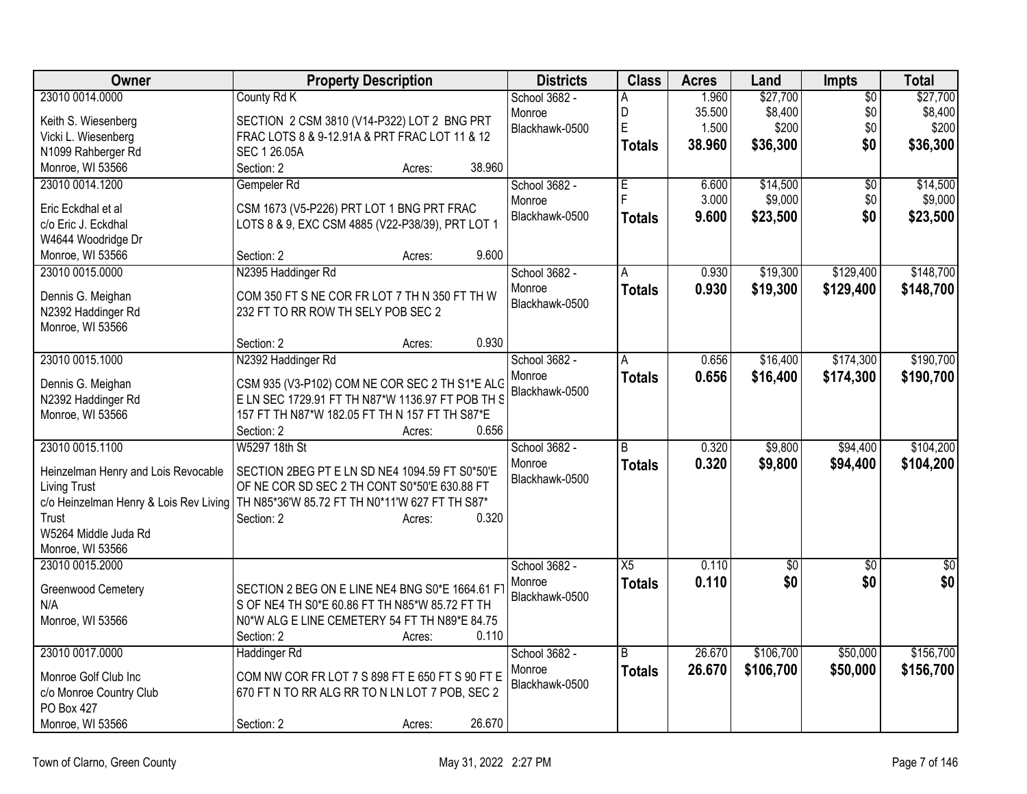| Owner | Property Description | Districts | Class | Acres | Land | Impts | Total |
|---|---|---|---|---|---|---|---|
| 23010 0014.0000<br>Keith S. Wiesenberg<br>Vicki L. Wiesenberg<br>N1099 Rahberger Rd<br>Monroe, WI 53566 | County Rd K<br>SECTION 2 CSM 3810 (V14-P322) LOT 2 BNG PRT FRAC LOTS 8 & 9-12.91A & PRT FRAC LOT 11 & 12 SEC 1 26.05A<br>Section: 2 Acres: 38.960 | School 3682 - Monroe<br>Blackhawk-0500 | A<br>D<br>E<br>**Totals** | 1.960<br>35.500<br>1.500<br>**38.960** | $27,700<br>$8,400<br>$200<br>**$36,300** | $0<br>$0<br>$0<br>**$0** | $27,700<br>$8,400<br>$200<br>**$36,300** |
| 23010 0014.1200<br>Eric Eckdhal et al<br>c/o Eric J. Eckdhal<br>W4644 Woodridge Dr<br>Monroe, WI 53566 | Gempeler Rd<br>CSM 1673 (V5-P226) PRT LOT 1 BNG PRT FRAC LOTS 8 & 9, EXC CSM 4885 (V22-P38/39), PRT LOT 1<br>Section: 2 Acres: 9.600 | School 3682 - Monroe<br>Blackhawk-0500 | E<br>F<br>**Totals** | 6.600<br>3.000<br>**9.600** | $14,500<br>$9,000<br>**$23,500** | $0<br>$0<br>**$0** | $14,500<br>$9,000<br>**$23,500** |
| 23010 0015.0000<br>Dennis G. Meighan<br>N2392 Haddinger Rd<br>Monroe, WI 53566 | N2395 Haddinger Rd<br>COM 350 FT S NE COR FR LOT 7 TH N 350 FT TH W 232 FT TO RR ROW TH SELY POB SEC 2<br>Section: 2 Acres: 0.930 | School 3682 - Monroe<br>Blackhawk-0500 | A<br>**Totals** | 0.930<br>**0.930** | $19,300<br>**$19,300** | $129,400<br>**$129,400** | $148,700<br>**$148,700** |
| 23010 0015.1000<br>Dennis G. Meighan<br>N2392 Haddinger Rd<br>Monroe, WI 53566 | N2392 Haddinger Rd<br>CSM 935 (V3-P102) COM NE COR SEC 2 TH S1*E ALG E LN SEC 1729.91 FT TH N87*W 1136.97 FT POB TH S 157 FT TH N87*W 182.05 FT TH N 157 FT TH S87*E<br>Section: 2 Acres: 0.656 | School 3682 - Monroe<br>Blackhawk-0500 | A<br>**Totals** | 0.656<br>**0.656** | $16,400<br>**$16,400** | $174,300<br>**$174,300** | $190,700<br>**$190,700** |
| 23010 0015.1100<br>Heinzelman Henry and Lois Revocable Living Trust<br>c/o Heinzelman Henry & Lois Rev Living Trust<br>W5264 Middle Juda Rd<br>Monroe, WI 53566 | W5297 18th St<br>SECTION 2BEG PT E LN SD NE4 1094.59 FT S0*50'E OF NE COR SD SEC 2 TH CONT S0*50'E 630.88 FT TH N85*36'W 85.72 FT TH N0*11'W 627 FT TH S87*<br>Section: 2 Acres: 0.320 | School 3682 - Monroe<br>Blackhawk-0500 | B<br>**Totals** | 0.320<br>**0.320** | $9,800<br>**$9,800** | $94,400<br>**$94,400** | $104,200<br>**$104,200** |
| 23010 0015.2000<br>Greenwood Cemetery<br>N/A<br>Monroe, WI 53566 | SECTION 2 BEG ON E LINE NE4 BNG S0*E 1664.61 FT S OF NE4 TH S0*E 60.86 FT TH N85*W 85.72 FT TH N0*W ALG E LINE CEMETERY 54 FT TH N89*E 84.75<br>Section: 2 Acres: 0.110 | School 3682 - Monroe<br>Blackhawk-0500 | X5<br>**Totals** | 0.110<br>**0.110** | $0<br>**$0** | $0<br>**$0** | $0<br>**$0** |
| 23010 0017.0000<br>Monroe Golf Club Inc<br>c/o Monroe Country Club<br>PO Box 427<br>Monroe, WI 53566 | Haddinger Rd<br>COM NW COR FR LOT 7 S 898 FT E 650 FT S 90 FT E 670 FT N TO RR ALG RR TO N LN LOT 7 POB, SEC 2<br>Section: 2 Acres: 26.670 | School 3682 - Monroe<br>Blackhawk-0500 | B<br>**Totals** | 26.670<br>**26.670** | $106,700<br>**$106,700** | $50,000<br>**$50,000** | $156,700<br>**$156,700** |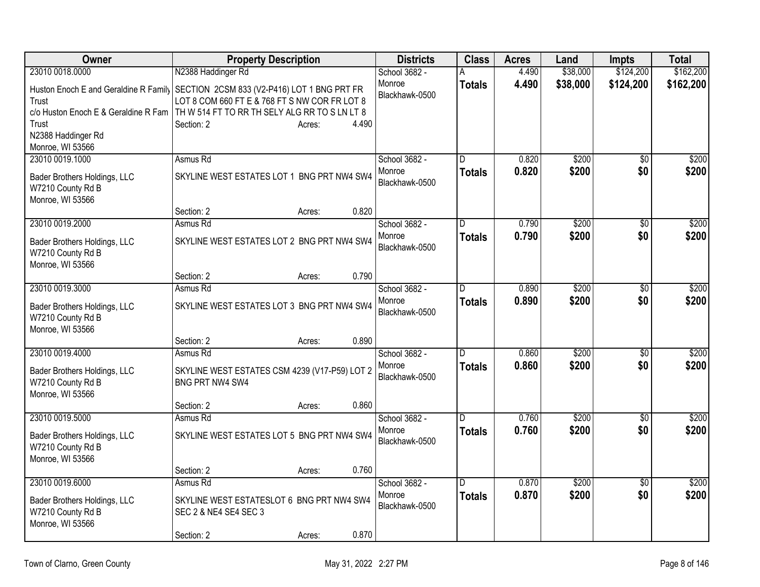| Owner | Property Description | Districts | Class | Acres | Land | Impts | Total |
|---|---|---|---|---|---|---|---|
| 23010 0018.0000<br>Huston Enoch E and Geraldine R Family Trust<br>c/o Huston Enoch E & Geraldine R Fam Trust<br>N2388 Haddinger Rd<br>Monroe, WI 53566 | N2388 Haddinger Rd<br>SECTION 2CSM 833 (V2-P416) LOT 1 BNG PRT FR LOT 8 COM 660 FT E & 768 FT S NW COR FR LOT 8 TH W 514 FT TO RR TH SELY ALG RR TO S LN LT 8<br>Section: 2 Acres: 4.490 | School 3682 - Monroe Blackhawk-0500 | A<br>**Totals** | 4.490<br>**4.490** | $38,000<br>**$38,000** | $124,200<br>**$124,200** | $162,200<br>**$162,200** |
| 23010 0019.1000<br>Bader Brothers Holdings, LLC<br>W7210 County Rd B<br>Monroe, WI 53566 | Asmus Rd<br>SKYLINE WEST ESTATES LOT 1 BNG PRT NW4 SW4<br>Section: 2 Acres: 0.820 | School 3682 - Monroe Blackhawk-0500 | D<br>**Totals** | 0.820<br>**0.820** | $200<br>**$200** | $0<br>**$0** | $200<br>**$200** |
| 23010 0019.2000<br>Bader Brothers Holdings, LLC<br>W7210 County Rd B<br>Monroe, WI 53566 | Asmus Rd<br>SKYLINE WEST ESTATES LOT 2 BNG PRT NW4 SW4<br>Section: 2 Acres: 0.790 | School 3682 - Monroe Blackhawk-0500 | D<br>**Totals** | 0.790<br>**0.790** | $200<br>**$200** | $0<br>**$0** | $200<br>**$200** |
| 23010 0019.3000<br>Bader Brothers Holdings, LLC<br>W7210 County Rd B<br>Monroe, WI 53566 | Asmus Rd<br>SKYLINE WEST ESTATES LOT 3 BNG PRT NW4 SW4<br>Section: 2 Acres: 0.890 | School 3682 - Monroe Blackhawk-0500 | D<br>**Totals** | 0.890<br>**0.890** | $200<br>**$200** | $0<br>**$0** | $200<br>**$200** |
| 23010 0019.4000<br>Bader Brothers Holdings, LLC<br>W7210 County Rd B<br>Monroe, WI 53566 | Asmus Rd<br>SKYLINE WEST ESTATES CSM 4239 (V17-P59) LOT 2 BNG PRT NW4 SW4<br>Section: 2 Acres: 0.860 | School 3682 - Monroe Blackhawk-0500 | D<br>**Totals** | 0.860<br>**0.860** | $200<br>**$200** | $0<br>**$0** | $200<br>**$200** |
| 23010 0019.5000<br>Bader Brothers Holdings, LLC<br>W7210 County Rd B<br>Monroe, WI 53566 | Asmus Rd<br>SKYLINE WEST ESTATES LOT 5 BNG PRT NW4 SW4<br>Section: 2 Acres: 0.760 | School 3682 - Monroe Blackhawk-0500 | D<br>**Totals** | 0.760<br>**0.760** | $200<br>**$200** | $0<br>**$0** | $200<br>**$200** |
| 23010 0019.6000<br>Bader Brothers Holdings, LLC<br>W7210 County Rd B<br>Monroe, WI 53566 | Asmus Rd<br>SKYLINE WEST ESTATESLOT 6 BNG PRT NW4 SW4 SEC 2 & NE4 SE4 SEC 3<br>Section: 2 Acres: 0.870 | School 3682 - Monroe Blackhawk-0500 | D<br>**Totals** | 0.870<br>**0.870** | $200<br>**$200** | $0<br>**$0** | $200<br>**$200** |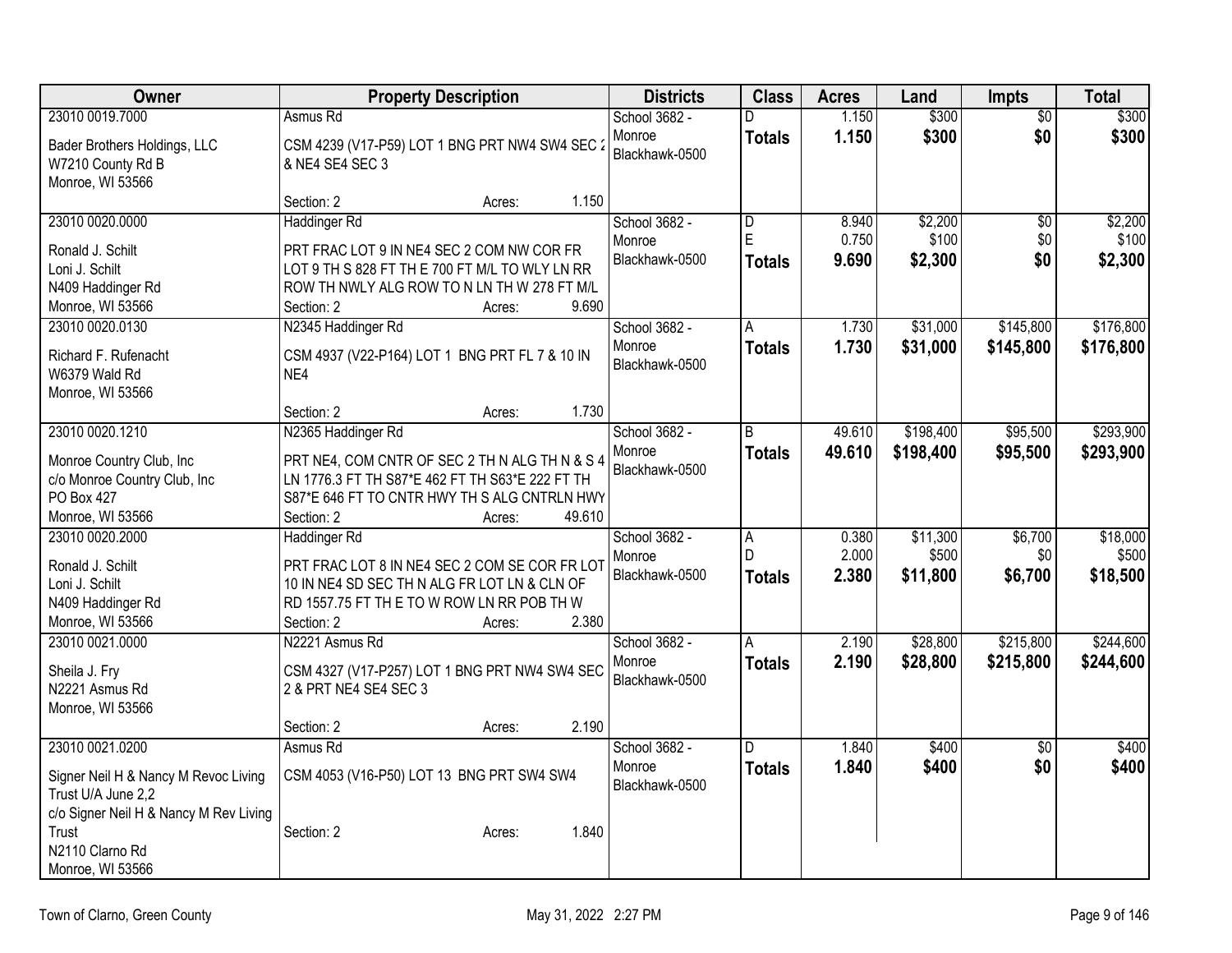| Owner | Property Description | Districts | Class | Acres | Land | Impts | Total |
|---|---|---|---|---|---|---|---|
| 23010 0019.7000<br>Bader Brothers Holdings, LLC<br>W7210 County Rd B<br>Monroe, WI 53566 | Asmus Rd<br>CSM 4239 (V17-P59) LOT 1 BNG PRT NW4 SW4 SEC 2 & NE4 SE4 SEC 3<br>Section: 2 Acres: 1.150 | School 3682 - Monroe<br>Blackhawk-0500 | D<br>**Totals** | 1.150<br>**1.150** | $300<br>**$300** | $0<br>**$0** | $300<br>**$300** |
| 23010 0020.0000<br>Ronald J. Schilt<br>Loni J. Schilt<br>N409 Haddinger Rd<br>Monroe, WI 53566 | Haddinger Rd<br>PRT FRAC LOT 9 IN NE4 SEC 2 COM NW COR FR LOT 9 TH S 828 FT TH E 700 FT M/L TO WLY LN RR ROW TH NWLY ALG ROW TO N LN TH W 278 FT M/L<br>Section: 2 Acres: 9.690 | School 3682 - Monroe<br>Blackhawk-0500 | D<br>E<br>**Totals** | 8.940<br>0.750<br>**9.690** | $2,200<br>$100<br>**$2,300** | $0<br>$0<br>**$0** | $2,200<br>$100<br>**$2,300** |
| 23010 0020.0130<br>Richard F. Rufenacht<br>W6379 Wald Rd<br>Monroe, WI 53566 | N2345 Haddinger Rd<br>CSM 4937 (V22-P164) LOT 1 BNG PRT FL 7 & 10 IN NE4<br>Section: 2 Acres: 1.730 | School 3682 - Monroe<br>Blackhawk-0500 | A<br>**Totals** | 1.730<br>**1.730** | $31,000<br>**$31,000** | $145,800<br>**$145,800** | $176,800<br>**$176,800** |
| 23010 0020.1210<br>Monroe Country Club, Inc<br>c/o Monroe Country Club, Inc<br>PO Box 427<br>Monroe, WI 53566 | N2365 Haddinger Rd<br>PRT NE4, COM CNTR OF SEC 2 TH N ALG TH N & S 4 LN 1776.3 FT TH S87*E 462 FT TH S63*E 222 FT TH S87*E 646 FT TO CNTR HWY TH S ALG CNTRLN HWY<br>Section: 2 Acres: 49.610 | School 3682 - Monroe<br>Blackhawk-0500 | B<br>**Totals** | 49.610<br>**49.610** | $198,400<br>**$198,400** | $95,500<br>**$95,500** | $293,900<br>**$293,900** |
| 23010 0020.2000<br>Ronald J. Schilt<br>Loni J. Schilt<br>N409 Haddinger Rd<br>Monroe, WI 53566 | Haddinger Rd<br>PRT FRAC LOT 8 IN NE4 SEC 2 COM SE COR FR LOT 10 IN NE4 SD SEC TH N ALG FR LOT LN & CLN OF RD 1557.75 FT TH E TO W ROW LN RR POB TH W<br>Section: 2 Acres: 2.380 | School 3682 - Monroe<br>Blackhawk-0500 | A<br>D<br>**Totals** | 0.380<br>2.000<br>**2.380** | $11,300<br>$500<br>**$11,800** | $6,700<br>$0<br>**$6,700** | $18,000<br>$500<br>**$18,500** |
| 23010 0021.0000<br>Sheila J. Fry<br>N2221 Asmus Rd<br>Monroe, WI 53566 | N2221 Asmus Rd<br>CSM 4327 (V17-P257) LOT 1 BNG PRT NW4 SW4 SEC 2 & PRT NE4 SE4 SEC 3<br>Section: 2 Acres: 2.190 | School 3682 - Monroe<br>Blackhawk-0500 | A<br>**Totals** | 2.190<br>**2.190** | $28,800<br>**$28,800** | $215,800<br>**$215,800** | $244,600<br>**$244,600** |
| 23010 0021.0200<br>Signer Neil H & Nancy M Revoc Living Trust U/A June 2,2<br>c/o Signer Neil H & Nancy M Rev Living Trust<br>N2110 Clarno Rd<br>Monroe, WI 53566 | Asmus Rd<br>CSM 4053 (V16-P50) LOT 13 BNG PRT SW4 SW4<br>Section: 2 Acres: 1.840 | School 3682 - Monroe<br>Blackhawk-0500 | D<br>**Totals** | 1.840<br>**1.840** | $400<br>**$400** | $0<br>**$0** | $400<br>**$400** |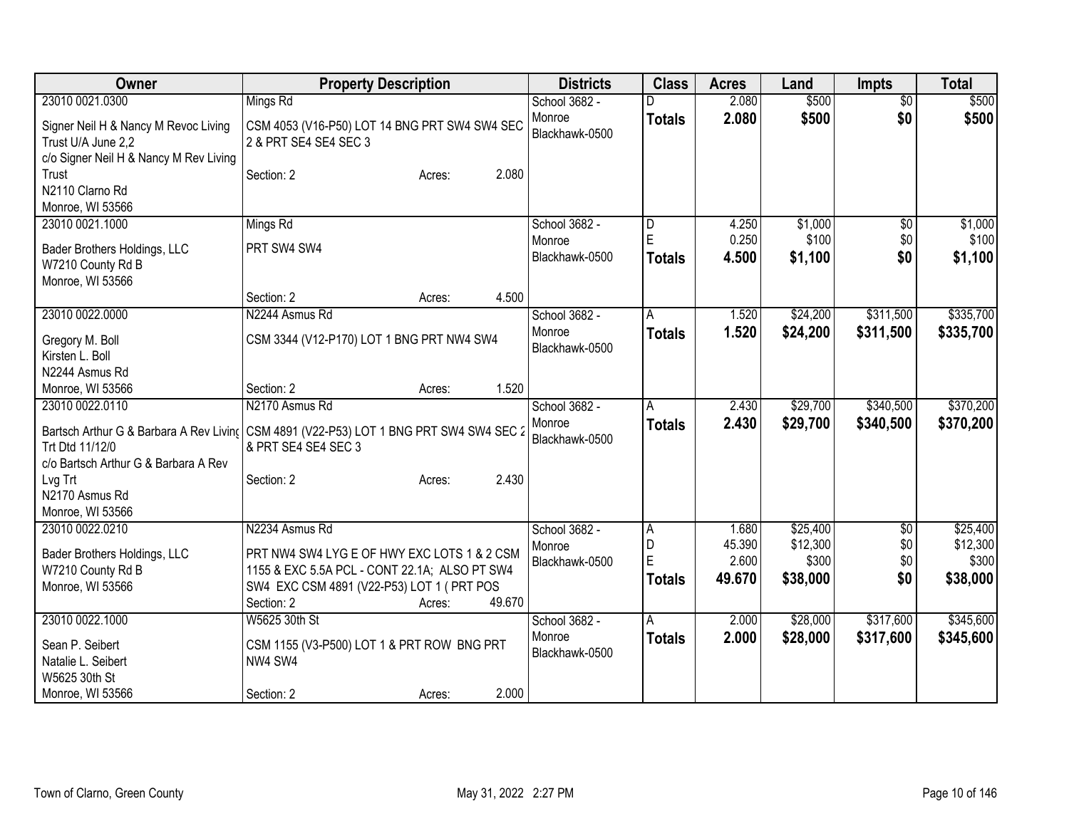| Owner | Property Description | Districts | Class | Acres | Land | Impts | Total |
|---|---|---|---|---|---|---|---|
| 23010 0021.0300<br>Signer Neil H & Nancy M Revoc Living Trust U/A June 2,2<br>c/o Signer Neil H & Nancy M Rev Living Trust<br>N2110 Clarno Rd<br>Monroe, WI 53566 | Mings Rd<br>CSM 4053 (V16-P50) LOT 14 BNG PRT SW4 SW4 SEC 2 & PRT SE4 SE4 SEC 3<br>Section: 2 Acres: 2.080 | School 3682 - Monroe<br>Blackhawk-0500 | D<br>**Totals** | 2.080<br>**2.080** | $500<br>**$500** | $0<br>**$0** | $500<br>**$500** |
| 23010 0021.1000<br>Bader Brothers Holdings, LLC<br>W7210 County Rd B<br>Monroe, WI 53566 | Mings Rd<br>PRT SW4 SW4<br>Section: 2 Acres: 4.500 | School 3682 - Monroe<br>Blackhawk-0500 | D<br>E<br>**Totals** | 4.250<br>0.250<br>**4.500** | $1,000<br>$100<br>**$1,100** | $0<br>$0<br>**$0** | $1,000<br>$100<br>**$1,100** |
| 23010 0022.0000<br>Gregory M. Boll<br>Kirsten L. Boll<br>N2244 Asmus Rd<br>Monroe, WI 53566 | N2244 Asmus Rd<br>CSM 3344 (V12-P170) LOT 1 BNG PRT NW4 SW4<br>Section: 2 Acres: 1.520 | School 3682 - Monroe<br>Blackhawk-0500 | A<br>**Totals** | 1.520<br>**1.520** | $24,200<br>**$24,200** | $311,500<br>**$311,500** | $335,700<br>**$335,700** |
| 23010 0022.0110<br>Bartsch Arthur G & Barbara A Rev Living Trt Dtd 11/12/0<br>c/o Bartsch Arthur G & Barbara A Rev Lvg Trt<br>N2170 Asmus Rd<br>Monroe, WI 53566 | N2170 Asmus Rd<br>CSM 4891 (V22-P53) LOT 1 BNG PRT SW4 SW4 SEC 2 & PRT SE4 SE4 SEC 3<br>Section: 2 Acres: 2.430 | School 3682 - Monroe<br>Blackhawk-0500 | A<br>**Totals** | 2.430<br>**2.430** | $29,700<br>**$29,700** | $340,500<br>**$340,500** | $370,200<br>**$370,200** |
| 23010 0022.0210<br>Bader Brothers Holdings, LLC<br>W7210 County Rd B<br>Monroe, WI 53566 | N2234 Asmus Rd<br>PRT NW4 SW4 LYG E OF HWY EXC LOTS 1 & 2 CSM 1155 & EXC 5.5A PCL - CONT 22.1A; ALSO PT SW4 SW4 EXC CSM 4891 (V22-P53) LOT 1 ( PRT POS<br>Section: 2 Acres: 49.670 | School 3682 - Monroe<br>Blackhawk-0500 | A<br>D<br>E<br>**Totals** | 1.680<br>45.390<br>2.600<br>**49.670** | $25,400<br>$12,300<br>$300<br>**$38,000** | $0<br>$0<br>$0<br>**$0** | $25,400<br>$12,300<br>$300<br>**$38,000** |
| 23010 0022.1000<br>Sean P. Seibert<br>Natalie L. Seibert<br>W5625 30th St<br>Monroe, WI 53566 | W5625 30th St<br>CSM 1155 (V3-P500) LOT 1 & PRT ROW BNG PRT NW4 SW4<br>Section: 2 Acres: 2.000 | School 3682 - Monroe<br>Blackhawk-0500 | A<br>**Totals** | 2.000<br>**2.000** | $28,000<br>**$28,000** | $317,600<br>**$317,600** | $345,600<br>**$345,600** |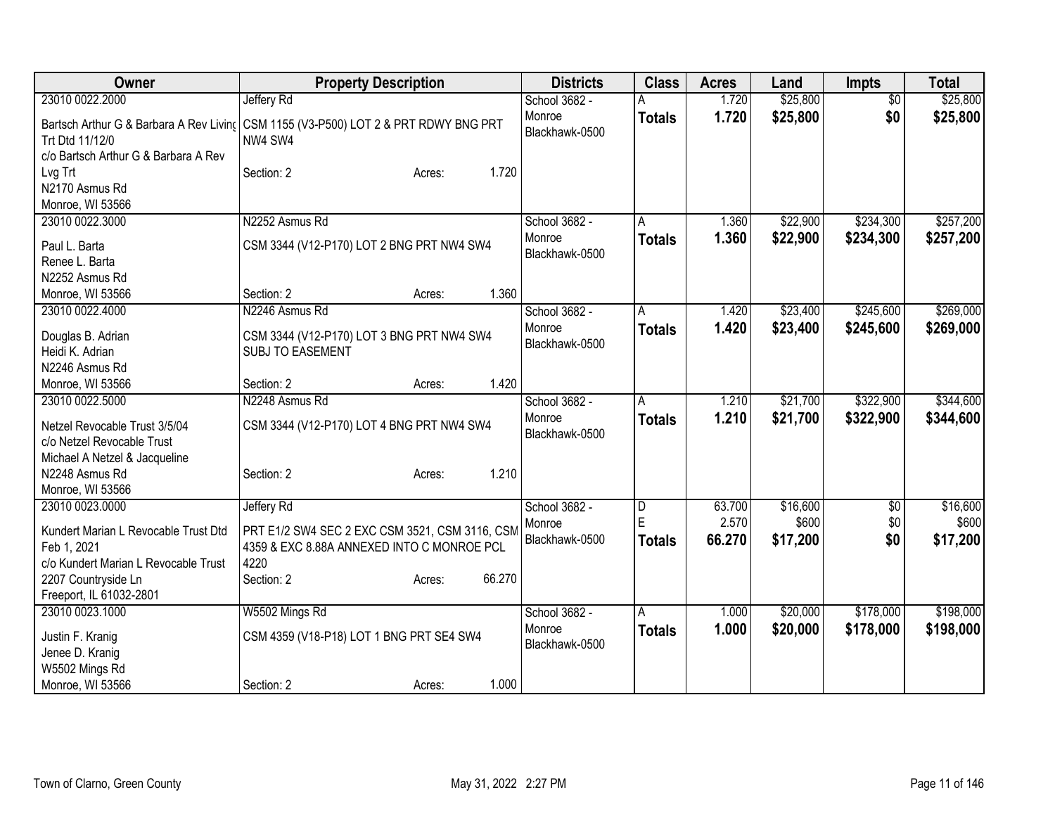| Owner | Property Description | Districts | Class | Acres | Land | Impts | Total |
|---|---|---|---|---|---|---|---|
| 23010 0022.2000<br>Bartsch Arthur G & Barbara A Rev Living Trt Dtd 11/12/0<br>c/o Bartsch Arthur G & Barbara A Rev Lvg Trt<br>N2170 Asmus Rd<br>Monroe, WI 53566 | Jeffery Rd<br>CSM 1155 (V3-P500) LOT 2 & PRT RDWY BNG PRT NW4 SW4<br>Section: 2 Acres: 1.720 | School 3682 - Monroe<br>Blackhawk-0500 | A<br>**Totals** | 1.720<br>**1.720** | $25,800<br>**$25,800** | $0<br>**$0** | $25,800<br>**$25,800** |
| 23010 0022.3000<br>Paul L. Barta<br>Renee L. Barta<br>N2252 Asmus Rd<br>Monroe, WI 53566 | N2252 Asmus Rd<br>CSM 3344 (V12-P170) LOT 2 BNG PRT NW4 SW4<br>Section: 2 Acres: 1.360 | School 3682 - Monroe<br>Blackhawk-0500 | A<br>**Totals** | 1.360<br>**1.360** | $22,900<br>**$22,900** | $234,300<br>**$234,300** | $257,200<br>**$257,200** |
| 23010 0022.4000<br>Douglas B. Adrian<br>Heidi K. Adrian<br>N2246 Asmus Rd<br>Monroe, WI 53566 | N2246 Asmus Rd<br>CSM 3344 (V12-P170) LOT 3 BNG PRT NW4 SW4 SUBJ TO EASEMENT<br>Section: 2 Acres: 1.420 | School 3682 - Monroe<br>Blackhawk-0500 | A<br>**Totals** | 1.420<br>**1.420** | $23,400<br>**$23,400** | $245,600<br>**$245,600** | $269,000<br>**$269,000** |
| 23010 0022.5000<br>Netzel Revocable Trust 3/5/04<br>c/o Netzel Revocable Trust<br>Michael A Netzel & Jacqueline<br>N2248 Asmus Rd<br>Monroe, WI 53566 | N2248 Asmus Rd<br>CSM 3344 (V12-P170) LOT 4 BNG PRT NW4 SW4<br>Section: 2 Acres: 1.210 | School 3682 - Monroe<br>Blackhawk-0500 | A<br>**Totals** | 1.210<br>**1.210** | $21,700<br>**$21,700** | $322,900<br>**$322,900** | $344,600<br>**$344,600** |
| 23010 0023.0000<br>Kundert Marian L Revocable Trust Dtd Feb 1, 2021<br>c/o Kundert Marian L Revocable Trust<br>2207 Countryside Ln<br>Freeport, IL 61032-2801 | Jeffery Rd<br>PRT E1/2 SW4 SEC 2 EXC CSM 3521, CSM 3116, CSM 4359 & EXC 8.88A ANNEXED INTO C MONROE PCL 4220<br>Section: 2 Acres: 66.270 | School 3682 - Monroe<br>Blackhawk-0500 | D<br>E<br>**Totals** | 63.700<br>2.570<br>**66.270** | $16,600<br>$600<br>**$17,200** | $0<br>$0<br>**$0** | $16,600<br>$600<br>**$17,200** |
| 23010 0023.1000<br>Justin F. Kranig<br>Jenee D. Kranig<br>W5502 Mings Rd<br>Monroe, WI 53566 | W5502 Mings Rd<br>CSM 4359 (V18-P18) LOT 1 BNG PRT SE4 SW4<br>Section: 2 Acres: 1.000 | School 3682 - Monroe<br>Blackhawk-0500 | A<br>**Totals** | 1.000<br>**1.000** | $20,000<br>**$20,000** | $178,000<br>**$178,000** | $198,000<br>**$198,000** |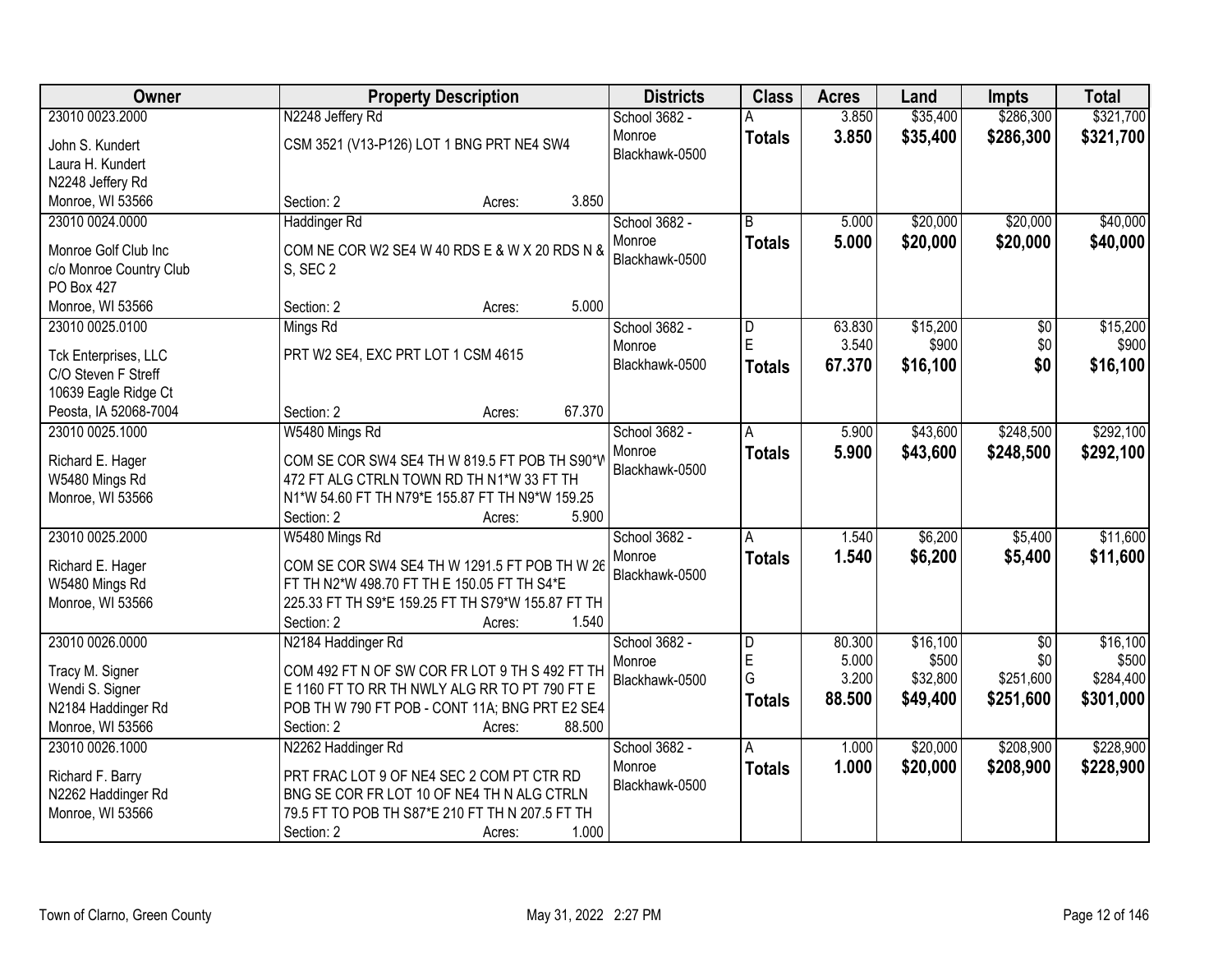| Owner | Property Description | Districts | Class | Acres | Land | Impts | Total |
|---|---|---|---|---|---|---|---|
| 23010 0023.2000<br>John S. Kundert<br>Laura H. Kundert<br>N2248 Jeffery Rd<br>Monroe, WI 53566 | N2248 Jeffery Rd<br>CSM 3521 (V13-P126) LOT 1 BNG PRT NE4 SW4<br>Section: 2 Acres: 3.850 | School 3682 - Monroe<br>Blackhawk-0500 | A<br>**Totals** | 3.850<br>**3.850** | $35,400<br>**$35,400** | $286,300<br>**$286,300** | $321,700<br>**$321,700** |
| 23010 0024.0000<br>Monroe Golf Club Inc<br>c/o Monroe Country Club<br>PO Box 427<br>Monroe, WI 53566 | Haddinger Rd<br>COM NE COR W2 SE4 W 40 RDS E & W X 20 RDS N & S, SEC 2<br>Section: 2 Acres: 5.000 | School 3682 - Monroe<br>Blackhawk-0500 | B<br>**Totals** | 5.000<br>**5.000** | $20,000<br>**$20,000** | $20,000<br>**$20,000** | $40,000<br>**$40,000** |
| 23010 0025.0100<br>Tck Enterprises, LLC<br>C/O Steven F Streff<br>10639 Eagle Ridge Ct<br>Peosta, IA 52068-7004 | Mings Rd<br>PRT W2 SE4, EXC PRT LOT 1 CSM 4615<br>Section: 2 Acres: 67.370 | School 3682 - Monroe<br>Blackhawk-0500 | D<br>E<br>**Totals** | 63.830<br>3.540<br>**67.370** | $15,200<br>$900<br>**$16,100** | $0<br>$0<br>**$0** | $15,200<br>$900<br>**$16,100** |
| 23010 0025.1000<br>Richard E. Hager<br>W5480 Mings Rd<br>Monroe, WI 53566 | W5480 Mings Rd<br>COM SE COR SW4 SE4 TH W 819.5 FT POB TH S90*W 472 FT ALG CTRLN TOWN RD TH N1*W 33 FT TH N1*W 54.60 FT TH N79*E 155.87 FT TH N9*W 159.25<br>Section: 2 Acres: 5.900 | School 3682 - Monroe<br>Blackhawk-0500 | A<br>**Totals** | 5.900<br>**5.900** | $43,600<br>**$43,600** | $248,500<br>**$248,500** | $292,100<br>**$292,100** |
| 23010 0025.2000<br>Richard E. Hager<br>W5480 Mings Rd<br>Monroe, WI 53566 | W5480 Mings Rd<br>COM SE COR SW4 SE4 TH W 1291.5 FT POB TH W 26 FT TH N2*W 498.70 FT TH E 150.05 FT TH S4*E 225.33 FT TH S9*E 159.25 FT TH S79*W 155.87 FT TH<br>Section: 2 Acres: 1.540 | School 3682 - Monroe<br>Blackhawk-0500 | A<br>**Totals** | 1.540<br>**1.540** | $6,200<br>**$6,200** | $5,400<br>**$5,400** | $11,600<br>**$11,600** |
| 23010 0026.0000<br>Tracy M. Signer<br>Wendi S. Signer<br>N2184 Haddinger Rd<br>Monroe, WI 53566 | N2184 Haddinger Rd<br>COM 492 FT N OF SW COR FR LOT 9 TH S 492 FT TH E 1160 FT TO RR TH NWLY ALG RR TO PT 790 FT E POB TH W 790 FT POB - CONT 11A; BNG PRT E2 SE4<br>Section: 2 Acres: 88.500 | School 3682 - Monroe<br>Blackhawk-0500 | D<br>E<br>G<br>**Totals** | 80.300<br>5.000<br>3.200<br>**88.500** | $16,100<br>$500<br>$32,800<br>**$49,400** | $0<br>$0<br>$251,600<br>**$251,600** | $16,100<br>$500<br>$284,400<br>**$301,000** |
| 23010 0026.1000<br>Richard F. Barry<br>N2262 Haddinger Rd<br>Monroe, WI 53566 | N2262 Haddinger Rd<br>PRT FRAC LOT 9 OF NE4 SEC 2 COM PT CTR RD BNG SE COR FR LOT 10 OF NE4 TH N ALG CTRLN 79.5 FT TO POB TH S87*E 210 FT TH N 207.5 FT TH<br>Section: 2 Acres: 1.000 | School 3682 - Monroe<br>Blackhawk-0500 | A<br>**Totals** | 1.000<br>**1.000** | $20,000<br>**$20,000** | $208,900<br>**$208,900** | $228,900<br>**$228,900** |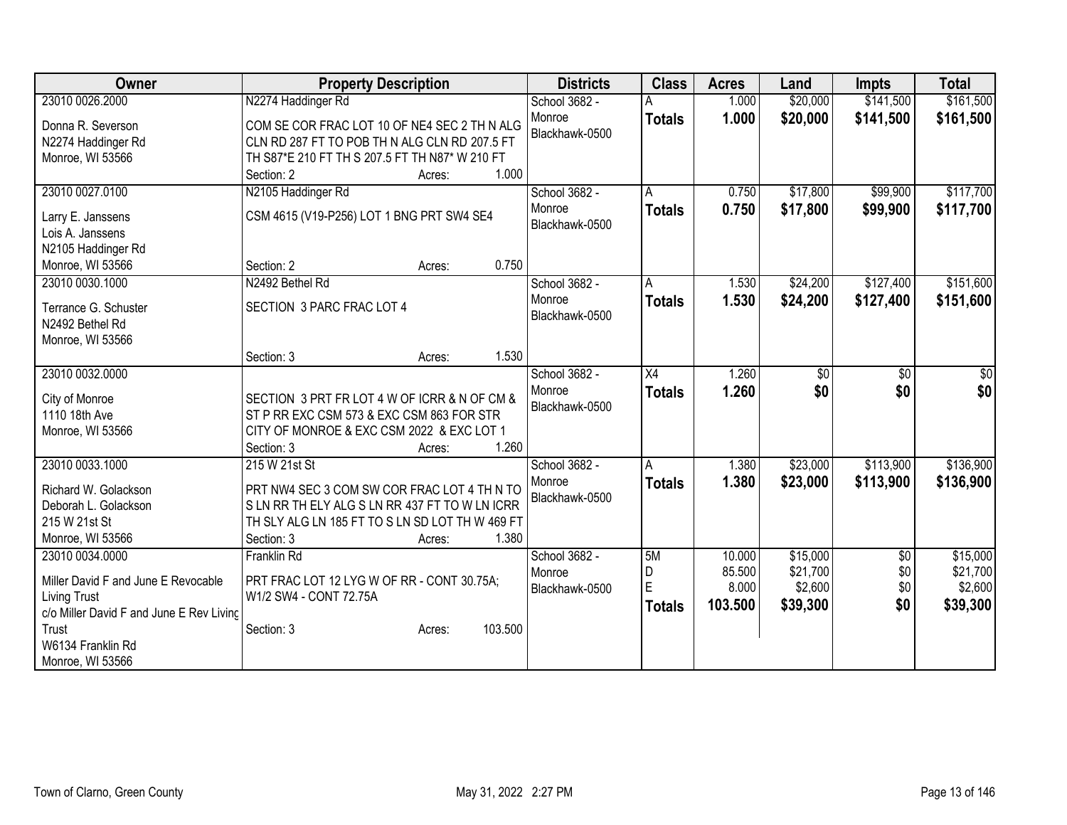| Owner | Property Description | Districts | Class | Acres | Land | Impts | Total |
|---|---|---|---|---|---|---|---|
| 23010 0026.2000<br>Donna R. Severson<br>N2274 Haddinger Rd<br>Monroe, WI 53566 | N2274 Haddinger Rd<br>COM SE COR FRAC LOT 10 OF NE4 SEC 2 TH N ALG CLN RD 287 FT TO POB TH N ALG CLN RD 207.5 FT TH S87*E 210 FT TH S 207.5 FT TH N87* W 210 FT<br>Section: 2 Acres: 1.000 | School 3682 - Monroe<br>Blackhawk-0500 | A<br>**Totals** | 1.000<br>**1.000** | $20,000<br>**$20,000** | $141,500<br>**$141,500** | $161,500<br>**$161,500** |
| 23010 0027.0100<br>Larry E. Janssens<br>Lois A. Janssens<br>N2105 Haddinger Rd<br>Monroe, WI 53566 | N2105 Haddinger Rd<br>CSM 4615 (V19-P256) LOT 1 BNG PRT SW4 SE4<br>Section: 2 Acres: 0.750 | School 3682 - Monroe<br>Blackhawk-0500 | A<br>**Totals** | 0.750<br>**0.750** | $17,800<br>**$17,800** | $99,900<br>**$99,900** | $117,700<br>**$117,700** |
| 23010 0030.1000<br>Terrance G. Schuster<br>N2492 Bethel Rd<br>Monroe, WI 53566 | N2492 Bethel Rd<br>SECTION 3 PARC FRAC LOT 4<br>Section: 3 Acres: 1.530 | School 3682 - Monroe<br>Blackhawk-0500 | A<br>**Totals** | 1.530<br>**1.530** | $24,200<br>**$24,200** | $127,400<br>**$127,400** | $151,600<br>**$151,600** |
| 23010 0032.0000<br>City of Monroe<br>1110 18th Ave<br>Monroe, WI 53566 | SECTION 3 PRT FR LOT 4 W OF ICRR & N OF CM & ST P RR EXC CSM 573 & EXC CSM 863 FOR STR CITY OF MONROE & EXC CSM 2022 & EXC LOT 1<br>Section: 3 Acres: 1.260 | School 3682 - Monroe<br>Blackhawk-0500 | X4<br>**Totals** | 1.260<br>**1.260** | $0<br>**$0** | $0<br>**$0** | $0<br>**$0** |
| 23010 0033.1000<br>Richard W. Golackson<br>Deborah L. Golackson<br>215 W 21st St<br>Monroe, WI 53566 | 215 W 21st St<br>PRT NW4 SEC 3 COM SW COR FRAC LOT 4 TH N TO S LN RR TH ELY ALG S LN RR 437 FT TO W LN ICRR TH SLY ALG LN 185 FT TO S LN SD LOT TH W 469 FT<br>Section: 3 Acres: 1.380 | School 3682 - Monroe<br>Blackhawk-0500 | A<br>**Totals** | 1.380<br>**1.380** | $23,000<br>**$23,000** | $113,900<br>**$113,900** | $136,900<br>**$136,900** |
| 23010 0034.0000<br>Miller David F and June E Revocable Living Trust<br>c/o Miller David F and June E Rev Living Trust<br>W6134 Franklin Rd<br>Monroe, WI 53566 | Franklin Rd<br>PRT FRAC LOT 12 LYG W OF RR - CONT 30.75A; W1/2 SW4 - CONT 72.75A<br>Section: 3 Acres: 103.500 | School 3682 - Monroe<br>Blackhawk-0500 | 5M<br>D<br>E<br>**Totals** | 10.000<br>85.500<br>8.000<br>**103.500** | $15,000<br>$21,700<br>$2,600<br>**$39,300** | $0<br>$0<br>$0<br>**$0** | $15,000<br>$21,700<br>$2,600<br>**$39,300** |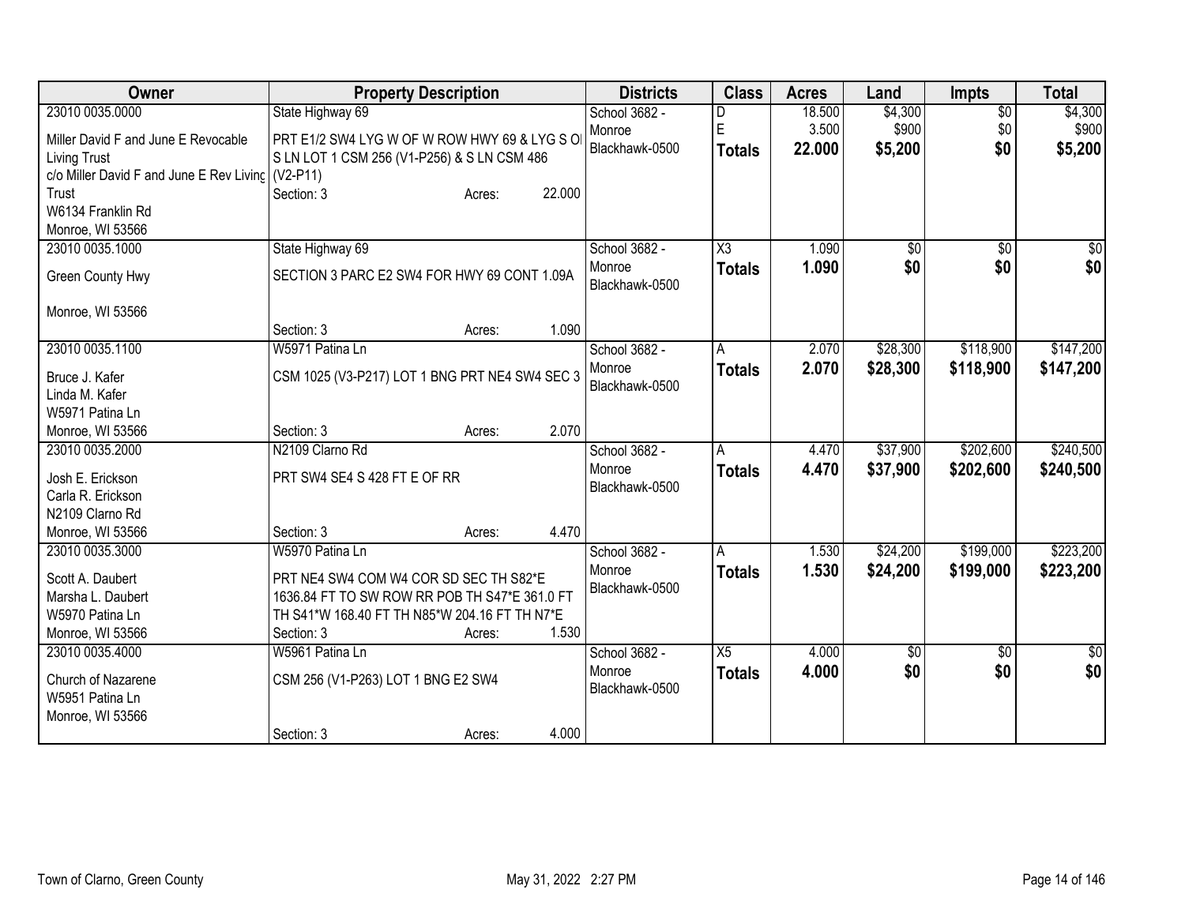| Owner | Property Description | Districts | Class | Acres | Land | Impts | Total |
|---|---|---|---|---|---|---|---|
| 23010 0035.0000<br>Miller David F and June E Revocable Living Trust<br>c/o Miller David F and June E Rev Living Trust<br>W6134 Franklin Rd<br>Monroe, WI 53566 | State Highway 69<br>PRT E1/2 SW4 LYG W OF W ROW HWY 69 & LYG S OF S LN LOT 1 CSM 256 (V1-P256) & S LN CSM 486 (V2-P11)<br>Section: 3 Acres: 22.000 | School 3682 - Monroe<br>Blackhawk-0500 | D<br>E<br>**Totals** | 18.500<br>3.500<br>**22.000** | $4,300<br>$900<br>**$5,200** | $0<br>$0<br>**$0** | $4,300<br>$900<br>**$5,200** |
| 23010 0035.1000<br>Green County Hwy<br><br>Monroe, WI 53566 | State Highway 69<br>SECTION 3 PARC E2 SW4 FOR HWY 69 CONT 1.09A<br>Section: 3 Acres: 1.090 | School 3682 - Monroe<br>Blackhawk-0500 | X3<br>**Totals** | 1.090<br>**1.090** | $0<br>**$0** | $0<br>**$0** | $0<br>**$0** |
| 23010 0035.1100<br>Bruce J. Kafer<br>Linda M. Kafer<br>W5971 Patina Ln<br>Monroe, WI 53566 | W5971 Patina Ln<br>CSM 1025 (V3-P217) LOT 1 BNG PRT NE4 SW4 SEC 3<br>Section: 3 Acres: 2.070 | School 3682 - Monroe<br>Blackhawk-0500 | A<br>**Totals** | 2.070<br>**2.070** | $28,300<br>**$28,300** | $118,900<br>**$118,900** | $147,200<br>**$147,200** |
| 23010 0035.2000<br>Josh E. Erickson<br>Carla R. Erickson<br>N2109 Clarno Rd<br>Monroe, WI 53566 | N2109 Clarno Rd<br>PRT SW4 SE4 S 428 FT E OF RR<br>Section: 3 Acres: 4.470 | School 3682 - Monroe<br>Blackhawk-0500 | A<br>**Totals** | 4.470<br>**4.470** | $37,900<br>**$37,900** | $202,600<br>**$202,600** | $240,500<br>**$240,500** |
| 23010 0035.3000<br>Scott A. Daubert<br>Marsha L. Daubert<br>W5970 Patina Ln<br>Monroe, WI 53566 | W5970 Patina Ln<br>PRT NE4 SW4 COM W4 COR SD SEC TH S82*E 1636.84 FT TO SW ROW RR POB TH S47*E 361.0 FT TH S41*W 168.40 FT TH N85*W 204.16 FT TH N7*E<br>Section: 3 Acres: 1.530 | School 3682 - Monroe<br>Blackhawk-0500 | A<br>**Totals** | 1.530<br>**1.530** | $24,200<br>**$24,200** | $199,000<br>**$199,000** | $223,200<br>**$223,200** |
| 23010 0035.4000<br>Church of Nazarene<br>W5951 Patina Ln<br>Monroe, WI 53566 | W5961 Patina Ln<br>CSM 256 (V1-P263) LOT 1 BNG E2 SW4<br>Section: 3 Acres: 4.000 | School 3682 - Monroe<br>Blackhawk-0500 | X5<br>**Totals** | 4.000<br>**4.000** | $0<br>**$0** | $0<br>**$0** | $0<br>**$0** |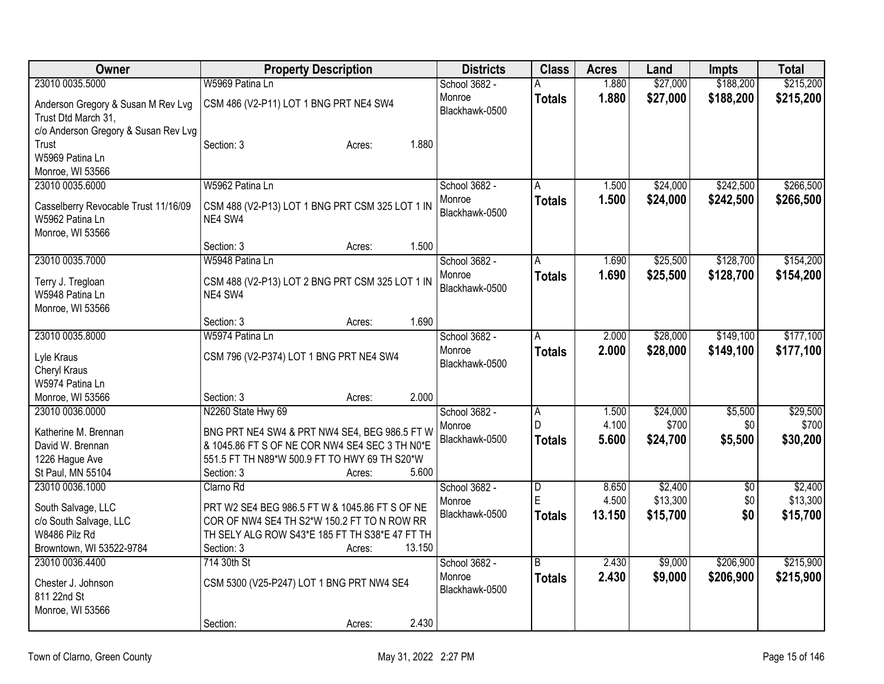| Owner | Property Description | Districts | Class | Acres | Land | Impts | Total |
|---|---|---|---|---|---|---|---|
| 23010 0035.5000<br>Anderson Gregory & Susan M Rev Lvg Trust Dtd March 31,<br>c/o Anderson Gregory & Susan Rev Lvg Trust<br>W5969 Patina Ln<br>Monroe, WI 53566 | W5969 Patina Ln<br>CSM 486 (V2-P11) LOT 1 BNG PRT NE4 SW4<br>Section: 3 Acres: 1.880 | School 3682 - Monroe<br>Blackhawk-0500 | A<br>**Totals** | 1.880<br>**1.880** | \$27,000<br>**\$27,000** | \$188,200<br>**\$188,200** | \$215,200<br>**\$215,200** |
| 23010 0035.6000<br>Casselberry Revocable Trust 11/16/09<br>W5962 Patina Ln<br>Monroe, WI 53566 | W5962 Patina Ln<br>CSM 488 (V2-P13) LOT 1 BNG PRT CSM 325 LOT 1 IN NE4 SW4<br>Section: 3 Acres: 1.500 | School 3682 - Monroe<br>Blackhawk-0500 | A<br>**Totals** | 1.500<br>**1.500** | \$24,000<br>**\$24,000** | \$242,500<br>**\$242,500** | \$266,500<br>**\$266,500** |
| 23010 0035.7000<br>Terry J. Tregloan<br>W5948 Patina Ln<br>Monroe, WI 53566 | W5948 Patina Ln<br>CSM 488 (V2-P13) LOT 2 BNG PRT CSM 325 LOT 1 IN NE4 SW4<br>Section: 3 Acres: 1.690 | School 3682 - Monroe<br>Blackhawk-0500 | A<br>**Totals** | 1.690<br>**1.690** | \$25,500<br>**\$25,500** | \$128,700<br>**\$128,700** | \$154,200<br>**\$154,200** |
| 23010 0035.8000<br>Lyle Kraus<br>Cheryl Kraus<br>W5974 Patina Ln<br>Monroe, WI 53566 | W5974 Patina Ln<br>CSM 796 (V2-P374) LOT 1 BNG PRT NE4 SW4<br>Section: 3 Acres: 2.000 | School 3682 - Monroe<br>Blackhawk-0500 | A<br>**Totals** | 2.000<br>**2.000** | \$28,000<br>**\$28,000** | \$149,100<br>**\$149,100** | \$177,100<br>**\$177,100** |
| 23010 0036.0000<br>Katherine M. Brennan<br>David W. Brennan<br>1226 Hague Ave<br>St Paul, MN 55104 | N2260 State Hwy 69<br>BNG PRT NE4 SW4 & PRT NW4 SE4, BEG 986.5 FT W & 1045.86 FT S OF NE COR NW4 SE4 SEC 3 TH N0*E 551.5 FT TH N89*W 500.9 FT TO HWY 69 TH S20*W<br>Section: 3 Acres: 5.600 | School 3682 - Monroe<br>Blackhawk-0500 | A<br>D<br>**Totals** | 1.500<br>4.100<br>**5.600** | \$24,000<br>\$700<br>**\$24,700** | \$5,500<br>\$0<br>**\$5,500** | \$29,500<br>\$700<br>**\$30,200** |
| 23010 0036.1000<br>South Salvage, LLC<br>c/o South Salvage, LLC<br>W8486 Pilz Rd<br>Browntown, WI 53522-9784 | Clarno Rd<br>PRT W2 SE4 BEG 986.5 FT W & 1045.86 FT S OF NE COR OF NW4 SE4 TH S2*W 150.2 FT TO N ROW RR TH SELY ALG ROW S43*E 185 FT TH S38*E 47 FT TH<br>Section: 3 Acres: 13.150 | School 3682 - Monroe<br>Blackhawk-0500 | D<br>E<br>**Totals** | 8.650<br>4.500<br>**13.150** | \$2,400<br>\$13,300<br>**\$15,700** | \$0<br>\$0<br>**\$0** | \$2,400<br>\$13,300<br>**\$15,700** |
| 23010 0036.4400<br>Chester J. Johnson<br>811 22nd St<br>Monroe, WI 53566 | 714 30th St<br>CSM 5300 (V25-P247) LOT 1 BNG PRT NW4 SE4<br>Section: Acres: 2.430 | School 3682 - Monroe<br>Blackhawk-0500 | B<br>**Totals** | 2.430<br>**2.430** | \$9,000<br>**\$9,000** | \$206,900<br>**\$206,900** | \$215,900<br>**\$215,900** |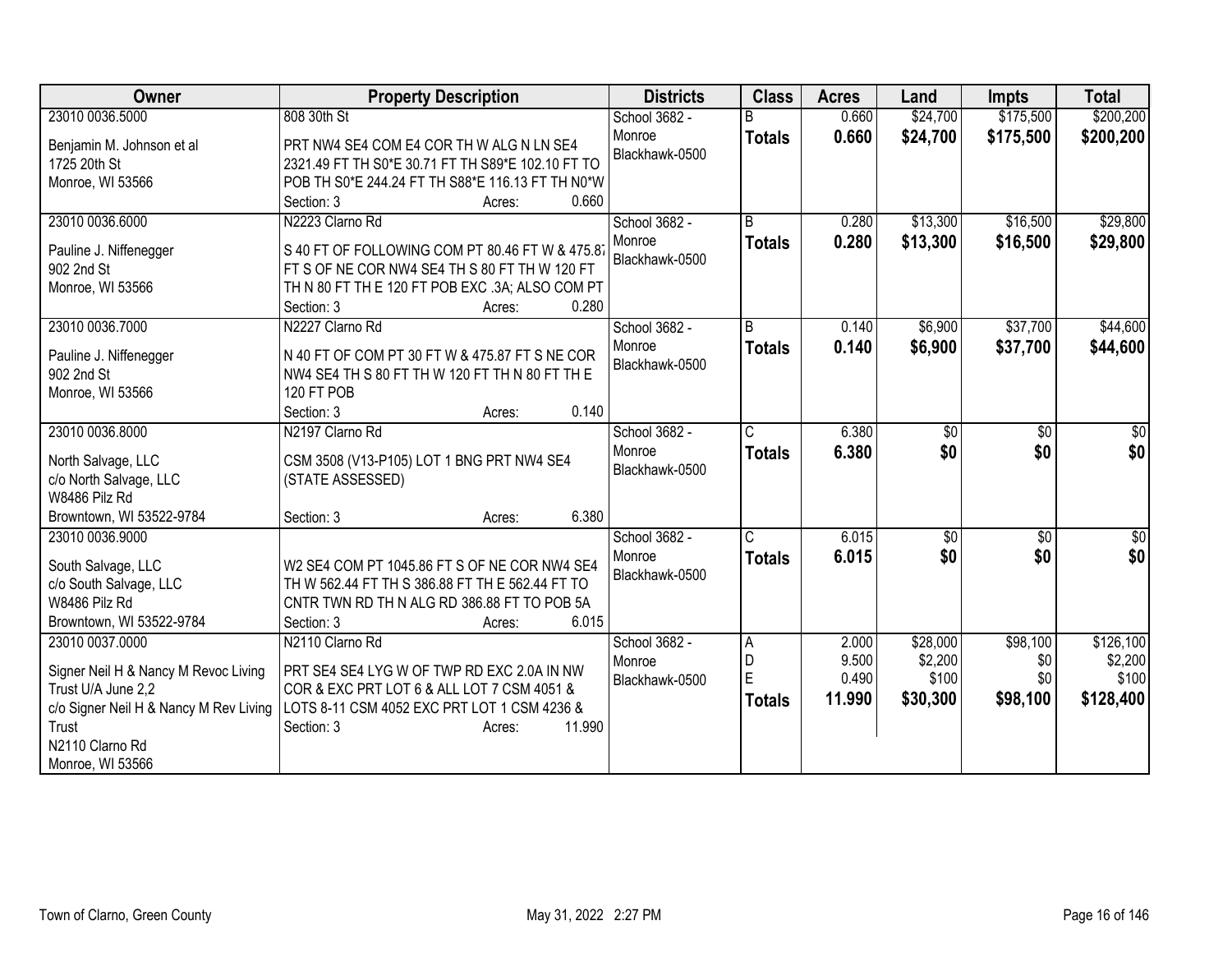| Owner | Property Description | Districts | Class | Acres | Land | Impts | Total |
|---|---|---|---|---|---|---|---|
| 23010 0036.5000<br>Benjamin M. Johnson et al<br>1725 20th St<br>Monroe, WI 53566 | 808 30th St<br>PRT NW4 SE4 COM E4 COR TH W ALG N LN SE4 2321.49 FT TH S0*E 30.71 FT TH S89*E 102.10 FT TO POB TH S0*E 244.24 FT TH S88*E 116.13 FT TH N0*W<br>Section: 3 Acres: 0.660 | School 3682 - Monroe<br>Blackhawk-0500 | B<br>**Totals** | 0.660<br>**0.660** | $24,700<br>**$24,700** | $175,500<br>**$175,500** | $200,200<br>**$200,200** |
| 23010 0036.6000<br>Pauline J. Niffenegger<br>902 2nd St<br>Monroe, WI 53566 | N2223 Clarno Rd<br>S 40 FT OF FOLLOWING COM PT 80.46 FT W & 475.87 FT S OF NE COR NW4 SE4 TH S 80 FT TH W 120 FT TH N 80 FT TH E 120 FT POB EXC .3A; ALSO COM PT<br>Section: 3 Acres: 0.280 | School 3682 - Monroe<br>Blackhawk-0500 | B<br>**Totals** | 0.280<br>**0.280** | $13,300<br>**$13,300** | $16,500<br>**$16,500** | $29,800<br>**$29,800** |
| 23010 0036.7000<br>Pauline J. Niffenegger<br>902 2nd St<br>Monroe, WI 53566 | N2227 Clarno Rd<br>N 40 FT OF COM PT 30 FT W & 475.87 FT S NE COR NW4 SE4 TH S 80 FT TH W 120 FT TH N 80 FT TH E 120 FT POB<br>Section: 3 Acres: 0.140 | School 3682 - Monroe<br>Blackhawk-0500 | B<br>**Totals** | 0.140<br>**0.140** | $6,900<br>**$6,900** | $37,700<br>**$37,700** | $44,600<br>**$44,600** |
| 23010 0036.8000<br>North Salvage, LLC<br>c/o North Salvage, LLC<br>W8486 Pilz Rd<br>Browntown, WI 53522-9784 | N2197 Clarno Rd<br>CSM 3508 (V13-P105) LOT 1 BNG PRT NW4 SE4 (STATE ASSESSED)<br>Section: 3 Acres: 6.380 | School 3682 - Monroe<br>Blackhawk-0500 | C<br>**Totals** | 6.380<br>**6.380** | $0<br>**$0** | $0<br>**$0** | $0<br>**$0** |
| 23010 0036.9000<br>South Salvage, LLC<br>c/o South Salvage, LLC<br>W8486 Pilz Rd<br>Browntown, WI 53522-9784 | W2 SE4 COM PT 1045.86 FT S OF NE COR NW4 SE4 TH W 562.44 FT TH S 386.88 FT TH E 562.44 FT TO CNTR TWN RD TH N ALG RD 386.88 FT TO POB 5A<br>Section: 3 Acres: 6.015 | School 3682 - Monroe<br>Blackhawk-0500 | C<br>**Totals** | 6.015<br>**6.015** | $0<br>**$0** | $0<br>**$0** | $0<br>**$0** |
| 23010 0037.0000<br>Signer Neil H & Nancy M Revoc Living Trust U/A June 2,2<br>c/o Signer Neil H & Nancy M Rev Living Trust<br>N2110 Clarno Rd<br>Monroe, WI 53566 | N2110 Clarno Rd<br>PRT SE4 SE4 LYG W OF TWP RD EXC 2.0A IN NW COR & EXC PRT LOT 6 & ALL LOT 7 CSM 4051 & LOTS 8-11 CSM 4052 EXC PRT LOT 1 CSM 4236 &<br>Section: 3 Acres: 11.990 | School 3682 - Monroe<br>Blackhawk-0500 | A<br>D<br>E<br>**Totals** | 2.000<br>9.500<br>0.490<br>**11.990** | $28,000<br>$2,200<br>$100<br>**$30,300** | $98,100<br>$0<br>$0<br>**$98,100** | $126,100<br>$2,200<br>$100<br>**$128,400** |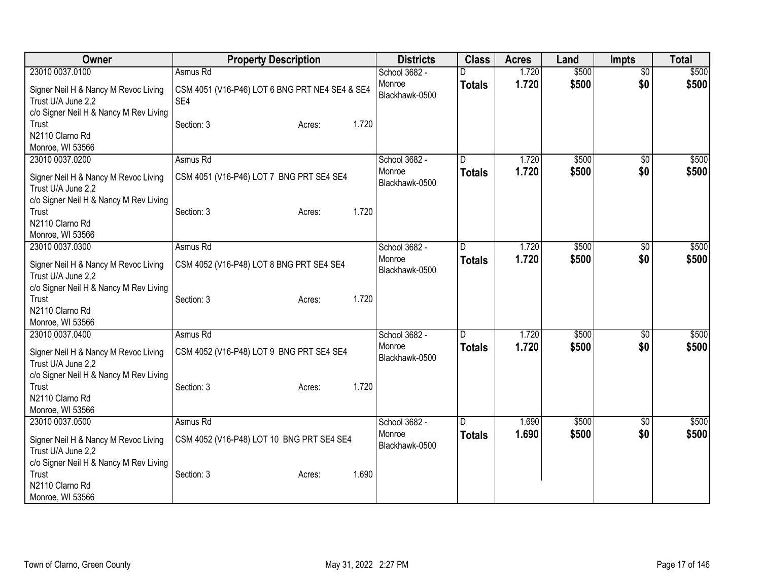| Owner | Property Description | Districts | Class | Acres | Land | Impts | Total |
|---|---|---|---|---|---|---|---|
| 23010 0037.0100<br>Signer Neil H & Nancy M Revoc Living Trust U/A June 2,2<br>c/o Signer Neil H & Nancy M Rev Living Trust<br>N2110 Clarno Rd<br>Monroe, WI 53566 | Asmus Rd<br>CSM 4051 (V16-P46) LOT 6 BNG PRT NE4 SE4 & SE4 SE4<br>Section: 3 Acres: 1.720 | School 3682 - Monroe Blackhawk-0500 | D<br>**Totals** | 1.720<br>**1.720** | \$500<br>**\$500** | \$0<br>**\$0** | \$500<br>**\$500** |
| 23010 0037.0200<br>Signer Neil H & Nancy M Revoc Living Trust U/A June 2,2<br>c/o Signer Neil H & Nancy M Rev Living Trust<br>N2110 Clarno Rd<br>Monroe, WI 53566 | Asmus Rd<br>CSM 4051 (V16-P46) LOT 7 BNG PRT SE4 SE4<br>Section: 3 Acres: 1.720 | School 3682 - Monroe Blackhawk-0500 | D<br>**Totals** | 1.720<br>**1.720** | \$500<br>**\$500** | \$0<br>**\$0** | \$500<br>**\$500** |
| 23010 0037.0300<br>Signer Neil H & Nancy M Revoc Living Trust U/A June 2,2<br>c/o Signer Neil H & Nancy M Rev Living Trust<br>N2110 Clarno Rd<br>Monroe, WI 53566 | Asmus Rd<br>CSM 4052 (V16-P48) LOT 8 BNG PRT SE4 SE4<br>Section: 3 Acres: 1.720 | School 3682 - Monroe Blackhawk-0500 | D<br>**Totals** | 1.720<br>**1.720** | \$500<br>**\$500** | \$0<br>**\$0** | \$500<br>**\$500** |
| 23010 0037.0400<br>Signer Neil H & Nancy M Revoc Living Trust U/A June 2,2<br>c/o Signer Neil H & Nancy M Rev Living Trust<br>N2110 Clarno Rd<br>Monroe, WI 53566 | Asmus Rd<br>CSM 4052 (V16-P48) LOT 9 BNG PRT SE4 SE4<br>Section: 3 Acres: 1.720 | School 3682 - Monroe Blackhawk-0500 | D<br>**Totals** | 1.720<br>**1.720** | \$500<br>**\$500** | \$0<br>**\$0** | \$500<br>**\$500** |
| 23010 0037.0500<br>Signer Neil H & Nancy M Revoc Living Trust U/A June 2,2<br>c/o Signer Neil H & Nancy M Rev Living Trust<br>N2110 Clarno Rd<br>Monroe, WI 53566 | Asmus Rd<br>CSM 4052 (V16-P48) LOT 10 BNG PRT SE4 SE4<br>Section: 3 Acres: 1.690 | School 3682 - Monroe Blackhawk-0500 | D<br>**Totals** | 1.690<br>**1.690** | \$500<br>**\$500** | \$0<br>**\$0** | \$500<br>**\$500** |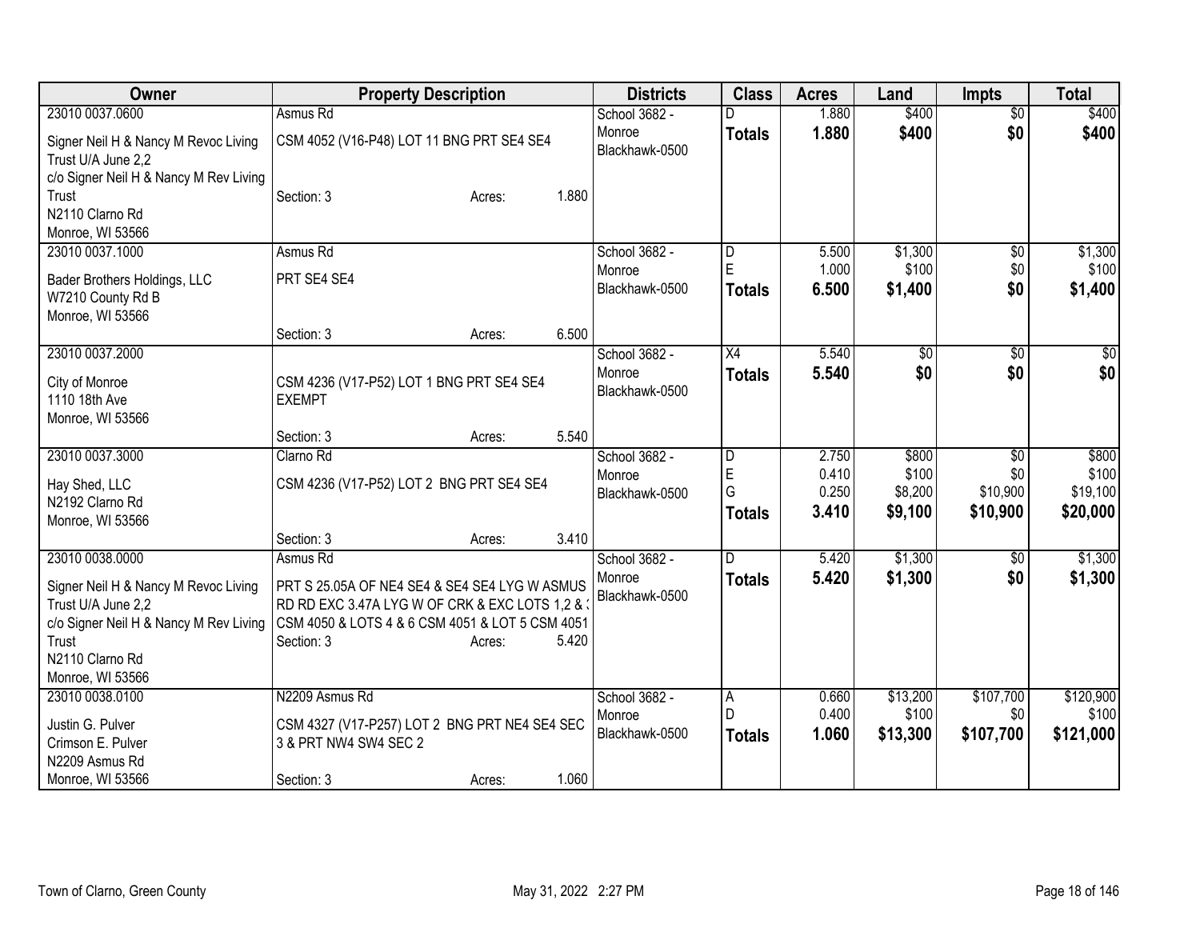| Owner | Property Description | | | Districts | Class | Acres | Land | Impts | Total |
|---|---|---|---|---|---|---|---|---|---|
| 23010 0037.0600 | Asmus Rd | | | School 3682 - Monroe Blackhawk-0500 | D | 1.880 | $400 | $0 | $400 |
| Signer Neil H & Nancy M Revoc Living Trust U/A June 2,2 c/o Signer Neil H & Nancy M Rev Living Trust N2110 Clarno Rd Monroe, WI 53566 | CSM 4052 (V16-P48) LOT 11 BNG PRT SE4 SE4 | | | | **Totals** | **1.880** | **$400** | **$0** | **$400** |
| | Section: 3 | Acres: | 1.880 | | | | | | |
| 23010 0037.1000 | Asmus Rd | | | School 3682 - Monroe Blackhawk-0500 | D | 5.500 | $1,300 | $0 | $1,300 |
| Bader Brothers Holdings, LLC W7210 County Rd B Monroe, WI 53566 | PRT SE4 SE4 | | | | E | 1.000 | $100 | $0 | $100 |
| | | | | | **Totals** | **6.500** | **$1,400** | **$0** | **$1,400** |
| | Section: 3 | Acres: | 6.500 | | | | | | |
| 23010 0037.2000 | | | | School 3682 - Monroe Blackhawk-0500 | X4 | 5.540 | $0 | $0 | $0 |
| City of Monroe 1110 18th Ave Monroe, WI 53566 | CSM 4236 (V17-P52) LOT 1 BNG PRT SE4 SE4 EXEMPT | | | | **Totals** | **5.540** | **$0** | **$0** | **$0** |
| | Section: 3 | Acres: | 5.540 | | | | | | |
| 23010 0037.3000 | Clarno Rd | | | School 3682 - Monroe Blackhawk-0500 | D | 2.750 | $800 | $0 | $800 |
| Hay Shed, LLC N2192 Clarno Rd Monroe, WI 53566 | CSM 4236 (V17-P52) LOT 2 BNG PRT SE4 SE4 | | | | E | 0.410 | $100 | $0 | $100 |
| | | | | | G | 0.250 | $8,200 | $10,900 | $19,100 |
| | | | | | **Totals** | **3.410** | **$9,100** | **$10,900** | **$20,000** |
| | Section: 3 | Acres: | 3.410 | | | | | | |
| 23010 0038.0000 | Asmus Rd | | | School 3682 - Monroe Blackhawk-0500 | D | 5.420 | $1,300 | $0 | $1,300 |
| Signer Neil H & Nancy M Revoc Living Trust U/A June 2,2 c/o Signer Neil H & Nancy M Rev Living Trust N2110 Clarno Rd Monroe, WI 53566 | PRT S 25.05A OF NE4 SE4 & SE4 SE4 LYG W ASMUS RD RD EXC 3.47A LYG W OF CRK & EXC LOTS 1,2 & 3 CSM 4050 & LOTS 4 & 6 CSM 4051 & LOT 5 CSM 4051 | | | | **Totals** | **5.420** | **$1,300** | **$0** | **$1,300** |
| | Section: 3 | Acres: | 5.420 | | | | | | |
| 23010 0038.0100 | N2209 Asmus Rd | | | School 3682 - Monroe Blackhawk-0500 | A | 0.660 | $13,200 | $107,700 | $120,900 |
| Justin G. Pulver Crimson E. Pulver N2209 Asmus Rd Monroe, WI 53566 | CSM 4327 (V17-P257) LOT 2 BNG PRT NE4 SE4 SEC 3 & PRT NW4 SW4 SEC 2 | | | | D | 0.400 | $100 | $0 | $100 |
| | | | | | **Totals** | **1.060** | **$13,300** | **$107,700** | **$121,000** |
| | Section: 3 | Acres: | 1.060 | | | | | | |

Town of Clarno, Green County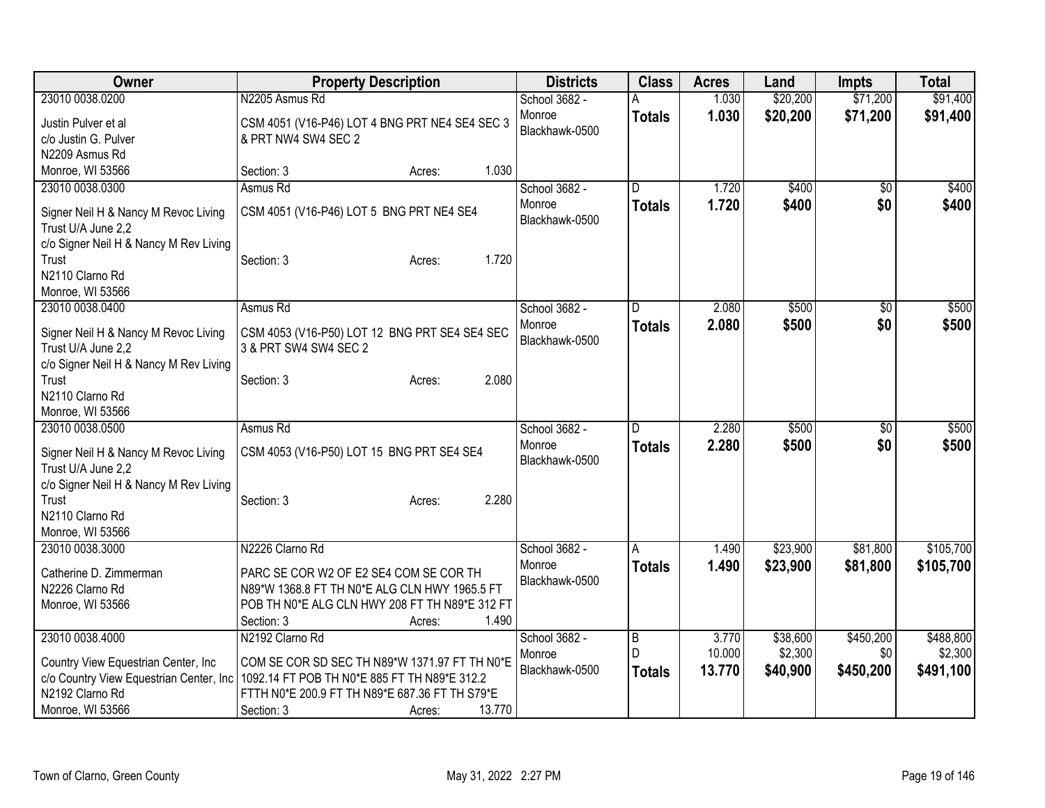| Owner | Property Description | Districts | Class | Acres | Land | Impts | Total |
|---|---|---|---|---|---|---|---|
| 23010 0038.0200<br>Justin Pulver et al<br>c/o Justin G. Pulver<br>N2209 Asmus Rd<br>Monroe, WI 53566 | N2205 Asmus Rd<br>CSM 4051 (V16-P46) LOT 4 BNG PRT NE4 SE4 SEC 3 & PRT NW4 SW4 SEC 2<br>Section: 3 Acres: 1.030 | School 3682 - Monroe<br>Blackhawk-0500 | A<br>**Totals** | 1.030<br>**1.030** | $20,200<br>**$20,200** | $71,200<br>**$71,200** | $91,400<br>**$91,400** |
| 23010 0038.0300<br>Signer Neil H & Nancy M Revoc Living Trust U/A June 2,2<br>c/o Signer Neil H & Nancy M Rev Living Trust<br>N2110 Clarno Rd<br>Monroe, WI 53566 | Asmus Rd<br>CSM 4051 (V16-P46) LOT 5 BNG PRT NE4 SE4<br>Section: 3 Acres: 1.720 | School 3682 - Monroe<br>Blackhawk-0500 | D<br>**Totals** | 1.720<br>**1.720** | $400<br>**$400** | $0<br>**$0** | $400<br>**$400** |
| 23010 0038.0400<br>Signer Neil H & Nancy M Revoc Living Trust U/A June 2,2<br>c/o Signer Neil H & Nancy M Rev Living Trust<br>N2110 Clarno Rd<br>Monroe, WI 53566 | Asmus Rd<br>CSM 4053 (V16-P50) LOT 12 BNG PRT SE4 SE4 SEC 3 & PRT SW4 SW4 SEC 2<br>Section: 3 Acres: 2.080 | School 3682 - Monroe<br>Blackhawk-0500 | D<br>**Totals** | 2.080<br>**2.080** | $500<br>**$500** | $0<br>**$0** | $500<br>**$500** |
| 23010 0038.0500<br>Signer Neil H & Nancy M Revoc Living Trust U/A June 2,2<br>c/o Signer Neil H & Nancy M Rev Living Trust<br>N2110 Clarno Rd<br>Monroe, WI 53566 | Asmus Rd<br>CSM 4053 (V16-P50) LOT 15 BNG PRT SE4 SE4<br>Section: 3 Acres: 2.280 | School 3682 - Monroe<br>Blackhawk-0500 | D<br>**Totals** | 2.280<br>**2.280** | $500<br>**$500** | $0<br>**$0** | $500<br>**$500** |
| 23010 0038.3000<br>Catherine D. Zimmerman<br>N2226 Clarno Rd<br>Monroe, WI 53566 | N2226 Clarno Rd<br>PARC SE COR W2 OF E2 SE4 COM SE COR TH N89*W 1368.8 FT TH N0*E ALG CLN HWY 1965.5 FT POB TH N0*E ALG CLN HWY 208 FT TH N89*E 312 FT<br>Section: 3 Acres: 1.490 | School 3682 - Monroe<br>Blackhawk-0500 | A<br>**Totals** | 1.490<br>**1.490** | $23,900<br>**$23,900** | $81,800<br>**$81,800** | $105,700<br>**$105,700** |
| 23010 0038.4000<br>Country View Equestrian Center, Inc<br>c/o Country View Equestrian Center, Inc<br>N2192 Clarno Rd<br>Monroe, WI 53566 | N2192 Clarno Rd<br>COM SE COR SD SEC TH N89*W 1371.97 FT TH N0*E 1092.14 FT POB TH N0*E 885 FT TH N89*E 312.2 FTTH N0*E 200.9 FT TH N89*E 687.36 FT TH S79*E<br>Section: 3 Acres: 13.770 | School 3682 - Monroe<br>Blackhawk-0500 | B<br>D<br>**Totals** | 3.770<br>10.000<br>**13.770** | $38,600<br>$2,300<br>**$40,900** | $450,200<br>$0<br>**$450,200** | $488,800<br>$2,300<br>**$491,100** |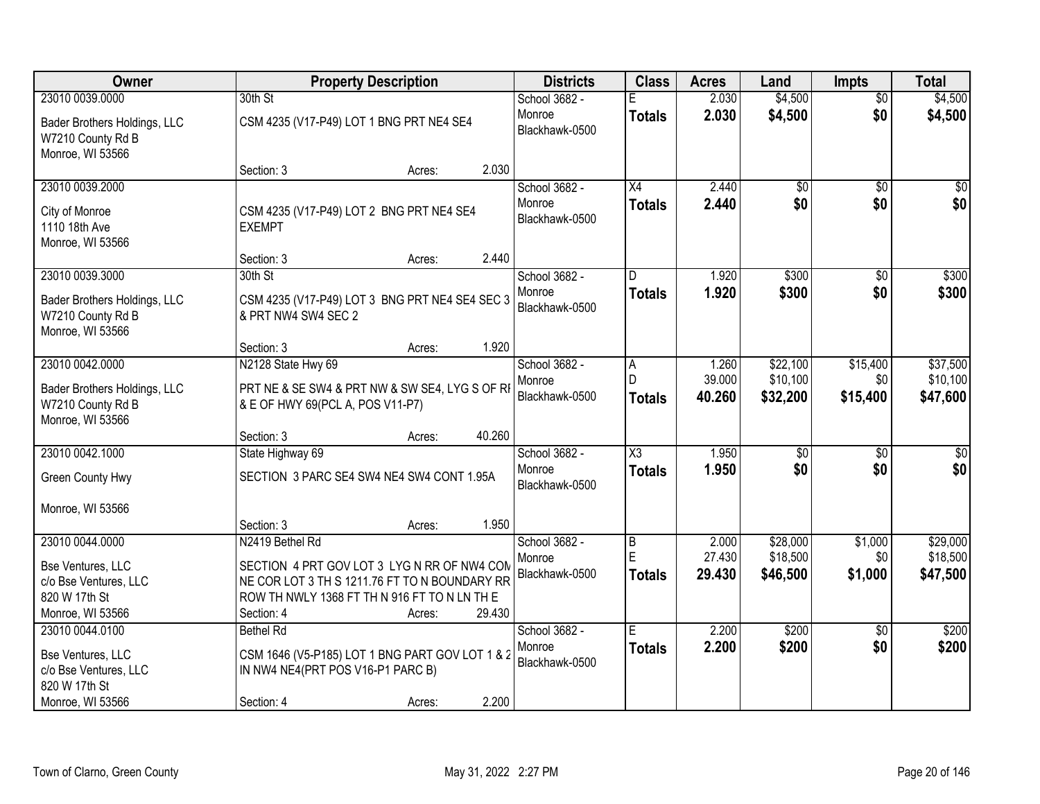| Owner | Property Description | Districts | Class | Acres | Land | Impts | Total |
|---|---|---|---|---|---|---|---|
| 23010 0039.0000<br>Bader Brothers Holdings, LLC<br>W7210 County Rd B<br>Monroe, WI 53566 | 30th St<br>CSM 4235 (V17-P49) LOT 1 BNG PRT NE4 SE4<br>Section: 3 Acres: 2.030 | School 3682 - Monroe<br>Blackhawk-0500 | E<br>**Totals** | 2.030<br>**2.030** | $4,500<br>**$4,500** | $0<br>**$0** | $4,500<br>**$4,500** |
| 23010 0039.2000<br>City of Monroe<br>1110 18th Ave<br>Monroe, WI 53566 | CSM 4235 (V17-P49) LOT 2 BNG PRT NE4 SE4<br>EXEMPT<br>Section: 3 Acres: 2.440 | School 3682 - Monroe<br>Blackhawk-0500 | X4<br>**Totals** | 2.440<br>**2.440** | $0<br>**$0** | $0<br>**$0** | $0<br>**$0** |
| 23010 0039.3000<br>Bader Brothers Holdings, LLC<br>W7210 County Rd B<br>Monroe, WI 53566 | 30th St<br>CSM 4235 (V17-P49) LOT 3 BNG PRT NE4 SE4 SEC 3 & PRT NW4 SW4 SEC 2<br>Section: 3 Acres: 1.920 | School 3682 - Monroe<br>Blackhawk-0500 | D<br>**Totals** | 1.920<br>**1.920** | $300<br>**$300** | $0<br>**$0** | $300<br>**$300** |
| 23010 0042.0000<br>Bader Brothers Holdings, LLC<br>W7210 County Rd B<br>Monroe, WI 53566 | N2128 State Hwy 69<br>PRT NE & SE SW4 & PRT NW & SW SE4, LYG S OF RI & E OF HWY 69(PCL A, POS V11-P7)<br>Section: 3 Acres: 40.260 | School 3682 - Monroe<br>Blackhawk-0500 | A<br>D<br>**Totals** | 1.260<br>39.000<br>**40.260** | $22,100<br>$10,100<br>**$32,200** | $15,400<br>$0<br>**$15,400** | $37,500<br>$10,100<br>**$47,600** |
| 23010 0042.1000<br>Green County Hwy<br><br>Monroe, WI 53566 | State Highway 69<br>SECTION 3 PARC SE4 SW4 NE4 SW4 CONT 1.95A<br>Section: 3 Acres: 1.950 | School 3682 - Monroe<br>Blackhawk-0500 | X3<br>**Totals** | 1.950<br>**1.950** | $0<br>**$0** | $0<br>**$0** | $0<br>**$0** |
| 23010 0044.0000<br>Bse Ventures, LLC<br>c/o Bse Ventures, LLC<br>820 W 17th St<br>Monroe, WI 53566 | N2419 Bethel Rd<br>SECTION 4 PRT GOV LOT 3 LYG N RR OF NW4 COM NE COR LOT 3 TH S 1211.76 FT TO N BOUNDARY RR ROW TH NWLY 1368 FT TH N 916 FT TO N LN TH E<br>Section: 4 Acres: 29.430 | School 3682 - Monroe<br>Blackhawk-0500 | B<br>E<br>**Totals** | 2.000<br>27.430<br>**29.430** | $28,000<br>$18,500<br>**$46,500** | $1,000<br>$0<br>**$1,000** | $29,000<br>$18,500<br>**$47,500** |
| 23010 0044.0100<br>Bse Ventures, LLC<br>c/o Bse Ventures, LLC<br>820 W 17th St<br>Monroe, WI 53566 | Bethel Rd<br>CSM 1646 (V5-P185) LOT 1 BNG PART GOV LOT 1 & 2 IN NW4 NE4(PRT POS V16-P1 PARC B)<br>Section: 4 Acres: 2.200 | School 3682 - Monroe<br>Blackhawk-0500 | E<br>**Totals** | 2.200<br>**2.200** | $200<br>**$200** | $0<br>**$0** | $200<br>**$200** |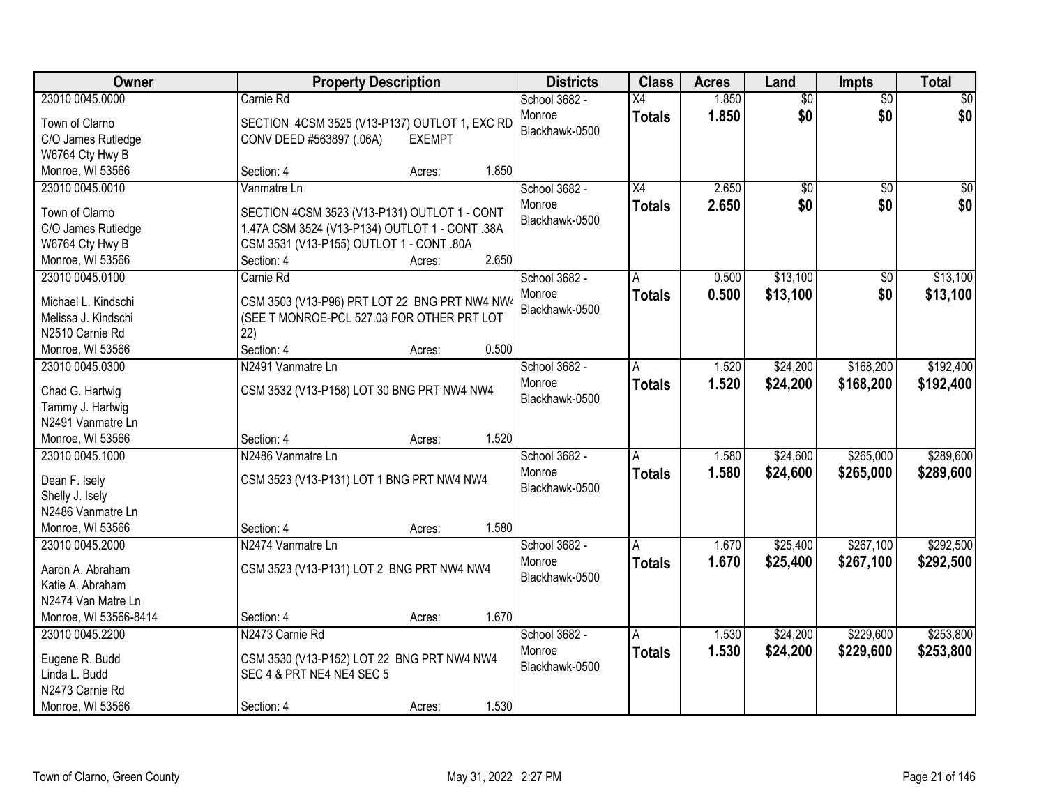| Owner | Property Description | Districts | Class | Acres | Land | Impts | Total |
|---|---|---|---|---|---|---|---|
| 23010 0045.0000<br>Town of Clarno<br>C/O James Rutledge<br>W6764 Cty Hwy B<br>Monroe, WI 53566 | Carnie Rd<br>SECTION 4CSM 3525 (V13-P137) OUTLOT 1, EXC RD CONV DEED #563897 (.06A) EXEMPT<br>Section: 4 Acres: 1.850 | School 3682 - Monroe<br>Blackhawk-0500 | X4<br>**Totals** | 1.850<br>**1.850** | $0<br>**$0** | $0<br>**$0** | $0<br>**$0** |
| 23010 0045.0010<br>Town of Clarno<br>C/O James Rutledge<br>W6764 Cty Hwy B<br>Monroe, WI 53566 | Vanmatre Ln<br>SECTION 4CSM 3523 (V13-P131) OUTLOT 1 - CONT 1.47A CSM 3524 (V13-P134) OUTLOT 1 - CONT .38A CSM 3531 (V13-P155) OUTLOT 1 - CONT .80A<br>Section: 4 Acres: 2.650 | School 3682 - Monroe<br>Blackhawk-0500 | X4<br>**Totals** | 2.650<br>**2.650** | $0<br>**$0** | $0<br>**$0** | $0<br>**$0** |
| 23010 0045.0100<br>Michael L. Kindschi<br>Melissa J. Kindschi<br>N2510 Carnie Rd<br>Monroe, WI 53566 | Carnie Rd<br>CSM 3503 (V13-P96) PRT LOT 22 BNG PRT NW4 NW4 (SEE T MONROE-PCL 527.03 FOR OTHER PRT LOT 22)<br>Section: 4 Acres: 0.500 | School 3682 - Monroe<br>Blackhawk-0500 | A<br>**Totals** | 0.500<br>**0.500** | $13,100<br>**$13,100** | $0<br>**$0** | $13,100<br>**$13,100** |
| 23010 0045.0300<br>Chad G. Hartwig<br>Tammy J. Hartwig<br>N2491 Vanmatre Ln<br>Monroe, WI 53566 | N2491 Vanmatre Ln<br>CSM 3532 (V13-P158) LOT 30 BNG PRT NW4 NW4<br>Section: 4 Acres: 1.520 | School 3682 - Monroe<br>Blackhawk-0500 | A<br>**Totals** | 1.520<br>**1.520** | $24,200<br>**$24,200** | $168,200<br>**$168,200** | $192,400<br>**$192,400** |
| 23010 0045.1000<br>Dean F. Isely<br>Shelly J. Isely<br>N2486 Vanmatre Ln<br>Monroe, WI 53566 | N2486 Vanmatre Ln<br>CSM 3523 (V13-P131) LOT 1 BNG PRT NW4 NW4<br>Section: 4 Acres: 1.580 | School 3682 - Monroe<br>Blackhawk-0500 | A<br>**Totals** | 1.580<br>**1.580** | $24,600<br>**$24,600** | $265,000<br>**$265,000** | $289,600<br>**$289,600** |
| 23010 0045.2000<br>Aaron A. Abraham<br>Katie A. Abraham<br>N2474 Van Matre Ln<br>Monroe, WI 53566-8414 | N2474 Vanmatre Ln<br>CSM 3523 (V13-P131) LOT 2 BNG PRT NW4 NW4<br>Section: 4 Acres: 1.670 | School 3682 - Monroe<br>Blackhawk-0500 | A<br>**Totals** | 1.670<br>**1.670** | $25,400<br>**$25,400** | $267,100<br>**$267,100** | $292,500<br>**$292,500** |
| 23010 0045.2200<br>Eugene R. Budd<br>Linda L. Budd<br>N2473 Carnie Rd<br>Monroe, WI 53566 | N2473 Carnie Rd<br>CSM 3530 (V13-P152) LOT 22 BNG PRT NW4 NW4 SEC 4 & PRT NE4 NE4 SEC 5<br>Section: 4 Acres: 1.530 | School 3682 - Monroe<br>Blackhawk-0500 | A<br>**Totals** | 1.530<br>**1.530** | $24,200<br>**$24,200** | $229,600<br>**$229,600** | $253,800<br>**$253,800** |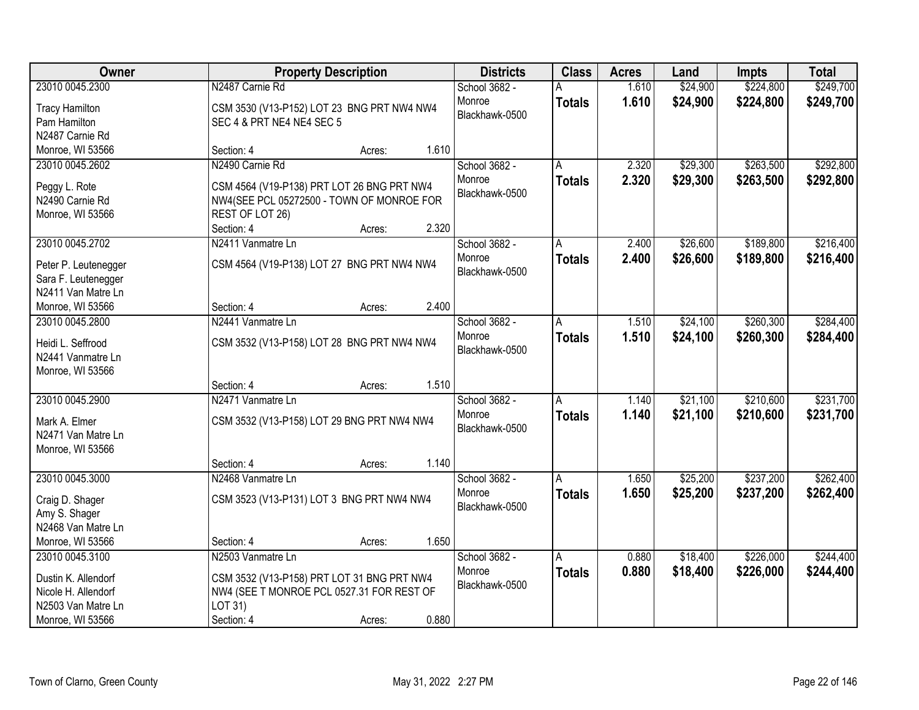| Owner | Property Description | Districts | Class | Acres | Land | Impts | Total |
|---|---|---|---|---|---|---|---|
| 23010 0045.2300<br>Tracy Hamilton<br>Pam Hamilton<br>N2487 Carnie Rd<br>Monroe, WI 53566 | N2487 Carnie Rd<br>CSM 3530 (V13-P152) LOT 23 BNG PRT NW4 NW4 SEC 4 & PRT NE4 NE4 SEC 5<br>Section: 4 Acres: 1.610 | School 3682 - Monroe<br>Blackhawk-0500 | A<br>**Totals** | 1.610<br>**1.610** | $24,900<br>**$24,900** | $224,800<br>**$224,800** | $249,700<br>**$249,700** |
| 23010 0045.2602<br>Peggy L. Rote<br>N2490 Carnie Rd<br>Monroe, WI 53566 | N2490 Carnie Rd<br>CSM 4564 (V19-P138) PRT LOT 26 BNG PRT NW4 NW4(SEE PCL 05272500 - TOWN OF MONROE FOR REST OF LOT 26)<br>Section: 4 Acres: 2.320 | School 3682 - Monroe<br>Blackhawk-0500 | A<br>**Totals** | 2.320<br>**2.320** | $29,300<br>**$29,300** | $263,500<br>**$263,500** | $292,800<br>**$292,800** |
| 23010 0045.2702<br>Peter P. Leutenegger<br>Sara F. Leutenegger<br>N2411 Van Matre Ln<br>Monroe, WI 53566 | N2411 Vanmatre Ln<br>CSM 4564 (V19-P138) LOT 27 BNG PRT NW4 NW4<br>Section: 4 Acres: 2.400 | School 3682 - Monroe<br>Blackhawk-0500 | A<br>**Totals** | 2.400<br>**2.400** | $26,600<br>**$26,600** | $189,800<br>**$189,800** | $216,400<br>**$216,400** |
| 23010 0045.2800<br>Heidi L. Seffrood<br>N2441 Vanmatre Ln<br>Monroe, WI 53566 | N2441 Vanmatre Ln<br>CSM 3532 (V13-P158) LOT 28 BNG PRT NW4 NW4<br>Section: 4 Acres: 1.510 | School 3682 - Monroe<br>Blackhawk-0500 | A<br>**Totals** | 1.510<br>**1.510** | $24,100<br>**$24,100** | $260,300<br>**$260,300** | $284,400<br>**$284,400** |
| 23010 0045.2900<br>Mark A. Elmer<br>N2471 Van Matre Ln<br>Monroe, WI 53566 | N2471 Vanmatre Ln<br>CSM 3532 (V13-P158) LOT 29 BNG PRT NW4 NW4<br>Section: 4 Acres: 1.140 | School 3682 - Monroe<br>Blackhawk-0500 | A<br>**Totals** | 1.140<br>**1.140** | $21,100<br>**$21,100** | $210,600<br>**$210,600** | $231,700<br>**$231,700** |
| 23010 0045.3000<br>Craig D. Shager<br>Amy S. Shager<br>N2468 Van Matre Ln<br>Monroe, WI 53566 | N2468 Vanmatre Ln<br>CSM 3523 (V13-P131) LOT 3 BNG PRT NW4 NW4<br>Section: 4 Acres: 1.650 | School 3682 - Monroe<br>Blackhawk-0500 | A<br>**Totals** | 1.650<br>**1.650** | $25,200<br>**$25,200** | $237,200<br>**$237,200** | $262,400<br>**$262,400** |
| 23010 0045.3100<br>Dustin K. Allendorf<br>Nicole H. Allendorf<br>N2503 Van Matre Ln<br>Monroe, WI 53566 | N2503 Vanmatre Ln<br>CSM 3532 (V13-P158) PRT LOT 31 BNG PRT NW4 NW4 (SEE T MONROE PCL 0527.31 FOR REST OF LOT 31)<br>Section: 4 Acres: 0.880 | School 3682 - Monroe<br>Blackhawk-0500 | A<br>**Totals** | 0.880<br>**0.880** | $18,400<br>**$18,400** | $226,000<br>**$226,000** | $244,400<br>**$244,400** |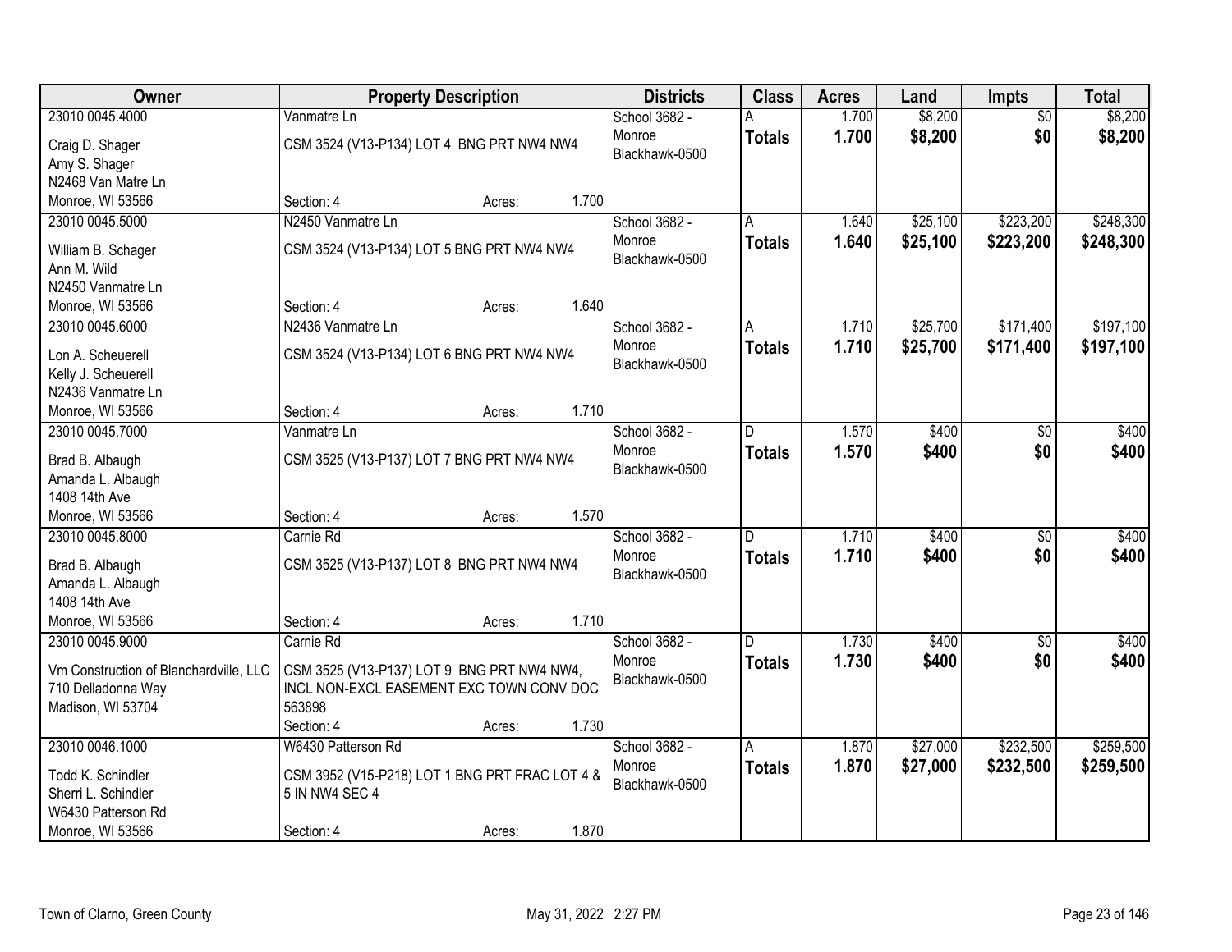| Owner | Property Description | Districts | Class | Acres | Land | Impts | Total |
|---|---|---|---|---|---|---|---|
| 23010 0045.4000<br>Craig D. Shager<br>Amy S. Shager<br>N2468 Van Matre Ln<br>Monroe, WI 53566 | Vanmatre Ln<br>CSM 3524 (V13-P134) LOT 4 BNG PRT NW4 NW4<br>Section: 4 Acres: 1.700 | School 3682 - Monroe<br>Blackhawk-0500 | A<br>**Totals** | 1.700<br>**1.700** | $8,200<br>**$8,200** | $0<br>**$0** | $8,200<br>**$8,200** |
| 23010 0045.5000<br>William B. Schager<br>Ann M. Wild<br>N2450 Vanmatre Ln<br>Monroe, WI 53566 | N2450 Vanmatre Ln<br>CSM 3524 (V13-P134) LOT 5 BNG PRT NW4 NW4<br>Section: 4 Acres: 1.640 | School 3682 - Monroe<br>Blackhawk-0500 | A<br>**Totals** | 1.640<br>**1.640** | $25,100<br>**$25,100** | $223,200<br>**$223,200** | $248,300<br>**$248,300** |
| 23010 0045.6000<br>Lon A. Scheuerell<br>Kelly J. Scheuerell<br>N2436 Vanmatre Ln<br>Monroe, WI 53566 | N2436 Vanmatre Ln<br>CSM 3524 (V13-P134) LOT 6 BNG PRT NW4 NW4<br>Section: 4 Acres: 1.710 | School 3682 - Monroe<br>Blackhawk-0500 | A<br>**Totals** | 1.710<br>**1.710** | $25,700<br>**$25,700** | $171,400<br>**$171,400** | $197,100<br>**$197,100** |
| 23010 0045.7000<br>Brad B. Albaugh<br>Amanda L. Albaugh<br>1408 14th Ave<br>Monroe, WI 53566 | Vanmatre Ln<br>CSM 3525 (V13-P137) LOT 7 BNG PRT NW4 NW4<br>Section: 4 Acres: 1.570 | School 3682 - Monroe<br>Blackhawk-0500 | D<br>**Totals** | 1.570<br>**1.570** | $400<br>**$400** | $0<br>**$0** | $400<br>**$400** |
| 23010 0045.8000<br>Brad B. Albaugh<br>Amanda L. Albaugh<br>1408 14th Ave<br>Monroe, WI 53566 | Carnie Rd<br>CSM 3525 (V13-P137) LOT 8 BNG PRT NW4 NW4<br>Section: 4 Acres: 1.710 | School 3682 - Monroe<br>Blackhawk-0500 | D<br>**Totals** | 1.710<br>**1.710** | $400<br>**$400** | $0<br>**$0** | $400<br>**$400** |
| 23010 0045.9000<br>Vm Construction of Blanchardville, LLC<br>710 Delladonna Way<br>Madison, WI 53704 | Carnie Rd<br>CSM 3525 (V13-P137) LOT 9 BNG PRT NW4 NW4, INCL NON-EXCL EASEMENT EXC TOWN CONV DOC 563898<br>Section: 4 Acres: 1.730 | School 3682 - Monroe<br>Blackhawk-0500 | D<br>**Totals** | 1.730<br>**1.730** | $400<br>**$400** | $0<br>**$0** | $400<br>**$400** |
| 23010 0046.1000<br>Todd K. Schindler<br>Sherri L. Schindler<br>W6430 Patterson Rd<br>Monroe, WI 53566 | W6430 Patterson Rd<br>CSM 3952 (V15-P218) LOT 1 BNG PRT FRAC LOT 4 & 5 IN NW4 SEC 4<br>Section: 4 Acres: 1.870 | School 3682 - Monroe<br>Blackhawk-0500 | A<br>**Totals** | 1.870<br>**1.870** | $27,000<br>**$27,000** | $232,500<br>**$232,500** | $259,500<br>**$259,500** |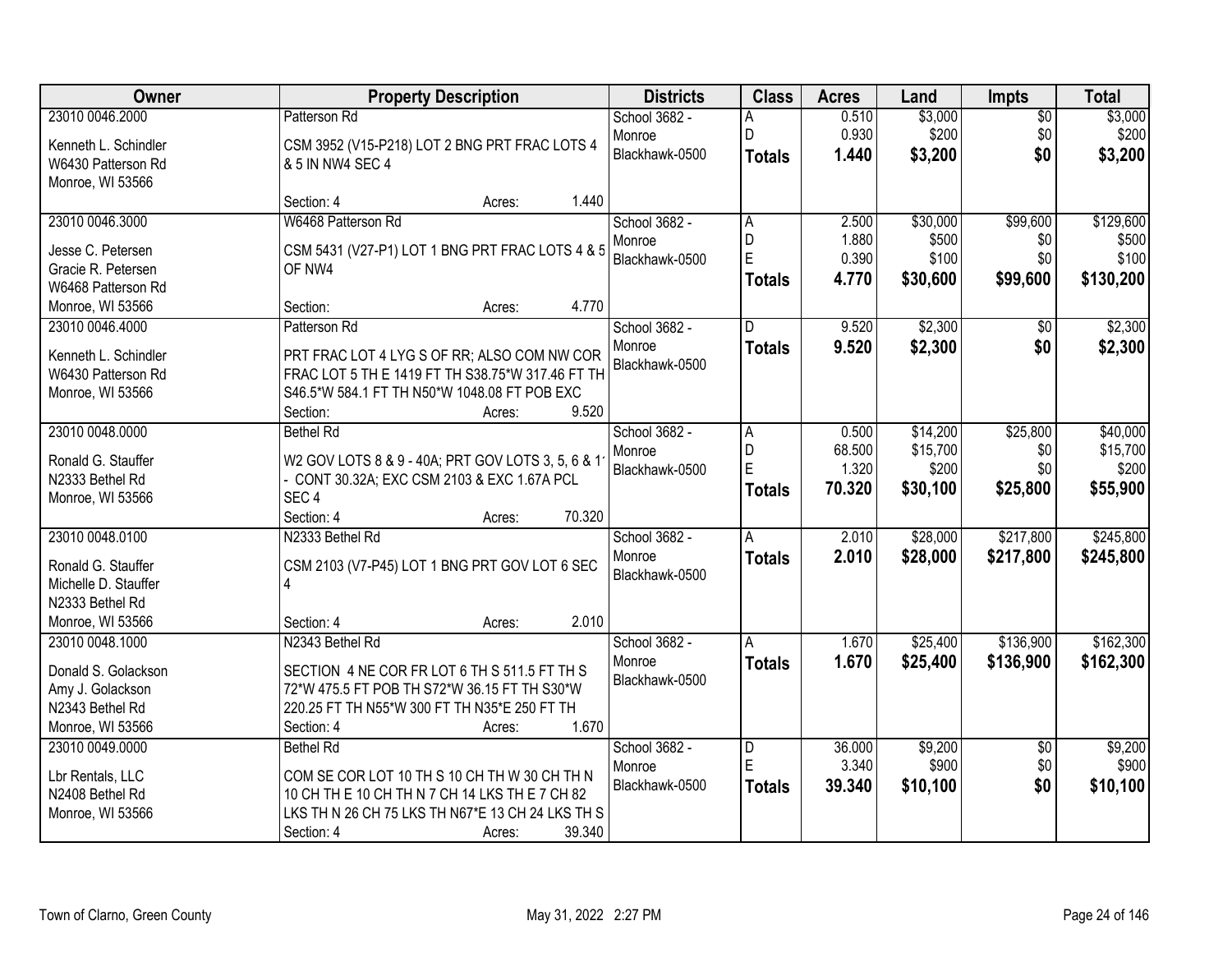| Owner | Property Description | Districts | Class | Acres | Land | Impts | Total |
|---|---|---|---|---|---|---|---|
| 23010 0046.2000<br><br>Kenneth L. Schindler<br>W6430 Patterson Rd<br>Monroe, WI 53566 | Patterson Rd<br><br>CSM 3952 (V15-P218) LOT 2 BNG PRT FRAC LOTS 4 & 5 IN NW4 SEC 4<br><br>Section: 4 Acres: 1.440 | School 3682 - Monroe<br>Blackhawk-0500 | A<br>D<br>**Totals** | 0.510<br>0.930<br>**1.440** | $3,000<br>$200<br>**$3,200** | $0<br>$0<br>**$0** | $3,000<br>$200<br>**$3,200** |
| 23010 0046.3000<br><br>Jesse C. Petersen<br>Gracie R. Petersen<br>W6468 Patterson Rd<br>Monroe, WI 53566 | W6468 Patterson Rd<br><br>CSM 5431 (V27-P1) LOT 1 BNG PRT FRAC LOTS 4 & 5 OF NW4<br><br>Section: Acres: 4.770 | School 3682 - Monroe<br>Blackhawk-0500 | A<br>D<br>E<br>**Totals** | 2.500<br>1.880<br>0.390<br>**4.770** | $30,000<br>$500<br>$100<br>**$30,600** | $99,600<br>$0<br>$0<br>**$99,600** | $129,600<br>$500<br>$100<br>**$130,200** |
| 23010 0046.4000<br><br>Kenneth L. Schindler<br>W6430 Patterson Rd<br>Monroe, WI 53566 | Patterson Rd<br><br>PRT FRAC LOT 4 LYG S OF RR; ALSO COM NW COR FRAC LOT 5 TH E 1419 FT TH S38.75*W 317.46 FT TH S46.5*W 584.1 FT TH N50*W 1048.08 FT POB EXC<br>Section: Acres: 9.520 | School 3682 - Monroe<br>Blackhawk-0500 | D<br>**Totals** | 9.520<br>**9.520** | $2,300<br>**$2,300** | $0<br>**$0** | $2,300<br>**$2,300** |
| 23010 0048.0000<br><br>Ronald G. Stauffer<br>N2333 Bethel Rd<br>Monroe, WI 53566 | Bethel Rd<br><br>W2 GOV LOTS 8 & 9 - 40A; PRT GOV LOTS 3, 5, 6 & 11 - CONT 30.32A; EXC CSM 2103 & EXC 1.67A PCL SEC 4<br>Section: 4 Acres: 70.320 | School 3682 - Monroe<br>Blackhawk-0500 | A<br>D<br>E<br>**Totals** | 0.500<br>68.500<br>1.320<br>**70.320** | $14,200<br>$15,700<br>$200<br>**$30,100** | $25,800<br>$0<br>$0<br>**$25,800** | $40,000<br>$15,700<br>$200<br>**$55,900** |
| 23010 0048.0100<br><br>Ronald G. Stauffer<br>Michelle D. Stauffer<br>N2333 Bethel Rd<br>Monroe, WI 53566 | N2333 Bethel Rd<br><br>CSM 2103 (V7-P45) LOT 1 BNG PRT GOV LOT 6 SEC 4<br><br>Section: 4 Acres: 2.010 | School 3682 - Monroe<br>Blackhawk-0500 | A<br>**Totals** | 2.010<br>**2.010** | $28,000<br>**$28,000** | $217,800<br>**$217,800** | $245,800<br>**$245,800** |
| 23010 0048.1000<br><br>Donald S. Golackson<br>Amy J. Golackson<br>N2343 Bethel Rd<br>Monroe, WI 53566 | N2343 Bethel Rd<br><br>SECTION 4 NE COR FR LOT 6 TH S 511.5 FT TH S 72*W 475.5 FT POB TH S72*W 36.15 FT TH S30*W 220.25 FT TH N55*W 300 FT TH N35*E 250 FT TH<br>Section: 4 Acres: 1.670 | School 3682 - Monroe<br>Blackhawk-0500 | A<br>**Totals** | 1.670<br>**1.670** | $25,400<br>**$25,400** | $136,900<br>**$136,900** | $162,300<br>**$162,300** |
| 23010 0049.0000<br><br>Lbr Rentals, LLC<br>N2408 Bethel Rd<br>Monroe, WI 53566 | Bethel Rd<br><br>COM SE COR LOT 10 TH S 10 CH TH W 30 CH TH N 10 CH TH E 10 CH TH N 7 CH 14 LKS TH E 7 CH 82 LKS TH N 26 CH 75 LKS TH N67*E 13 CH 24 LKS TH S<br>Section: 4 Acres: 39.340 | School 3682 - Monroe<br>Blackhawk-0500 | D<br>E<br>**Totals** | 36.000<br>3.340<br>**39.340** | $9,200<br>$900<br>**$10,100** | $0<br>$0<br>**$0** | $9,200<br>$900<br>**$10,100** |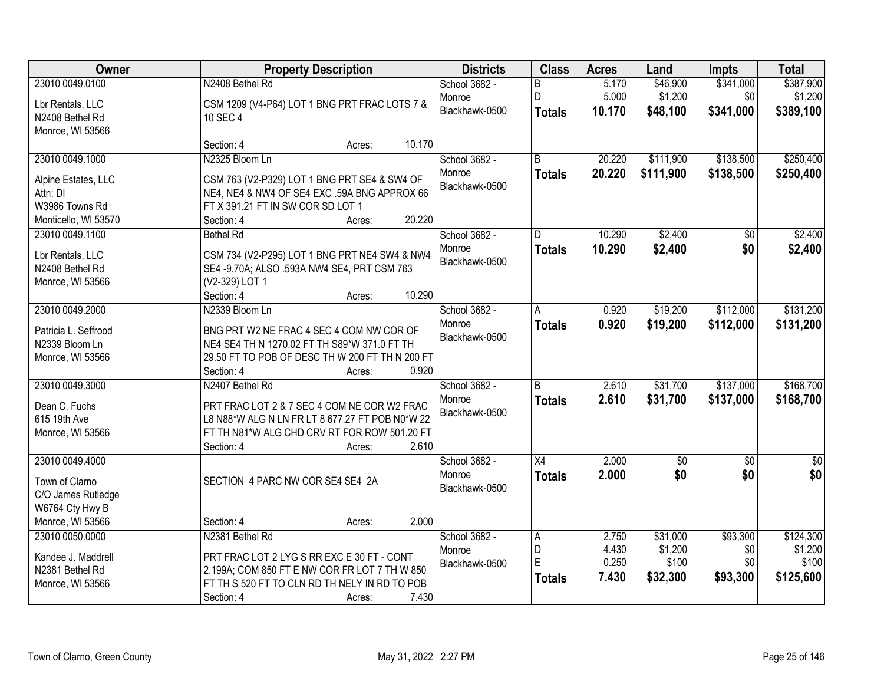| Owner | Property Description | Districts | Class | Acres | Land | Impts | Total |
|---|---|---|---|---|---|---|---|
| 23010 0049.0100<br><br>Lbr Rentals, LLC<br>N2408 Bethel Rd<br>Monroe, WI 53566 | N2408 Bethel Rd<br><br>CSM 1209 (V4-P64) LOT 1 BNG PRT FRAC LOTS 7 & 10 SEC 4<br><br>Section: 4 Acres: 10.170 | School 3682 - Monroe<br>Blackhawk-0500 | B<br>D<br>**Totals** | 5.170<br>5.000<br>**10.170** | $46,900<br>$1,200<br>**$48,100** | $341,000<br>$0<br>**$341,000** | $387,900<br>$1,200<br>**$389,100** |
| 23010 0049.1000<br><br>Alpine Estates, LLC<br>Attn: DI<br>W3986 Towns Rd<br>Monticello, WI 53570 | N2325 Bloom Ln<br><br>CSM 763 (V2-P329) LOT 1 BNG PRT SE4 & SW4 OF NE4, NE4 & NW4 OF SE4 EXC .59A BNG APPROX 66 FT X 391.21 FT IN SW COR SD LOT 1<br>Section: 4 Acres: 20.220 | School 3682 - Monroe<br>Blackhawk-0500 | B<br>**Totals** | 20.220<br>**20.220** | $111,900<br>**$111,900** | $138,500<br>**$138,500** | $250,400<br>**$250,400** |
| 23010 0049.1100<br><br>Lbr Rentals, LLC<br>N2408 Bethel Rd<br>Monroe, WI 53566 | Bethel Rd<br><br>CSM 734 (V2-P295) LOT 1 BNG PRT NE4 SW4 & NW4 SE4 -9.70A; ALSO .593A NW4 SE4, PRT CSM 763 (V2-329) LOT 1<br>Section: 4 Acres: 10.290 | School 3682 - Monroe<br>Blackhawk-0500 | D<br>**Totals** | 10.290<br>**10.290** | $2,400<br>**$2,400** | $0<br>**$0** | $2,400<br>**$2,400** |
| 23010 0049.2000<br><br>Patricia L. Seffrood<br>N2339 Bloom Ln<br>Monroe, WI 53566 | N2339 Bloom Ln<br><br>BNG PRT W2 NE FRAC 4 SEC 4 COM NW COR OF NE4 SE4 TH N 1270.02 FT TH S89*W 371.0 FT TH 29.50 FT TO POB OF DESC TH W 200 FT TH N 200 FT<br>Section: 4 Acres: 0.920 | School 3682 - Monroe<br>Blackhawk-0500 | A<br>**Totals** | 0.920<br>**0.920** | $19,200<br>**$19,200** | $112,000<br>**$112,000** | $131,200<br>**$131,200** |
| 23010 0049.3000<br><br>Dean C. Fuchs<br>615 19th Ave<br>Monroe, WI 53566 | N2407 Bethel Rd<br><br>PRT FRAC LOT 2 & 7 SEC 4 COM NE COR W2 FRAC L8 N88*W ALG N LN FR LT 8 677.27 FT POB N0*W 22 FT TH N81*W ALG CHD CRV RT FOR ROW 501.20 FT<br>Section: 4 Acres: 2.610 | School 3682 - Monroe<br>Blackhawk-0500 | B<br>**Totals** | 2.610<br>**2.610** | $31,700<br>**$31,700** | $137,000<br>**$137,000** | $168,700<br>**$168,700** |
| 23010 0049.4000<br><br>Town of Clarno<br>C/O James Rutledge<br>W6764 Cty Hwy B<br>Monroe, WI 53566 | <br><br>SECTION 4 PARC NW COR SE4 SE4 2A<br><br>Section: 4 Acres: 2.000 | School 3682 - Monroe<br>Blackhawk-0500 | X4<br>**Totals** | 2.000<br>**2.000** | $0<br>**$0** | $0<br>**$0** | $0<br>**$0** |
| 23010 0050.0000<br><br>Kandee J. Maddrell<br>N2381 Bethel Rd<br>Monroe, WI 53566 | N2381 Bethel Rd<br><br>PRT FRAC LOT 2 LYG S RR EXC E 30 FT - CONT 2.199A; COM 850 FT E NW COR FR LOT 7 TH W 850 FT TH S 520 FT TO CLN RD TH NELY IN RD TO POB<br>Section: 4 Acres: 7.430 | School 3682 - Monroe<br>Blackhawk-0500 | A<br>D<br>E<br>**Totals** | 2.750<br>4.430<br>0.250<br>**7.430** | $31,000<br>$1,200<br>$100<br>**$32,300** | $93,300<br>$0<br>$0<br>**$93,300** | $124,300<br>$1,200<br>$100<br>**$125,600** |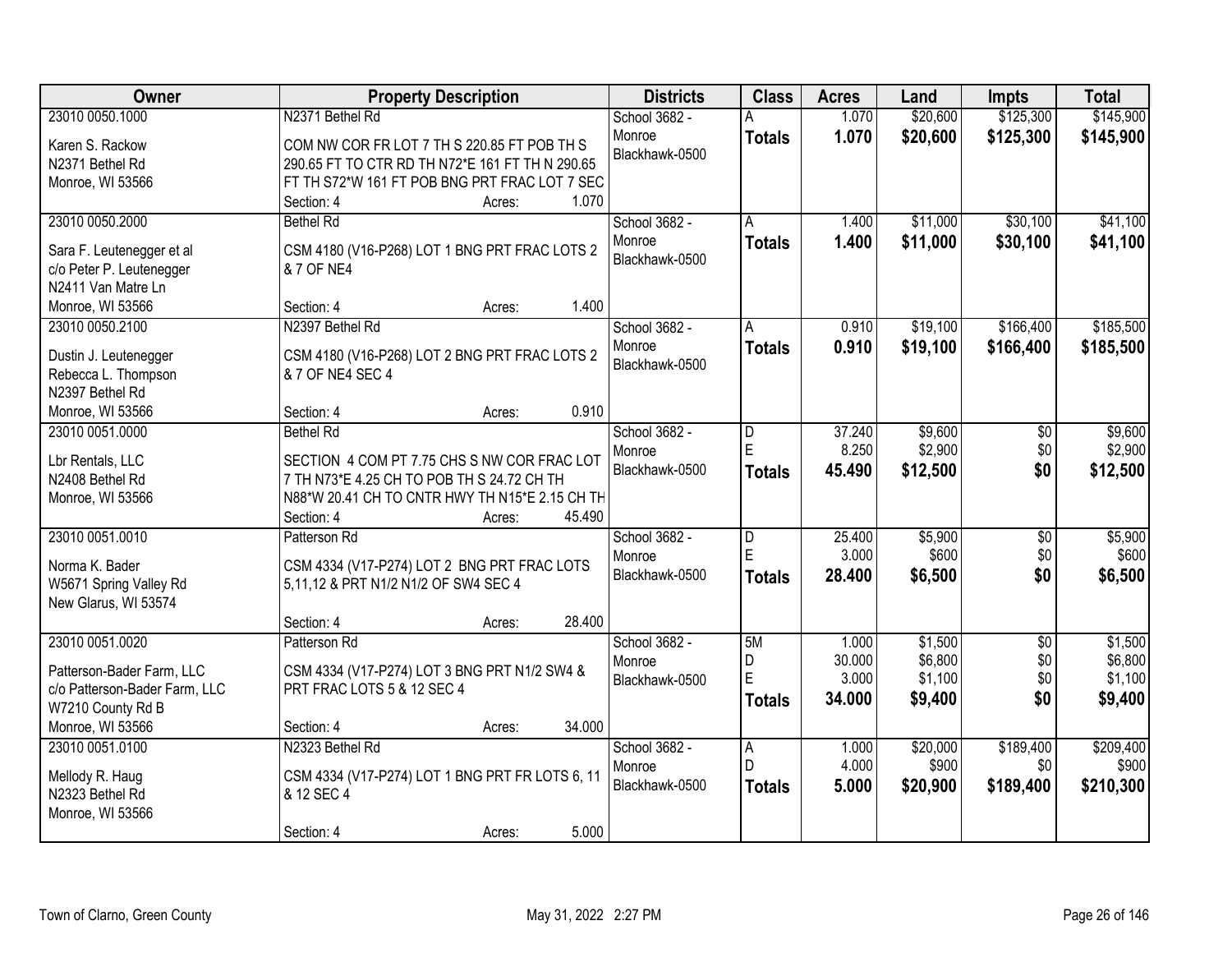| Owner | Property Description | Districts | Class | Acres | Land | Impts | Total |
|---|---|---|---|---|---|---|---|
| 23010 0050.1000<br>Karen S. Rackow<br>N2371 Bethel Rd<br>Monroe, WI 53566 | N2371 Bethel Rd<br>COM NW COR FR LOT 7 TH S 220.85 FT POB TH S 290.65 FT TO CTR RD TH N72*E 161 FT TH N 290.65 FT TH S72*W 161 FT POB BNG PRT FRAC LOT 7 SEC<br>Section: 4 Acres: 1.070 | School 3682 - Monroe Blackhawk-0500 | A<br>**Totals** | 1.070<br>**1.070** | $20,600<br>**$20,600** | $125,300<br>**$125,300** | $145,900<br>**$145,900** |
| 23010 0050.2000<br>Sara F. Leutenegger et al<br>c/o Peter P. Leutenegger<br>N2411 Van Matre Ln<br>Monroe, WI 53566 | Bethel Rd<br>CSM 4180 (V16-P268) LOT 1 BNG PRT FRAC LOTS 2 & 7 OF NE4<br>Section: 4 Acres: 1.400 | School 3682 - Monroe Blackhawk-0500 | A<br>**Totals** | 1.400<br>**1.400** | $11,000<br>**$11,000** | $30,100<br>**$30,100** | $41,100<br>**$41,100** |
| 23010 0050.2100<br>Dustin J. Leutenegger<br>Rebecca L. Thompson<br>N2397 Bethel Rd<br>Monroe, WI 53566 | N2397 Bethel Rd<br>CSM 4180 (V16-P268) LOT 2 BNG PRT FRAC LOTS 2 & 7 OF NE4 SEC 4<br>Section: 4 Acres: 0.910 | School 3682 - Monroe Blackhawk-0500 | A<br>**Totals** | 0.910<br>**0.910** | $19,100<br>**$19,100** | $166,400<br>**$166,400** | $185,500<br>**$185,500** |
| 23010 0051.0000<br>Lbr Rentals, LLC<br>N2408 Bethel Rd<br>Monroe, WI 53566 | Bethel Rd<br>SECTION 4 COM PT 7.75 CHS S NW COR FRAC LOT 7 TH N73*E 4.25 CH TO POB TH S 24.72 CH TH N88*W 20.41 CH TO CNTR HWY TH N15*E 2.15 CH TH<br>Section: 4 Acres: 45.490 | School 3682 - Monroe Blackhawk-0500 | D<br>E<br>**Totals** | 37.240<br>8.250<br>**45.490** | $9,600<br>$2,900<br>**$12,500** | $0<br>$0<br>**$0** | $9,600<br>$2,900<br>**$12,500** |
| 23010 0051.0010<br>Norma K. Bader<br>W5671 Spring Valley Rd<br>New Glarus, WI 53574 | Patterson Rd<br>CSM 4334 (V17-P274) LOT 2 BNG PRT FRAC LOTS 5,11,12 & PRT N1/2 N1/2 OF SW4 SEC 4<br>Section: 4 Acres: 28.400 | School 3682 - Monroe Blackhawk-0500 | D<br>E<br>**Totals** | 25.400<br>3.000<br>**28.400** | $5,900<br>$600<br>**$6,500** | $0<br>$0<br>**$0** | $5,900<br>$600<br>**$6,500** |
| 23010 0051.0020<br>Patterson-Bader Farm, LLC<br>c/o Patterson-Bader Farm, LLC<br>W7210 County Rd B<br>Monroe, WI 53566 | Patterson Rd<br>CSM 4334 (V17-P274) LOT 3 BNG PRT N1/2 SW4 & PRT FRAC LOTS 5 & 12 SEC 4<br>Section: 4 Acres: 34.000 | School 3682 - Monroe Blackhawk-0500 | 5M<br>D<br>E<br>**Totals** | 1.000<br>30.000<br>3.000<br>**34.000** | $1,500<br>$6,800<br>$1,100<br>**$9,400** | $0<br>$0<br>$0<br>**$0** | $1,500<br>$6,800<br>$1,100<br>**$9,400** |
| 23010 0051.0100<br>Mellody R. Haug<br>N2323 Bethel Rd<br>Monroe, WI 53566 | N2323 Bethel Rd<br>CSM 4334 (V17-P274) LOT 1 BNG PRT FR LOTS 6, 11 & 12 SEC 4<br>Section: 4 Acres: 5.000 | School 3682 - Monroe Blackhawk-0500 | A<br>D<br>**Totals** | 1.000<br>4.000<br>**5.000** | $20,000<br>$900<br>**$20,900** | $189,400<br>$0<br>**$189,400** | $209,400<br>$900<br>**$210,300** |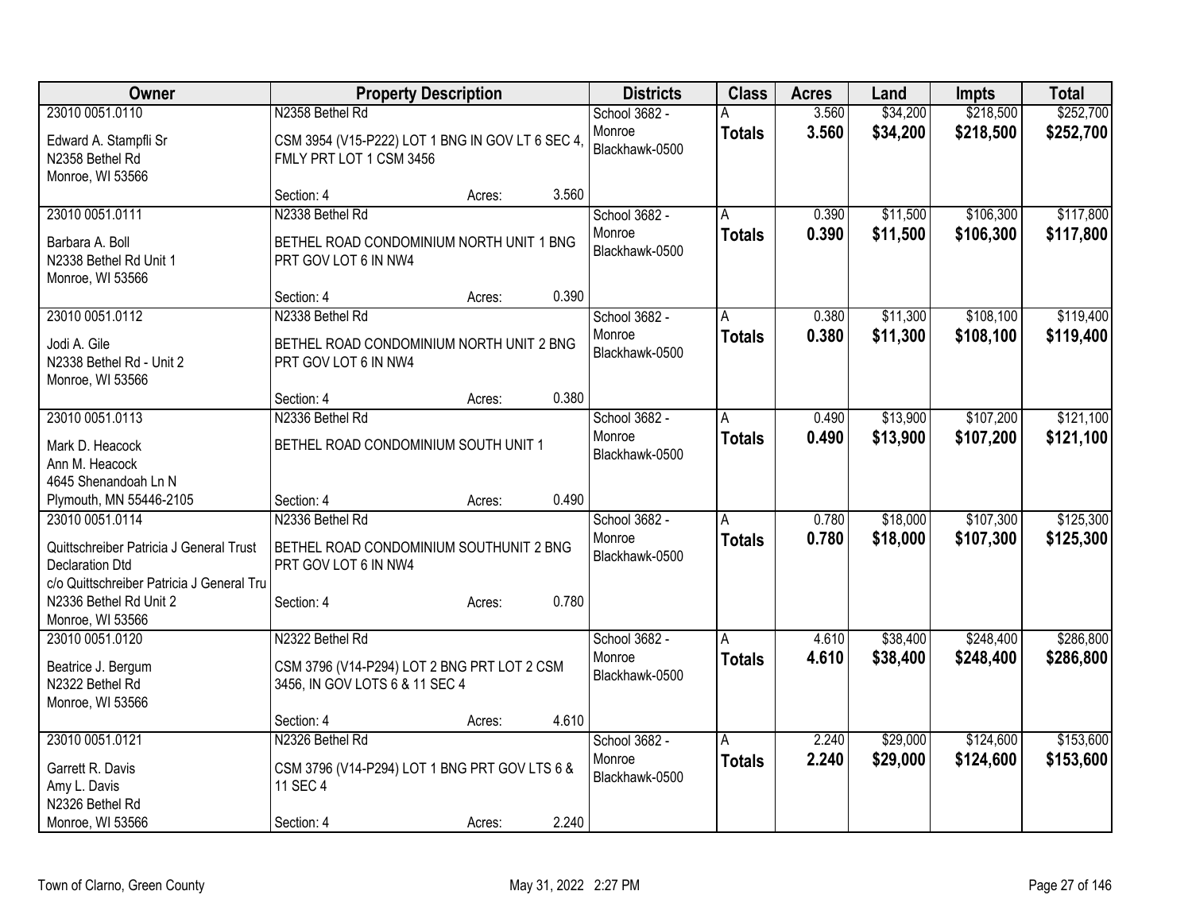| Owner | Property Description | Districts | Class | Acres | Land | Impts | Total |
|---|---|---|---|---|---|---|---|
| 23010 0051.0110<br>Edward A. Stampfli Sr<br>N2358 Bethel Rd<br>Monroe, WI 53566 | N2358 Bethel Rd<br>CSM 3954 (V15-P222) LOT 1 BNG IN GOV LT 6 SEC 4, FMLY PRT LOT 1 CSM 3456<br>Section: 4 Acres: 3.560 | School 3682 - Monroe<br>Blackhawk-0500 | A<br>**Totals** | 3.560<br>**3.560** | $34,200<br>**$34,200** | $218,500<br>**$218,500** | $252,700<br>**$252,700** |
| 23010 0051.0111<br>Barbara A. Boll<br>N2338 Bethel Rd Unit 1<br>Monroe, WI 53566 | N2338 Bethel Rd<br>BETHEL ROAD CONDOMINIUM NORTH UNIT 1 BNG PRT GOV LOT 6 IN NW4<br>Section: 4 Acres: 0.390 | School 3682 - Monroe<br>Blackhawk-0500 | A<br>**Totals** | 0.390<br>**0.390** | $11,500<br>**$11,500** | $106,300<br>**$106,300** | $117,800<br>**$117,800** |
| 23010 0051.0112<br>Jodi A. Gile<br>N2338 Bethel Rd - Unit 2<br>Monroe, WI 53566 | N2338 Bethel Rd<br>BETHEL ROAD CONDOMINIUM NORTH UNIT 2 BNG PRT GOV LOT 6 IN NW4<br>Section: 4 Acres: 0.380 | School 3682 - Monroe<br>Blackhawk-0500 | A<br>**Totals** | 0.380<br>**0.380** | $11,300<br>**$11,300** | $108,100<br>**$108,100** | $119,400<br>**$119,400** |
| 23010 0051.0113<br>Mark D. Heacock<br>Ann M. Heacock<br>4645 Shenandoah Ln N<br>Plymouth, MN 55446-2105 | N2336 Bethel Rd<br>BETHEL ROAD CONDOMINIUM SOUTH UNIT 1<br>Section: 4 Acres: 0.490 | School 3682 - Monroe<br>Blackhawk-0500 | A<br>**Totals** | 0.490<br>**0.490** | $13,900<br>**$13,900** | $107,200<br>**$107,200** | $121,100<br>**$121,100** |
| 23010 0051.0114<br>Quittschreiber Patricia J General Trust Declaration Dtd<br>c/o Quittschreiber Patricia J General Tru<br>N2336 Bethel Rd Unit 2<br>Monroe, WI 53566 | N2336 Bethel Rd<br>BETHEL ROAD CONDOMINIUM SOUTHUNIT 2 BNG PRT GOV LOT 6 IN NW4<br>Section: 4 Acres: 0.780 | School 3682 - Monroe<br>Blackhawk-0500 | A<br>**Totals** | 0.780<br>**0.780** | $18,000<br>**$18,000** | $107,300<br>**$107,300** | $125,300<br>**$125,300** |
| 23010 0051.0120<br>Beatrice J. Bergum<br>N2322 Bethel Rd<br>Monroe, WI 53566 | N2322 Bethel Rd<br>CSM 3796 (V14-P294) LOT 2 BNG PRT LOT 2 CSM 3456, IN GOV LOTS 6 & 11 SEC 4<br>Section: 4 Acres: 4.610 | School 3682 - Monroe<br>Blackhawk-0500 | A<br>**Totals** | 4.610<br>**4.610** | $38,400<br>**$38,400** | $248,400<br>**$248,400** | $286,800<br>**$286,800** |
| 23010 0051.0121<br>Garrett R. Davis<br>Amy L. Davis<br>N2326 Bethel Rd<br>Monroe, WI 53566 | N2326 Bethel Rd<br>CSM 3796 (V14-P294) LOT 1 BNG PRT GOV LTS 6 & 11 SEC 4<br>Section: 4 Acres: 2.240 | School 3682 - Monroe<br>Blackhawk-0500 | A<br>**Totals** | 2.240<br>**2.240** | $29,000<br>**$29,000** | $124,600<br>**$124,600** | $153,600<br>**$153,600** |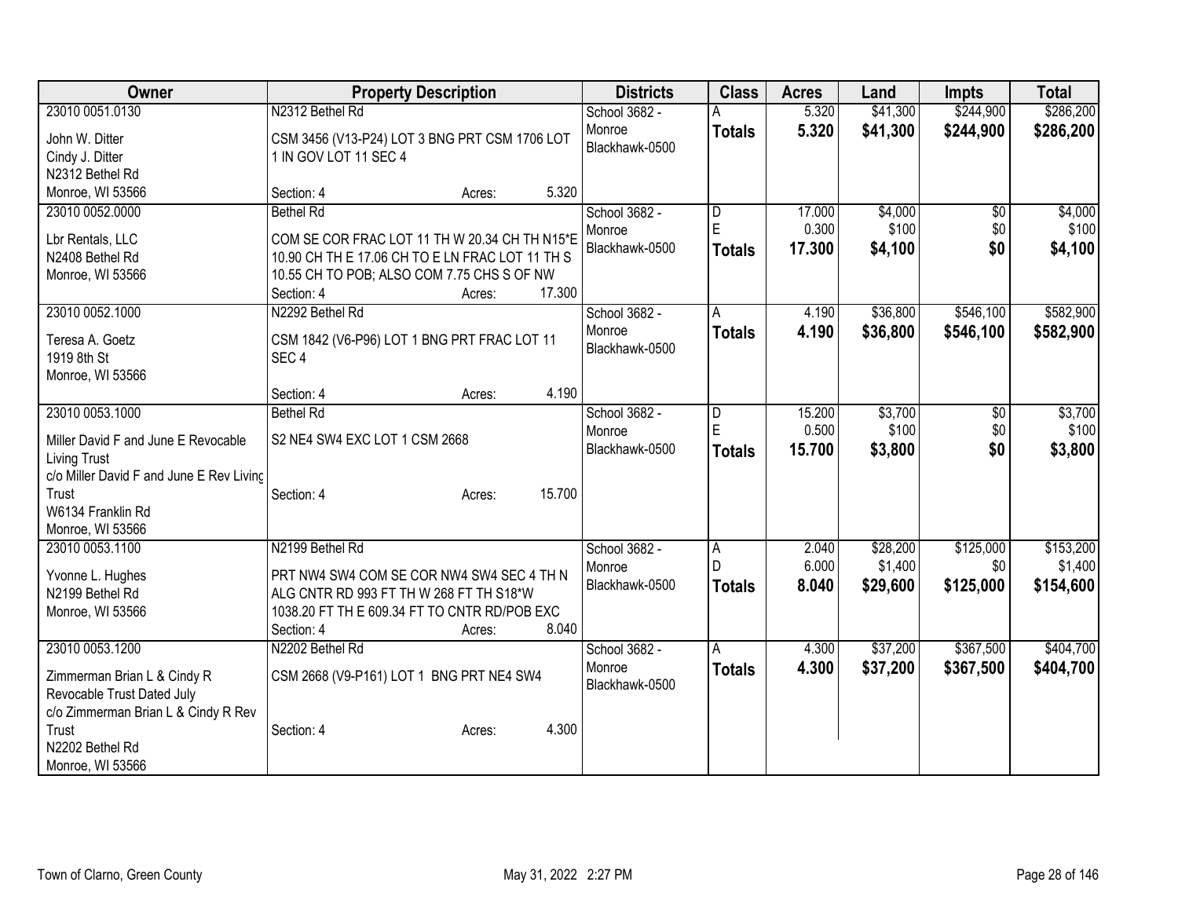| Owner | Property Description | Districts | Class | Acres | Land | Impts | Total |
|---|---|---|---|---|---|---|---|
| 23010 0051.0130<br>John W. Ditter<br>Cindy J. Ditter<br>N2312 Bethel Rd<br>Monroe, WI 53566 | N2312 Bethel Rd<br>CSM 3456 (V13-P24) LOT 3 BNG PRT CSM 1706 LOT 1 IN GOV LOT 11 SEC 4<br>Section: 4 Acres: 5.320 | School 3682 - Monroe<br>Blackhawk-0500 | A<br>**Totals** | 5.320<br>**5.320** | $41,300<br>**$41,300** | $244,900<br>**$244,900** | $286,200<br>**$286,200** |
| 23010 0052.0000<br>Lbr Rentals, LLC<br>N2408 Bethel Rd<br>Monroe, WI 53566 | Bethel Rd<br>COM SE COR FRAC LOT 11 TH W 20.34 CH TH N15*E 10.90 CH TH E 17.06 CH TO E LN FRAC LOT 11 TH S 10.55 CH TO POB; ALSO COM 7.75 CHS S OF NW<br>Section: 4 Acres: 17.300 | School 3682 - Monroe<br>Blackhawk-0500 | D<br>E<br>**Totals** | 17.000<br>0.300<br>**17.300** | $4,000<br>$100<br>**$4,100** | $0<br>$0<br>**$0** | $4,000<br>$100<br>**$4,100** |
| 23010 0052.1000<br>Teresa A. Goetz<br>1919 8th St<br>Monroe, WI 53566 | N2292 Bethel Rd<br>CSM 1842 (V6-P96) LOT 1 BNG PRT FRAC LOT 11 SEC 4<br>Section: 4 Acres: 4.190 | School 3682 - Monroe<br>Blackhawk-0500 | A<br>**Totals** | 4.190<br>**4.190** | $36,800<br>**$36,800** | $546,100<br>**$546,100** | $582,900<br>**$582,900** |
| 23010 0053.1000<br>Miller David F and June E Revocable Living Trust<br>c/o Miller David F and June E Rev Living Trust<br>W6134 Franklin Rd<br>Monroe, WI 53566 | Bethel Rd<br>S2 NE4 SW4 EXC LOT 1 CSM 2668<br>Section: 4 Acres: 15.700 | School 3682 - Monroe<br>Blackhawk-0500 | D<br>E<br>**Totals** | 15.200<br>0.500<br>**15.700** | $3,700<br>$100<br>**$3,800** | $0<br>$0<br>**$0** | $3,700<br>$100<br>**$3,800** |
| 23010 0053.1100<br>Yvonne L. Hughes<br>N2199 Bethel Rd<br>Monroe, WI 53566 | N2199 Bethel Rd<br>PRT NW4 SW4 COM SE COR NW4 SW4 SEC 4 TH N ALG CNTR RD 993 FT TH W 268 FT TH S18*W 1038.20 FT TH E 609.34 FT TO CNTR RD/POB EXC<br>Section: 4 Acres: 8.040 | School 3682 - Monroe<br>Blackhawk-0500 | A<br>D<br>**Totals** | 2.040<br>6.000<br>**8.040** | $28,200<br>$1,400<br>**$29,600** | $125,000<br>$0<br>**$125,000** | $153,200<br>$1,400<br>**$154,600** |
| 23010 0053.1200<br>Zimmerman Brian L & Cindy R Revocable Trust Dated July<br>c/o Zimmerman Brian L & Cindy R Rev Trust<br>N2202 Bethel Rd<br>Monroe, WI 53566 | N2202 Bethel Rd<br>CSM 2668 (V9-P161) LOT 1 BNG PRT NE4 SW4<br>Section: 4 Acres: 4.300 | School 3682 - Monroe<br>Blackhawk-0500 | A<br>**Totals** | 4.300<br>**4.300** | $37,200<br>**$37,200** | $367,500<br>**$367,500** | $404,700<br>**$404,700** |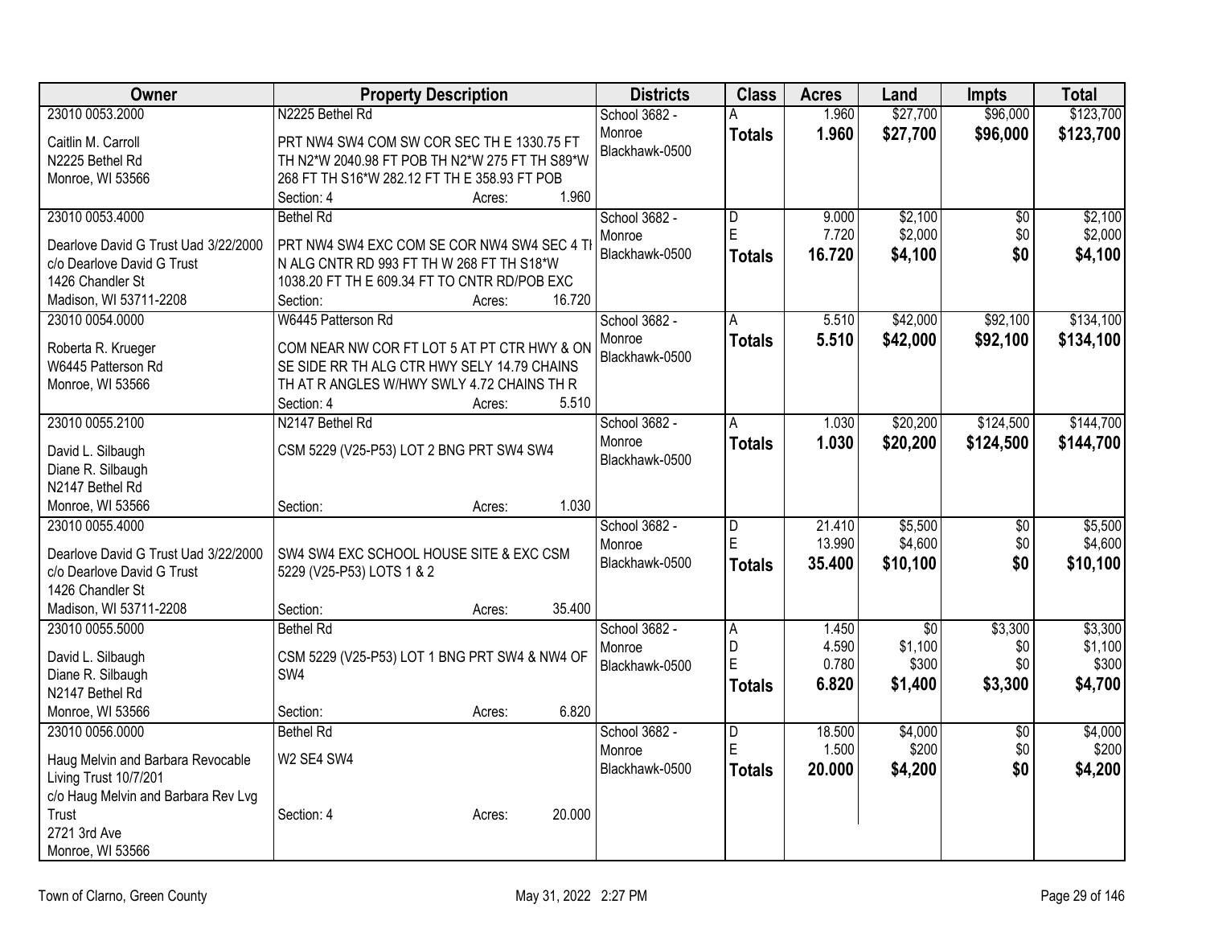| Owner | Property Description | Districts | Class | Acres | Land | Impts | Total |
|---|---|---|---|---|---|---|---|
| 23010 0053.2000<br>Caitlin M. Carroll<br>N2225 Bethel Rd<br>Monroe, WI 53566 | N2225 Bethel Rd<br>PRT NW4 SW4 COM SW COR SEC TH E 1330.75 FT TH N2*W 2040.98 FT POB TH N2*W 275 FT TH S89*W 268 FT TH S16*W 282.12 FT TH E 358.93 FT POB<br>Section: 4 Acres: 1.960 | School 3682 - Monroe<br>Blackhawk-0500 | A<br>**Totals** | 1.960<br>**1.960** | $27,700<br>**$27,700** | $96,000<br>**$96,000** | $123,700<br>**$123,700** |
| 23010 0053.4000<br>Dearlove David G Trust Uad 3/22/2000<br>c/o Dearlove David G Trust<br>1426 Chandler St<br>Madison, WI 53711-2208 | Bethel Rd<br>PRT NW4 SW4 EXC COM SE COR NW4 SW4 SEC 4 TH N ALG CNTR RD 993 FT TH W 268 FT TH S18*W 1038.20 FT TH E 609.34 FT TO CNTR RD/POB EXC<br>Section: Acres: 16.720 | School 3682 - Monroe<br>Blackhawk-0500 | D<br>E<br>**Totals** | 9.000<br>7.720<br>**16.720** | $2,100<br>$2,000<br>**$4,100** | $0<br>$0<br>**$0** | $2,100<br>$2,000<br>**$4,100** |
| 23010 0054.0000<br>Roberta R. Krueger<br>W6445 Patterson Rd<br>Monroe, WI 53566 | W6445 Patterson Rd<br>COM NEAR NW COR FT LOT 5 AT PT CTR HWY & ON SE SIDE RR TH ALG CTR HWY SELY 14.79 CHAINS TH AT R ANGLES W/HWY SWLY 4.72 CHAINS TH R<br>Section: 4 Acres: 5.510 | School 3682 - Monroe<br>Blackhawk-0500 | A<br>**Totals** | 5.510<br>**5.510** | $42,000<br>**$42,000** | $92,100<br>**$92,100** | $134,100<br>**$134,100** |
| 23010 0055.2100<br>David L. Silbaugh<br>Diane R. Silbaugh<br>N2147 Bethel Rd<br>Monroe, WI 53566 | N2147 Bethel Rd<br>CSM 5229 (V25-P53) LOT 2 BNG PRT SW4 SW4<br>Section: Acres: 1.030 | School 3682 - Monroe<br>Blackhawk-0500 | A<br>**Totals** | 1.030<br>**1.030** | $20,200<br>**$20,200** | $124,500<br>**$124,500** | $144,700<br>**$144,700** |
| 23010 0055.4000<br>Dearlove David G Trust Uad 3/22/2000<br>c/o Dearlove David G Trust<br>1426 Chandler St<br>Madison, WI 53711-2208 | SW4 SW4 EXC SCHOOL HOUSE SITE & EXC CSM 5229 (V25-P53) LOTS 1 & 2<br>Section: Acres: 35.400 | School 3682 - Monroe<br>Blackhawk-0500 | D<br>E<br>**Totals** | 21.410<br>13.990<br>**35.400** | $5,500<br>$4,600<br>**$10,100** | $0<br>$0<br>**$0** | $5,500<br>$4,600<br>**$10,100** |
| 23010 0055.5000<br>David L. Silbaugh<br>Diane R. Silbaugh<br>N2147 Bethel Rd<br>Monroe, WI 53566 | Bethel Rd<br>CSM 5229 (V25-P53) LOT 1 BNG PRT SW4 & NW4 OF SW4<br>Section: Acres: 6.820 | School 3682 - Monroe<br>Blackhawk-0500 | A<br>D<br>E<br>**Totals** | 1.450<br>4.590<br>0.780<br>**6.820** | $0<br>$1,100<br>$300<br>**$1,400** | $3,300<br>$0<br>$0<br>**$3,300** | $3,300<br>$1,100<br>$300<br>**$4,700** |
| 23010 0056.0000<br>Haug Melvin and Barbara Revocable Living Trust 10/7/201<br>c/o Haug Melvin and Barbara Rev Lvg Trust<br>2721 3rd Ave<br>Monroe, WI 53566 | Bethel Rd<br>W2 SE4 SW4<br>Section: 4 Acres: 20.000 | School 3682 - Monroe<br>Blackhawk-0500 | D<br>E<br>**Totals** | 18.500<br>1.500<br>**20.000** | $4,000<br>$200<br>**$4,200** | $0<br>$0<br>**$0** | $4,000<br>$200<br>**$4,200** |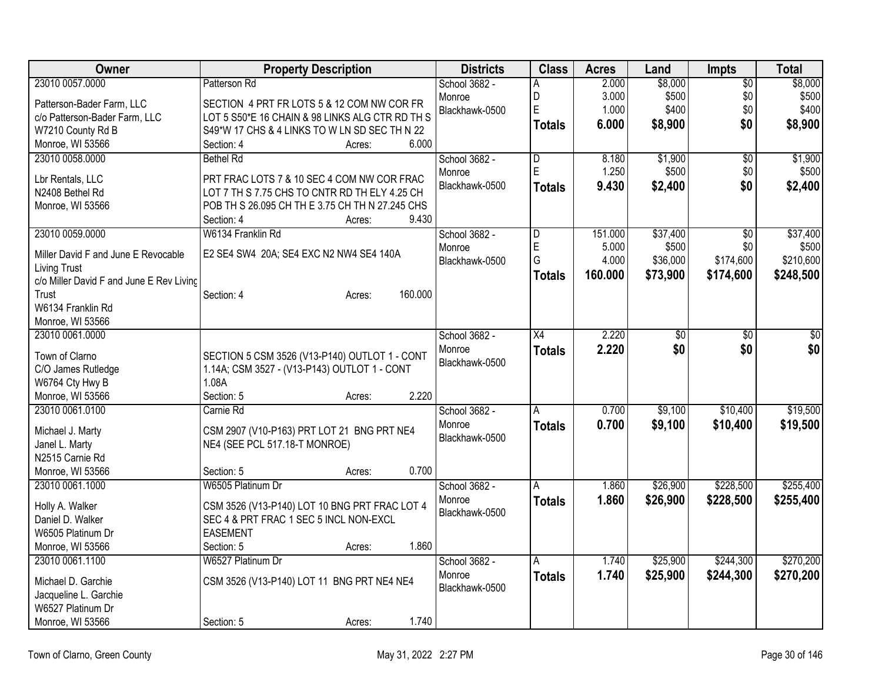| Owner | Property Description | Districts | Class | Acres | Land | Impts | Total |
|---|---|---|---|---|---|---|---|
| 23010 0057.0000<br>Patterson-Bader Farm, LLC<br>c/o Patterson-Bader Farm, LLC<br>W7210 County Rd B<br>Monroe, WI 53566 | Patterson Rd<br>SECTION 4 PRT FR LOTS 5 & 12 COM NW COR FR LOT 5 S50*E 16 CHAIN & 98 LINKS ALG CTR RD TH S S49*W 17 CHS & 4 LINKS TO W LN SD SEC TH N 22<br>Section: 4 Acres: 6.000 | School 3682 - Monroe<br>Blackhawk-0500 | A<br>D<br>E<br>**Totals** | 2.000<br>3.000<br>1.000<br>**6.000** | $8,000<br>$500<br>$400<br>**$8,900** | $0<br>$0<br>$0<br>**$0** | $8,000<br>$500<br>$400<br>**$8,900** |
| 23010 0058.0000<br>Lbr Rentals, LLC<br>N2408 Bethel Rd<br>Monroe, WI 53566 | Bethel Rd<br>PRT FRAC LOTS 7 & 10 SEC 4 COM NW COR FRAC LOT 7 TH S 7.75 CHS TO CNTR RD TH ELY 4.25 CH POB TH S 26.095 CH TH E 3.75 CH TH N 27.245 CHS<br>Section: 4 Acres: 9.430 | School 3682 - Monroe<br>Blackhawk-0500 | D<br>E<br>**Totals** | 8.180<br>1.250<br>**9.430** | $1,900<br>$500<br>**$2,400** | $0<br>$0<br>**$0** | $1,900<br>$500<br>**$2,400** |
| 23010 0059.0000<br>Miller David F and June E Revocable Living Trust<br>c/o Miller David F and June E Rev Living Trust<br>W6134 Franklin Rd<br>Monroe, WI 53566 | W6134 Franklin Rd<br>E2 SE4 SW4 20A; SE4 EXC N2 NW4 SE4 140A<br>Section: 4 Acres: 160.000 | School 3682 - Monroe<br>Blackhawk-0500 | D<br>E<br>G<br>**Totals** | 151.000<br>5.000<br>4.000<br>**160.000** | $37,400<br>$500<br>$36,000<br>**$73,900** | $0<br>$0<br>$174,600<br>**$174,600** | $37,400<br>$500<br>$210,600<br>**$248,500** |
| 23010 0061.0000<br>Town of Clarno<br>C/O James Rutledge<br>W6764 Cty Hwy B<br>Monroe, WI 53566 | SECTION 5 CSM 3526 (V13-P140) OUTLOT 1 - CONT 1.14A; CSM 3527 - (V13-P143) OUTLOT 1 - CONT 1.08A<br>Section: 5 Acres: 2.220 | School 3682 - Monroe<br>Blackhawk-0500 | X4<br>**Totals** | 2.220<br>**2.220** | $0<br>**$0** | $0<br>**$0** | $0<br>**$0** |
| 23010 0061.0100<br>Michael J. Marty<br>Janel L. Marty<br>N2515 Carnie Rd<br>Monroe, WI 53566 | Carnie Rd<br>CSM 2907 (V10-P163) PRT LOT 21 BNG PRT NE4 NE4 (SEE PCL 517.18-T MONROE)<br>Section: 5 Acres: 0.700 | School 3682 - Monroe<br>Blackhawk-0500 | A<br>**Totals** | 0.700<br>**0.700** | $9,100<br>**$9,100** | $10,400<br>**$10,400** | $19,500<br>**$19,500** |
| 23010 0061.1000<br>Holly A. Walker<br>Daniel D. Walker<br>W6505 Platinum Dr<br>Monroe, WI 53566 | W6505 Platinum Dr<br>CSM 3526 (V13-P140) LOT 10 BNG PRT FRAC LOT 4 SEC 4 & PRT FRAC 1 SEC 5 INCL NON-EXCL EASEMENT<br>Section: 5 Acres: 1.860 | School 3682 - Monroe<br>Blackhawk-0500 | A<br>**Totals** | 1.860<br>**1.860** | $26,900<br>**$26,900** | $228,500<br>**$228,500** | $255,400<br>**$255,400** |
| 23010 0061.1100<br>Michael D. Garchie<br>Jacqueline L. Garchie<br>W6527 Platinum Dr<br>Monroe, WI 53566 | W6527 Platinum Dr<br>CSM 3526 (V13-P140) LOT 11 BNG PRT NE4 NE4<br>Section: 5 Acres: 1.740 | School 3682 - Monroe<br>Blackhawk-0500 | A<br>**Totals** | 1.740<br>**1.740** | $25,900<br>**$25,900** | $244,300<br>**$244,300** | $270,200<br>**$270,200** |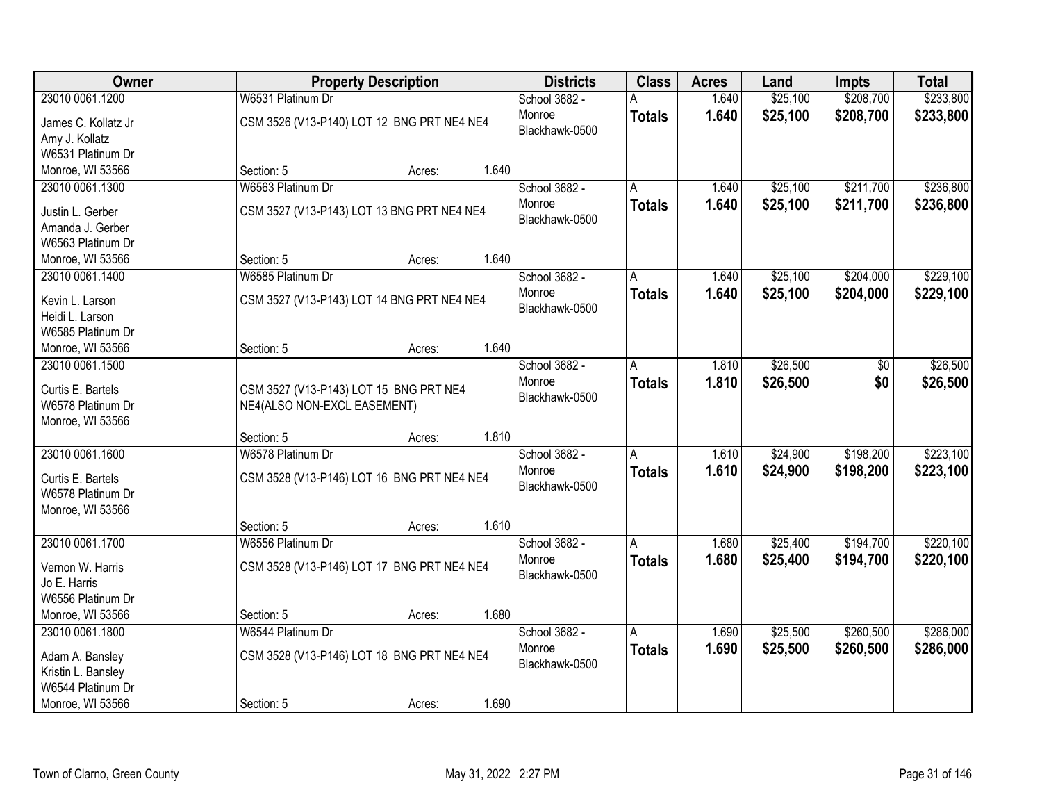| Owner | Property Description | Districts | Class | Acres | Land | Impts | Total |
|---|---|---|---|---|---|---|---|
| 23010 0061.1200<br>James C. Kollatz Jr<br>Amy J. Kollatz<br>W6531 Platinum Dr<br>Monroe, WI 53566 | W6531 Platinum Dr<br>CSM 3526 (V13-P140) LOT 12 BNG PRT NE4 NE4<br>Section: 5 Acres: 1.640 | School 3682 - Monroe Blackhawk-0500 | A<br>**Totals** | 1.640<br>**1.640** | $25,100<br>**$25,100** | $208,700<br>**$208,700** | $233,800<br>**$233,800** |
| 23010 0061.1300<br>Justin L. Gerber<br>Amanda J. Gerber<br>W6563 Platinum Dr<br>Monroe, WI 53566 | W6563 Platinum Dr<br>CSM 3527 (V13-P143) LOT 13 BNG PRT NE4 NE4<br>Section: 5 Acres: 1.640 | School 3682 - Monroe Blackhawk-0500 | A<br>**Totals** | 1.640<br>**1.640** | $25,100<br>**$25,100** | $211,700<br>**$211,700** | $236,800<br>**$236,800** |
| 23010 0061.1400<br>Kevin L. Larson<br>Heidi L. Larson<br>W6585 Platinum Dr<br>Monroe, WI 53566 | W6585 Platinum Dr<br>CSM 3527 (V13-P143) LOT 14 BNG PRT NE4 NE4<br>Section: 5 Acres: 1.640 | School 3682 - Monroe Blackhawk-0500 | A<br>**Totals** | 1.640<br>**1.640** | $25,100<br>**$25,100** | $204,000<br>**$204,000** | $229,100<br>**$229,100** |
| 23010 0061.1500<br>Curtis E. Bartels<br>W6578 Platinum Dr<br>Monroe, WI 53566 | CSM 3527 (V13-P143) LOT 15 BNG PRT NE4 NE4(ALSO NON-EXCL EASEMENT)<br>Section: 5 Acres: 1.810 | School 3682 - Monroe Blackhawk-0500 | A<br>**Totals** | 1.810<br>**1.810** | $26,500<br>**$26,500** | $0<br>**$0** | $26,500<br>**$26,500** |
| 23010 0061.1600<br>Curtis E. Bartels<br>W6578 Platinum Dr<br>Monroe, WI 53566 | W6578 Platinum Dr<br>CSM 3528 (V13-P146) LOT 16 BNG PRT NE4 NE4<br>Section: 5 Acres: 1.610 | School 3682 - Monroe Blackhawk-0500 | A<br>**Totals** | 1.610<br>**1.610** | $24,900<br>**$24,900** | $198,200<br>**$198,200** | $223,100<br>**$223,100** |
| 23010 0061.1700<br>Vernon W. Harris<br>Jo E. Harris<br>W6556 Platinum Dr<br>Monroe, WI 53566 | W6556 Platinum Dr<br>CSM 3528 (V13-P146) LOT 17 BNG PRT NE4 NE4<br>Section: 5 Acres: 1.680 | School 3682 - Monroe Blackhawk-0500 | A<br>**Totals** | 1.680<br>**1.680** | $25,400<br>**$25,400** | $194,700<br>**$194,700** | $220,100<br>**$220,100** |
| 23010 0061.1800<br>Adam A. Bansley<br>Kristin L. Bansley<br>W6544 Platinum Dr<br>Monroe, WI 53566 | W6544 Platinum Dr<br>CSM 3528 (V13-P146) LOT 18 BNG PRT NE4 NE4<br>Section: 5 Acres: 1.690 | School 3682 - Monroe Blackhawk-0500 | A<br>**Totals** | 1.690<br>**1.690** | $25,500<br>**$25,500** | $260,500<br>**$260,500** | $286,000<br>**$286,000** |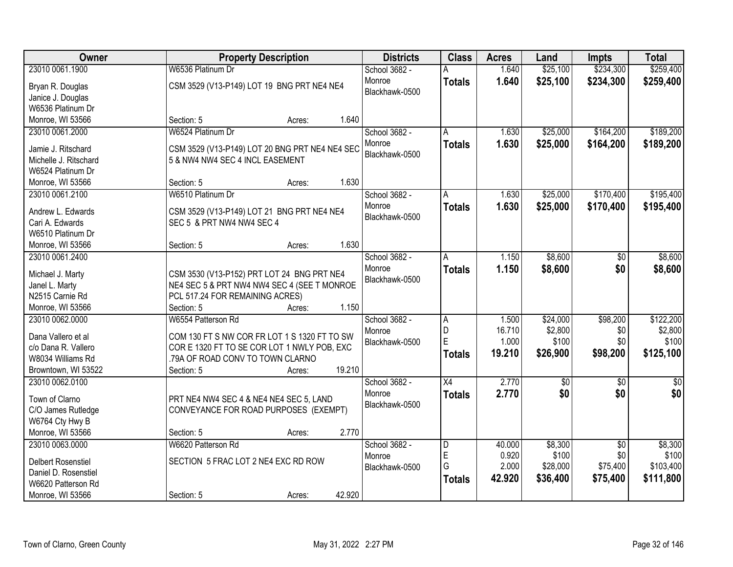| Owner | Property Description | Districts | Class | Acres | Land | Impts | Total |
|---|---|---|---|---|---|---|---|
| 23010 0061.1900<br><br>Bryan R. Douglas<br>Janice J. Douglas<br>W6536 Platinum Dr<br>Monroe, WI 53566 | W6536 Platinum Dr<br><br>CSM 3529 (V13-P149) LOT 19 BNG PRT NE4 NE4<br><br>Section: 5 Acres: 1.640 | School 3682 - Monroe<br>Blackhawk-0500 | A<br>**Totals** | 1.640<br>**1.640** | $25,100<br>**$25,100** | $234,300<br>**$234,300** | $259,400<br>**$259,400** |
| 23010 0061.2000<br><br>Jamie J. Ritschard<br>Michelle J. Ritschard<br>W6524 Platinum Dr<br>Monroe, WI 53566 | W6524 Platinum Dr<br><br>CSM 3529 (V13-P149) LOT 20 BNG PRT NE4 NE4 SEC 5 & NW4 NW4 SEC 4 INCL EASEMENT<br><br>Section: 5 Acres: 1.630 | School 3682 - Monroe<br>Blackhawk-0500 | A<br>**Totals** | 1.630<br>**1.630** | $25,000<br>**$25,000** | $164,200<br>**$164,200** | $189,200<br>**$189,200** |
| 23010 0061.2100<br><br>Andrew L. Edwards<br>Cari A. Edwards<br>W6510 Platinum Dr<br>Monroe, WI 53566 | W6510 Platinum Dr<br><br>CSM 3529 (V13-P149) LOT 21 BNG PRT NE4 NE4 SEC 5 & PRT NW4 NW4 SEC 4<br><br>Section: 5 Acres: 1.630 | School 3682 - Monroe<br>Blackhawk-0500 | A<br>**Totals** | 1.630<br>**1.630** | $25,000<br>**$25,000** | $170,400<br>**$170,400** | $195,400<br>**$195,400** |
| 23010 0061.2400<br><br>Michael J. Marty<br>Janel L. Marty<br>N2515 Carnie Rd<br>Monroe, WI 53566 | CSM 3530 (V13-P152) PRT LOT 24 BNG PRT NE4 NE4 SEC 5 & PRT NW4 NW4 SEC 4 (SEE T MONROE PCL 517.24 FOR REMAINING ACRES)<br><br>Section: 5 Acres: 1.150 | School 3682 - Monroe<br>Blackhawk-0500 | A<br>**Totals** | 1.150<br>**1.150** | $8,600<br>**$8,600** | $0<br>**$0** | $8,600<br>**$8,600** |
| 23010 0062.0000<br><br>Dana Vallero et al<br>c/o Dana R. Vallero<br>W8034 Williams Rd<br>Browntown, WI 53522 | W6554 Patterson Rd<br><br>COM 130 FT S NW COR FR LOT 1 S 1320 FT TO SW COR E 1320 FT TO SE COR LOT 1 NWLY POB, EXC .79A OF ROAD CONV TO TOWN CLARNO<br><br>Section: 5 Acres: 19.210 | School 3682 - Monroe<br>Blackhawk-0500 | A<br>D<br>E<br>**Totals** | 1.500<br>16.710<br>1.000<br>**19.210** | $24,000<br>$2,800<br>$100<br>**$26,900** | $98,200<br>$0<br>$0<br>**$98,200** | $122,200<br>$2,800<br>$100<br>**$125,100** |
| 23010 0062.0100<br><br>Town of Clarno<br>C/O James Rutledge<br>W6764 Cty Hwy B<br>Monroe, WI 53566 | PRT NE4 NW4 SEC 4 & NE4 NE4 SEC 5, LAND CONVEYANCE FOR ROAD PURPOSES (EXEMPT)<br><br>Section: 5 Acres: 2.770 | School 3682 - Monroe<br>Blackhawk-0500 | X4<br>**Totals** | 2.770<br>**2.770** | $0<br>**$0** | $0<br>**$0** | $0<br>**$0** |
| 23010 0063.0000<br><br>Delbert Rosenstiel<br>Daniel D. Rosenstiel<br>W6620 Patterson Rd<br>Monroe, WI 53566 | W6620 Patterson Rd<br><br>SECTION 5 FRAC LOT 2 NE4 EXC RD ROW<br><br>Section: 5 Acres: 42.920 | School 3682 - Monroe<br>Blackhawk-0500 | D<br>E<br>G<br>**Totals** | 40.000<br>0.920<br>2.000<br>**42.920** | $8,300<br>$100<br>$28,000<br>**$36,400** | $0<br>$0<br>$75,400<br>**$75,400** | $8,300<br>$100<br>$103,400<br>**$111,800** |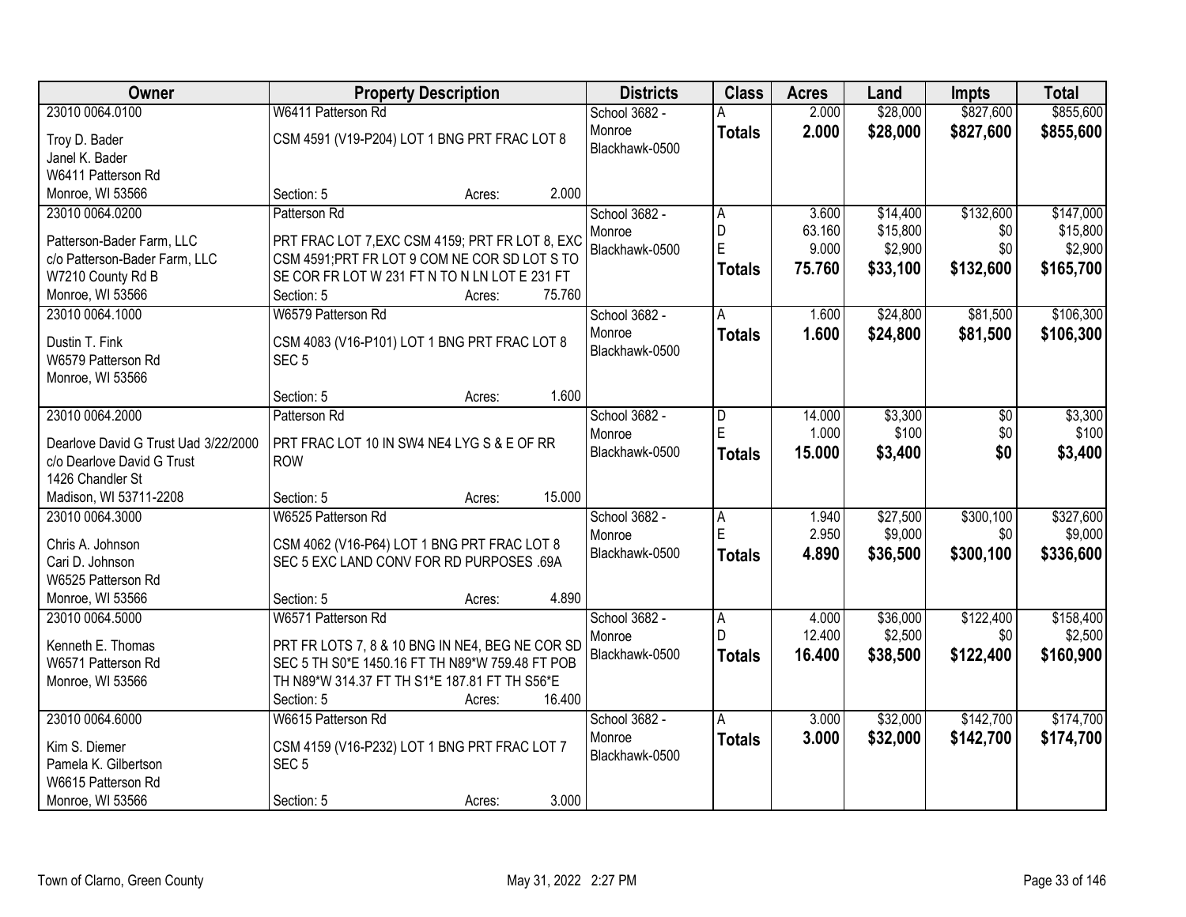| Owner | Property Description | Districts | Class | Acres | Land | Impts | Total |
|---|---|---|---|---|---|---|---|
| 23010 0064.0100<br>Troy D. Bader<br>Janel K. Bader<br>W6411 Patterson Rd<br>Monroe, WI 53566 | W6411 Patterson Rd<br>CSM 4591 (V19-P204) LOT 1 BNG PRT FRAC LOT 8<br>Section: 5 Acres: 2.000 | School 3682 - Monroe<br>Blackhawk-0500 | A<br>**Totals** | 2.000<br>**2.000** | $28,000<br>**$28,000** | $827,600<br>**$827,600** | $855,600<br>**$855,600** |
| 23010 0064.0200<br>Patterson-Bader Farm, LLC<br>c/o Patterson-Bader Farm, LLC<br>W7210 County Rd B<br>Monroe, WI 53566 | Patterson Rd<br>PRT FRAC LOT 7,EXC CSM 4159; PRT FR LOT 8, EXC CSM 4591;PRT FR LOT 9 COM NE COR SD LOT S TO SE COR FR LOT W 231 FT N TO N LN LOT E 231 FT<br>Section: 5 Acres: 75.760 | School 3682 - Monroe<br>Blackhawk-0500 | A<br>D<br>E<br>**Totals** | 3.600<br>63.160<br>9.000<br>**75.760** | $14,400<br>$15,800<br>$2,900<br>**$33,100** | $132,600<br>$0<br>$0<br>**$132,600** | $147,000<br>$15,800<br>$2,900<br>**$165,700** |
| 23010 0064.1000<br>Dustin T. Fink<br>W6579 Patterson Rd<br>Monroe, WI 53566 | W6579 Patterson Rd<br>CSM 4083 (V16-P101) LOT 1 BNG PRT FRAC LOT 8 SEC 5<br>Section: 5 Acres: 1.600 | School 3682 - Monroe<br>Blackhawk-0500 | A<br>**Totals** | 1.600<br>**1.600** | $24,800<br>**$24,800** | $81,500<br>**$81,500** | $106,300<br>**$106,300** |
| 23010 0064.2000<br>Dearlove David G Trust Uad 3/22/2000<br>c/o Dearlove David G Trust<br>1426 Chandler St<br>Madison, WI 53711-2208 | Patterson Rd<br>PRT FRAC LOT 10 IN SW4 NE4 LYG S & E OF RR ROW<br>Section: 5 Acres: 15.000 | School 3682 - Monroe<br>Blackhawk-0500 | D<br>E<br>**Totals** | 14.000<br>1.000<br>**15.000** | $3,300<br>$100<br>**$3,400** | $0<br>$0<br>**$0** | $3,300<br>$100<br>**$3,400** |
| 23010 0064.3000<br>Chris A. Johnson<br>Cari D. Johnson<br>W6525 Patterson Rd<br>Monroe, WI 53566 | W6525 Patterson Rd<br>CSM 4062 (V16-P64) LOT 1 BNG PRT FRAC LOT 8 SEC 5 EXC LAND CONV FOR RD PURPOSES .69A<br>Section: 5 Acres: 4.890 | School 3682 - Monroe<br>Blackhawk-0500 | A<br>E<br>**Totals** | 1.940<br>2.950<br>**4.890** | $27,500<br>$9,000<br>**$36,500** | $300,100<br>$0<br>**$300,100** | $327,600<br>$9,000<br>**$336,600** |
| 23010 0064.5000<br>Kenneth E. Thomas<br>W6571 Patterson Rd<br>Monroe, WI 53566 | W6571 Patterson Rd<br>PRT FR LOTS 7, 8 & 10 BNG IN NE4, BEG NE COR SD SEC 5 TH S0*E 1450.16 FT TH N89*W 759.48 FT POB TH N89*W 314.37 FT TH S1*E 187.81 FT TH S56*E<br>Section: 5 Acres: 16.400 | School 3682 - Monroe<br>Blackhawk-0500 | A<br>D<br>**Totals** | 4.000<br>12.400<br>**16.400** | $36,000<br>$2,500<br>**$38,500** | $122,400<br>$0<br>**$122,400** | $158,400<br>$2,500<br>**$160,900** |
| 23010 0064.6000<br>Kim S. Diemer<br>Pamela K. Gilbertson<br>W6615 Patterson Rd<br>Monroe, WI 53566 | W6615 Patterson Rd<br>CSM 4159 (V16-P232) LOT 1 BNG PRT FRAC LOT 7 SEC 5<br>Section: 5 Acres: 3.000 | School 3682 - Monroe<br>Blackhawk-0500 | A<br>**Totals** | 3.000<br>**3.000** | $32,000<br>**$32,000** | $142,700<br>**$142,700** | $174,700<br>**$174,700** |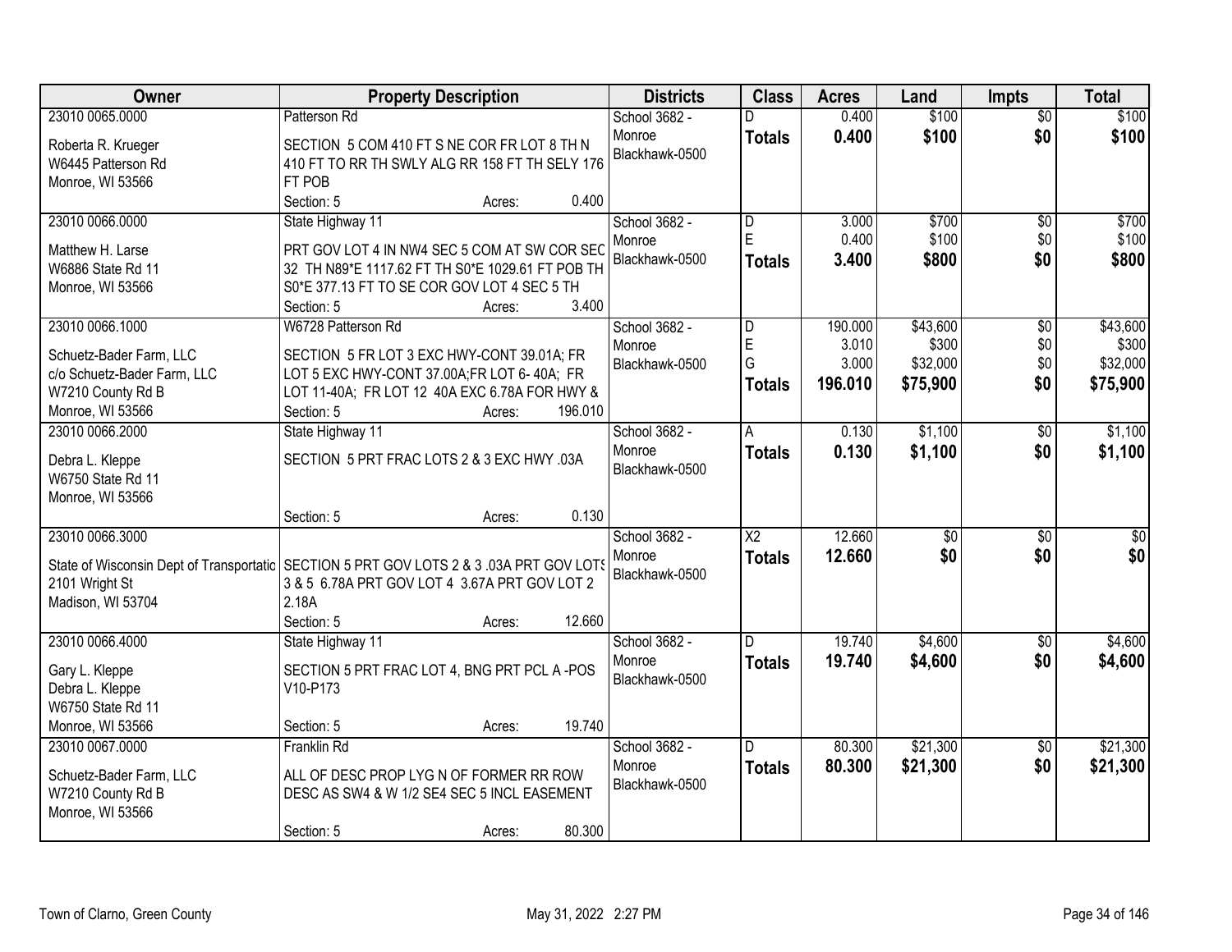| Owner | Property Description | Districts | Class | Acres | Land | Impts | Total |
|---|---|---|---|---|---|---|---|
| 23010 0065.0000<br>Roberta R. Krueger<br>W6445 Patterson Rd<br>Monroe, WI 53566 | Patterson Rd<br>SECTION 5 COM 410 FT S NE COR FR LOT 8 TH N 410 FT TO RR TH SWLY ALG RR 158 FT TH SELY 176 FT POB<br>Section: 5 Acres: 0.400 | School 3682 - Monroe<br>Blackhawk-0500 | D<br>**Totals** | 0.400<br>**0.400** | $100<br>**$100** | $0<br>**$0** | $100<br>**$100** |
| 23010 0066.0000<br>Matthew H. Larse<br>W6886 State Rd 11<br>Monroe, WI 53566 | State Highway 11<br>PRT GOV LOT 4 IN NW4 SEC 5 COM AT SW COR SEC 32 TH N89*E 1117.62 FT TH S0*E 1029.61 FT POB TH S0*E 377.13 FT TO SE COR GOV LOT 4 SEC 5 TH<br>Section: 5 Acres: 3.400 | School 3682 - Monroe<br>Blackhawk-0500 | D<br>E<br>**Totals** | 3.000<br>0.400<br>**3.400** | $700<br>$100<br>**$800** | $0<br>$0<br>**$0** | $700<br>$100<br>**$800** |
| 23010 0066.1000<br>Schuetz-Bader Farm, LLC<br>c/o Schuetz-Bader Farm, LLC<br>W7210 County Rd B<br>Monroe, WI 53566 | W6728 Patterson Rd<br>SECTION 5 FR LOT 3 EXC HWY-CONT 39.01A; FR LOT 5 EXC HWY-CONT 37.00A;FR LOT 6- 40A; FR LOT 11-40A; FR LOT 12 40A EXC 6.78A FOR HWY &<br>Section: 5 Acres: 196.010 | School 3682 - Monroe<br>Blackhawk-0500 | D<br>E<br>G<br>**Totals** | 190.000<br>3.010<br>3.000<br>**196.010** | $43,600<br>$300<br>$32,000<br>**$75,900** | $0<br>$0<br>$0<br>**$0** | $43,600<br>$300<br>$32,000<br>**$75,900** |
| 23010 0066.2000<br>Debra L. Kleppe<br>W6750 State Rd 11<br>Monroe, WI 53566 | State Highway 11<br>SECTION 5 PRT FRAC LOTS 2 & 3 EXC HWY .03A<br>Section: 5 Acres: 0.130 | School 3682 - Monroe<br>Blackhawk-0500 | A<br>**Totals** | 0.130<br>**0.130** | $1,100<br>**$1,100** | $0<br>**$0** | $1,100<br>**$1,100** |
| 23010 0066.3000<br>State of Wisconsin Dept of Transportatio<br>2101 Wright St<br>Madison, WI 53704 | SECTION 5 PRT GOV LOTS 2 & 3 .03A PRT GOV LOTS 3 & 5 6.78A PRT GOV LOT 4 3.67A PRT GOV LOT 2 2.18A<br>Section: 5 Acres: 12.660 | School 3682 - Monroe<br>Blackhawk-0500 | X2<br>**Totals** | 12.660<br>**12.660** | $0<br>**$0** | $0<br>**$0** | $0<br>**$0** |
| 23010 0066.4000<br>Gary L. Kleppe<br>Debra L. Kleppe<br>W6750 State Rd 11<br>Monroe, WI 53566 | State Highway 11<br>SECTION 5 PRT FRAC LOT 4, BNG PRT PCL A -POS V10-P173<br>Section: 5 Acres: 19.740 | School 3682 - Monroe<br>Blackhawk-0500 | D<br>**Totals** | 19.740<br>**19.740** | $4,600<br>**$4,600** | $0<br>**$0** | $4,600<br>**$4,600** |
| 23010 0067.0000<br>Schuetz-Bader Farm, LLC<br>W7210 County Rd B<br>Monroe, WI 53566 | Franklin Rd<br>ALL OF DESC PROP LYG N OF FORMER RR ROW DESC AS SW4 & W 1/2 SE4 SEC 5 INCL EASEMENT<br>Section: 5 Acres: 80.300 | School 3682 - Monroe<br>Blackhawk-0500 | D<br>**Totals** | 80.300<br>**80.300** | $21,300<br>**$21,300** | $0<br>**$0** | $21,300<br>**$21,300** |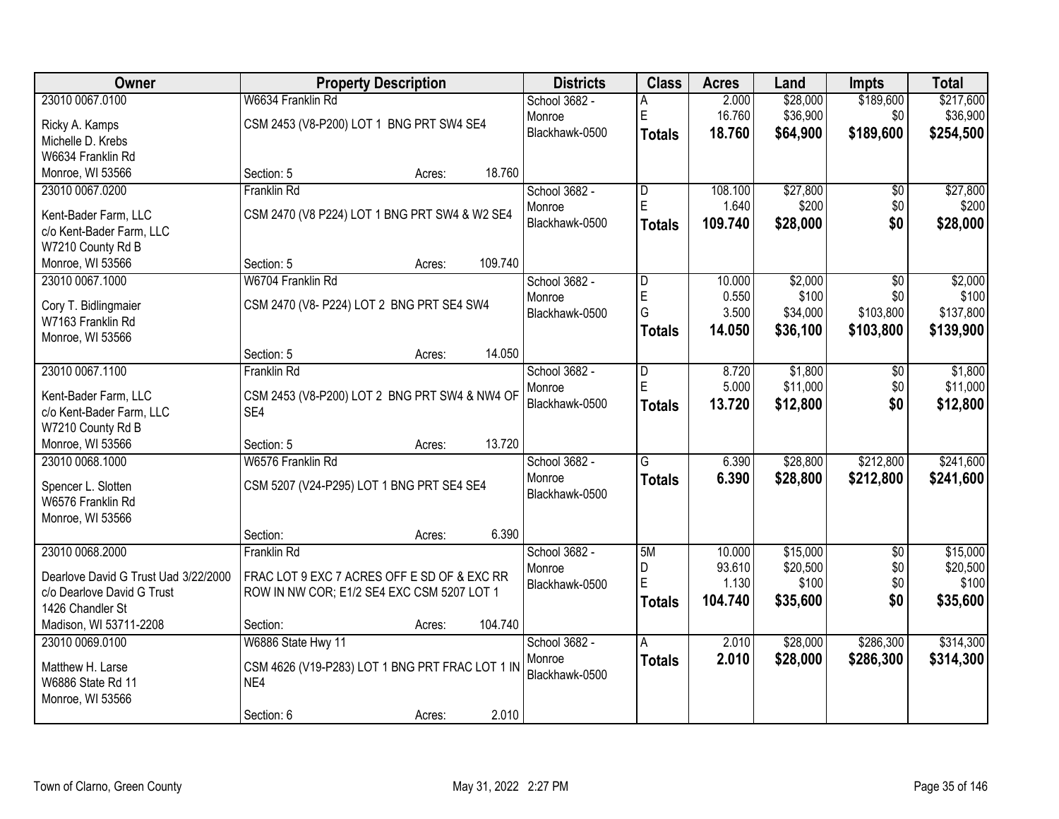| Owner | Property Description | Districts | Class | Acres | Land | Impts | Total |
|---|---|---|---|---|---|---|---|
| 23010 0067.0100<br>Ricky A. Kamps<br>Michelle D. Krebs<br>W6634 Franklin Rd<br>Monroe, WI 53566 | W6634 Franklin Rd<br>CSM 2453 (V8-P200) LOT 1 BNG PRT SW4 SE4<br>Section: 5 Acres: 18.760 | School 3682 - Monroe Blackhawk-0500 | A<br>E<br>**Totals** | 2.000<br>16.760<br>**18.760** | $28,000<br>$36,900<br>**$64,900** | $189,600<br>$0<br>**$189,600** | $217,600<br>$36,900<br>**$254,500** |
| 23010 0067.0200<br>Kent-Bader Farm, LLC<br>c/o Kent-Bader Farm, LLC<br>W7210 County Rd B<br>Monroe, WI 53566 | Franklin Rd<br>CSM 2470 (V8 P224) LOT 1 BNG PRT SW4 & W2 SE4<br>Section: 5 Acres: 109.740 | School 3682 - Monroe Blackhawk-0500 | D<br>E<br>**Totals** | 108.100<br>1.640<br>**109.740** | $27,800<br>$200<br>**$28,000** | $0<br>$0<br>**$0** | $27,800<br>$200<br>**$28,000** |
| 23010 0067.1000<br>Cory T. Bidlingmaier<br>W7163 Franklin Rd<br>Monroe, WI 53566 | W6704 Franklin Rd<br>CSM 2470 (V8- P224) LOT 2 BNG PRT SE4 SW4<br>Section: 5 Acres: 14.050 | School 3682 - Monroe Blackhawk-0500 | D<br>E<br>G<br>**Totals** | 10.000<br>0.550<br>3.500<br>**14.050** | $2,000<br>$100<br>$34,000<br>**$36,100** | $0<br>$0<br>$103,800<br>**$103,800** | $2,000<br>$100<br>$137,800<br>**$139,900** |
| 23010 0067.1100<br>Kent-Bader Farm, LLC<br>c/o Kent-Bader Farm, LLC<br>W7210 County Rd B<br>Monroe, WI 53566 | Franklin Rd<br>CSM 2453 (V8-P200) LOT 2 BNG PRT SW4 & NW4 OF SE4<br>Section: 5 Acres: 13.720 | School 3682 - Monroe Blackhawk-0500 | D<br>E<br>**Totals** | 8.720<br>5.000<br>**13.720** | $1,800<br>$11,000<br>**$12,800** | $0<br>$0<br>**$0** | $1,800<br>$11,000<br>**$12,800** |
| 23010 0068.1000<br>Spencer L. Slotten<br>W6576 Franklin Rd<br>Monroe, WI 53566 | W6576 Franklin Rd<br>CSM 5207 (V24-P295) LOT 1 BNG PRT SE4 SE4<br>Section: Acres: 6.390 | School 3682 - Monroe Blackhawk-0500 | G<br>**Totals** | 6.390<br>**6.390** | $28,800<br>**$28,800** | $212,800<br>**$212,800** | $241,600<br>**$241,600** |
| 23010 0068.2000<br>Dearlove David G Trust Uad 3/22/2000<br>c/o Dearlove David G Trust<br>1426 Chandler St<br>Madison, WI 53711-2208 | Franklin Rd<br>FRAC LOT 9 EXC 7 ACRES OFF E SD OF & EXC RR ROW IN NW COR; E1/2 SE4 EXC CSM 5207 LOT 1<br>Section: Acres: 104.740 | School 3682 - Monroe Blackhawk-0500 | 5M<br>D<br>E<br>**Totals** | 10.000<br>93.610<br>1.130<br>**104.740** | $15,000<br>$20,500<br>$100<br>**$35,600** | $0<br>$0<br>$0<br>**$0** | $15,000<br>$20,500<br>$100<br>**$35,600** |
| 23010 0069.0100<br>Matthew H. Larse<br>W6886 State Rd 11<br>Monroe, WI 53566 | W6886 State Hwy 11<br>CSM 4626 (V19-P283) LOT 1 BNG PRT FRAC LOT 1 IN NE4<br>Section: 6 Acres: 2.010 | School 3682 - Monroe Blackhawk-0500 | A<br>**Totals** | 2.010<br>**2.010** | $28,000<br>**$28,000** | $286,300<br>**$286,300** | $314,300<br>**$314,300** |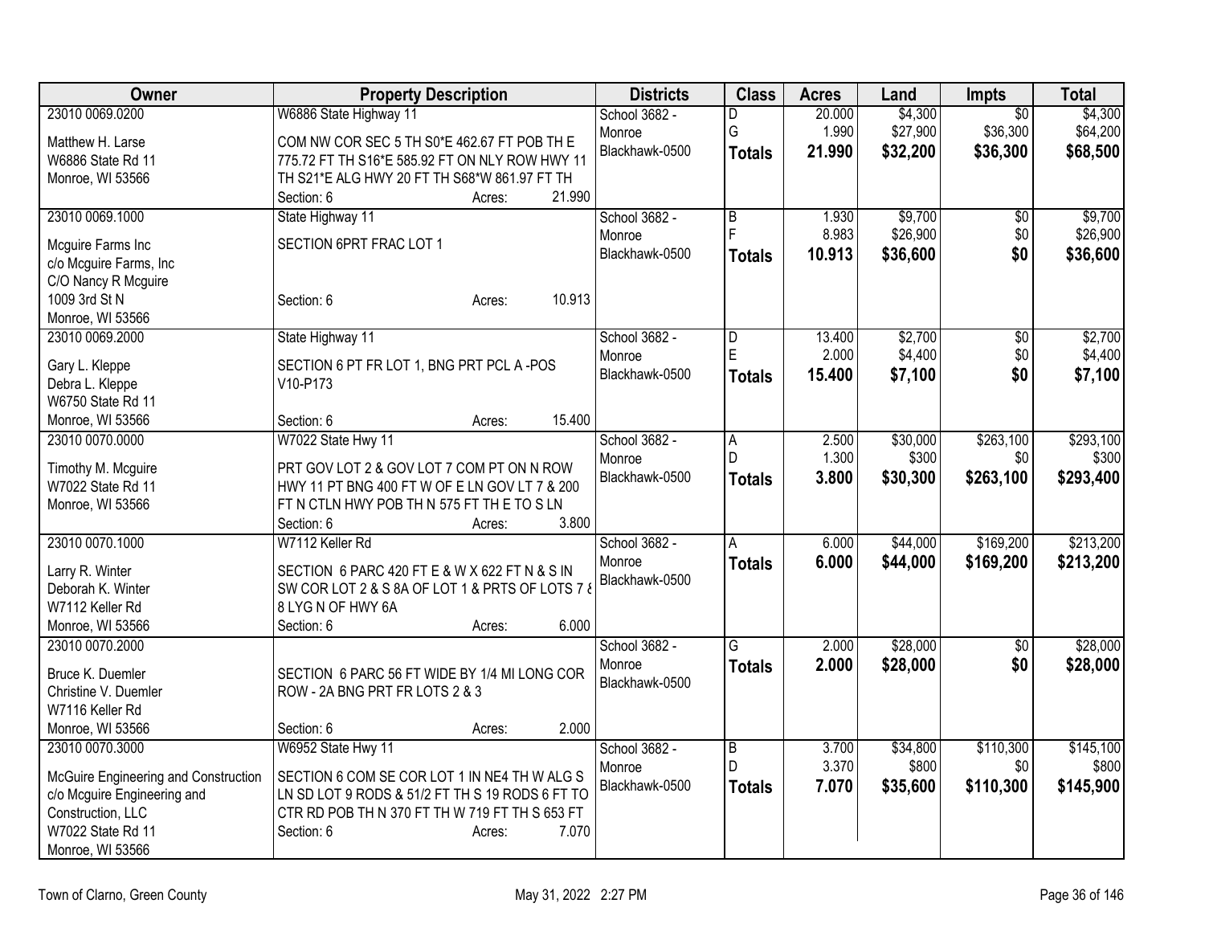| Owner | Property Description | Districts | Class | Acres | Land | Impts | Total |
|---|---|---|---|---|---|---|---|
| 23010 0069.0200<br><br>Matthew H. Larse<br>W6886 State Rd 11<br>Monroe, WI 53566 | W6886 State Highway 11<br><br>COM NW COR SEC 5 TH S0*E 462.67 FT POB TH E 775.72 FT TH S16*E 585.92 FT ON NLY ROW HWY 11 TH S21*E ALG HWY 20 FT TH S68*W 861.97 FT TH<br>Section: 6 Acres: 21.990 | School 3682 - Monroe<br>Blackhawk-0500 | D<br>G<br>**Totals** | 20.000<br>1.990<br>**21.990** | $4,300<br>$27,900<br>**$32,200** | $0<br>$36,300<br>**$36,300** | $4,300<br>$64,200<br>**$68,500** |
| 23010 0069.1000<br><br>Mcguire Farms Inc<br>c/o Mcguire Farms, Inc<br>C/O Nancy R Mcguire<br>1009 3rd St N<br>Monroe, WI 53566 | State Highway 11<br><br>SECTION 6PRT FRAC LOT 1<br><br>Section: 6 Acres: 10.913 | School 3682 - Monroe<br>Blackhawk-0500 | B<br>F<br>**Totals** | 1.930<br>8.983<br>**10.913** | $9,700<br>$26,900<br>**$36,600** | $0<br>$0<br>**$0** | $9,700<br>$26,900<br>**$36,600** |
| 23010 0069.2000<br><br>Gary L. Kleppe<br>Debra L. Kleppe<br>W6750 State Rd 11<br>Monroe, WI 53566 | State Highway 11<br><br>SECTION 6 PT FR LOT 1, BNG PRT PCL A -POS V10-P173<br><br>Section: 6 Acres: 15.400 | School 3682 - Monroe<br>Blackhawk-0500 | D<br>E<br>**Totals** | 13.400<br>2.000<br>**15.400** | $2,700<br>$4,400<br>**$7,100** | $0<br>$0<br>**$0** | $2,700<br>$4,400<br>**$7,100** |
| 23010 0070.0000<br><br>Timothy M. Mcguire<br>W7022 State Rd 11<br>Monroe, WI 53566 | W7022 State Hwy 11<br><br>PRT GOV LOT 2 & GOV LOT 7 COM PT ON N ROW HWY 11 PT BNG 400 FT W OF E LN GOV LT 7 & 200 FT N CTLN HWY POB TH N 575 FT TH E TO S LN<br>Section: 6 Acres: 3.800 | School 3682 - Monroe<br>Blackhawk-0500 | A<br>D<br>**Totals** | 2.500<br>1.300<br>**3.800** | $30,000<br>$300<br>**$30,300** | $263,100<br>$0<br>**$263,100** | $293,100<br>$300<br>**$293,400** |
| 23010 0070.1000<br><br>Larry R. Winter<br>Deborah K. Winter<br>W7112 Keller Rd<br>Monroe, WI 53566 | W7112 Keller Rd<br><br>SECTION 6 PARC 420 FT E & W X 622 FT N & S IN SW COR LOT 2 & S 8A OF LOT 1 & PRTS OF LOTS 7 & 8 LYG N OF HWY 6A<br>Section: 6 Acres: 6.000 | School 3682 - Monroe<br>Blackhawk-0500 | A<br>**Totals** | 6.000<br>**6.000** | $44,000<br>**$44,000** | $169,200<br>**$169,200** | $213,200<br>**$213,200** |
| 23010 0070.2000<br><br>Bruce K. Duemler<br>Christine V. Duemler<br>W7116 Keller Rd<br>Monroe, WI 53566 | <br><br>SECTION 6 PARC 56 FT WIDE BY 1/4 MI LONG COR ROW - 2A BNG PRT FR LOTS 2 & 3<br><br>Section: 6 Acres: 2.000 | School 3682 - Monroe<br>Blackhawk-0500 | G<br>**Totals** | 2.000<br>**2.000** | $28,000<br>**$28,000** | $0<br>**$0** | $28,000<br>**$28,000** |
| 23010 0070.3000<br><br>McGuire Engineering and Construction<br>c/o Mcguire Engineering and Construction, LLC<br>W7022 State Rd 11<br>Monroe, WI 53566 | W6952 State Hwy 11<br><br>SECTION 6 COM SE COR LOT 1 IN NE4 TH W ALG S LN SD LOT 9 RODS & 51/2 FT TH S 19 RODS 6 FT TO CTR RD POB TH N 370 FT TH W 719 FT TH S 653 FT<br>Section: 6 Acres: 7.070 | School 3682 - Monroe<br>Blackhawk-0500 | B<br>D<br>**Totals** | 3.700<br>3.370<br>**7.070** | $34,800<br>$800<br>**$35,600** | $110,300<br>$0<br>**$110,300** | $145,100<br>$800<br>**$145,900** |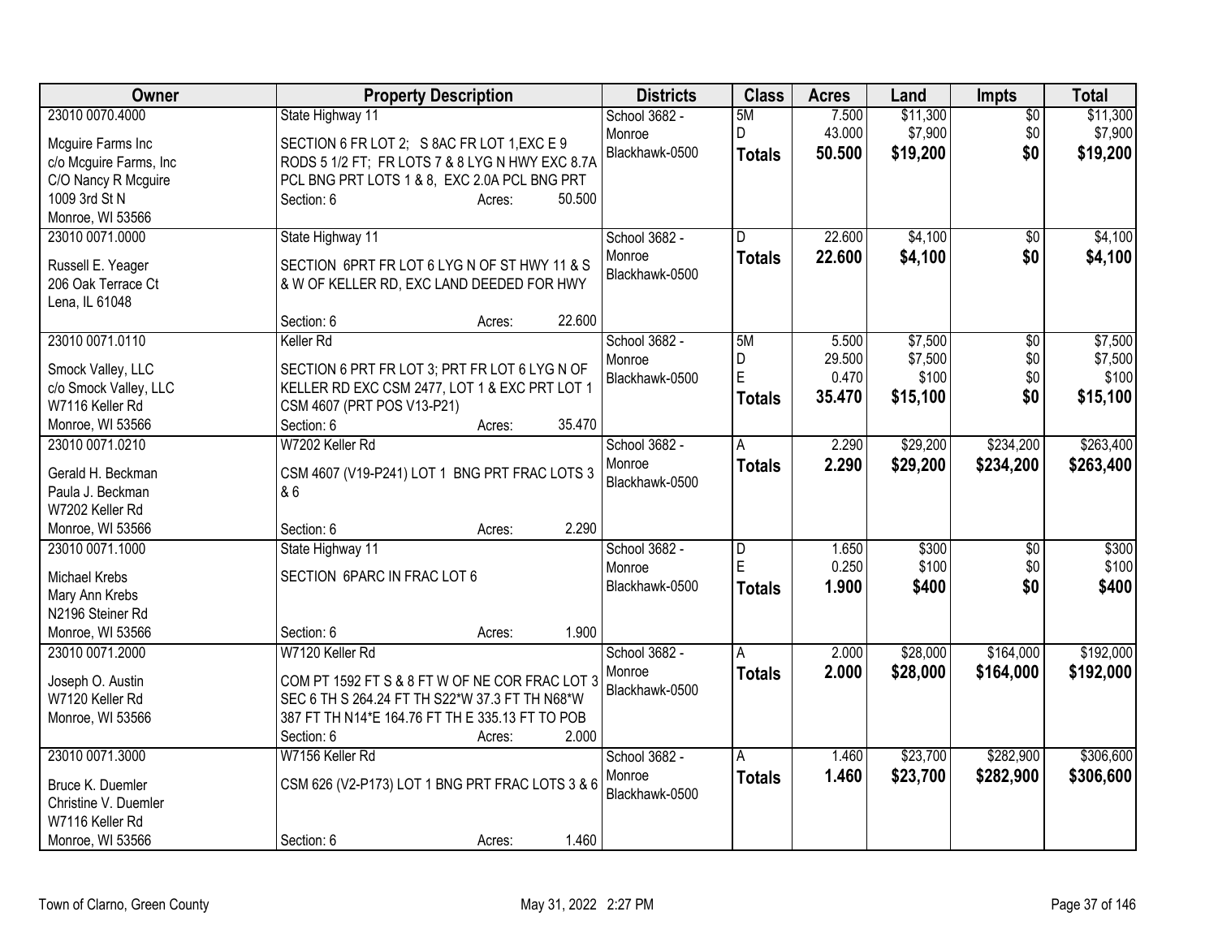| Owner | Property Description | Districts | Class | Acres | Land | Impts | Total |
|---|---|---|---|---|---|---|---|
| 23010 0070.4000<br>Mcguire Farms Inc<br>c/o Mcguire Farms, Inc<br>C/O Nancy R Mcguire<br>1009 3rd St N<br>Monroe, WI 53566 | State Highway 11<br>SECTION 6 FR LOT 2; S 8AC FR LOT 1,EXC E 9 RODS 5 1/2 FT; FR LOTS 7 & 8 LYG N HWY EXC 8.7A PCL BNG PRT LOTS 1 & 8, EXC 2.0A PCL BNG PRT<br>Section: 6 Acres: 50.500 | School 3682 - Monroe Blackhawk-0500 | 5M<br>D<br>**Totals** | 7.500<br>43.000<br>**50.500** | $11,300<br>$7,900<br>**$19,200** | $0<br>$0<br>**$0** | $11,300<br>$7,900<br>**$19,200** |
| 23010 0071.0000<br>Russell E. Yeager<br>206 Oak Terrace Ct<br>Lena, IL 61048 | State Highway 11<br>SECTION 6PRT FR LOT 6 LYG N OF ST HWY 11 & S & W OF KELLER RD, EXC LAND DEEDED FOR HWY<br>Section: 6 Acres: 22.600 | School 3682 - Monroe Blackhawk-0500 | D<br>**Totals** | 22.600<br>**22.600** | $4,100<br>**$4,100** | $0<br>**$0** | $4,100<br>**$4,100** |
| 23010 0071.0110<br>Smock Valley, LLC<br>c/o Smock Valley, LLC<br>W7116 Keller Rd<br>Monroe, WI 53566 | Keller Rd<br>SECTION 6 PRT FR LOT 3; PRT FR LOT 6 LYG N OF KELLER RD EXC CSM 2477, LOT 1 & EXC PRT LOT 1 CSM 4607 (PRT POS V13-P21)<br>Section: 6 Acres: 35.470 | School 3682 - Monroe Blackhawk-0500 | 5M<br>D<br>E<br>**Totals** | 5.500<br>29.500<br>0.470<br>**35.470** | $7,500<br>$7,500<br>$100<br>**$15,100** | $0<br>$0<br>$0<br>**$0** | $7,500<br>$7,500<br>$100<br>**$15,100** |
| 23010 0071.0210<br>Gerald H. Beckman<br>Paula J. Beckman<br>W7202 Keller Rd<br>Monroe, WI 53566 | W7202 Keller Rd<br>CSM 4607 (V19-P241) LOT 1 BNG PRT FRAC LOTS 3 & 6<br>Section: 6 Acres: 2.290 | School 3682 - Monroe Blackhawk-0500 | A<br>**Totals** | 2.290<br>**2.290** | $29,200<br>**$29,200** | $234,200<br>**$234,200** | $263,400<br>**$263,400** |
| 23010 0071.1000<br>Michael Krebs<br>Mary Ann Krebs<br>N2196 Steiner Rd<br>Monroe, WI 53566 | State Highway 11<br>SECTION 6PARC IN FRAC LOT 6<br>Section: 6 Acres: 1.900 | School 3682 - Monroe Blackhawk-0500 | D<br>E<br>**Totals** | 1.650<br>0.250<br>**1.900** | $300<br>$100<br>**$400** | $0<br>$0<br>**$0** | $300<br>$100<br>**$400** |
| 23010 0071.2000<br>Joseph O. Austin<br>W7120 Keller Rd<br>Monroe, WI 53566 | W7120 Keller Rd<br>COM PT 1592 FT S & 8 FT W OF NE COR FRAC LOT 3 SEC 6 TH S 264.24 FT TH S22*W 37.3 FT TH N68*W 387 FT TH N14*E 164.76 FT TH E 335.13 FT TO POB<br>Section: 6 Acres: 2.000 | School 3682 - Monroe Blackhawk-0500 | A<br>**Totals** | 2.000<br>**2.000** | $28,000<br>**$28,000** | $164,000<br>**$164,000** | $192,000<br>**$192,000** |
| 23010 0071.3000<br>Bruce K. Duemler<br>Christine V. Duemler<br>W7116 Keller Rd<br>Monroe, WI 53566 | W7156 Keller Rd<br>CSM 626 (V2-P173) LOT 1 BNG PRT FRAC LOTS 3 & 6<br>Section: 6 Acres: 1.460 | School 3682 - Monroe Blackhawk-0500 | A<br>**Totals** | 1.460<br>**1.460** | $23,700<br>**$23,700** | $282,900<br>**$282,900** | $306,600<br>**$306,600** |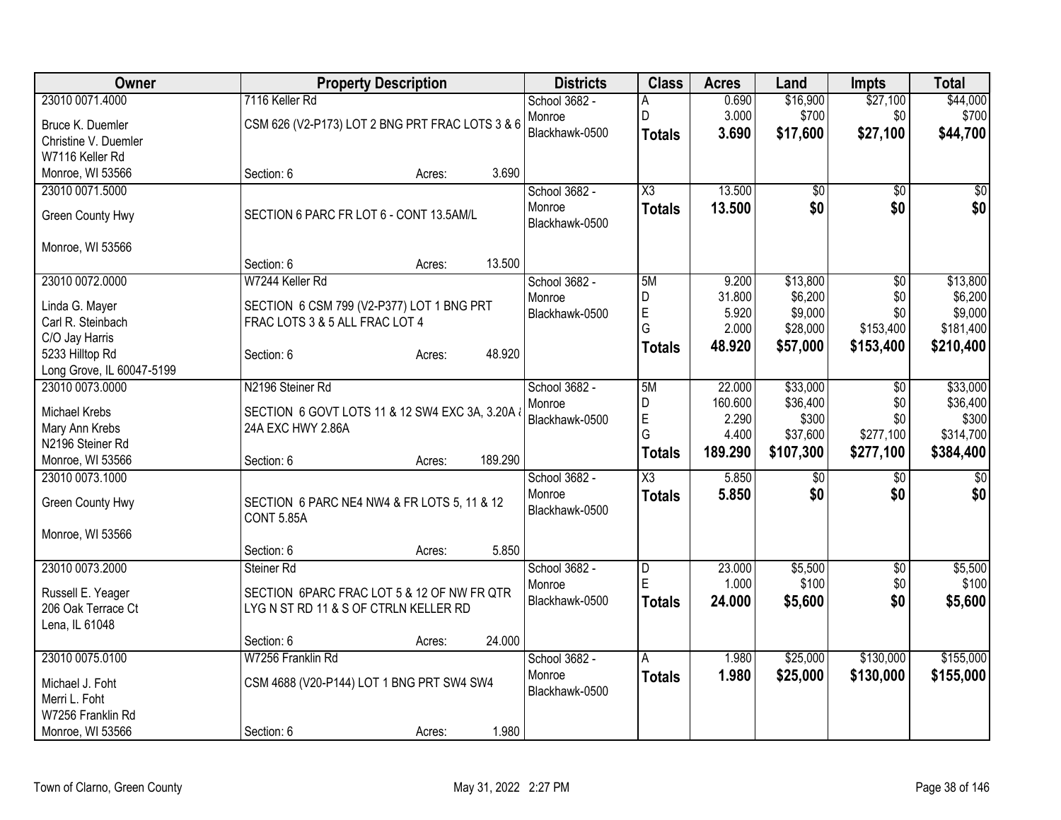| Owner | Property Description | | | Districts | Class | Acres | Land | Impts | Total |
|---|---|---|---|---|---|---|---|---|---|
| 23010 0071.4000 | 7116 Keller Rd | | | School 3682 - | A | 0.690 | $16,900 | $27,100 | $44,000 |
| Bruce K. Duemler | CSM 626 (V2-P173) LOT 2 BNG PRT FRAC LOTS 3 & 6 | | | Monroe | D | 3.000 | $700 | $0 | $700 |
| Christine V. Duemler | | | | Blackhawk-0500 | **Totals** | **3.690** | **$17,600** | **$27,100** | **$44,700** |
| W7116 Keller Rd | | | | | | | | | |
| Monroe, WI 53566 | Section: 6 | Acres: | 3.690 | | | | | | |
| 23010 0071.5000 | | | | School 3682 - | X3 | 13.500 | $0 | $0 | $0 |
| Green County Hwy | SECTION 6 PARC FR LOT 6 - CONT 13.5AM/L | | | Monroe | **Totals** | **13.500** | **$0** | **$0** | **$0** |
| Monroe, WI 53566 | | | | Blackhawk-0500 | | | | | |
| | Section: 6 | Acres: | 13.500 | | | | | | |
| 23010 0072.0000 | W7244 Keller Rd | | | School 3682 - | 5M | 9.200 | $13,800 | $0 | $13,800 |
| Linda G. Mayer | SECTION 6 CSM 799 (V2-P377) LOT 1 BNG PRT | | | Monroe | D | 31.800 | $6,200 | $0 | $6,200 |
| Carl R. Steinbach | FRAC LOTS 3 & 5 ALL FRAC LOT 4 | | | Blackhawk-0500 | E | 5.920 | $9,000 | $0 | $9,000 |
| C/O Jay Harris | | | | | G | 2.000 | $28,000 | $153,400 | $181,400 |
| 5233 Hilltop Rd | Section: 6 | Acres: | 48.920 | | **Totals** | **48.920** | **$57,000** | **$153,400** | **$210,400** |
| Long Grove, IL 60047-5199 | | | | | | | | | |
| 23010 0073.0000 | N2196 Steiner Rd | | | School 3682 - | 5M | 22.000 | $33,000 | $0 | $33,000 |
| Michael Krebs | SECTION 6 GOVT LOTS 11 & 12 SW4 EXC 3A, 3.20A & | | | Monroe | D | 160.600 | $36,400 | $0 | $36,400 |
| Mary Ann Krebs | 24A EXC HWY 2.86A | | | Blackhawk-0500 | E | 2.290 | $300 | $0 | $300 |
| N2196 Steiner Rd | | | | | G | 4.400 | $37,600 | $277,100 | $314,700 |
| Monroe, WI 53566 | Section: 6 | Acres: | 189.290 | | **Totals** | **189.290** | **$107,300** | **$277,100** | **$384,400** |
| 23010 0073.1000 | | | | School 3682 - | X3 | 5.850 | $0 | $0 | $0 |
| Green County Hwy | SECTION 6 PARC NE4 NW4 & FR LOTS 5, 11 & 12 | | | Monroe | **Totals** | **5.850** | **$0** | **$0** | **$0** |
| | CONT 5.85A | | | Blackhawk-0500 | | | | | |
| Monroe, WI 53566 | | | | | | | | | |
| | Section: 6 | Acres: | 5.850 | | | | | | |
| 23010 0073.2000 | Steiner Rd | | | School 3682 - | D | 23.000 | $5,500 | $0 | $5,500 |
| Russell E. Yeager | SECTION 6PARC FRAC LOT 5 & 12 OF NW FR QTR | | | Monroe | E | 1.000 | $100 | $0 | $100 |
| 206 Oak Terrace Ct | LYG N ST RD 11 & S OF CTRLN KELLER RD | | | Blackhawk-0500 | **Totals** | **24.000** | **$5,600** | **$0** | **$5,600** |
| Lena, IL 61048 | | | | | | | | | |
| | Section: 6 | Acres: | 24.000 | | | | | | |
| 23010 0075.0100 | W7256 Franklin Rd | | | School 3682 - | A | 1.980 | $25,000 | $130,000 | $155,000 |
| Michael J. Foht | CSM 4688 (V20-P144) LOT 1 BNG PRT SW4 SW4 | | | Monroe | **Totals** | **1.980** | **$25,000** | **$130,000** | **$155,000** |
| Merri L. Foht | | | | Blackhawk-0500 | | | | | |
| W7256 Franklin Rd | | | | | | | | | |
| Monroe, WI 53566 | Section: 6 | Acres: | 1.980 | | | | | | |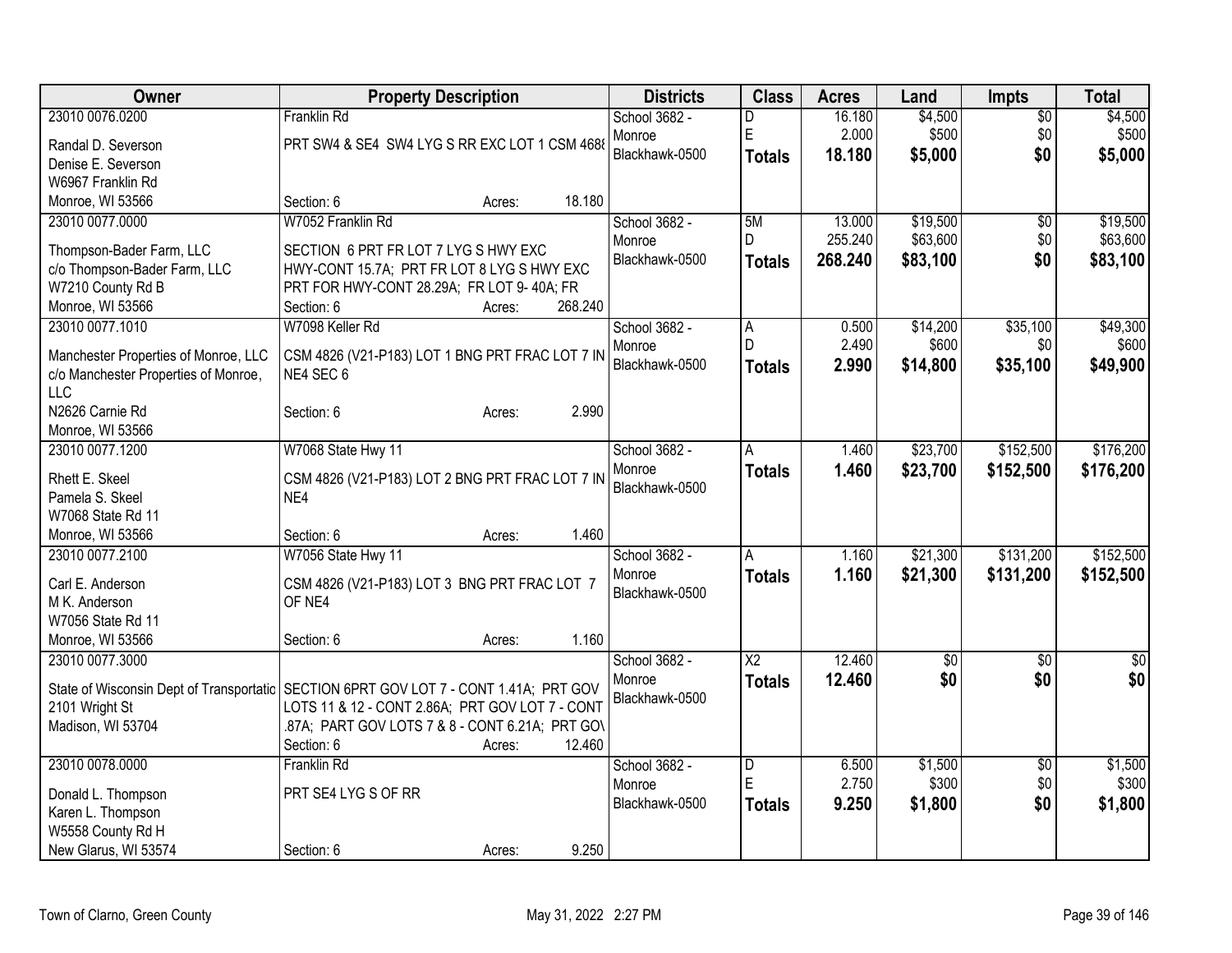| Owner | Property Description | Districts | Class | Acres | Land | Impts | Total |
|---|---|---|---|---|---|---|---|
| 23010 0076.0200<br>Randal D. Severson<br>Denise E. Severson<br>W6967 Franklin Rd<br>Monroe, WI 53566 | Franklin Rd<br>PRT SW4 & SE4 SW4 LYG S RR EXC LOT 1 CSM 4688<br>Section: 6 Acres: 18.180 | School 3682 - Monroe<br>Blackhawk-0500 | D<br>E<br>**Totals** | 16.180<br>2.000<br>**18.180** | $4,500<br>$500<br>**$5,000** | $0<br>$0<br>**$0** | $4,500<br>$500<br>**$5,000** |
| 23010 0077.0000<br>Thompson-Bader Farm, LLC<br>c/o Thompson-Bader Farm, LLC<br>W7210 County Rd B<br>Monroe, WI 53566 | W7052 Franklin Rd<br>SECTION 6 PRT FR LOT 7 LYG S HWY EXC HWY-CONT 15.7A; PRT FR LOT 8 LYG S HWY EXC PRT FOR HWY-CONT 28.29A; FR LOT 9- 40A; FR<br>Section: 6 Acres: 268.240 | School 3682 - Monroe<br>Blackhawk-0500 | 5M<br>D<br>**Totals** | 13.000<br>255.240<br>**268.240** | $19,500<br>$63,600<br>**$83,100** | $0<br>$0<br>**$0** | $19,500<br>$63,600<br>**$83,100** |
| 23010 0077.1010<br>Manchester Properties of Monroe, LLC<br>c/o Manchester Properties of Monroe, LLC<br>N2626 Carnie Rd<br>Monroe, WI 53566 | W7098 Keller Rd<br>CSM 4826 (V21-P183) LOT 1 BNG PRT FRAC LOT 7 IN NE4 SEC 6<br>Section: 6 Acres: 2.990 | School 3682 - Monroe<br>Blackhawk-0500 | A<br>D<br>**Totals** | 0.500<br>2.490<br>**2.990** | $14,200<br>$600<br>**$14,800** | $35,100<br>$0<br>**$35,100** | $49,300<br>$600<br>**$49,900** |
| 23010 0077.1200<br>Rhett E. Skeel<br>Pamela S. Skeel<br>W7068 State Rd 11<br>Monroe, WI 53566 | W7068 State Hwy 11<br>CSM 4826 (V21-P183) LOT 2 BNG PRT FRAC LOT 7 IN NE4<br>Section: 6 Acres: 1.460 | School 3682 - Monroe<br>Blackhawk-0500 | A<br>**Totals** | 1.460<br>**1.460** | $23,700<br>**$23,700** | $152,500<br>**$152,500** | $176,200<br>**$176,200** |
| 23010 0077.2100<br>Carl E. Anderson<br>M K. Anderson<br>W7056 State Rd 11<br>Monroe, WI 53566 | W7056 State Hwy 11<br>CSM 4826 (V21-P183) LOT 3 BNG PRT FRAC LOT 7 OF NE4<br>Section: 6 Acres: 1.160 | School 3682 - Monroe<br>Blackhawk-0500 | A<br>**Totals** | 1.160<br>**1.160** | $21,300<br>**$21,300** | $131,200<br>**$131,200** | $152,500<br>**$152,500** |
| 23010 0077.3000<br>State of Wisconsin Dept of Transportatio<br>2101 Wright St<br>Madison, WI 53704 | SECTION 6PRT GOV LOT 7 - CONT 1.41A; PRT GOV LOTS 11 & 12 - CONT 2.86A; PRT GOV LOT 7 - CONT .87A; PART GOV LOTS 7 & 8 - CONT 6.21A; PRT GOV<br>Section: 6 Acres: 12.460 | School 3682 - Monroe<br>Blackhawk-0500 | X2<br>**Totals** | 12.460<br>**12.460** | $0<br>**$0** | $0<br>**$0** | $0<br>**$0** |
| 23010 0078.0000<br>Donald L. Thompson<br>Karen L. Thompson<br>W5558 County Rd H<br>New Glarus, WI 53574 | Franklin Rd<br>PRT SE4 LYG S OF RR<br>Section: 6 Acres: 9.250 | School 3682 - Monroe<br>Blackhawk-0500 | D<br>E<br>**Totals** | 6.500<br>2.750<br>**9.250** | $1,500<br>$300<br>**$1,800** | $0<br>$0<br>**$0** | $1,500<br>$300<br>**$1,800** |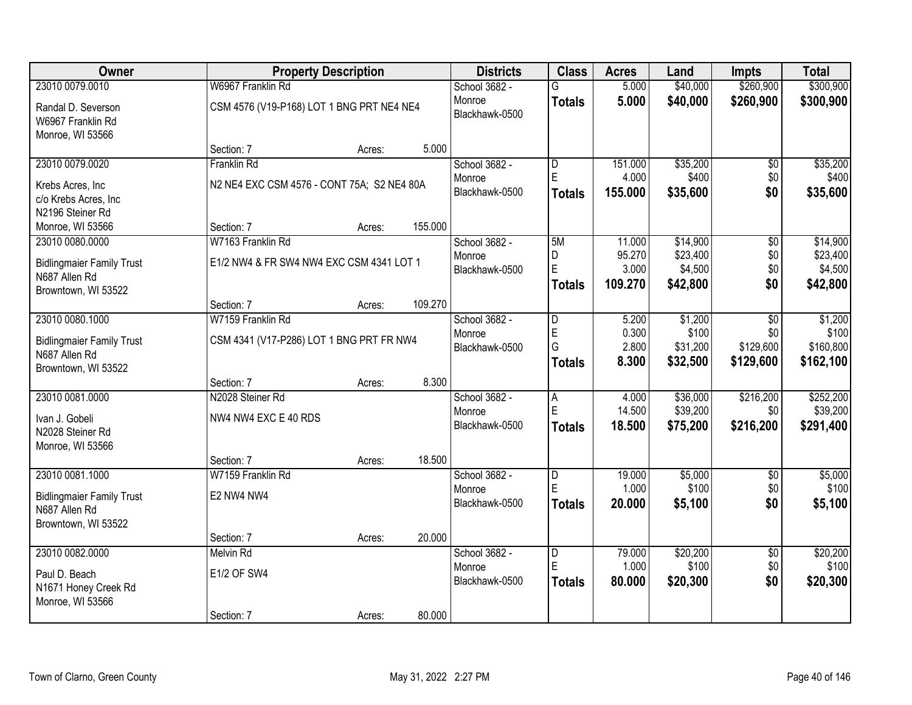| Owner | Property Description | Districts | Class | Acres | Land | Impts | Total |
|---|---|---|---|---|---|---|---|
| 23010 0079.0010<br>Randal D. Severson<br>W6967 Franklin Rd<br>Monroe, WI 53566 | W6967 Franklin Rd<br>CSM 4576 (V19-P168) LOT 1 BNG PRT NE4 NE4<br>Section: 7 Acres: 5.000 | School 3682 - Monroe<br>Blackhawk-0500 | G<br>**Totals** | 5.000<br>**5.000** | $40,000<br>**$40,000** | $260,900<br>**$260,900** | $300,900<br>**$300,900** |
| 23010 0079.0020<br>Krebs Acres, Inc<br>c/o Krebs Acres, Inc<br>N2196 Steiner Rd<br>Monroe, WI 53566 | Franklin Rd<br>N2 NE4 EXC CSM 4576 - CONT 75A; S2 NE4 80A<br>Section: 7 Acres: 155.000 | School 3682 - Monroe<br>Blackhawk-0500 | D<br>E<br>**Totals** | 151.000<br>4.000<br>**155.000** | $35,200<br>$400<br>**$35,600** | $0<br>$0<br>**$0** | $35,200<br>$400<br>**$35,600** |
| 23010 0080.0000<br>Bidlingmaier Family Trust<br>N687 Allen Rd<br>Browntown, WI 53522 | W7163 Franklin Rd<br>E1/2 NW4 & FR SW4 NW4 EXC CSM 4341 LOT 1<br>Section: 7 Acres: 109.270 | School 3682 - Monroe<br>Blackhawk-0500 | 5M<br>D<br>E<br>**Totals** | 11.000<br>95.270<br>3.000<br>**109.270** | $14,900<br>$23,400<br>$4,500<br>**$42,800** | $0<br>$0<br>$0<br>**$0** | $14,900<br>$23,400<br>$4,500<br>**$42,800** |
| 23010 0080.1000<br>Bidlingmaier Family Trust<br>N687 Allen Rd<br>Browntown, WI 53522 | W7159 Franklin Rd<br>CSM 4341 (V17-P286) LOT 1 BNG PRT FR NW4<br>Section: 7 Acres: 8.300 | School 3682 - Monroe<br>Blackhawk-0500 | D<br>E<br>G<br>**Totals** | 5.200<br>0.300<br>2.800<br>**8.300** | $1,200<br>$100<br>$31,200<br>**$32,500** | $0<br>$0<br>$129,600<br>**$129,600** | $1,200<br>$100<br>$160,800<br>**$162,100** |
| 23010 0081.0000<br>Ivan J. Gobeli<br>N2028 Steiner Rd<br>Monroe, WI 53566 | N2028 Steiner Rd<br>NW4 NW4 EXC E 40 RDS<br>Section: 7 Acres: 18.500 | School 3682 - Monroe<br>Blackhawk-0500 | A<br>E<br>**Totals** | 4.000<br>14.500<br>**18.500** | $36,000<br>$39,200<br>**$75,200** | $216,200<br>$0<br>**$216,200** | $252,200<br>$39,200<br>**$291,400** |
| 23010 0081.1000<br>Bidlingmaier Family Trust<br>N687 Allen Rd<br>Browntown, WI 53522 | W7159 Franklin Rd<br>E2 NW4 NW4<br>Section: 7 Acres: 20.000 | School 3682 - Monroe<br>Blackhawk-0500 | D<br>E<br>**Totals** | 19.000<br>1.000<br>**20.000** | $5,000<br>$100<br>**$5,100** | $0<br>$0<br>**$0** | $5,000<br>$100<br>**$5,100** |
| 23010 0082.0000<br>Paul D. Beach<br>N1671 Honey Creek Rd<br>Monroe, WI 53566 | Melvin Rd<br>E1/2 OF SW4<br>Section: 7 Acres: 80.000 | School 3682 - Monroe<br>Blackhawk-0500 | D<br>E<br>**Totals** | 79.000<br>1.000<br>**80.000** | $20,200<br>$100<br>**$20,300** | $0<br>$0<br>**$0** | $20,200<br>$100<br>**$20,300** |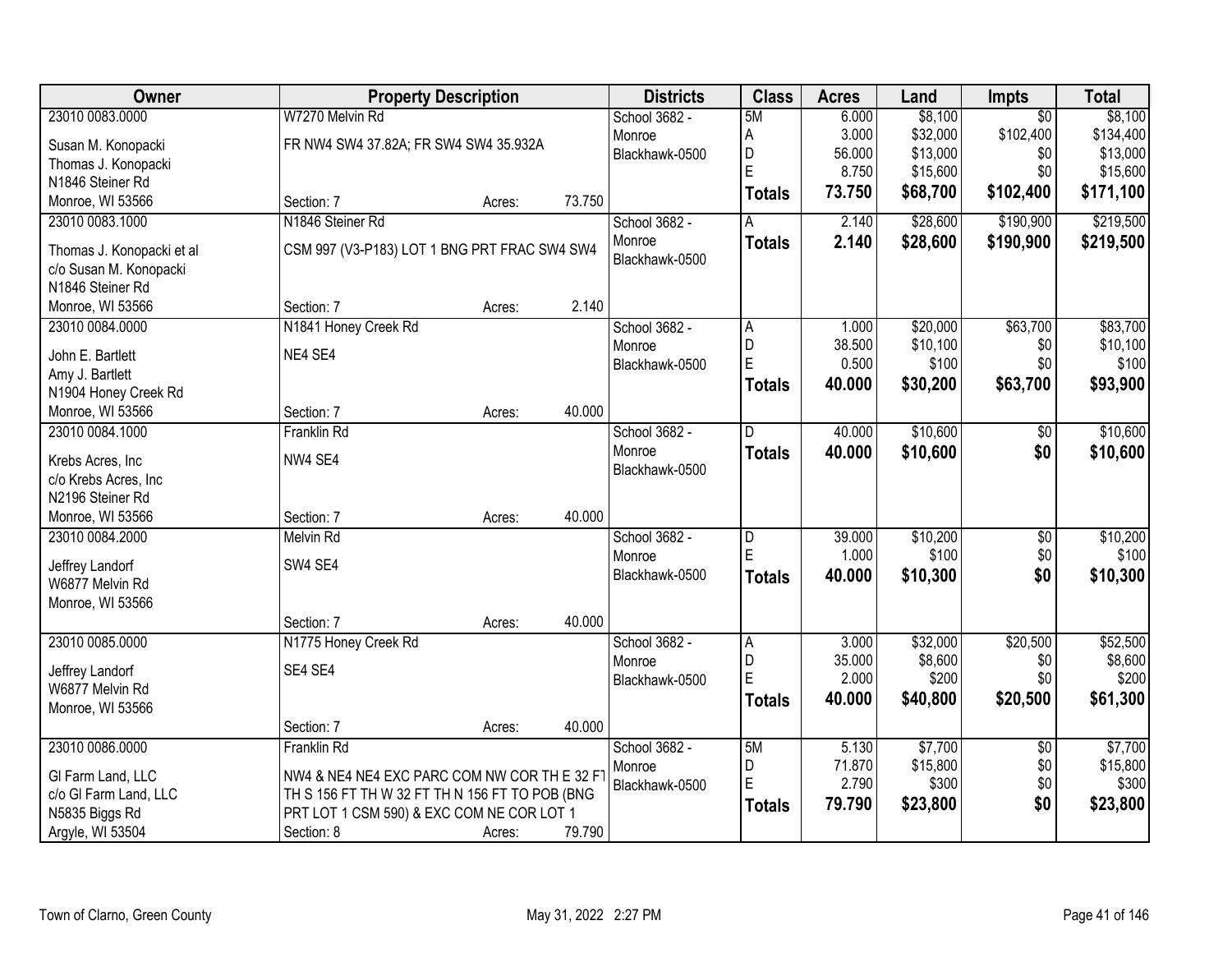| Owner | Property Description | Districts | Class | Acres | Land | Impts | Total |
|---|---|---|---|---|---|---|---|
| 23010 0083.0000<br>Susan M. Konopacki<br>Thomas J. Konopacki<br>N1846 Steiner Rd<br>Monroe, WI 53566 | W7270 Melvin Rd<br>FR NW4 SW4 37.82A; FR SW4 SW4 35.932A<br>Section: 7 Acres: 73.750 | School 3682 - Monroe<br>Blackhawk-0500 | 5M<br>A<br>D<br>E<br>**Totals** | 6.000<br>3.000<br>56.000<br>8.750<br>**73.750** | $8,100<br>$32,000<br>$13,000<br>$15,600<br>**$68,700** | $0<br>$102,400<br>$0<br>$0<br>**$102,400** | $8,100<br>$134,400<br>$13,000<br>$15,600<br>**$171,100** |
| 23010 0083.1000<br>Thomas J. Konopacki et al<br>c/o Susan M. Konopacki<br>N1846 Steiner Rd<br>Monroe, WI 53566 | N1846 Steiner Rd<br>CSM 997 (V3-P183) LOT 1 BNG PRT FRAC SW4 SW4<br>Section: 7 Acres: 2.140 | School 3682 - Monroe<br>Blackhawk-0500 | A<br>**Totals** | 2.140<br>**2.140** | $28,600<br>**$28,600** | $190,900<br>**$190,900** | $219,500<br>**$219,500** |
| 23010 0084.0000<br>John E. Bartlett<br>Amy J. Bartlett<br>N1904 Honey Creek Rd<br>Monroe, WI 53566 | N1841 Honey Creek Rd<br>NE4 SE4<br>Section: 7 Acres: 40.000 | School 3682 - Monroe<br>Blackhawk-0500 | A<br>D<br>E<br>**Totals** | 1.000<br>38.500<br>0.500<br>**40.000** | $20,000<br>$10,100<br>$100<br>**$30,200** | $63,700<br>$0<br>$0<br>**$63,700** | $83,700<br>$10,100<br>$100<br>**$93,900** |
| 23010 0084.1000<br>Krebs Acres, Inc<br>c/o Krebs Acres, Inc<br>N2196 Steiner Rd<br>Monroe, WI 53566 | Franklin Rd<br>NW4 SE4<br>Section: 7 Acres: 40.000 | School 3682 - Monroe<br>Blackhawk-0500 | D<br>**Totals** | 40.000<br>**40.000** | $10,600<br>**$10,600** | $0<br>**$0** | $10,600<br>**$10,600** |
| 23010 0084.2000<br>Jeffrey Landorf<br>W6877 Melvin Rd<br>Monroe, WI 53566 | Melvin Rd<br>SW4 SE4<br>Section: 7 Acres: 40.000 | School 3682 - Monroe<br>Blackhawk-0500 | D<br>E<br>**Totals** | 39.000<br>1.000<br>**40.000** | $10,200<br>$100<br>**$10,300** | $0<br>$0<br>**$0** | $10,200<br>$100<br>**$10,300** |
| 23010 0085.0000<br>Jeffrey Landorf<br>W6877 Melvin Rd<br>Monroe, WI 53566 | N1775 Honey Creek Rd<br>SE4 SE4<br>Section: 7 Acres: 40.000 | School 3682 - Monroe<br>Blackhawk-0500 | A<br>D<br>E<br>**Totals** | 3.000<br>35.000<br>2.000<br>**40.000** | $32,000<br>$8,600<br>$200<br>**$40,800** | $20,500<br>$0<br>$0<br>**$20,500** | $52,500<br>$8,600<br>$200<br>**$61,300** |
| 23010 0086.0000<br>GI Farm Land, LLC<br>c/o GI Farm Land, LLC<br>N5835 Biggs Rd<br>Argyle, WI 53504 | Franklin Rd<br>NW4 & NE4 NE4 NE4 EXC PARC COM NW COR TH E 32 FT TH S 156 FT TH W 32 FT TH N 156 FT TO POB (BNG PRT LOT 1 CSM 590) & EXC COM NE COR LOT 1<br>Section: 8 Acres: 79.790 | School 3682 - Monroe<br>Blackhawk-0500 | 5M<br>D<br>E<br>**Totals** | 5.130<br>71.870<br>2.790<br>**79.790** | $7,700<br>$15,800<br>$300<br>**$23,800** | $0<br>$0<br>$0<br>**$0** | $7,700<br>$15,800<br>$300<br>**$23,800** |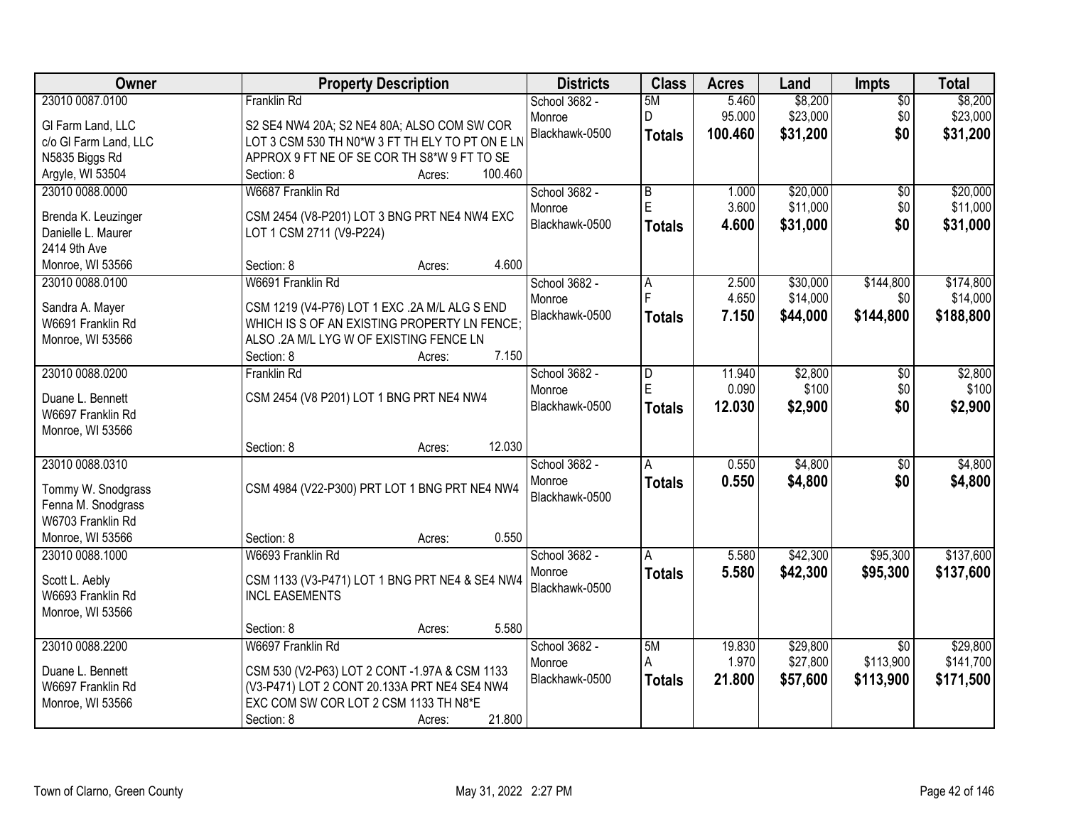| Owner | Property Description | Districts | Class | Acres | Land | Impts | Total |
|---|---|---|---|---|---|---|---|
| 23010 0087.0100<br><br>Gl Farm Land, LLC<br>c/o Gl Farm Land, LLC<br>N5835 Biggs Rd<br>Argyle, WI 53504 | Franklin Rd<br><br>S2 SE4 NW4 20A; S2 NE4 NW4 80A; ALSO COM SW COR LOT 3 CSM 530 TH N0*W 3 FT TH ELY TO PT ON E LN APPROX 9 FT NE OF SE COR TH S8*W 9 FT TO SE<br>Section: 8 Acres: 100.460 | School 3682 - Monroe<br>Blackhawk-0500 | 5M<br>D<br>**Totals** | 5.460<br>95.000<br>**100.460** | $8,200<br>$23,000<br>**$31,200** | $0<br>$0<br>**$0** | $8,200<br>$23,000<br>**$31,200** |
| 23010 0088.0000<br><br>Brenda K. Leuzinger<br>Danielle L. Maurer<br>2414 9th Ave<br>Monroe, WI 53566 | W6687 Franklin Rd<br><br>CSM 2454 (V8-P201) LOT 3 BNG PRT NE4 NW4 EXC LOT 1 CSM 2711 (V9-P224)<br><br>Section: 8 Acres: 4.600 | School 3682 - Monroe<br>Blackhawk-0500 | B<br>E<br>**Totals** | 1.000<br>3.600<br>**4.600** | $20,000<br>$11,000<br>**$31,000** | $0<br>$0<br>**$0** | $20,000<br>$11,000<br>**$31,000** |
| 23010 0088.0100<br><br>Sandra A. Mayer<br>W6691 Franklin Rd<br>Monroe, WI 53566 | W6691 Franklin Rd<br><br>CSM 1219 (V4-P76) LOT 1 EXC .2A M/L ALG S END WHICH IS S OF AN EXISTING PROPERTY LN FENCE; ALSO .2A M/L LYG W OF EXISTING FENCE LN<br>Section: 8 Acres: 7.150 | School 3682 - Monroe<br>Blackhawk-0500 | A<br>F<br>**Totals** | 2.500<br>4.650<br>**7.150** | $30,000<br>$14,000<br>**$44,000** | $144,800<br>$0<br>**$144,800** | $174,800<br>$14,000<br>**$188,800** |
| 23010 0088.0200<br><br>Duane L. Bennett<br>W6697 Franklin Rd<br>Monroe, WI 53566 | Franklin Rd<br><br>CSM 2454 (V8 P201) LOT 1 BNG PRT NE4 NW4<br><br>Section: 8 Acres: 12.030 | School 3682 - Monroe<br>Blackhawk-0500 | D<br>E<br>**Totals** | 11.940<br>0.090<br>**12.030** | $2,800<br>$100<br>**$2,900** | $0<br>$0<br>**$0** | $2,800<br>$100<br>**$2,900** |
| 23010 0088.0310<br><br>Tommy W. Snodgrass<br>Fenna M. Snodgrass<br>W6703 Franklin Rd<br>Monroe, WI 53566 | CSM 4984 (V22-P300) PRT LOT 1 BNG PRT NE4 NW4<br><br>Section: 8 Acres: 0.550 | School 3682 - Monroe<br>Blackhawk-0500 | A<br>**Totals** | 0.550<br>**0.550** | $4,800<br>**$4,800** | $0<br>**$0** | $4,800<br>**$4,800** |
| 23010 0088.1000<br><br>Scott L. Aebly<br>W6693 Franklin Rd<br>Monroe, WI 53566 | W6693 Franklin Rd<br><br>CSM 1133 (V3-P471) LOT 1 BNG PRT NE4 & SE4 NW4 INCL EASEMENTS<br><br>Section: 8 Acres: 5.580 | School 3682 - Monroe<br>Blackhawk-0500 | A<br>**Totals** | 5.580<br>**5.580** | $42,300<br>**$42,300** | $95,300<br>**$95,300** | $137,600<br>**$137,600** |
| 23010 0088.2200<br><br>Duane L. Bennett<br>W6697 Franklin Rd<br>Monroe, WI 53566 | W6697 Franklin Rd<br><br>CSM 530 (V2-P63) LOT 2 CONT -1.97A & CSM 1133 (V3-P471) LOT 2 CONT 20.133A PRT NE4 SE4 NW4 EXC COM SW COR LOT 2 CSM 1133 TH N8*E<br>Section: 8 Acres: 21.800 | School 3682 - Monroe<br>Blackhawk-0500 | 5M<br>A<br>**Totals** | 19.830<br>1.970<br>**21.800** | $29,800<br>$27,800<br>**$57,600** | $0<br>$113,900<br>**$113,900** | $29,800<br>$141,700<br>**$171,500** |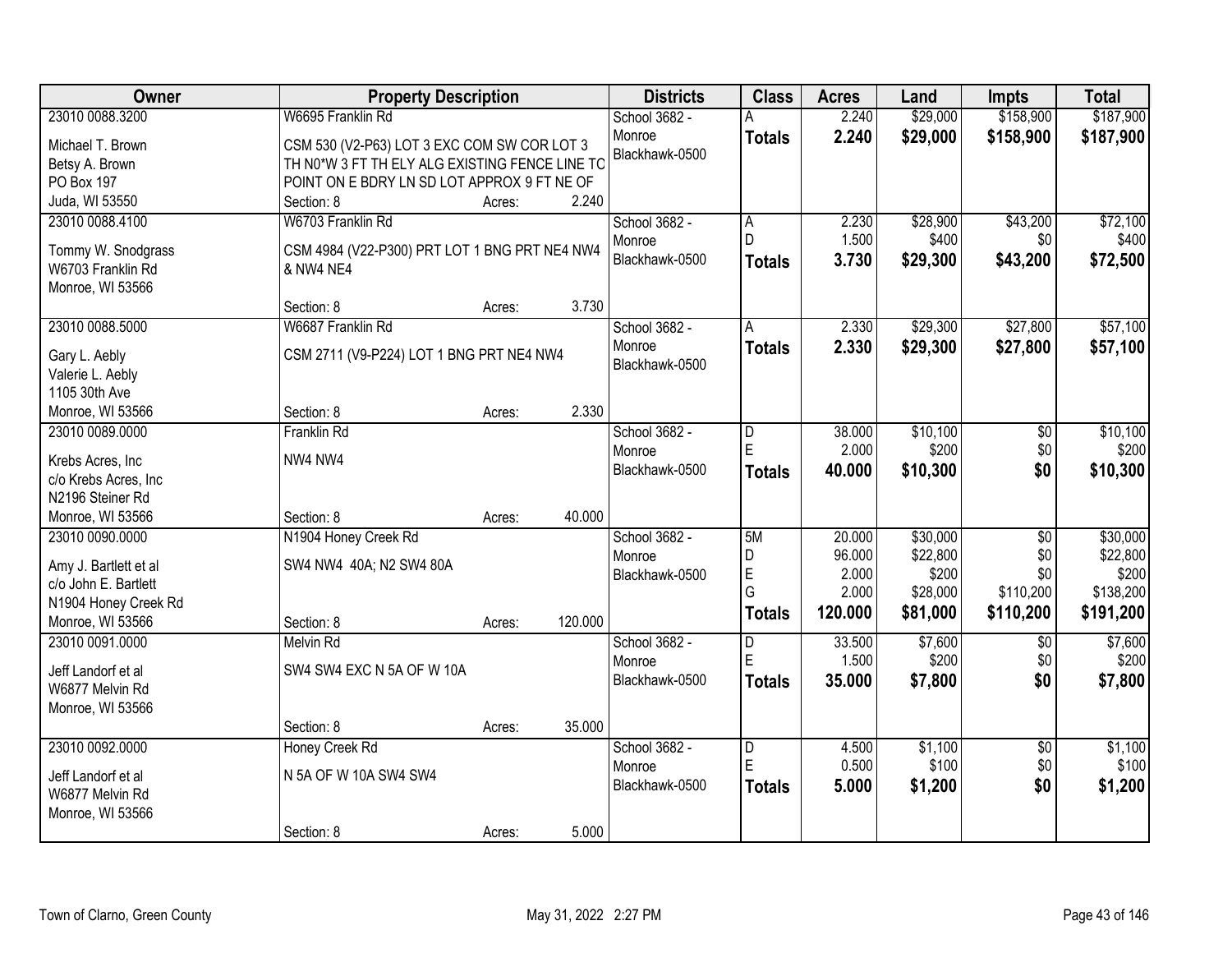| Owner | Property Description | Districts | Class | Acres | Land | Impts | Total |
|---|---|---|---|---|---|---|---|
| 23010 0088.3200<br>Michael T. Brown<br>Betsy A. Brown<br>PO Box 197<br>Juda, WI 53550 | W6695 Franklin Rd<br>CSM 530 (V2-P63) LOT 3 EXC COM SW COR LOT 3 TH N0*W 3 FT TH ELY ALG EXISTING FENCE LINE TO POINT ON E BDRY LN SD LOT APPROX 9 FT NE OF<br>Section: 8 Acres: 2.240 | School 3682 - Monroe<br>Blackhawk-0500 | A<br>**Totals** | 2.240<br>**2.240** | $29,000<br>**$29,000** | $158,900<br>**$158,900** | $187,900<br>**$187,900** |
| 23010 0088.4100<br>Tommy W. Snodgrass<br>W6703 Franklin Rd<br>Monroe, WI 53566 | W6703 Franklin Rd<br>CSM 4984 (V22-P300) PRT LOT 1 BNG PRT NE4 NW4 & NW4 NE4<br>Section: 8 Acres: 3.730 | School 3682 - Monroe<br>Blackhawk-0500 | A<br>D<br>**Totals** | 2.230<br>1.500<br>**3.730** | $28,900<br>$400<br>**$29,300** | $43,200<br>$0<br>**$43,200** | $72,100<br>$400<br>**$72,500** |
| 23010 0088.5000<br>Gary L. Aebly<br>Valerie L. Aebly<br>1105 30th Ave<br>Monroe, WI 53566 | W6687 Franklin Rd<br>CSM 2711 (V9-P224) LOT 1 BNG PRT NE4 NW4<br>Section: 8 Acres: 2.330 | School 3682 - Monroe<br>Blackhawk-0500 | A<br>**Totals** | 2.330<br>**2.330** | $29,300<br>**$29,300** | $27,800<br>**$27,800** | $57,100<br>**$57,100** |
| 23010 0089.0000<br>Krebs Acres, Inc<br>c/o Krebs Acres, Inc<br>N2196 Steiner Rd<br>Monroe, WI 53566 | Franklin Rd<br>NW4 NW4<br>Section: 8 Acres: 40.000 | School 3682 - Monroe<br>Blackhawk-0500 | D<br>E<br>**Totals** | 38.000<br>2.000<br>**40.000** | $10,100<br>$200<br>**$10,300** | $0<br>$0<br>**$0** | $10,100<br>$200<br>**$10,300** |
| 23010 0090.0000<br>Amy J. Bartlett et al<br>c/o John E. Bartlett<br>N1904 Honey Creek Rd<br>Monroe, WI 53566 | N1904 Honey Creek Rd<br>SW4 NW4 40A; N2 SW4 80A<br>Section: 8 Acres: 120.000 | School 3682 - Monroe<br>Blackhawk-0500 | 5M<br>D<br>E<br>G<br>**Totals** | 20.000<br>96.000<br>2.000<br>2.000<br>**120.000** | $30,000<br>$22,800<br>$200<br>$28,000<br>**$81,000** | $0<br>$0<br>$0<br>$110,200<br>**$110,200** | $30,000<br>$22,800<br>$200<br>$138,200<br>**$191,200** |
| 23010 0091.0000<br>Jeff Landorf et al<br>W6877 Melvin Rd<br>Monroe, WI 53566 | Melvin Rd<br>SW4 SW4 EXC N 5A OF W 10A<br>Section: 8 Acres: 35.000 | School 3682 - Monroe<br>Blackhawk-0500 | D<br>E<br>**Totals** | 33.500<br>1.500<br>**35.000** | $7,600<br>$200<br>**$7,800** | $0<br>$0<br>**$0** | $7,600<br>$200<br>**$7,800** |
| 23010 0092.0000<br>Jeff Landorf et al<br>W6877 Melvin Rd<br>Monroe, WI 53566 | Honey Creek Rd<br>N 5A OF W 10A SW4 SW4<br>Section: 8 Acres: 5.000 | School 3682 - Monroe<br>Blackhawk-0500 | D<br>E<br>**Totals** | 4.500<br>0.500<br>**5.000** | $1,100<br>$100<br>**$1,200** | $0<br>$0<br>**$0** | $1,100<br>$100<br>**$1,200** |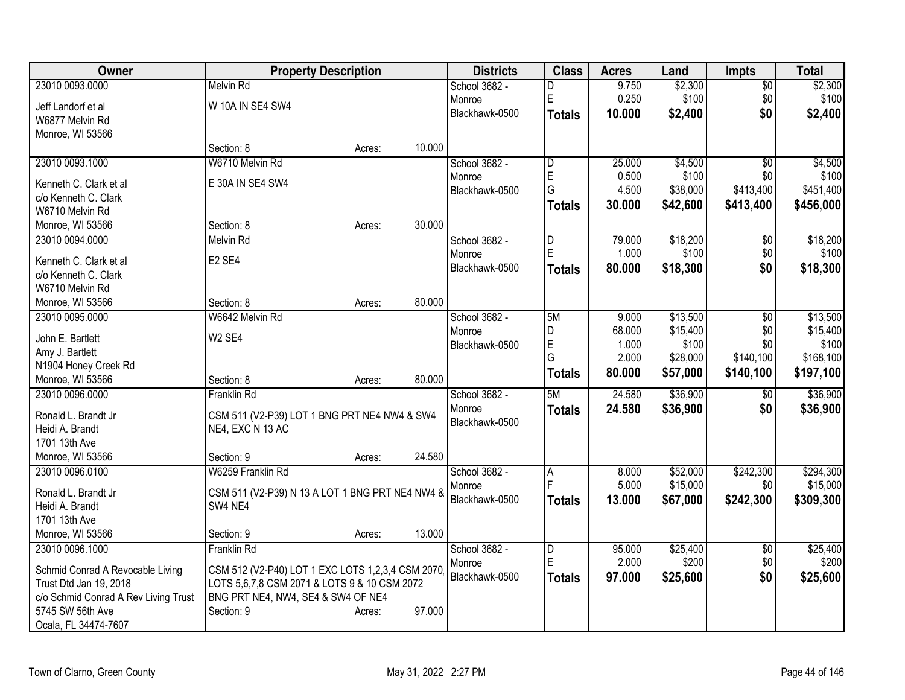| Owner | Property Description | Districts | Class | Acres | Land | Impts | Total |
|---|---|---|---|---|---|---|---|
| 23010 0093.0000<br>Jeff Landorf et al<br>W6877 Melvin Rd<br>Monroe, WI 53566 | Melvin Rd<br>W 10A IN SE4 SW4<br>Section: 8 Acres: 10.000 | School 3682 - Monroe<br>Blackhawk-0500 | D<br>E<br>**Totals** | 9.750<br>0.250<br>**10.000** | $2,300<br>$100<br>**$2,400** | $0<br>$0<br>**$0** | $2,300<br>$100<br>**$2,400** |
| 23010 0093.1000<br>Kenneth C. Clark et al<br>c/o Kenneth C. Clark<br>W6710 Melvin Rd<br>Monroe, WI 53566 | W6710 Melvin Rd<br>E 30A IN SE4 SW4<br>Section: 8 Acres: 30.000 | School 3682 - Monroe<br>Blackhawk-0500 | D<br>E<br>G<br>**Totals** | 25.000<br>0.500<br>4.500<br>**30.000** | $4,500<br>$100<br>$38,000<br>**$42,600** | $0<br>$0<br>$413,400<br>**$413,400** | $4,500<br>$100<br>$451,400<br>**$456,000** |
| 23010 0094.0000<br>Kenneth C. Clark et al<br>c/o Kenneth C. Clark<br>W6710 Melvin Rd<br>Monroe, WI 53566 | Melvin Rd<br>E2 SE4<br>Section: 8 Acres: 80.000 | School 3682 - Monroe<br>Blackhawk-0500 | D<br>E<br>**Totals** | 79.000<br>1.000<br>**80.000** | $18,200<br>$100<br>**$18,300** | $0<br>$0<br>**$0** | $18,200<br>$100<br>**$18,300** |
| 23010 0095.0000<br>John E. Bartlett<br>Amy J. Bartlett<br>N1904 Honey Creek Rd<br>Monroe, WI 53566 | W6642 Melvin Rd<br>W2 SE4<br>Section: 8 Acres: 80.000 | School 3682 - Monroe<br>Blackhawk-0500 | 5M<br>D<br>E<br>G<br>**Totals** | 9.000<br>68.000<br>1.000<br>2.000<br>**80.000** | $13,500<br>$15,400<br>$100<br>$28,000<br>**$57,000** | $0<br>$0<br>$0<br>$140,100<br>**$140,100** | $13,500<br>$15,400<br>$100<br>$168,100<br>**$197,100** |
| 23010 0096.0000<br>Ronald L. Brandt Jr<br>Heidi A. Brandt<br>1701 13th Ave<br>Monroe, WI 53566 | Franklin Rd<br>CSM 511 (V2-P39) LOT 1 BNG PRT NE4 NW4 & SW4 NE4, EXC N 13 AC<br>Section: 9 Acres: 24.580 | School 3682 - Monroe<br>Blackhawk-0500 | 5M<br>**Totals** | 24.580<br>**24.580** | $36,900<br>**$36,900** | $0<br>**$0** | $36,900<br>**$36,900** |
| 23010 0096.0100<br>Ronald L. Brandt Jr<br>Heidi A. Brandt<br>1701 13th Ave<br>Monroe, WI 53566 | W6259 Franklin Rd<br>CSM 511 (V2-P39) N 13 A LOT 1 BNG PRT NE4 NW4 & SW4 NE4<br>Section: 9 Acres: 13.000 | School 3682 - Monroe<br>Blackhawk-0500 | A<br>F<br>**Totals** | 8.000<br>5.000<br>**13.000** | $52,000<br>$15,000<br>**$67,000** | $242,300<br>$0<br>**$242,300** | $294,300<br>$15,000<br>**$309,300** |
| 23010 0096.1000<br>Schmid Conrad A Revocable Living Trust Dtd Jan 19, 2018<br>c/o Schmid Conrad A Rev Living Trust<br>5745 SW 56th Ave<br>Ocala, FL 34474-7607 | Franklin Rd<br>CSM 512 (V2-P40) LOT 1 EXC LOTS 1,2,3,4 CSM 2070, LOTS 5,6,7,8 CSM 2071 & LOTS 9 & 10 CSM 2072 BNG PRT NE4, NW4, SE4 & SW4 OF NE4<br>Section: 9 Acres: 97.000 | School 3682 - Monroe<br>Blackhawk-0500 | D<br>E<br>**Totals** | 95.000<br>2.000<br>**97.000** | $25,400<br>$200<br>**$25,600** | $0<br>$0<br>**$0** | $25,400<br>$200<br>**$25,600** |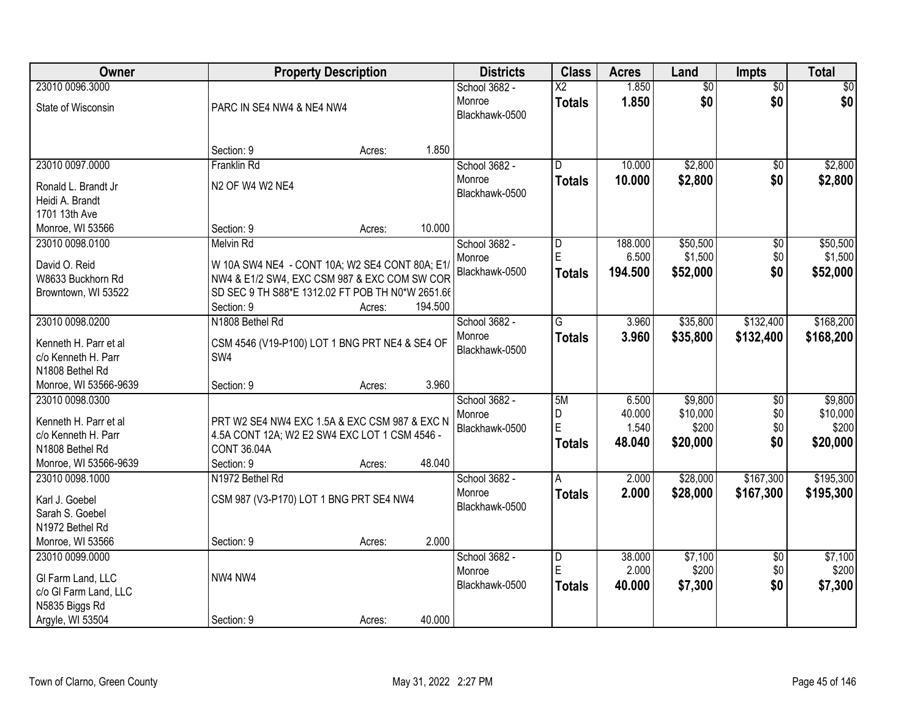| Owner | Property Description | Districts | Class | Acres | Land | Impts | Total |
|---|---|---|---|---|---|---|---|
| 23010 0096.3000<br>State of Wisconsin | PARC IN SE4 NW4 & NE4 NW4<br>Section: 9 Acres: 1.850 | School 3682 - Monroe<br>Blackhawk-0500 | X2<br>**Totals** | 1.850<br>**1.850** | $0<br>**$0** | $0<br>**$0** | $0<br>**$0** |
| 23010 0097.0000<br>Ronald L. Brandt Jr<br>Heidi A. Brandt<br>1701 13th Ave<br>Monroe, WI 53566 | Franklin Rd<br>N2 OF W4 W2 NE4<br>Section: 9 Acres: 10.000 | School 3682 - Monroe<br>Blackhawk-0500 | D<br>**Totals** | 10.000<br>**10.000** | $2,800<br>**$2,800** | $0<br>**$0** | $2,800<br>**$2,800** |
| 23010 0098.0100<br>David O. Reid<br>W8633 Buckhorn Rd<br>Browntown, WI 53522 | Melvin Rd<br>W 10A SW4 NE4 - CONT 10A; W2 SE4 CONT 80A; E1/ NW4 & E1/2 SW4, EXC CSM 987 & EXC COM SW COR SD SEC 9 TH S88*E 1312.02 FT POB TH N0*W 2651.66<br>Section: 9 Acres: 194.500 | School 3682 - Monroe<br>Blackhawk-0500 | D<br>E<br>**Totals** | 188.000<br>6.500<br>**194.500** | $50,500<br>$1,500<br>**$52,000** | $0<br>$0<br>**$0** | $50,500<br>$1,500<br>**$52,000** |
| 23010 0098.0200<br>Kenneth H. Parr et al<br>c/o Kenneth H. Parr<br>N1808 Bethel Rd<br>Monroe, WI 53566-9639 | N1808 Bethel Rd<br>CSM 4546 (V19-P100) LOT 1 BNG PRT NE4 & SE4 OF SW4<br>Section: 9 Acres: 3.960 | School 3682 - Monroe<br>Blackhawk-0500 | G<br>**Totals** | 3.960<br>**3.960** | $35,800<br>**$35,800** | $132,400<br>**$132,400** | $168,200<br>**$168,200** |
| 23010 0098.0300<br>Kenneth H. Parr et al<br>c/o Kenneth H. Parr<br>N1808 Bethel Rd<br>Monroe, WI 53566-9639 | PRT W2 SE4 NW4 EXC 1.5A & EXC CSM 987 & EXC N 4.5A CONT 12A; W2 E2 SW4 EXC LOT 1 CSM 4546 - CONT 36.04A<br>Section: 9 Acres: 48.040 | School 3682 - Monroe<br>Blackhawk-0500 | 5M<br>D<br>E<br>**Totals** | 6.500<br>40.000<br>1.540<br>**48.040** | $9,800<br>$10,000<br>$200<br>**$20,000** | $0<br>$0<br>$0<br>**$0** | $9,800<br>$10,000<br>$200<br>**$20,000** |
| 23010 0098.1000<br>Karl J. Goebel<br>Sarah S. Goebel<br>N1972 Bethel Rd<br>Monroe, WI 53566 | N1972 Bethel Rd<br>CSM 987 (V3-P170) LOT 1 BNG PRT SE4 NW4<br>Section: 9 Acres: 2.000 | School 3682 - Monroe<br>Blackhawk-0500 | A<br>**Totals** | 2.000<br>**2.000** | $28,000<br>**$28,000** | $167,300<br>**$167,300** | $195,300<br>**$195,300** |
| 23010 0099.0000<br>Gl Farm Land, LLC<br>c/o Gl Farm Land, LLC<br>N5835 Biggs Rd<br>Argyle, WI 53504 | NW4 NW4<br>Section: 9 Acres: 40.000 | School 3682 - Monroe<br>Blackhawk-0500 | D<br>E<br>**Totals** | 38.000<br>2.000<br>**40.000** | $7,100<br>$200<br>**$7,300** | $0<br>$0<br>**$0** | $7,100<br>$200<br>**$7,300** |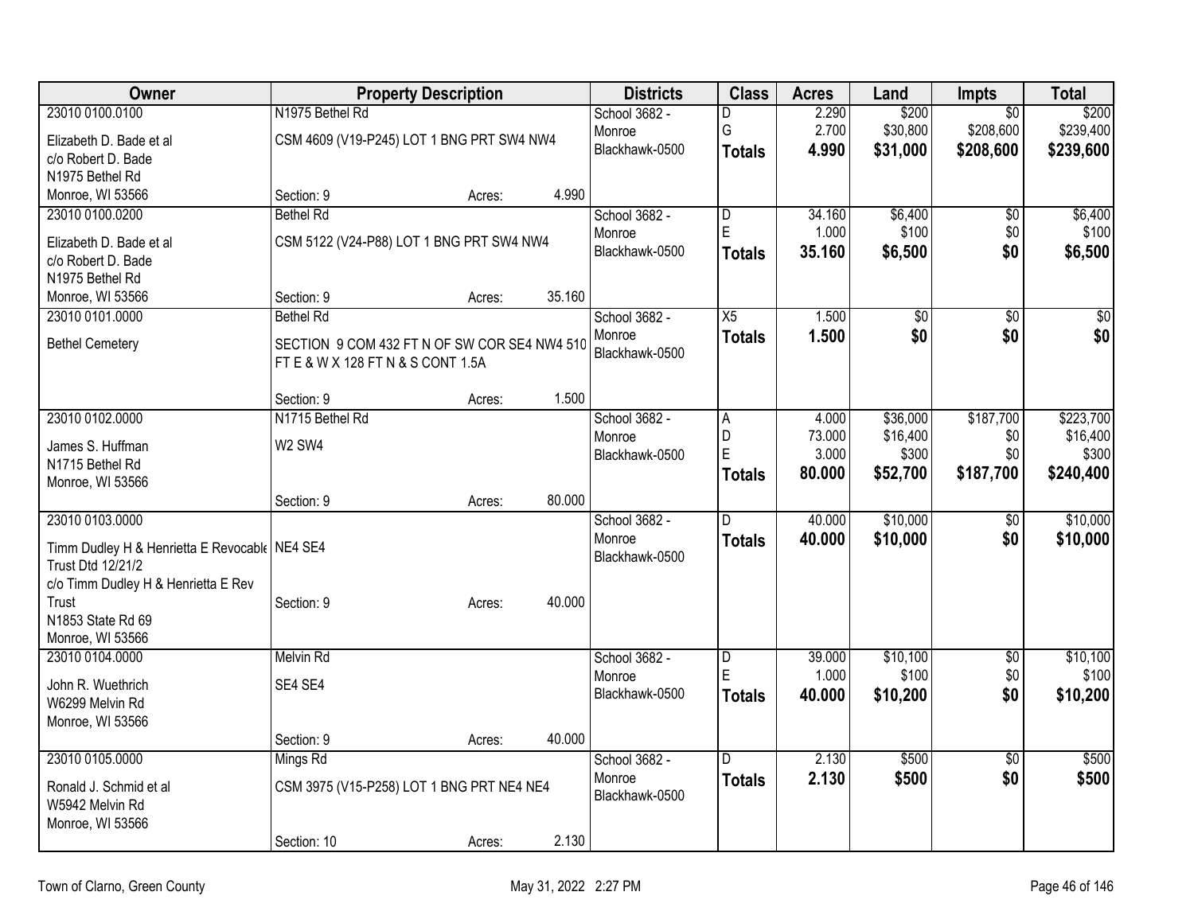| Owner | Property Description | Districts | Class | Acres | Land | Impts | Total |
|---|---|---|---|---|---|---|---|
| 23010 0100.0100<br>Elizabeth D. Bade et al<br>c/o Robert D. Bade<br>N1975 Bethel Rd<br>Monroe, WI 53566 | N1975 Bethel Rd<br>CSM 4609 (V19-P245) LOT 1 BNG PRT SW4 NW4<br>Section: 9 Acres: 4.990 | School 3682 - Monroe Blackhawk-0500 | D<br>G<br>**Totals** | 2.290<br>2.700<br>**4.990** | $200<br>$30,800<br>**$31,000** | $0<br>$208,600<br>**$208,600** | $200<br>$239,400<br>**$239,600** |
| 23010 0100.0200<br>Elizabeth D. Bade et al<br>c/o Robert D. Bade<br>N1975 Bethel Rd<br>Monroe, WI 53566 | Bethel Rd<br>CSM 5122 (V24-P88) LOT 1 BNG PRT SW4 NW4<br>Section: 9 Acres: 35.160 | School 3682 - Monroe Blackhawk-0500 | D<br>E<br>**Totals** | 34.160<br>1.000<br>**35.160** | $6,400<br>$100<br>**$6,500** | $0<br>$0<br>**$0** | $6,400<br>$100<br>**$6,500** |
| 23010 0101.0000<br>Bethel Cemetery | Bethel Rd<br>SECTION 9 COM 432 FT N OF SW COR SE4 NW4 510 FT E & W X 128 FT N & S CONT 1.5A<br>Section: 9 Acres: 1.500 | School 3682 - Monroe Blackhawk-0500 | X5<br>**Totals** | 1.500<br>**1.500** | $0<br>**$0** | $0<br>**$0** | $0<br>**$0** |
| 23010 0102.0000<br>James S. Huffman<br>N1715 Bethel Rd<br>Monroe, WI 53566 | N1715 Bethel Rd<br>W2 SW4<br>Section: 9 Acres: 80.000 | School 3682 - Monroe Blackhawk-0500 | A<br>D<br>E<br>**Totals** | 4.000<br>73.000<br>3.000<br>**80.000** | $36,000<br>$16,400<br>$300<br>**$52,700** | $187,700<br>$0<br>$0<br>**$187,700** | $223,700<br>$16,400<br>$300<br>**$240,400** |
| 23010 0103.0000<br>Timm Dudley H & Henrietta E Revocable Trust Dtd 12/21/2<br>c/o Timm Dudley H & Henrietta E Rev Trust<br>N1853 State Rd 69<br>Monroe, WI 53566 | NE4 SE4<br>Section: 9 Acres: 40.000 | School 3682 - Monroe Blackhawk-0500 | D<br>**Totals** | 40.000<br>**40.000** | $10,000<br>**$10,000** | $0<br>**$0** | $10,000<br>**$10,000** |
| 23010 0104.0000<br>John R. Wuethrich<br>W6299 Melvin Rd<br>Monroe, WI 53566 | Melvin Rd<br>SE4 SE4<br>Section: 9 Acres: 40.000 | School 3682 - Monroe Blackhawk-0500 | D<br>E<br>**Totals** | 39.000<br>1.000<br>**40.000** | $10,100<br>$100<br>**$10,200** | $0<br>$0<br>**$0** | $10,100<br>$100<br>**$10,200** |
| 23010 0105.0000<br>Ronald J. Schmid et al<br>W5942 Melvin Rd<br>Monroe, WI 53566 | Mings Rd<br>CSM 3975 (V15-P258) LOT 1 BNG PRT NE4 NE4<br>Section: 10 Acres: 2.130 | School 3682 - Monroe Blackhawk-0500 | D<br>**Totals** | 2.130<br>**2.130** | $500<br>**$500** | $0<br>**$0** | $500<br>**$500** |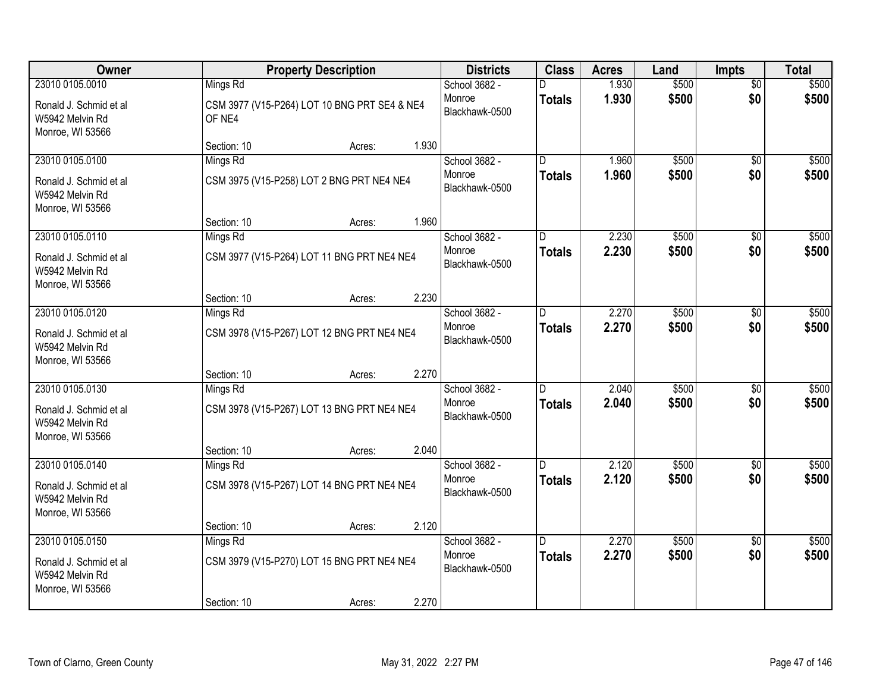| Owner | Property Description | Districts | Class | Acres | Land | Impts | Total |
|---|---|---|---|---|---|---|---|
| 23010 0105.0010<br>Ronald J. Schmid et al<br>W5942 Melvin Rd<br>Monroe, WI 53566 | Mings Rd<br>CSM 3977 (V15-P264) LOT 10 BNG PRT SE4 & NE4 OF NE4<br>Section: 10 Acres: 1.930 | School 3682 - Monroe Blackhawk-0500 | D<br>**Totals** | 1.930<br>**1.930** | $500<br>**$500** | $0<br>**$0** | $500<br>**$500** |
| 23010 0105.0100<br>Ronald J. Schmid et al<br>W5942 Melvin Rd<br>Monroe, WI 53566 | Mings Rd<br>CSM 3975 (V15-P258) LOT 2 BNG PRT NE4 NE4<br>Section: 10 Acres: 1.960 | School 3682 - Monroe Blackhawk-0500 | D<br>**Totals** | 1.960<br>**1.960** | $500<br>**$500** | $0<br>**$0** | $500<br>**$500** |
| 23010 0105.0110<br>Ronald J. Schmid et al<br>W5942 Melvin Rd<br>Monroe, WI 53566 | Mings Rd<br>CSM 3977 (V15-P264) LOT 11 BNG PRT NE4 NE4<br>Section: 10 Acres: 2.230 | School 3682 - Monroe Blackhawk-0500 | D<br>**Totals** | 2.230<br>**2.230** | $500<br>**$500** | $0<br>**$0** | $500<br>**$500** |
| 23010 0105.0120<br>Ronald J. Schmid et al<br>W5942 Melvin Rd<br>Monroe, WI 53566 | Mings Rd<br>CSM 3978 (V15-P267) LOT 12 BNG PRT NE4 NE4<br>Section: 10 Acres: 2.270 | School 3682 - Monroe Blackhawk-0500 | D<br>**Totals** | 2.270<br>**2.270** | $500<br>**$500** | $0<br>**$0** | $500<br>**$500** |
| 23010 0105.0130<br>Ronald J. Schmid et al<br>W5942 Melvin Rd<br>Monroe, WI 53566 | Mings Rd<br>CSM 3978 (V15-P267) LOT 13 BNG PRT NE4 NE4<br>Section: 10 Acres: 2.040 | School 3682 - Monroe Blackhawk-0500 | D<br>**Totals** | 2.040<br>**2.040** | $500<br>**$500** | $0<br>**$0** | $500<br>**$500** |
| 23010 0105.0140<br>Ronald J. Schmid et al<br>W5942 Melvin Rd<br>Monroe, WI 53566 | Mings Rd<br>CSM 3978 (V15-P267) LOT 14 BNG PRT NE4 NE4<br>Section: 10 Acres: 2.120 | School 3682 - Monroe Blackhawk-0500 | D<br>**Totals** | 2.120<br>**2.120** | $500<br>**$500** | $0<br>**$0** | $500<br>**$500** |
| 23010 0105.0150<br>Ronald J. Schmid et al<br>W5942 Melvin Rd<br>Monroe, WI 53566 | Mings Rd<br>CSM 3979 (V15-P270) LOT 15 BNG PRT NE4 NE4<br>Section: 10 Acres: 2.270 | School 3682 - Monroe Blackhawk-0500 | D<br>**Totals** | 2.270<br>**2.270** | $500<br>**$500** | $0<br>**$0** | $500<br>**$500** |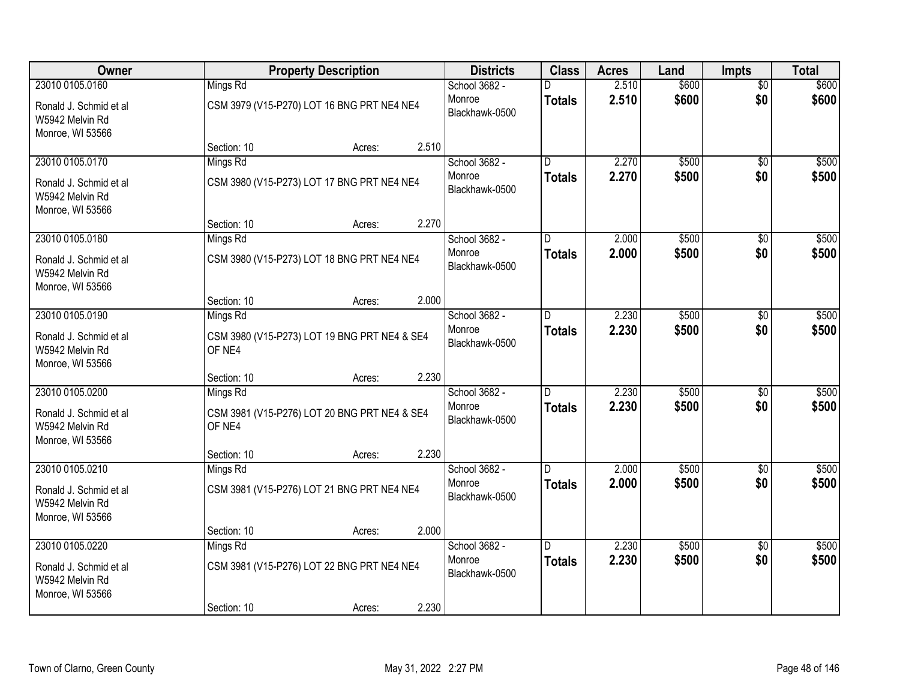| Owner | Property Description | Districts | Class | Acres | Land | Impts | Total |
|---|---|---|---|---|---|---|---|
| 23010 0105.0160<br>Ronald J. Schmid et al<br>W5942 Melvin Rd<br>Monroe, WI 53566 | Mings Rd<br>CSM 3979 (V15-P270) LOT 16 BNG PRT NE4 NE4<br>Section: 10 Acres: 2.510 | School 3682 - Monroe<br>Blackhawk-0500 | D<br>**Totals** | 2.510<br>**2.510** | $600<br>**$600** | $0<br>**$0** | $600<br>**$600** |
| 23010 0105.0170<br>Ronald J. Schmid et al<br>W5942 Melvin Rd<br>Monroe, WI 53566 | Mings Rd<br>CSM 3980 (V15-P273) LOT 17 BNG PRT NE4 NE4<br>Section: 10 Acres: 2.270 | School 3682 - Monroe<br>Blackhawk-0500 | D<br>**Totals** | 2.270<br>**2.270** | $500<br>**$500** | $0<br>**$0** | $500<br>**$500** |
| 23010 0105.0180<br>Ronald J. Schmid et al<br>W5942 Melvin Rd<br>Monroe, WI 53566 | Mings Rd<br>CSM 3980 (V15-P273) LOT 18 BNG PRT NE4 NE4<br>Section: 10 Acres: 2.000 | School 3682 - Monroe<br>Blackhawk-0500 | D<br>**Totals** | 2.000<br>**2.000** | $500<br>**$500** | $0<br>**$0** | $500<br>**$500** |
| 23010 0105.0190<br>Ronald J. Schmid et al<br>W5942 Melvin Rd<br>Monroe, WI 53566 | Mings Rd<br>CSM 3980 (V15-P273) LOT 19 BNG PRT NE4 & SE4 OF NE4<br>Section: 10 Acres: 2.230 | School 3682 - Monroe<br>Blackhawk-0500 | D<br>**Totals** | 2.230<br>**2.230** | $500<br>**$500** | $0<br>**$0** | $500<br>**$500** |
| 23010 0105.0200<br>Ronald J. Schmid et al<br>W5942 Melvin Rd<br>Monroe, WI 53566 | Mings Rd<br>CSM 3981 (V15-P276) LOT 20 BNG PRT NE4 & SE4 OF NE4<br>Section: 10 Acres: 2.230 | School 3682 - Monroe<br>Blackhawk-0500 | D<br>**Totals** | 2.230<br>**2.230** | $500<br>**$500** | $0<br>**$0** | $500<br>**$500** |
| 23010 0105.0210<br>Ronald J. Schmid et al<br>W5942 Melvin Rd<br>Monroe, WI 53566 | Mings Rd<br>CSM 3981 (V15-P276) LOT 21 BNG PRT NE4 NE4<br>Section: 10 Acres: 2.000 | School 3682 - Monroe<br>Blackhawk-0500 | D<br>**Totals** | 2.000<br>**2.000** | $500<br>**$500** | $0<br>**$0** | $500<br>**$500** |
| 23010 0105.0220<br>Ronald J. Schmid et al<br>W5942 Melvin Rd<br>Monroe, WI 53566 | Mings Rd<br>CSM 3981 (V15-P276) LOT 22 BNG PRT NE4 NE4<br>Section: 10 Acres: 2.230 | School 3682 - Monroe<br>Blackhawk-0500 | D<br>**Totals** | 2.230<br>**2.230** | $500<br>**$500** | $0<br>**$0** | $500<br>**$500** |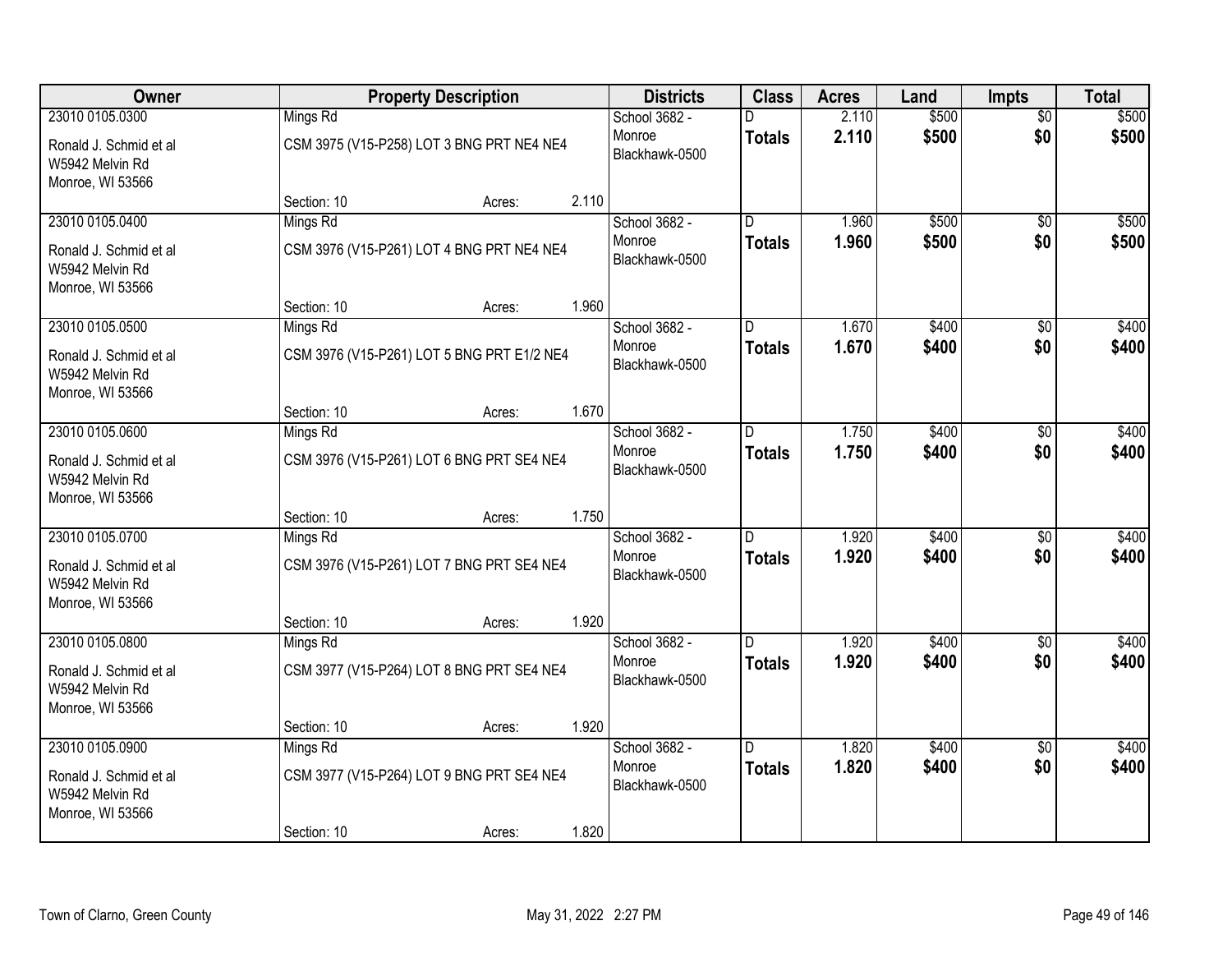| Owner | Property Description | | | Districts | Class | Acres | Land | Impts | Total |
|---|---|---|---|---|---|---|---|---|---|
| 23010 0105.0300 | Mings Rd | | | School 3682 - Monroe Blackhawk-0500 | D | 2.110 | $500 | $0 | $500 |
| Ronald J. Schmid et al<br>W5942 Melvin Rd<br>Monroe, WI 53566 | CSM 3975 (V15-P258) LOT 3 BNG PRT NE4 NE4 | | | | **Totals** | **2.110** | **$500** | **$0** | **$500** |
| | Section: 10 | Acres: | 2.110 | | | | | | |
| 23010 0105.0400 | Mings Rd | | | School 3682 - Monroe Blackhawk-0500 | D | 1.960 | $500 | $0 | $500 |
| Ronald J. Schmid et al<br>W5942 Melvin Rd<br>Monroe, WI 53566 | CSM 3976 (V15-P261) LOT 4 BNG PRT NE4 NE4 | | | | **Totals** | **1.960** | **$500** | **$0** | **$500** |
| | Section: 10 | Acres: | 1.960 | | | | | | |
| 23010 0105.0500 | Mings Rd | | | School 3682 - Monroe Blackhawk-0500 | D | 1.670 | $400 | $0 | $400 |
| Ronald J. Schmid et al<br>W5942 Melvin Rd<br>Monroe, WI 53566 | CSM 3976 (V15-P261) LOT 5 BNG PRT E1/2 NE4 | | | | **Totals** | **1.670** | **$400** | **$0** | **$400** |
| | Section: 10 | Acres: | 1.670 | | | | | | |
| 23010 0105.0600 | Mings Rd | | | School 3682 - Monroe Blackhawk-0500 | D | 1.750 | $400 | $0 | $400 |
| Ronald J. Schmid et al<br>W5942 Melvin Rd<br>Monroe, WI 53566 | CSM 3976 (V15-P261) LOT 6 BNG PRT SE4 NE4 | | | | **Totals** | **1.750** | **$400** | **$0** | **$400** |
| | Section: 10 | Acres: | 1.750 | | | | | | |
| 23010 0105.0700 | Mings Rd | | | School 3682 - Monroe Blackhawk-0500 | D | 1.920 | $400 | $0 | $400 |
| Ronald J. Schmid et al<br>W5942 Melvin Rd<br>Monroe, WI 53566 | CSM 3976 (V15-P261) LOT 7 BNG PRT SE4 NE4 | | | | **Totals** | **1.920** | **$400** | **$0** | **$400** |
| | Section: 10 | Acres: | 1.920 | | | | | | |
| 23010 0105.0800 | Mings Rd | | | School 3682 - Monroe Blackhawk-0500 | D | 1.920 | $400 | $0 | $400 |
| Ronald J. Schmid et al<br>W5942 Melvin Rd<br>Monroe, WI 53566 | CSM 3977 (V15-P264) LOT 8 BNG PRT SE4 NE4 | | | | **Totals** | **1.920** | **$400** | **$0** | **$400** |
| | Section: 10 | Acres: | 1.920 | | | | | | |
| 23010 0105.0900 | Mings Rd | | | School 3682 - Monroe Blackhawk-0500 | D | 1.820 | $400 | $0 | $400 |
| Ronald J. Schmid et al<br>W5942 Melvin Rd<br>Monroe, WI 53566 | CSM 3977 (V15-P264) LOT 9 BNG PRT SE4 NE4 | | | | **Totals** | **1.820** | **$400** | **$0** | **$400** |
| | Section: 10 | Acres: | 1.820 | | | | | | |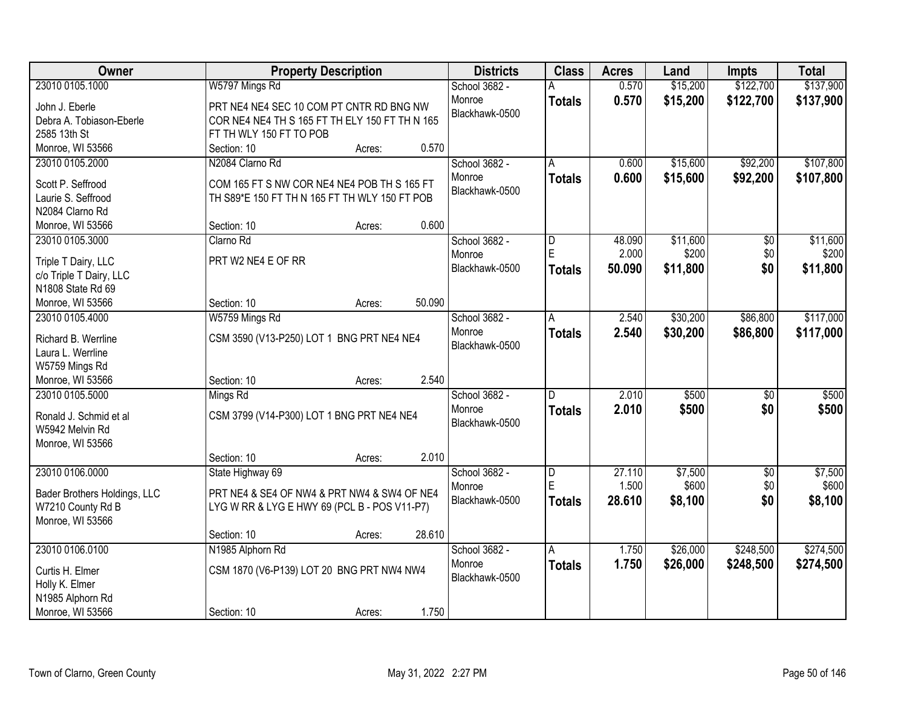| Owner | Property Description | | | Districts | Class | Acres | Land | Impts | Total |
|---|---|---|---|---|---|---|---|---|---|
| 23010 0105.1000<br>John J. Eberle<br>Debra A. Tobiason-Eberle<br>2585 13th St<br>Monroe, WI 53566 | W5797 Mings Rd<br>PRT NE4 NE4 SEC 10 COM PT CNTR RD BNG NW COR NE4 NE4 TH S 165 FT TH ELY 150 FT TH N 165 FT TH WLY 150 FT TO POB<br>Section: 10 | Acres: | 0.570 | School 3682 - Monroe<br>Blackhawk-0500 | A<br>**Totals** | 0.570<br>**0.570** | $15,200<br>**$15,200** | $122,700<br>**$122,700** | $137,900<br>**$137,900** |
| 23010 0105.2000<br>Scott P. Seffrood<br>Laurie S. Seffrood<br>N2084 Clarno Rd<br>Monroe, WI 53566 | N2084 Clarno Rd<br>COM 165 FT S NW COR NE4 NE4 POB TH S 165 FT TH S89*E 150 FT TH N 165 FT TH WLY 150 FT POB<br>Section: 10 | Acres: | 0.600 | School 3682 - Monroe<br>Blackhawk-0500 | A<br>**Totals** | 0.600<br>**0.600** | $15,600<br>**$15,600** | $92,200<br>**$92,200** | $107,800<br>**$107,800** |
| 23010 0105.3000<br>Triple T Dairy, LLC<br>c/o Triple T Dairy, LLC<br>N1808 State Rd 69<br>Monroe, WI 53566 | Clarno Rd<br>PRT W2 NE4 E OF RR<br>Section: 10 | Acres: | 50.090 | School 3682 - Monroe<br>Blackhawk-0500 | D<br>E<br>**Totals** | 48.090<br>2.000<br>**50.090** | $11,600<br>$200<br>**$11,800** | $0<br>$0<br>**$0** | $11,600<br>$200<br>**$11,800** |
| 23010 0105.4000<br>Richard B. Werrline<br>Laura L. Werrline<br>W5759 Mings Rd<br>Monroe, WI 53566 | W5759 Mings Rd<br>CSM 3590 (V13-P250) LOT 1 BNG PRT NE4 NE4<br>Section: 10 | Acres: | 2.540 | School 3682 - Monroe<br>Blackhawk-0500 | A<br>**Totals** | 2.540<br>**2.540** | $30,200<br>**$30,200** | $86,800<br>**$86,800** | $117,000<br>**$117,000** |
| 23010 0105.5000<br>Ronald J. Schmid et al<br>W5942 Melvin Rd<br>Monroe, WI 53566 | Mings Rd<br>CSM 3799 (V14-P300) LOT 1 BNG PRT NE4 NE4<br>Section: 10 | Acres: | 2.010 | School 3682 - Monroe<br>Blackhawk-0500 | D<br>**Totals** | 2.010<br>**2.010** | $500<br>**$500** | $0<br>**$0** | $500<br>**$500** |
| 23010 0106.0000<br>Bader Brothers Holdings, LLC<br>W7210 County Rd B<br>Monroe, WI 53566 | State Highway 69<br>PRT NE4 & SE4 OF NW4 & PRT NW4 & SW4 OF NE4 LYG W RR & LYG E HWY 69 (PCL B - POS V11-P7)<br>Section: 10 | Acres: | 28.610 | School 3682 - Monroe<br>Blackhawk-0500 | D<br>E<br>**Totals** | 27.110<br>1.500<br>**28.610** | $7,500<br>$600<br>**$8,100** | $0<br>$0<br>**$0** | $7,500<br>$600<br>**$8,100** |
| 23010 0106.0100<br>Curtis H. Elmer<br>Holly K. Elmer<br>N1985 Alphorn Rd<br>Monroe, WI 53566 | N1985 Alphorn Rd<br>CSM 1870 (V6-P139) LOT 20 BNG PRT NW4 NW4<br>Section: 10 | Acres: | 1.750 | School 3682 - Monroe<br>Blackhawk-0500 | A<br>**Totals** | 1.750<br>**1.750** | $26,000<br>**$26,000** | $248,500<br>**$248,500** | $274,500<br>**$274,500** |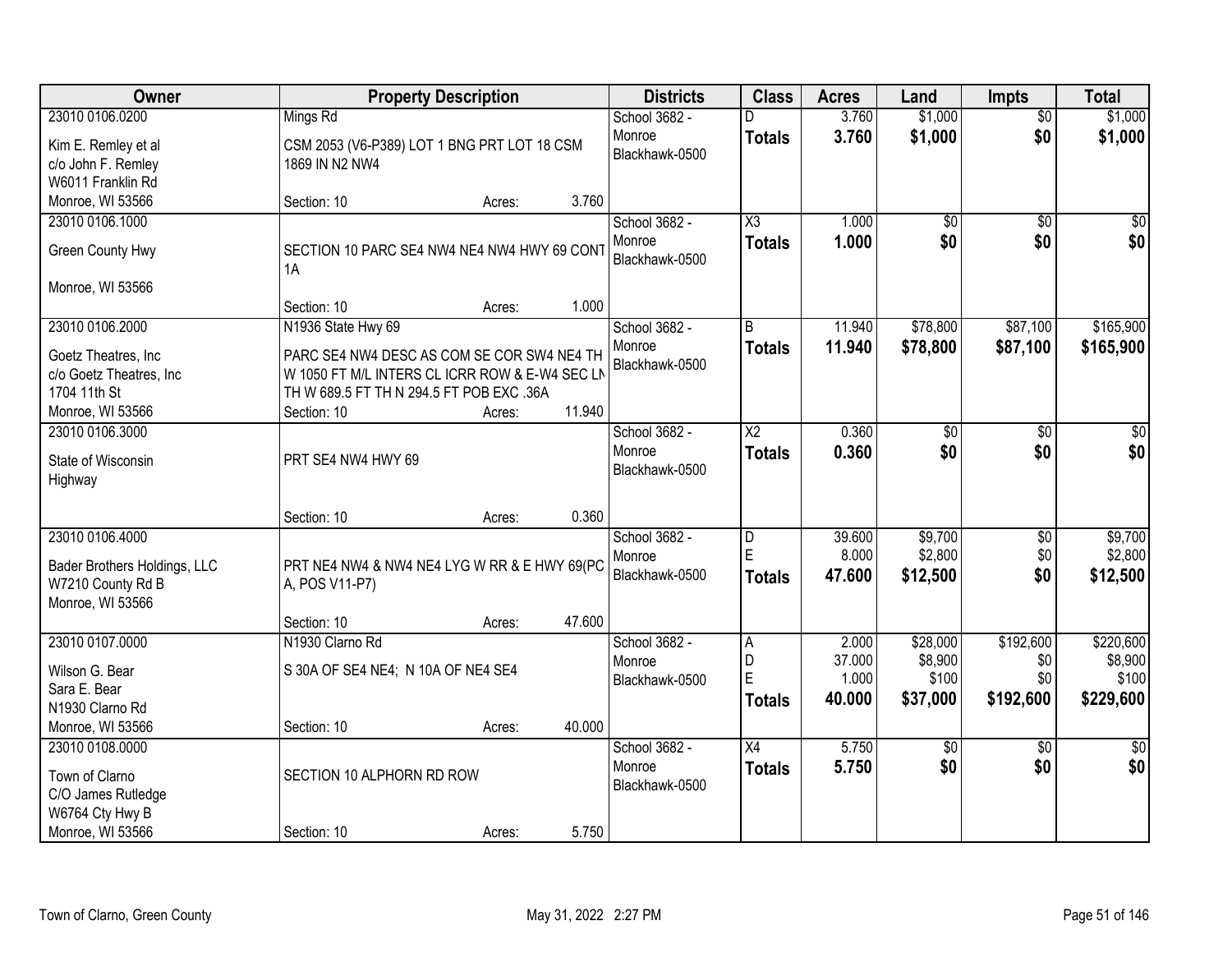| Owner | Property Description | Districts | Class | Acres | Land | Impts | Total |
|---|---|---|---|---|---|---|---|
| 23010 0106.0200<br>Kim E. Remley et al<br>c/o John F. Remley<br>W6011 Franklin Rd<br>Monroe, WI 53566 | Mings Rd<br>CSM 2053 (V6-P389) LOT 1 BNG PRT LOT 18 CSM 1869 IN N2 NW4<br>Section: 10 Acres: 3.760 | School 3682 - Monroe Blackhawk-0500 | D<br>**Totals** | 3.760<br>**3.760** | $1,000<br>**$1,000** | $0<br>**$0** | $1,000<br>**$1,000** |
| 23010 0106.1000<br>Green County Hwy<br>Monroe, WI 53566 | SECTION 10 PARC SE4 NW4 NE4 NW4 HWY 69 CONT 1A<br>Section: 10 Acres: 1.000 | School 3682 - Monroe Blackhawk-0500 | X3<br>**Totals** | 1.000<br>**1.000** | $0<br>**$0** | $0<br>**$0** | $0<br>**$0** |
| 23010 0106.2000<br>Goetz Theatres, Inc<br>c/o Goetz Theatres, Inc<br>1704 11th St<br>Monroe, WI 53566 | N1936 State Hwy 69<br>PARC SE4 NW4 DESC AS COM SE COR SW4 NE4 TH W 1050 FT M/L INTERS CL ICRR ROW & E-W4 SEC LN TH W 689.5 FT TH N 294.5 FT POB EXC .36A<br>Section: 10 Acres: 11.940 | School 3682 - Monroe Blackhawk-0500 | B<br>**Totals** | 11.940<br>**11.940** | $78,800<br>**$78,800** | $87,100<br>**$87,100** | $165,900<br>**$165,900** |
| 23010 0106.3000<br>State of Wisconsin<br>Highway | PRT SE4 NW4 HWY 69<br>Section: 10 Acres: 0.360 | School 3682 - Monroe Blackhawk-0500 | X2<br>**Totals** | 0.360<br>**0.360** | $0<br>**$0** | $0<br>**$0** | $0<br>**$0** |
| 23010 0106.4000<br>Bader Brothers Holdings, LLC<br>W7210 County Rd B<br>Monroe, WI 53566 | PRT NE4 NW4 & NW4 NE4 LYG W RR & E HWY 69(PCA, POS V11-P7)<br>Section: 10 Acres: 47.600 | School 3682 - Monroe Blackhawk-0500 | D<br>E<br>**Totals** | 39.600<br>8.000<br>**47.600** | $9,700<br>$2,800<br>**$12,500** | $0<br>$0<br>**$0** | $9,700<br>$2,800<br>**$12,500** |
| 23010 0107.0000<br>Wilson G. Bear<br>Sara E. Bear<br>N1930 Clarno Rd<br>Monroe, WI 53566 | N1930 Clarno Rd<br>S 30A OF SE4 NE4; N 10A OF NE4 SE4<br>Section: 10 Acres: 40.000 | School 3682 - Monroe Blackhawk-0500 | A<br>D<br>E<br>**Totals** | 2.000<br>37.000<br>1.000<br>**40.000** | $28,000<br>$8,900<br>$100<br>**$37,000** | $192,600<br>$0<br>$0<br>**$192,600** | $220,600<br>$8,900<br>$100<br>**$229,600** |
| 23010 0108.0000<br>Town of Clarno<br>C/O James Rutledge<br>W6764 Cty Hwy B<br>Monroe, WI 53566 | SECTION 10 ALPHORN RD ROW<br>Section: 10 Acres: 5.750 | School 3682 - Monroe Blackhawk-0500 | X4<br>**Totals** | 5.750<br>**5.750** | $0<br>**$0** | $0<br>**$0** | $0<br>**$0** |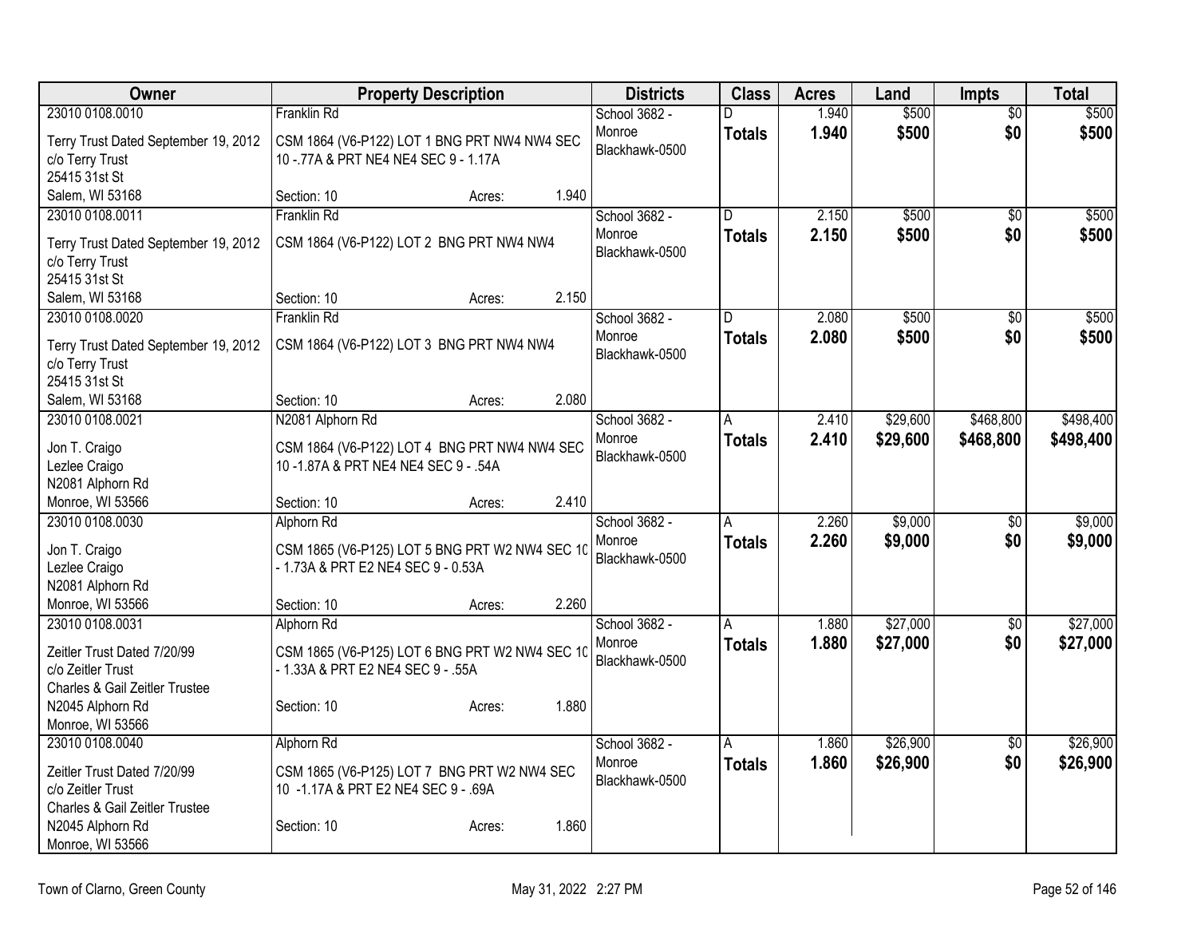| Owner | Property Description | Districts | Class | Acres | Land | Impts | Total |
|---|---|---|---|---|---|---|---|
| 23010 0108.0010<br>Terry Trust Dated September 19, 2012<br>c/o Terry Trust<br>25415 31st St<br>Salem, WI 53168 | Franklin Rd<br>CSM 1864 (V6-P122) LOT 1 BNG PRT NW4 NW4 SEC 10 -.77A & PRT NE4 NE4 SEC 9 - 1.17A<br>Section: 10 Acres: 1.940 | School 3682 - Monroe Blackhawk-0500 | D<br>**Totals** | 1.940<br>**1.940** | \$500<br>**\$500** | \$0<br>**\$0** | \$500<br>**\$500** |
| 23010 0108.0011<br>Terry Trust Dated September 19, 2012<br>c/o Terry Trust<br>25415 31st St<br>Salem, WI 53168 | Franklin Rd<br>CSM 1864 (V6-P122) LOT 2 BNG PRT NW4 NW4<br>Section: 10 Acres: 2.150 | School 3682 - Monroe Blackhawk-0500 | D<br>**Totals** | 2.150<br>**2.150** | \$500<br>**\$500** | \$0<br>**\$0** | \$500<br>**\$500** |
| 23010 0108.0020<br>Terry Trust Dated September 19, 2012<br>c/o Terry Trust<br>25415 31st St<br>Salem, WI 53168 | Franklin Rd<br>CSM 1864 (V6-P122) LOT 3 BNG PRT NW4 NW4<br>Section: 10 Acres: 2.080 | School 3682 - Monroe Blackhawk-0500 | D<br>**Totals** | 2.080<br>**2.080** | \$500<br>**\$500** | \$0<br>**\$0** | \$500<br>**\$500** |
| 23010 0108.0021<br>Jon T. Craigo<br>Lezlee Craigo<br>N2081 Alphorn Rd<br>Monroe, WI 53566 | N2081 Alphorn Rd<br>CSM 1864 (V6-P122) LOT 4 BNG PRT NW4 NW4 SEC 10 -1.87A & PRT NE4 NE4 SEC 9 - .54A<br>Section: 10 Acres: 2.410 | School 3682 - Monroe Blackhawk-0500 | A<br>**Totals** | 2.410<br>**2.410** | \$29,600<br>**\$29,600** | \$468,800<br>**\$468,800** | \$498,400<br>**\$498,400** |
| 23010 0108.0030<br>Jon T. Craigo<br>Lezlee Craigo<br>N2081 Alphorn Rd<br>Monroe, WI 53566 | Alphorn Rd<br>CSM 1865 (V6-P125) LOT 5 BNG PRT W2 NW4 SEC 10 - 1.73A & PRT E2 NE4 SEC 9 - 0.53A<br>Section: 10 Acres: 2.260 | School 3682 - Monroe Blackhawk-0500 | A<br>**Totals** | 2.260<br>**2.260** | \$9,000<br>**\$9,000** | \$0<br>**\$0** | \$9,000<br>**\$9,000** |
| 23010 0108.0031<br>Zeitler Trust Dated 7/20/99<br>c/o Zeitler Trust<br>Charles & Gail Zeitler Trustee<br>N2045 Alphorn Rd<br>Monroe, WI 53566 | Alphorn Rd<br>CSM 1865 (V6-P125) LOT 6 BNG PRT W2 NW4 SEC 10 - 1.33A & PRT E2 NE4 SEC 9 - .55A<br>Section: 10 Acres: 1.880 | School 3682 - Monroe Blackhawk-0500 | A<br>**Totals** | 1.880<br>**1.880** | \$27,000<br>**\$27,000** | \$0<br>**\$0** | \$27,000<br>**\$27,000** |
| 23010 0108.0040<br>Zeitler Trust Dated 7/20/99<br>c/o Zeitler Trust<br>Charles & Gail Zeitler Trustee<br>N2045 Alphorn Rd<br>Monroe, WI 53566 | Alphorn Rd<br>CSM 1865 (V6-P125) LOT 7 BNG PRT W2 NW4 SEC 10 -1.17A & PRT E2 NE4 SEC 9 - .69A<br>Section: 10 Acres: 1.860 | School 3682 - Monroe Blackhawk-0500 | A<br>**Totals** | 1.860<br>**1.860** | \$26,900<br>**\$26,900** | \$0<br>**\$0** | \$26,900<br>**\$26,900** |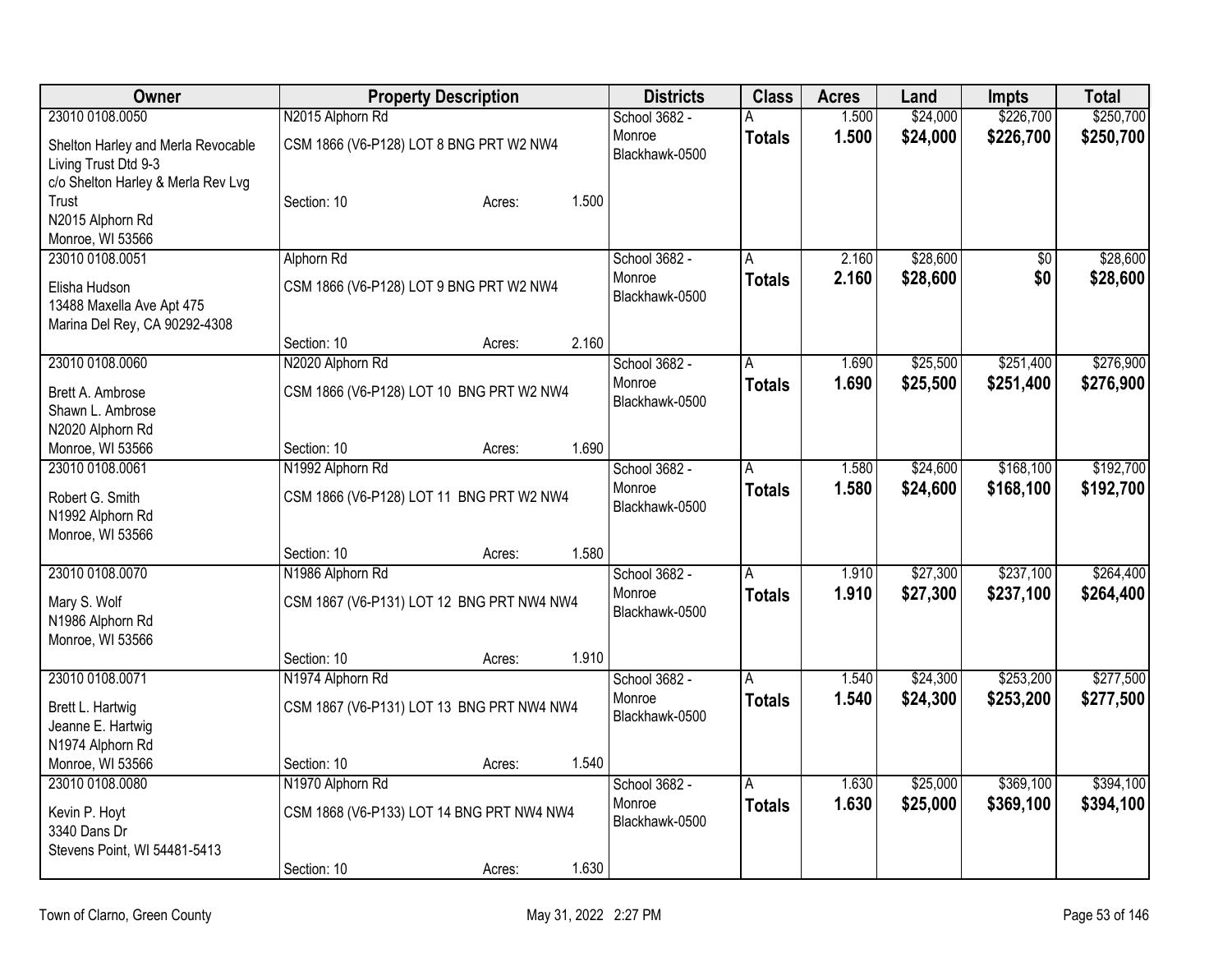| Owner | Property Description | Districts | Class | Acres | Land | Impts | Total |
|---|---|---|---|---|---|---|---|
| 23010 0108.0050<br>Shelton Harley and Merla Revocable Living Trust Dtd 9-3<br>c/o Shelton Harley & Merla Rev Lvg Trust<br>N2015 Alphorn Rd<br>Monroe, WI 53566 | N2015 Alphorn Rd<br>CSM 1866 (V6-P128) LOT 8 BNG PRT W2 NW4<br>Section: 10 Acres: 1.500 | School 3682 - Monroe<br>Blackhawk-0500 | A<br>**Totals** | 1.500<br>**1.500** | $24,000<br>**$24,000** | $226,700<br>**$226,700** | $250,700<br>**$250,700** |
| 23010 0108.0051<br>Elisha Hudson<br>13488 Maxella Ave Apt 475<br>Marina Del Rey, CA 90292-4308 | Alphorn Rd<br>CSM 1866 (V6-P128) LOT 9 BNG PRT W2 NW4<br>Section: 10 Acres: 2.160 | School 3682 - Monroe<br>Blackhawk-0500 | A<br>**Totals** | 2.160<br>**2.160** | $28,600<br>**$28,600** | $0<br>**$0** | $28,600<br>**$28,600** |
| 23010 0108.0060<br>Brett A. Ambrose<br>Shawn L. Ambrose<br>N2020 Alphorn Rd<br>Monroe, WI 53566 | N2020 Alphorn Rd<br>CSM 1866 (V6-P128) LOT 10 BNG PRT W2 NW4<br>Section: 10 Acres: 1.690 | School 3682 - Monroe<br>Blackhawk-0500 | A<br>**Totals** | 1.690<br>**1.690** | $25,500<br>**$25,500** | $251,400<br>**$251,400** | $276,900<br>**$276,900** |
| 23010 0108.0061<br>Robert G. Smith<br>N1992 Alphorn Rd<br>Monroe, WI 53566 | N1992 Alphorn Rd<br>CSM 1866 (V6-P128) LOT 11 BNG PRT W2 NW4<br>Section: 10 Acres: 1.580 | School 3682 - Monroe<br>Blackhawk-0500 | A<br>**Totals** | 1.580<br>**1.580** | $24,600<br>**$24,600** | $168,100<br>**$168,100** | $192,700<br>**$192,700** |
| 23010 0108.0070<br>Mary S. Wolf<br>N1986 Alphorn Rd<br>Monroe, WI 53566 | N1986 Alphorn Rd<br>CSM 1867 (V6-P131) LOT 12 BNG PRT NW4 NW4<br>Section: 10 Acres: 1.910 | School 3682 - Monroe<br>Blackhawk-0500 | A<br>**Totals** | 1.910<br>**1.910** | $27,300<br>**$27,300** | $237,100<br>**$237,100** | $264,400<br>**$264,400** |
| 23010 0108.0071<br>Brett L. Hartwig<br>Jeanne E. Hartwig<br>N1974 Alphorn Rd<br>Monroe, WI 53566 | N1974 Alphorn Rd<br>CSM 1867 (V6-P131) LOT 13 BNG PRT NW4 NW4<br>Section: 10 Acres: 1.540 | School 3682 - Monroe<br>Blackhawk-0500 | A<br>**Totals** | 1.540<br>**1.540** | $24,300<br>**$24,300** | $253,200<br>**$253,200** | $277,500<br>**$277,500** |
| 23010 0108.0080<br>Kevin P. Hoyt<br>3340 Dans Dr<br>Stevens Point, WI 54481-5413 | N1970 Alphorn Rd<br>CSM 1868 (V6-P133) LOT 14 BNG PRT NW4 NW4<br>Section: 10 Acres: 1.630 | School 3682 - Monroe<br>Blackhawk-0500 | A<br>**Totals** | 1.630<br>**1.630** | $25,000<br>**$25,000** | $369,100<br>**$369,100** | $394,100<br>**$394,100** |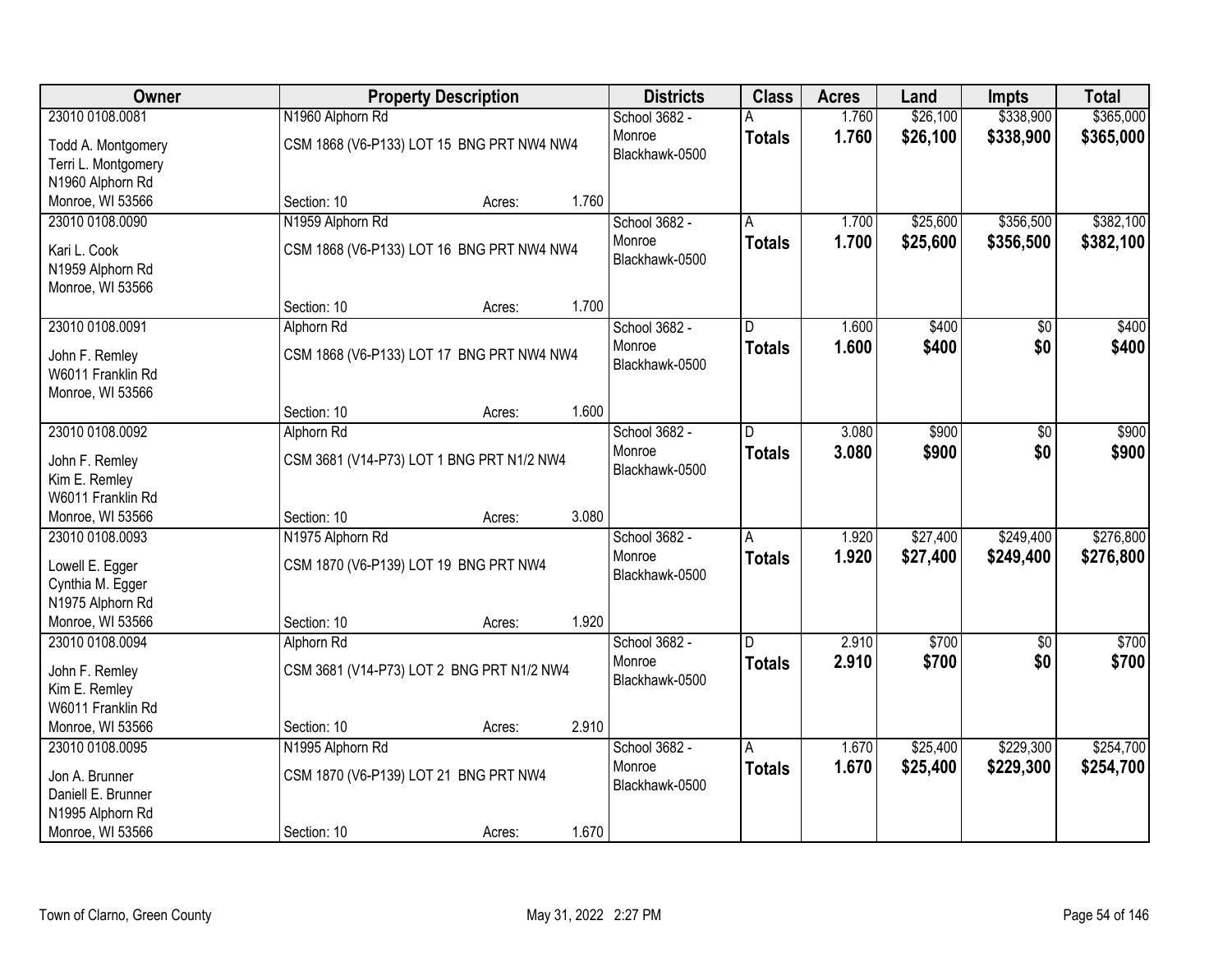| Owner | Property Description | Districts | Class | Acres | Land | Impts | Total |
|---|---|---|---|---|---|---|---|
| 23010 0108.0081<br>Todd A. Montgomery<br>Terri L. Montgomery<br>N1960 Alphorn Rd<br>Monroe, WI 53566 | N1960 Alphorn Rd<br>CSM 1868 (V6-P133) LOT 15 BNG PRT NW4 NW4<br>Section: 10 Acres: 1.760 | School 3682 - Monroe Blackhawk-0500 | A<br>**Totals** | 1.760<br>**1.760** | $26,100<br>**$26,100** | $338,900<br>**$338,900** | $365,000<br>**$365,000** |
| 23010 0108.0090<br>Kari L. Cook<br>N1959 Alphorn Rd<br>Monroe, WI 53566 | N1959 Alphorn Rd<br>CSM 1868 (V6-P133) LOT 16 BNG PRT NW4 NW4<br>Section: 10 Acres: 1.700 | School 3682 - Monroe Blackhawk-0500 | A<br>**Totals** | 1.700<br>**1.700** | $25,600<br>**$25,600** | $356,500<br>**$356,500** | $382,100<br>**$382,100** |
| 23010 0108.0091<br>John F. Remley<br>W6011 Franklin Rd<br>Monroe, WI 53566 | Alphorn Rd<br>CSM 1868 (V6-P133) LOT 17 BNG PRT NW4 NW4<br>Section: 10 Acres: 1.600 | School 3682 - Monroe Blackhawk-0500 | D<br>**Totals** | 1.600<br>**1.600** | $400<br>**$400** | $0<br>**$0** | $400<br>**$400** |
| 23010 0108.0092<br>John F. Remley<br>Kim E. Remley<br>W6011 Franklin Rd<br>Monroe, WI 53566 | Alphorn Rd<br>CSM 3681 (V14-P73) LOT 1 BNG PRT N1/2 NW4<br>Section: 10 Acres: 3.080 | School 3682 - Monroe Blackhawk-0500 | D<br>**Totals** | 3.080<br>**3.080** | $900<br>**$900** | $0<br>**$0** | $900<br>**$900** |
| 23010 0108.0093<br>Lowell E. Egger<br>Cynthia M. Egger<br>N1975 Alphorn Rd<br>Monroe, WI 53566 | N1975 Alphorn Rd<br>CSM 1870 (V6-P139) LOT 19 BNG PRT NW4<br>Section: 10 Acres: 1.920 | School 3682 - Monroe Blackhawk-0500 | A<br>**Totals** | 1.920<br>**1.920** | $27,400<br>**$27,400** | $249,400<br>**$249,400** | $276,800<br>**$276,800** |
| 23010 0108.0094<br>John F. Remley<br>Kim E. Remley<br>W6011 Franklin Rd<br>Monroe, WI 53566 | Alphorn Rd<br>CSM 3681 (V14-P73) LOT 2 BNG PRT N1/2 NW4<br>Section: 10 Acres: 2.910 | School 3682 - Monroe Blackhawk-0500 | D<br>**Totals** | 2.910<br>**2.910** | $700<br>**$700** | $0<br>**$0** | $700<br>**$700** |
| 23010 0108.0095<br>Jon A. Brunner<br>Daniell E. Brunner<br>N1995 Alphorn Rd<br>Monroe, WI 53566 | N1995 Alphorn Rd<br>CSM 1870 (V6-P139) LOT 21 BNG PRT NW4<br>Section: 10 Acres: 1.670 | School 3682 - Monroe Blackhawk-0500 | A<br>**Totals** | 1.670<br>**1.670** | $25,400<br>**$25,400** | $229,300<br>**$229,300** | $254,700<br>**$254,700** |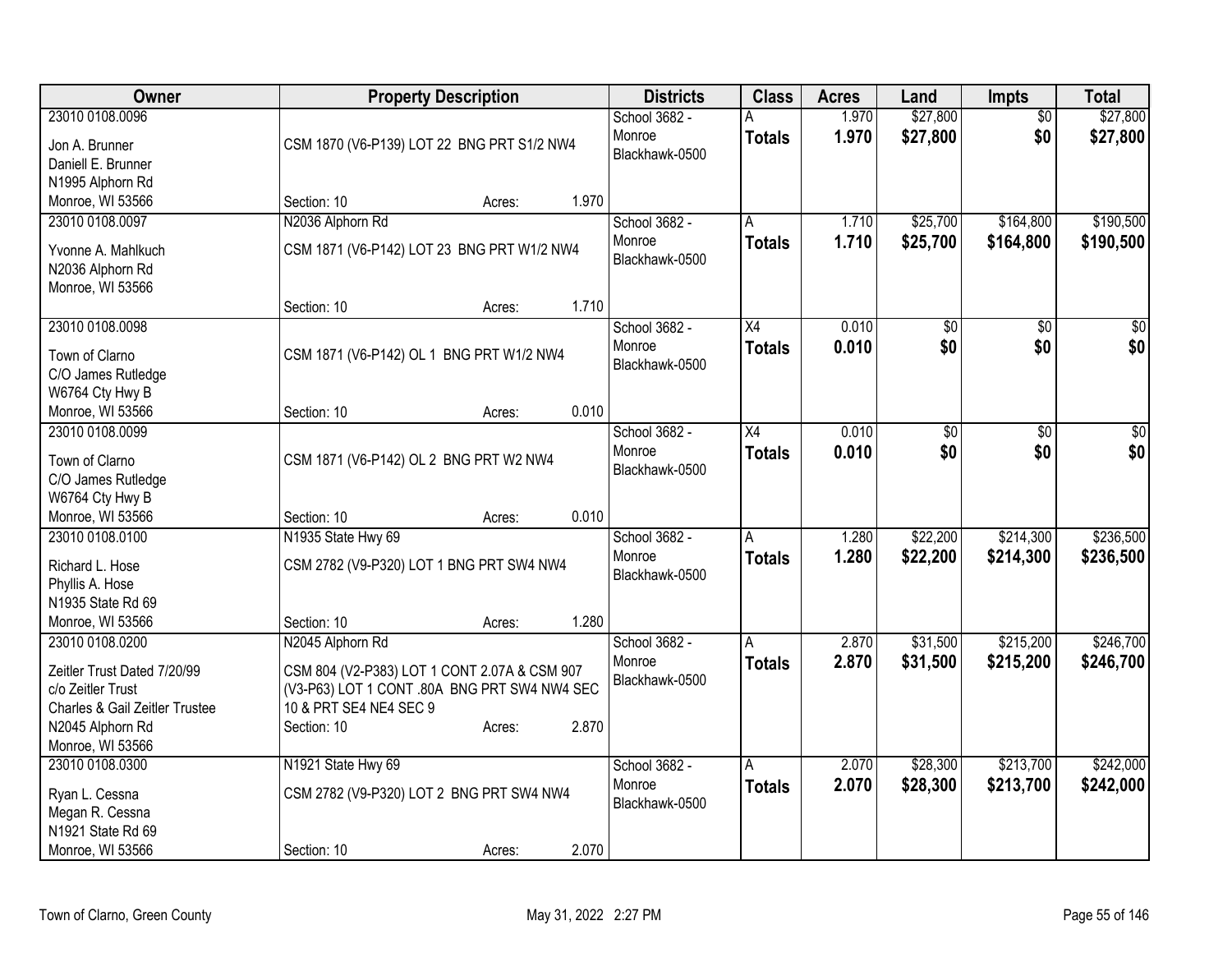| Owner | Property Description | Districts | Class | Acres | Land | Impts | Total |
|---|---|---|---|---|---|---|---|
| 23010 0108.0096<br>Jon A. Brunner<br>Daniell E. Brunner<br>N1995 Alphorn Rd<br>Monroe, WI 53566 | CSM 1870 (V6-P139) LOT 22 BNG PRT S1/2 NW4<br>Section: 10 Acres: 1.970 | School 3682 - Monroe<br>Blackhawk-0500 | A<br>**Totals** | 1.970<br>**1.970** | $27,800<br>**$27,800** | $0<br>**$0** | $27,800<br>**$27,800** |
| 23010 0108.0097<br>Yvonne A. Mahlkuch<br>N2036 Alphorn Rd<br>Monroe, WI 53566 | N2036 Alphorn Rd<br>CSM 1871 (V6-P142) LOT 23 BNG PRT W1/2 NW4<br>Section: 10 Acres: 1.710 | School 3682 - Monroe<br>Blackhawk-0500 | A<br>**Totals** | 1.710<br>**1.710** | $25,700<br>**$25,700** | $164,800<br>**$164,800** | $190,500<br>**$190,500** |
| 23010 0108.0098<br>Town of Clarno<br>C/O James Rutledge<br>W6764 Cty Hwy B<br>Monroe, WI 53566 | CSM 1871 (V6-P142) OL 1 BNG PRT W1/2 NW4<br>Section: 10 Acres: 0.010 | School 3682 - Monroe<br>Blackhawk-0500 | X4<br>**Totals** | 0.010<br>**0.010** | $0<br>**$0** | $0<br>**$0** | $0<br>**$0** |
| 23010 0108.0099<br>Town of Clarno<br>C/O James Rutledge<br>W6764 Cty Hwy B<br>Monroe, WI 53566 | CSM 1871 (V6-P142) OL 2 BNG PRT W2 NW4<br>Section: 10 Acres: 0.010 | School 3682 - Monroe<br>Blackhawk-0500 | X4<br>**Totals** | 0.010<br>**0.010** | $0<br>**$0** | $0<br>**$0** | $0<br>**$0** |
| 23010 0108.0100<br>Richard L. Hose<br>Phyllis A. Hose<br>N1935 State Rd 69<br>Monroe, WI 53566 | N1935 State Hwy 69<br>CSM 2782 (V9-P320) LOT 1 BNG PRT SW4 NW4<br>Section: 10 Acres: 1.280 | School 3682 - Monroe<br>Blackhawk-0500 | A<br>**Totals** | 1.280<br>**1.280** | $22,200<br>**$22,200** | $214,300<br>**$214,300** | $236,500<br>**$236,500** |
| 23010 0108.0200<br>Zeitler Trust Dated 7/20/99<br>c/o Zeitler Trust<br>Charles & Gail Zeitler Trustee<br>N2045 Alphorn Rd<br>Monroe, WI 53566 | N2045 Alphorn Rd<br>CSM 804 (V2-P383) LOT 1 CONT 2.07A & CSM 907 (V3-P63) LOT 1 CONT .80A BNG PRT SW4 NW4 SEC 10 & PRT SE4 NE4 SEC 9<br>Section: 10 Acres: 2.870 | School 3682 - Monroe<br>Blackhawk-0500 | A<br>**Totals** | 2.870<br>**2.870** | $31,500<br>**$31,500** | $215,200<br>**$215,200** | $246,700<br>**$246,700** |
| 23010 0108.0300<br>Ryan L. Cessna<br>Megan R. Cessna<br>N1921 State Rd 69<br>Monroe, WI 53566 | N1921 State Hwy 69<br>CSM 2782 (V9-P320) LOT 2 BNG PRT SW4 NW4<br>Section: 10 Acres: 2.070 | School 3682 - Monroe<br>Blackhawk-0500 | A<br>**Totals** | 2.070<br>**2.070** | $28,300<br>**$28,300** | $213,700<br>**$213,700** | $242,000<br>**$242,000** |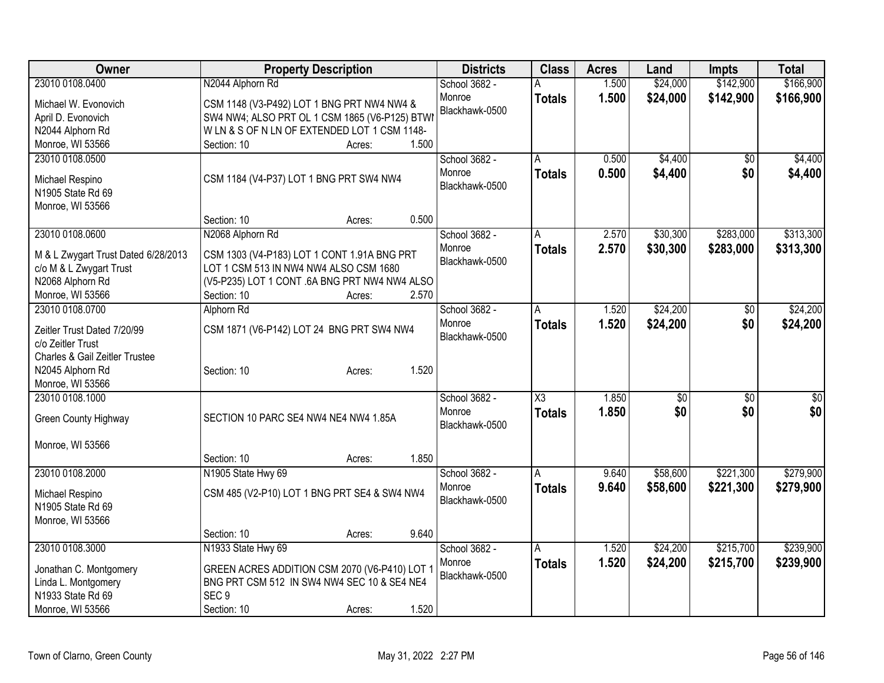| Owner | Property Description | Districts | Class | Acres | Land | Impts | Total |
|---|---|---|---|---|---|---|---|
| 23010 0108.0400<br>Michael W. Evonovich<br>April D. Evonovich<br>N2044 Alphorn Rd<br>Monroe, WI 53566 | N2044 Alphorn Rd<br>CSM 1148 (V3-P492) LOT 1 BNG PRT NW4 NW4 & SW4 NW4; ALSO PRT OL 1 CSM 1865 (V6-P125) BTWN W LN & S OF N LN OF EXTENDED LOT 1 CSM 1148-<br>Section: 10 Acres: 1.500 | School 3682 - Monroe<br>Blackhawk-0500 | A<br>**Totals** | 1.500<br>**1.500** | $24,000<br>**$24,000** | $142,900<br>**$142,900** | $166,900<br>**$166,900** |
| 23010 0108.0500<br>Michael Respino<br>N1905 State Rd 69<br>Monroe, WI 53566 | CSM 1184 (V4-P37) LOT 1 BNG PRT SW4 NW4<br>Section: 10 Acres: 0.500 | School 3682 - Monroe<br>Blackhawk-0500 | A<br>**Totals** | 0.500<br>**0.500** | $4,400<br>**$4,400** | $0<br>**$0** | $4,400<br>**$4,400** |
| 23010 0108.0600<br>M & L Zwygart Trust Dated 6/28/2013<br>c/o M & L Zwygart Trust<br>N2068 Alphorn Rd<br>Monroe, WI 53566 | N2068 Alphorn Rd<br>CSM 1303 (V4-P183) LOT 1 CONT 1.91A BNG PRT LOT 1 CSM 513 IN NW4 NW4 ALSO CSM 1680 (V5-P235) LOT 1 CONT .6A BNG PRT NW4 NW4 ALSO<br>Section: 10 Acres: 2.570 | School 3682 - Monroe<br>Blackhawk-0500 | A<br>**Totals** | 2.570<br>**2.570** | $30,300<br>**$30,300** | $283,000<br>**$283,000** | $313,300<br>**$313,300** |
| 23010 0108.0700<br>Zeitler Trust Dated 7/20/99<br>c/o Zeitler Trust<br>Charles & Gail Zeitler Trustee<br>N2045 Alphorn Rd<br>Monroe, WI 53566 | Alphorn Rd<br>CSM 1871 (V6-P142) LOT 24 BNG PRT SW4 NW4<br>Section: 10 Acres: 1.520 | School 3682 - Monroe<br>Blackhawk-0500 | A<br>**Totals** | 1.520<br>**1.520** | $24,200<br>**$24,200** | $0<br>**$0** | $24,200<br>**$24,200** |
| 23010 0108.1000<br>Green County Highway<br>Monroe, WI 53566 | SECTION 10 PARC SE4 NW4 NE4 NW4 1.85A<br>Section: 10 Acres: 1.850 | School 3682 - Monroe<br>Blackhawk-0500 | X3<br>**Totals** | 1.850<br>**1.850** | $0<br>**$0** | $0<br>**$0** | $0<br>**$0** |
| 23010 0108.2000<br>Michael Respino<br>N1905 State Rd 69<br>Monroe, WI 53566 | N1905 State Hwy 69<br>CSM 485 (V2-P10) LOT 1 BNG PRT SE4 & SW4 NW4<br>Section: 10 Acres: 9.640 | School 3682 - Monroe<br>Blackhawk-0500 | A<br>**Totals** | 9.640<br>**9.640** | $58,600<br>**$58,600** | $221,300<br>**$221,300** | $279,900<br>**$279,900** |
| 23010 0108.3000<br>Jonathan C. Montgomery<br>Linda L. Montgomery<br>N1933 State Rd 69<br>Monroe, WI 53566 | N1933 State Hwy 69<br>GREEN ACRES ADDITION CSM 2070 (V6-P410) LOT 1 BNG PRT CSM 512 IN SW4 NW4 SEC 10 & SE4 NE4 SEC 9<br>Section: 10 Acres: 1.520 | School 3682 - Monroe<br>Blackhawk-0500 | A<br>**Totals** | 1.520<br>**1.520** | $24,200<br>**$24,200** | $215,700<br>**$215,700** | $239,900<br>**$239,900** |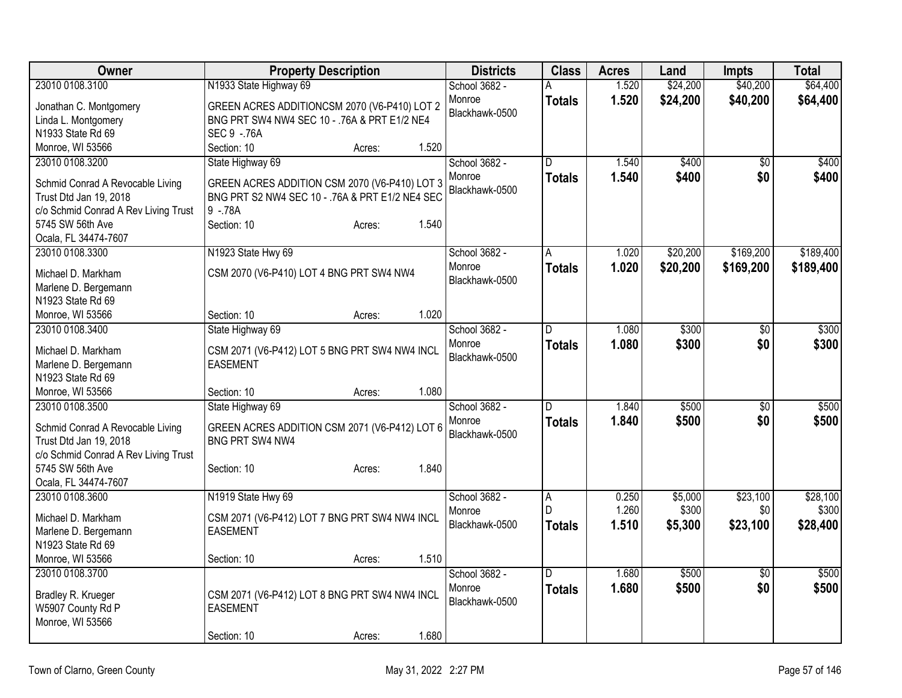| Owner | Property Description | Districts | Class | Acres | Land | Impts | Total |
|---|---|---|---|---|---|---|---|
| 23010 0108.3100<br><br>Jonathan C. Montgomery<br>Linda L. Montgomery<br>N1933 State Rd 69<br>Monroe, WI 53566 | N1933 State Highway 69<br><br>GREEN ACRES ADDITIONCSM 2070 (V6-P410) LOT 2 BNG PRT SW4 NW4 SEC 10 - .76A & PRT E1/2 NE4 SEC 9 -.76A<br>Section: 10 Acres: 1.520 | School 3682 - Monroe<br>Blackhawk-0500 | A<br>**Totals** | 1.520<br>**1.520** | $24,200<br>**$24,200** | $40,200<br>**$40,200** | $64,400<br>**$64,400** |
| 23010 0108.3200<br><br>Schmid Conrad A Revocable Living Trust Dtd Jan 19, 2018<br>c/o Schmid Conrad A Rev Living Trust<br>5745 SW 56th Ave<br>Ocala, FL 34474-7607 | State Highway 69<br><br>GREEN ACRES ADDITION CSM 2070 (V6-P410) LOT 3 BNG PRT S2 NW4 SEC 10 - .76A & PRT E1/2 NE4 SEC 9 -.78A<br>Section: 10 Acres: 1.540 | School 3682 - Monroe<br>Blackhawk-0500 | D<br>**Totals** | 1.540<br>**1.540** | $400<br>**$400** | $0<br>**$0** | $400<br>**$400** |
| 23010 0108.3300<br><br>Michael D. Markham<br>Marlene D. Bergemann<br>N1923 State Rd 69<br>Monroe, WI 53566 | N1923 State Hwy 69<br><br>CSM 2070 (V6-P410) LOT 4 BNG PRT SW4 NW4<br>Section: 10 Acres: 1.020 | School 3682 - Monroe<br>Blackhawk-0500 | A<br>**Totals** | 1.020<br>**1.020** | $20,200<br>**$20,200** | $169,200<br>**$169,200** | $189,400<br>**$189,400** |
| 23010 0108.3400<br><br>Michael D. Markham<br>Marlene D. Bergemann<br>N1923 State Rd 69<br>Monroe, WI 53566 | State Highway 69<br><br>CSM 2071 (V6-P412) LOT 5 BNG PRT SW4 NW4 INCL EASEMENT<br>Section: 10 Acres: 1.080 | School 3682 - Monroe<br>Blackhawk-0500 | D<br>**Totals** | 1.080<br>**1.080** | $300<br>**$300** | $0<br>**$0** | $300<br>**$300** |
| 23010 0108.3500<br><br>Schmid Conrad A Revocable Living Trust Dtd Jan 19, 2018<br>c/o Schmid Conrad A Rev Living Trust<br>5745 SW 56th Ave<br>Ocala, FL 34474-7607 | State Highway 69<br><br>GREEN ACRES ADDITION CSM 2071 (V6-P412) LOT 6 BNG PRT SW4 NW4<br>Section: 10 Acres: 1.840 | School 3682 - Monroe<br>Blackhawk-0500 | D<br>**Totals** | 1.840<br>**1.840** | $500<br>**$500** | $0<br>**$0** | $500<br>**$500** |
| 23010 0108.3600<br><br>Michael D. Markham<br>Marlene D. Bergemann<br>N1923 State Rd 69<br>Monroe, WI 53566 | N1919 State Hwy 69<br><br>CSM 2071 (V6-P412) LOT 7 BNG PRT SW4 NW4 INCL EASEMENT<br>Section: 10 Acres: 1.510 | School 3682 - Monroe<br>Blackhawk-0500 | A<br>D<br>**Totals** | 0.250<br>1.260<br>**1.510** | $5,000<br>$300<br>**$5,300** | $23,100<br>$0<br>**$23,100** | $28,100<br>$300<br>**$28,400** |
| 23010 0108.3700<br><br>Bradley R. Krueger<br>W5907 County Rd P<br>Monroe, WI 53566 | <br><br>CSM 2071 (V6-P412) LOT 8 BNG PRT SW4 NW4 INCL EASEMENT<br>Section: 10 Acres: 1.680 | School 3682 - Monroe<br>Blackhawk-0500 | D<br>**Totals** | 1.680<br>**1.680** | $500<br>**$500** | $0<br>**$0** | $500<br>**$500** |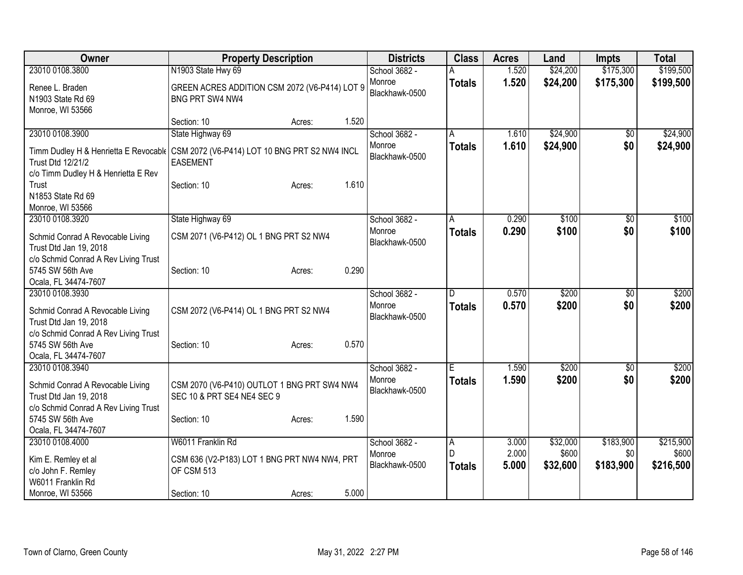| Owner | Property Description | Districts | Class | Acres | Land | Impts | Total |
|---|---|---|---|---|---|---|---|
| 23010 0108.3800<br>Renee L. Braden<br>N1903 State Rd 69<br>Monroe, WI 53566 | N1903 State Hwy 69<br>GREEN ACRES ADDITION CSM 2072 (V6-P414) LOT 9 BNG PRT SW4 NW4<br>Section: 10 Acres: 1.520 | School 3682 - Monroe<br>Blackhawk-0500 | A<br>**Totals** | 1.520<br>**1.520** | $24,200<br>**$24,200** | $175,300<br>**$175,300** | $199,500<br>**$199,500** |
| 23010 0108.3900<br>Timm Dudley H & Henrietta E Revocable Trust Dtd 12/21/2<br>c/o Timm Dudley H & Henrietta E Rev Trust<br>N1853 State Rd 69<br>Monroe, WI 53566 | State Highway 69<br>CSM 2072 (V6-P414) LOT 10 BNG PRT S2 NW4 INCL EASEMENT<br>Section: 10 Acres: 1.610 | School 3682 - Monroe<br>Blackhawk-0500 | A<br>**Totals** | 1.610<br>**1.610** | $24,900<br>**$24,900** | $0<br>**$0** | $24,900<br>**$24,900** |
| 23010 0108.3920<br>Schmid Conrad A Revocable Living Trust Dtd Jan 19, 2018<br>c/o Schmid Conrad A Rev Living Trust<br>5745 SW 56th Ave<br>Ocala, FL 34474-7607 | State Highway 69<br>CSM 2071 (V6-P412) OL 1 BNG PRT S2 NW4<br>Section: 10 Acres: 0.290 | School 3682 - Monroe<br>Blackhawk-0500 | A<br>**Totals** | 0.290<br>**0.290** | $100<br>**$100** | $0<br>**$0** | $100<br>**$100** |
| 23010 0108.3930<br>Schmid Conrad A Revocable Living Trust Dtd Jan 19, 2018<br>c/o Schmid Conrad A Rev Living Trust<br>5745 SW 56th Ave<br>Ocala, FL 34474-7607 | CSM 2072 (V6-P414) OL 1 BNG PRT S2 NW4<br>Section: 10 Acres: 0.570 | School 3682 - Monroe<br>Blackhawk-0500 | D<br>**Totals** | 0.570<br>**0.570** | $200<br>**$200** | $0<br>**$0** | $200<br>**$200** |
| 23010 0108.3940<br>Schmid Conrad A Revocable Living Trust Dtd Jan 19, 2018<br>c/o Schmid Conrad A Rev Living Trust<br>5745 SW 56th Ave<br>Ocala, FL 34474-7607 | CSM 2070 (V6-P410) OUTLOT 1 BNG PRT SW4 NW4 SEC 10 & PRT SE4 NE4 SEC 9<br>Section: 10 Acres: 1.590 | School 3682 - Monroe<br>Blackhawk-0500 | E<br>**Totals** | 1.590<br>**1.590** | $200<br>**$200** | $0<br>**$0** | $200<br>**$200** |
| 23010 0108.4000<br>Kim E. Remley et al<br>c/o John F. Remley<br>W6011 Franklin Rd<br>Monroe, WI 53566 | W6011 Franklin Rd<br>CSM 636 (V2-P183) LOT 1 BNG PRT NW4 NW4, PRT OF CSM 513<br>Section: 10 Acres: 5.000 | School 3682 - Monroe<br>Blackhawk-0500 | A<br>D<br>**Totals** | 3.000<br>2.000<br>**5.000** | $32,000<br>$600<br>**$32,600** | $183,900<br>$0<br>**$183,900** | $215,900<br>$600<br>**$216,500** |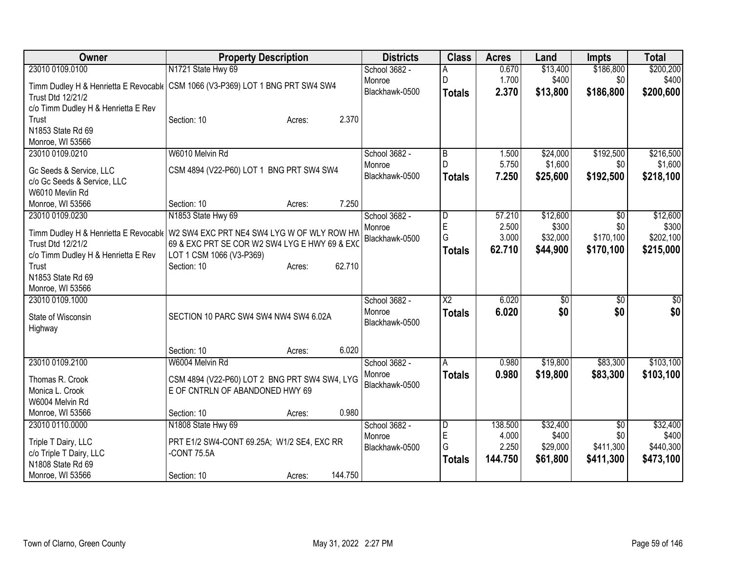| Owner | Property Description | Districts | Class | Acres | Land | Impts | Total |
|---|---|---|---|---|---|---|---|
| 23010 0109.0100<br>Timm Dudley H & Henrietta E Revocable Trust Dtd 12/21/2<br>c/o Timm Dudley H & Henrietta E Rev Trust<br>N1853 State Rd 69<br>Monroe, WI 53566 | N1721 State Hwy 69<br>CSM 1066 (V3-P369) LOT 1 BNG PRT SW4 SW4<br>Section: 10 Acres: 2.370 | School 3682 - Monroe<br>Blackhawk-0500 | A<br>D<br>**Totals** | 0.670<br>1.700<br>**2.370** | $13,400<br>$400<br>**$13,800** | $186,800<br>$0<br>**$186,800** | $200,200<br>$400<br>**$200,600** |
| 23010 0109.0210<br>Gc Seeds & Service, LLC<br>c/o Gc Seeds & Service, LLC<br>W6010 Mevlin Rd<br>Monroe, WI 53566 | W6010 Melvin Rd<br>CSM 4894 (V22-P60) LOT 1 BNG PRT SW4 SW4<br>Section: 10 Acres: 7.250 | School 3682 - Monroe<br>Blackhawk-0500 | B<br>D<br>**Totals** | 1.500<br>5.750<br>**7.250** | $24,000<br>$1,600<br>**$25,600** | $192,500<br>$0<br>**$192,500** | $216,500<br>$1,600<br>**$218,100** |
| 23010 0109.0230<br>Timm Dudley H & Henrietta E Revocable Trust Dtd 12/21/2<br>c/o Timm Dudley H & Henrietta E Rev Trust<br>N1853 State Rd 69<br>Monroe, WI 53566 | N1853 State Hwy 69<br>W2 SW4 EXC PRT NE4 SW4 LYG W OF WLY ROW HW 69 & EXC PRT SE COR W2 SW4 LYG E HWY 69 & EXC LOT 1 CSM 1066 (V3-P369)<br>Section: 10 Acres: 62.710 | School 3682 - Monroe<br>Blackhawk-0500 | D<br>E<br>G<br>**Totals** | 57.210<br>2.500<br>3.000<br>**62.710** | $12,600<br>$300<br>$32,000<br>**$44,900** | $0<br>$0<br>$170,100<br>**$170,100** | $12,600<br>$300<br>$202,100<br>**$215,000** |
| 23010 0109.1000<br>State of Wisconsin<br>Highway | SECTION 10 PARC SW4 SW4 NW4 SW4 6.02A<br>Section: 10 Acres: 6.020 | School 3682 - Monroe<br>Blackhawk-0500 | X2<br>**Totals** | 6.020<br>**6.020** | $0<br>**$0** | $0<br>**$0** | $0<br>**$0** |
| 23010 0109.2100<br>Thomas R. Crook<br>Monica L. Crook<br>W6004 Melvin Rd<br>Monroe, WI 53566 | W6004 Melvin Rd<br>CSM 4894 (V22-P60) LOT 2 BNG PRT SW4 SW4, LYG E OF CNTRLN OF ABANDONED HWY 69<br>Section: 10 Acres: 0.980 | School 3682 - Monroe<br>Blackhawk-0500 | A<br>**Totals** | 0.980<br>**0.980** | $19,800<br>**$19,800** | $83,300<br>**$83,300** | $103,100<br>**$103,100** |
| 23010 0110.0000<br>Triple T Dairy, LLC<br>c/o Triple T Dairy, LLC<br>N1808 State Rd 69<br>Monroe, WI 53566 | N1808 State Hwy 69<br>PRT E1/2 SW4-CONT 69.25A; W1/2 SE4, EXC RR -CONT 75.5A<br>Section: 10 Acres: 144.750 | School 3682 - Monroe<br>Blackhawk-0500 | D<br>E<br>G<br>**Totals** | 138.500<br>4.000<br>2.250<br>**144.750** | $32,400<br>$400<br>$29,000<br>**$61,800** | $0<br>$0<br>$411,300<br>**$411,300** | $32,400<br>$400<br>$440,300<br>**$473,100** |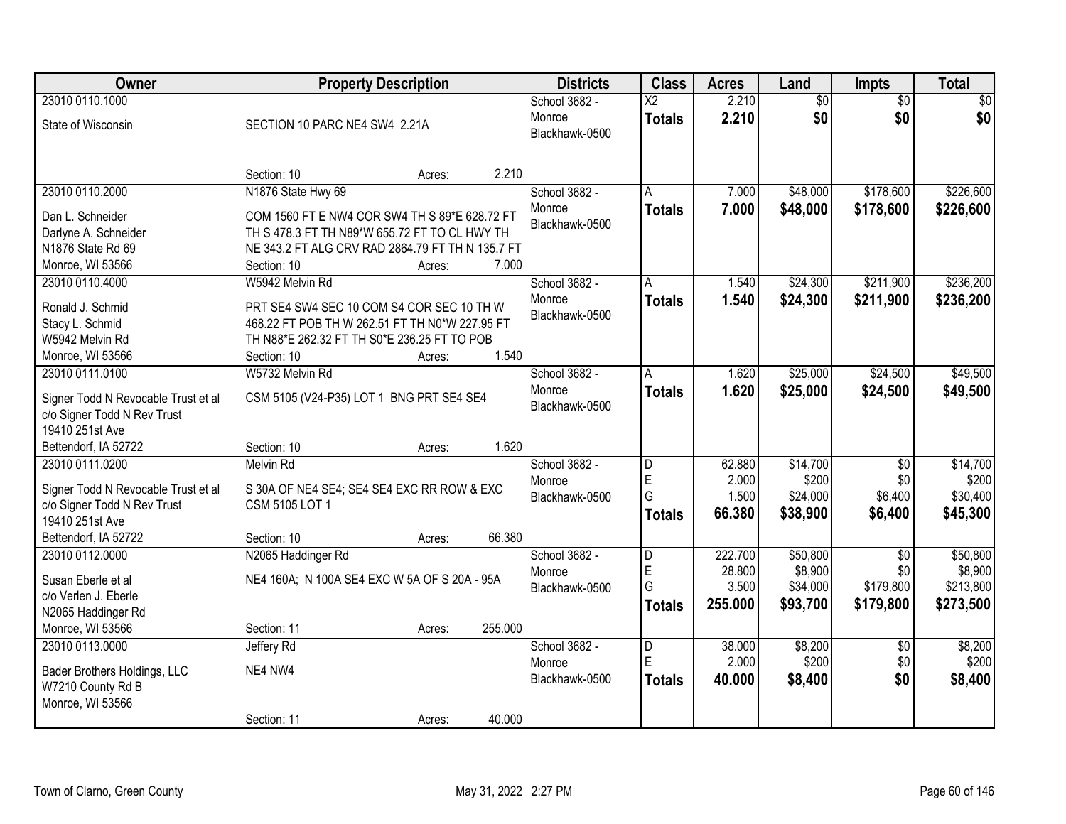| Owner | Property Description | Districts | Class | Acres | Land | Impts | Total |
|---|---|---|---|---|---|---|---|
| 23010 0110.1000<br><br>State of Wisconsin | SECTION 10 PARC NE4 SW4 2.21A<br><br>Section: 10 Acres: 2.210 | School 3682 - Monroe<br>Blackhawk-0500 | X2<br>**Totals** | 2.210<br>**2.210** | $0<br>**$0** | $0<br>**$0** | $0<br>**$0** |
| 23010 0110.2000<br><br>Dan L. Schneider<br>Darlyne A. Schneider<br>N1876 State Rd 69<br>Monroe, WI 53566 | N1876 State Hwy 69<br><br>COM 1560 FT E NW4 COR SW4 TH S 89*E 628.72 FT TH S 478.3 FT TH N89*W 655.72 FT TO CL HWY TH NE 343.2 FT ALG CRV RAD 2864.79 FT TH N 135.7 FT<br>Section: 10 Acres: 7.000 | School 3682 - Monroe<br>Blackhawk-0500 | A<br>**Totals** | 7.000<br>**7.000** | $48,000<br>**$48,000** | $178,600<br>**$178,600** | $226,600<br>**$226,600** |
| 23010 0110.4000<br><br>Ronald J. Schmid<br>Stacy L. Schmid<br>W5942 Melvin Rd<br>Monroe, WI 53566 | W5942 Melvin Rd<br><br>PRT SE4 SW4 SEC 10 COM S4 COR SEC 10 TH W 468.22 FT POB TH W 262.51 FT TH N0*W 227.95 FT TH N88*E 262.32 FT TH S0*E 236.25 FT TO POB<br>Section: 10 Acres: 1.540 | School 3682 - Monroe<br>Blackhawk-0500 | A<br>**Totals** | 1.540<br>**1.540** | $24,300<br>**$24,300** | $211,900<br>**$211,900** | $236,200<br>**$236,200** |
| 23010 0111.0100<br><br>Signer Todd N Revocable Trust et al<br>c/o Signer Todd N Rev Trust<br>19410 251st Ave<br>Bettendorf, IA 52722 | W5732 Melvin Rd<br><br>CSM 5105 (V24-P35) LOT 1 BNG PRT SE4 SE4<br><br>Section: 10 Acres: 1.620 | School 3682 - Monroe<br>Blackhawk-0500 | A<br>**Totals** | 1.620<br>**1.620** | $25,000<br>**$25,000** | $24,500<br>**$24,500** | $49,500<br>**$49,500** |
| 23010 0111.0200<br><br>Signer Todd N Revocable Trust et al<br>c/o Signer Todd N Rev Trust<br>19410 251st Ave<br>Bettendorf, IA 52722 | Melvin Rd<br><br>S 30A OF NE4 SE4; SE4 SE4 EXC RR ROW & EXC CSM 5105 LOT 1<br><br>Section: 10 Acres: 66.380 | School 3682 - Monroe<br>Blackhawk-0500 | D<br>E<br>G<br>**Totals** | 62.880<br>2.000<br>1.500<br>**66.380** | $14,700<br>$200<br>$24,000<br>**$38,900** | $0<br>$0<br>$6,400<br>**$6,400** | $14,700<br>$200<br>$30,400<br>**$45,300** |
| 23010 0112.0000<br><br>Susan Eberle et al<br>c/o Verlen J. Eberle<br>N2065 Haddinger Rd<br>Monroe, WI 53566 | N2065 Haddinger Rd<br><br>NE4 160A; N 100A SE4 EXC W 5A OF S 20A - 95A<br><br>Section: 11 Acres: 255.000 | School 3682 - Monroe<br>Blackhawk-0500 | D<br>E<br>G<br>**Totals** | 222.700<br>28.800<br>3.500<br>**255.000** | $50,800<br>$8,900<br>$34,000<br>**$93,700** | $0<br>$0<br>$179,800<br>**$179,800** | $50,800<br>$8,900<br>$213,800<br>**$273,500** |
| 23010 0113.0000<br><br>Bader Brothers Holdings, LLC<br>W7210 County Rd B<br>Monroe, WI 53566 | Jeffery Rd<br><br>NE4 NW4<br><br>Section: 11 Acres: 40.000 | School 3682 - Monroe<br>Blackhawk-0500 | D<br>E<br>**Totals** | 38.000<br>2.000<br>**40.000** | $8,200<br>$200<br>**$8,400** | $0<br>$0<br>**$0** | $8,200<br>$200<br>**$8,400** |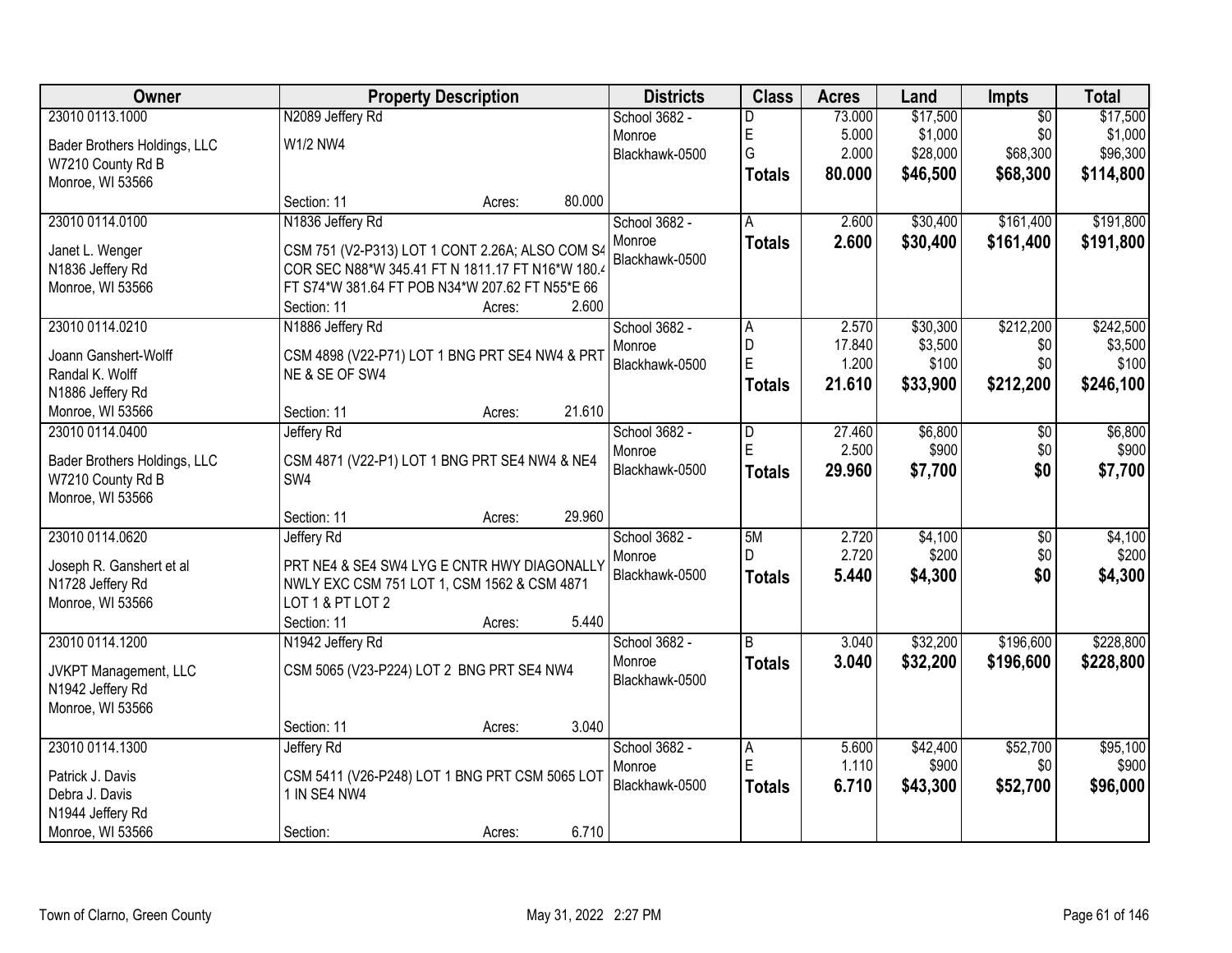| Owner | Property Description | Districts | Class | Acres | Land | Impts | Total |
|---|---|---|---|---|---|---|---|
| 23010 0113.1000<br>Bader Brothers Holdings, LLC<br>W7210 County Rd B<br>Monroe, WI 53566 | N2089 Jeffery Rd<br>W1/2 NW4<br>Section: 11 Acres: 80.000 | School 3682 - Monroe<br>Blackhawk-0500 | D<br>E<br>G<br>**Totals** | 73.000<br>5.000<br>2.000<br>**80.000** | $17,500<br>$1,000<br>$28,000<br>**$46,500** | $0<br>$0<br>$68,300<br>**$68,300** | $17,500<br>$1,000<br>$96,300<br>**$114,800** |
| 23010 0114.0100<br>Janet L. Wenger<br>N1836 Jeffery Rd<br>Monroe, WI 53566 | N1836 Jeffery Rd<br>CSM 751 (V2-P313) LOT 1 CONT 2.26A; ALSO COM S4 COR SEC N88*W 345.41 FT N 1811.17 FT N16*W 180.4 FT S74*W 381.64 FT POB N34*W 207.62 FT N55*E 66<br>Section: 11 Acres: 2.600 | School 3682 - Monroe<br>Blackhawk-0500 | A<br>**Totals** | 2.600<br>**2.600** | $30,400<br>**$30,400** | $161,400<br>**$161,400** | $191,800<br>**$191,800** |
| 23010 0114.0210<br>Joann Ganshert-Wolff<br>Randal K. Wolff<br>N1886 Jeffery Rd<br>Monroe, WI 53566 | N1886 Jeffery Rd<br>CSM 4898 (V22-P71) LOT 1 BNG PRT SE4 NW4 & PRT NE & SE OF SW4<br>Section: 11 Acres: 21.610 | School 3682 - Monroe<br>Blackhawk-0500 | A<br>D<br>E<br>**Totals** | 2.570<br>17.840<br>1.200<br>**21.610** | $30,300<br>$3,500<br>$100<br>**$33,900** | $212,200<br>$0<br>$0<br>**$212,200** | $242,500<br>$3,500<br>$100<br>**$246,100** |
| 23010 0114.0400<br>Bader Brothers Holdings, LLC<br>W7210 County Rd B<br>Monroe, WI 53566 | Jeffery Rd<br>CSM 4871 (V22-P1) LOT 1 BNG PRT SE4 NW4 & NE4 SW4<br>Section: 11 Acres: 29.960 | School 3682 - Monroe<br>Blackhawk-0500 | D<br>E<br>**Totals** | 27.460<br>2.500<br>**29.960** | $6,800<br>$900<br>**$7,700** | $0<br>$0<br>**$0** | $6,800<br>$900<br>**$7,700** |
| 23010 0114.0620<br>Joseph R. Ganshert et al<br>N1728 Jeffery Rd<br>Monroe, WI 53566 | Jeffery Rd<br>PRT NE4 & SE4 SW4 LYG E CNTR HWY DIAGONALLY NWLY EXC CSM 751 LOT 1, CSM 1562 & CSM 4871 LOT 1 & PT LOT 2<br>Section: 11 Acres: 5.440 | School 3682 - Monroe<br>Blackhawk-0500 | 5M<br>D<br>**Totals** | 2.720<br>2.720<br>**5.440** | $4,100<br>$200<br>**$4,300** | $0<br>$0<br>**$0** | $4,100<br>$200<br>**$4,300** |
| 23010 0114.1200<br>JVKPT Management, LLC<br>N1942 Jeffery Rd<br>Monroe, WI 53566 | N1942 Jeffery Rd<br>CSM 5065 (V23-P224) LOT 2 BNG PRT SE4 NW4<br>Section: 11 Acres: 3.040 | School 3682 - Monroe<br>Blackhawk-0500 | B<br>**Totals** | 3.040<br>**3.040** | $32,200<br>**$32,200** | $196,600<br>**$196,600** | $228,800<br>**$228,800** |
| 23010 0114.1300<br>Patrick J. Davis<br>Debra J. Davis<br>N1944 Jeffery Rd<br>Monroe, WI 53566 | Jeffery Rd<br>CSM 5411 (V26-P248) LOT 1 BNG PRT CSM 5065 LOT 1 IN SE4 NW4<br>Section: Acres: 6.710 | School 3682 - Monroe<br>Blackhawk-0500 | A<br>E<br>**Totals** | 5.600<br>1.110<br>**6.710** | $42,400<br>$900<br>**$43,300** | $52,700<br>$0<br>**$52,700** | $95,100<br>$900<br>**$96,000** |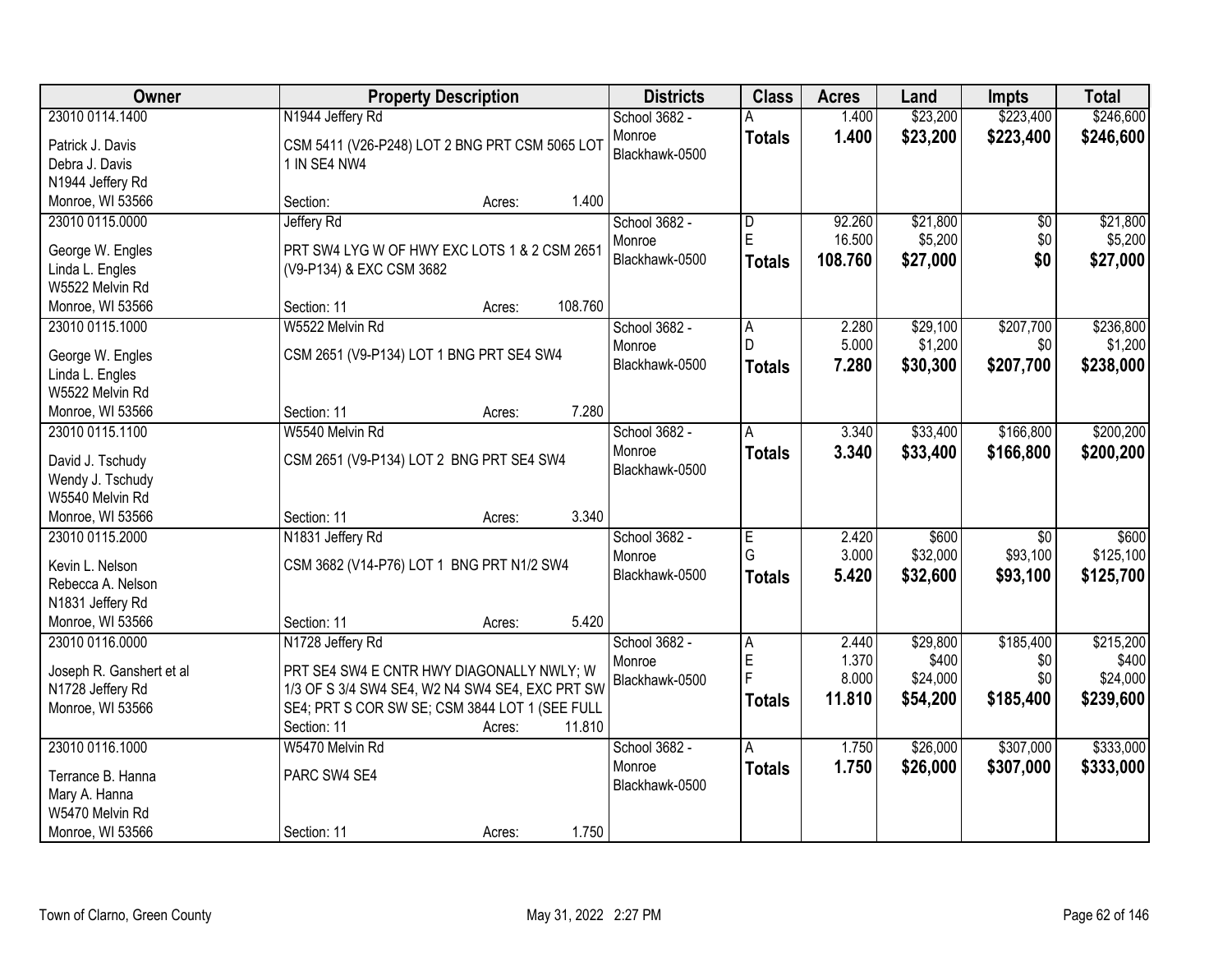| Owner | Property Description | Districts | Class | Acres | Land | Impts | Total |
|---|---|---|---|---|---|---|---|
| 23010 0114.1400<br>Patrick J. Davis<br>Debra J. Davis<br>N1944 Jeffery Rd<br>Monroe, WI 53566 | N1944 Jeffery Rd<br>CSM 5411 (V26-P248) LOT 2 BNG PRT CSM 5065 LOT 1 IN SE4 NW4<br>Section: Acres: 1.400 | School 3682 - Monroe<br>Blackhawk-0500 | A<br>**Totals** | 1.400<br>**1.400** | $23,200<br>**$23,200** | $223,400<br>**$223,400** | $246,600<br>**$246,600** |
| 23010 0115.0000<br>George W. Engles<br>Linda L. Engles<br>W5522 Melvin Rd<br>Monroe, WI 53566 | Jeffery Rd<br>PRT SW4 LYG W OF HWY EXC LOTS 1 & 2 CSM 2651 (V9-P134) & EXC CSM 3682<br>Section: 11 Acres: 108.760 | School 3682 - Monroe<br>Blackhawk-0500 | D<br>E<br>**Totals** | 92.260<br>16.500<br>**108.760** | $21,800<br>$5,200<br>**$27,000** | $0<br>$0<br>**$0** | $21,800<br>$5,200<br>**$27,000** |
| 23010 0115.1000<br>George W. Engles<br>Linda L. Engles<br>W5522 Melvin Rd<br>Monroe, WI 53566 | W5522 Melvin Rd<br>CSM 2651 (V9-P134) LOT 1 BNG PRT SE4 SW4<br>Section: 11 Acres: 7.280 | School 3682 - Monroe<br>Blackhawk-0500 | A<br>D<br>**Totals** | 2.280<br>5.000<br>**7.280** | $29,100<br>$1,200<br>**$30,300** | $207,700<br>$0<br>**$207,700** | $236,800<br>$1,200<br>**$238,000** |
| 23010 0115.1100<br>David J. Tschudy<br>Wendy J. Tschudy<br>W5540 Melvin Rd<br>Monroe, WI 53566 | W5540 Melvin Rd<br>CSM 2651 (V9-P134) LOT 2 BNG PRT SE4 SW4<br>Section: 11 Acres: 3.340 | School 3682 - Monroe<br>Blackhawk-0500 | A<br>**Totals** | 3.340<br>**3.340** | $33,400<br>**$33,400** | $166,800<br>**$166,800** | $200,200<br>**$200,200** |
| 23010 0115.2000<br>Kevin L. Nelson<br>Rebecca A. Nelson<br>N1831 Jeffery Rd<br>Monroe, WI 53566 | N1831 Jeffery Rd<br>CSM 3682 (V14-P76) LOT 1 BNG PRT N1/2 SW4<br>Section: 11 Acres: 5.420 | School 3682 - Monroe<br>Blackhawk-0500 | E<br>G<br>**Totals** | 2.420<br>3.000<br>**5.420** | $600<br>$32,000<br>**$32,600** | $0<br>$93,100<br>**$93,100** | $600<br>$125,100<br>**$125,700** |
| 23010 0116.0000<br>Joseph R. Ganshert et al<br>N1728 Jeffery Rd<br>Monroe, WI 53566 | N1728 Jeffery Rd<br>PRT SE4 SW4 E CNTR HWY DIAGONALLY NWLY; W 1/3 OF S 3/4 SW4 SE4, W2 N4 SW4 SE4, EXC PRT SW SE4; PRT S COR SW SE; CSM 3844 LOT 1 (SEE FULL<br>Section: 11 Acres: 11.810 | School 3682 - Monroe<br>Blackhawk-0500 | A<br>E<br>F<br>**Totals** | 2.440<br>1.370<br>8.000<br>**11.810** | $29,800<br>$400<br>$24,000<br>**$54,200** | $185,400<br>$0<br>$0<br>**$185,400** | $215,200<br>$400<br>$24,000<br>**$239,600** |
| 23010 0116.1000<br>Terrance B. Hanna<br>Mary A. Hanna<br>W5470 Melvin Rd<br>Monroe, WI 53566 | W5470 Melvin Rd<br>PARC SW4 SE4<br>Section: 11 Acres: 1.750 | School 3682 - Monroe<br>Blackhawk-0500 | A<br>**Totals** | 1.750<br>**1.750** | $26,000<br>**$26,000** | $307,000<br>**$307,000** | $333,000<br>**$333,000** |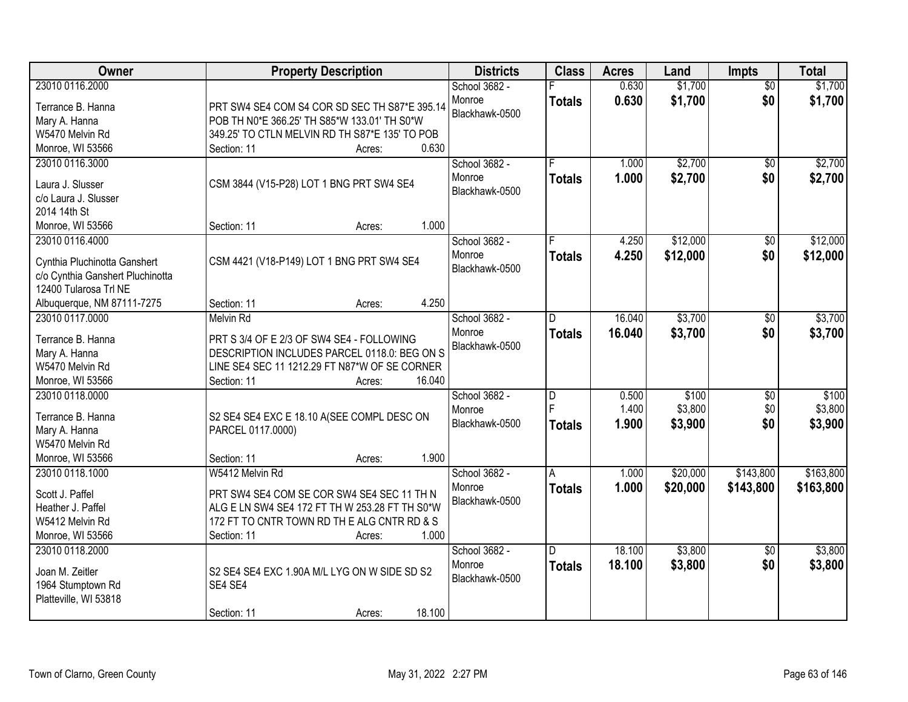| Owner | Property Description | Districts | Class | Acres | Land | Impts | Total |
|---|---|---|---|---|---|---|---|
| 23010 0116.2000<br>Terrance B. Hanna<br>Mary A. Hanna<br>W5470 Melvin Rd<br>Monroe, WI 53566 | PRT SW4 SE4 COM S4 COR SD SEC TH S87*E 395.14 POB TH N0*E 366.25' TH S85*W 133.01' TH S0*W 349.25' TO CTLN MELVIN RD TH S87*E 135' TO POB<br>Section: 11 Acres: 0.630 | School 3682 - Monroe<br>Blackhawk-0500 | F<br>**Totals** | 0.630<br>**0.630** | $1,700<br>**$1,700** | $0<br>**$0** | $1,700<br>**$1,700** |
| 23010 0116.3000<br>Laura J. Slusser<br>c/o Laura J. Slusser<br>2014 14th St<br>Monroe, WI 53566 | CSM 3844 (V15-P28) LOT 1 BNG PRT SW4 SE4<br>Section: 11 Acres: 1.000 | School 3682 - Monroe<br>Blackhawk-0500 | F<br>**Totals** | 1.000<br>**1.000** | $2,700<br>**$2,700** | $0<br>**$0** | $2,700<br>**$2,700** |
| 23010 0116.4000<br>Cynthia Pluchinotta Ganshert<br>c/o Cynthia Ganshert Pluchinotta<br>12400 Tularosa Trl NE<br>Albuquerque, NM 87111-7275 | CSM 4421 (V18-P149) LOT 1 BNG PRT SW4 SE4<br>Section: 11 Acres: 4.250 | School 3682 - Monroe<br>Blackhawk-0500 | F<br>**Totals** | 4.250<br>**4.250** | $12,000<br>**$12,000** | $0<br>**$0** | $12,000<br>**$12,000** |
| 23010 0117.0000<br>Terrance B. Hanna<br>Mary A. Hanna<br>W5470 Melvin Rd<br>Monroe, WI 53566 | Melvin Rd<br>PRT S 3/4 OF E 2/3 OF SW4 SE4 - FOLLOWING DESCRIPTION INCLUDES PARCEL 0118.0: BEG ON S LINE SE4 SEC 11 1212.29 FT N87*W OF SE CORNER<br>Section: 11 Acres: 16.040 | School 3682 - Monroe<br>Blackhawk-0500 | D<br>**Totals** | 16.040<br>**16.040** | $3,700<br>**$3,700** | $0<br>**$0** | $3,700<br>**$3,700** |
| 23010 0118.0000<br>Terrance B. Hanna<br>Mary A. Hanna<br>W5470 Melvin Rd<br>Monroe, WI 53566 | S2 SE4 SE4 EXC E 18.10 A(SEE COMPL DESC ON PARCEL 0117.0000)<br>Section: 11 Acres: 1.900 | School 3682 - Monroe<br>Blackhawk-0500 | D<br>F<br>**Totals** | 0.500<br>1.400<br>**1.900** | $100<br>$3,800<br>**$3,900** | $0<br>$0<br>**$0** | $100<br>$3,800<br>**$3,900** |
| 23010 0118.1000<br>Scott J. Paffel<br>Heather J. Paffel<br>W5412 Melvin Rd<br>Monroe, WI 53566 | W5412 Melvin Rd<br>PRT SW4 SE4 COM SE COR SW4 SE4 SEC 11 TH N ALG E LN SW4 SE4 172 FT TH W 253.28 FT TH S0*W 172 FT TO CNTR TOWN RD TH E ALG CNTR RD & S<br>Section: 11 Acres: 1.000 | School 3682 - Monroe<br>Blackhawk-0500 | A<br>**Totals** | 1.000<br>**1.000** | $20,000<br>**$20,000** | $143,800<br>**$143,800** | $163,800<br>**$163,800** |
| 23010 0118.2000<br>Joan M. Zeitler<br>1964 Stumptown Rd<br>Platteville, WI 53818 | S2 SE4 SE4 EXC 1.90A M/L LYG ON W SIDE SD S2 SE4 SE4<br>Section: 11 Acres: 18.100 | School 3682 - Monroe<br>Blackhawk-0500 | D<br>**Totals** | 18.100<br>**18.100** | $3,800<br>**$3,800** | $0<br>**$0** | $3,800<br>**$3,800** |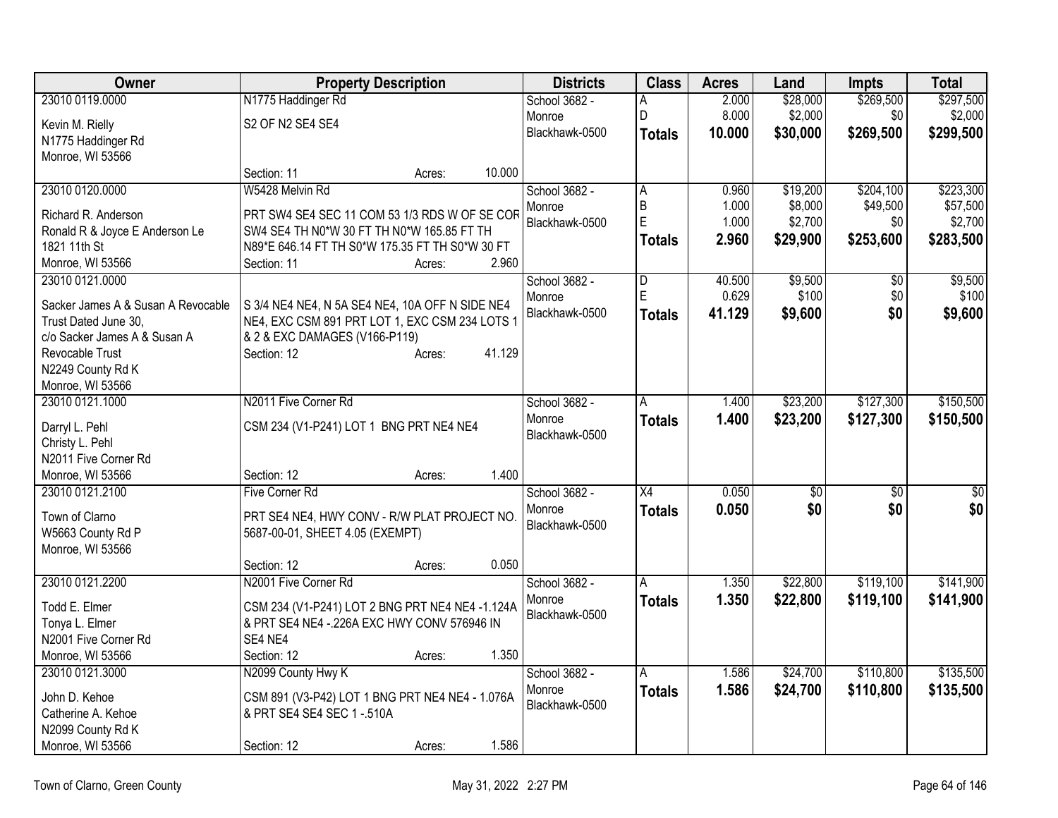| Owner | Property Description | Districts | Class | Acres | Land | Impts | Total |
|---|---|---|---|---|---|---|---|
| 23010 0119.0000<br>Kevin M. Rielly<br>N1775 Haddinger Rd<br>Monroe, WI 53566 | N1775 Haddinger Rd<br>S2 OF N2 SE4 SE4<br>Section: 11 Acres: 10.000 | School 3682 - Monroe<br>Blackhawk-0500 | A<br>D<br>**Totals** | 2.000<br>8.000<br>**10.000** | $28,000<br>$2,000<br>**$30,000** | $269,500<br>$0<br>**$269,500** | $297,500<br>$2,000<br>**$299,500** |
| 23010 0120.0000<br>Richard R. Anderson<br>Ronald R & Joyce E Anderson Le<br>1821 11th St<br>Monroe, WI 53566 | W5428 Melvin Rd<br>PRT SW4 SE4 SEC 11 COM 53 1/3 RDS W OF SE COR SW4 SE4 TH N0*W 30 FT TH N0*W 165.85 FT TH N89*E 646.14 FT TH S0*W 175.35 FT TH S0*W 30 FT<br>Section: 11 Acres: 2.960 | School 3682 - Monroe<br>Blackhawk-0500 | A<br>B<br>E<br>**Totals** | 0.960<br>1.000<br>1.000<br>**2.960** | $19,200<br>$8,000<br>$2,700<br>**$29,900** | $204,100<br>$49,500<br>$0<br>**$253,600** | $223,300<br>$57,500<br>$2,700<br>**$283,500** |
| 23010 0121.0000<br>Sacker James A & Susan A Revocable Trust Dated June 30,<br>c/o Sacker James A & Susan A Revocable Trust<br>N2249 County Rd K<br>Monroe, WI 53566 | S 3/4 NE4 NE4, N 5A SE4 NE4, 10A OFF N SIDE NE4 NE4, EXC CSM 891 PRT LOT 1, EXC CSM 234 LOTS 1 & 2 & EXC DAMAGES (V166-P119)<br>Section: 12 Acres: 41.129 | School 3682 - Monroe<br>Blackhawk-0500 | D<br>E<br>**Totals** | 40.500<br>0.629<br>**41.129** | $9,500<br>$100<br>**$9,600** | $0<br>$0<br>**$0** | $9,500<br>$100<br>**$9,600** |
| 23010 0121.1000<br>Darryl L. Pehl<br>Christy L. Pehl<br>N2011 Five Corner Rd<br>Monroe, WI 53566 | N2011 Five Corner Rd<br>CSM 234 (V1-P241) LOT 1 BNG PRT NE4 NE4<br>Section: 12 Acres: 1.400 | School 3682 - Monroe<br>Blackhawk-0500 | A<br>**Totals** | 1.400<br>**1.400** | $23,200<br>**$23,200** | $127,300<br>**$127,300** | $150,500<br>**$150,500** |
| 23010 0121.2100<br>Town of Clarno<br>W5663 County Rd P<br>Monroe, WI 53566 | Five Corner Rd<br>PRT SE4 NE4, HWY CONV - R/W PLAT PROJECT NO. 5687-00-01, SHEET 4.05 (EXEMPT)<br>Section: 12 Acres: 0.050 | School 3682 - Monroe<br>Blackhawk-0500 | X4<br>**Totals** | 0.050<br>**0.050** | $0<br>**$0** | $0<br>**$0** | $0<br>**$0** |
| 23010 0121.2200<br>Todd E. Elmer<br>Tonya L. Elmer<br>N2001 Five Corner Rd<br>Monroe, WI 53566 | N2001 Five Corner Rd<br>CSM 234 (V1-P241) LOT 2 BNG PRT NE4 NE4 -1.124A & PRT SE4 NE4 -.226A EXC HWY CONV 576946 IN SE4 NE4<br>Section: 12 Acres: 1.350 | School 3682 - Monroe<br>Blackhawk-0500 | A<br>**Totals** | 1.350<br>**1.350** | $22,800<br>**$22,800** | $119,100<br>**$119,100** | $141,900<br>**$141,900** |
| 23010 0121.3000<br>John D. Kehoe<br>Catherine A. Kehoe<br>N2099 County Rd K<br>Monroe, WI 53566 | N2099 County Hwy K<br>CSM 891 (V3-P42) LOT 1 BNG PRT NE4 NE4 - 1.076A & PRT SE4 SE4 SEC 1 -.510A<br>Section: 12 Acres: 1.586 | School 3682 - Monroe<br>Blackhawk-0500 | A<br>**Totals** | 1.586<br>**1.586** | $24,700<br>**$24,700** | $110,800<br>**$110,800** | $135,500<br>**$135,500** |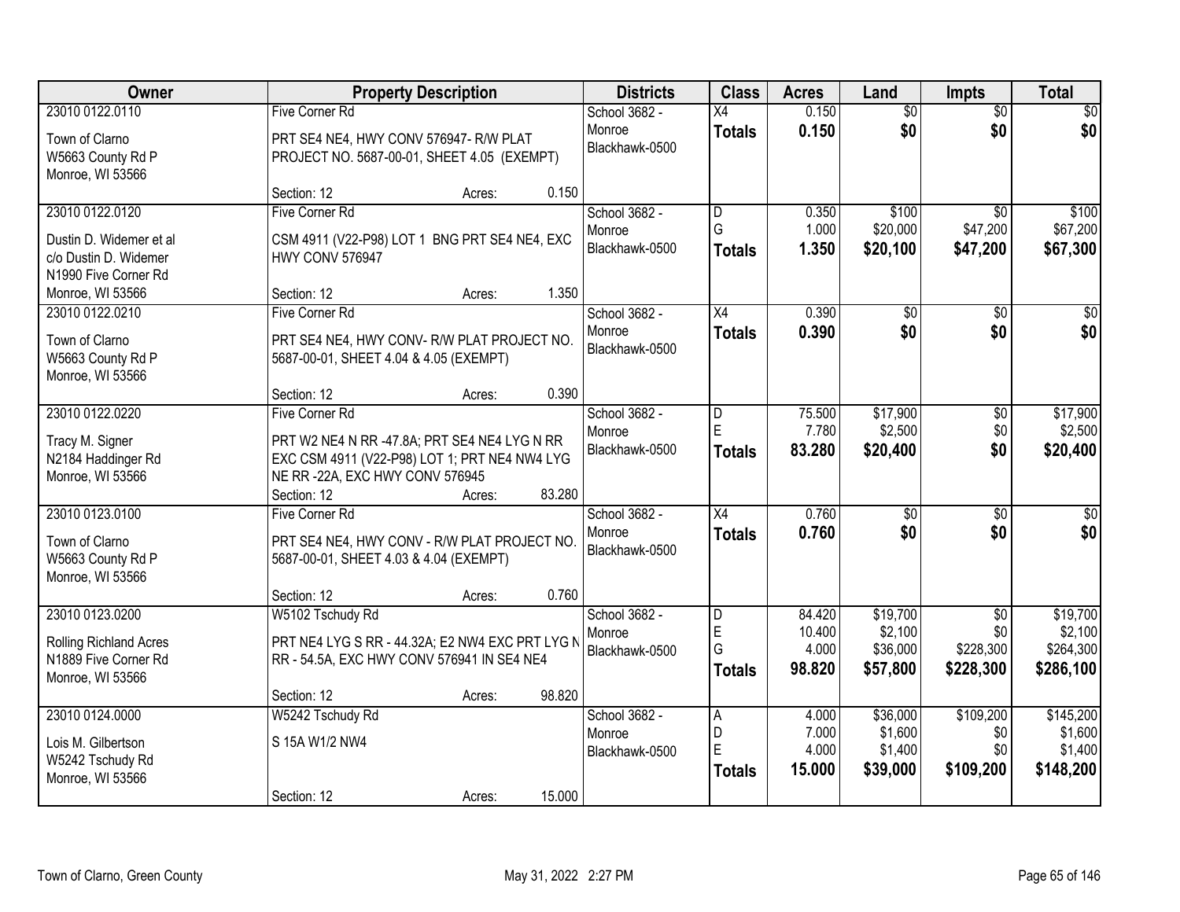| Owner | Property Description | Districts | Class | Acres | Land | Impts | Total |
|---|---|---|---|---|---|---|---|
| 23010 0122.0110<br>Town of Clarno<br>W5663 County Rd P<br>Monroe, WI 53566 | Five Corner Rd<br>PRT SE4 NE4, HWY CONV 576947- R/W PLAT PROJECT NO. 5687-00-01, SHEET 4.05 (EXEMPT)<br>Section: 12 Acres: 0.150 | School 3682 - Monroe<br>Blackhawk-0500 | X4<br>**Totals** | 0.150<br>**0.150** | $0<br>**$0** | $0<br>**$0** | $0<br>**$0** |
| 23010 0122.0120<br>Dustin D. Widemer et al<br>c/o Dustin D. Widemer<br>N1990 Five Corner Rd<br>Monroe, WI 53566 | Five Corner Rd<br>CSM 4911 (V22-P98) LOT 1 BNG PRT SE4 NE4, EXC HWY CONV 576947<br>Section: 12 Acres: 1.350 | School 3682 - Monroe<br>Blackhawk-0500 | D<br>G<br>**Totals** | 0.350<br>1.000<br>**1.350** | $100<br>$20,000<br>**$20,100** | $0<br>$47,200<br>**$47,200** | $100<br>$67,200<br>**$67,300** |
| 23010 0122.0210<br>Town of Clarno<br>W5663 County Rd P<br>Monroe, WI 53566 | Five Corner Rd<br>PRT SE4 NE4, HWY CONV- R/W PLAT PROJECT NO. 5687-00-01, SHEET 4.04 & 4.05 (EXEMPT)<br>Section: 12 Acres: 0.390 | School 3682 - Monroe<br>Blackhawk-0500 | X4<br>**Totals** | 0.390<br>**0.390** | $0<br>**$0** | $0<br>**$0** | $0<br>**$0** |
| 23010 0122.0220<br>Tracy M. Signer<br>N2184 Haddinger Rd<br>Monroe, WI 53566 | Five Corner Rd<br>PRT W2 NE4 N RR -47.8A; PRT SE4 NE4 LYG N RR EXC CSM 4911 (V22-P98) LOT 1; PRT NE4 NW4 LYG NE RR -22A, EXC HWY CONV 576945<br>Section: 12 Acres: 83.280 | School 3682 - Monroe<br>Blackhawk-0500 | D<br>E<br>**Totals** | 75.500<br>7.780<br>**83.280** | $17,900<br>$2,500<br>**$20,400** | $0<br>$0<br>**$0** | $17,900<br>$2,500<br>**$20,400** |
| 23010 0123.0100<br>Town of Clarno<br>W5663 County Rd P<br>Monroe, WI 53566 | Five Corner Rd<br>PRT SE4 NE4, HWY CONV - R/W PLAT PROJECT NO. 5687-00-01, SHEET 4.03 & 4.04 (EXEMPT)<br>Section: 12 Acres: 0.760 | School 3682 - Monroe<br>Blackhawk-0500 | X4<br>**Totals** | 0.760<br>**0.760** | $0<br>**$0** | $0<br>**$0** | $0<br>**$0** |
| 23010 0123.0200<br>Rolling Richland Acres<br>N1889 Five Corner Rd<br>Monroe, WI 53566 | W5102 Tschudy Rd<br>PRT NE4 LYG S RR - 44.32A; E2 NW4 EXC PRT LYG N RR - 54.5A, EXC HWY CONV 576941 IN SE4 NE4<br>Section: 12 Acres: 98.820 | School 3682 - Monroe<br>Blackhawk-0500 | D<br>E<br>G<br>**Totals** | 84.420<br>10.400<br>4.000<br>**98.820** | $19,700<br>$2,100<br>$36,000<br>**$57,800** | $0<br>$0<br>$228,300<br>**$228,300** | $19,700<br>$2,100<br>$264,300<br>**$286,100** |
| 23010 0124.0000<br>Lois M. Gilbertson<br>W5242 Tschudy Rd<br>Monroe, WI 53566 | W5242 Tschudy Rd<br>S 15A W1/2 NW4<br>Section: 12 Acres: 15.000 | School 3682 - Monroe<br>Blackhawk-0500 | A<br>D<br>E<br>**Totals** | 4.000<br>7.000<br>4.000<br>**15.000** | $36,000<br>$1,600<br>$1,400<br>**$39,000** | $109,200<br>$0<br>$0<br>**$109,200** | $145,200<br>$1,600<br>$1,400<br>**$148,200** |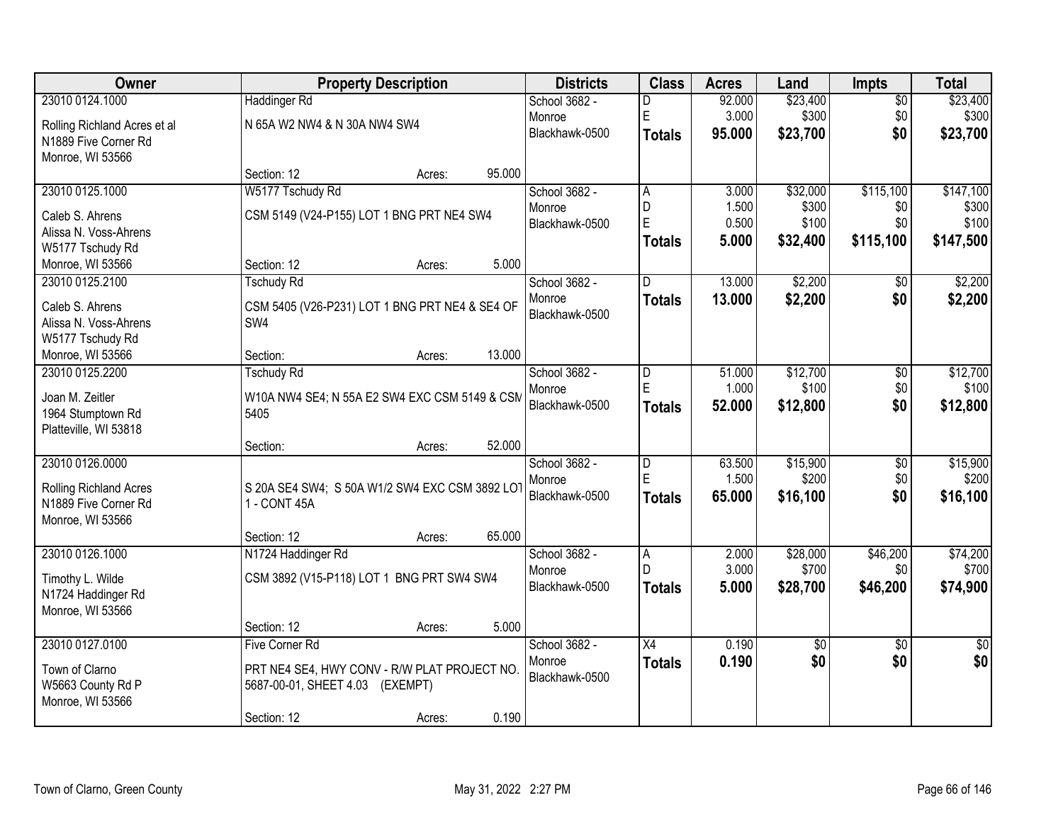| Owner | Property Description | Districts | Class | Acres | Land | Impts | Total |
|---|---|---|---|---|---|---|---|
| 23010 0124.1000<br>Rolling Richland Acres et al<br>N1889 Five Corner Rd<br>Monroe, WI 53566 | Haddinger Rd<br>N 65A W2 NW4 & N 30A NW4 SW4<br>Section: 12 Acres: 95.000 | School 3682 - Monroe<br>Blackhawk-0500 | D<br>E<br>**Totals** | 92.000<br>3.000<br>**95.000** | $23,400<br>$300<br>**$23,700** | $0<br>$0<br>**$0** | $23,400<br>$300<br>**$23,700** |
| 23010 0125.1000<br>Caleb S. Ahrens<br>Alissa N. Voss-Ahrens<br>W5177 Tschudy Rd<br>Monroe, WI 53566 | W5177 Tschudy Rd<br>CSM 5149 (V24-P155) LOT 1 BNG PRT NE4 SW4<br>Section: 12 Acres: 5.000 | School 3682 - Monroe<br>Blackhawk-0500 | A<br>D<br>E<br>**Totals** | 3.000<br>1.500<br>0.500<br>**5.000** | $32,000<br>$300<br>$100<br>**$32,400** | $115,100<br>$0<br>$0<br>**$115,100** | $147,100<br>$300<br>$100<br>**$147,500** |
| 23010 0125.2100<br>Caleb S. Ahrens<br>Alissa N. Voss-Ahrens<br>W5177 Tschudy Rd<br>Monroe, WI 53566 | Tschudy Rd<br>CSM 5405 (V26-P231) LOT 1 BNG PRT NE4 & SE4 OF SW4<br>Section: Acres: 13.000 | School 3682 - Monroe<br>Blackhawk-0500 | D<br>**Totals** | 13.000<br>**13.000** | $2,200<br>**$2,200** | $0<br>**$0** | $2,200<br>**$2,200** |
| 23010 0125.2200<br>Joan M. Zeitler<br>1964 Stumptown Rd<br>Platteville, WI 53818 | Tschudy Rd<br>W10A NW4 SE4; N 55A E2 SW4 EXC CSM 5149 & CSM 5405<br>Section: Acres: 52.000 | School 3682 - Monroe<br>Blackhawk-0500 | D<br>E<br>**Totals** | 51.000<br>1.000<br>**52.000** | $12,700<br>$100<br>**$12,800** | $0<br>$0<br>**$0** | $12,700<br>$100<br>**$12,800** |
| 23010 0126.0000<br>Rolling Richland Acres<br>N1889 Five Corner Rd<br>Monroe, WI 53566 | S 20A SE4 SW4; S 50A W1/2 SW4 EXC CSM 3892 LOT 1 - CONT 45A<br>Section: 12 Acres: 65.000 | School 3682 - Monroe<br>Blackhawk-0500 | D<br>E<br>**Totals** | 63.500<br>1.500<br>**65.000** | $15,900<br>$200<br>**$16,100** | $0<br>$0<br>**$0** | $15,900<br>$200<br>**$16,100** |
| 23010 0126.1000<br>Timothy L. Wilde<br>N1724 Haddinger Rd<br>Monroe, WI 53566 | N1724 Haddinger Rd<br>CSM 3892 (V15-P118) LOT 1 BNG PRT SW4 SW4<br>Section: 12 Acres: 5.000 | School 3682 - Monroe<br>Blackhawk-0500 | A<br>D<br>**Totals** | 2.000<br>3.000<br>**5.000** | $28,000<br>$700<br>**$28,700** | $46,200<br>$0<br>**$46,200** | $74,200<br>$700<br>**$74,900** |
| 23010 0127.0100<br>Town of Clarno<br>W5663 County Rd P<br>Monroe, WI 53566 | Five Corner Rd<br>PRT NE4 SE4, HWY CONV - R/W PLAT PROJECT NO. 5687-00-01, SHEET 4.03 (EXEMPT)<br>Section: 12 Acres: 0.190 | School 3682 - Monroe<br>Blackhawk-0500 | X4<br>**Totals** | 0.190<br>**0.190** | $0<br>**$0** | $0<br>**$0** | $0<br>**$0** |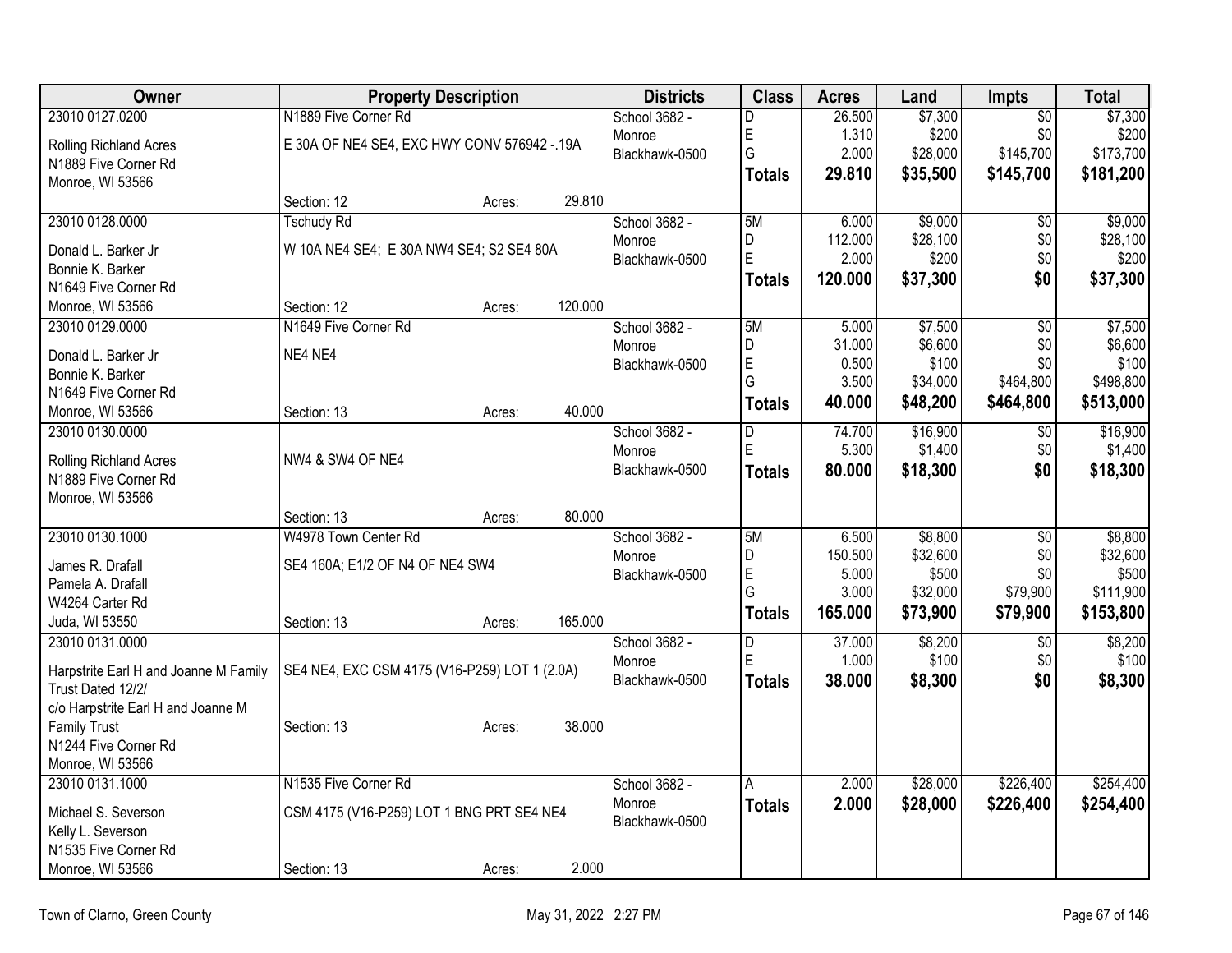| Owner | Property Description | | | Districts | Class | Acres | Land | Impts | Total |
|---|---|---|---|---|---|---|---|---|---|
| 23010 0127.0200 | N1889 Five Corner Rd | | | School 3682 - | D | 26.500 | $7,300 | $0 | $7,300 |
| Rolling Richland Acres | E 30A OF NE4 SE4, EXC HWY CONV 576942 -.19A | | | Monroe | E | 1.310 | $200 | $0 | $200 |
| N1889 Five Corner Rd | | | | Blackhawk-0500 | G | 2.000 | $28,000 | $145,700 | $173,700 |
| Monroe, WI 53566 | | | | | **Totals** | **29.810** | **$35,500** | **$145,700** | **$181,200** |
| | Section: 12 | Acres: | 29.810 | | | | | | |
| 23010 0128.0000 | Tschudy Rd | | | School 3682 - | 5M | 6.000 | $9,000 | $0 | $9,000 |
| Donald L. Barker Jr | W 10A NE4 SE4; E 30A NW4 SE4; S2 SE4 80A | | | Monroe | D | 112.000 | $28,100 | $0 | $28,100 |
| Bonnie K. Barker | | | | Blackhawk-0500 | E | 2.000 | $200 | $0 | $200 |
| N1649 Five Corner Rd | | | | | **Totals** | **120.000** | **$37,300** | **$0** | **$37,300** |
| Monroe, WI 53566 | Section: 12 | Acres: | 120.000 | | | | | | |
| 23010 0129.0000 | N1649 Five Corner Rd | | | School 3682 - | 5M | 5.000 | $7,500 | $0 | $7,500 |
| Donald L. Barker Jr | NE4 NE4 | | | Monroe | D | 31.000 | $6,600 | $0 | $6,600 |
| Bonnie K. Barker | | | | Blackhawk-0500 | E | 0.500 | $100 | $0 | $100 |
| N1649 Five Corner Rd | | | | | G | 3.500 | $34,000 | $464,800 | $498,800 |
| Monroe, WI 53566 | Section: 13 | Acres: | 40.000 | | **Totals** | **40.000** | **$48,200** | **$464,800** | **$513,000** |
| 23010 0130.0000 | | | | School 3682 - | D | 74.700 | $16,900 | $0 | $16,900 |
| Rolling Richland Acres | NW4 & SW4 OF NE4 | | | Monroe | E | 5.300 | $1,400 | $0 | $1,400 |
| N1889 Five Corner Rd | | | | Blackhawk-0500 | **Totals** | **80.000** | **$18,300** | **$0** | **$18,300** |
| Monroe, WI 53566 | | | | | | | | | |
| | Section: 13 | Acres: | 80.000 | | | | | | |
| 23010 0130.1000 | W4978 Town Center Rd | | | School 3682 - | 5M | 6.500 | $8,800 | $0 | $8,800 |
| James R. Drafall | SE4 160A; E1/2 OF N4 OF NE4 SW4 | | | Monroe | D | 150.500 | $32,600 | $0 | $32,600 |
| Pamela A. Drafall | | | | Blackhawk-0500 | E | 5.000 | $500 | $0 | $500 |
| W4264 Carter Rd | | | | | G | 3.000 | $32,000 | $79,900 | $111,900 |
| Juda, WI 53550 | Section: 13 | Acres: | 165.000 | | **Totals** | **165.000** | **$73,900** | **$79,900** | **$153,800** |
| 23010 0131.0000 | | | | School 3682 - | D | 37.000 | $8,200 | $0 | $8,200 |
| Harpstrite Earl H and Joanne M Family Trust Dated 12/2/ | SE4 NE4, EXC CSM 4175 (V16-P259) LOT 1 (2.0A) | | | Monroe | E | 1.000 | $100 | $0 | $100 |
| c/o Harpstrite Earl H and Joanne M | | | | Blackhawk-0500 | **Totals** | **38.000** | **$8,300** | **$0** | **$8,300** |
| Family Trust | Section: 13 | Acres: | 38.000 | | | | | | |
| N1244 Five Corner Rd | | | | | | | | | |
| Monroe, WI 53566 | | | | | | | | | |
| 23010 0131.1000 | N1535 Five Corner Rd | | | School 3682 - | A | 2.000 | $28,000 | $226,400 | $254,400 |
| Michael S. Severson | CSM 4175 (V16-P259) LOT 1 BNG PRT SE4 NE4 | | | Monroe | **Totals** | **2.000** | **$28,000** | **$226,400** | **$254,400** |
| Kelly L. Severson | | | | Blackhawk-0500 | | | | | |
| N1535 Five Corner Rd | | | | | | | | | |
| Monroe, WI 53566 | Section: 13 | Acres: | 2.000 | | | | | | |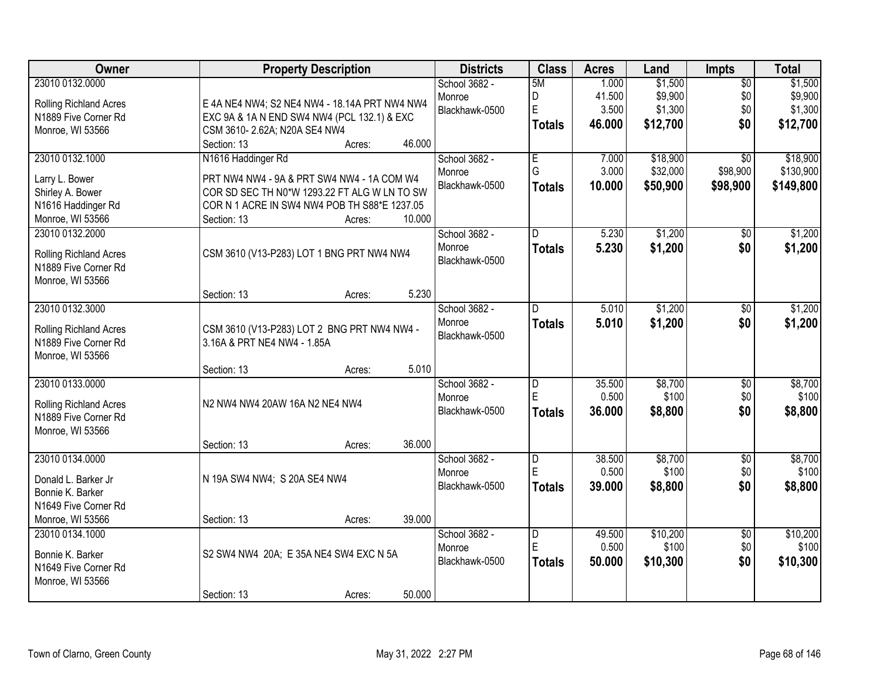| Owner | Property Description | Districts | Class | Acres | Land | Impts | Total |
|---|---|---|---|---|---|---|---|
| 23010 0132.0000<br>Rolling Richland Acres<br>N1889 Five Corner Rd<br>Monroe, WI 53566 | E 4A NE4 NW4; S2 NE4 NW4 - 18.14A PRT NW4 NW4 EXC 9A & 1A N END SW4 NW4 (PCL 132.1) & EXC CSM 3610- 2.62A; N20A SE4 NW4<br>Section: 13 Acres: 46.000 | School 3682 - Monroe<br>Blackhawk-0500 | 5M<br>D<br>E<br>**Totals** | 1.000<br>41.500<br>3.500<br>**46.000** | $1,500<br>$9,900<br>$1,300<br>**$12,700** | $0<br>$0<br>$0<br>**$0** | $1,500<br>$9,900<br>$1,300<br>**$12,700** |
| 23010 0132.1000<br>Larry L. Bower<br>Shirley A. Bower<br>N1616 Haddinger Rd<br>Monroe, WI 53566 | N1616 Haddinger Rd<br>PRT NW4 NW4 - 9A & PRT SW4 NW4 - 1A COM W4 COR SD SEC TH N0*W 1293.22 FT ALG W LN TO SW COR N 1 ACRE IN SW4 NW4 POB TH S88*E 1237.05<br>Section: 13 Acres: 10.000 | School 3682 - Monroe<br>Blackhawk-0500 | E<br>G<br>**Totals** | 7.000<br>3.000<br>**10.000** | $18,900<br>$32,000<br>**$50,900** | $0<br>$98,900<br>**$98,900** | $18,900<br>$130,900<br>**$149,800** |
| 23010 0132.2000<br>Rolling Richland Acres<br>N1889 Five Corner Rd<br>Monroe, WI 53566 | CSM 3610 (V13-P283) LOT 1 BNG PRT NW4 NW4<br>Section: 13 Acres: 5.230 | School 3682 - Monroe<br>Blackhawk-0500 | D<br>**Totals** | 5.230<br>**5.230** | $1,200<br>**$1,200** | $0<br>**$0** | $1,200<br>**$1,200** |
| 23010 0132.3000<br>Rolling Richland Acres<br>N1889 Five Corner Rd<br>Monroe, WI 53566 | CSM 3610 (V13-P283) LOT 2 BNG PRT NW4 NW4 - 3.16A & PRT NE4 NW4 - 1.85A<br>Section: 13 Acres: 5.010 | School 3682 - Monroe<br>Blackhawk-0500 | D<br>**Totals** | 5.010<br>**5.010** | $1,200<br>**$1,200** | $0<br>**$0** | $1,200<br>**$1,200** |
| 23010 0133.0000<br>Rolling Richland Acres<br>N1889 Five Corner Rd<br>Monroe, WI 53566 | N2 NW4 NW4 20AW 16A N2 NE4 NW4<br>Section: 13 Acres: 36.000 | School 3682 - Monroe<br>Blackhawk-0500 | D<br>E<br>**Totals** | 35.500<br>0.500<br>**36.000** | $8,700<br>$100<br>**$8,800** | $0<br>$0<br>**$0** | $8,700<br>$100<br>**$8,800** |
| 23010 0134.0000<br>Donald L. Barker Jr<br>Bonnie K. Barker<br>N1649 Five Corner Rd<br>Monroe, WI 53566 | N 19A SW4 NW4; S 20A SE4 NW4<br>Section: 13 Acres: 39.000 | School 3682 - Monroe<br>Blackhawk-0500 | D<br>E<br>**Totals** | 38.500<br>0.500<br>**39.000** | $8,700<br>$100<br>**$8,800** | $0<br>$0<br>**$0** | $8,700<br>$100<br>**$8,800** |
| 23010 0134.1000<br>Bonnie K. Barker<br>N1649 Five Corner Rd<br>Monroe, WI 53566 | S2 SW4 NW4 20A; E 35A NE4 SW4 EXC N 5A<br>Section: 13 Acres: 50.000 | School 3682 - Monroe<br>Blackhawk-0500 | D<br>E<br>**Totals** | 49.500<br>0.500<br>**50.000** | $10,200<br>$100<br>**$10,300** | $0<br>$0<br>**$0** | $10,200<br>$100<br>**$10,300** |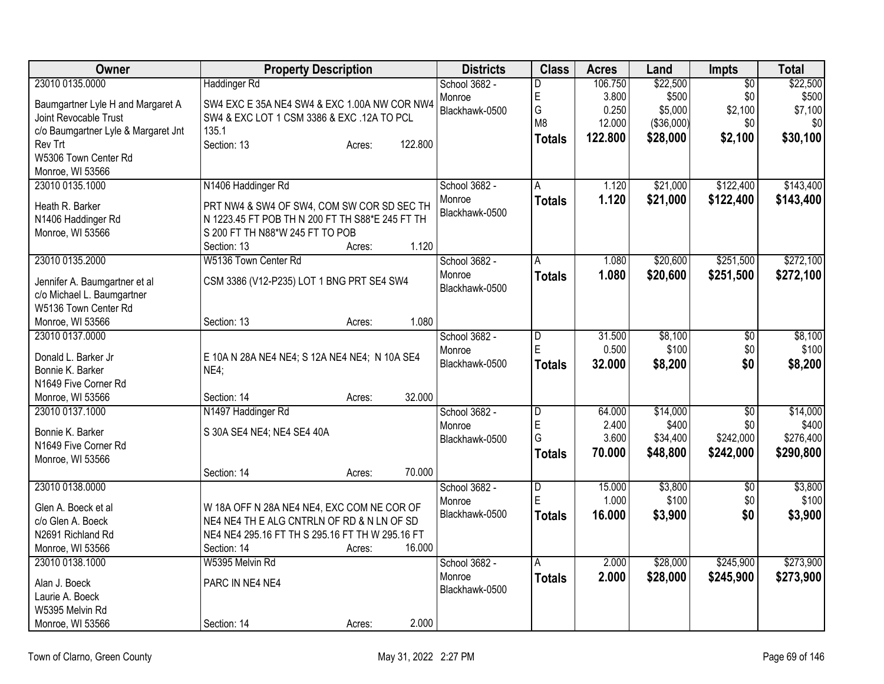| Owner | Property Description | Districts | Class | Acres | Land | Impts | Total |
|---|---|---|---|---|---|---|---|
| 23010 0135.0000<br>Baumgartner Lyle H and Margaret A Joint Revocable Trust<br>c/o Baumgartner Lyle & Margaret Jnt Rev Trt<br>W5306 Town Center Rd<br>Monroe, WI 53566 | Haddinger Rd<br>SW4 EXC E 35A NE4 SW4 & EXC 1.00A NW COR NW4 SW4 & EXC LOT 1 CSM 3386 & EXC .12A TO PCL 135.1<br>Section: 13 Acres: 122.800 | School 3682 - Monroe<br>Blackhawk-0500 | D<br>E<br>G<br>M8<br>**Totals** | 106.750<br>3.800<br>0.250<br>12.000<br>**122.800** | $22,500<br>$500<br>$5,000<br>($36,000)<br>**$28,000** | $0<br>$0<br>$2,100<br>$0<br>**$2,100** | $22,500<br>$500<br>$7,100<br>$0<br>**$30,100** |
| 23010 0135.1000<br>Heath R. Barker<br>N1406 Haddinger Rd<br>Monroe, WI 53566 | N1406 Haddinger Rd<br>PRT NW4 & SW4 OF SW4, COM SW COR SD SEC TH N 1223.45 FT POB TH N 200 FT TH S88*E 245 FT TH S 200 FT TH N88*W 245 FT TO POB<br>Section: 13 Acres: 1.120 | School 3682 - Monroe<br>Blackhawk-0500 | A<br>**Totals** | 1.120<br>**1.120** | $21,000<br>**$21,000** | $122,400<br>**$122,400** | $143,400<br>**$143,400** |
| 23010 0135.2000<br>Jennifer A. Baumgartner et al<br>c/o Michael L. Baumgartner<br>W5136 Town Center Rd<br>Monroe, WI 53566 | W5136 Town Center Rd<br>CSM 3386 (V12-P235) LOT 1 BNG PRT SE4 SW4<br>Section: 13 Acres: 1.080 | School 3682 - Monroe<br>Blackhawk-0500 | A<br>**Totals** | 1.080<br>**1.080** | $20,600<br>**$20,600** | $251,500<br>**$251,500** | $272,100<br>**$272,100** |
| 23010 0137.0000<br>Donald L. Barker Jr<br>Bonnie K. Barker<br>N1649 Five Corner Rd<br>Monroe, WI 53566 | E 10A N 28A NE4 NE4; S 12A NE4 NE4; N 10A SE4 NE4;<br>Section: 14 Acres: 32.000 | School 3682 - Monroe<br>Blackhawk-0500 | D<br>E<br>**Totals** | 31.500<br>0.500<br>**32.000** | $8,100<br>$100<br>**$8,200** | $0<br>$0<br>**$0** | $8,100<br>$100<br>**$8,200** |
| 23010 0137.1000<br>Bonnie K. Barker<br>N1649 Five Corner Rd<br>Monroe, WI 53566 | N1497 Haddinger Rd<br>S 30A SE4 NE4; NE4 SE4 40A<br>Section: 14 Acres: 70.000 | School 3682 - Monroe<br>Blackhawk-0500 | D<br>E<br>G<br>**Totals** | 64.000<br>2.400<br>3.600<br>**70.000** | $14,000<br>$400<br>$34,400<br>**$48,800** | $0<br>$0<br>$242,000<br>**$242,000** | $14,000<br>$400<br>$276,400<br>**$290,800** |
| 23010 0138.0000<br>Glen A. Boeck et al<br>c/o Glen A. Boeck<br>N2691 Richland Rd<br>Monroe, WI 53566 | W 18A OFF N 28A NE4 NE4, EXC COM NE COR OF NE4 NE4 TH E ALG CNTRLN OF RD & N LN OF SD NE4 NE4 295.16 FT TH S 295.16 FT TH W 295.16 FT<br>Section: 14 Acres: 16.000 | School 3682 - Monroe<br>Blackhawk-0500 | D<br>E<br>**Totals** | 15.000<br>1.000<br>**16.000** | $3,800<br>$100<br>**$3,900** | $0<br>$0<br>**$0** | $3,800<br>$100<br>**$3,900** |
| 23010 0138.1000<br>Alan J. Boeck<br>Laurie A. Boeck<br>W5395 Melvin Rd<br>Monroe, WI 53566 | W5395 Melvin Rd<br>PARC IN NE4 NE4<br>Section: 14 Acres: 2.000 | School 3682 - Monroe<br>Blackhawk-0500 | A<br>**Totals** | 2.000<br>**2.000** | $28,000<br>**$28,000** | $245,900<br>**$245,900** | $273,900<br>**$273,900** |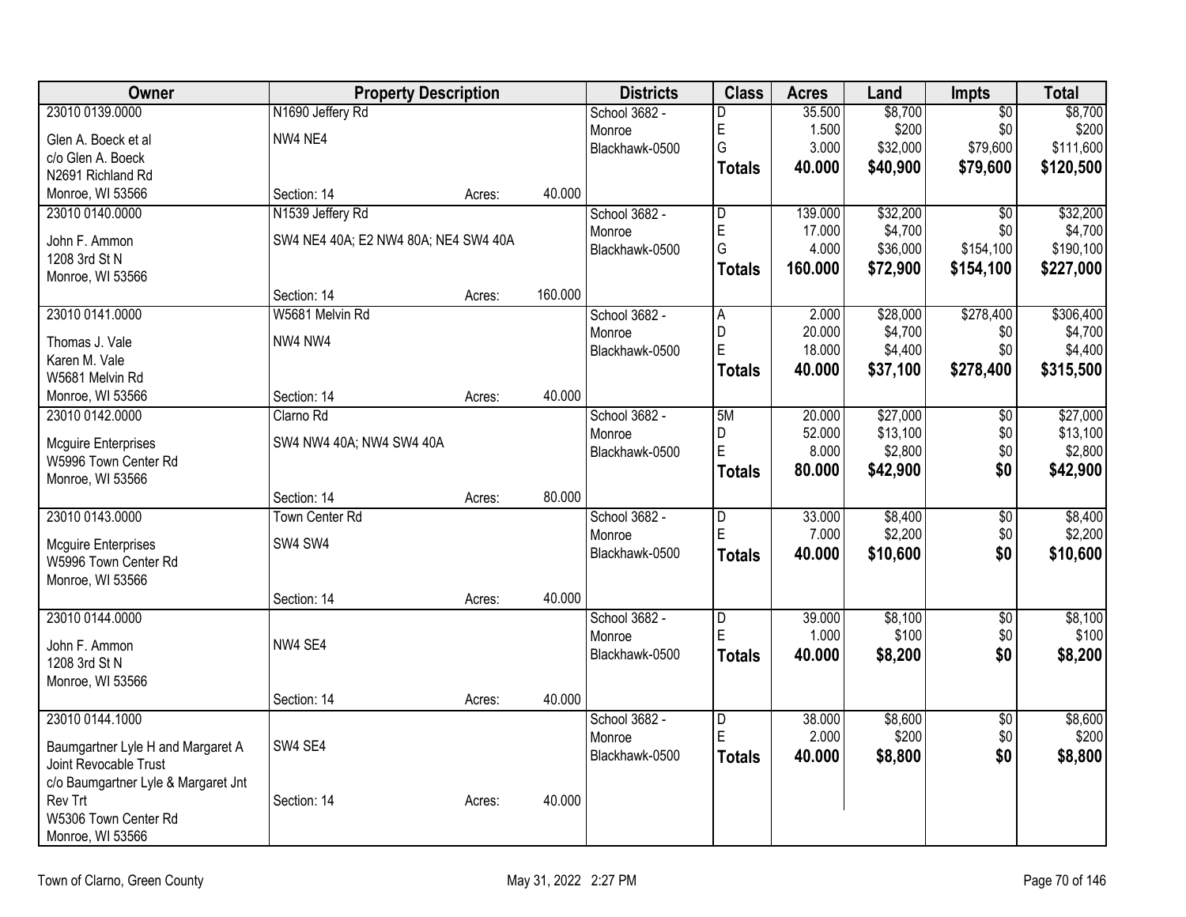| Owner | Property Description | | | Districts | Class | Acres | Land | Impts | Total |
|---|---|---|---|---|---|---|---|---|---|
| 23010 0139.0000 | N1690 Jeffery Rd | | | School 3682 - Monroe | D | 35.500 | $8,700 | $0 | $8,700 |
| Glen A. Boeck et al | NW4 NE4 | | | Blackhawk-0500 | E | 1.500 | $200 | $0 | $200 |
| c/o Glen A. Boeck | | | | | G | 3.000 | $32,000 | $79,600 | $111,600 |
| N2691 Richland Rd | | | | | **Totals** | **40.000** | **$40,900** | **$79,600** | **$120,500** |
| Monroe, WI 53566 | Section: 14 | Acres: | 40.000 | | | | | | |
| 23010 0140.0000 | N1539 Jeffery Rd | | | School 3682 - Monroe | D | 139.000 | $32,200 | $0 | $32,200 |
| John F. Ammon | SW4 NE4 40A; E2 NW4 80A; NE4 SW4 40A | | | Blackhawk-0500 | E | 17.000 | $4,700 | $0 | $4,700 |
| 1208 3rd St N | | | | | G | 4.000 | $36,000 | $154,100 | $190,100 |
| Monroe, WI 53566 | | | | | **Totals** | **160.000** | **$72,900** | **$154,100** | **$227,000** |
| | Section: 14 | Acres: | 160.000 | | | | | | |
| 23010 0141.0000 | W5681 Melvin Rd | | | School 3682 - Monroe | A | 2.000 | $28,000 | $278,400 | $306,400 |
| Thomas J. Vale | NW4 NW4 | | | Blackhawk-0500 | D | 20.000 | $4,700 | $0 | $4,700 |
| Karen M. Vale | | | | | E | 18.000 | $4,400 | $0 | $4,400 |
| W5681 Melvin Rd | | | | | **Totals** | **40.000** | **$37,100** | **$278,400** | **$315,500** |
| Monroe, WI 53566 | Section: 14 | Acres: | 40.000 | | | | | | |
| 23010 0142.0000 | Clarno Rd | | | School 3682 - Monroe | 5M | 20.000 | $27,000 | $0 | $27,000 |
| Mcguire Enterprises | SW4 NW4 40A; NW4 SW4 40A | | | Blackhawk-0500 | D | 52.000 | $13,100 | $0 | $13,100 |
| W5996 Town Center Rd | | | | | E | 8.000 | $2,800 | $0 | $2,800 |
| Monroe, WI 53566 | | | | | **Totals** | **80.000** | **$42,900** | **$0** | **$42,900** |
| | Section: 14 | Acres: | 80.000 | | | | | | |
| 23010 0143.0000 | Town Center Rd | | | School 3682 - Monroe | D | 33.000 | $8,400 | $0 | $8,400 |
| Mcguire Enterprises | SW4 SW4 | | | Blackhawk-0500 | E | 7.000 | $2,200 | $0 | $2,200 |
| W5996 Town Center Rd | | | | | **Totals** | **40.000** | **$10,600** | **$0** | **$10,600** |
| Monroe, WI 53566 | | | | | | | | | |
| | Section: 14 | Acres: | 40.000 | | | | | | |
| 23010 0144.0000 | | | | School 3682 - Monroe | D | 39.000 | $8,100 | $0 | $8,100 |
| John F. Ammon | NW4 SE4 | | | Blackhawk-0500 | E | 1.000 | $100 | $0 | $100 |
| 1208 3rd St N | | | | | **Totals** | **40.000** | **$8,200** | **$0** | **$8,200** |
| Monroe, WI 53566 | | | | | | | | | |
| | Section: 14 | Acres: | 40.000 | | | | | | |
| 23010 0144.1000 | | | | School 3682 - Monroe | D | 38.000 | $8,600 | $0 | $8,600 |
| Baumgartner Lyle H and Margaret A Joint Revocable Trust | SW4 SE4 | | | Blackhawk-0500 | E | 2.000 | $200 | $0 | $200 |
| c/o Baumgartner Lyle & Margaret Jnt Rev Trt | Section: 14 | Acres: | 40.000 | | **Totals** | **40.000** | **$8,800** | **$0** | **$8,800** |
| W5306 Town Center Rd | | | | | | | | | |
| Monroe, WI 53566 | | | | | | | | | |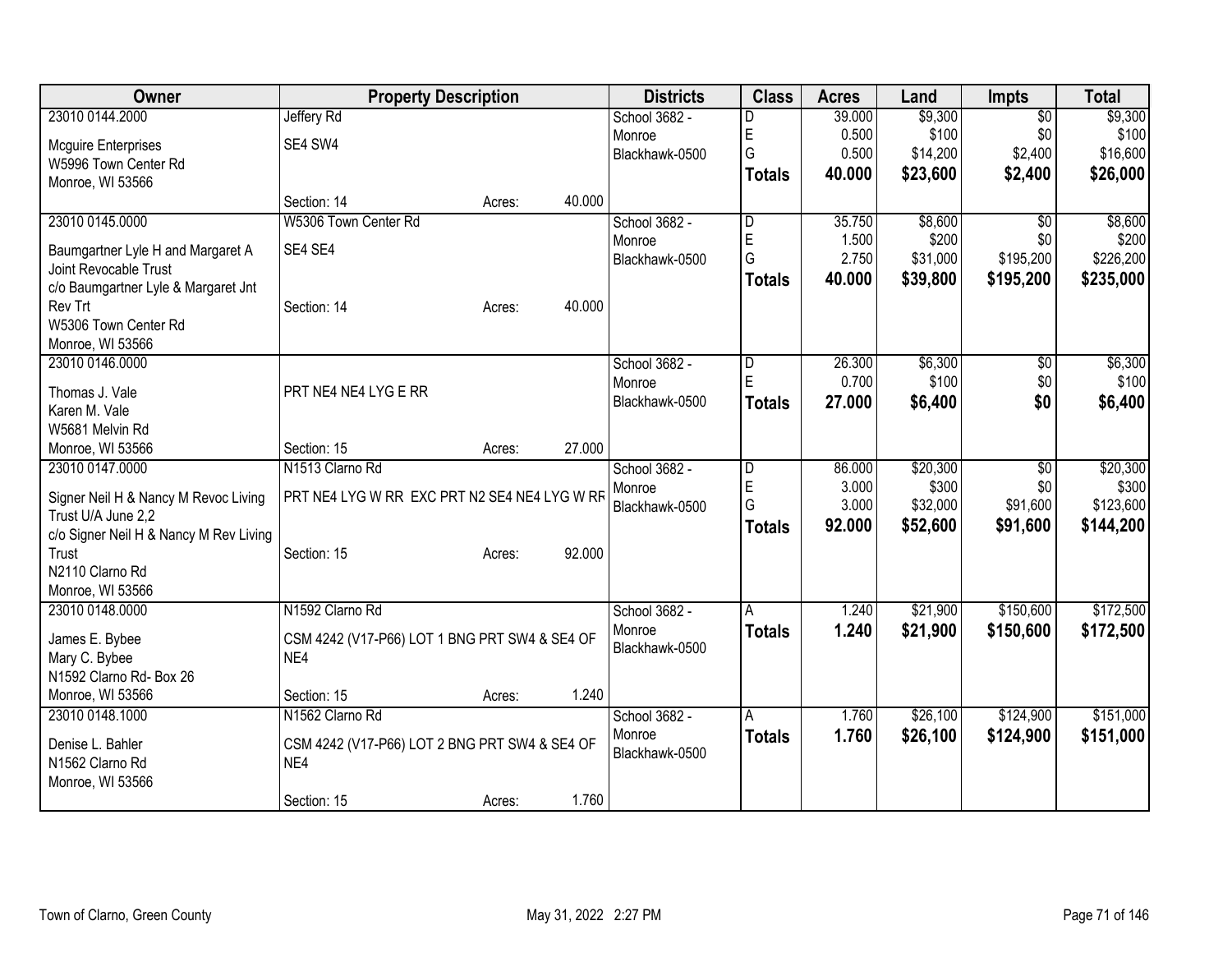| Owner | Property Description | | | Districts | Class | Acres | Land | Impts | Total |
|---|---|---|---|---|---|---|---|---|---|
| 23010 0144.2000 | Jeffery Rd | | | School 3682 - | D | 39.000 | $9,300 | $0 | $9,300 |
| Mcguire Enterprises | SE4 SW4 | | | Monroe | E | 0.500 | $100 | $0 | $100 |
| W5996 Town Center Rd | | | | Blackhawk-0500 | G | 0.500 | $14,200 | $2,400 | $16,600 |
| Monroe, WI 53566 | | | | | **Totals** | **40.000** | **$23,600** | **$2,400** | **$26,000** |
| | Section: 14 | Acres: | 40.000 | | | | | | |
| 23010 0145.0000 | W5306 Town Center Rd | | | School 3682 - | D | 35.750 | $8,600 | $0 | $8,600 |
| Baumgartner Lyle H and Margaret A Joint Revocable Trust | SE4 SE4 | | | Monroe | E | 1.500 | $200 | $0 | $200 |
| c/o Baumgartner Lyle & Margaret Jnt Rev Trt | | | | Blackhawk-0500 | G | 2.750 | $31,000 | $195,200 | $226,200 |
| W5306 Town Center Rd | Section: 14 | Acres: | 40.000 | | **Totals** | **40.000** | **$39,800** | **$195,200** | **$235,000** |
| Monroe, WI 53566 | | | | | | | | | |
| 23010 0146.0000 | | | | School 3682 - | D | 26.300 | $6,300 | $0 | $6,300 |
| Thomas J. Vale | PRT NE4 NE4 LYG E RR | | | Monroe | E | 0.700 | $100 | $0 | $100 |
| Karen M. Vale | | | | Blackhawk-0500 | **Totals** | **27.000** | **$6,400** | **$0** | **$6,400** |
| W5681 Melvin Rd | | | | | | | | | |
| Monroe, WI 53566 | Section: 15 | Acres: | 27.000 | | | | | | |
| 23010 0147.0000 | N1513 Clarno Rd | | | School 3682 - | D | 86.000 | $20,300 | $0 | $20,300 |
| Signer Neil H & Nancy M Revoc Living Trust U/A June 2,2 | PRT NE4 LYG W RR EXC PRT N2 SE4 NE4 LYG W RR | | | Monroe | E | 3.000 | $300 | $0 | $300 |
| c/o Signer Neil H & Nancy M Rev Living Trust | | | | Blackhawk-0500 | G | 3.000 | $32,000 | $91,600 | $123,600 |
| N2110 Clarno Rd | Section: 15 | Acres: | 92.000 | | **Totals** | **92.000** | **$52,600** | **$91,600** | **$144,200** |
| Monroe, WI 53566 | | | | | | | | | |
| 23010 0148.0000 | N1592 Clarno Rd | | | School 3682 - | A | 1.240 | $21,900 | $150,600 | $172,500 |
| James E. Bybee | CSM 4242 (V17-P66) LOT 1 BNG PRT SW4 & SE4 OF NE4 | | | Monroe | **Totals** | **1.240** | **$21,900** | **$150,600** | **$172,500** |
| Mary C. Bybee | | | | Blackhawk-0500 | | | | | |
| N1592 Clarno Rd- Box 26 | | | | | | | | | |
| Monroe, WI 53566 | Section: 15 | Acres: | 1.240 | | | | | | |
| 23010 0148.1000 | N1562 Clarno Rd | | | School 3682 - | A | 1.760 | $26,100 | $124,900 | $151,000 |
| Denise L. Bahler | CSM 4242 (V17-P66) LOT 2 BNG PRT SW4 & SE4 OF NE4 | | | Monroe | **Totals** | **1.760** | **$26,100** | **$124,900** | **$151,000** |
| N1562 Clarno Rd | | | | Blackhawk-0500 | | | | | |
| Monroe, WI 53566 | | | | | | | | | |
| | Section: 15 | Acres: | 1.760 | | | | | | |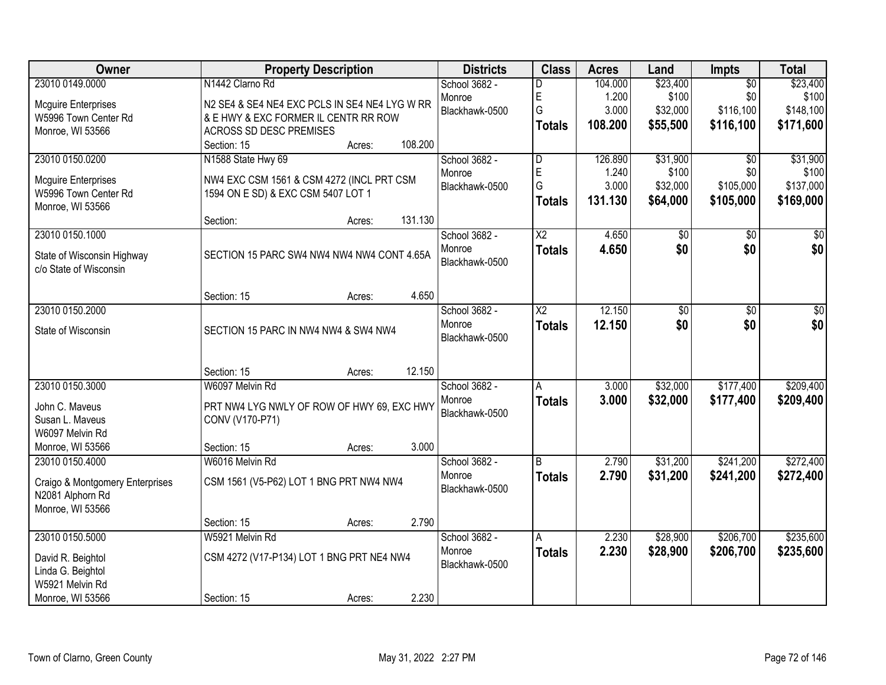| Owner | Property Description | Districts | Class | Acres | Land | Impts | Total |
|---|---|---|---|---|---|---|---|
| 23010 0149.0000<br>Mcguire Enterprises<br>W5996 Town Center Rd<br>Monroe, WI 53566 | N1442 Clarno Rd<br>N2 SE4 & SE4 NE4 EXC PCLS IN SE4 NE4 LYG W RR & E HWY & EXC FORMER IL CENTR RR ROW ACROSS SD DESC PREMISES<br>Section: 15 Acres: 108.200 | School 3682 - Monroe<br>Blackhawk-0500 | D<br>E<br>G<br>**Totals** | 104.000<br>1.200<br>3.000<br>**108.200** | $23,400<br>$100<br>$32,000<br>**$55,500** | $0<br>$0<br>$116,100<br>**$116,100** | $23,400<br>$100<br>$148,100<br>**$171,600** |
| 23010 0150.0200<br>Mcguire Enterprises<br>W5996 Town Center Rd<br>Monroe, WI 53566 | N1588 State Hwy 69<br>NW4 EXC CSM 1561 & CSM 4272 (INCL PRT CSM 1594 ON E SD) & EXC CSM 5407 LOT 1<br>Section: Acres: 131.130 | School 3682 - Monroe<br>Blackhawk-0500 | D<br>E<br>G<br>**Totals** | 126.890<br>1.240<br>3.000<br>**131.130** | $31,900<br>$100<br>$32,000<br>**$64,000** | $0<br>$0<br>$105,000<br>**$105,000** | $31,900<br>$100<br>$137,000<br>**$169,000** |
| 23010 0150.1000<br>State of Wisconsin Highway<br>c/o State of Wisconsin | SECTION 15 PARC SW4 NW4 NW4 NW4 CONT 4.65A<br>Section: 15 Acres: 4.650 | School 3682 - Monroe<br>Blackhawk-0500 | X2<br>**Totals** | 4.650<br>**4.650** | $0<br>**$0** | $0<br>**$0** | $0<br>**$0** |
| 23010 0150.2000<br>State of Wisconsin | SECTION 15 PARC IN NW4 NW4 & SW4 NW4<br>Section: 15 Acres: 12.150 | School 3682 - Monroe<br>Blackhawk-0500 | X2<br>**Totals** | 12.150<br>**12.150** | $0<br>**$0** | $0<br>**$0** | $0<br>**$0** |
| 23010 0150.3000<br>John C. Maveus<br>Susan L. Maveus<br>W6097 Melvin Rd<br>Monroe, WI 53566 | W6097 Melvin Rd<br>PRT NW4 LYG NWLY OF ROW OF HWY 69, EXC HWY CONV (V170-P71)<br>Section: 15 Acres: 3.000 | School 3682 - Monroe<br>Blackhawk-0500 | A<br>**Totals** | 3.000<br>**3.000** | $32,000<br>**$32,000** | $177,400<br>**$177,400** | $209,400<br>**$209,400** |
| 23010 0150.4000<br>Craigo & Montgomery Enterprises<br>N2081 Alphorn Rd<br>Monroe, WI 53566 | W6016 Melvin Rd<br>CSM 1561 (V5-P62) LOT 1 BNG PRT NW4 NW4<br>Section: 15 Acres: 2.790 | School 3682 - Monroe<br>Blackhawk-0500 | B<br>**Totals** | 2.790<br>**2.790** | $31,200<br>**$31,200** | $241,200<br>**$241,200** | $272,400<br>**$272,400** |
| 23010 0150.5000<br>David R. Beightol<br>Linda G. Beightol<br>W5921 Melvin Rd<br>Monroe, WI 53566 | W5921 Melvin Rd<br>CSM 4272 (V17-P134) LOT 1 BNG PRT NE4 NW4<br>Section: 15 Acres: 2.230 | School 3682 - Monroe<br>Blackhawk-0500 | A<br>**Totals** | 2.230<br>**2.230** | $28,900<br>**$28,900** | $206,700<br>**$206,700** | $235,600<br>**$235,600** |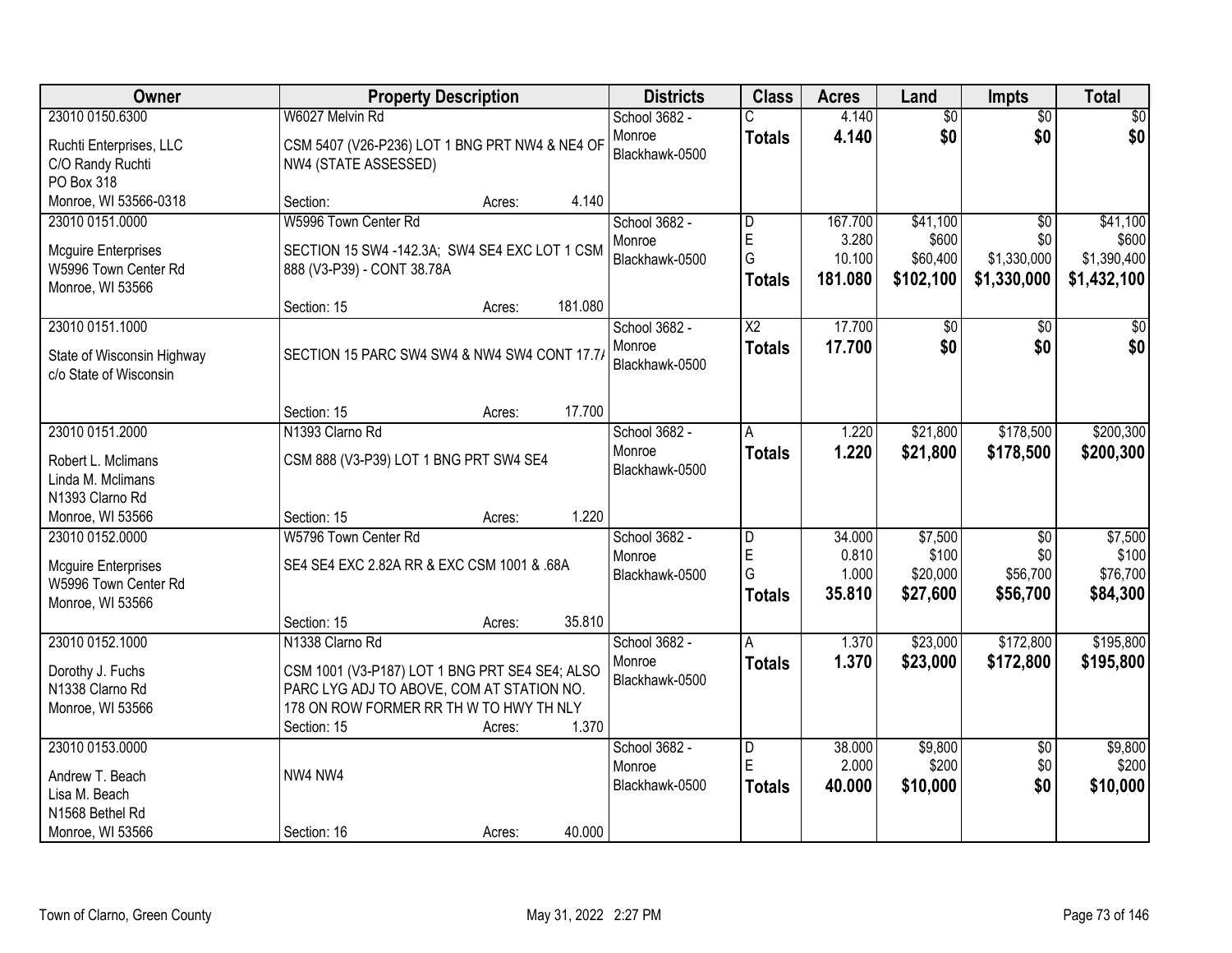| Owner | Property Description | Districts | Class | Acres | Land | Impts | Total |
|---|---|---|---|---|---|---|---|
| 23010 0150.6300<br>Ruchti Enterprises, LLC<br>C/O Randy Ruchti<br>PO Box 318<br>Monroe, WI 53566-0318 | W6027 Melvin Rd<br>CSM 5407 (V26-P236) LOT 1 BNG PRT NW4 & NE4 OF NW4 (STATE ASSESSED)<br>Section: Acres: 4.140 | School 3682 - Monroe<br>Blackhawk-0500 | C<br>**Totals** | 4.140<br>**4.140** | $0<br>**$0** | $0<br>**$0** | $0<br>**$0** |
| 23010 0151.0000<br>Mcguire Enterprises<br>W5996 Town Center Rd<br>Monroe, WI 53566 | W5996 Town Center Rd<br>SECTION 15 SW4 -142.3A; SW4 SE4 EXC LOT 1 CSM 888 (V3-P39) - CONT 38.78A<br>Section: 15 Acres: 181.080 | School 3682 - Monroe<br>Blackhawk-0500 | D<br>E<br>G<br>**Totals** | 167.700<br>3.280<br>10.100<br>**181.080** | $41,100<br>$600<br>$60,400<br>**$102,100** | $0<br>$0<br>$1,330,000<br>**$1,330,000** | $41,100<br>$600<br>$1,390,400<br>**$1,432,100** |
| 23010 0151.1000<br>State of Wisconsin Highway<br>c/o State of Wisconsin | SECTION 15 PARC SW4 SW4 & NW4 SW4 CONT 17.7/<br>Section: 15 Acres: 17.700 | School 3682 - Monroe<br>Blackhawk-0500 | X2<br>**Totals** | 17.700<br>**17.700** | $0<br>**$0** | $0<br>**$0** | $0<br>**$0** |
| 23010 0151.2000<br>Robert L. Mclimans<br>Linda M. Mclimans<br>N1393 Clarno Rd<br>Monroe, WI 53566 | N1393 Clarno Rd<br>CSM 888 (V3-P39) LOT 1 BNG PRT SW4 SE4<br>Section: 15 Acres: 1.220 | School 3682 - Monroe<br>Blackhawk-0500 | A<br>**Totals** | 1.220<br>**1.220** | $21,800<br>**$21,800** | $178,500<br>**$178,500** | $200,300<br>**$200,300** |
| 23010 0152.0000<br>Mcguire Enterprises<br>W5996 Town Center Rd<br>Monroe, WI 53566 | W5796 Town Center Rd<br>SE4 SE4 EXC 2.82A RR & EXC CSM 1001 & .68A<br>Section: 15 Acres: 35.810 | School 3682 - Monroe<br>Blackhawk-0500 | D<br>E<br>G<br>**Totals** | 34.000<br>0.810<br>1.000<br>**35.810** | $7,500<br>$100<br>$20,000<br>**$27,600** | $0<br>$0<br>$56,700<br>**$56,700** | $7,500<br>$100<br>$76,700<br>**$84,300** |
| 23010 0152.1000<br>Dorothy J. Fuchs<br>N1338 Clarno Rd<br>Monroe, WI 53566 | N1338 Clarno Rd<br>CSM 1001 (V3-P187) LOT 1 BNG PRT SE4 SE4; ALSO PARC LYG ADJ TO ABOVE, COM AT STATION NO. 178 ON ROW FORMER RR TH W TO HWY TH NLY<br>Section: 15 Acres: 1.370 | School 3682 - Monroe<br>Blackhawk-0500 | A<br>**Totals** | 1.370<br>**1.370** | $23,000<br>**$23,000** | $172,800<br>**$172,800** | $195,800<br>**$195,800** |
| 23010 0153.0000<br>Andrew T. Beach<br>Lisa M. Beach<br>N1568 Bethel Rd<br>Monroe, WI 53566 | NW4 NW4<br>Section: 16 Acres: 40.000 | School 3682 - Monroe<br>Blackhawk-0500 | D<br>E<br>**Totals** | 38.000<br>2.000<br>**40.000** | $9,800<br>$200<br>**$10,000** | $0<br>$0<br>**$0** | $9,800<br>$200<br>**$10,000** |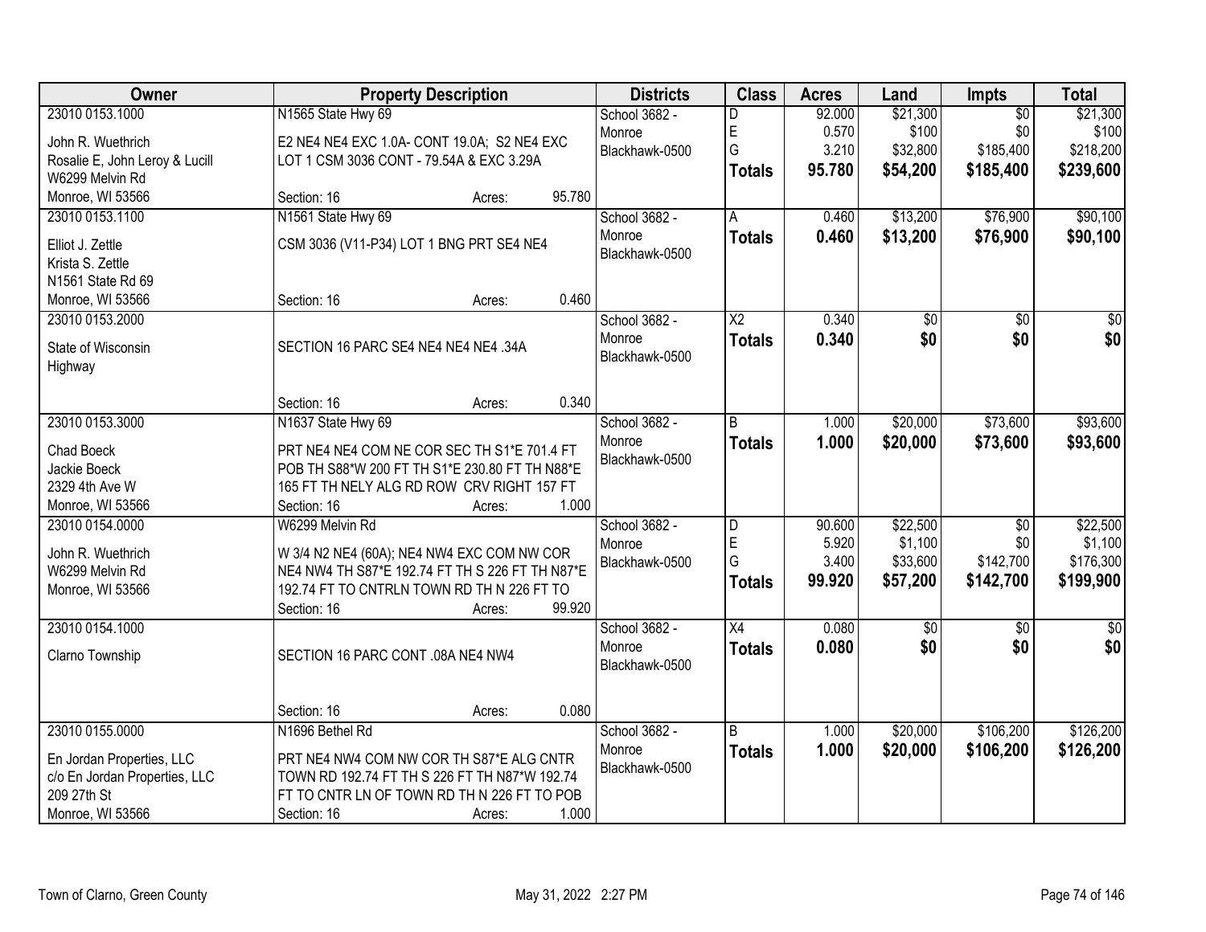| Owner | Property Description | Districts | Class | Acres | Land | Impts | Total |
|---|---|---|---|---|---|---|---|
| 23010 0153.1000<br>John R. Wuethrich<br>Rosalie E, John Leroy & Lucill<br>W6299 Melvin Rd<br>Monroe, WI 53566 | N1565 State Hwy 69<br>E2 NE4 NE4 EXC 1.0A- CONT 19.0A; S2 NE4 EXC LOT 1 CSM 3036 CONT - 79.54A & EXC 3.29A<br>Section: 16 Acres: 95.780 | School 3682 - Monroe<br>Blackhawk-0500 | D<br>E<br>G<br>**Totals** | 92.000<br>0.570<br>3.210<br>**95.780** | $21,300<br>$100<br>$32,800<br>**$54,200** | $0<br>$0<br>$185,400<br>**$185,400** | $21,300<br>$100<br>$218,200<br>**$239,600** |
| 23010 0153.1100<br>Elliot J. Zettle<br>Krista S. Zettle<br>N1561 State Rd 69<br>Monroe, WI 53566 | N1561 State Hwy 69<br>CSM 3036 (V11-P34) LOT 1 BNG PRT SE4 NE4<br>Section: 16 Acres: 0.460 | School 3682 - Monroe<br>Blackhawk-0500 | A<br>**Totals** | 0.460<br>**0.460** | $13,200<br>**$13,200** | $76,900<br>**$76,900** | $90,100<br>**$90,100** |
| 23010 0153.2000<br>State of Wisconsin<br>Highway | SECTION 16 PARC SE4 NE4 NE4 NE4 .34A<br>Section: 16 Acres: 0.340 | School 3682 - Monroe<br>Blackhawk-0500 | X2<br>**Totals** | 0.340<br>**0.340** | $0<br>**$0** | $0<br>**$0** | $0<br>**$0** |
| 23010 0153.3000<br>Chad Boeck<br>Jackie Boeck<br>2329 4th Ave W<br>Monroe, WI 53566 | N1637 State Hwy 69<br>PRT NE4 NE4 COM NE COR SEC TH S1*E 701.4 FT POB TH S88*W 200 FT TH S1*E 230.80 FT TH N88*E 165 FT TH NELY ALG RD ROW CRV RIGHT 157 FT<br>Section: 16 Acres: 1.000 | School 3682 - Monroe<br>Blackhawk-0500 | B<br>**Totals** | 1.000<br>**1.000** | $20,000<br>**$20,000** | $73,600<br>**$73,600** | $93,600<br>**$93,600** |
| 23010 0154.0000<br>John R. Wuethrich<br>W6299 Melvin Rd<br>Monroe, WI 53566 | W6299 Melvin Rd<br>W 3/4 N2 NE4 (60A); NE4 NW4 EXC COM NW COR NE4 NW4 TH S87*E 192.74 FT TH S 226 FT TH N87*E 192.74 FT TO CNTRLN TOWN RD TH N 226 FT TO<br>Section: 16 Acres: 99.920 | School 3682 - Monroe<br>Blackhawk-0500 | D<br>E<br>G<br>**Totals** | 90.600<br>5.920<br>3.400<br>**99.920** | $22,500<br>$1,100<br>$33,600<br>**$57,200** | $0<br>$0<br>$142,700<br>**$142,700** | $22,500<br>$1,100<br>$176,300<br>**$199,900** |
| 23010 0154.1000<br>Clarno Township | SECTION 16 PARC CONT .08A NE4 NW4<br>Section: 16 Acres: 0.080 | School 3682 - Monroe<br>Blackhawk-0500 | X4<br>**Totals** | 0.080<br>**0.080** | $0<br>**$0** | $0<br>**$0** | $0<br>**$0** |
| 23010 0155.0000<br>En Jordan Properties, LLC<br>c/o En Jordan Properties, LLC<br>209 27th St<br>Monroe, WI 53566 | N1696 Bethel Rd<br>PRT NE4 NW4 COM NW COR TH S87*E ALG CNTR TOWN RD 192.74 FT TH S 226 FT TH N87*W 192.74 FT TO CNTR LN OF TOWN RD TH N 226 FT TO POB<br>Section: 16 Acres: 1.000 | School 3682 - Monroe<br>Blackhawk-0500 | B<br>**Totals** | 1.000<br>**1.000** | $20,000<br>**$20,000** | $106,200<br>**$106,200** | $126,200<br>**$126,200** |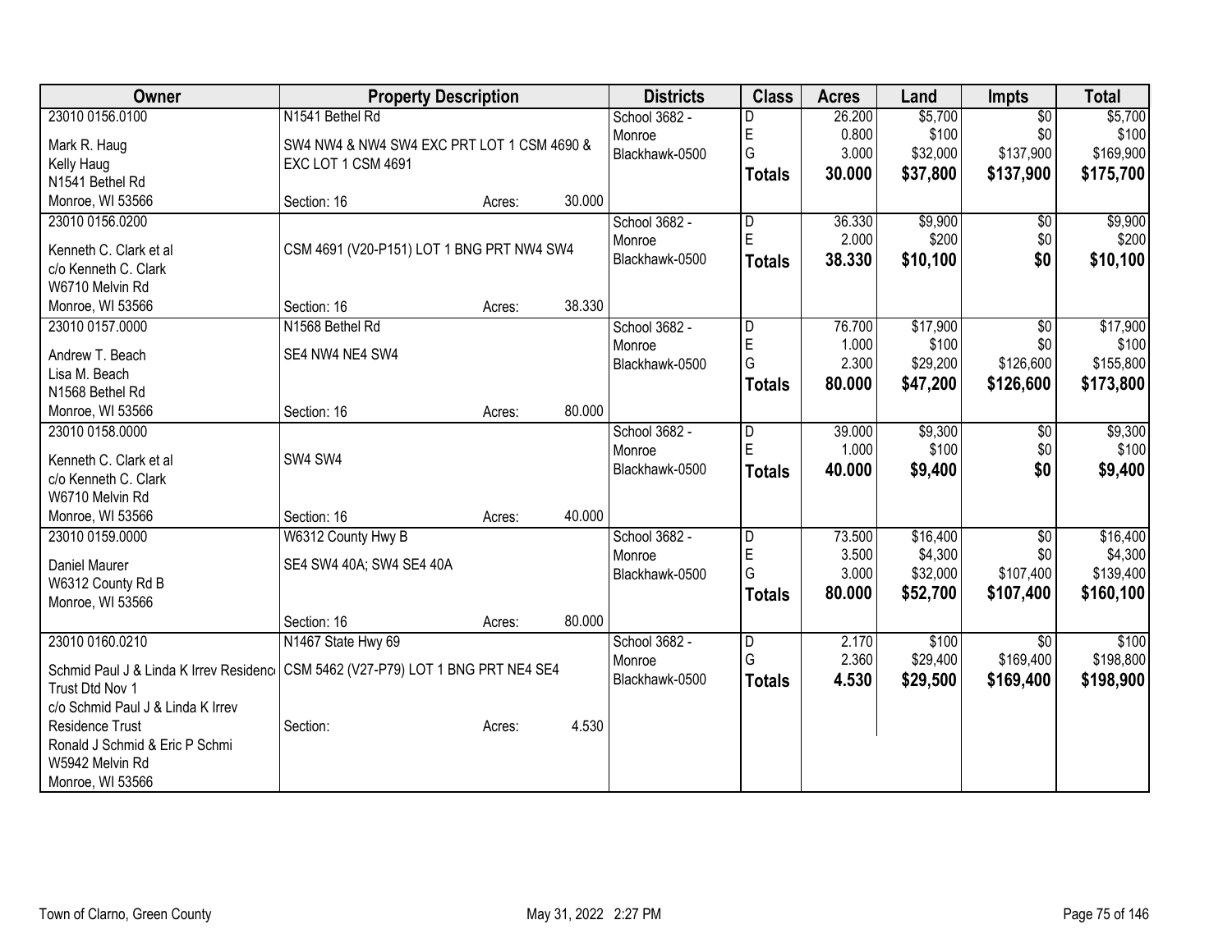| Owner | Property Description | | | Districts | Class | Acres | Land | Impts | Total |
|---|---|---|---|---|---|---|---|---|---|
| 23010 0156.0100 | N1541 Bethel Rd | | | School 3682 - | D | 26.200 | $5,700 | $0 | $5,700 |
| Mark R. Haug | SW4 NW4 & NW4 SW4 EXC PRT LOT 1 CSM 4690 & | | | Monroe | E | 0.800 | $100 | $0 | $100 |
| Kelly Haug | EXC LOT 1 CSM 4691 | | | Blackhawk-0500 | G | 3.000 | $32,000 | $137,900 | $169,900 |
| N1541 Bethel Rd | | | | | **Totals** | **30.000** | **$37,800** | **$137,900** | **$175,700** |
| Monroe, WI 53566 | Section: 16 | Acres: | 30.000 | | | | | | |
| 23010 0156.0200 | | | | School 3682 - | D | 36.330 | $9,900 | $0 | $9,900 |
| Kenneth C. Clark et al | CSM 4691 (V20-P151) LOT 1 BNG PRT NW4 SW4 | | | Monroe | E | 2.000 | $200 | $0 | $200 |
| c/o Kenneth C. Clark | | | | Blackhawk-0500 | **Totals** | **38.330** | **$10,100** | **$0** | **$10,100** |
| W6710 Melvin Rd | | | | | | | | | |
| Monroe, WI 53566 | Section: 16 | Acres: | 38.330 | | | | | | |
| 23010 0157.0000 | N1568 Bethel Rd | | | School 3682 - | D | 76.700 | $17,900 | $0 | $17,900 |
| Andrew T. Beach | SE4 NW4 NE4 SW4 | | | Monroe | E | 1.000 | $100 | $0 | $100 |
| Lisa M. Beach | | | | Blackhawk-0500 | G | 2.300 | $29,200 | $126,600 | $155,800 |
| N1568 Bethel Rd | | | | | **Totals** | **80.000** | **$47,200** | **$126,600** | **$173,800** |
| Monroe, WI 53566 | Section: 16 | Acres: | 80.000 | | | | | | |
| 23010 0158.0000 | | | | School 3682 - | D | 39.000 | $9,300 | $0 | $9,300 |
| Kenneth C. Clark et al | SW4 SW4 | | | Monroe | E | 1.000 | $100 | $0 | $100 |
| c/o Kenneth C. Clark | | | | Blackhawk-0500 | **Totals** | **40.000** | **$9,400** | **$0** | **$9,400** |
| W6710 Melvin Rd | | | | | | | | | |
| Monroe, WI 53566 | Section: 16 | Acres: | 40.000 | | | | | | |
| 23010 0159.0000 | W6312 County Hwy B | | | School 3682 - | D | 73.500 | $16,400 | $0 | $16,400 |
| Daniel Maurer | SE4 SW4 40A; SW4 SE4 40A | | | Monroe | E | 3.500 | $4,300 | $0 | $4,300 |
| W6312 County Rd B | | | | Blackhawk-0500 | G | 3.000 | $32,000 | $107,400 | $139,400 |
| Monroe, WI 53566 | | | | | **Totals** | **80.000** | **$52,700** | **$107,400** | **$160,100** |
| | Section: 16 | Acres: | 80.000 | | | | | | |
| 23010 0160.0210 | N1467 State Hwy 69 | | | School 3682 - | D | 2.170 | $100 | $0 | $100 |
| Schmid Paul J & Linda K Irrev Residenc | CSM 5462 (V27-P79) LOT 1 BNG PRT NE4 SE4 | | | Monroe | G | 2.360 | $29,400 | $169,400 | $198,800 |
| Trust Dtd Nov 1 | | | | Blackhawk-0500 | **Totals** | **4.530** | **$29,500** | **$169,400** | **$198,900** |
| c/o Schmid Paul J & Linda K Irrev | | | | | | | | | |
| Residence Trust | Section: | Acres: | 4.530 | | | | | | |
| Ronald J Schmid & Eric P Schmi | | | | | | | | | |
| W5942 Melvin Rd | | | | | | | | | |
| Monroe, WI 53566 | | | | | | | | | |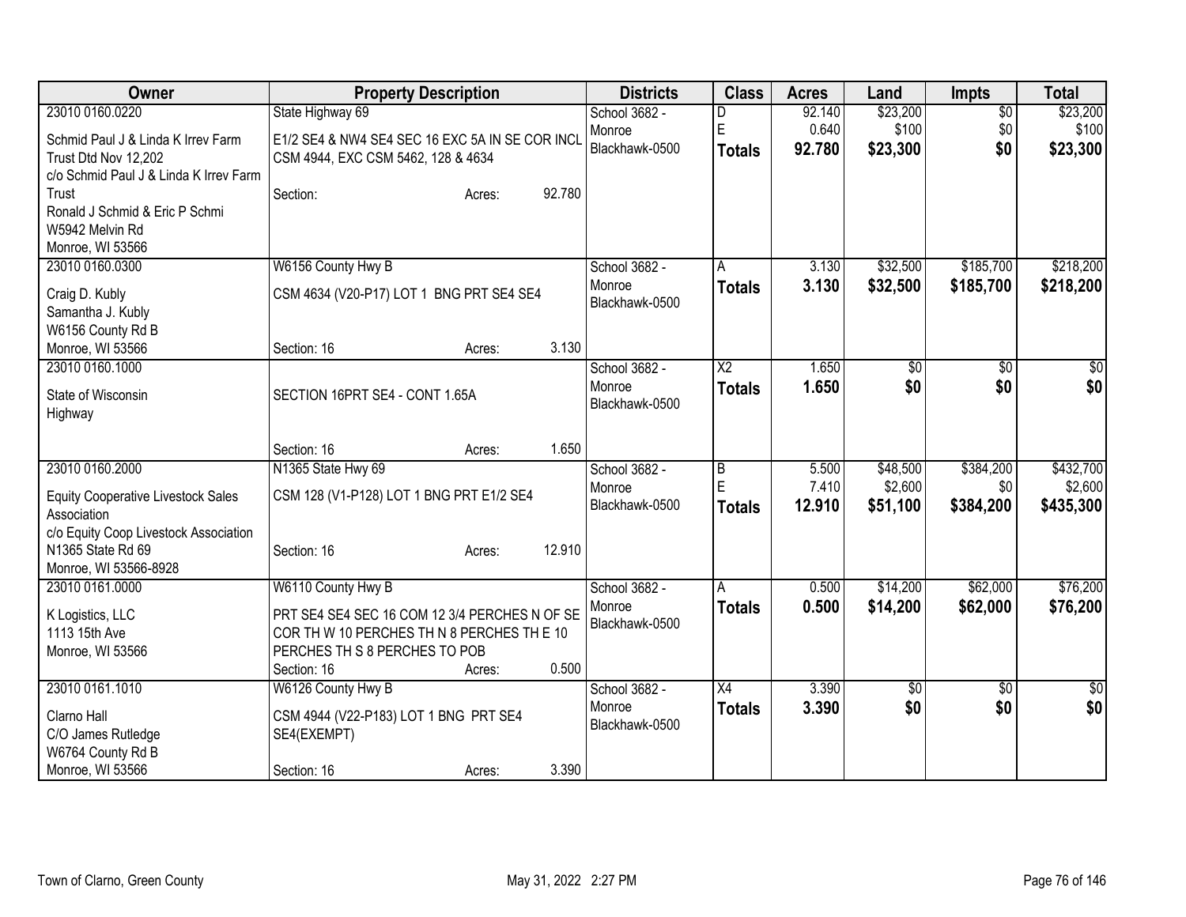| Owner | Property Description | Districts | Class | Acres | Land | Impts | Total |
|---|---|---|---|---|---|---|---|
| 23010 0160.0220<br>Schmid Paul J & Linda K Irrev Farm Trust Dtd Nov 12,202<br>c/o Schmid Paul J & Linda K Irrev Farm Trust<br>Ronald J Schmid & Eric P Schmi<br>W5942 Melvin Rd<br>Monroe, WI 53566 | State Highway 69<br>E1/2 SE4 & NW4 SE4 SEC 16 EXC 5A IN SE COR INCL CSM 4944, EXC CSM 5462, 128 & 4634<br>Section: Acres: 92.780 | School 3682 - Monroe<br>Blackhawk-0500 | D<br>E<br>**Totals** | 92.140<br>0.640<br>**92.780** | $23,200<br>$100<br>**$23,300** | $0<br>$0<br>**$0** | $23,200<br>$100<br>**$23,300** |
| 23010 0160.0300<br>Craig D. Kubly<br>Samantha J. Kubly<br>W6156 County Rd B<br>Monroe, WI 53566 | W6156 County Hwy B<br>CSM 4634 (V20-P17) LOT 1 BNG PRT SE4 SE4<br>Section: 16 Acres: 3.130 | School 3682 - Monroe<br>Blackhawk-0500 | A<br>**Totals** | 3.130<br>**3.130** | $32,500<br>**$32,500** | $185,700<br>**$185,700** | $218,200<br>**$218,200** |
| 23010 0160.1000<br>State of Wisconsin<br>Highway | SECTION 16PRT SE4 - CONT 1.65A<br>Section: 16 Acres: 1.650 | School 3682 - Monroe<br>Blackhawk-0500 | X2<br>**Totals** | 1.650<br>**1.650** | $0<br>**$0** | $0<br>**$0** | $0<br>**$0** |
| 23010 0160.2000<br>Equity Cooperative Livestock Sales Association<br>c/o Equity Coop Livestock Association<br>N1365 State Rd 69<br>Monroe, WI 53566-8928 | N1365 State Hwy 69<br>CSM 128 (V1-P128) LOT 1 BNG PRT E1/2 SE4<br>Section: 16 Acres: 12.910 | School 3682 - Monroe<br>Blackhawk-0500 | B<br>E<br>**Totals** | 5.500<br>7.410<br>**12.910** | $48,500<br>$2,600<br>**$51,100** | $384,200<br>$0<br>**$384,200** | $432,700<br>$2,600<br>**$435,300** |
| 23010 0161.0000<br>K Logistics, LLC<br>1113 15th Ave<br>Monroe, WI 53566 | W6110 County Hwy B<br>PRT SE4 SE4 SEC 16 COM 12 3/4 PERCHES N OF SE COR TH W 10 PERCHES TH N 8 PERCHES TH E 10 PERCHES TH S 8 PERCHES TO POB<br>Section: 16 Acres: 0.500 | School 3682 - Monroe<br>Blackhawk-0500 | A<br>**Totals** | 0.500<br>**0.500** | $14,200<br>**$14,200** | $62,000<br>**$62,000** | $76,200<br>**$76,200** |
| 23010 0161.1010<br>Clarno Hall<br>C/O James Rutledge<br>W6764 County Rd B<br>Monroe, WI 53566 | W6126 County Hwy B<br>CSM 4944 (V22-P183) LOT 1 BNG PRT SE4 SE4(EXEMPT)<br>Section: 16 Acres: 3.390 | School 3682 - Monroe<br>Blackhawk-0500 | X4<br>**Totals** | 3.390<br>**3.390** | $0<br>**$0** | $0<br>**$0** | $0<br>**$0** |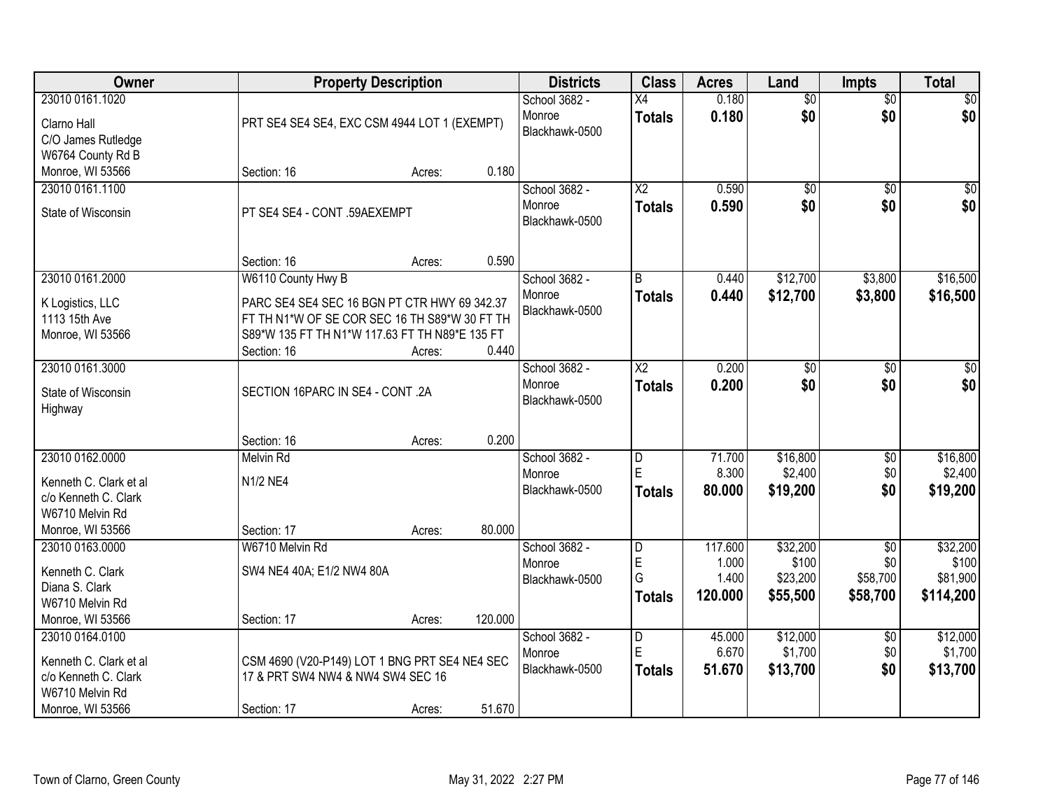| Owner | Property Description | Districts | Class | Acres | Land | Impts | Total |
|---|---|---|---|---|---|---|---|
| 23010 0161.1020<br>Clarno Hall<br>C/O James Rutledge<br>W6764 County Rd B<br>Monroe, WI 53566 | PRT SE4 SE4 SE4, EXC CSM 4944 LOT 1 (EXEMPT)<br>Section: 16 Acres: 0.180 | School 3682 - Monroe<br>Blackhawk-0500 | X4<br>**Totals** | 0.180<br>**0.180** | $0<br>**$0** | $0<br>**$0** | $0<br>**$0** |
| 23010 0161.1100<br>State of Wisconsin | PT SE4 SE4 - CONT .59AEXEMPT<br>Section: 16 Acres: 0.590 | School 3682 - Monroe<br>Blackhawk-0500 | X2<br>**Totals** | 0.590<br>**0.590** | $0<br>**$0** | $0<br>**$0** | $0<br>**$0** |
| 23010 0161.2000<br>K Logistics, LLC<br>1113 15th Ave<br>Monroe, WI 53566 | W6110 County Hwy B<br>PARC SE4 SE4 SEC 16 BGN PT CTR HWY 69 342.37 FT TH N1*W OF SE COR SEC 16 TH S89*W 30 FT TH S89*W 135 FT TH N1*W 117.63 FT TH N89*E 135 FT<br>Section: 16 Acres: 0.440 | School 3682 - Monroe<br>Blackhawk-0500 | B<br>**Totals** | 0.440<br>**0.440** | $12,700<br>**$12,700** | $3,800<br>**$3,800** | $16,500<br>**$16,500** |
| 23010 0161.3000<br>State of Wisconsin<br>Highway | SECTION 16PARC IN SE4 - CONT .2A<br>Section: 16 Acres: 0.200 | School 3682 - Monroe<br>Blackhawk-0500 | X2<br>**Totals** | 0.200<br>**0.200** | $0<br>**$0** | $0<br>**$0** | $0<br>**$0** |
| 23010 0162.0000<br>Kenneth C. Clark et al<br>c/o Kenneth C. Clark<br>W6710 Melvin Rd<br>Monroe, WI 53566 | Melvin Rd<br>N1/2 NE4<br>Section: 17 Acres: 80.000 | School 3682 - Monroe<br>Blackhawk-0500 | D<br>E<br>**Totals** | 71.700<br>8.300<br>**80.000** | $16,800<br>$2,400<br>**$19,200** | $0<br>$0<br>**$0** | $16,800<br>$2,400<br>**$19,200** |
| 23010 0163.0000<br>Kenneth C. Clark<br>Diana S. Clark<br>W6710 Melvin Rd<br>Monroe, WI 53566 | W6710 Melvin Rd<br>SW4 NE4 40A; E1/2 NW4 80A<br>Section: 17 Acres: 120.000 | School 3682 - Monroe<br>Blackhawk-0500 | D<br>E<br>G<br>**Totals** | 117.600<br>1.000<br>1.400<br>**120.000** | $32,200<br>$100<br>$23,200<br>**$55,500** | $0<br>$0<br>$58,700<br>**$58,700** | $32,200<br>$100<br>$81,900<br>**$114,200** |
| 23010 0164.0100<br>Kenneth C. Clark et al<br>c/o Kenneth C. Clark<br>W6710 Melvin Rd<br>Monroe, WI 53566 | CSM 4690 (V20-P149) LOT 1 BNG PRT SE4 NE4 SEC 17 & PRT SW4 NW4 & NW4 SW4 SEC 16<br>Section: 17 Acres: 51.670 | School 3682 - Monroe<br>Blackhawk-0500 | D<br>E<br>**Totals** | 45.000<br>6.670<br>**51.670** | $12,000<br>$1,700<br>**$13,700** | $0<br>$0<br>**$0** | $12,000<br>$1,700<br>**$13,700** |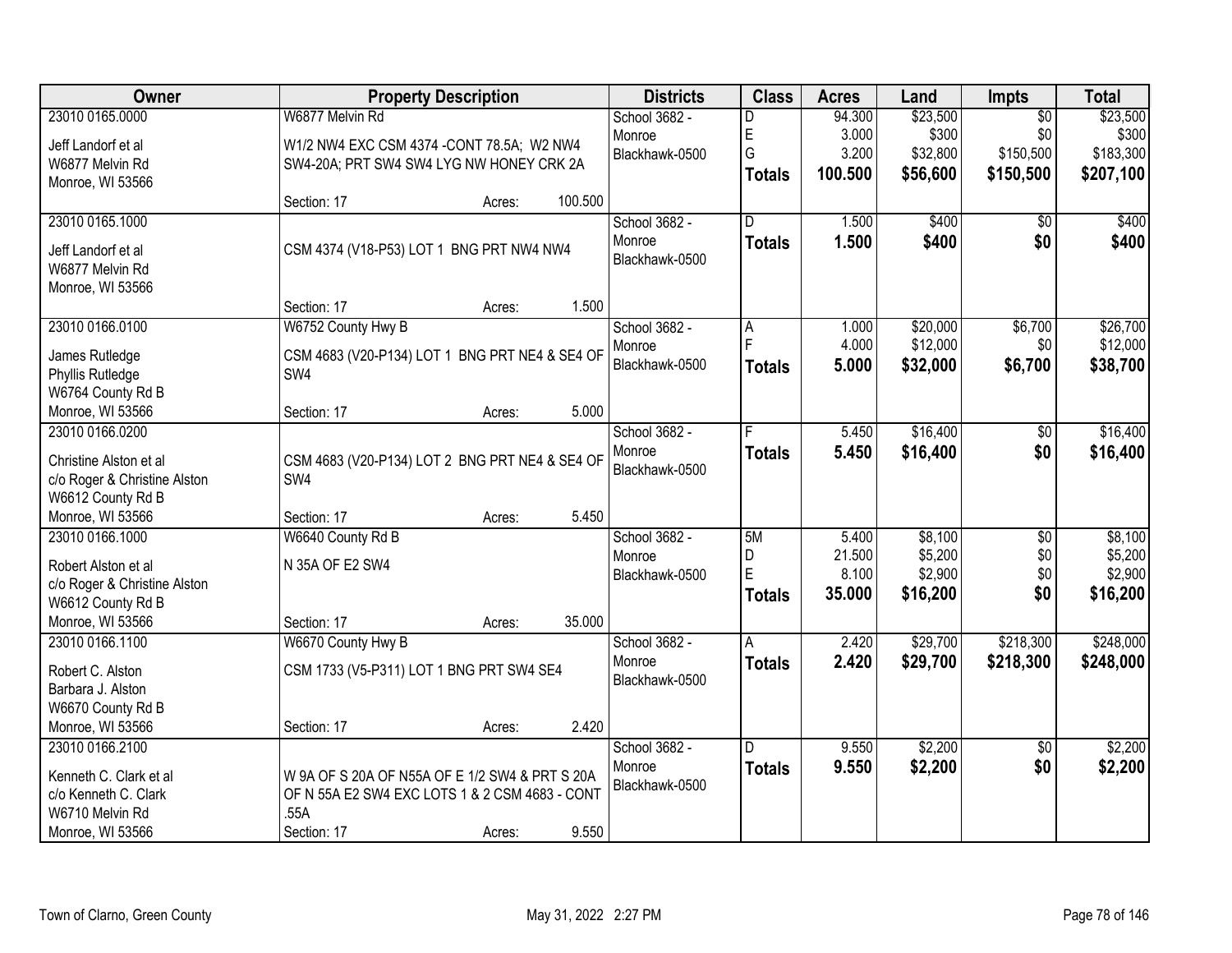| Owner | Property Description | Districts | Class | Acres | Land | Impts | Total |
|---|---|---|---|---|---|---|---|
| 23010 0165.0000<br>Jeff Landorf et al<br>W6877 Melvin Rd<br>Monroe, WI 53566 | W6877 Melvin Rd<br>W1/2 NW4 EXC CSM 4374 -CONT 78.5A; W2 NW4 SW4-20A; PRT SW4 SW4 LYG NW HONEY CRK 2A<br>Section: 17 Acres: 100.500 | School 3682 - Monroe<br>Blackhawk-0500 | D<br>E<br>G<br>**Totals** | 94.300<br>3.000<br>3.200<br>**100.500** | $23,500<br>$300<br>$32,800<br>**$56,600** | $0<br>$0<br>$150,500<br>**$150,500** | $23,500<br>$300<br>$183,300<br>**$207,100** |
| 23010 0165.1000<br>Jeff Landorf et al<br>W6877 Melvin Rd<br>Monroe, WI 53566 | CSM 4374 (V18-P53) LOT 1 BNG PRT NW4 NW4<br>Section: 17 Acres: 1.500 | School 3682 - Monroe<br>Blackhawk-0500 | D<br>**Totals** | 1.500<br>**1.500** | $400<br>**$400** | $0<br>**$0** | $400<br>**$400** |
| 23010 0166.0100<br>James Rutledge<br>Phyllis Rutledge<br>W6764 County Rd B<br>Monroe, WI 53566 | W6752 County Hwy B<br>CSM 4683 (V20-P134) LOT 1 BNG PRT NE4 & SE4 OF SW4<br>Section: 17 Acres: 5.000 | School 3682 - Monroe<br>Blackhawk-0500 | A<br>F<br>**Totals** | 1.000<br>4.000<br>**5.000** | $20,000<br>$12,000<br>**$32,000** | $6,700<br>$0<br>**$6,700** | $26,700<br>$12,000<br>**$38,700** |
| 23010 0166.0200<br>Christine Alston et al<br>c/o Roger & Christine Alston<br>W6612 County Rd B<br>Monroe, WI 53566 | CSM 4683 (V20-P134) LOT 2 BNG PRT NE4 & SE4 OF SW4<br>Section: 17 Acres: 5.450 | School 3682 - Monroe<br>Blackhawk-0500 | F<br>**Totals** | 5.450<br>**5.450** | $16,400<br>**$16,400** | $0<br>**$0** | $16,400<br>**$16,400** |
| 23010 0166.1000<br>Robert Alston et al<br>c/o Roger & Christine Alston<br>W6612 County Rd B<br>Monroe, WI 53566 | W6640 County Rd B<br>N 35A OF E2 SW4<br>Section: 17 Acres: 35.000 | School 3682 - Monroe<br>Blackhawk-0500 | 5M<br>D<br>E<br>**Totals** | 5.400<br>21.500<br>8.100<br>**35.000** | $8,100<br>$5,200<br>$2,900<br>**$16,200** | $0<br>$0<br>$0<br>**$0** | $8,100<br>$5,200<br>$2,900<br>**$16,200** |
| 23010 0166.1100<br>Robert C. Alston<br>Barbara J. Alston<br>W6670 County Rd B<br>Monroe, WI 53566 | W6670 County Hwy B<br>CSM 1733 (V5-P311) LOT 1 BNG PRT SW4 SE4<br>Section: 17 Acres: 2.420 | School 3682 - Monroe<br>Blackhawk-0500 | A<br>**Totals** | 2.420<br>**2.420** | $29,700<br>**$29,700** | $218,300<br>**$218,300** | $248,000<br>**$248,000** |
| 23010 0166.2100<br>Kenneth C. Clark et al<br>c/o Kenneth C. Clark<br>W6710 Melvin Rd<br>Monroe, WI 53566 | W 9A OF S 20A OF N55A OF E 1/2 SW4 & PRT S 20A OF N 55A E2 SW4 EXC LOTS 1 & 2 CSM 4683 - CONT .55A<br>Section: 17 Acres: 9.550 | School 3682 - Monroe<br>Blackhawk-0500 | D<br>**Totals** | 9.550<br>**9.550** | $2,200<br>**$2,200** | $0<br>**$0** | $2,200<br>**$2,200** |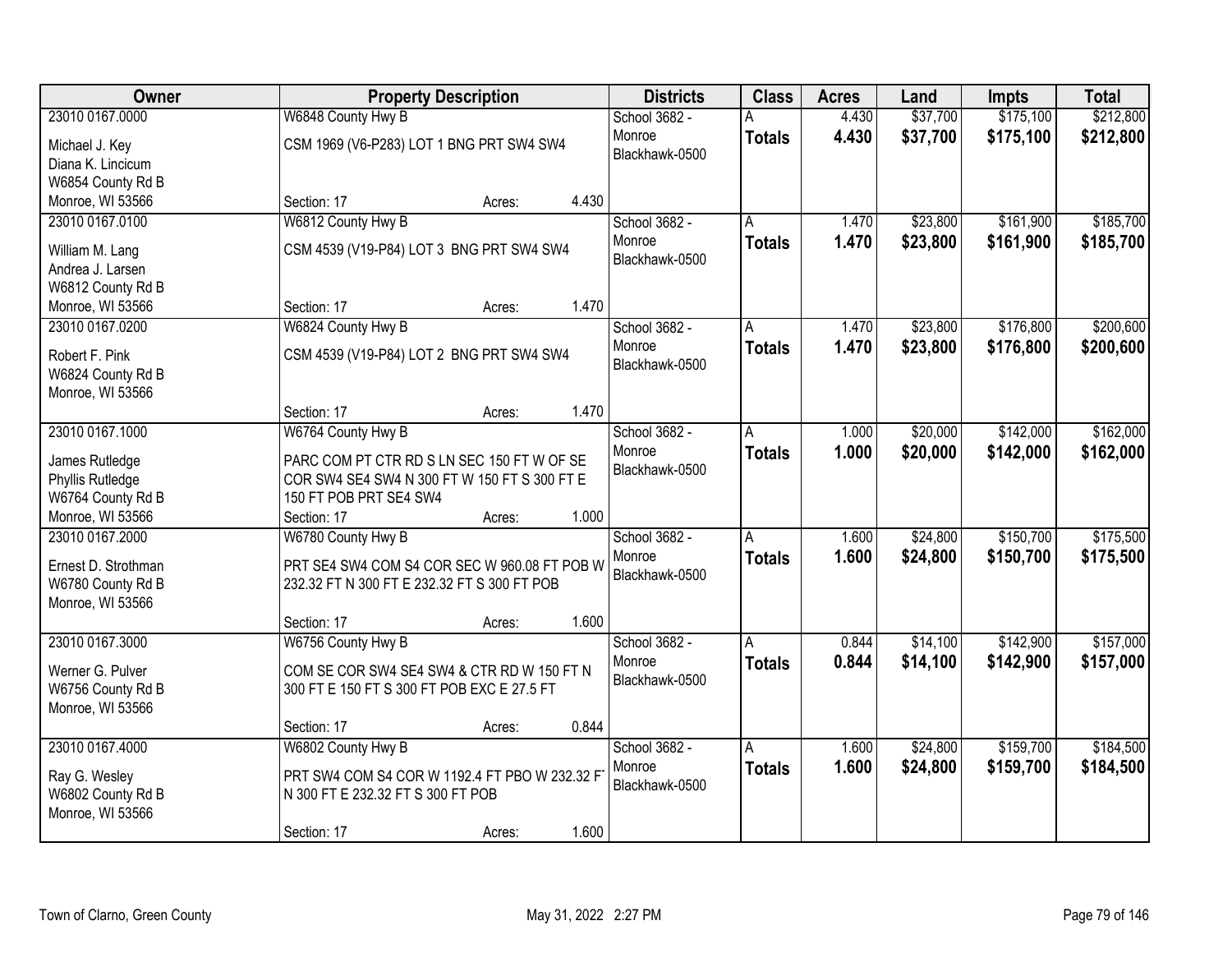| Owner | Property Description | Districts | Class | Acres | Land | Impts | Total |
|---|---|---|---|---|---|---|---|
| 23010 0167.0000<br>Michael J. Key<br>Diana K. Lincicum<br>W6854 County Rd B<br>Monroe, WI 53566 | W6848 County Hwy B<br>CSM 1969 (V6-P283) LOT 1 BNG PRT SW4 SW4<br>Section: 17 Acres: 4.430 | School 3682 - Monroe<br>Blackhawk-0500 | A<br>**Totals** | 4.430<br>**4.430** | $37,700<br>**$37,700** | $175,100<br>**$175,100** | $212,800<br>**$212,800** |
| 23010 0167.0100<br>William M. Lang<br>Andrea J. Larsen<br>W6812 County Rd B<br>Monroe, WI 53566 | W6812 County Hwy B<br>CSM 4539 (V19-P84) LOT 3 BNG PRT SW4 SW4<br>Section: 17 Acres: 1.470 | School 3682 - Monroe<br>Blackhawk-0500 | A<br>**Totals** | 1.470<br>**1.470** | $23,800<br>**$23,800** | $161,900<br>**$161,900** | $185,700<br>**$185,700** |
| 23010 0167.0200<br>Robert F. Pink<br>W6824 County Rd B<br>Monroe, WI 53566 | W6824 County Hwy B<br>CSM 4539 (V19-P84) LOT 2 BNG PRT SW4 SW4<br>Section: 17 Acres: 1.470 | School 3682 - Monroe<br>Blackhawk-0500 | A<br>**Totals** | 1.470<br>**1.470** | $23,800<br>**$23,800** | $176,800<br>**$176,800** | $200,600<br>**$200,600** |
| 23010 0167.1000<br>James Rutledge<br>Phyllis Rutledge<br>W6764 County Rd B<br>Monroe, WI 53566 | W6764 County Hwy B<br>PARC COM PT CTR RD S LN SEC 150 FT W OF SE COR SW4 SE4 SW4 N 300 FT W 150 FT S 300 FT E 150 FT POB PRT SE4 SW4<br>Section: 17 Acres: 1.000 | School 3682 - Monroe<br>Blackhawk-0500 | A<br>**Totals** | 1.000<br>**1.000** | $20,000<br>**$20,000** | $142,000<br>**$142,000** | $162,000<br>**$162,000** |
| 23010 0167.2000<br>Ernest D. Strothman<br>W6780 County Rd B<br>Monroe, WI 53566 | W6780 County Hwy B<br>PRT SE4 SW4 COM S4 COR SEC W 960.08 FT POB W 232.32 FT N 300 FT E 232.32 FT S 300 FT POB<br>Section: 17 Acres: 1.600 | School 3682 - Monroe<br>Blackhawk-0500 | A<br>**Totals** | 1.600<br>**1.600** | $24,800<br>**$24,800** | $150,700<br>**$150,700** | $175,500<br>**$175,500** |
| 23010 0167.3000<br>Werner G. Pulver<br>W6756 County Rd B<br>Monroe, WI 53566 | W6756 County Hwy B<br>COM SE COR SW4 SE4 SW4 & CTR RD W 150 FT N 300 FT E 150 FT S 300 FT POB EXC E 27.5 FT<br>Section: 17 Acres: 0.844 | School 3682 - Monroe<br>Blackhawk-0500 | A<br>**Totals** | 0.844<br>**0.844** | $14,100<br>**$14,100** | $142,900<br>**$142,900** | $157,000<br>**$157,000** |
| 23010 0167.4000<br>Ray G. Wesley<br>W6802 County Rd B<br>Monroe, WI 53566 | W6802 County Hwy B<br>PRT SW4 COM S4 COR W 1192.4 FT PBO W 232.32 FT N 300 FT E 232.32 FT S 300 FT POB<br>Section: 17 Acres: 1.600 | School 3682 - Monroe<br>Blackhawk-0500 | A<br>**Totals** | 1.600<br>**1.600** | $24,800<br>**$24,800** | $159,700<br>**$159,700** | $184,500<br>**$184,500** |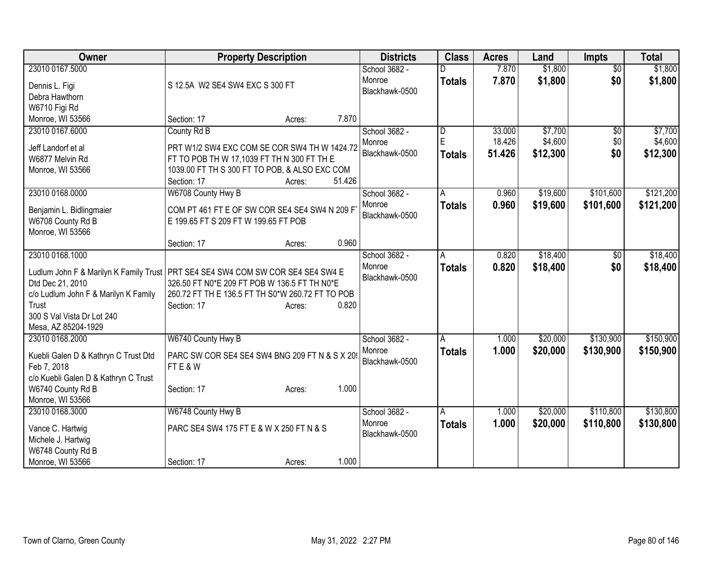| Owner | Property Description | Districts | Class | Acres | Land | Impts | Total |
|---|---|---|---|---|---|---|---|
| 23010 0167.5000<br><br>Dennis L. Figi<br>Debra Hawthorn<br>W6710 Figi Rd<br>Monroe, WI 53566 | S 12.5A W2 SE4 SW4 EXC S 300 FT<br><br>Section: 17 Acres: 7.870 | School 3682 - Monroe<br>Blackhawk-0500 | D<br>**Totals** | 7.870<br>**7.870** | $1,800<br>**$1,800** | $0<br>**$0** | $1,800<br>**$1,800** |
| 23010 0167.6000<br><br>Jeff Landorf et al<br>W6877 Melvin Rd<br>Monroe, WI 53566 | County Rd B<br><br>PRT W1/2 SW4 EXC COM SE COR SW4 TH W 1424.72 FT TO POB TH W 17,1039 FT TH N 300 FT TH E 1039.00 FT TH S 300 FT TO POB, & ALSO EXC COM<br>Section: 17 Acres: 51.426 | School 3682 - Monroe<br>Blackhawk-0500 | D<br>E<br>**Totals** | 33.000<br>18.426<br>**51.426** | $7,700<br>$4,600<br>**$12,300** | $0<br>$0<br>**$0** | $7,700<br>$4,600<br>**$12,300** |
| 23010 0168.0000<br><br>Benjamin L. Bidlingmaier<br>W6708 County Rd B<br>Monroe, WI 53566 | W6708 County Hwy B<br><br>COM PT 461 FT E OF SW COR SE4 SE4 SW4 N 209 FT E 199.65 FT S 209 FT W 199.65 FT POB<br><br>Section: 17 Acres: 0.960 | School 3682 - Monroe<br>Blackhawk-0500 | A<br>**Totals** | 0.960<br>**0.960** | $19,600<br>**$19,600** | $101,600<br>**$101,600** | $121,200<br>**$121,200** |
| 23010 0168.1000<br><br>Ludlum John F & Marilyn K Family Trust Dtd Dec 21, 2010<br>c/o Ludlum John F & Marilyn K Family Trust<br>300 S Val Vista Dr Lot 240<br>Mesa, AZ 85204-1929 | PRT SE4 SE4 SW4 COM SW COR SE4 SE4 SW4 E 326.50 FT N0*E 209 FT POB W 136.5 FT TH N0*E 260.72 FT TH E 136.5 FT TH S0*W 260.72 FT TO POB<br>Section: 17 Acres: 0.820 | School 3682 - Monroe<br>Blackhawk-0500 | A<br>**Totals** | 0.820<br>**0.820** | $18,400<br>**$18,400** | $0<br>**$0** | $18,400<br>**$18,400** |
| 23010 0168.2000<br><br>Kuebli Galen D & Kathryn C Trust Dtd Feb 7, 2018<br>c/o Kuebli Galen D & Kathryn C Trust<br>W6740 County Rd B<br>Monroe, WI 53566 | W6740 County Hwy B<br><br>PARC SW COR SE4 SE4 SW4 BNG 209 FT N & S X 209 FT E & W<br><br>Section: 17 Acres: 1.000 | School 3682 - Monroe<br>Blackhawk-0500 | A<br>**Totals** | 1.000<br>**1.000** | $20,000<br>**$20,000** | $130,900<br>**$130,900** | $150,900<br>**$150,900** |
| 23010 0168.3000<br><br>Vance C. Hartwig<br>Michele J. Hartwig<br>W6748 County Rd B<br>Monroe, WI 53566 | W6748 County Hwy B<br><br>PARC SE4 SW4 175 FT E & W X 250 FT N & S<br><br>Section: 17 Acres: 1.000 | School 3682 - Monroe<br>Blackhawk-0500 | A<br>**Totals** | 1.000<br>**1.000** | $20,000<br>**$20,000** | $110,800<br>**$110,800** | $130,800<br>**$130,800** |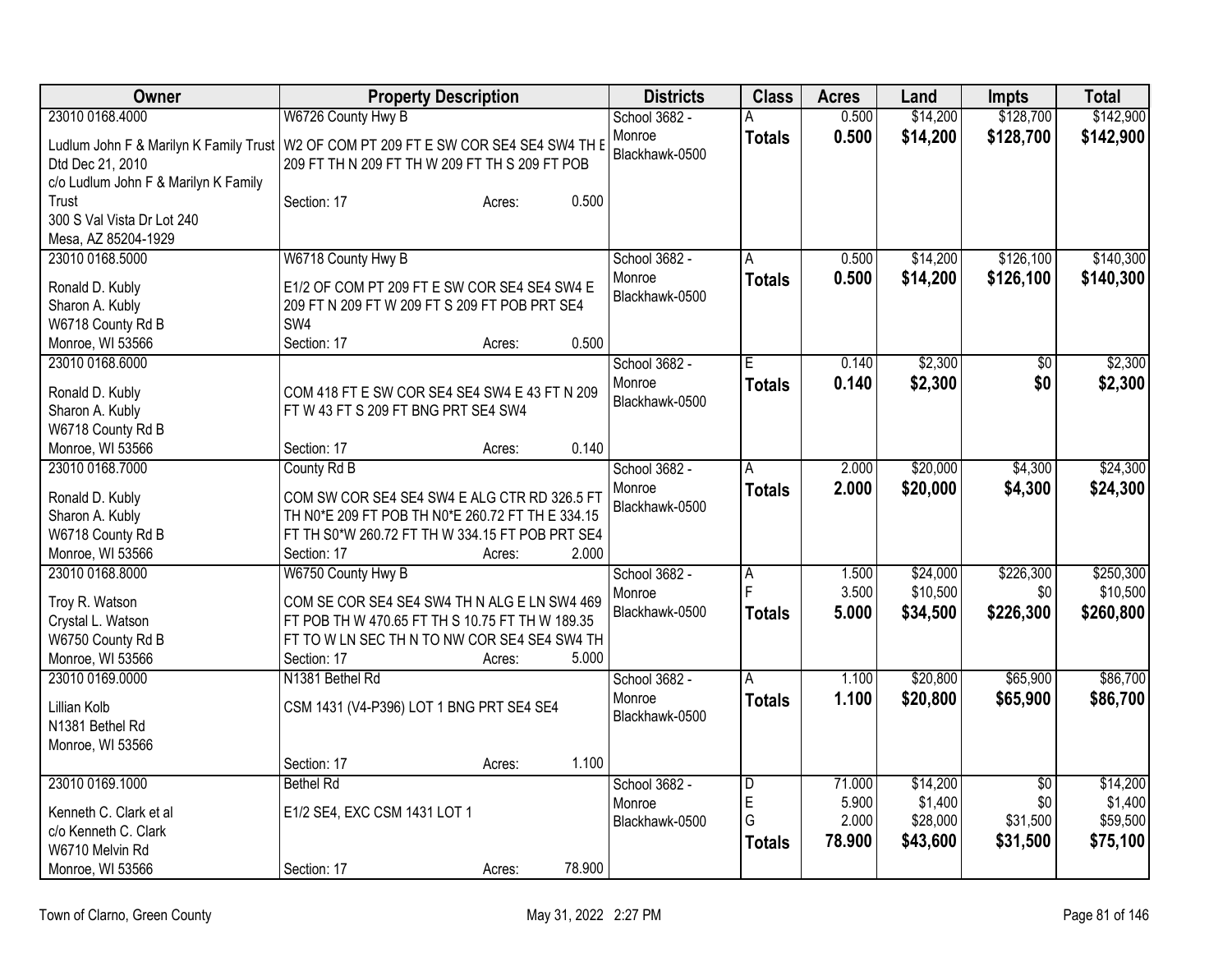| Owner | Property Description | Districts | Class | Acres | Land | Impts | Total |
|---|---|---|---|---|---|---|---|
| 23010 0168.4000<br>Ludlum John F & Marilyn K Family Trust Dtd Dec 21, 2010<br>c/o Ludlum John F & Marilyn K Family Trust<br>300 S Val Vista Dr Lot 240<br>Mesa, AZ 85204-1929 | W6726 County Hwy B<br>W2 OF COM PT 209 FT E SW COR SE4 SE4 SW4 TH E 209 FT TH N 209 FT TH W 209 FT TH S 209 FT POB<br>Section: 17 Acres: 0.500 | School 3682 - Monroe<br>Blackhawk-0500 | A<br>**Totals** | 0.500<br>**0.500** | $14,200<br>**$14,200** | $128,700<br>**$128,700** | $142,900<br>**$142,900** |
| 23010 0168.5000<br>Ronald D. Kubly<br>Sharon A. Kubly<br>W6718 County Rd B<br>Monroe, WI 53566 | W6718 County Hwy B<br>E1/2 OF COM PT 209 FT E SW COR SE4 SE4 SW4 E 209 FT N 209 FT W 209 FT S 209 FT POB PRT SE4 SW4<br>Section: 17 Acres: 0.500 | School 3682 - Monroe<br>Blackhawk-0500 | A<br>**Totals** | 0.500<br>**0.500** | $14,200<br>**$14,200** | $126,100<br>**$126,100** | $140,300<br>**$140,300** |
| 23010 0168.6000<br>Ronald D. Kubly<br>Sharon A. Kubly<br>W6718 County Rd B<br>Monroe, WI 53566 | COM 418 FT E SW COR SE4 SE4 SW4 E 43 FT N 209 FT W 43 FT S 209 FT BNG PRT SE4 SW4<br>Section: 17 Acres: 0.140 | School 3682 - Monroe<br>Blackhawk-0500 | E<br>**Totals** | 0.140<br>**0.140** | $2,300<br>**$2,300** | $0<br>**$0** | $2,300<br>**$2,300** |
| 23010 0168.7000<br>Ronald D. Kubly<br>Sharon A. Kubly<br>W6718 County Rd B<br>Monroe, WI 53566 | County Rd B<br>COM SW COR SE4 SE4 SW4 E ALG CTR RD 326.5 FT TH N0*E 209 FT POB TH N0*E 260.72 FT TH E 334.15 FT TH S0*W 260.72 FT TH W 334.15 FT POB PRT SE4<br>Section: 17 Acres: 2.000 | School 3682 - Monroe<br>Blackhawk-0500 | A<br>**Totals** | 2.000<br>**2.000** | $20,000<br>**$20,000** | $4,300<br>**$4,300** | $24,300<br>**$24,300** |
| 23010 0168.8000<br>Troy R. Watson<br>Crystal L. Watson<br>W6750 County Rd B<br>Monroe, WI 53566 | W6750 County Hwy B<br>COM SE COR SE4 SE4 SW4 TH N ALG E LN SW4 469 FT POB TH W 470.65 FT TH S 10.75 FT TH W 189.35 FT TO W LN SEC TH N TO NW COR SE4 SE4 SW4 TH<br>Section: 17 Acres: 5.000 | School 3682 - Monroe<br>Blackhawk-0500 | A<br>F<br>**Totals** | 1.500<br>3.500<br>**5.000** | $24,000<br>$10,500<br>**$34,500** | $226,300<br>$0<br>**$226,300** | $250,300<br>$10,500<br>**$260,800** |
| 23010 0169.0000<br>Lillian Kolb<br>N1381 Bethel Rd<br>Monroe, WI 53566 | N1381 Bethel Rd<br>CSM 1431 (V4-P396) LOT 1 BNG PRT SE4 SE4<br>Section: 17 Acres: 1.100 | School 3682 - Monroe<br>Blackhawk-0500 | A<br>**Totals** | 1.100<br>**1.100** | $20,800<br>**$20,800** | $65,900<br>**$65,900** | $86,700<br>**$86,700** |
| 23010 0169.1000<br>Kenneth C. Clark et al<br>c/o Kenneth C. Clark<br>W6710 Melvin Rd<br>Monroe, WI 53566 | Bethel Rd<br>E1/2 SE4, EXC CSM 1431 LOT 1<br>Section: 17 Acres: 78.900 | School 3682 - Monroe<br>Blackhawk-0500 | D<br>E<br>G<br>**Totals** | 71.000<br>5.900<br>2.000<br>**78.900** | $14,200<br>$1,400<br>$28,000<br>**$43,600** | $0<br>$0<br>$31,500<br>**$31,500** | $14,200<br>$1,400<br>$59,500<br>**$75,100** |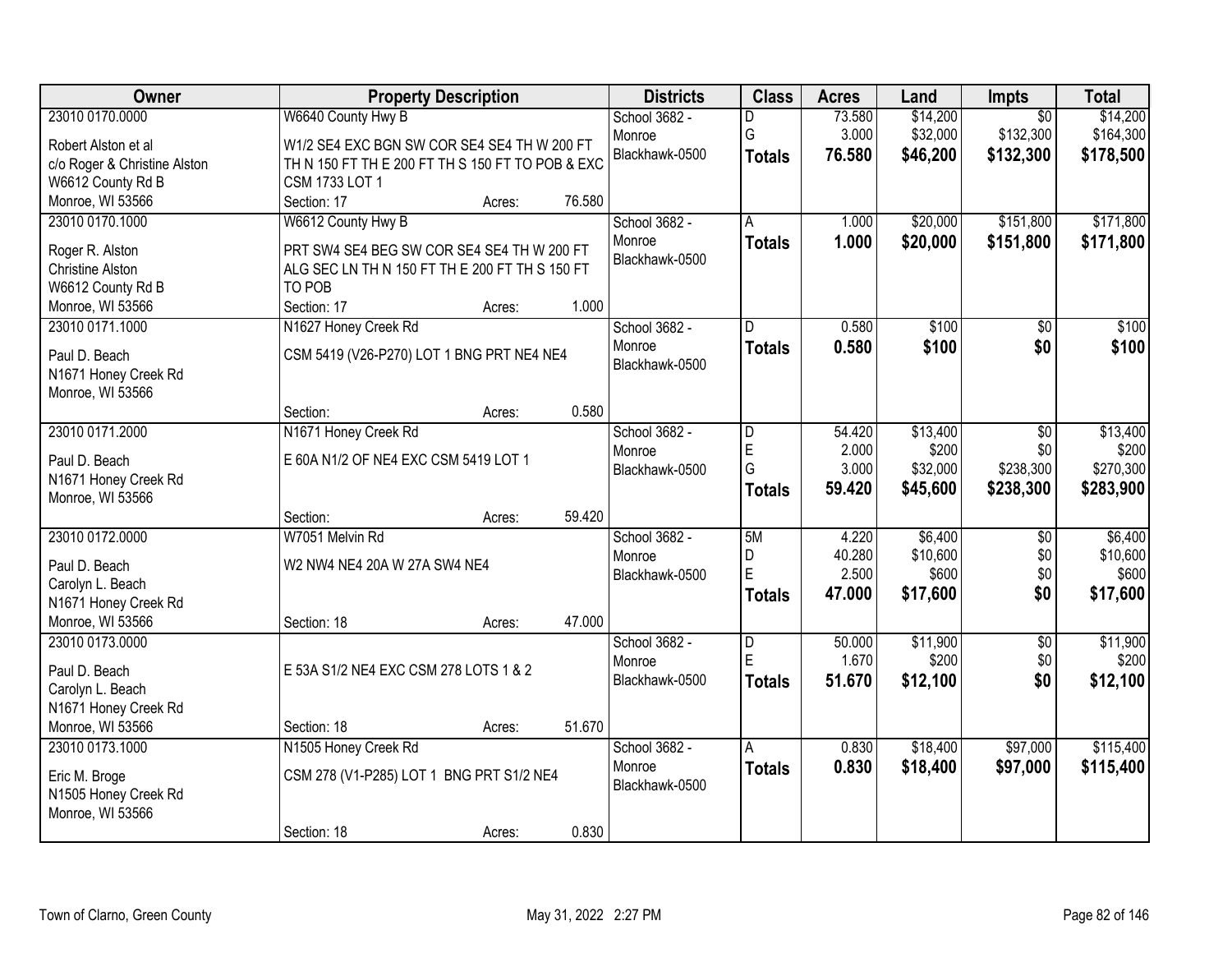| Owner | Property Description | Districts | Class | Acres | Land | Impts | Total |
|---|---|---|---|---|---|---|---|
| 23010 0170.0000<br>Robert Alston et al<br>c/o Roger & Christine Alston<br>W6612 County Rd B<br>Monroe, WI 53566 | W6640 County Hwy B<br>W1/2 SE4 EXC BGN SW COR SE4 SE4 TH W 200 FT TH N 150 FT TH E 200 FT TH S 150 FT TO POB & EXC CSM 1733 LOT 1<br>Section: 17 Acres: 76.580 | School 3682 - Monroe<br>Blackhawk-0500 | D<br>G<br>**Totals** | 73.580<br>3.000<br>**76.580** | $14,200<br>$32,000<br>**$46,200** | $0<br>$132,300<br>**$132,300** | $14,200<br>$164,300<br>**$178,500** |
| 23010 0170.1000<br>Roger R. Alston<br>Christine Alston<br>W6612 County Rd B<br>Monroe, WI 53566 | W6612 County Hwy B<br>PRT SW4 SE4 BEG SW COR SE4 SE4 TH W 200 FT ALG SEC LN TH N 150 FT TH E 200 FT TH S 150 FT TO POB<br>Section: 17 Acres: 1.000 | School 3682 - Monroe<br>Blackhawk-0500 | A<br>**Totals** | 1.000<br>**1.000** | $20,000<br>**$20,000** | $151,800<br>**$151,800** | $171,800<br>**$171,800** |
| 23010 0171.1000<br>Paul D. Beach<br>N1671 Honey Creek Rd<br>Monroe, WI 53566 | N1627 Honey Creek Rd<br>CSM 5419 (V26-P270) LOT 1 BNG PRT NE4 NE4<br>Section: Acres: 0.580 | School 3682 - Monroe<br>Blackhawk-0500 | D<br>**Totals** | 0.580<br>**0.580** | $100<br>**$100** | $0<br>**$0** | $100<br>**$100** |
| 23010 0171.2000<br>Paul D. Beach<br>N1671 Honey Creek Rd<br>Monroe, WI 53566 | N1671 Honey Creek Rd<br>E 60A N1/2 OF NE4 EXC CSM 5419 LOT 1<br>Section: Acres: 59.420 | School 3682 - Monroe<br>Blackhawk-0500 | D<br>E<br>G<br>**Totals** | 54.420<br>2.000<br>3.000<br>**59.420** | $13,400<br>$200<br>$32,000<br>**$45,600** | $0<br>$0<br>$238,300<br>**$238,300** | $13,400<br>$200<br>$270,300<br>**$283,900** |
| 23010 0172.0000<br>Paul D. Beach<br>Carolyn L. Beach<br>N1671 Honey Creek Rd<br>Monroe, WI 53566 | W7051 Melvin Rd<br>W2 NW4 NE4 20A W 27A SW4 NE4<br>Section: 18 Acres: 47.000 | School 3682 - Monroe<br>Blackhawk-0500 | 5M<br>D<br>E<br>**Totals** | 4.220<br>40.280<br>2.500<br>**47.000** | $6,400<br>$10,600<br>$600<br>**$17,600** | $0<br>$0<br>$0<br>**$0** | $6,400<br>$10,600<br>$600<br>**$17,600** |
| 23010 0173.0000<br>Paul D. Beach<br>Carolyn L. Beach<br>N1671 Honey Creek Rd<br>Monroe, WI 53566 | E 53A S1/2 NE4 EXC CSM 278 LOTS 1 & 2<br>Section: 18 Acres: 51.670 | School 3682 - Monroe<br>Blackhawk-0500 | D<br>E<br>**Totals** | 50.000<br>1.670<br>**51.670** | $11,900<br>$200<br>**$12,100** | $0<br>$0<br>**$0** | $11,900<br>$200<br>**$12,100** |
| 23010 0173.1000<br>Eric M. Broge<br>N1505 Honey Creek Rd<br>Monroe, WI 53566 | N1505 Honey Creek Rd<br>CSM 278 (V1-P285) LOT 1 BNG PRT S1/2 NE4<br>Section: 18 Acres: 0.830 | School 3682 - Monroe<br>Blackhawk-0500 | A<br>**Totals** | 0.830<br>**0.830** | $18,400<br>**$18,400** | $97,000<br>**$97,000** | $115,400<br>**$115,400** |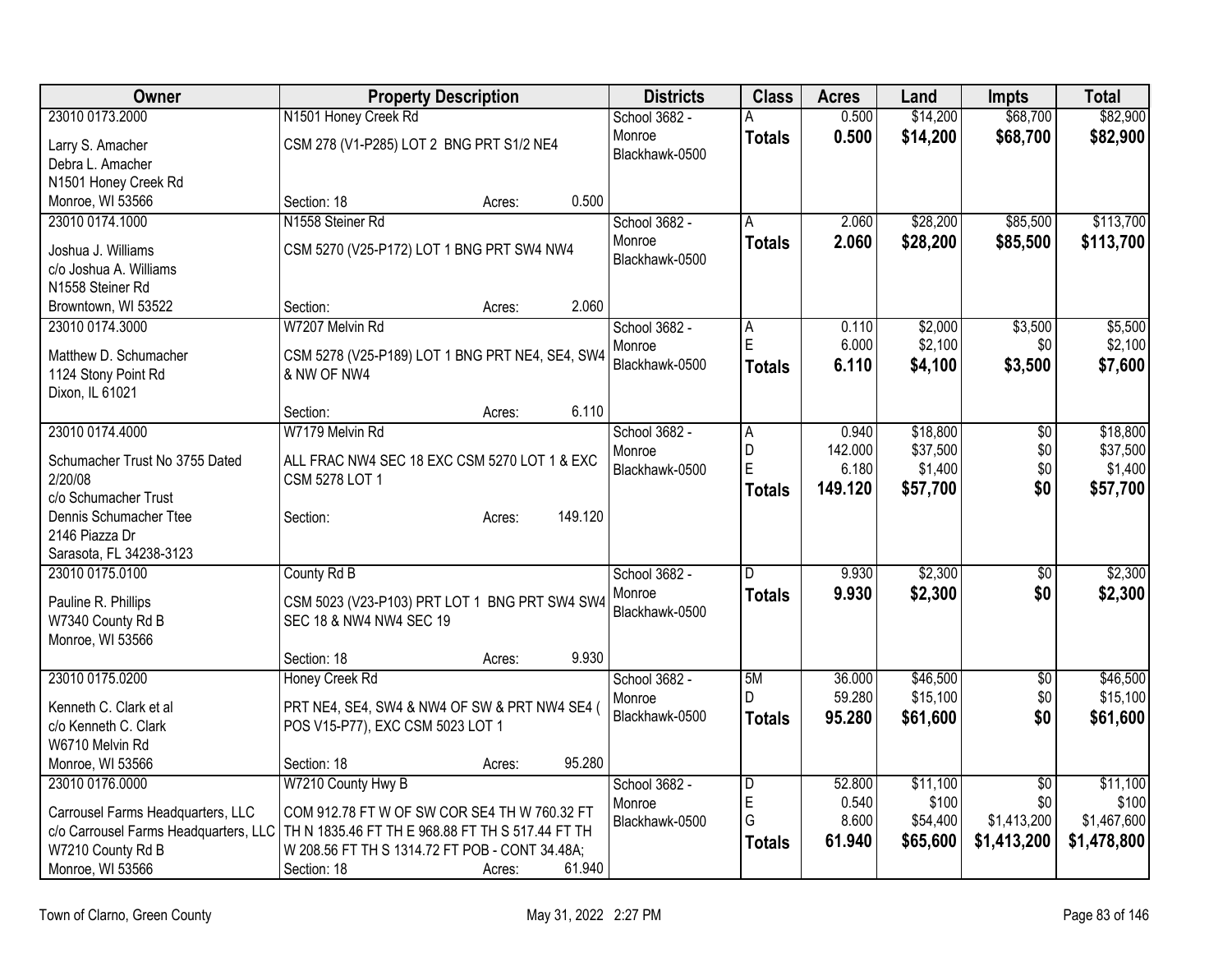| Owner | Property Description | Districts | Class | Acres | Land | Impts | Total |
|---|---|---|---|---|---|---|---|
| 23010 0173.2000<br>Larry S. Amacher<br>Debra L. Amacher<br>N1501 Honey Creek Rd<br>Monroe, WI 53566 | N1501 Honey Creek Rd<br>CSM 278 (V1-P285) LOT 2 BNG PRT S1/2 NE4<br>Section: 18 Acres: 0.500 | School 3682 - Monroe<br>Blackhawk-0500 | A<br>**Totals** | 0.500<br>**0.500** | $14,200<br>**$14,200** | $68,700<br>**$68,700** | $82,900<br>**$82,900** |
| 23010 0174.1000<br>Joshua J. Williams<br>c/o Joshua A. Williams<br>N1558 Steiner Rd<br>Browntown, WI 53522 | N1558 Steiner Rd<br>CSM 5270 (V25-P172) LOT 1 BNG PRT SW4 NW4<br>Section: Acres: 2.060 | School 3682 - Monroe<br>Blackhawk-0500 | A<br>**Totals** | 2.060<br>**2.060** | $28,200<br>**$28,200** | $85,500<br>**$85,500** | $113,700<br>**$113,700** |
| 23010 0174.3000<br>Matthew D. Schumacher<br>1124 Stony Point Rd<br>Dixon, IL 61021 | W7207 Melvin Rd<br>CSM 5278 (V25-P189) LOT 1 BNG PRT NE4, SE4, SW4 & NW OF NW4<br>Section: Acres: 6.110 | School 3682 - Monroe<br>Blackhawk-0500 | A<br>E<br>**Totals** | 0.110<br>6.000<br>**6.110** | $2,000<br>$2,100<br>**$4,100** | $3,500<br>$0<br>**$3,500** | $5,500<br>$2,100<br>**$7,600** |
| 23010 0174.4000<br>Schumacher Trust No 3755 Dated 2/20/08<br>c/o Schumacher Trust<br>Dennis Schumacher Ttee<br>2146 Piazza Dr<br>Sarasota, FL 34238-3123 | W7179 Melvin Rd<br>ALL FRAC NW4 SEC 18 EXC CSM 5270 LOT 1 & EXC CSM 5278 LOT 1<br>Section: Acres: 149.120 | School 3682 - Monroe<br>Blackhawk-0500 | A<br>D<br>E<br>**Totals** | 0.940<br>142.000<br>6.180<br>**149.120** | $18,800<br>$37,500<br>$1,400<br>**$57,700** | $0<br>$0<br>$0<br>**$0** | $18,800<br>$37,500<br>$1,400<br>**$57,700** |
| 23010 0175.0100<br>Pauline R. Phillips<br>W7340 County Rd B<br>Monroe, WI 53566 | County Rd B<br>CSM 5023 (V23-P103) PRT LOT 1 BNG PRT SW4 SW4 SEC 18 & NW4 NW4 SEC 19<br>Section: 18 Acres: 9.930 | School 3682 - Monroe<br>Blackhawk-0500 | D<br>**Totals** | 9.930<br>**9.930** | $2,300<br>**$2,300** | $0<br>**$0** | $2,300<br>**$2,300** |
| 23010 0175.0200<br>Kenneth C. Clark et al<br>c/o Kenneth C. Clark<br>W6710 Melvin Rd<br>Monroe, WI 53566 | Honey Creek Rd<br>PRT NE4, SE4, SW4 & NW4 OF SW & PRT NW4 SE4 ( POS V15-P77), EXC CSM 5023 LOT 1<br>Section: 18 Acres: 95.280 | School 3682 - Monroe<br>Blackhawk-0500 | 5M<br>D<br>**Totals** | 36.000<br>59.280<br>**95.280** | $46,500<br>$15,100<br>**$61,600** | $0<br>$0<br>**$0** | $46,500<br>$15,100<br>**$61,600** |
| 23010 0176.0000<br>Carrousel Farms Headquarters, LLC<br>c/o Carrousel Farms Headquarters, LLC<br>W7210 County Rd B<br>Monroe, WI 53566 | W7210 County Hwy B<br>COM 912.78 FT W OF SW COR SE4 TH W 760.32 FT TH N 1835.46 FT TH E 968.88 FT TH S 517.44 FT TH W 208.56 FT TH S 1314.72 FT POB - CONT 34.48A;<br>Section: 18 Acres: 61.940 | School 3682 - Monroe<br>Blackhawk-0500 | D<br>E<br>G<br>**Totals** | 52.800<br>0.540<br>8.600<br>**61.940** | $11,100<br>$100<br>$54,400<br>**$65,600** | $0<br>$0<br>$1,413,200<br>**$1,413,200** | $11,100<br>$100<br>$1,467,600<br>**$1,478,800** |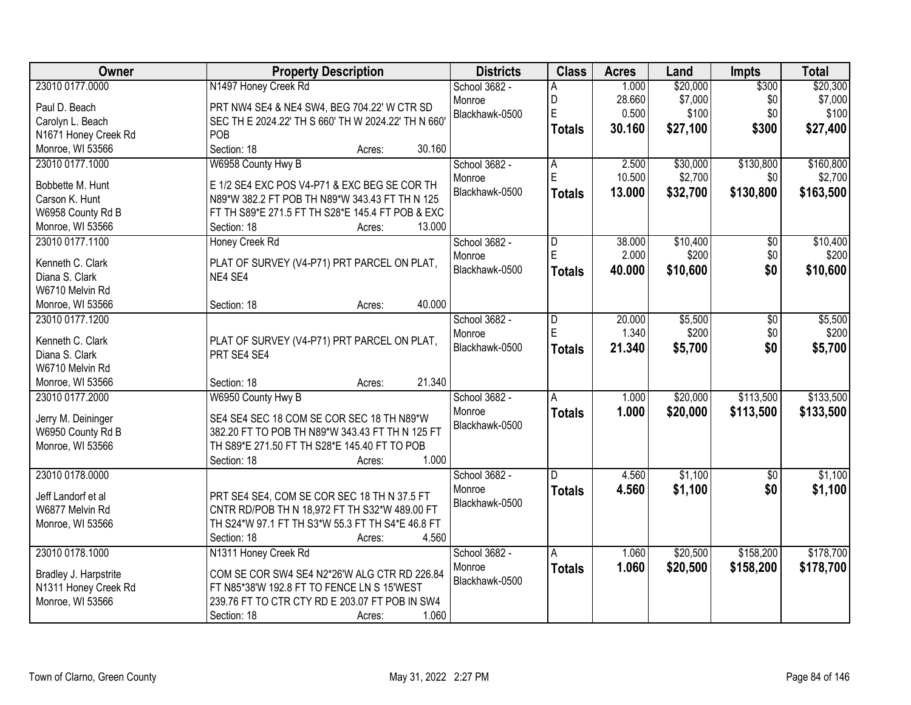| Owner | Property Description | Districts | Class | Acres | Land | Impts | Total |
|---|---|---|---|---|---|---|---|
| 23010 0177.0000<br>Paul D. Beach<br>Carolyn L. Beach<br>N1671 Honey Creek Rd<br>Monroe, WI 53566 | N1497 Honey Creek Rd<br>PRT NW4 SE4 & NE4 SW4, BEG 704.22' W CTR SD SEC TH E 2024.22' TH S 660' TH W 2024.22' TH N 660' POB<br>Section: 18 Acres: 30.160 | School 3682 - Monroe<br>Blackhawk-0500 | A<br>D<br>E<br>**Totals** | 1.000<br>28.660<br>0.500<br>**30.160** | $20,000<br>$7,000<br>$100<br>**$27,100** | $300<br>$0<br>$0<br>**$300** | $20,300<br>$7,000<br>$100<br>**$27,400** |
| 23010 0177.1000<br>Bobbette M. Hunt<br>Carson K. Hunt<br>W6958 County Rd B<br>Monroe, WI 53566 | W6958 County Hwy B<br>E 1/2 SE4 EXC POS V4-P71 & EXC BEG SE COR TH N89*W 382.2 FT POB TH N89*W 343.43 FT TH N 125 FT TH S89*E 271.5 FT TH S28*E 145.4 FT POB & EXC<br>Section: 18 Acres: 13.000 | School 3682 - Monroe<br>Blackhawk-0500 | A<br>E<br>**Totals** | 2.500<br>10.500<br>**13.000** | $30,000<br>$2,700<br>**$32,700** | $130,800<br>$0<br>**$130,800** | $160,800<br>$2,700<br>**$163,500** |
| 23010 0177.1100<br>Kenneth C. Clark<br>Diana S. Clark<br>W6710 Melvin Rd<br>Monroe, WI 53566 | Honey Creek Rd<br>PLAT OF SURVEY (V4-P71) PRT PARCEL ON PLAT, NE4 SE4<br>Section: 18 Acres: 40.000 | School 3682 - Monroe<br>Blackhawk-0500 | D<br>E<br>**Totals** | 38.000<br>2.000<br>**40.000** | $10,400<br>$200<br>**$10,600** | $0<br>$0<br>**$0** | $10,400<br>$200<br>**$10,600** |
| 23010 0177.1200<br>Kenneth C. Clark<br>Diana S. Clark<br>W6710 Melvin Rd<br>Monroe, WI 53566 | PLAT OF SURVEY (V4-P71) PRT PARCEL ON PLAT, PRT SE4 SE4<br>Section: 18 Acres: 21.340 | School 3682 - Monroe<br>Blackhawk-0500 | D<br>E<br>**Totals** | 20.000<br>1.340<br>**21.340** | $5,500<br>$200<br>**$5,700** | $0<br>$0<br>**$0** | $5,500<br>$200<br>**$5,700** |
| 23010 0177.2000<br>Jerry M. Deininger<br>W6950 County Rd B<br>Monroe, WI 53566 | W6950 County Hwy B<br>SE4 SE4 SEC 18 COM SE COR SEC 18 TH N89*W 382.20 FT TO POB TH N89*W 343.43 FT TH N 125 FT TH S89*E 271.50 FT TH S28*E 145.40 FT TO POB<br>Section: 18 Acres: 1.000 | School 3682 - Monroe<br>Blackhawk-0500 | A<br>**Totals** | 1.000<br>**1.000** | $20,000<br>**$20,000** | $113,500<br>**$113,500** | $133,500<br>**$133,500** |
| 23010 0178.0000<br>Jeff Landorf et al<br>W6877 Melvin Rd<br>Monroe, WI 53566 | PRT SE4 SE4, COM SE COR SEC 18 TH N 37.5 FT CNTR RD/POB TH N 18,972 FT TH S32*W 489.00 FT TH S24*W 97.1 FT TH S3*W 55.3 FT TH S4*E 46.8 FT<br>Section: 18 Acres: 4.560 | School 3682 - Monroe<br>Blackhawk-0500 | D<br>**Totals** | 4.560<br>**4.560** | $1,100<br>**$1,100** | $0<br>**$0** | $1,100<br>**$1,100** |
| 23010 0178.1000<br>Bradley J. Harpstrite<br>N1311 Honey Creek Rd<br>Monroe, WI 53566 | N1311 Honey Creek Rd<br>COM SE COR SW4 SE4 N2*26'W ALG CTR RD 226.84 FT N85*38'W 192.8 FT TO FENCE LN S 15'WEST 239.76 FT TO CTR CTY RD E 203.07 FT POB IN SW4<br>Section: 18 Acres: 1.060 | School 3682 - Monroe<br>Blackhawk-0500 | A<br>**Totals** | 1.060<br>**1.060** | $20,500<br>**$20,500** | $158,200<br>**$158,200** | $178,700<br>**$178,700** |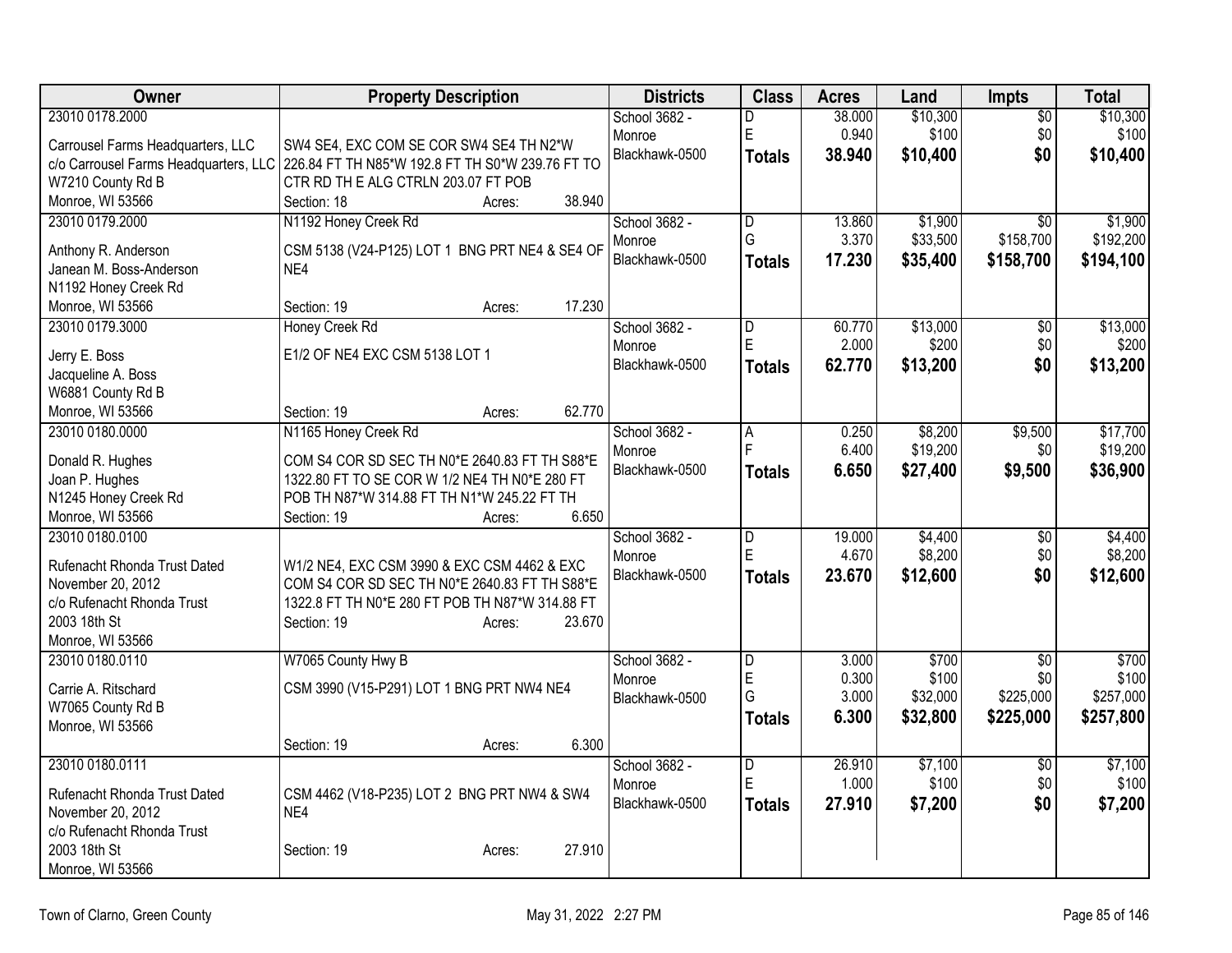| Owner | Property Description | Districts | Class | Acres | Land | Impts | Total |
|---|---|---|---|---|---|---|---|
| 23010 0178.2000<br>Carrousel Farms Headquarters, LLC<br>c/o Carrousel Farms Headquarters, LLC<br>W7210 County Rd B<br>Monroe, WI 53566 | SW4 SE4, EXC COM SE COR SW4 SE4 TH N2*W 226.84 FT TH N85*W 192.8 FT TH S0*W 239.76 FT TO CTR RD TH E ALG CTRLN 203.07 FT POB<br>Section: 18 Acres: 38.940 | School 3682 - Monroe<br>Blackhawk-0500 | D<br>E<br>**Totals** | 38.000<br>0.940<br>**38.940** | $10,300<br>$100<br>**$10,400** | $0<br>$0<br>**$0** | $10,300<br>$100<br>**$10,400** |
| 23010 0179.2000<br>Anthony R. Anderson<br>Janean M. Boss-Anderson<br>N1192 Honey Creek Rd<br>Monroe, WI 53566 | N1192 Honey Creek Rd<br>CSM 5138 (V24-P125) LOT 1 BNG PRT NE4 & SE4 OF NE4<br>Section: 19 Acres: 17.230 | School 3682 - Monroe<br>Blackhawk-0500 | D<br>G<br>**Totals** | 13.860<br>3.370<br>**17.230** | $1,900<br>$33,500<br>**$35,400** | $0<br>$158,700<br>**$158,700** | $1,900<br>$192,200<br>**$194,100** |
| 23010 0179.3000<br>Jerry E. Boss<br>Jacqueline A. Boss<br>W6881 County Rd B<br>Monroe, WI 53566 | Honey Creek Rd<br>E1/2 OF NE4 EXC CSM 5138 LOT 1<br>Section: 19 Acres: 62.770 | School 3682 - Monroe<br>Blackhawk-0500 | D<br>E<br>**Totals** | 60.770<br>2.000<br>**62.770** | $13,000<br>$200<br>**$13,200** | $0<br>$0<br>**$0** | $13,000<br>$200<br>**$13,200** |
| 23010 0180.0000<br>Donald R. Hughes<br>Joan P. Hughes<br>N1245 Honey Creek Rd<br>Monroe, WI 53566 | N1165 Honey Creek Rd<br>COM S4 COR SD SEC TH N0*E 2640.83 FT TH S88*E 1322.80 FT TO SE COR W 1/2 NE4 TH N0*E 280 FT POB TH N87*W 314.88 FT TH N1*W 245.22 FT TH<br>Section: 19 Acres: 6.650 | School 3682 - Monroe<br>Blackhawk-0500 | A<br>F<br>**Totals** | 0.250<br>6.400<br>**6.650** | $8,200<br>$19,200<br>**$27,400** | $9,500<br>$0<br>**$9,500** | $17,700<br>$19,200<br>**$36,900** |
| 23010 0180.0100<br>Rufenacht Rhonda Trust Dated November 20, 2012<br>c/o Rufenacht Rhonda Trust<br>2003 18th St<br>Monroe, WI 53566 | W1/2 NE4, EXC CSM 3990 & EXC CSM 4462 & EXC COM S4 COR SD SEC TH N0*E 2640.83 FT TH S88*E 1322.8 FT TH N0*E 280 FT POB TH N87*W 314.88 FT<br>Section: 19 Acres: 23.670 | School 3682 - Monroe<br>Blackhawk-0500 | D<br>E<br>**Totals** | 19.000<br>4.670<br>**23.670** | $4,400<br>$8,200<br>**$12,600** | $0<br>$0<br>**$0** | $4,400<br>$8,200<br>**$12,600** |
| 23010 0180.0110<br>Carrie A. Ritschard<br>W7065 County Rd B<br>Monroe, WI 53566 | W7065 County Hwy B<br>CSM 3990 (V15-P291) LOT 1 BNG PRT NW4 NE4<br>Section: 19 Acres: 6.300 | School 3682 - Monroe<br>Blackhawk-0500 | D<br>E<br>G<br>**Totals** | 3.000<br>0.300<br>3.000<br>**6.300** | $700<br>$100<br>$32,000<br>**$32,800** | $0<br>$0<br>$225,000<br>**$225,000** | $700<br>$100<br>$257,000<br>**$257,800** |
| 23010 0180.0111<br>Rufenacht Rhonda Trust Dated November 20, 2012<br>c/o Rufenacht Rhonda Trust<br>2003 18th St<br>Monroe, WI 53566 | CSM 4462 (V18-P235) LOT 2 BNG PRT NW4 & SW4 NE4<br>Section: 19 Acres: 27.910 | School 3682 - Monroe<br>Blackhawk-0500 | D<br>E<br>**Totals** | 26.910<br>1.000<br>**27.910** | $7,100<br>$100<br>**$7,200** | $0<br>$0<br>**$0** | $7,100<br>$100<br>**$7,200** |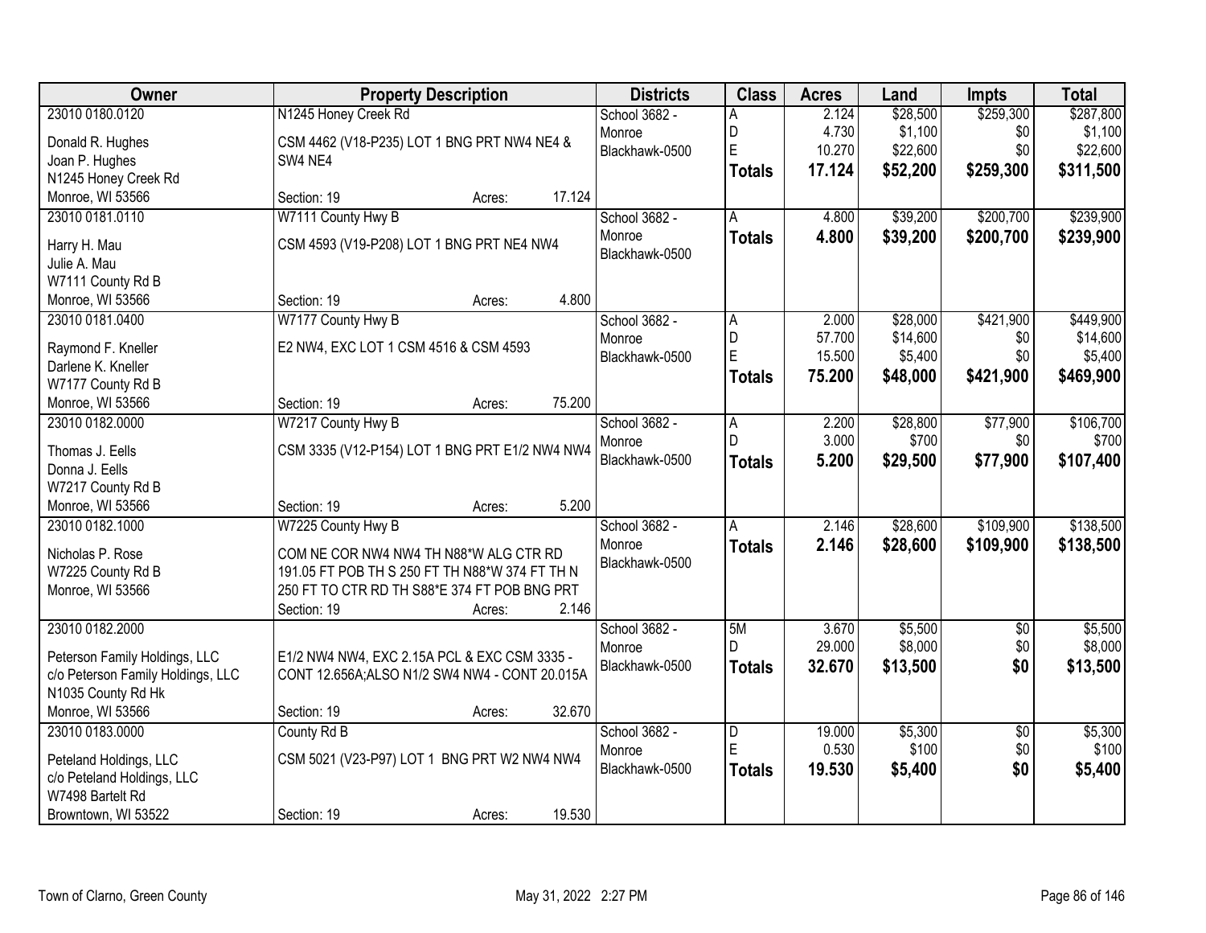| Owner | Property Description | Districts | Class | Acres | Land | Impts | Total |
|---|---|---|---|---|---|---|---|
| 23010 0180.0120<br>Donald R. Hughes<br>Joan P. Hughes<br>N1245 Honey Creek Rd<br>Monroe, WI 53566 | N1245 Honey Creek Rd<br>CSM 4462 (V18-P235) LOT 1 BNG PRT NW4 NE4 & SW4 NE4<br>Section: 19 Acres: 17.124 | School 3682 - Monroe<br>Blackhawk-0500 | A<br>D<br>E<br>**Totals** | 2.124<br>4.730<br>10.270<br>**17.124** | \$28,500<br>\$1,100<br>\$22,600<br>**\$52,200** | \$259,300<br>\$0<br>\$0<br>**\$259,300** | \$287,800<br>\$1,100<br>\$22,600<br>**\$311,500** |
| 23010 0181.0110<br>Harry H. Mau<br>Julie A. Mau<br>W7111 County Rd B<br>Monroe, WI 53566 | W7111 County Hwy B<br>CSM 4593 (V19-P208) LOT 1 BNG PRT NE4 NW4<br>Section: 19 Acres: 4.800 | School 3682 - Monroe<br>Blackhawk-0500 | A<br>**Totals** | 4.800<br>**4.800** | \$39,200<br>**\$39,200** | \$200,700<br>**\$200,700** | \$239,900<br>**\$239,900** |
| 23010 0181.0400<br>Raymond F. Kneller<br>Darlene K. Kneller<br>W7177 County Rd B<br>Monroe, WI 53566 | W7177 County Hwy B<br>E2 NW4, EXC LOT 1 CSM 4516 & CSM 4593<br>Section: 19 Acres: 75.200 | School 3682 - Monroe<br>Blackhawk-0500 | A<br>D<br>E<br>**Totals** | 2.000<br>57.700<br>15.500<br>**75.200** | \$28,000<br>\$14,600<br>\$5,400<br>**\$48,000** | \$421,900<br>\$0<br>\$0<br>**\$421,900** | \$449,900<br>\$14,600<br>\$5,400<br>**\$469,900** |
| 23010 0182.0000<br>Thomas J. Eells<br>Donna J. Eells<br>W7217 County Rd B<br>Monroe, WI 53566 | W7217 County Hwy B<br>CSM 3335 (V12-P154) LOT 1 BNG PRT E1/2 NW4 NW4<br>Section: 19 Acres: 5.200 | School 3682 - Monroe<br>Blackhawk-0500 | A<br>D<br>**Totals** | 2.200<br>3.000<br>**5.200** | \$28,800<br>\$700<br>**\$29,500** | \$77,900<br>\$0<br>**\$77,900** | \$106,700<br>\$700<br>**\$107,400** |
| 23010 0182.1000<br>Nicholas P. Rose<br>W7225 County Rd B<br>Monroe, WI 53566 | W7225 County Hwy B<br>COM NE COR NW4 NW4 TH N88*W ALG CTR RD 191.05 FT POB TH S 250 FT TH N88*W 374 FT TH N 250 FT TO CTR RD TH S88*E 374 FT POB BNG PRT<br>Section: 19 Acres: 2.146 | School 3682 - Monroe<br>Blackhawk-0500 | A<br>**Totals** | 2.146<br>**2.146** | \$28,600<br>**\$28,600** | \$109,900<br>**\$109,900** | \$138,500<br>**\$138,500** |
| 23010 0182.2000<br>Peterson Family Holdings, LLC<br>c/o Peterson Family Holdings, LLC<br>N1035 County Rd Hk<br>Monroe, WI 53566 | E1/2 NW4 NW4, EXC 2.15A PCL & EXC CSM 3335 - CONT 12.656A;ALSO N1/2 SW4 NW4 - CONT 20.015A<br>Section: 19 Acres: 32.670 | School 3682 - Monroe<br>Blackhawk-0500 | 5M<br>D<br>**Totals** | 3.670<br>29.000<br>**32.670** | \$5,500<br>\$8,000<br>**\$13,500** | \$0<br>\$0<br>**\$0** | \$5,500<br>\$8,000<br>**\$13,500** |
| 23010 0183.0000<br>Peteland Holdings, LLC<br>c/o Peteland Holdings, LLC<br>W7498 Bartelt Rd<br>Browntown, WI 53522 | County Rd B<br>CSM 5021 (V23-P97) LOT 1 BNG PRT W2 NW4 NW4<br>Section: 19 Acres: 19.530 | School 3682 - Monroe<br>Blackhawk-0500 | D<br>E<br>**Totals** | 19.000<br>0.530<br>**19.530** | \$5,300<br>\$100<br>**\$5,400** | \$0<br>\$0<br>**\$0** | \$5,300<br>\$100<br>**\$5,400** |

Town of Clarno, Green County May 31, 2022 2:27 PM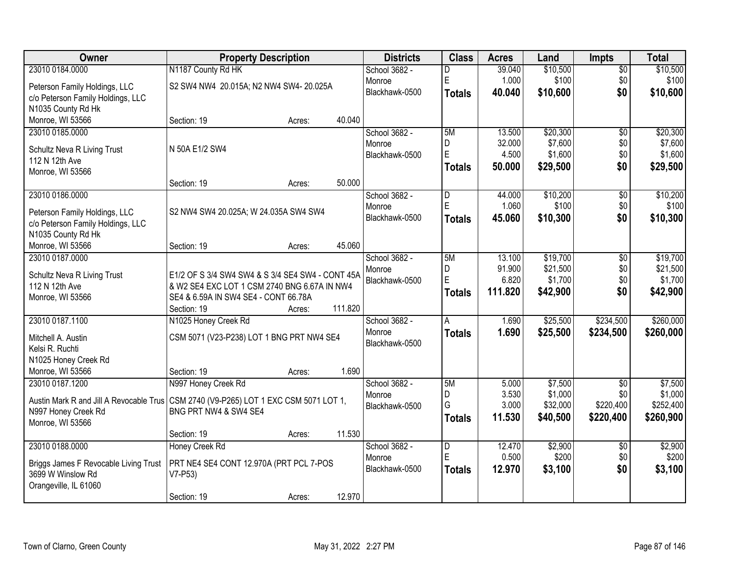| Owner | Property Description | Districts | Class | Acres | Land | Impts | Total |
|---|---|---|---|---|---|---|---|
| 23010 0184.0000<br>Peterson Family Holdings, LLC<br>c/o Peterson Family Holdings, LLC<br>N1035 County Rd Hk<br>Monroe, WI 53566 | N1187 County Rd HK<br>S2 SW4 NW4 20.015A; N2 NW4 SW4- 20.025A<br>Section: 19 Acres: 40.040 | School 3682 - Monroe<br>Blackhawk-0500 | D<br>E<br>**Totals** | 39.040<br>1.000<br>**40.040** | $10,500<br>$100<br>**$10,600** | $0<br>$0<br>**$0** | $10,500<br>$100<br>**$10,600** |
| 23010 0185.0000<br>Schultz Neva R Living Trust<br>112 N 12th Ave<br>Monroe, WI 53566 | N 50A E1/2 SW4<br>Section: 19 Acres: 50.000 | School 3682 - Monroe<br>Blackhawk-0500 | 5M<br>D<br>E<br>**Totals** | 13.500<br>32.000<br>4.500<br>**50.000** | $20,300<br>$7,600<br>$1,600<br>**$29,500** | $0<br>$0<br>$0<br>**$0** | $20,300<br>$7,600<br>$1,600<br>**$29,500** |
| 23010 0186.0000<br>Peterson Family Holdings, LLC<br>c/o Peterson Family Holdings, LLC<br>N1035 County Rd Hk<br>Monroe, WI 53566 | S2 NW4 SW4 20.025A; W 24.035A SW4 SW4<br>Section: 19 Acres: 45.060 | School 3682 - Monroe<br>Blackhawk-0500 | D<br>E<br>**Totals** | 44.000<br>1.060<br>**45.060** | $10,200<br>$100<br>**$10,300** | $0<br>$0<br>**$0** | $10,200<br>$100<br>**$10,300** |
| 23010 0187.0000<br>Schultz Neva R Living Trust<br>112 N 12th Ave<br>Monroe, WI 53566 | E1/2 OF S 3/4 SW4 SW4 & S 3/4 SE4 SW4 - CONT 45A & W2 SE4 EXC LOT 1 CSM 2740 BNG 6.67A IN NW4 SE4 & 6.59A IN SW4 SE4 - CONT 66.78A<br>Section: 19 Acres: 111.820 | School 3682 - Monroe<br>Blackhawk-0500 | 5M<br>D<br>E<br>**Totals** | 13.100<br>91.900<br>6.820<br>**111.820** | $19,700<br>$21,500<br>$1,700<br>**$42,900** | $0<br>$0<br>$0<br>**$0** | $19,700<br>$21,500<br>$1,700<br>**$42,900** |
| 23010 0187.1100<br>Mitchell A. Austin<br>Kelsi R. Ruchti<br>N1025 Honey Creek Rd<br>Monroe, WI 53566 | N1025 Honey Creek Rd<br>CSM 5071 (V23-P238) LOT 1 BNG PRT NW4 SE4<br>Section: 19 Acres: 1.690 | School 3682 - Monroe<br>Blackhawk-0500 | A<br>**Totals** | 1.690<br>**1.690** | $25,500<br>**$25,500** | $234,500<br>**$234,500** | $260,000<br>**$260,000** |
| 23010 0187.1200<br>Austin Mark R and Jill A Revocable Trus<br>N997 Honey Creek Rd<br>Monroe, WI 53566 | N997 Honey Creek Rd<br>CSM 2740 (V9-P265) LOT 1 EXC CSM 5071 LOT 1, BNG PRT NW4 & SW4 SE4<br>Section: 19 Acres: 11.530 | School 3682 - Monroe<br>Blackhawk-0500 | 5M<br>D<br>G<br>**Totals** | 5.000<br>3.530<br>3.000<br>**11.530** | $7,500<br>$1,000<br>$32,000<br>**$40,500** | $0<br>$0<br>$220,400<br>**$220,400** | $7,500<br>$1,000<br>$252,400<br>**$260,900** |
| 23010 0188.0000<br>Briggs James F Revocable Living Trust<br>3699 W Winslow Rd<br>Orangeville, IL 61060 | Honey Creek Rd<br>PRT NE4 SE4 CONT 12.970A (PRT PCL 7-POS V7-P53)<br>Section: 19 Acres: 12.970 | School 3682 - Monroe<br>Blackhawk-0500 | D<br>E<br>**Totals** | 12.470<br>0.500<br>**12.970** | $2,900<br>$200<br>**$3,100** | $0<br>$0<br>**$0** | $2,900<br>$200<br>**$3,100** |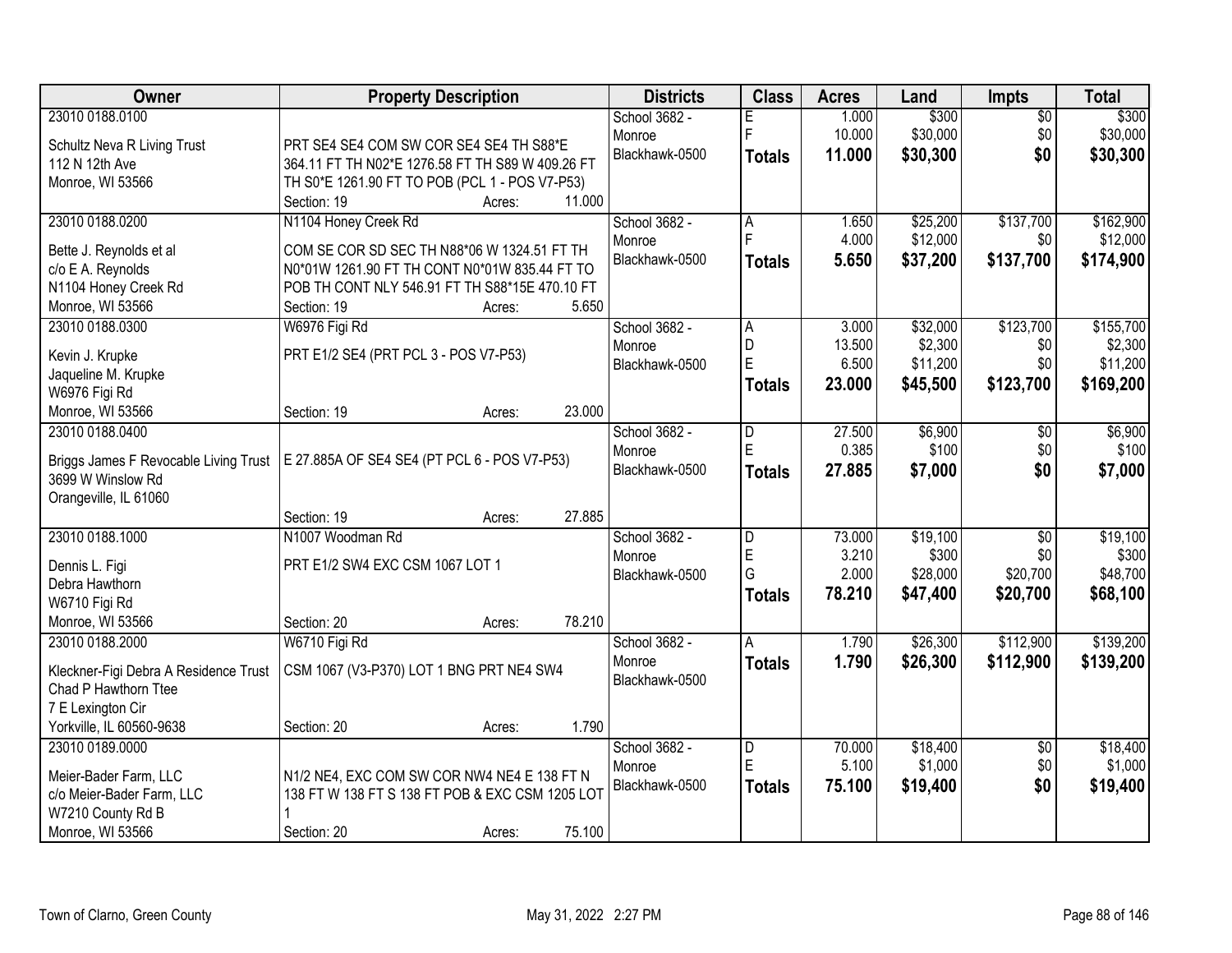| Owner | Property Description | Districts | Class | Acres | Land | Impts | Total |
|---|---|---|---|---|---|---|---|
| 23010 0188.0100<br>Schultz Neva R Living Trust<br>112 N 12th Ave<br>Monroe, WI 53566 | PRT SE4 SE4 COM SW COR SE4 SE4 TH S88*E 364.11 FT TH N02*E 1276.58 FT TH S89 W 409.26 FT TH S0*E 1261.90 FT TO POB (PCL 1 - POS V7-P53)<br>Section: 19 Acres: 11.000 | School 3682 - Monroe<br>Blackhawk-0500 | E<br>F<br>**Totals** | 1.000<br>10.000<br>**11.000** | $300<br>$30,000<br>**$30,300** | $0<br>$0<br>**$0** | $300<br>$30,000<br>**$30,300** |
| 23010 0188.0200<br>Bette J. Reynolds et al<br>c/o E A. Reynolds<br>N1104 Honey Creek Rd<br>Monroe, WI 53566 | N1104 Honey Creek Rd<br>COM SE COR SD SEC TH N88*06 W 1324.51 FT TH N0*01W 1261.90 FT TH CONT N0*01W 835.44 FT TO POB TH CONT NLY 546.91 FT TH S88*15E 470.10 FT<br>Section: 19 Acres: 5.650 | School 3682 - Monroe<br>Blackhawk-0500 | A<br>F<br>**Totals** | 1.650<br>4.000<br>**5.650** | $25,200<br>$12,000<br>**$37,200** | $137,700<br>$0<br>**$137,700** | $162,900<br>$12,000<br>**$174,900** |
| 23010 0188.0300<br>Kevin J. Krupke<br>Jaqueline M. Krupke<br>W6976 Figi Rd<br>Monroe, WI 53566 | W6976 Figi Rd<br>PRT E1/2 SE4 (PRT PCL 3 - POS V7-P53)<br>Section: 19 Acres: 23.000 | School 3682 - Monroe<br>Blackhawk-0500 | A<br>D<br>E<br>**Totals** | 3.000<br>13.500<br>6.500<br>**23.000** | $32,000<br>$2,300<br>$11,200<br>**$45,500** | $123,700<br>$0<br>$0<br>**$123,700** | $155,700<br>$2,300<br>$11,200<br>**$169,200** |
| 23010 0188.0400<br>Briggs James F Revocable Living Trust<br>3699 W Winslow Rd<br>Orangeville, IL 61060 | E 27.885A OF SE4 SE4 (PT PCL 6 - POS V7-P53)<br>Section: 19 Acres: 27.885 | School 3682 - Monroe<br>Blackhawk-0500 | D<br>E<br>**Totals** | 27.500<br>0.385<br>**27.885** | $6,900<br>$100<br>**$7,000** | $0<br>$0<br>**$0** | $6,900<br>$100<br>**$7,000** |
| 23010 0188.1000<br>Dennis L. Figi<br>Debra Hawthorn<br>W6710 Figi Rd<br>Monroe, WI 53566 | N1007 Woodman Rd<br>PRT E1/2 SW4 EXC CSM 1067 LOT 1<br>Section: 20 Acres: 78.210 | School 3682 - Monroe<br>Blackhawk-0500 | D<br>E<br>G<br>**Totals** | 73.000<br>3.210<br>2.000<br>**78.210** | $19,100<br>$300<br>$28,000<br>**$47,400** | $0<br>$0<br>$20,700<br>**$20,700** | $19,100<br>$300<br>$48,700<br>**$68,100** |
| 23010 0188.2000<br>Kleckner-Figi Debra A Residence Trust<br>Chad P Hawthorn Ttee<br>7 E Lexington Cir<br>Yorkville, IL 60560-9638 | W6710 Figi Rd<br>CSM 1067 (V3-P370) LOT 1 BNG PRT NE4 SW4<br>Section: 20 Acres: 1.790 | School 3682 - Monroe<br>Blackhawk-0500 | A<br>**Totals** | 1.790<br>**1.790** | $26,300<br>**$26,300** | $112,900<br>**$112,900** | $139,200<br>**$139,200** |
| 23010 0189.0000<br>Meier-Bader Farm, LLC<br>c/o Meier-Bader Farm, LLC<br>W7210 County Rd B<br>Monroe, WI 53566 | N1/2 NE4, EXC COM SW COR NW4 NE4 E 138 FT N 138 FT W 138 FT S 138 FT POB & EXC CSM 1205 LOT 1<br>Section: 20 Acres: 75.100 | School 3682 - Monroe<br>Blackhawk-0500 | D<br>E<br>**Totals** | 70.000<br>5.100<br>**75.100** | $18,400<br>$1,000<br>**$19,400** | $0<br>$0<br>**$0** | $18,400<br>$1,000<br>**$19,400** |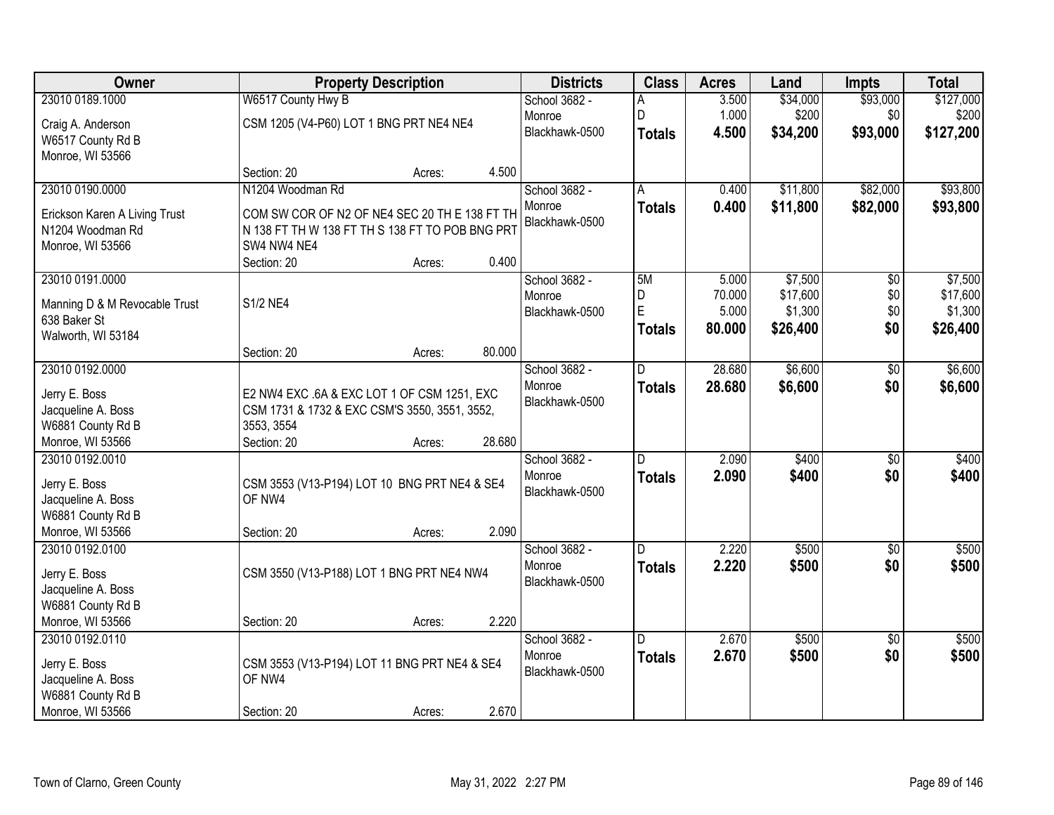| Owner | Property Description | Districts | Class | Acres | Land | Impts | Total |
|---|---|---|---|---|---|---|---|
| 23010 0189.1000<br>Craig A. Anderson<br>W6517 County Rd B<br>Monroe, WI 53566 | W6517 County Hwy B<br>CSM 1205 (V4-P60) LOT 1 BNG PRT NE4 NE4<br>Section: 20 Acres: 4.500 | School 3682 - Monroe<br>Blackhawk-0500 | A<br>D<br>**Totals** | 3.500<br>1.000<br>**4.500** | $34,000<br>$200<br>**$34,200** | $93,000<br>$0<br>**$93,000** | $127,000<br>$200<br>**$127,200** |
| 23010 0190.0000<br>Erickson Karen A Living Trust<br>N1204 Woodman Rd<br>Monroe, WI 53566 | N1204 Woodman Rd<br>COM SW COR OF N2 OF NE4 SEC 20 TH E 138 FT TH N 138 FT TH W 138 FT TH S 138 FT TO POB BNG PRT SW4 NW4 NE4<br>Section: 20 Acres: 0.400 | School 3682 - Monroe<br>Blackhawk-0500 | A<br>**Totals** | 0.400<br>**0.400** | $11,800<br>**$11,800** | $82,000<br>**$82,000** | $93,800<br>**$93,800** |
| 23010 0191.0000<br>Manning D & M Revocable Trust<br>638 Baker St<br>Walworth, WI 53184 | S1/2 NE4<br>Section: 20 Acres: 80.000 | School 3682 - Monroe<br>Blackhawk-0500 | 5M<br>D<br>E<br>**Totals** | 5.000<br>70.000<br>5.000<br>**80.000** | $7,500<br>$17,600<br>$1,300<br>**$26,400** | $0<br>$0<br>$0<br>**$0** | $7,500<br>$17,600<br>$1,300<br>**$26,400** |
| 23010 0192.0000<br>Jerry E. Boss<br>Jacqueline A. Boss<br>W6881 County Rd B<br>Monroe, WI 53566 | E2 NW4 EXC .6A & EXC LOT 1 OF CSM 1251, EXC CSM 1731 & 1732 & EXC CSM'S 3550, 3551, 3552, 3553, 3554<br>Section: 20 Acres: 28.680 | School 3682 - Monroe<br>Blackhawk-0500 | D<br>**Totals** | 28.680<br>**28.680** | $6,600<br>**$6,600** | $0<br>**$0** | $6,600<br>**$6,600** |
| 23010 0192.0010<br>Jerry E. Boss<br>Jacqueline A. Boss<br>W6881 County Rd B<br>Monroe, WI 53566 | CSM 3553 (V13-P194) LOT 10 BNG PRT NE4 & SE4 OF NW4<br>Section: 20 Acres: 2.090 | School 3682 - Monroe<br>Blackhawk-0500 | D<br>**Totals** | 2.090<br>**2.090** | $400<br>**$400** | $0<br>**$0** | $400<br>**$400** |
| 23010 0192.0100<br>Jerry E. Boss<br>Jacqueline A. Boss<br>W6881 County Rd B<br>Monroe, WI 53566 | CSM 3550 (V13-P188) LOT 1 BNG PRT NE4 NW4<br>Section: 20 Acres: 2.220 | School 3682 - Monroe<br>Blackhawk-0500 | D<br>**Totals** | 2.220<br>**2.220** | $500<br>**$500** | $0<br>**$0** | $500<br>**$500** |
| 23010 0192.0110<br>Jerry E. Boss<br>Jacqueline A. Boss<br>W6881 County Rd B<br>Monroe, WI 53566 | CSM 3553 (V13-P194) LOT 11 BNG PRT NE4 & SE4 OF NW4<br>Section: 20 Acres: 2.670 | School 3682 - Monroe<br>Blackhawk-0500 | D<br>**Totals** | 2.670<br>**2.670** | $500<br>**$500** | $0<br>**$0** | $500<br>**$500** |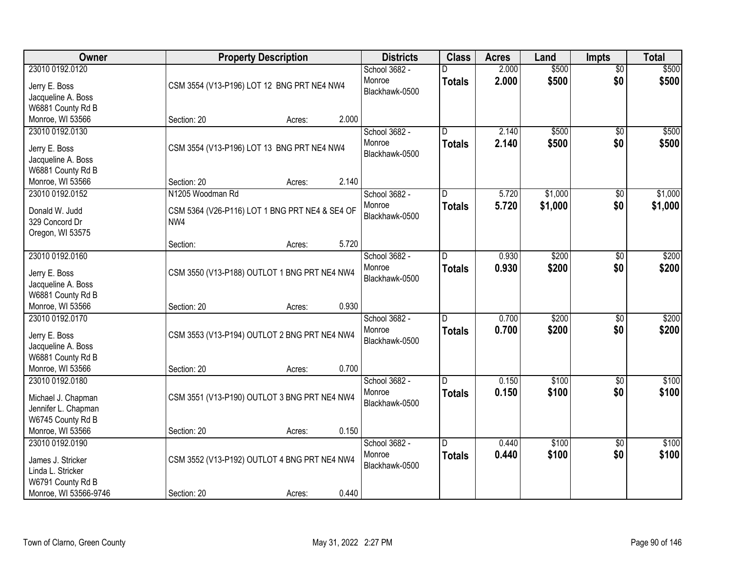| Owner | Property Description | Districts | Class | Acres | Land | Impts | Total |
|---|---|---|---|---|---|---|---|
| 23010 0192.0120<br>Jerry E. Boss<br>Jacqueline A. Boss<br>W6881 County Rd B<br>Monroe, WI 53566 | CSM 3554 (V13-P196) LOT 12 BNG PRT NE4 NW4<br>Section: 20 Acres: 2.000 | School 3682 - Monroe<br>Blackhawk-0500 | D<br>**Totals** | 2.000<br>**2.000** | $500<br>**$500** | $0<br>**$0** | $500<br>**$500** |
| 23010 0192.0130<br>Jerry E. Boss<br>Jacqueline A. Boss<br>W6881 County Rd B<br>Monroe, WI 53566 | CSM 3554 (V13-P196) LOT 13 BNG PRT NE4 NW4<br>Section: 20 Acres: 2.140 | School 3682 - Monroe<br>Blackhawk-0500 | D<br>**Totals** | 2.140<br>**2.140** | $500<br>**$500** | $0<br>**$0** | $500<br>**$500** |
| 23010 0192.0152<br>Donald W. Judd<br>329 Concord Dr<br>Oregon, WI 53575 | N1205 Woodman Rd<br>CSM 5364 (V26-P116) LOT 1 BNG PRT NE4 & SE4 OF NW4<br>Section: Acres: 5.720 | School 3682 - Monroe<br>Blackhawk-0500 | D<br>**Totals** | 5.720<br>**5.720** | $1,000<br>**$1,000** | $0<br>**$0** | $1,000<br>**$1,000** |
| 23010 0192.0160<br>Jerry E. Boss<br>Jacqueline A. Boss<br>W6881 County Rd B<br>Monroe, WI 53566 | CSM 3550 (V13-P188) OUTLOT 1 BNG PRT NE4 NW4<br>Section: 20 Acres: 0.930 | School 3682 - Monroe<br>Blackhawk-0500 | D<br>**Totals** | 0.930<br>**0.930** | $200<br>**$200** | $0<br>**$0** | $200<br>**$200** |
| 23010 0192.0170<br>Jerry E. Boss<br>Jacqueline A. Boss<br>W6881 County Rd B<br>Monroe, WI 53566 | CSM 3553 (V13-P194) OUTLOT 2 BNG PRT NE4 NW4<br>Section: 20 Acres: 0.700 | School 3682 - Monroe<br>Blackhawk-0500 | D<br>**Totals** | 0.700<br>**0.700** | $200<br>**$200** | $0<br>**$0** | $200<br>**$200** |
| 23010 0192.0180<br>Michael J. Chapman<br>Jennifer L. Chapman<br>W6745 County Rd B<br>Monroe, WI 53566 | CSM 3551 (V13-P190) OUTLOT 3 BNG PRT NE4 NW4<br>Section: 20 Acres: 0.150 | School 3682 - Monroe<br>Blackhawk-0500 | D<br>**Totals** | 0.150<br>**0.150** | $100<br>**$100** | $0<br>**$0** | $100<br>**$100** |
| 23010 0192.0190<br>James J. Stricker<br>Linda L. Stricker<br>W6791 County Rd B<br>Monroe, WI 53566-9746 | CSM 3552 (V13-P192) OUTLOT 4 BNG PRT NE4 NW4<br>Section: 20 Acres: 0.440 | School 3682 - Monroe<br>Blackhawk-0500 | D<br>**Totals** | 0.440<br>**0.440** | $100<br>**$100** | $0<br>**$0** | $100<br>**$100** |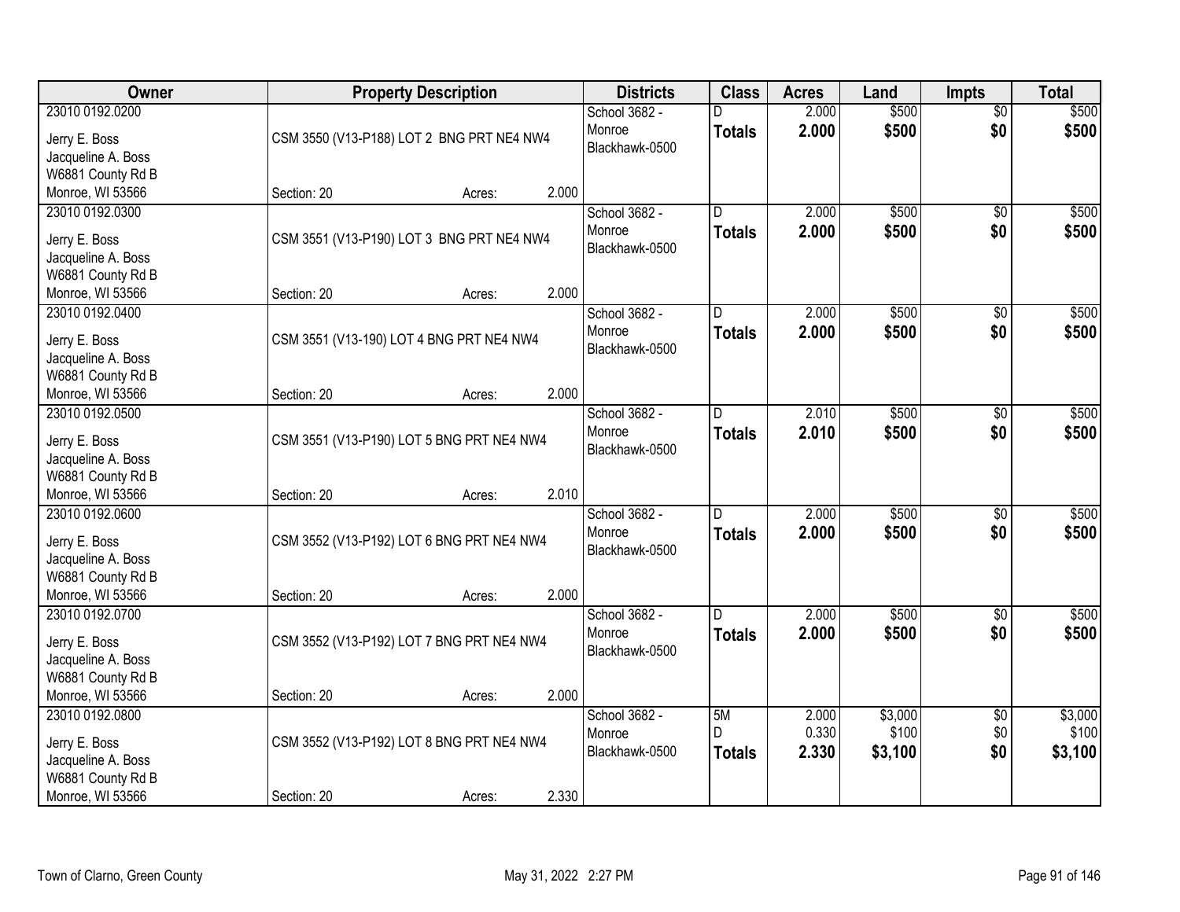| Owner | Property Description | Districts | Class | Acres | Land | Impts | Total |
|---|---|---|---|---|---|---|---|
| 23010 0192.0200<br>Jerry E. Boss<br>Jacqueline A. Boss<br>W6881 County Rd B<br>Monroe, WI 53566 | CSM 3550 (V13-P188) LOT 2 BNG PRT NE4 NW4<br>Section: 20 Acres: 2.000 | School 3682 - Monroe Blackhawk-0500 | D<br>**Totals** | 2.000<br>**2.000** | $500<br>**$500** | $0<br>**$0** | $500<br>**$500** |
| 23010 0192.0300<br>Jerry E. Boss<br>Jacqueline A. Boss<br>W6881 County Rd B<br>Monroe, WI 53566 | CSM 3551 (V13-P190) LOT 3 BNG PRT NE4 NW4<br>Section: 20 Acres: 2.000 | School 3682 - Monroe Blackhawk-0500 | D<br>**Totals** | 2.000<br>**2.000** | $500<br>**$500** | $0<br>**$0** | $500<br>**$500** |
| 23010 0192.0400<br>Jerry E. Boss<br>Jacqueline A. Boss<br>W6881 County Rd B<br>Monroe, WI 53566 | CSM 3551 (V13-190) LOT 4 BNG PRT NE4 NW4<br>Section: 20 Acres: 2.000 | School 3682 - Monroe Blackhawk-0500 | D<br>**Totals** | 2.000<br>**2.000** | $500<br>**$500** | $0<br>**$0** | $500<br>**$500** |
| 23010 0192.0500<br>Jerry E. Boss<br>Jacqueline A. Boss<br>W6881 County Rd B<br>Monroe, WI 53566 | CSM 3551 (V13-P190) LOT 5 BNG PRT NE4 NW4<br>Section: 20 Acres: 2.010 | School 3682 - Monroe Blackhawk-0500 | D<br>**Totals** | 2.010<br>**2.010** | $500<br>**$500** | $0<br>**$0** | $500<br>**$500** |
| 23010 0192.0600<br>Jerry E. Boss<br>Jacqueline A. Boss<br>W6881 County Rd B<br>Monroe, WI 53566 | CSM 3552 (V13-P192) LOT 6 BNG PRT NE4 NW4<br>Section: 20 Acres: 2.000 | School 3682 - Monroe Blackhawk-0500 | D<br>**Totals** | 2.000<br>**2.000** | $500<br>**$500** | $0<br>**$0** | $500<br>**$500** |
| 23010 0192.0700<br>Jerry E. Boss<br>Jacqueline A. Boss<br>W6881 County Rd B<br>Monroe, WI 53566 | CSM 3552 (V13-P192) LOT 7 BNG PRT NE4 NW4<br>Section: 20 Acres: 2.000 | School 3682 - Monroe Blackhawk-0500 | D<br>**Totals** | 2.000<br>**2.000** | $500<br>**$500** | $0<br>**$0** | $500<br>**$500** |
| 23010 0192.0800<br>Jerry E. Boss<br>Jacqueline A. Boss<br>W6881 County Rd B<br>Monroe, WI 53566 | CSM 3552 (V13-P192) LOT 8 BNG PRT NE4 NW4<br>Section: 20 Acres: 2.330 | School 3682 - Monroe Blackhawk-0500 | 5M<br>D<br>**Totals** | 2.000<br>0.330<br>**2.330** | $3,000<br>$100<br>**$3,100** | $0<br>$0<br>**$0** | $3,000<br>$100<br>**$3,100** |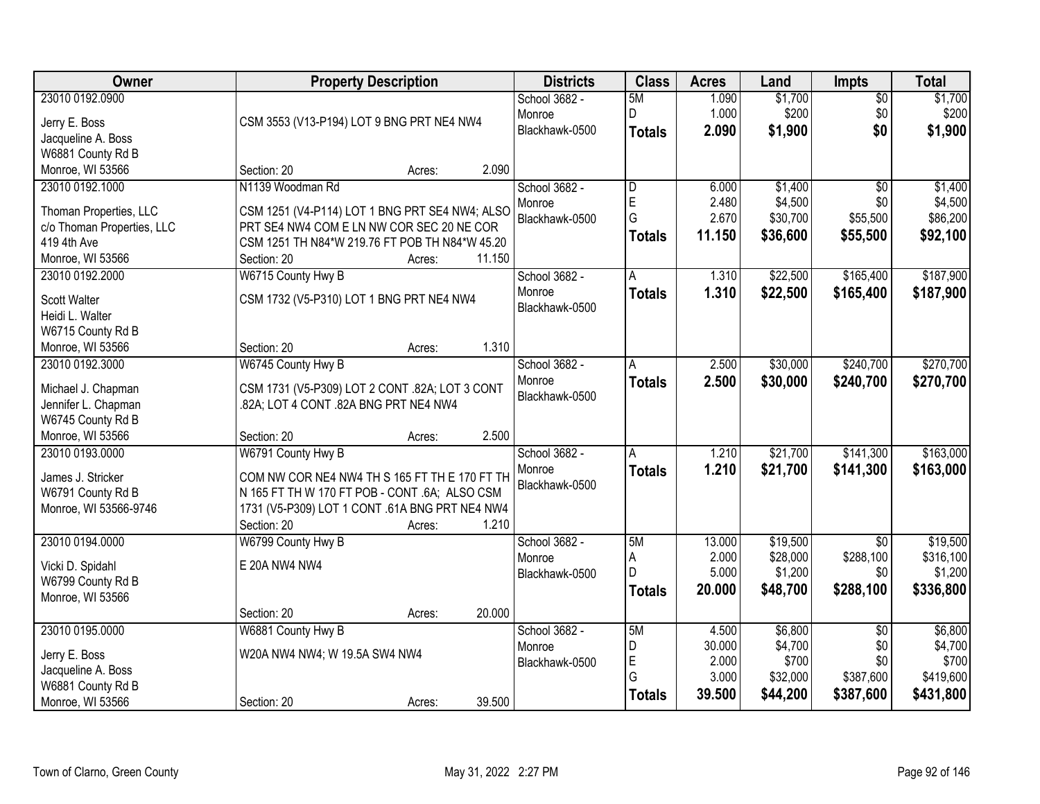| Owner | Property Description | Districts | Class | Acres | Land | Impts | Total |
|---|---|---|---|---|---|---|---|
| 23010 0192.0900<br>Jerry E. Boss<br>Jacqueline A. Boss<br>W6881 County Rd B<br>Monroe, WI 53566 | CSM 3553 (V13-P194) LOT 9 BNG PRT NE4 NW4<br>Section: 20 Acres: 2.090 | School 3682 - Monroe<br>Blackhawk-0500 | 5M<br>D<br>**Totals** | 1.090<br>1.000<br>**2.090** | $1,700<br>$200<br>**$1,900** | $0<br>$0<br>**$0** | $1,700<br>$200<br>**$1,900** |
| 23010 0192.1000<br>Thoman Properties, LLC<br>c/o Thoman Properties, LLC<br>419 4th Ave<br>Monroe, WI 53566 | N1139 Woodman Rd<br>CSM 1251 (V4-P114) LOT 1 BNG PRT SE4 NW4; ALSO PRT SE4 NW4 COM E LN NW COR SEC 20 NE COR CSM 1251 TH N84*W 219.76 FT POB TH N84*W 45.20<br>Section: 20 Acres: 11.150 | School 3682 - Monroe<br>Blackhawk-0500 | D<br>E<br>G<br>**Totals** | 6.000<br>2.480<br>2.670<br>**11.150** | $1,400<br>$4,500<br>$30,700<br>**$36,600** | $0<br>$0<br>$55,500<br>**$55,500** | $1,400<br>$4,500<br>$86,200<br>**$92,100** |
| 23010 0192.2000<br>Scott Walter<br>Heidi L. Walter<br>W6715 County Rd B<br>Monroe, WI 53566 | W6715 County Hwy B<br>CSM 1732 (V5-P310) LOT 1 BNG PRT NE4 NW4<br>Section: 20 Acres: 1.310 | School 3682 - Monroe<br>Blackhawk-0500 | A<br>**Totals** | 1.310<br>**1.310** | $22,500<br>**$22,500** | $165,400<br>**$165,400** | $187,900<br>**$187,900** |
| 23010 0192.3000<br>Michael J. Chapman<br>Jennifer L. Chapman<br>W6745 County Rd B<br>Monroe, WI 53566 | W6745 County Hwy B<br>CSM 1731 (V5-P309) LOT 2 CONT .82A; LOT 3 CONT .82A; LOT 4 CONT .82A BNG PRT NE4 NW4<br>Section: 20 Acres: 2.500 | School 3682 - Monroe<br>Blackhawk-0500 | A<br>**Totals** | 2.500<br>**2.500** | $30,000<br>**$30,000** | $240,700<br>**$240,700** | $270,700<br>**$270,700** |
| 23010 0193.0000<br>James J. Stricker<br>W6791 County Rd B<br>Monroe, WI 53566-9746 | W6791 County Hwy B<br>COM NW COR NE4 NW4 TH S 165 FT TH E 170 FT TH N 165 FT TH W 170 FT POB - CONT .6A; ALSO CSM 1731 (V5-P309) LOT 1 CONT .61A BNG PRT NE4 NW4<br>Section: 20 Acres: 1.210 | School 3682 - Monroe<br>Blackhawk-0500 | A<br>**Totals** | 1.210<br>**1.210** | $21,700<br>**$21,700** | $141,300<br>**$141,300** | $163,000<br>**$163,000** |
| 23010 0194.0000<br>Vicki D. Spidahl<br>W6799 County Rd B<br>Monroe, WI 53566 | W6799 County Hwy B<br>E 20A NW4 NW4<br>Section: 20 Acres: 20.000 | School 3682 - Monroe<br>Blackhawk-0500 | 5M<br>A<br>D<br>**Totals** | 13.000<br>2.000<br>5.000<br>**20.000** | $19,500<br>$28,000<br>$1,200<br>**$48,700** | $0<br>$288,100<br>$0<br>**$288,100** | $19,500<br>$316,100<br>$1,200<br>**$336,800** |
| 23010 0195.0000<br>Jerry E. Boss<br>Jacqueline A. Boss<br>W6881 County Rd B<br>Monroe, WI 53566 | W6881 County Hwy B<br>W20A NW4 NW4; W 19.5A SW4 NW4<br>Section: 20 Acres: 39.500 | School 3682 - Monroe<br>Blackhawk-0500 | 5M<br>D<br>E<br>G<br>**Totals** | 4.500<br>30.000<br>2.000<br>3.000<br>**39.500** | $6,800<br>$4,700<br>$700<br>$32,000<br>**$44,200** | $0<br>$0<br>$0<br>$387,600<br>**$387,600** | $6,800<br>$4,700<br>$700<br>$419,600<br>**$431,800** |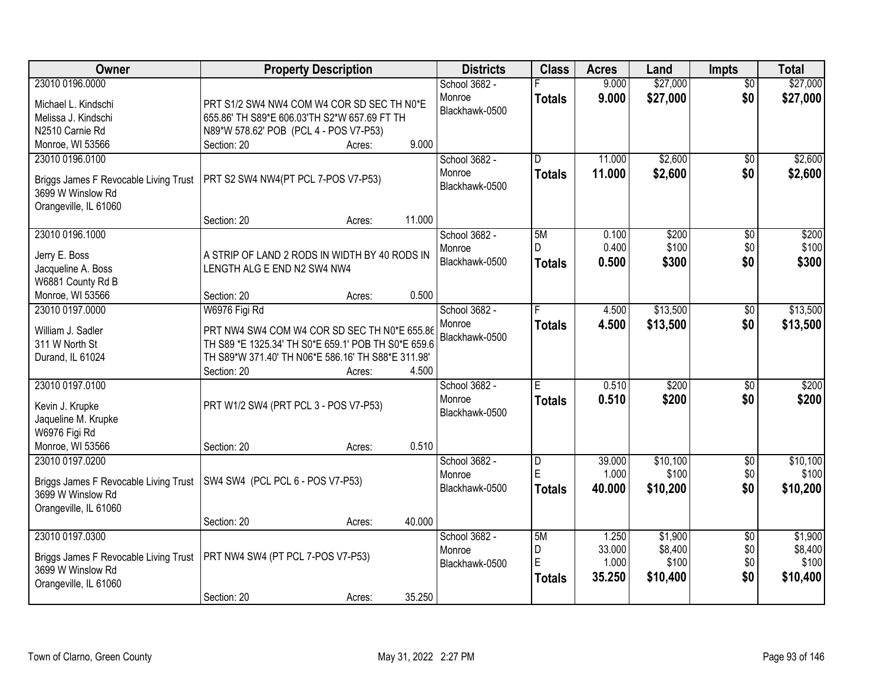| Owner | Property Description | Districts | Class | Acres | Land | Impts | Total |
|---|---|---|---|---|---|---|---|
| 23010 0196.0000<br>Michael L. Kindschi<br>Melissa J. Kindschi<br>N2510 Carnie Rd<br>Monroe, WI 53566 | PRT S1/2 SW4 NW4 COM W4 COR SD SEC TH N0*E 655.86' TH S89*E 606.03'TH S2*W 657.69 FT TH N89*W 578.62' POB (PCL 4 - POS V7-P53)<br>Section: 20 Acres: 9.000 | School 3682 - Monroe<br>Blackhawk-0500 | F<br>**Totals** | 9.000<br>**9.000** | $27,000<br>**$27,000** | $0<br>**$0** | $27,000<br>**$27,000** |
| 23010 0196.0100<br>Briggs James F Revocable Living Trust<br>3699 W Winslow Rd<br>Orangeville, IL 61060 | PRT S2 SW4 NW4(PT PCL 7-POS V7-P53)<br>Section: 20 Acres: 11.000 | School 3682 - Monroe<br>Blackhawk-0500 | D<br>**Totals** | 11.000<br>**11.000** | $2,600<br>**$2,600** | $0<br>**$0** | $2,600<br>**$2,600** |
| 23010 0196.1000<br>Jerry E. Boss<br>Jacqueline A. Boss<br>W6881 County Rd B<br>Monroe, WI 53566 | A STRIP OF LAND 2 RODS IN WIDTH BY 40 RODS IN LENGTH ALG E END N2 SW4 NW4<br>Section: 20 Acres: 0.500 | School 3682 - Monroe<br>Blackhawk-0500 | 5M<br>D<br>**Totals** | 0.100<br>0.400<br>**0.500** | $200<br>$100<br>**$300** | $0<br>$0<br>**$0** | $200<br>$100<br>**$300** |
| 23010 0197.0000<br>William J. Sadler<br>311 W North St<br>Durand, IL 61024 | W6976 Figi Rd<br>PRT NW4 SW4 COM W4 COR SD SEC TH N0*E 655.86 TH S89 *E 1325.34' TH S0*E 659.1' POB TH S0*E 659.6 TH S89*W 371.40' TH N06*E 586.16' TH S88*E 311.98'<br>Section: 20 Acres: 4.500 | School 3682 - Monroe<br>Blackhawk-0500 | F<br>**Totals** | 4.500<br>**4.500** | $13,500<br>**$13,500** | $0<br>**$0** | $13,500<br>**$13,500** |
| 23010 0197.0100<br>Kevin J. Krupke<br>Jaqueline M. Krupke<br>W6976 Figi Rd<br>Monroe, WI 53566 | PRT W1/2 SW4 (PRT PCL 3 - POS V7-P53)<br>Section: 20 Acres: 0.510 | School 3682 - Monroe<br>Blackhawk-0500 | E<br>**Totals** | 0.510<br>**0.510** | $200<br>**$200** | $0<br>**$0** | $200<br>**$200** |
| 23010 0197.0200<br>Briggs James F Revocable Living Trust<br>3699 W Winslow Rd<br>Orangeville, IL 61060 | SW4 SW4 (PCL PCL 6 - POS V7-P53)<br>Section: 20 Acres: 40.000 | School 3682 - Monroe<br>Blackhawk-0500 | D<br>E<br>**Totals** | 39.000<br>1.000<br>**40.000** | $10,100<br>$100<br>**$10,200** | $0<br>$0<br>**$0** | $10,100<br>$100<br>**$10,200** |
| 23010 0197.0300<br>Briggs James F Revocable Living Trust<br>3699 W Winslow Rd<br>Orangeville, IL 61060 | PRT NW4 SW4 (PT PCL 7-POS V7-P53)<br>Section: 20 Acres: 35.250 | School 3682 - Monroe<br>Blackhawk-0500 | 5M<br>D<br>E<br>**Totals** | 1.250<br>33.000<br>1.000<br>**35.250** | $1,900<br>$8,400<br>$100<br>**$10,400** | $0<br>$0<br>$0<br>**$0** | $1,900<br>$8,400<br>$100<br>**$10,400** |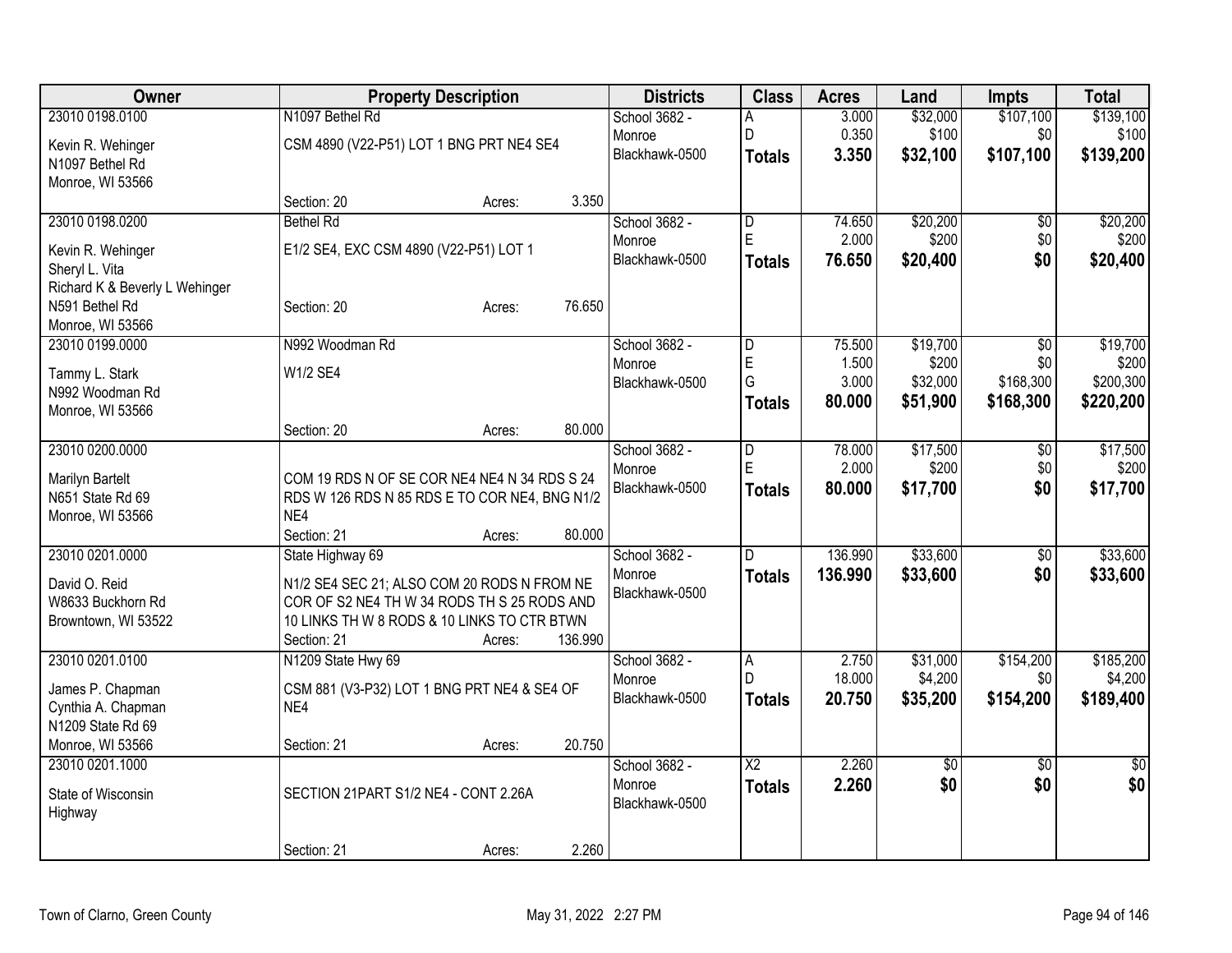| Owner | Property Description | Districts | Class | Acres | Land | Impts | Total |
|---|---|---|---|---|---|---|---|
| 23010 0198.0100<br><br>Kevin R. Wehinger<br>N1097 Bethel Rd<br>Monroe, WI 53566 | N1097 Bethel Rd<br><br>CSM 4890 (V22-P51) LOT 1 BNG PRT NE4 SE4<br><br>Section: 20 Acres: 3.350 | School 3682 - Monroe<br>Blackhawk-0500 | A<br>D<br>**Totals** | 3.000<br>0.350<br>**3.350** | $32,000<br>$100<br>**$32,100** | $107,100<br>$0<br>**$107,100** | $139,100<br>$100<br>**$139,200** |
| 23010 0198.0200<br><br>Kevin R. Wehinger<br>Sheryl L. Vita<br>Richard K & Beverly L Wehinger<br>N591 Bethel Rd<br>Monroe, WI 53566 | Bethel Rd<br><br>E1/2 SE4, EXC CSM 4890 (V22-P51) LOT 1<br><br>Section: 20 Acres: 76.650 | School 3682 - Monroe<br>Blackhawk-0500 | D<br>E<br>**Totals** | 74.650<br>2.000<br>**76.650** | $20,200<br>$200<br>**$20,400** | $0<br>$0<br>**$0** | $20,200<br>$200<br>**$20,400** |
| 23010 0199.0000<br><br>Tammy L. Stark<br>N992 Woodman Rd<br>Monroe, WI 53566 | N992 Woodman Rd<br><br>W1/2 SE4<br><br>Section: 20 Acres: 80.000 | School 3682 - Monroe<br>Blackhawk-0500 | D<br>E<br>G<br>**Totals** | 75.500<br>1.500<br>3.000<br>**80.000** | $19,700<br>$200<br>$32,000<br>**$51,900** | $0<br>$0<br>$168,300<br>**$168,300** | $19,700<br>$200<br>$200,300<br>**$220,200** |
| 23010 0200.0000<br><br>Marilyn Bartelt<br>N651 State Rd 69<br>Monroe, WI 53566 | COM 19 RDS N OF SE COR NE4 NE4 N 34 RDS S 24 RDS W 126 RDS N 85 RDS E TO COR NE4, BNG N1/2 NE4<br><br>Section: 21 Acres: 80.000 | School 3682 - Monroe<br>Blackhawk-0500 | D<br>E<br>**Totals** | 78.000<br>2.000<br>**80.000** | $17,500<br>$200<br>**$17,700** | $0<br>$0<br>**$0** | $17,500<br>$200<br>**$17,700** |
| 23010 0201.0000<br><br>David O. Reid<br>W8633 Buckhorn Rd<br>Browntown, WI 53522 | State Highway 69<br><br>N1/2 SE4 SEC 21; ALSO COM 20 RODS N FROM NE COR OF S2 NE4 TH W 34 RODS TH S 25 RODS AND 10 LINKS TH W 8 RODS & 10 LINKS TO CTR BTWN<br><br>Section: 21 Acres: 136.990 | School 3682 - Monroe<br>Blackhawk-0500 | D<br>**Totals** | 136.990<br>**136.990** | $33,600<br>**$33,600** | $0<br>**$0** | $33,600<br>**$33,600** |
| 23010 0201.0100<br><br>James P. Chapman<br>Cynthia A. Chapman<br>N1209 State Rd 69<br>Monroe, WI 53566 | N1209 State Hwy 69<br><br>CSM 881 (V3-P32) LOT 1 BNG PRT NE4 & SE4 OF NE4<br><br>Section: 21 Acres: 20.750 | School 3682 - Monroe<br>Blackhawk-0500 | A<br>D<br>**Totals** | 2.750<br>18.000<br>**20.750** | $31,000<br>$4,200<br>**$35,200** | $154,200<br>$0<br>**$154,200** | $185,200<br>$4,200<br>**$189,400** |
| 23010 0201.1000<br><br>State of Wisconsin<br>Highway | SECTION 21PART S1/2 NE4 - CONT 2.26A<br><br>Section: 21 Acres: 2.260 | School 3682 - Monroe<br>Blackhawk-0500 | X2<br>**Totals** | 2.260<br>**2.260** | $0<br>**$0** | $0<br>**$0** | $0<br>**$0** |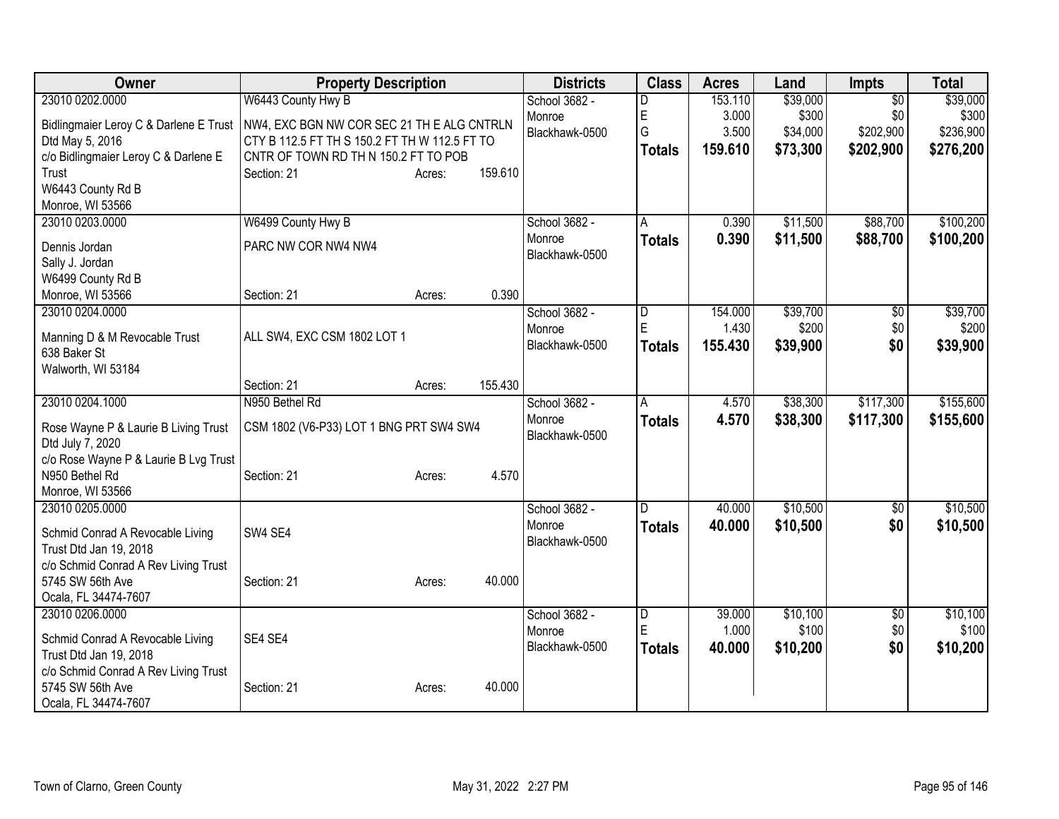| Owner | Property Description | | | Districts | Class | Acres | Land | Impts | Total |
|---|---|---|---|---|---|---|---|---|---|
| 23010 0202.0000 | W6443 County Hwy B | | | School 3682 - Monroe | D | 153.110 | $39,000 | $0 | $39,000 |
| Bidlingmaier Leroy C & Darlene E Trust Dtd May 5, 2016 | NW4, EXC BGN NW COR SEC 21 TH E ALG CNTRLN CTY B 112.5 FT TH S 150.2 FT TH W 112.5 FT TO CNTR OF TOWN RD TH N 150.2 FT TO POB | | | Blackhawk-0500 | E | 3.000 | $300 | $0 | $300 |
| c/o Bidlingmaier Leroy C & Darlene E Trust | | | | | G | 3.500 | $34,000 | $202,900 | $236,900 |
| W6443 County Rd B | Section: 21 | Acres: | 159.610 | | **Totals** | **159.610** | **$73,300** | **$202,900** | **$276,200** |
| Monroe, WI 53566 | | | | | | | | | |
| 23010 0203.0000 | W6499 County Hwy B | | | School 3682 - Monroe | A | 0.390 | $11,500 | $88,700 | $100,200 |
| Dennis Jordan | PARC NW COR NW4 NW4 | | | Blackhawk-0500 | **Totals** | **0.390** | **$11,500** | **$88,700** | **$100,200** |
| Sally J. Jordan | | | | | | | | | |
| W6499 County Rd B | | | | | | | | | |
| Monroe, WI 53566 | Section: 21 | Acres: | 0.390 | | | | | | |
| 23010 0204.0000 | | | | School 3682 - Monroe | D | 154.000 | $39,700 | $0 | $39,700 |
| Manning D & M Revocable Trust | ALL SW4, EXC CSM 1802 LOT 1 | | | Blackhawk-0500 | E | 1.430 | $200 | $0 | $200 |
| 638 Baker St | | | | | **Totals** | **155.430** | **$39,900** | **$0** | **$39,900** |
| Walworth, WI 53184 | Section: 21 | Acres: | 155.430 | | | | | | |
| 23010 0204.1000 | N950 Bethel Rd | | | School 3682 - Monroe | A | 4.570 | $38,300 | $117,300 | $155,600 |
| Rose Wayne P & Laurie B Living Trust Dtd July 7, 2020 | CSM 1802 (V6-P33) LOT 1 BNG PRT SW4 SW4 | | | Blackhawk-0500 | **Totals** | **4.570** | **$38,300** | **$117,300** | **$155,600** |
| c/o Rose Wayne P & Laurie B Lvg Trust | | | | | | | | | |
| N950 Bethel Rd | Section: 21 | Acres: | 4.570 | | | | | | |
| Monroe, WI 53566 | | | | | | | | | |
| 23010 0205.0000 | | | | School 3682 - Monroe | D | 40.000 | $10,500 | $0 | $10,500 |
| Schmid Conrad A Revocable Living Trust Dtd Jan 19, 2018 | SW4 SE4 | | | Blackhawk-0500 | **Totals** | **40.000** | **$10,500** | **$0** | **$10,500** |
| c/o Schmid Conrad A Rev Living Trust | | | | | | | | | |
| 5745 SW 56th Ave | Section: 21 | Acres: | 40.000 | | | | | | |
| Ocala, FL 34474-7607 | | | | | | | | | |
| 23010 0206.0000 | | | | School 3682 - Monroe | D | 39.000 | $10,100 | $0 | $10,100 |
| Schmid Conrad A Revocable Living Trust Dtd Jan 19, 2018 | SE4 SE4 | | | Blackhawk-0500 | E | 1.000 | $100 | $0 | $100 |
| c/o Schmid Conrad A Rev Living Trust | | | | | **Totals** | **40.000** | **$10,200** | **$0** | **$10,200** |
| 5745 SW 56th Ave | Section: 21 | Acres: | 40.000 | | | | | | |
| Ocala, FL 34474-7607 | | | | | | | | | |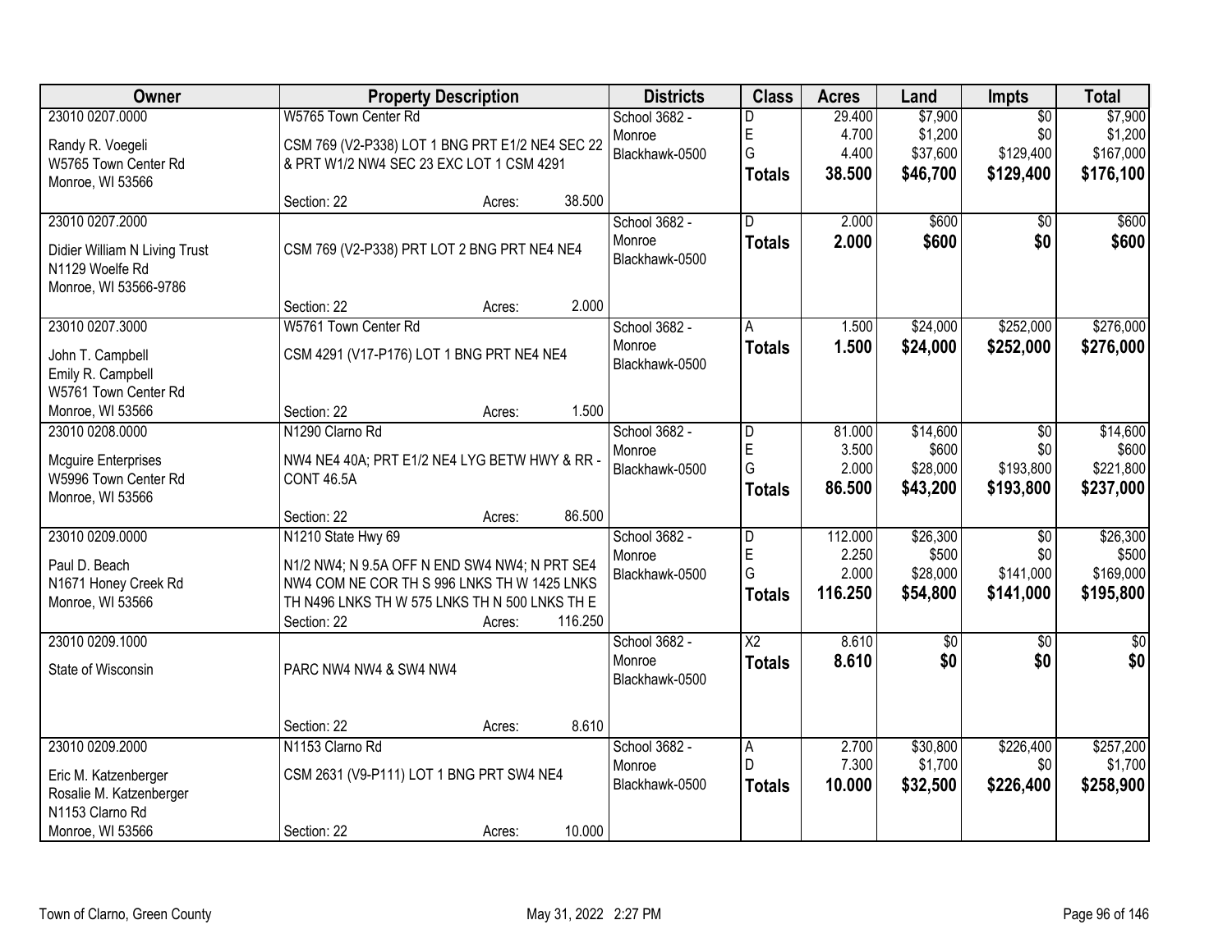| Owner | Property Description | Districts | Class | Acres | Land | Impts | Total |
|---|---|---|---|---|---|---|---|
| 23010 0207.0000<br>Randy R. Voegeli<br>W5765 Town Center Rd<br>Monroe, WI 53566 | W5765 Town Center Rd<br>CSM 769 (V2-P338) LOT 1 BNG PRT E1/2 NE4 SEC 22 & PRT W1/2 NW4 SEC 23 EXC LOT 1 CSM 4291<br>Section: 22 Acres: 38.500 | School 3682 - Monroe<br>Blackhawk-0500 | D<br>E<br>G<br>**Totals** | 29.400<br>4.700<br>4.400<br>**38.500** | $7,900<br>$1,200<br>$37,600<br>**$46,700** | $0<br>$0<br>$129,400<br>**$129,400** | $7,900<br>$1,200<br>$167,000<br>**$176,100** |
| 23010 0207.2000<br>Didier William N Living Trust<br>N1129 Woelfe Rd<br>Monroe, WI 53566-9786 | CSM 769 (V2-P338) PRT LOT 2 BNG PRT NE4 NE4<br>Section: 22 Acres: 2.000 | School 3682 - Monroe<br>Blackhawk-0500 | D<br>**Totals** | 2.000<br>**2.000** | $600<br>**$600** | $0<br>**$0** | $600<br>**$600** |
| 23010 0207.3000<br>John T. Campbell<br>Emily R. Campbell<br>W5761 Town Center Rd<br>Monroe, WI 53566 | W5761 Town Center Rd<br>CSM 4291 (V17-P176) LOT 1 BNG PRT NE4 NE4<br>Section: 22 Acres: 1.500 | School 3682 - Monroe<br>Blackhawk-0500 | A<br>**Totals** | 1.500<br>**1.500** | $24,000<br>**$24,000** | $252,000<br>**$252,000** | $276,000<br>**$276,000** |
| 23010 0208.0000<br>Mcguire Enterprises<br>W5996 Town Center Rd<br>Monroe, WI 53566 | N1290 Clarno Rd<br>NW4 NE4 40A; PRT E1/2 NE4 LYG BETW HWY & RR - CONT 46.5A<br>Section: 22 Acres: 86.500 | School 3682 - Monroe<br>Blackhawk-0500 | D<br>E<br>G<br>**Totals** | 81.000<br>3.500<br>2.000<br>**86.500** | $14,600<br>$600<br>$28,000<br>**$43,200** | $0<br>$0<br>$193,800<br>**$193,800** | $14,600<br>$600<br>$221,800<br>**$237,000** |
| 23010 0209.0000<br>Paul D. Beach<br>N1671 Honey Creek Rd<br>Monroe, WI 53566 | N1210 State Hwy 69<br>N1/2 NW4; N 9.5A OFF N END SW4 NW4; N PRT SE4 NW4 COM NE COR TH S 996 LNKS TH W 1425 LNKS TH N496 LNKS TH W 575 LNKS TH N 500 LNKS TH E<br>Section: 22 Acres: 116.250 | School 3682 - Monroe<br>Blackhawk-0500 | D<br>E<br>G<br>**Totals** | 112.000<br>2.250<br>2.000<br>**116.250** | $26,300<br>$500<br>$28,000<br>**$54,800** | $0<br>$0<br>$141,000<br>**$141,000** | $26,300<br>$500<br>$169,000<br>**$195,800** |
| 23010 0209.1000<br>State of Wisconsin | PARC NW4 NW4 & SW4 NW4<br>Section: 22 Acres: 8.610 | School 3682 - Monroe<br>Blackhawk-0500 | X2<br>**Totals** | 8.610<br>**8.610** | $0<br>**$0** | $0<br>**$0** | $0<br>**$0** |
| 23010 0209.2000<br>Eric M. Katzenberger<br>Rosalie M. Katzenberger<br>N1153 Clarno Rd<br>Monroe, WI 53566 | N1153 Clarno Rd<br>CSM 2631 (V9-P111) LOT 1 BNG PRT SW4 NE4<br>Section: 22 Acres: 10.000 | School 3682 - Monroe<br>Blackhawk-0500 | A<br>D<br>**Totals** | 2.700<br>7.300<br>**10.000** | $30,800<br>$1,700<br>**$32,500** | $226,400<br>$0<br>**$226,400** | $257,200<br>$1,700<br>**$258,900** |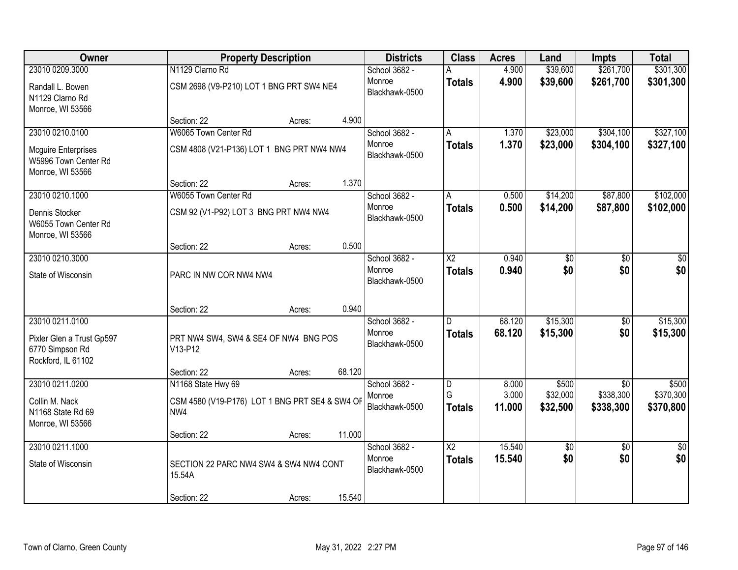| Owner | Property Description | Districts | Class | Acres | Land | Impts | Total |
|---|---|---|---|---|---|---|---|
| 23010 0209.3000<br>Randall L. Bowen<br>N1129 Clarno Rd<br>Monroe, WI 53566 | N1129 Clarno Rd<br>CSM 2698 (V9-P210) LOT 1 BNG PRT SW4 NE4<br>Section: 22 Acres: 4.900 | School 3682 - Monroe<br>Blackhawk-0500 | A<br>**Totals** | 4.900<br>**4.900** | $39,600<br>**$39,600** | $261,700<br>**$261,700** | $301,300<br>**$301,300** |
| 23010 0210.0100<br>Mcguire Enterprises<br>W5996 Town Center Rd<br>Monroe, WI 53566 | W6065 Town Center Rd<br>CSM 4808 (V21-P136) LOT 1 BNG PRT NW4 NW4<br>Section: 22 Acres: 1.370 | School 3682 - Monroe<br>Blackhawk-0500 | A<br>**Totals** | 1.370<br>**1.370** | $23,000<br>**$23,000** | $304,100<br>**$304,100** | $327,100<br>**$327,100** |
| 23010 0210.1000<br>Dennis Stocker<br>W6055 Town Center Rd<br>Monroe, WI 53566 | W6055 Town Center Rd<br>CSM 92 (V1-P92) LOT 3 BNG PRT NW4 NW4<br>Section: 22 Acres: 0.500 | School 3682 - Monroe<br>Blackhawk-0500 | A<br>**Totals** | 0.500<br>**0.500** | $14,200<br>**$14,200** | $87,800<br>**$87,800** | $102,000<br>**$102,000** |
| 23010 0210.3000<br>State of Wisconsin | PARC IN NW COR NW4 NW4<br>Section: 22 Acres: 0.940 | School 3682 - Monroe<br>Blackhawk-0500 | X2<br>**Totals** | 0.940<br>**0.940** | $0<br>**$0** | $0<br>**$0** | $0<br>**$0** |
| 23010 0211.0100<br>Pixler Glen a Trust Gp597<br>6770 Simpson Rd<br>Rockford, IL 61102 | PRT NW4 SW4, SW4 & SE4 OF NW4 BNG POS V13-P12<br>Section: 22 Acres: 68.120 | School 3682 - Monroe<br>Blackhawk-0500 | D<br>**Totals** | 68.120<br>**68.120** | $15,300<br>**$15,300** | $0<br>**$0** | $15,300<br>**$15,300** |
| 23010 0211.0200<br>Collin M. Nack<br>N1168 State Rd 69<br>Monroe, WI 53566 | N1168 State Hwy 69<br>CSM 4580 (V19-P176) LOT 1 BNG PRT SE4 & SW4 OF NW4<br>Section: 22 Acres: 11.000 | School 3682 - Monroe<br>Blackhawk-0500 | D<br>G<br>**Totals** | 8.000<br>3.000<br>**11.000** | $500<br>$32,000<br>**$32,500** | $0<br>$338,300<br>**$338,300** | $500<br>$370,300<br>**$370,800** |
| 23010 0211.1000<br>State of Wisconsin | SECTION 22 PARC NW4 SW4 & SW4 NW4 CONT 15.54A<br>Section: 22 Acres: 15.540 | School 3682 - Monroe<br>Blackhawk-0500 | X2<br>**Totals** | 15.540<br>**15.540** | $0<br>**$0** | $0<br>**$0** | $0<br>**$0** |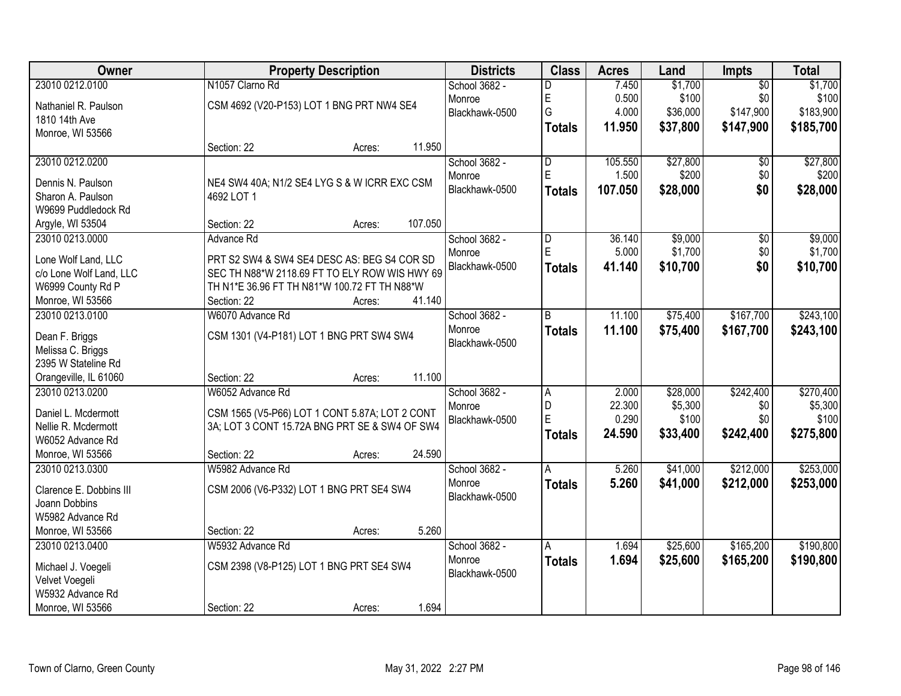| Owner | Property Description | Districts | Class | Acres | Land | Impts | Total |
|---|---|---|---|---|---|---|---|
| 23010 0212.0100<br>Nathaniel R. Paulson<br>1810 14th Ave<br>Monroe, WI 53566 | N1057 Clarno Rd<br>CSM 4692 (V20-P153) LOT 1 BNG PRT NW4 SE4<br>Section: 22 Acres: 11.950 | School 3682 - Monroe<br>Blackhawk-0500 | D<br>E<br>G<br>**Totals** | 7.450<br>0.500<br>4.000<br>**11.950** | $1,700<br>$100<br>$36,000<br>**$37,800** | $0<br>$0<br>$147,900<br>**$147,900** | $1,700<br>$100<br>$183,900<br>**$185,700** |
| 23010 0212.0200<br>Dennis N. Paulson<br>Sharon A. Paulson<br>W9699 Puddledock Rd<br>Argyle, WI 53504 | NE4 SW4 40A; N1/2 SE4 LYG S & W ICRR EXC CSM 4692 LOT 1<br>Section: 22 Acres: 107.050 | School 3682 - Monroe<br>Blackhawk-0500 | D<br>E<br>**Totals** | 105.550<br>1.500<br>**107.050** | $27,800<br>$200<br>**$28,000** | $0<br>$0<br>**$0** | $27,800<br>$200<br>**$28,000** |
| 23010 0213.0000<br>Lone Wolf Land, LLC<br>c/o Lone Wolf Land, LLC<br>W6999 County Rd P<br>Monroe, WI 53566 | Advance Rd<br>PRT S2 SW4 & SW4 SE4 DESC AS: BEG S4 COR SD SEC TH N88*W 2118.69 FT TO ELY ROW WIS HWY 69 TH N1*E 36.96 FT TH N81*W 100.72 FT TH N88*W<br>Section: 22 Acres: 41.140 | School 3682 - Monroe<br>Blackhawk-0500 | D<br>E<br>**Totals** | 36.140<br>5.000<br>**41.140** | $9,000<br>$1,700<br>**$10,700** | $0<br>$0<br>**$0** | $9,000<br>$1,700<br>**$10,700** |
| 23010 0213.0100<br>Dean F. Briggs<br>Melissa C. Briggs<br>2395 W Stateline Rd<br>Orangeville, IL 61060 | W6070 Advance Rd<br>CSM 1301 (V4-P181) LOT 1 BNG PRT SW4 SW4<br>Section: 22 Acres: 11.100 | School 3682 - Monroe<br>Blackhawk-0500 | B<br>**Totals** | 11.100<br>**11.100** | $75,400<br>**$75,400** | $167,700<br>**$167,700** | $243,100<br>**$243,100** |
| 23010 0213.0200<br>Daniel L. Mcdermott<br>Nellie R. Mcdermott<br>W6052 Advance Rd<br>Monroe, WI 53566 | W6052 Advance Rd<br>CSM 1565 (V5-P66) LOT 1 CONT 5.87A; LOT 2 CONT 3A; LOT 3 CONT 15.72A BNG PRT SE & SW4 OF SW4<br>Section: 22 Acres: 24.590 | School 3682 - Monroe<br>Blackhawk-0500 | A<br>D<br>E<br>**Totals** | 2.000<br>22.300<br>0.290<br>**24.590** | $28,000<br>$5,300<br>$100<br>**$33,400** | $242,400<br>$0<br>$0<br>**$242,400** | $270,400<br>$5,300<br>$100<br>**$275,800** |
| 23010 0213.0300<br>Clarence E. Dobbins III<br>Joann Dobbins<br>W5982 Advance Rd<br>Monroe, WI 53566 | W5982 Advance Rd<br>CSM 2006 (V6-P332) LOT 1 BNG PRT SE4 SW4<br>Section: 22 Acres: 5.260 | School 3682 - Monroe<br>Blackhawk-0500 | A<br>**Totals** | 5.260<br>**5.260** | $41,000<br>**$41,000** | $212,000<br>**$212,000** | $253,000<br>**$253,000** |
| 23010 0213.0400<br>Michael J. Voegeli<br>Velvet Voegeli<br>W5932 Advance Rd<br>Monroe, WI 53566 | W5932 Advance Rd<br>CSM 2398 (V8-P125) LOT 1 BNG PRT SE4 SW4<br>Section: 22 Acres: 1.694 | School 3682 - Monroe<br>Blackhawk-0500 | A<br>**Totals** | 1.694<br>**1.694** | $25,600<br>**$25,600** | $165,200<br>**$165,200** | $190,800<br>**$190,800** |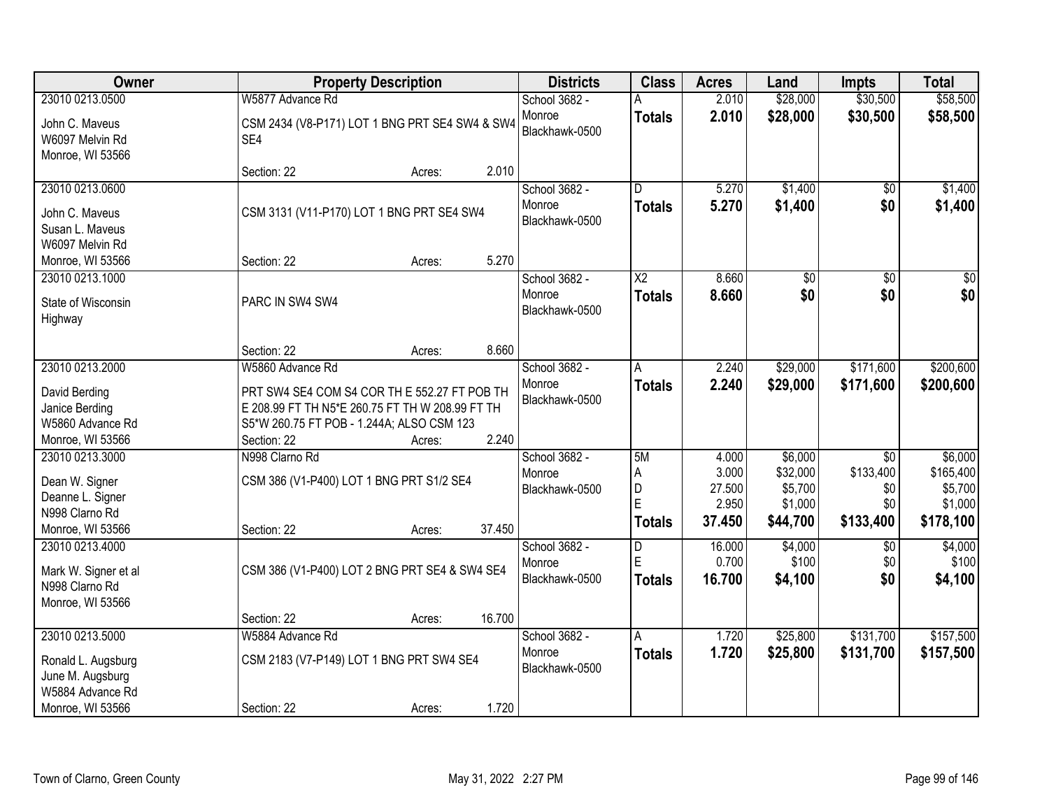| Owner | Property Description | Districts | Class | Acres | Land | Impts | Total |
|---|---|---|---|---|---|---|---|
| 23010 0213.0500<br>John C. Maveus<br>W6097 Melvin Rd<br>Monroe, WI 53566 | W5877 Advance Rd<br>CSM 2434 (V8-P171) LOT 1 BNG PRT SE4 SW4 & SW4 SE4<br>Section: 22 Acres: 2.010 | School 3682 - Monroe<br>Blackhawk-0500 | A<br>**Totals** | 2.010<br>**2.010** | $28,000<br>**$28,000** | $30,500<br>**$30,500** | $58,500<br>**$58,500** |
| 23010 0213.0600<br>John C. Maveus<br>Susan L. Maveus<br>W6097 Melvin Rd<br>Monroe, WI 53566 | CSM 3131 (V11-P170) LOT 1 BNG PRT SE4 SW4<br>Section: 22 Acres: 5.270 | School 3682 - Monroe<br>Blackhawk-0500 | D<br>**Totals** | 5.270<br>**5.270** | $1,400<br>**$1,400** | $0<br>**$0** | $1,400<br>**$1,400** |
| 23010 0213.1000<br>State of Wisconsin<br>Highway | PARC IN SW4 SW4<br>Section: 22 Acres: 8.660 | School 3682 - Monroe<br>Blackhawk-0500 | X2<br>**Totals** | 8.660<br>**8.660** | $0<br>**$0** | $0<br>**$0** | $0<br>**$0** |
| 23010 0213.2000<br>David Berding<br>Janice Berding<br>W5860 Advance Rd<br>Monroe, WI 53566 | W5860 Advance Rd<br>PRT SW4 SE4 COM S4 COR TH E 552.27 FT POB TH E 208.99 FT TH N5*E 260.75 FT TH W 208.99 FT TH S5*W 260.75 FT POB - 1.244A; ALSO CSM 123<br>Section: 22 Acres: 2.240 | School 3682 - Monroe<br>Blackhawk-0500 | A<br>**Totals** | 2.240<br>**2.240** | $29,000<br>**$29,000** | $171,600<br>**$171,600** | $200,600<br>**$200,600** |
| 23010 0213.3000<br>Dean W. Signer<br>Deanne L. Signer<br>N998 Clarno Rd<br>Monroe, WI 53566 | N998 Clarno Rd<br>CSM 386 (V1-P400) LOT 1 BNG PRT S1/2 SE4<br>Section: 22 Acres: 37.450 | School 3682 - Monroe<br>Blackhawk-0500 | 5M<br>A<br>D<br>E<br>**Totals** | 4.000<br>3.000<br>27.500<br>2.950<br>**37.450** | $6,000<br>$32,000<br>$5,700<br>$1,000<br>**$44,700** | $0<br>$133,400<br>$0<br>$0<br>**$133,400** | $6,000<br>$165,400<br>$5,700<br>$1,000<br>**$178,100** |
| 23010 0213.4000<br>Mark W. Signer et al<br>N998 Clarno Rd<br>Monroe, WI 53566 | CSM 386 (V1-P400) LOT 2 BNG PRT SE4 & SW4 SE4<br>Section: 22 Acres: 16.700 | School 3682 - Monroe<br>Blackhawk-0500 | D<br>E<br>**Totals** | 16.000<br>0.700<br>**16.700** | $4,000<br>$100<br>**$4,100** | $0<br>$0<br>**$0** | $4,000<br>$100<br>**$4,100** |
| 23010 0213.5000<br>Ronald L. Augsburg<br>June M. Augsburg<br>W5884 Advance Rd<br>Monroe, WI 53566 | W5884 Advance Rd<br>CSM 2183 (V7-P149) LOT 1 BNG PRT SW4 SE4<br>Section: 22 Acres: 1.720 | School 3682 - Monroe<br>Blackhawk-0500 | A<br>**Totals** | 1.720<br>**1.720** | $25,800<br>**$25,800** | $131,700<br>**$131,700** | $157,500<br>**$157,500** |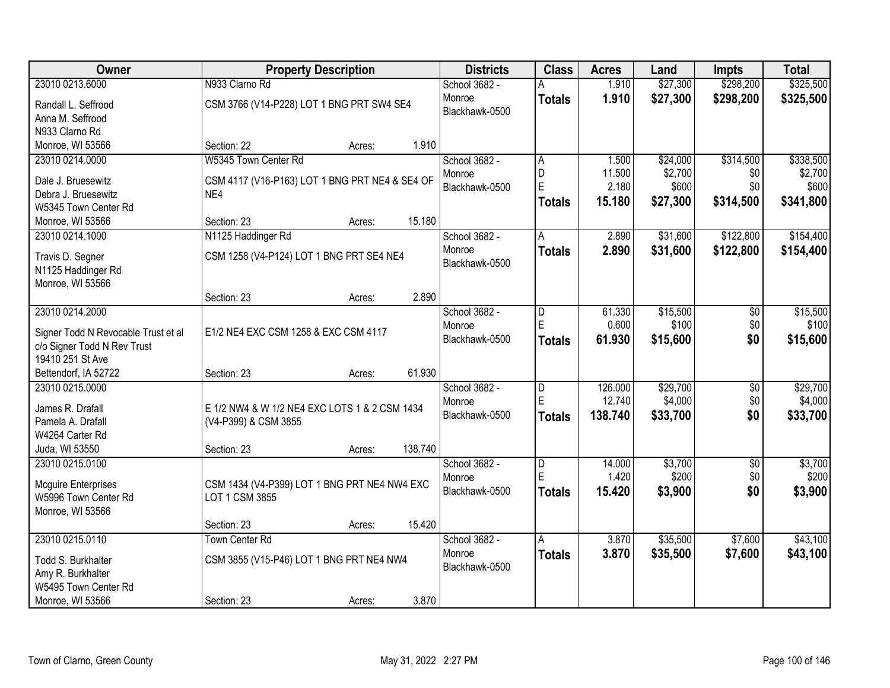| Owner | Property Description | Districts | Class | Acres | Land | Impts | Total |
|---|---|---|---|---|---|---|---|
| 23010 0213.6000<br>Randall L. Seffrood<br>Anna M. Seffrood<br>N933 Clarno Rd<br>Monroe, WI 53566 | N933 Clarno Rd<br>CSM 3766 (V14-P228) LOT 1 BNG PRT SW4 SE4<br>Section: 22 Acres: 1.910 | School 3682 - Monroe<br>Blackhawk-0500 | A<br>**Totals** | 1.910<br>**1.910** | $27,300<br>**$27,300** | $298,200<br>**$298,200** | $325,500<br>**$325,500** |
| 23010 0214.0000<br>Dale J. Bruesewitz<br>Debra J. Bruesewitz<br>W5345 Town Center Rd<br>Monroe, WI 53566 | W5345 Town Center Rd<br>CSM 4117 (V16-P163) LOT 1 BNG PRT NE4 & SE4 OF NE4<br>Section: 23 Acres: 15.180 | School 3682 - Monroe<br>Blackhawk-0500 | A<br>D<br>E<br>**Totals** | 1.500<br>11.500<br>2.180<br>**15.180** | $24,000<br>$2,700<br>$600<br>**$27,300** | $314,500<br>$0<br>$0<br>**$314,500** | $338,500<br>$2,700<br>$600<br>**$341,800** |
| 23010 0214.1000<br>Travis D. Segner<br>N1125 Haddinger Rd<br>Monroe, WI 53566 | N1125 Haddinger Rd<br>CSM 1258 (V4-P124) LOT 1 BNG PRT SE4 NE4<br>Section: 23 Acres: 2.890 | School 3682 - Monroe<br>Blackhawk-0500 | A<br>**Totals** | 2.890<br>**2.890** | $31,600<br>**$31,600** | $122,800<br>**$122,800** | $154,400<br>**$154,400** |
| 23010 0214.2000<br>Signer Todd N Revocable Trust et al<br>c/o Signer Todd N Rev Trust<br>19410 251 St Ave<br>Bettendorf, IA 52722 | E1/2 NE4 EXC CSM 1258 & EXC CSM 4117<br>Section: 23 Acres: 61.930 | School 3682 - Monroe<br>Blackhawk-0500 | D<br>E<br>**Totals** | 61.330<br>0.600<br>**61.930** | $15,500<br>$100<br>**$15,600** | $0<br>$0<br>**$0** | $15,500<br>$100<br>**$15,600** |
| 23010 0215.0000<br>James R. Drafall<br>Pamela A. Drafall<br>W4264 Carter Rd<br>Juda, WI 53550 | E 1/2 NW4 & W 1/2 NE4 EXC LOTS 1 & 2 CSM 1434 (V4-P399) & CSM 3855<br>Section: 23 Acres: 138.740 | School 3682 - Monroe<br>Blackhawk-0500 | D<br>E<br>**Totals** | 126.000<br>12.740<br>**138.740** | $29,700<br>$4,000<br>**$33,700** | $0<br>$0<br>**$0** | $29,700<br>$4,000<br>**$33,700** |
| 23010 0215.0100<br>Mcguire Enterprises<br>W5996 Town Center Rd<br>Monroe, WI 53566 | CSM 1434 (V4-P399) LOT 1 BNG PRT NE4 NW4 EXC LOT 1 CSM 3855<br>Section: 23 Acres: 15.420 | School 3682 - Monroe<br>Blackhawk-0500 | D<br>E<br>**Totals** | 14.000<br>1.420<br>**15.420** | $3,700<br>$200<br>**$3,900** | $0<br>$0<br>**$0** | $3,700<br>$200<br>**$3,900** |
| 23010 0215.0110<br>Todd S. Burkhalter<br>Amy R. Burkhalter<br>W5495 Town Center Rd<br>Monroe, WI 53566 | Town Center Rd<br>CSM 3855 (V15-P46) LOT 1 BNG PRT NE4 NW4<br>Section: 23 Acres: 3.870 | School 3682 - Monroe<br>Blackhawk-0500 | A<br>**Totals** | 3.870<br>**3.870** | $35,500<br>**$35,500** | $7,600<br>**$7,600** | $43,100<br>**$43,100** |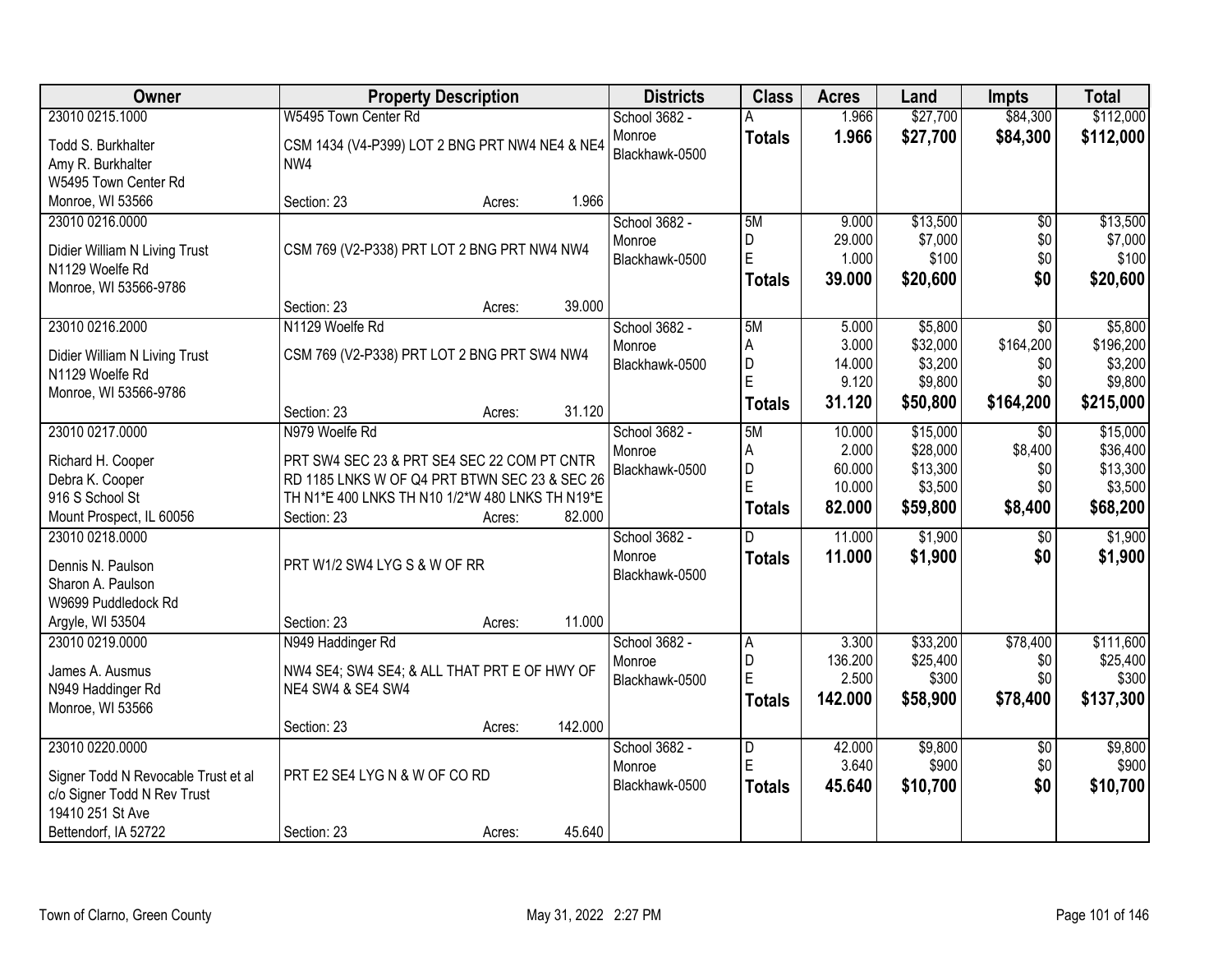| Owner | Property Description | Districts | Class | Acres | Land | Impts | Total |
|---|---|---|---|---|---|---|---|
| 23010 0215.1000<br>Todd S. Burkhalter<br>Amy R. Burkhalter<br>W5495 Town Center Rd<br>Monroe, WI 53566 | W5495 Town Center Rd<br>CSM 1434 (V4-P399) LOT 2 BNG PRT NW4 NE4 & NE4 NW4<br>Section: 23 Acres: 1.966 | School 3682 - Monroe<br>Blackhawk-0500 | A<br>**Totals** | 1.966<br>**1.966** | $27,700<br>**$27,700** | $84,300<br>**$84,300** | $112,000<br>**$112,000** |
| 23010 0216.0000<br>Didier William N Living Trust<br>N1129 Woelfe Rd<br>Monroe, WI 53566-9786 | CSM 769 (V2-P338) PRT LOT 2 BNG PRT NW4 NW4<br>Section: 23 Acres: 39.000 | School 3682 - Monroe<br>Blackhawk-0500 | 5M<br>D<br>E<br>**Totals** | 9.000<br>29.000<br>1.000<br>**39.000** | $13,500<br>$7,000<br>$100<br>**$20,600** | $0<br>$0<br>$0<br>**$0** | $13,500<br>$7,000<br>$100<br>**$20,600** |
| 23010 0216.2000<br>Didier William N Living Trust<br>N1129 Woelfe Rd<br>Monroe, WI 53566-9786 | N1129 Woelfe Rd<br>CSM 769 (V2-P338) PRT LOT 2 BNG PRT SW4 NW4<br>Section: 23 Acres: 31.120 | School 3682 - Monroe<br>Blackhawk-0500 | 5M<br>A<br>D<br>E<br>**Totals** | 5.000<br>3.000<br>14.000<br>9.120<br>**31.120** | $5,800<br>$32,000<br>$3,200<br>$9,800<br>**$50,800** | $0<br>$164,200<br>$0<br>$0<br>**$164,200** | $5,800<br>$196,200<br>$3,200<br>$9,800<br>**$215,000** |
| 23010 0217.0000<br>Richard H. Cooper<br>Debra K. Cooper<br>916 S School St<br>Mount Prospect, IL 60056 | N979 Woelfe Rd<br>PRT SW4 SEC 23 & PRT SE4 SEC 22 COM PT CNTR RD 1185 LNKS W OF Q4 PRT BTWN SEC 23 & SEC 26 TH N1*E 400 LNKS TH N10 1/2*W 480 LNKS TH N19*E<br>Section: 23 Acres: 82.000 | School 3682 - Monroe<br>Blackhawk-0500 | 5M<br>A<br>D<br>E<br>**Totals** | 10.000<br>2.000<br>60.000<br>10.000<br>**82.000** | $15,000<br>$28,000<br>$13,300<br>$3,500<br>**$59,800** | $0<br>$8,400<br>$0<br>$0<br>**$8,400** | $15,000<br>$36,400<br>$13,300<br>$3,500<br>**$68,200** |
| 23010 0218.0000<br>Dennis N. Paulson<br>Sharon A. Paulson<br>W9699 Puddledock Rd<br>Argyle, WI 53504 | PRT W1/2 SW4 LYG S & W OF RR<br>Section: 23 Acres: 11.000 | School 3682 - Monroe<br>Blackhawk-0500 | D<br>**Totals** | 11.000<br>**11.000** | $1,900<br>**$1,900** | $0<br>**$0** | $1,900<br>**$1,900** |
| 23010 0219.0000<br>James A. Ausmus<br>N949 Haddinger Rd<br>Monroe, WI 53566 | N949 Haddinger Rd<br>NW4 SE4; SW4 SE4; & ALL THAT PRT E OF HWY OF NE4 SW4 & SE4 SW4<br>Section: 23 Acres: 142.000 | School 3682 - Monroe<br>Blackhawk-0500 | A<br>D<br>E<br>**Totals** | 3.300<br>136.200<br>2.500<br>**142.000** | $33,200<br>$25,400<br>$300<br>**$58,900** | $78,400<br>$0<br>$0<br>**$78,400** | $111,600<br>$25,400<br>$300<br>**$137,300** |
| 23010 0220.0000<br>Signer Todd N Revocable Trust et al<br>c/o Signer Todd N Rev Trust<br>19410 251 St Ave<br>Bettendorf, IA 52722 | PRT E2 SE4 LYG N & W OF CO RD<br>Section: 23 Acres: 45.640 | School 3682 - Monroe<br>Blackhawk-0500 | D<br>E<br>**Totals** | 42.000<br>3.640<br>**45.640** | $9,800<br>$900<br>**$10,700** | $0<br>$0<br>**$0** | $9,800<br>$900<br>**$10,700** |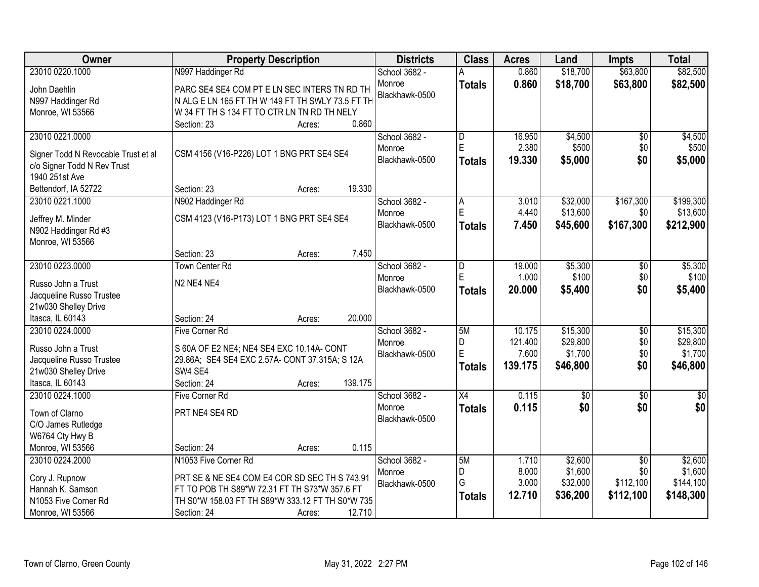| Owner | Property Description | Districts | Class | Acres | Land | Impts | Total |
|---|---|---|---|---|---|---|---|
| 23010 0220.1000<br>John Daehlin<br>N997 Haddinger Rd<br>Monroe, WI 53566 | N997 Haddinger Rd<br>PARC SE4 SE4 COM PT E LN SEC INTERS TN RD TH N ALG E LN 165 FT TH W 149 FT TH SWLY 73.5 FT TH W 34 FT TH S 134 FT TO CTR LN TN RD TH NELY<br>Section: 23 Acres: 0.860 | School 3682 - Monroe<br>Blackhawk-0500 | A<br>**Totals** | 0.860<br>**0.860** | $18,700<br>**$18,700** | $63,800<br>**$63,800** | $82,500<br>**$82,500** |
| 23010 0221.0000<br>Signer Todd N Revocable Trust et al<br>c/o Signer Todd N Rev Trust<br>1940 251st Ave<br>Bettendorf, IA 52722 | CSM 4156 (V16-P226) LOT 1 BNG PRT SE4 SE4<br>Section: 23 Acres: 19.330 | School 3682 - Monroe<br>Blackhawk-0500 | D<br>E<br>**Totals** | 16.950<br>2.380<br>**19.330** | $4,500<br>$500<br>**$5,000** | $0<br>$0<br>**$0** | $4,500<br>$500<br>**$5,000** |
| 23010 0221.1000<br>Jeffrey M. Minder<br>N902 Haddinger Rd #3<br>Monroe, WI 53566 | N902 Haddinger Rd<br>CSM 4123 (V16-P173) LOT 1 BNG PRT SE4 SE4<br>Section: 23 Acres: 7.450 | School 3682 - Monroe<br>Blackhawk-0500 | A<br>E<br>**Totals** | 3.010<br>4.440<br>**7.450** | $32,000<br>$13,600<br>**$45,600** | $167,300<br>$0<br>**$167,300** | $199,300<br>$13,600<br>**$212,900** |
| 23010 0223.0000<br>Russo John a Trust<br>Jacqueline Russo Trustee<br>21w030 Shelley Drive<br>Itasca, IL 60143 | Town Center Rd<br>N2 NE4 NE4<br>Section: 24 Acres: 20.000 | School 3682 - Monroe<br>Blackhawk-0500 | D<br>E<br>**Totals** | 19.000<br>1.000<br>**20.000** | $5,300<br>$100<br>**$5,400** | $0<br>$0<br>**$0** | $5,300<br>$100<br>**$5,400** |
| 23010 0224.0000<br>Russo John a Trust<br>Jacqueline Russo Trustee<br>21w030 Shelley Drive<br>Itasca, IL 60143 | Five Corner Rd<br>S 60A OF E2 NE4; NE4 SE4 EXC 10.14A- CONT 29.86A; SE4 SE4 EXC 2.57A- CONT 37.315A; S 12A SW4 SE4<br>Section: 24 Acres: 139.175 | School 3682 - Monroe<br>Blackhawk-0500 | 5M<br>D<br>E<br>**Totals** | 10.175<br>121.400<br>7.600<br>**139.175** | $15,300<br>$29,800<br>$1,700<br>**$46,800** | $0<br>$0<br>$0<br>**$0** | $15,300<br>$29,800<br>$1,700<br>**$46,800** |
| 23010 0224.1000<br>Town of Clarno<br>C/O James Rutledge<br>W6764 Cty Hwy B<br>Monroe, WI 53566 | Five Corner Rd<br>PRT NE4 SE4 RD<br>Section: 24 Acres: 0.115 | School 3682 - Monroe<br>Blackhawk-0500 | X4<br>**Totals** | 0.115<br>**0.115** | $0<br>**$0** | $0<br>**$0** | $0<br>**$0** |
| 23010 0224.2000<br>Cory J. Rupnow<br>Hannah K. Samson<br>N1053 Five Corner Rd<br>Monroe, WI 53566 | N1053 Five Corner Rd<br>PRT SE & NE SE4 COM E4 COR SD SEC TH S 743.91 FT TO POB TH S89*W 72.31 FT TH S73*W 357.6 FT TH S0*W 158.03 FT TH S89*W 333.12 FT TH S0*W 735<br>Section: 24 Acres: 12.710 | School 3682 - Monroe<br>Blackhawk-0500 | 5M<br>D<br>G<br>**Totals** | 1.710<br>8.000<br>3.000<br>**12.710** | $2,600<br>$1,600<br>$32,000<br>**$36,200** | $0<br>$0<br>$112,100<br>**$112,100** | $2,600<br>$1,600<br>$144,100<br>**$148,300** |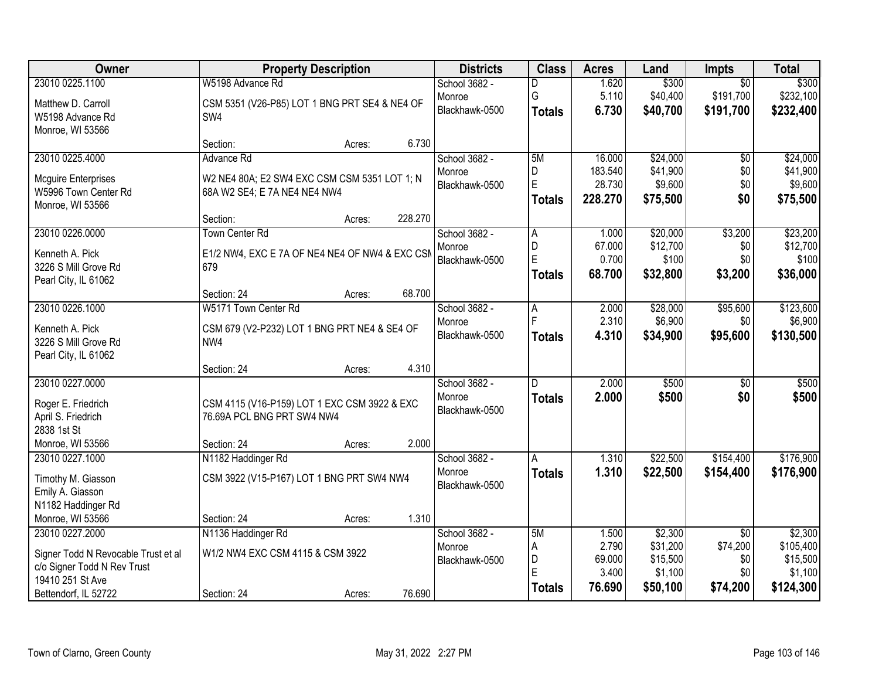| Owner | Property Description | | | Districts | Class | Acres | Land | Impts | Total |
|---|---|---|---|---|---|---|---|---|---|
| 23010 0225.1100 | W5198 Advance Rd | | | School 3682 - | D | 1.620 | $300 | $0 | $300 |
| Matthew D. Carroll | CSM 5351 (V26-P85) LOT 1 BNG PRT SE4 & NE4 OF | | | Monroe | G | 5.110 | $40,400 | $191,700 | $232,100 |
| W5198 Advance Rd | SW4 | | | Blackhawk-0500 | **Totals** | **6.730** | **$40,700** | **$191,700** | **$232,400** |
| Monroe, WI 53566 | | | | | | | | | |
| | Section: | Acres: | 6.730 | | | | | | |
| 23010 0225.4000 | Advance Rd | | | School 3682 - | 5M | 16.000 | $24,000 | $0 | $24,000 |
| Mcguire Enterprises | W2 NE4 80A; E2 SW4 EXC CSM CSM 5351 LOT 1; N | | | Monroe | D | 183.540 | $41,900 | $0 | $41,900 |
| W5996 Town Center Rd | 68A W2 SE4; E 7A NE4 NE4 NW4 | | | Blackhawk-0500 | E | 28.730 | $9,600 | $0 | $9,600 |
| Monroe, WI 53566 | | | | | **Totals** | **228.270** | **$75,500** | **$0** | **$75,500** |
| | Section: | Acres: | 228.270 | | | | | | |
| 23010 0226.0000 | Town Center Rd | | | School 3682 - | A | 1.000 | $20,000 | $3,200 | $23,200 |
| Kenneth A. Pick | E1/2 NW4, EXC E 7A OF NE4 NE4 OF NW4 & EXC CSM | | | Monroe | D | 67.000 | $12,700 | $0 | $12,700 |
| 3226 S Mill Grove Rd | 679 | | | Blackhawk-0500 | E | 0.700 | $100 | $0 | $100 |
| Pearl City, IL 61062 | | | | | **Totals** | **68.700** | **$32,800** | **$3,200** | **$36,000** |
| | Section: 24 | Acres: | 68.700 | | | | | | |
| 23010 0226.1000 | W5171 Town Center Rd | | | School 3682 - | A | 2.000 | $28,000 | $95,600 | $123,600 |
| Kenneth A. Pick | CSM 679 (V2-P232) LOT 1 BNG PRT NE4 & SE4 OF | | | Monroe | F | 2.310 | $6,900 | $0 | $6,900 |
| 3226 S Mill Grove Rd | NW4 | | | Blackhawk-0500 | **Totals** | **4.310** | **$34,900** | **$95,600** | **$130,500** |
| Pearl City, IL 61062 | | | | | | | | | |
| | Section: 24 | Acres: | 4.310 | | | | | | |
| 23010 0227.0000 | | | | School 3682 - | D | 2.000 | $500 | $0 | $500 |
| Roger E. Friedrich | CSM 4115 (V16-P159) LOT 1 EXC CSM 3922 & EXC | | | Monroe | **Totals** | **2.000** | **$500** | **$0** | **$500** |
| April S. Friedrich | 76.69A PCL BNG PRT SW4 NW4 | | | Blackhawk-0500 | | | | | |
| 2838 1st St | | | | | | | | | |
| Monroe, WI 53566 | Section: 24 | Acres: | 2.000 | | | | | | |
| 23010 0227.1000 | N1182 Haddinger Rd | | | School 3682 - | A | 1.310 | $22,500 | $154,400 | $176,900 |
| Timothy M. Giasson | CSM 3922 (V15-P167) LOT 1 BNG PRT SW4 NW4 | | | Monroe | **Totals** | **1.310** | **$22,500** | **$154,400** | **$176,900** |
| Emily A. Giasson | | | | Blackhawk-0500 | | | | | |
| N1182 Haddinger Rd | | | | | | | | | |
| Monroe, WI 53566 | Section: 24 | Acres: | 1.310 | | | | | | |
| 23010 0227.2000 | N1136 Haddinger Rd | | | School 3682 - | 5M | 1.500 | $2,300 | $0 | $2,300 |
| Signer Todd N Revocable Trust et al | W1/2 NW4 EXC CSM 4115 & CSM 3922 | | | Monroe | A | 2.790 | $31,200 | $74,200 | $105,400 |
| c/o Signer Todd N Rev Trust | | | | Blackhawk-0500 | D | 69.000 | $15,500 | $0 | $15,500 |
| 19410 251 St Ave | | | | | E | 3.400 | $1,100 | $0 | $1,100 |
| Bettendorf, IL 52722 | Section: 24 | Acres: | 76.690 | | **Totals** | **76.690** | **$50,100** | **$74,200** | **$124,300** |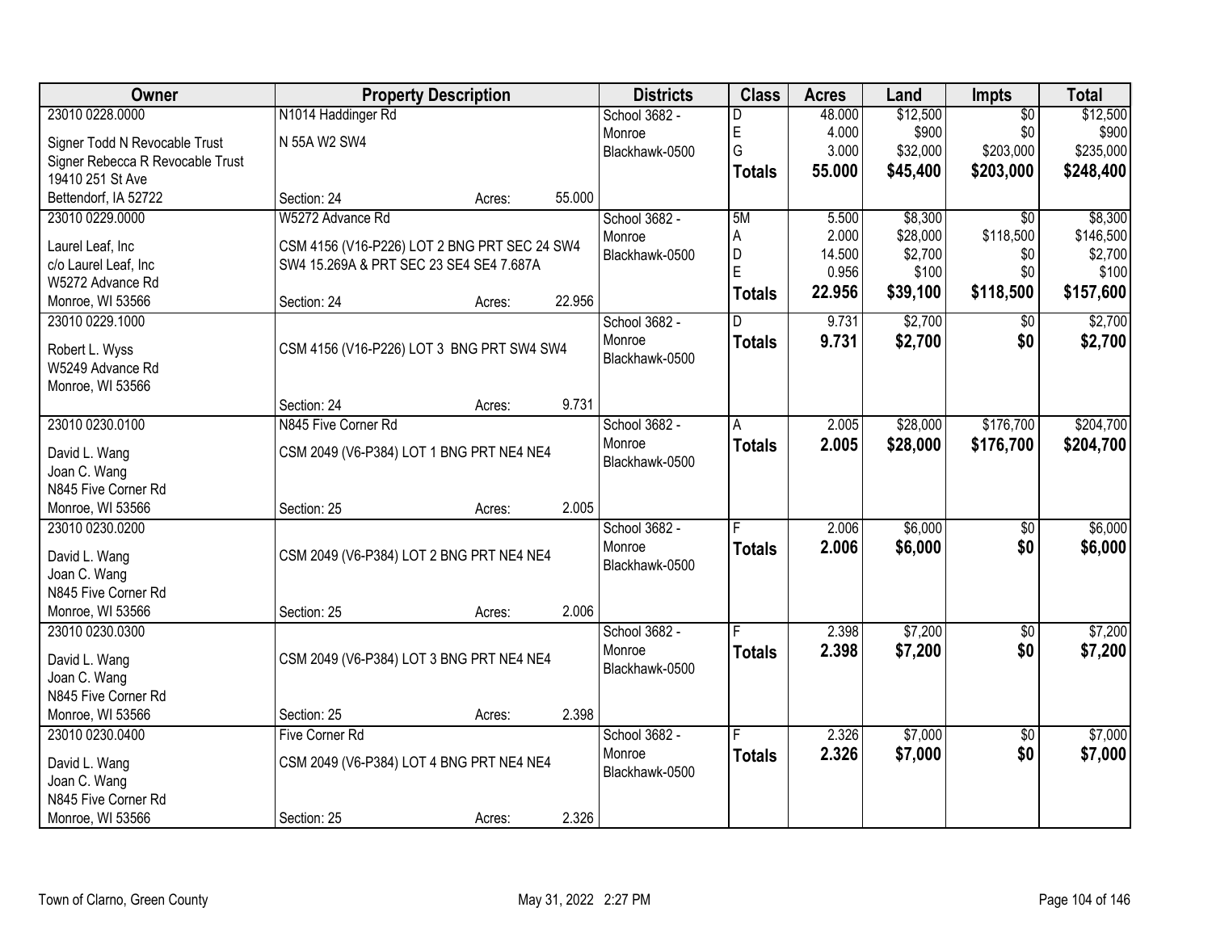| Owner | Property Description | Districts | Class | Acres | Land | Impts | Total |
|---|---|---|---|---|---|---|---|
| 23010 0228.0000<br>Signer Todd N Revocable Trust<br>Signer Rebecca R Revocable Trust<br>19410 251 St Ave<br>Bettendorf, IA 52722 | N1014 Haddinger Rd<br>N 55A W2 SW4<br>Section: 24 Acres: 55.000 | School 3682 - Monroe<br>Blackhawk-0500 | D<br>E<br>G<br>**Totals** | 48.000<br>4.000<br>3.000<br>**55.000** | $12,500<br>$900<br>$32,000<br>**$45,400** | $0<br>$0<br>$203,000<br>**$203,000** | $12,500<br>$900<br>$235,000<br>**$248,400** |
| 23010 0229.0000<br>Laurel Leaf, Inc<br>c/o Laurel Leaf, Inc<br>W5272 Advance Rd<br>Monroe, WI 53566 | W5272 Advance Rd<br>CSM 4156 (V16-P226) LOT 2 BNG PRT SEC 24 SW4 SW4 15.269A & PRT SEC 23 SE4 SE4 7.687A<br>Section: 24 Acres: 22.956 | School 3682 - Monroe<br>Blackhawk-0500 | 5M<br>A<br>D<br>E<br>**Totals** | 5.500<br>2.000<br>14.500<br>0.956<br>**22.956** | $8,300<br>$28,000<br>$2,700<br>$100<br>**$39,100** | $0<br>$118,500<br>$0<br>$0<br>**$118,500** | $8,300<br>$146,500<br>$2,700<br>$100<br>**$157,600** |
| 23010 0229.1000<br>Robert L. Wyss<br>W5249 Advance Rd<br>Monroe, WI 53566 | CSM 4156 (V16-P226) LOT 3 BNG PRT SW4 SW4<br>Section: 24 Acres: 9.731 | School 3682 - Monroe<br>Blackhawk-0500 | D<br>**Totals** | 9.731<br>**9.731** | $2,700<br>**$2,700** | $0<br>**$0** | $2,700<br>**$2,700** |
| 23010 0230.0100<br>David L. Wang<br>Joan C. Wang<br>N845 Five Corner Rd<br>Monroe, WI 53566 | N845 Five Corner Rd<br>CSM 2049 (V6-P384) LOT 1 BNG PRT NE4 NE4<br>Section: 25 Acres: 2.005 | School 3682 - Monroe<br>Blackhawk-0500 | A<br>**Totals** | 2.005<br>**2.005** | $28,000<br>**$28,000** | $176,700<br>**$176,700** | $204,700<br>**$204,700** |
| 23010 0230.0200<br>David L. Wang<br>Joan C. Wang<br>N845 Five Corner Rd<br>Monroe, WI 53566 | CSM 2049 (V6-P384) LOT 2 BNG PRT NE4 NE4<br>Section: 25 Acres: 2.006 | School 3682 - Monroe<br>Blackhawk-0500 | F<br>**Totals** | 2.006<br>**2.006** | $6,000<br>**$6,000** | $0<br>**$0** | $6,000<br>**$6,000** |
| 23010 0230.0300<br>David L. Wang<br>Joan C. Wang<br>N845 Five Corner Rd<br>Monroe, WI 53566 | CSM 2049 (V6-P384) LOT 3 BNG PRT NE4 NE4<br>Section: 25 Acres: 2.398 | School 3682 - Monroe<br>Blackhawk-0500 | F<br>**Totals** | 2.398<br>**2.398** | $7,200<br>**$7,200** | $0<br>**$0** | $7,200<br>**$7,200** |
| 23010 0230.0400<br>David L. Wang<br>Joan C. Wang<br>N845 Five Corner Rd<br>Monroe, WI 53566 | Five Corner Rd<br>CSM 2049 (V6-P384) LOT 4 BNG PRT NE4 NE4<br>Section: 25 Acres: 2.326 | School 3682 - Monroe<br>Blackhawk-0500 | F<br>**Totals** | 2.326<br>**2.326** | $7,000<br>**$7,000** | $0<br>**$0** | $7,000<br>**$7,000** |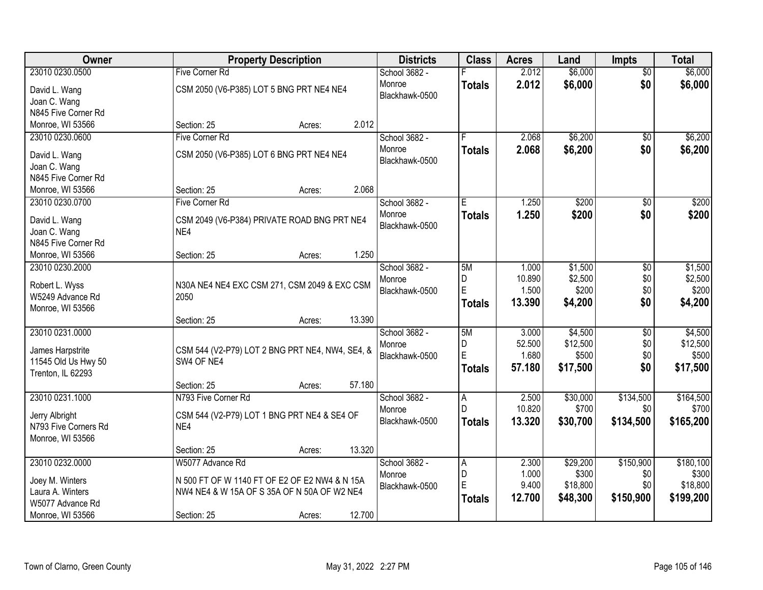| Owner | Property Description | Districts | Class | Acres | Land | Impts | Total |
|---|---|---|---|---|---|---|---|
| 23010 0230.0500<br>David L. Wang<br>Joan C. Wang<br>N845 Five Corner Rd<br>Monroe, WI 53566 | Five Corner Rd<br>CSM 2050 (V6-P385) LOT 5 BNG PRT NE4 NE4<br>Section: 25 Acres: 2.012 | School 3682 - Monroe<br>Blackhawk-0500 | F<br>**Totals** | 2.012<br>**2.012** | $6,000<br>**$6,000** | $0<br>**$0** | $6,000<br>**$6,000** |
| 23010 0230.0600<br>David L. Wang<br>Joan C. Wang<br>N845 Five Corner Rd<br>Monroe, WI 53566 | Five Corner Rd<br>CSM 2050 (V6-P385) LOT 6 BNG PRT NE4 NE4<br>Section: 25 Acres: 2.068 | School 3682 - Monroe<br>Blackhawk-0500 | F<br>**Totals** | 2.068<br>**2.068** | $6,200<br>**$6,200** | $0<br>**$0** | $6,200<br>**$6,200** |
| 23010 0230.0700<br>David L. Wang<br>Joan C. Wang<br>N845 Five Corner Rd<br>Monroe, WI 53566 | Five Corner Rd<br>CSM 2049 (V6-P384) PRIVATE ROAD BNG PRT NE4 NE4<br>Section: 25 Acres: 1.250 | School 3682 - Monroe<br>Blackhawk-0500 | E<br>**Totals** | 1.250<br>**1.250** | $200<br>**$200** | $0<br>**$0** | $200<br>**$200** |
| 23010 0230.2000<br>Robert L. Wyss<br>W5249 Advance Rd<br>Monroe, WI 53566 | N30A NE4 NE4 EXC CSM 271, CSM 2049 & EXC CSM 2050<br>Section: 25 Acres: 13.390 | School 3682 - Monroe<br>Blackhawk-0500 | 5M<br>D<br>E<br>**Totals** | 1.000<br>10.890<br>1.500<br>**13.390** | $1,500<br>$2,500<br>$200<br>**$4,200** | $0<br>$0<br>$0<br>**$0** | $1,500<br>$2,500<br>$200<br>**$4,200** |
| 23010 0231.0000<br>James Harpstrite<br>11545 Old Us Hwy 50<br>Trenton, IL 62293 | CSM 544 (V2-P79) LOT 2 BNG PRT NE4, NW4, SE4, & SW4 OF NE4<br>Section: 25 Acres: 57.180 | School 3682 - Monroe<br>Blackhawk-0500 | 5M<br>D<br>E<br>**Totals** | 3.000<br>52.500<br>1.680<br>**57.180** | $4,500<br>$12,500<br>$500<br>**$17,500** | $0<br>$0<br>$0<br>**$0** | $4,500<br>$12,500<br>$500<br>**$17,500** |
| 23010 0231.1000<br>Jerry Albright<br>N793 Five Corners Rd<br>Monroe, WI 53566 | N793 Five Corner Rd<br>CSM 544 (V2-P79) LOT 1 BNG PRT NE4 & SE4 OF NE4<br>Section: 25 Acres: 13.320 | School 3682 - Monroe<br>Blackhawk-0500 | A<br>D<br>**Totals** | 2.500<br>10.820<br>**13.320** | $30,000<br>$700<br>**$30,700** | $134,500<br>$0<br>**$134,500** | $164,500<br>$700<br>**$165,200** |
| 23010 0232.0000<br>Joey M. Winters<br>Laura A. Winters<br>W5077 Advance Rd<br>Monroe, WI 53566 | W5077 Advance Rd<br>N 500 FT OF W 1140 FT OF E2 OF E2 NW4 & N 15A NW4 NE4 & W 15A OF S 35A OF N 50A OF W2 NE4<br>Section: 25 Acres: 12.700 | School 3682 - Monroe<br>Blackhawk-0500 | A<br>D<br>E<br>**Totals** | 2.300<br>1.000<br>9.400<br>**12.700** | $29,200<br>$300<br>$18,800<br>**$48,300** | $150,900<br>$0<br>$0<br>**$150,900** | $180,100<br>$300<br>$18,800<br>**$199,200** |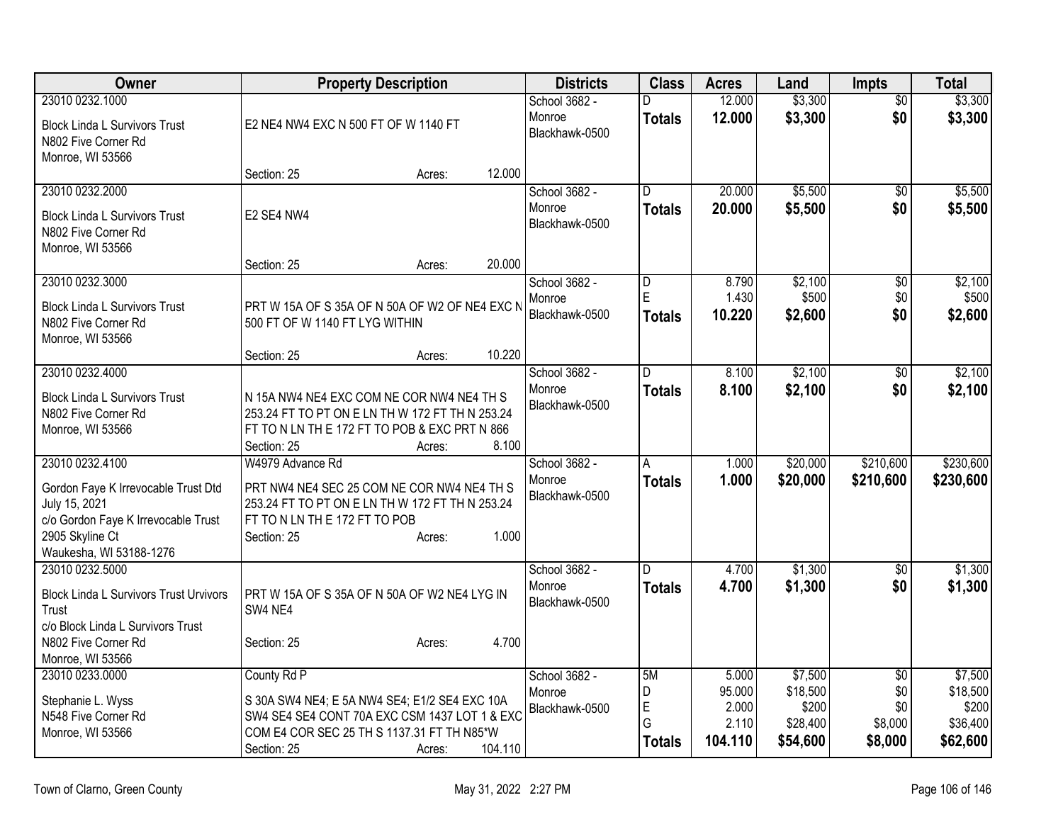| Owner | Property Description | Districts | Class | Acres | Land | Impts | Total |
|---|---|---|---|---|---|---|---|
| 23010 0232.1000<br>Block Linda L Survivors Trust<br>N802 Five Corner Rd<br>Monroe, WI 53566 | E2 NE4 NW4 EXC N 500 FT OF W 1140 FT<br>Section: 25 Acres: 12.000 | School 3682 - Monroe<br>Blackhawk-0500 | D<br>**Totals** | 12.000<br>**12.000** | $3,300<br>**$3,300** | $0<br>**$0** | $3,300<br>**$3,300** |
| 23010 0232.2000<br>Block Linda L Survivors Trust<br>N802 Five Corner Rd<br>Monroe, WI 53566 | E2 SE4 NW4<br>Section: 25 Acres: 20.000 | School 3682 - Monroe<br>Blackhawk-0500 | D<br>**Totals** | 20.000<br>**20.000** | $5,500<br>**$5,500** | $0<br>**$0** | $5,500<br>**$5,500** |
| 23010 0232.3000<br>Block Linda L Survivors Trust<br>N802 Five Corner Rd<br>Monroe, WI 53566 | PRT W 15A OF S 35A OF N 50A OF W2 OF NE4 EXC N 500 FT OF W 1140 FT LYG WITHIN<br>Section: 25 Acres: 10.220 | School 3682 - Monroe<br>Blackhawk-0500 | D<br>E<br>**Totals** | 8.790<br>1.430<br>**10.220** | $2,100<br>$500<br>**$2,600** | $0<br>$0<br>**$0** | $2,100<br>$500<br>**$2,600** |
| 23010 0232.4000<br>Block Linda L Survivors Trust<br>N802 Five Corner Rd<br>Monroe, WI 53566 | N 15A NW4 NE4 EXC COM NE COR NW4 NE4 TH S 253.24 FT TO PT ON E LN TH W 172 FT TH N 253.24 FT TO N LN TH E 172 FT TO POB & EXC PRT N 866<br>Section: 25 Acres: 8.100 | School 3682 - Monroe<br>Blackhawk-0500 | D<br>**Totals** | 8.100<br>**8.100** | $2,100<br>**$2,100** | $0<br>**$0** | $2,100<br>**$2,100** |
| 23010 0232.4100<br>Gordon Faye K Irrevocable Trust Dtd July 15, 2021<br>c/o Gordon Faye K Irrevocable Trust<br>2905 Skyline Ct<br>Waukesha, WI 53188-1276 | W4979 Advance Rd<br>PRT NW4 NE4 SEC 25 COM NE COR NW4 NE4 TH S 253.24 FT TO PT ON E LN TH W 172 FT TH N 253.24 FT TO N LN TH E 172 FT TO POB<br>Section: 25 Acres: 1.000 | School 3682 - Monroe<br>Blackhawk-0500 | A<br>**Totals** | 1.000<br>**1.000** | $20,000<br>**$20,000** | $210,600<br>**$210,600** | $230,600<br>**$230,600** |
| 23010 0232.5000<br>Block Linda L Survivors Trust Urvivors Trust<br>c/o Block Linda L Survivors Trust<br>N802 Five Corner Rd<br>Monroe, WI 53566 | PRT W 15A OF S 35A OF N 50A OF W2 NE4 LYG IN SW4 NE4<br>Section: 25 Acres: 4.700 | School 3682 - Monroe<br>Blackhawk-0500 | D<br>**Totals** | 4.700<br>**4.700** | $1,300<br>**$1,300** | $0<br>**$0** | $1,300<br>**$1,300** |
| 23010 0233.0000<br>Stephanie L. Wyss<br>N548 Five Corner Rd<br>Monroe, WI 53566 | County Rd P<br>S 30A SW4 NE4; E 5A NW4 SE4; E1/2 SE4 EXC 10A SW4 SE4 SE4 CONT 70A EXC CSM 1437 LOT 1 & EXC COM E4 COR SEC 25 TH S 1137.31 FT TH N85*W<br>Section: 25 Acres: 104.110 | School 3682 - Monroe<br>Blackhawk-0500 | 5M<br>D<br>E<br>G<br>**Totals** | 5.000<br>95.000<br>2.000<br>2.110<br>**104.110** | $7,500<br>$18,500<br>$200<br>$28,400<br>**$54,600** | $0<br>$0<br>$0<br>$8,000<br>**$8,000** | $7,500<br>$18,500<br>$200<br>$36,400<br>**$62,600** |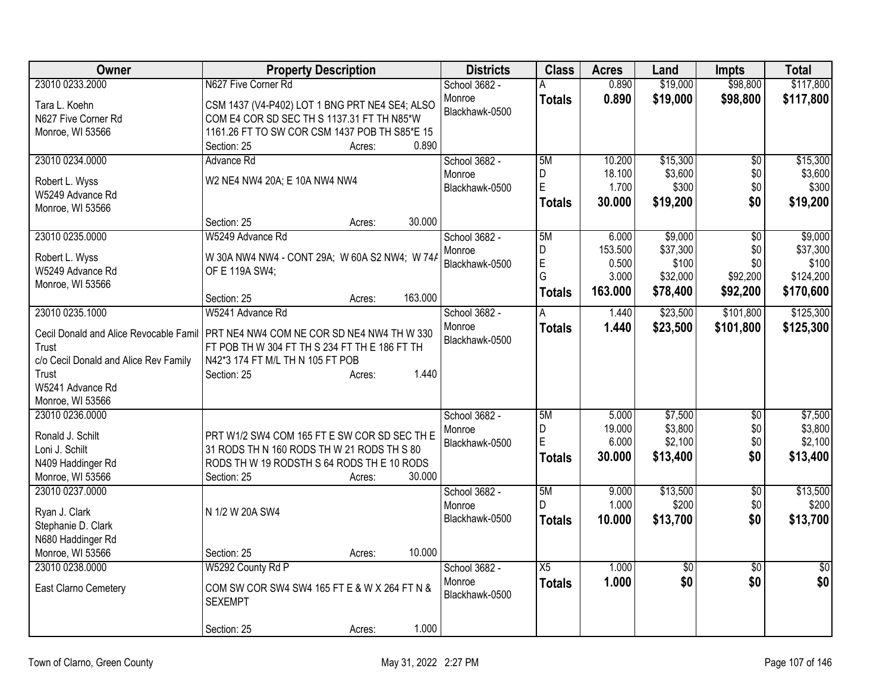| Owner | Property Description | Districts | Class | Acres | Land | Impts | Total |
|---|---|---|---|---|---|---|---|
| 23010 0233.2000<br>Tara L. Koehn<br>N627 Five Corner Rd<br>Monroe, WI 53566 | N627 Five Corner Rd<br>CSM 1437 (V4-P402) LOT 1 BNG PRT NE4 SE4; ALSO COM E4 COR SD SEC TH S 1137.31 FT TH N85*W 1161.26 FT TO SW COR CSM 1437 POB TH S85*E 15<br>Section: 25 Acres: 0.890 | School 3682 - Monroe<br>Blackhawk-0500 | A<br>**Totals** | 0.890<br>**0.890** | \$19,000<br>**\$19,000** | \$98,800<br>**\$98,800** | \$117,800<br>**\$117,800** |
| 23010 0234.0000<br>Robert L. Wyss<br>W5249 Advance Rd<br>Monroe, WI 53566 | Advance Rd<br>W2 NE4 NW4 20A; E 10A NW4 NW4<br>Section: 25 Acres: 30.000 | School 3682 - Monroe<br>Blackhawk-0500 | 5M<br>D<br>E<br>**Totals** | 10.200<br>18.100<br>1.700<br>**30.000** | \$15,300<br>\$3,600<br>\$300<br>**\$19,200** | \$0<br>\$0<br>\$0<br>**\$0** | \$15,300<br>\$3,600<br>\$300<br>**\$19,200** |
| 23010 0235.0000<br>Robert L. Wyss<br>W5249 Advance Rd<br>Monroe, WI 53566 | W5249 Advance Rd<br>W 30A NW4 NW4 - CONT 29A; W 60A S2 NW4; W 74A OF E 119A SW4;<br>Section: 25 Acres: 163.000 | School 3682 - Monroe<br>Blackhawk-0500 | 5M<br>D<br>E<br>G<br>**Totals** | 6.000<br>153.500<br>0.500<br>3.000<br>**163.000** | \$9,000<br>\$37,300<br>\$100<br>\$32,000<br>**\$78,400** | \$0<br>\$0<br>\$0<br>\$92,200<br>**\$92,200** | \$9,000<br>\$37,300<br>\$100<br>\$124,200<br>**\$170,600** |
| 23010 0235.1000<br>Cecil Donald and Alice Revocable Family Trust<br>c/o Cecil Donald and Alice Rev Family Trust<br>W5241 Advance Rd<br>Monroe, WI 53566 | W5241 Advance Rd<br>PRT NE4 NW4 COM NE COR SD NE4 NW4 TH W 330 FT POB TH W 304 FT TH S 234 FT TH E 186 FT TH N42*3 174 FT M/L TH N 105 FT POB<br>Section: 25 Acres: 1.440 | School 3682 - Monroe<br>Blackhawk-0500 | A<br>**Totals** | 1.440<br>**1.440** | \$23,500<br>**\$23,500** | \$101,800<br>**\$101,800** | \$125,300<br>**\$125,300** |
| 23010 0236.0000<br>Ronald J. Schilt<br>Loni J. Schilt<br>N409 Haddinger Rd<br>Monroe, WI 53566 | PRT W1/2 SW4 COM 165 FT E SW COR SD SEC TH E 31 RODS TH N 160 RODS TH W 21 RODS TH S 80 RODS TH W 19 RODSTH S 64 RODS TH E 10 RODS<br>Section: 25 Acres: 30.000 | School 3682 - Monroe<br>Blackhawk-0500 | 5M<br>D<br>E<br>**Totals** | 5.000<br>19.000<br>6.000<br>**30.000** | \$7,500<br>\$3,800<br>\$2,100<br>**\$13,400** | \$0<br>\$0<br>\$0<br>**\$0** | \$7,500<br>\$3,800<br>\$2,100<br>**\$13,400** |
| 23010 0237.0000<br>Ryan J. Clark<br>Stephanie D. Clark<br>N680 Haddinger Rd<br>Monroe, WI 53566 | N 1/2 W 20A SW4<br>Section: 25 Acres: 10.000 | School 3682 - Monroe<br>Blackhawk-0500 | 5M<br>D<br>**Totals** | 9.000<br>1.000<br>**10.000** | \$13,500<br>\$200<br>**\$13,700** | \$0<br>\$0<br>**\$0** | \$13,500<br>\$200<br>**\$13,700** |
| 23010 0238.0000<br>East Clarno Cemetery | W5292 County Rd P<br>COM SW COR SW4 SW4 165 FT E & W X 264 FT N & SEXEMPT<br>Section: 25 Acres: 1.000 | School 3682 - Monroe<br>Blackhawk-0500 | X5<br>**Totals** | 1.000<br>**1.000** | \$0<br>**\$0** | \$0<br>**\$0** | \$0<br>**\$0** |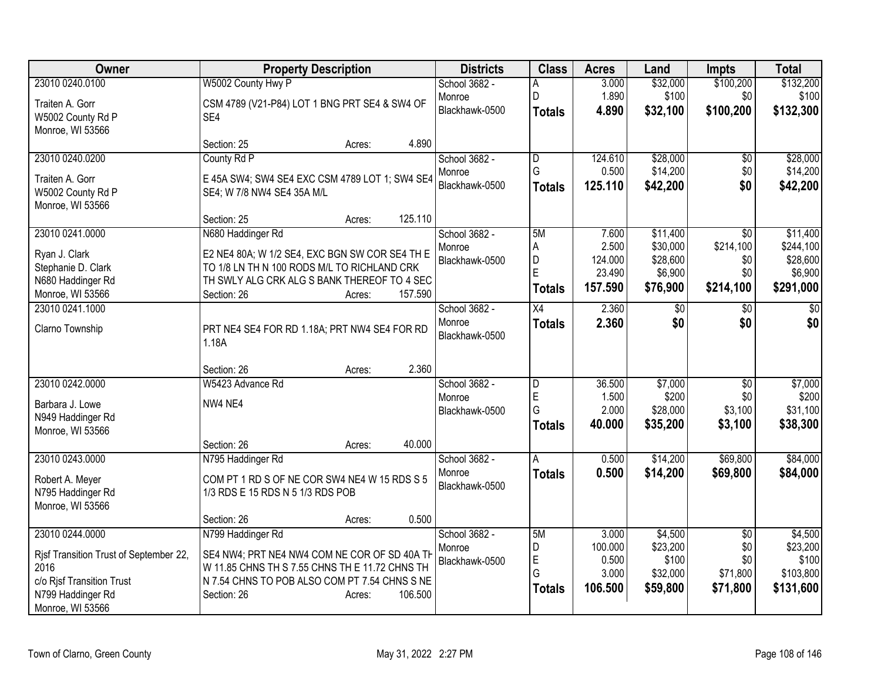| Owner | Property Description | Districts | Class | Acres | Land | Impts | Total |
|---|---|---|---|---|---|---|---|
| 23010 0240.0100<br>Traiten A. Gorr<br>W5002 County Rd P<br>Monroe, WI 53566 | W5002 County Hwy P<br>CSM 4789 (V21-P84) LOT 1 BNG PRT SE4 & SW4 OF SE4<br>Section: 25 Acres: 4.890 | School 3682 - Monroe<br>Blackhawk-0500 | A<br>D<br>**Totals** | 3.000<br>1.890<br>**4.890** | $32,000<br>$100<br>**$32,100** | $100,200<br>$0<br>**$100,200** | $132,200<br>$100<br>**$132,300** |
| 23010 0240.0200<br>Traiten A. Gorr<br>W5002 County Rd P<br>Monroe, WI 53566 | County Rd P<br>E 45A SW4; SW4 SE4 EXC CSM 4789 LOT 1; SW4 SE4 SE4; W 7/8 NW4 SE4 35A M/L<br>Section: 25 Acres: 125.110 | School 3682 - Monroe<br>Blackhawk-0500 | D<br>G<br>**Totals** | 124.610<br>0.500<br>**125.110** | $28,000<br>$14,200<br>**$42,200** | $0<br>$0<br>**$0** | $28,000<br>$14,200<br>**$42,200** |
| 23010 0241.0000<br>Ryan J. Clark<br>Stephanie D. Clark<br>N680 Haddinger Rd<br>Monroe, WI 53566 | N680 Haddinger Rd<br>E2 NE4 80A; W 1/2 SE4, EXC BGN SW COR SE4 TH E TO 1/8 LN TH N 100 RODS M/L TO RICHLAND CRK TH SWLY ALG CRK ALG S BANK THEREOF TO 4 SEC<br>Section: 26 Acres: 157.590 | School 3682 - Monroe<br>Blackhawk-0500 | 5M<br>A<br>D<br>E<br>**Totals** | 7.600<br>2.500<br>124.000<br>23.490<br>**157.590** | $11,400<br>$30,000<br>$28,600<br>$6,900<br>**$76,900** | $0<br>$214,100<br>$0<br>$0<br>**$214,100** | $11,400<br>$244,100<br>$28,600<br>$6,900<br>**$291,000** |
| 23010 0241.1000<br>Clarno Township | PRT NE4 SE4 FOR RD 1.18A; PRT NW4 SE4 FOR RD 1.18A<br>Section: 26 Acres: 2.360 | School 3682 - Monroe<br>Blackhawk-0500 | X4<br>**Totals** | 2.360<br>**2.360** | $0<br>**$0** | $0<br>**$0** | $0<br>**$0** |
| 23010 0242.0000<br>Barbara J. Lowe<br>N949 Haddinger Rd<br>Monroe, WI 53566 | W5423 Advance Rd<br>NW4 NE4<br>Section: 26 Acres: 40.000 | School 3682 - Monroe<br>Blackhawk-0500 | D<br>E<br>G<br>**Totals** | 36.500<br>1.500<br>2.000<br>**40.000** | $7,000<br>$200<br>$28,000<br>**$35,200** | $0<br>$0<br>$3,100<br>**$3,100** | $7,000<br>$200<br>$31,100<br>**$38,300** |
| 23010 0243.0000<br>Robert A. Meyer<br>N795 Haddinger Rd<br>Monroe, WI 53566 | N795 Haddinger Rd<br>COM PT 1 RD S OF NE COR SW4 NE4 W 15 RDS S 5 1/3 RDS E 15 RDS N 5 1/3 RDS POB<br>Section: 26 Acres: 0.500 | School 3682 - Monroe<br>Blackhawk-0500 | A<br>**Totals** | 0.500<br>**0.500** | $14,200<br>**$14,200** | $69,800<br>**$69,800** | $84,000<br>**$84,000** |
| 23010 0244.0000<br>Rjsf Transition Trust of September 22, 2016<br>c/o Rjsf Transition Trust<br>N799 Haddinger Rd<br>Monroe, WI 53566 | N799 Haddinger Rd<br>SE4 NW4; PRT NE4 NW4 COM NE COR OF SD 40A TH W 11.85 CHNS TH S 7.55 CHNS TH E 11.72 CHNS TH N 7.54 CHNS TO POB ALSO COM PT 7.54 CHNS S NE<br>Section: 26 Acres: 106.500 | School 3682 - Monroe<br>Blackhawk-0500 | 5M<br>D<br>E<br>G<br>**Totals** | 3.000<br>100.000<br>0.500<br>3.000<br>**106.500** | $4,500<br>$23,200<br>$100<br>$32,000<br>**$59,800** | $0<br>$0<br>$0<br>$71,800<br>**$71,800** | $4,500<br>$23,200<br>$100<br>$103,800<br>**$131,600** |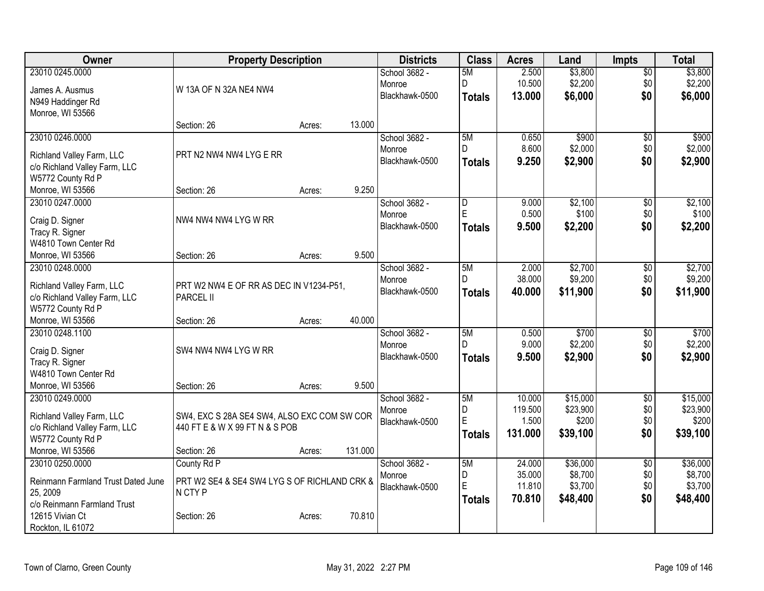| Owner | Property Description | Districts | Class | Acres | Land | Impts | Total |
|---|---|---|---|---|---|---|---|
| 23010 0245.0000<br>James A. Ausmus<br>N949 Haddinger Rd<br>Monroe, WI 53566 | W 13A OF N 32A NE4 NW4<br>Section: 26 Acres: 13.000 | School 3682 - Monroe<br>Blackhawk-0500 | 5M<br>D<br>**Totals** | 2.500<br>10.500<br>**13.000** | $3,800<br>$2,200<br>**$6,000** | $0<br>$0<br>**$0** | $3,800<br>$2,200<br>**$6,000** |
| 23010 0246.0000<br>Richland Valley Farm, LLC<br>c/o Richland Valley Farm, LLC<br>W5772 County Rd P<br>Monroe, WI 53566 | PRT N2 NW4 NW4 LYG E RR<br>Section: 26 Acres: 9.250 | School 3682 - Monroe<br>Blackhawk-0500 | 5M<br>D<br>**Totals** | 0.650<br>8.600<br>**9.250** | $900<br>$2,000<br>**$2,900** | $0<br>$0<br>**$0** | $900<br>$2,000<br>**$2,900** |
| 23010 0247.0000<br>Craig D. Signer<br>Tracy R. Signer<br>W4810 Town Center Rd<br>Monroe, WI 53566 | NW4 NW4 NW4 LYG W RR<br>Section: 26 Acres: 9.500 | School 3682 - Monroe<br>Blackhawk-0500 | D<br>E<br>**Totals** | 9.000<br>0.500<br>**9.500** | $2,100<br>$100<br>**$2,200** | $0<br>$0<br>**$0** | $2,100<br>$100<br>**$2,200** |
| 23010 0248.0000<br>Richland Valley Farm, LLC<br>c/o Richland Valley Farm, LLC<br>W5772 County Rd P<br>Monroe, WI 53566 | PRT W2 NW4 E OF RR AS DEC IN V1234-P51, PARCEL II<br>Section: 26 Acres: 40.000 | School 3682 - Monroe<br>Blackhawk-0500 | 5M<br>D<br>**Totals** | 2.000<br>38.000<br>**40.000** | $2,700<br>$9,200<br>**$11,900** | $0<br>$0<br>**$0** | $2,700<br>$9,200<br>**$11,900** |
| 23010 0248.1100<br>Craig D. Signer<br>Tracy R. Signer<br>W4810 Town Center Rd<br>Monroe, WI 53566 | SW4 NW4 NW4 LYG W RR<br>Section: 26 Acres: 9.500 | School 3682 - Monroe<br>Blackhawk-0500 | 5M<br>D<br>**Totals** | 0.500<br>9.000<br>**9.500** | $700<br>$2,200<br>**$2,900** | $0<br>$0<br>**$0** | $700<br>$2,200<br>**$2,900** |
| 23010 0249.0000<br>Richland Valley Farm, LLC<br>c/o Richland Valley Farm, LLC<br>W5772 County Rd P<br>Monroe, WI 53566 | SW4, EXC S 28A SE4 SW4, ALSO EXC COM SW COR 440 FT E & W X 99 FT N & S POB<br>Section: 26 Acres: 131.000 | School 3682 - Monroe<br>Blackhawk-0500 | 5M<br>D<br>E<br>**Totals** | 10.000<br>119.500<br>1.500<br>**131.000** | $15,000<br>$23,900<br>$200<br>**$39,100** | $0<br>$0<br>$0<br>**$0** | $15,000<br>$23,900<br>$200<br>**$39,100** |
| 23010 0250.0000<br>Reinmann Farmland Trust Dated June 25, 2009<br>c/o Reinmann Farmland Trust<br>12615 Vivian Ct<br>Rockton, IL 61072 | County Rd P<br>PRT W2 SE4 & SE4 SW4 LYG S OF RICHLAND CRK & N CTY P<br>Section: 26 Acres: 70.810 | School 3682 - Monroe<br>Blackhawk-0500 | 5M<br>D<br>E<br>**Totals** | 24.000<br>35.000<br>11.810<br>**70.810** | $36,000<br>$8,700<br>$3,700<br>**$48,400** | $0<br>$0<br>$0<br>**$0** | $36,000<br>$8,700<br>$3,700<br>**$48,400** |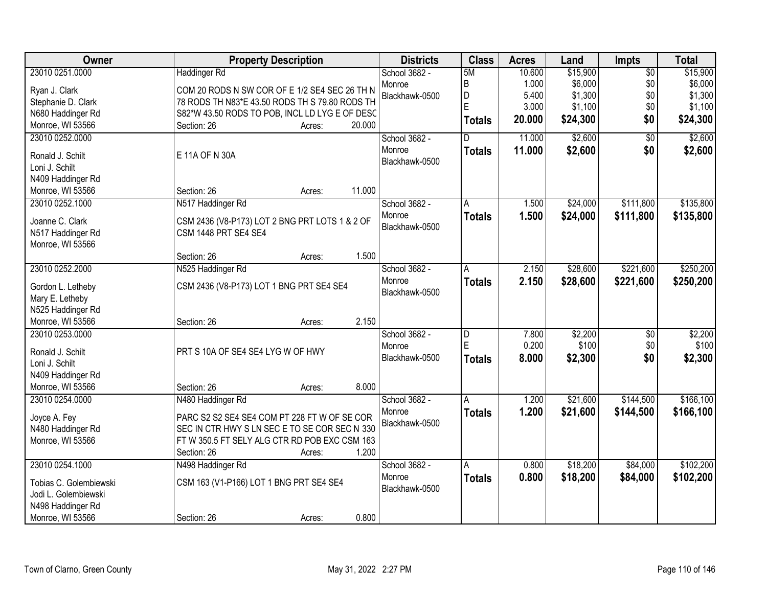| Owner | Property Description | Districts | Class | Acres | Land | Impts | Total |
|---|---|---|---|---|---|---|---|
| 23010 0251.0000<br>Ryan J. Clark<br>Stephanie D. Clark<br>N680 Haddinger Rd<br>Monroe, WI 53566 | Haddinger Rd<br>COM 20 RODS N SW COR OF E 1/2 SE4 SEC 26 TH N 78 RODS TH N83*E 43.50 RODS TH S 79.80 RODS TH S82*W 43.50 RODS TO POB, INCL LD LYG E OF DESC<br>Section: 26 Acres: 20.000 | School 3682 - Monroe<br>Blackhawk-0500 | 5M<br>B<br>D<br>E<br>**Totals** | 10.600<br>1.000<br>5.400<br>3.000<br>**20.000** | $15,900<br>$6,000<br>$1,300<br>$1,100<br>**$24,300** | $0<br>$0<br>$0<br>$0<br>**$0** | $15,900<br>$6,000<br>$1,300<br>$1,100<br>**$24,300** |
| 23010 0252.0000<br>Ronald J. Schilt<br>Loni J. Schilt<br>N409 Haddinger Rd<br>Monroe, WI 53566 | E 11A OF N 30A<br>Section: 26 Acres: 11.000 | School 3682 - Monroe<br>Blackhawk-0500 | D<br>**Totals** | 11.000<br>**11.000** | $2,600<br>**$2,600** | $0<br>**$0** | $2,600<br>**$2,600** |
| 23010 0252.1000<br>Joanne C. Clark<br>N517 Haddinger Rd<br>Monroe, WI 53566 | N517 Haddinger Rd<br>CSM 2436 (V8-P173) LOT 2 BNG PRT LOTS 1 & 2 OF CSM 1448 PRT SE4 SE4<br>Section: 26 Acres: 1.500 | School 3682 - Monroe<br>Blackhawk-0500 | A<br>**Totals** | 1.500<br>**1.500** | $24,000<br>**$24,000** | $111,800<br>**$111,800** | $135,800<br>**$135,800** |
| 23010 0252.2000<br>Gordon L. Letheby<br>Mary E. Letheby<br>N525 Haddinger Rd<br>Monroe, WI 53566 | N525 Haddinger Rd<br>CSM 2436 (V8-P173) LOT 1 BNG PRT SE4 SE4<br>Section: 26 Acres: 2.150 | School 3682 - Monroe<br>Blackhawk-0500 | A<br>**Totals** | 2.150<br>**2.150** | $28,600<br>**$28,600** | $221,600<br>**$221,600** | $250,200<br>**$250,200** |
| 23010 0253.0000<br>Ronald J. Schilt<br>Loni J. Schilt<br>N409 Haddinger Rd<br>Monroe, WI 53566 | PRT S 10A OF SE4 SE4 LYG W OF HWY<br>Section: 26 Acres: 8.000 | School 3682 - Monroe<br>Blackhawk-0500 | D<br>E<br>**Totals** | 7.800<br>0.200<br>**8.000** | $2,200<br>$100<br>**$2,300** | $0<br>$0<br>**$0** | $2,200<br>$100<br>**$2,300** |
| 23010 0254.0000<br>Joyce A. Fey<br>N480 Haddinger Rd<br>Monroe, WI 53566 | N480 Haddinger Rd<br>PARC S2 S2 SE4 SE4 COM PT 228 FT W OF SE COR SEC IN CTR HWY S LN SEC E TO SE COR SEC N 330 FT W 350.5 FT SELY ALG CTR RD POB EXC CSM 163<br>Section: 26 Acres: 1.200 | School 3682 - Monroe<br>Blackhawk-0500 | A<br>**Totals** | 1.200<br>**1.200** | $21,600<br>**$21,600** | $144,500<br>**$144,500** | $166,100<br>**$166,100** |
| 23010 0254.1000<br>Tobias C. Golembiewski<br>Jodi L. Golembiewski<br>N498 Haddinger Rd<br>Monroe, WI 53566 | N498 Haddinger Rd<br>CSM 163 (V1-P166) LOT 1 BNG PRT SE4 SE4<br>Section: 26 Acres: 0.800 | School 3682 - Monroe<br>Blackhawk-0500 | A<br>**Totals** | 0.800<br>**0.800** | $18,200<br>**$18,200** | $84,000<br>**$84,000** | $102,200<br>**$102,200** |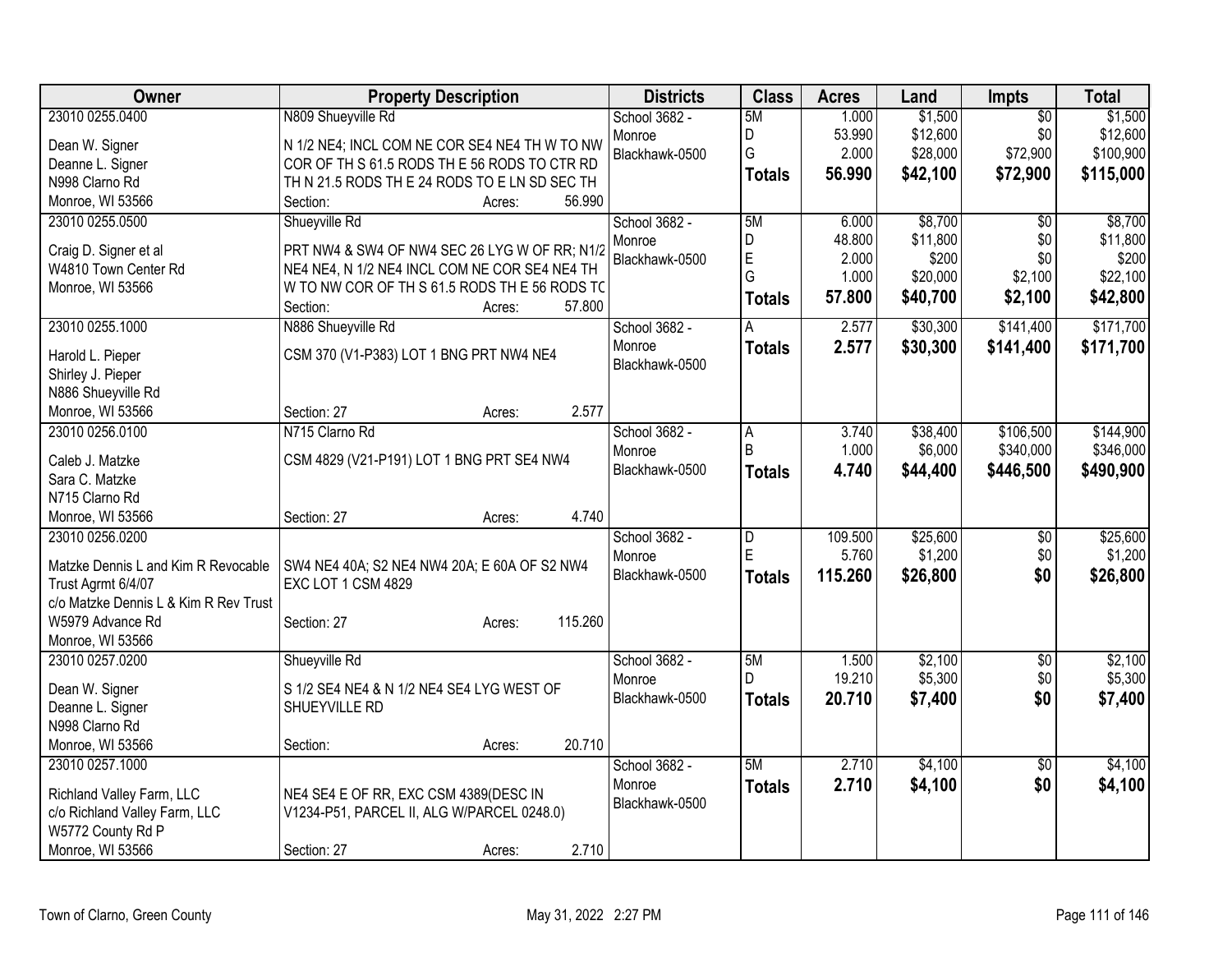| Owner | Property Description | Districts | Class | Acres | Land | Impts | Total |
|---|---|---|---|---|---|---|---|
| 23010 0255.0400<br>Dean W. Signer<br>Deanne L. Signer<br>N998 Clarno Rd<br>Monroe, WI 53566 | N809 Shueyville Rd<br>N 1/2 NE4; INCL COM NE COR SE4 NE4 TH W TO NW COR OF TH S 61.5 RODS TH E 56 RODS TO CTR RD TH N 21.5 RODS TH E 24 RODS TO E LN SD SEC TH<br>Section: Acres: 56.990 | School 3682 - Monroe<br>Blackhawk-0500 | 5M<br>D<br>G<br>**Totals** | 1.000<br>53.990<br>2.000<br>**56.990** | $1,500<br>$12,600<br>$28,000<br>**$42,100** | $0<br>$0<br>$72,900<br>**$72,900** | $1,500<br>$12,600<br>$100,900<br>**$115,000** |
| 23010 0255.0500<br>Craig D. Signer et al<br>W4810 Town Center Rd<br>Monroe, WI 53566 | Shueyville Rd<br>PRT NW4 & SW4 OF NW4 SEC 26 LYG W OF RR; N1/2 NE4 NE4, N 1/2 NE4 INCL COM NE COR SE4 NE4 TH W TO NW COR OF TH S 61.5 RODS TH E 56 RODS TC<br>Section: Acres: 57.800 | School 3682 - Monroe<br>Blackhawk-0500 | 5M<br>D<br>E<br>G<br>**Totals** | 6.000<br>48.800<br>2.000<br>1.000<br>**57.800** | $8,700<br>$11,800<br>$200<br>$20,000<br>**$40,700** | $0<br>$0<br>$0<br>$2,100<br>**$2,100** | $8,700<br>$11,800<br>$200<br>$22,100<br>**$42,800** |
| 23010 0255.1000<br>Harold L. Pieper<br>Shirley J. Pieper<br>N886 Shueyville Rd<br>Monroe, WI 53566 | N886 Shueyville Rd<br>CSM 370 (V1-P383) LOT 1 BNG PRT NW4 NE4<br>Section: 27 Acres: 2.577 | School 3682 - Monroe<br>Blackhawk-0500 | A<br>**Totals** | 2.577<br>**2.577** | $30,300<br>**$30,300** | $141,400<br>**$141,400** | $171,700<br>**$171,700** |
| 23010 0256.0100<br>Caleb J. Matzke<br>Sara C. Matzke<br>N715 Clarno Rd<br>Monroe, WI 53566 | N715 Clarno Rd<br>CSM 4829 (V21-P191) LOT 1 BNG PRT SE4 NW4<br>Section: 27 Acres: 4.740 | School 3682 - Monroe<br>Blackhawk-0500 | A<br>B<br>**Totals** | 3.740<br>1.000<br>**4.740** | $38,400<br>$6,000<br>**$44,400** | $106,500<br>$340,000<br>**$446,500** | $144,900<br>$346,000<br>**$490,900** |
| 23010 0256.0200<br>Matzke Dennis L and Kim R Revocable Trust Agrmt 6/4/07<br>c/o Matzke Dennis L & Kim R Rev Trust<br>W5979 Advance Rd<br>Monroe, WI 53566 | SW4 NE4 40A; S2 NE4 NW4 20A; E 60A OF S2 NW4 EXC LOT 1 CSM 4829<br>Section: 27 Acres: 115.260 | School 3682 - Monroe<br>Blackhawk-0500 | D<br>E<br>**Totals** | 109.500<br>5.760<br>**115.260** | $25,600<br>$1,200<br>**$26,800** | $0<br>$0<br>**$0** | $25,600<br>$1,200<br>**$26,800** |
| 23010 0257.0200<br>Dean W. Signer<br>Deanne L. Signer<br>N998 Clarno Rd<br>Monroe, WI 53566 | Shueyville Rd<br>S 1/2 SE4 NE4 & N 1/2 NE4 SE4 LYG WEST OF SHUEYVILLE RD<br>Section: Acres: 20.710 | School 3682 - Monroe<br>Blackhawk-0500 | 5M<br>D<br>**Totals** | 1.500<br>19.210<br>**20.710** | $2,100<br>$5,300<br>**$7,400** | $0<br>$0<br>**$0** | $2,100<br>$5,300<br>**$7,400** |
| 23010 0257.1000<br>Richland Valley Farm, LLC<br>c/o Richland Valley Farm, LLC<br>W5772 County Rd P<br>Monroe, WI 53566 | NE4 SE4 E OF RR, EXC CSM 4389(DESC IN V1234-P51, PARCEL II, ALG W/PARCEL 0248.0)<br>Section: 27 Acres: 2.710 | School 3682 - Monroe<br>Blackhawk-0500 | 5M<br>**Totals** | 2.710<br>**2.710** | $4,100<br>**$4,100** | $0<br>**$0** | $4,100<br>**$4,100** |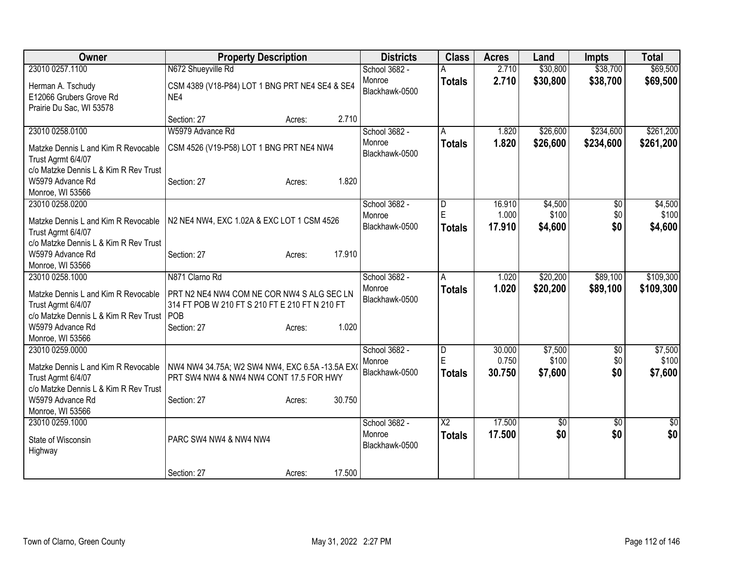| Owner | Property Description | Districts | Class | Acres | Land | Impts | Total |
|---|---|---|---|---|---|---|---|
| 23010 0257.1100<br>Herman A. Tschudy<br>E12066 Grubers Grove Rd<br>Prairie Du Sac, WI 53578 | N672 Shueyville Rd<br>CSM 4389 (V18-P84) LOT 1 BNG PRT NE4 SE4 & SE4 NE4<br>Section: 27 Acres: 2.710 | School 3682 - Monroe<br>Blackhawk-0500 | A<br>**Totals** | 2.710<br>**2.710** | $30,800<br>**$30,800** | $38,700<br>**$38,700** | $69,500<br>**$69,500** |
| 23010 0258.0100<br>Matzke Dennis L and Kim R Revocable Trust Agrmt 6/4/07<br>c/o Matzke Dennis L & Kim R Rev Trust<br>W5979 Advance Rd<br>Monroe, WI 53566 | W5979 Advance Rd<br>CSM 4526 (V19-P58) LOT 1 BNG PRT NE4 NW4<br>Section: 27 Acres: 1.820 | School 3682 - Monroe<br>Blackhawk-0500 | A<br>**Totals** | 1.820<br>**1.820** | $26,600<br>**$26,600** | $234,600<br>**$234,600** | $261,200<br>**$261,200** |
| 23010 0258.0200<br>Matzke Dennis L and Kim R Revocable Trust Agrmt 6/4/07<br>c/o Matzke Dennis L & Kim R Rev Trust<br>W5979 Advance Rd<br>Monroe, WI 53566 | N2 NE4 NW4, EXC 1.02A & EXC LOT 1 CSM 4526<br>Section: 27 Acres: 17.910 | School 3682 - Monroe<br>Blackhawk-0500 | D<br>E<br>**Totals** | 16.910<br>1.000<br>**17.910** | $4,500<br>$100<br>**$4,600** | $0<br>$0<br>**$0** | $4,500<br>$100<br>**$4,600** |
| 23010 0258.1000<br>Matzke Dennis L and Kim R Revocable Trust Agrmt 6/4/07<br>c/o Matzke Dennis L & Kim R Rev Trust<br>W5979 Advance Rd<br>Monroe, WI 53566 | N871 Clarno Rd<br>PRT N2 NE4 NW4 COM NE COR NW4 S ALG SEC LN 314 FT POB W 210 FT S 210 FT E 210 FT N 210 FT POB<br>Section: 27 Acres: 1.020 | School 3682 - Monroe<br>Blackhawk-0500 | A<br>**Totals** | 1.020<br>**1.020** | $20,200<br>**$20,200** | $89,100<br>**$89,100** | $109,300<br>**$109,300** |
| 23010 0259.0000<br>Matzke Dennis L and Kim R Revocable Trust Agrmt 6/4/07<br>c/o Matzke Dennis L & Kim R Rev Trust<br>W5979 Advance Rd<br>Monroe, WI 53566 | NW4 NW4 34.75A; W2 SW4 NW4, EXC 6.5A -13.5A EXC PRT SW4 NW4 & NW4 NW4 CONT 17.5 FOR HWY<br>Section: 27 Acres: 30.750 | School 3682 - Monroe<br>Blackhawk-0500 | D<br>E<br>**Totals** | 30.000<br>0.750<br>**30.750** | $7,500<br>$100<br>**$7,600** | $0<br>$0<br>**$0** | $7,500<br>$100<br>**$7,600** |
| 23010 0259.1000<br>State of Wisconsin<br>Highway | PARC SW4 NW4 & NW4 NW4<br>Section: 27 Acres: 17.500 | School 3682 - Monroe<br>Blackhawk-0500 | X2<br>**Totals** | 17.500<br>**17.500** | $0<br>**$0** | $0<br>**$0** | $0<br>**$0** |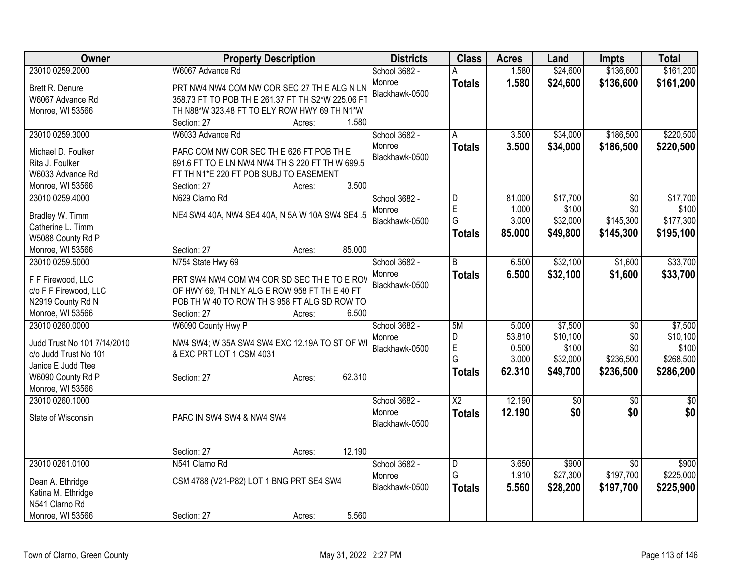| Owner | Property Description | Districts | Class | Acres | Land | Impts | Total |
|---|---|---|---|---|---|---|---|
| 23010 0259.2000<br>Brett R. Denure<br>W6067 Advance Rd<br>Monroe, WI 53566 | W6067 Advance Rd<br>PRT NW4 NW4 COM NW COR SEC 27 TH E ALG N LN 358.73 FT TO POB TH E 261.37 FT TH S2*W 225.06 FT TH N88*W 323.48 FT TO ELY ROW HWY 69 TH N1*W<br>Section: 27 Acres: 1.580 | School 3682 - Monroe<br>Blackhawk-0500 | A<br>**Totals** | 1.580<br>**1.580** | $24,600<br>**$24,600** | $136,600<br>**$136,600** | $161,200<br>**$161,200** |
| 23010 0259.3000<br>Michael D. Foulker<br>Rita J. Foulker<br>W6033 Advance Rd<br>Monroe, WI 53566 | W6033 Advance Rd<br>PARC COM NW COR SEC TH E 626 FT POB TH E 691.6 FT TO E LN NW4 NW4 TH S 220 FT TH W 699.5 FT TH N1*E 220 FT POB SUBJ TO EASEMENT<br>Section: 27 Acres: 3.500 | School 3682 - Monroe<br>Blackhawk-0500 | A<br>**Totals** | 3.500<br>**3.500** | $34,000<br>**$34,000** | $186,500<br>**$186,500** | $220,500<br>**$220,500** |
| 23010 0259.4000<br>Bradley W. Timm<br>Catherine L. Timm<br>W5088 County Rd P<br>Monroe, WI 53566 | N629 Clarno Rd<br>NE4 SW4 40A, NW4 SE4 40A, N 5A W 10A SW4 SE4 .5.<br>Section: 27 Acres: 85.000 | School 3682 - Monroe<br>Blackhawk-0500 | D<br>E<br>G<br>**Totals** | 81.000<br>1.000<br>3.000<br>**85.000** | $17,700<br>$100<br>$32,000<br>**$49,800** | $0<br>$0<br>$145,300<br>**$145,300** | $17,700<br>$100<br>$177,300<br>**$195,100** |
| 23010 0259.5000<br>F F Firewood, LLC<br>c/o F F Firewood, LLC<br>N2919 County Rd N<br>Monroe, WI 53566 | N754 State Hwy 69<br>PRT SW4 NW4 COM W4 COR SD SEC TH E TO E ROW OF HWY 69, TH NLY ALG E ROW 958 FT TH E 40 FT POB TH W 40 TO ROW TH S 958 FT ALG SD ROW TO<br>Section: 27 Acres: 6.500 | School 3682 - Monroe<br>Blackhawk-0500 | B<br>**Totals** | 6.500<br>**6.500** | $32,100<br>**$32,100** | $1,600<br>**$1,600** | $33,700<br>**$33,700** |
| 23010 0260.0000<br>Judd Trust No 101 7/14/2010<br>c/o Judd Trust No 101<br>Janice E Judd Ttee<br>W6090 County Rd P<br>Monroe, WI 53566 | W6090 County Hwy P<br>NW4 SW4; W 35A SW4 SW4 EXC 12.19A TO ST OF WI & EXC PRT LOT 1 CSM 4031<br>Section: 27 Acres: 62.310 | School 3682 - Monroe<br>Blackhawk-0500 | 5M<br>D<br>E<br>G<br>**Totals** | 5.000<br>53.810<br>0.500<br>3.000<br>**62.310** | $7,500<br>$10,100<br>$100<br>$32,000<br>**$49,700** | $0<br>$0<br>$0<br>$236,500<br>**$236,500** | $7,500<br>$10,100<br>$100<br>$268,500<br>**$286,200** |
| 23010 0260.1000<br>State of Wisconsin | PARC IN SW4 SW4 & NW4 SW4<br>Section: 27 Acres: 12.190 | School 3682 - Monroe<br>Blackhawk-0500 | X2<br>**Totals** | 12.190<br>**12.190** | $0<br>**$0** | $0<br>**$0** | $0<br>**$0** |
| 23010 0261.0100<br>Dean A. Ethridge<br>Katina M. Ethridge<br>N541 Clarno Rd<br>Monroe, WI 53566 | N541 Clarno Rd<br>CSM 4788 (V21-P82) LOT 1 BNG PRT SE4 SW4<br>Section: 27 Acres: 5.560 | School 3682 - Monroe<br>Blackhawk-0500 | D<br>G<br>**Totals** | 3.650<br>1.910<br>**5.560** | $900<br>$27,300<br>**$28,200** | $0<br>$197,700<br>**$197,700** | $900<br>$225,000<br>**$225,900** |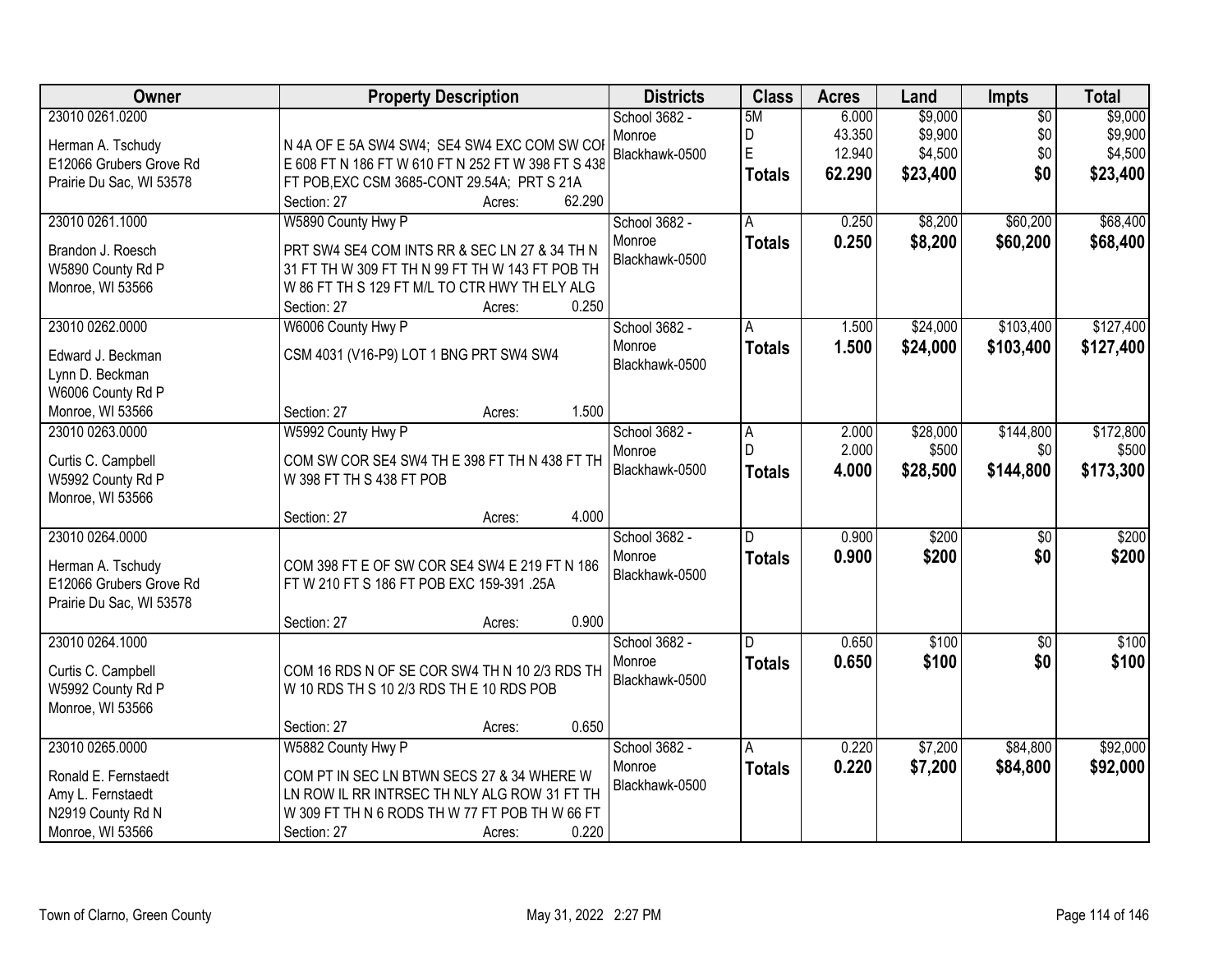| Owner | Property Description | Districts | Class | Acres | Land | Impts | Total |
|---|---|---|---|---|---|---|---|
| 23010 0261.0200<br>Herman A. Tschudy<br>E12066 Grubers Grove Rd<br>Prairie Du Sac, WI 53578 | N 4A OF E 5A SW4 SW4; SE4 SW4 EXC COM SW COI E 608 FT N 186 FT W 610 FT N 252 FT W 398 FT S 438 FT POB,EXC CSM 3685-CONT 29.54A; PRT S 21A<br>Section: 27 Acres: 62.290 | School 3682 - Monroe<br>Blackhawk-0500 | 5M<br>D<br>E<br>**Totals** | 6.000<br>43.350<br>12.940<br>**62.290** | $9,000<br>$9,900<br>$4,500<br>**$23,400** | $0<br>$0<br>$0<br>**$0** | $9,000<br>$9,900<br>$4,500<br>**$23,400** |
| 23010 0261.1000<br>Brandon J. Roesch<br>W5890 County Rd P<br>Monroe, WI 53566 | W5890 County Hwy P<br>PRT SW4 SE4 COM INTS RR & SEC LN 27 & 34 TH N 31 FT TH W 309 FT TH N 99 FT TH W 143 FT POB TH W 86 FT TH S 129 FT M/L TO CTR HWY TH ELY ALG<br>Section: 27 Acres: 0.250 | School 3682 - Monroe<br>Blackhawk-0500 | A<br>**Totals** | 0.250<br>**0.250** | $8,200<br>**$8,200** | $60,200<br>**$60,200** | $68,400<br>**$68,400** |
| 23010 0262.0000<br>Edward J. Beckman<br>Lynn D. Beckman<br>W6006 County Rd P<br>Monroe, WI 53566 | W6006 County Hwy P<br>CSM 4031 (V16-P9) LOT 1 BNG PRT SW4 SW4<br>Section: 27 Acres: 1.500 | School 3682 - Monroe<br>Blackhawk-0500 | A<br>**Totals** | 1.500<br>**1.500** | $24,000<br>**$24,000** | $103,400<br>**$103,400** | $127,400<br>**$127,400** |
| 23010 0263.0000<br>Curtis C. Campbell<br>W5992 County Rd P<br>Monroe, WI 53566 | W5992 County Hwy P<br>COM SW COR SE4 SW4 TH E 398 FT TH N 438 FT TH W 398 FT TH S 438 FT POB<br>Section: 27 Acres: 4.000 | School 3682 - Monroe<br>Blackhawk-0500 | A<br>D<br>**Totals** | 2.000<br>2.000<br>**4.000** | $28,000<br>$500<br>**$28,500** | $144,800<br>$0<br>**$144,800** | $172,800<br>$500<br>**$173,300** |
| 23010 0264.0000<br>Herman A. Tschudy<br>E12066 Grubers Grove Rd<br>Prairie Du Sac, WI 53578 | COM 398 FT E OF SW COR SE4 SW4 E 219 FT N 186 FT W 210 FT S 186 FT POB EXC 159-391 .25A<br>Section: 27 Acres: 0.900 | School 3682 - Monroe<br>Blackhawk-0500 | D<br>**Totals** | 0.900<br>**0.900** | $200<br>**$200** | $0<br>**$0** | $200<br>**$200** |
| 23010 0264.1000<br>Curtis C. Campbell<br>W5992 County Rd P<br>Monroe, WI 53566 | COM 16 RDS N OF SE COR SW4 TH N 10 2/3 RDS TH W 10 RDS TH S 10 2/3 RDS TH E 10 RDS POB<br>Section: 27 Acres: 0.650 | School 3682 - Monroe<br>Blackhawk-0500 | D<br>**Totals** | 0.650<br>**0.650** | $100<br>**$100** | $0<br>**$0** | $100<br>**$100** |
| 23010 0265.0000<br>Ronald E. Fernstaedt<br>Amy L. Fernstaedt<br>N2919 County Rd N<br>Monroe, WI 53566 | W5882 County Hwy P<br>COM PT IN SEC LN BTWN SECS 27 & 34 WHERE W LN ROW IL RR INTRSEC TH NLY ALG ROW 31 FT TH W 309 FT TH N 6 RODS TH W 77 FT POB TH W 66 FT<br>Section: 27 Acres: 0.220 | School 3682 - Monroe<br>Blackhawk-0500 | A<br>**Totals** | 0.220<br>**0.220** | $7,200<br>**$7,200** | $84,800<br>**$84,800** | $92,000<br>**$92,000** |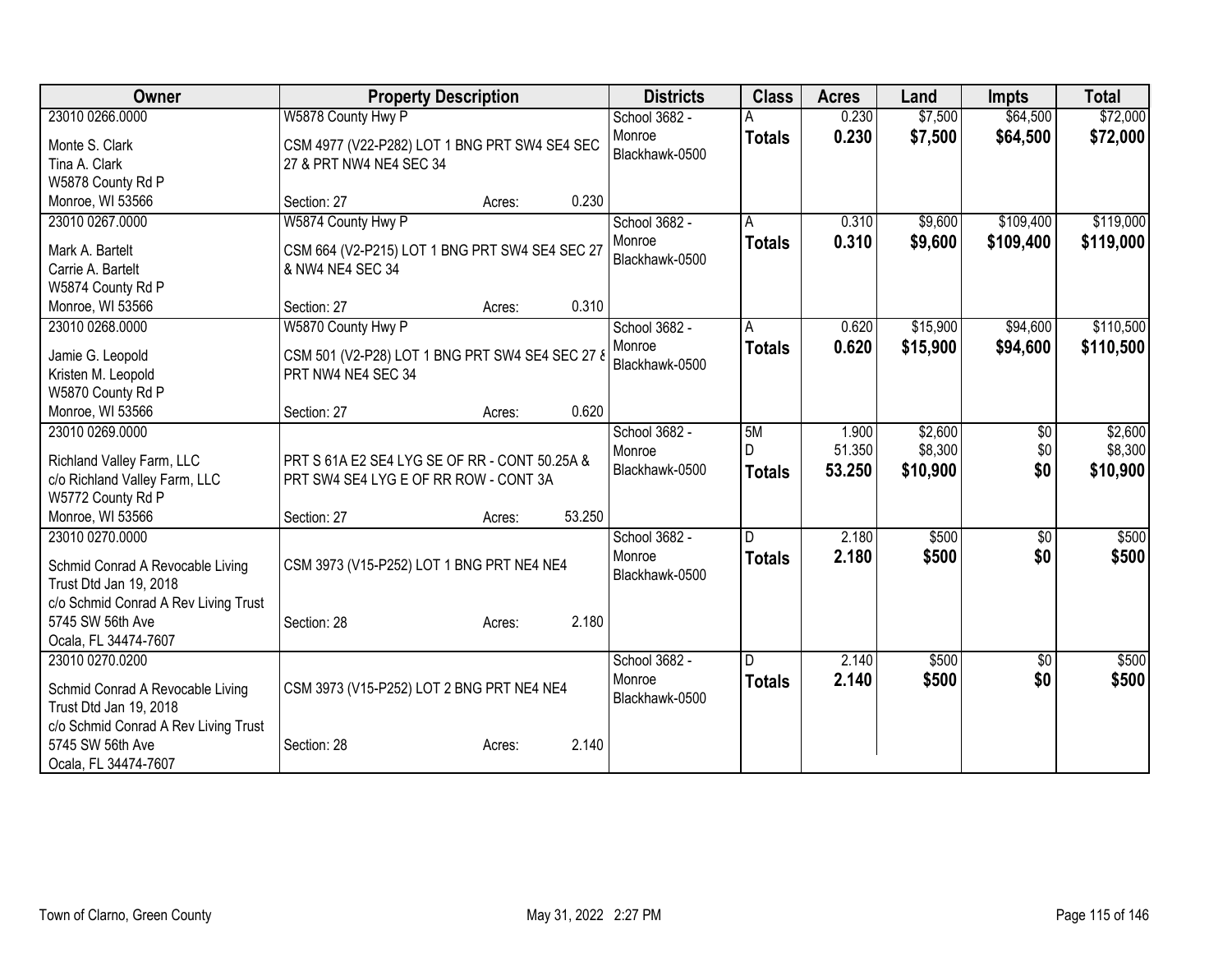| Owner | Property Description | Districts | Class | Acres | Land | Impts | Total |
|---|---|---|---|---|---|---|---|
| 23010 0266.0000<br>Monte S. Clark<br>Tina A. Clark<br>W5878 County Rd P<br>Monroe, WI 53566 | W5878 County Hwy P<br>CSM 4977 (V22-P282) LOT 1 BNG PRT SW4 SE4 SEC 27 & PRT NW4 NE4 SEC 34<br>Section: 27 Acres: 0.230 | School 3682 - Monroe Blackhawk-0500 | A<br>**Totals** | 0.230<br>**0.230** | $7,500<br>**$7,500** | $64,500<br>**$64,500** | $72,000<br>**$72,000** |
| 23010 0267.0000<br>Mark A. Bartelt<br>Carrie A. Bartelt<br>W5874 County Rd P<br>Monroe, WI 53566 | W5874 County Hwy P<br>CSM 664 (V2-P215) LOT 1 BNG PRT SW4 SE4 SEC 27 & NW4 NE4 SEC 34<br>Section: 27 Acres: 0.310 | School 3682 - Monroe Blackhawk-0500 | A<br>**Totals** | 0.310<br>**0.310** | $9,600<br>**$9,600** | $109,400<br>**$109,400** | $119,000<br>**$119,000** |
| 23010 0268.0000<br>Jamie G. Leopold<br>Kristen M. Leopold<br>W5870 County Rd P<br>Monroe, WI 53566 | W5870 County Hwy P<br>CSM 501 (V2-P28) LOT 1 BNG PRT SW4 SE4 SEC 27 & PRT NW4 NE4 SEC 34<br>Section: 27 Acres: 0.620 | School 3682 - Monroe Blackhawk-0500 | A<br>**Totals** | 0.620<br>**0.620** | $15,900<br>**$15,900** | $94,600<br>**$94,600** | $110,500<br>**$110,500** |
| 23010 0269.0000<br>Richland Valley Farm, LLC<br>c/o Richland Valley Farm, LLC<br>W5772 County Rd P<br>Monroe, WI 53566 | PRT S 61A E2 SE4 LYG SE OF RR - CONT 50.25A & PRT SW4 SE4 LYG E OF RR ROW - CONT 3A<br>Section: 27 Acres: 53.250 | School 3682 - Monroe Blackhawk-0500 | 5M<br>D<br>**Totals** | 1.900<br>51.350<br>**53.250** | $2,600<br>$8,300<br>**$10,900** | $0<br>$0<br>**$0** | $2,600<br>$8,300<br>**$10,900** |
| 23010 0270.0000<br>Schmid Conrad A Revocable Living Trust Dtd Jan 19, 2018<br>c/o Schmid Conrad A Rev Living Trust<br>5745 SW 56th Ave<br>Ocala, FL 34474-7607 | CSM 3973 (V15-P252) LOT 1 BNG PRT NE4 NE4<br>Section: 28 Acres: 2.180 | School 3682 - Monroe Blackhawk-0500 | D<br>**Totals** | 2.180<br>**2.180** | $500<br>**$500** | $0<br>**$0** | $500<br>**$500** |
| 23010 0270.0200<br>Schmid Conrad A Revocable Living Trust Dtd Jan 19, 2018<br>c/o Schmid Conrad A Rev Living Trust<br>5745 SW 56th Ave<br>Ocala, FL 34474-7607 | CSM 3973 (V15-P252) LOT 2 BNG PRT NE4 NE4<br>Section: 28 Acres: 2.140 | School 3682 - Monroe Blackhawk-0500 | D<br>**Totals** | 2.140<br>**2.140** | $500<br>**$500** | $0<br>**$0** | $500<br>**$500** |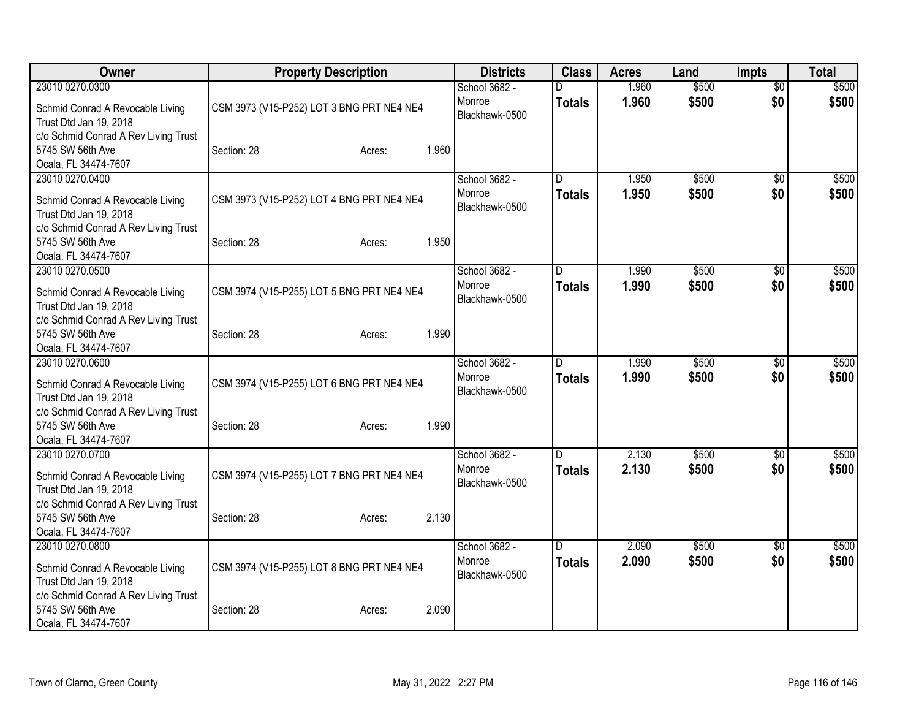| Owner | Property Description | Districts | Class | Acres | Land | Impts | Total |
|---|---|---|---|---|---|---|---|
| 23010 0270.0300<br>Schmid Conrad A Revocable Living Trust Dtd Jan 19, 2018<br>c/o Schmid Conrad A Rev Living Trust<br>5745 SW 56th Ave<br>Ocala, FL 34474-7607 | CSM 3973 (V15-P252) LOT 3 BNG PRT NE4 NE4<br>Section: 28 Acres: 1.960 | School 3682 - Monroe<br>Blackhawk-0500 | D<br>**Totals** | 1.960<br>**1.960** | \$500<br>**\$500** | \$0<br>**\$0** | \$500<br>**\$500** |
| 23010 0270.0400<br>Schmid Conrad A Revocable Living Trust Dtd Jan 19, 2018<br>c/o Schmid Conrad A Rev Living Trust<br>5745 SW 56th Ave<br>Ocala, FL 34474-7607 | CSM 3973 (V15-P252) LOT 4 BNG PRT NE4 NE4<br>Section: 28 Acres: 1.950 | School 3682 - Monroe<br>Blackhawk-0500 | D<br>**Totals** | 1.950<br>**1.950** | \$500<br>**\$500** | \$0<br>**\$0** | \$500<br>**\$500** |
| 23010 0270.0500<br>Schmid Conrad A Revocable Living Trust Dtd Jan 19, 2018<br>c/o Schmid Conrad A Rev Living Trust<br>5745 SW 56th Ave<br>Ocala, FL 34474-7607 | CSM 3974 (V15-P255) LOT 5 BNG PRT NE4 NE4<br>Section: 28 Acres: 1.990 | School 3682 - Monroe<br>Blackhawk-0500 | D<br>**Totals** | 1.990<br>**1.990** | \$500<br>**\$500** | \$0<br>**\$0** | \$500<br>**\$500** |
| 23010 0270.0600<br>Schmid Conrad A Revocable Living Trust Dtd Jan 19, 2018<br>c/o Schmid Conrad A Rev Living Trust<br>5745 SW 56th Ave<br>Ocala, FL 34474-7607 | CSM 3974 (V15-P255) LOT 6 BNG PRT NE4 NE4<br>Section: 28 Acres: 1.990 | School 3682 - Monroe<br>Blackhawk-0500 | D<br>**Totals** | 1.990<br>**1.990** | \$500<br>**\$500** | \$0<br>**\$0** | \$500<br>**\$500** |
| 23010 0270.0700<br>Schmid Conrad A Revocable Living Trust Dtd Jan 19, 2018<br>c/o Schmid Conrad A Rev Living Trust<br>5745 SW 56th Ave<br>Ocala, FL 34474-7607 | CSM 3974 (V15-P255) LOT 7 BNG PRT NE4 NE4<br>Section: 28 Acres: 2.130 | School 3682 - Monroe<br>Blackhawk-0500 | D<br>**Totals** | 2.130<br>**2.130** | \$500<br>**\$500** | \$0<br>**\$0** | \$500<br>**\$500** |
| 23010 0270.0800<br>Schmid Conrad A Revocable Living Trust Dtd Jan 19, 2018<br>c/o Schmid Conrad A Rev Living Trust<br>5745 SW 56th Ave<br>Ocala, FL 34474-7607 | CSM 3974 (V15-P255) LOT 8 BNG PRT NE4 NE4<br>Section: 28 Acres: 2.090 | School 3682 - Monroe<br>Blackhawk-0500 | D<br>**Totals** | 2.090<br>**2.090** | \$500<br>**\$500** | \$0<br>**\$0** | \$500<br>**\$500** |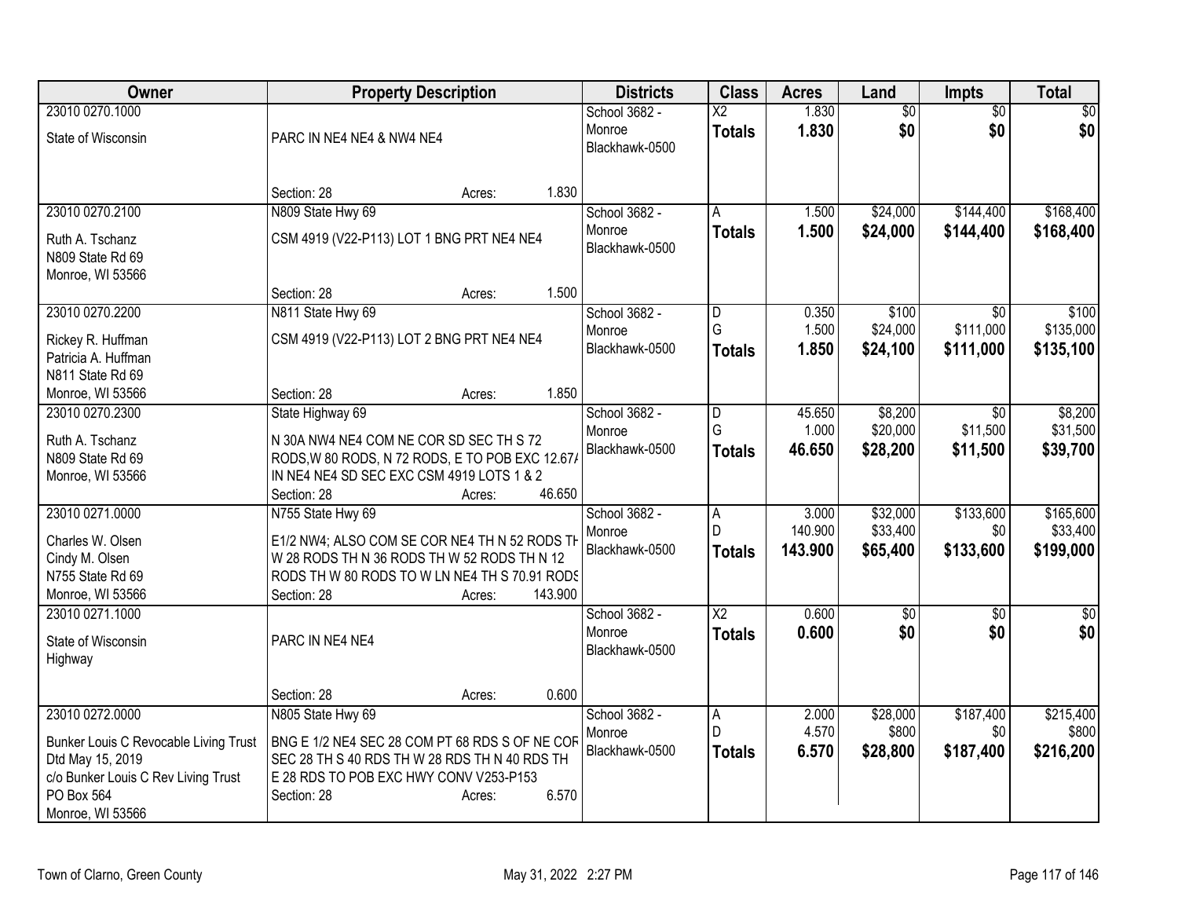| Owner | Property Description | Districts | Class | Acres | Land | Impts | Total |
|---|---|---|---|---|---|---|---|
| 23010 0270.1000<br>State of Wisconsin | PARC IN NE4 NE4 & NW4 NE4<br>Section: 28 Acres: 1.830 | School 3682 - Monroe Blackhawk-0500 | X2<br>**Totals** | 1.830<br>**1.830** | $0<br>**$0** | $0<br>**$0** | $0<br>**$0** |
| 23010 0270.2100<br>Ruth A. Tschanz<br>N809 State Rd 69<br>Monroe, WI 53566 | N809 State Hwy 69<br>CSM 4919 (V22-P113) LOT 1 BNG PRT NE4 NE4<br>Section: 28 Acres: 1.500 | School 3682 - Monroe Blackhawk-0500 | A<br>**Totals** | 1.500<br>**1.500** | $24,000<br>**$24,000** | $144,400<br>**$144,400** | $168,400<br>**$168,400** |
| 23010 0270.2200<br>Rickey R. Huffman<br>Patricia A. Huffman<br>N811 State Rd 69<br>Monroe, WI 53566 | N811 State Hwy 69<br>CSM 4919 (V22-P113) LOT 2 BNG PRT NE4 NE4<br>Section: 28 Acres: 1.850 | School 3682 - Monroe Blackhawk-0500 | D<br>G<br>**Totals** | 0.350<br>1.500<br>**1.850** | $100<br>$24,000<br>**$24,100** | $0<br>$111,000<br>**$111,000** | $100<br>$135,000<br>**$135,100** |
| 23010 0270.2300<br>Ruth A. Tschanz<br>N809 State Rd 69<br>Monroe, WI 53566 | State Highway 69<br>N 30A NW4 NE4 COM NE COR SD SEC TH S 72 RODS,W 80 RODS, N 72 RODS, E TO POB EXC 12.67A IN NE4 NE4 SD SEC EXC CSM 4919 LOTS 1 & 2<br>Section: 28 Acres: 46.650 | School 3682 - Monroe Blackhawk-0500 | D<br>G<br>**Totals** | 45.650<br>1.000<br>**46.650** | $8,200<br>$20,000<br>**$28,200** | $0<br>$11,500<br>**$11,500** | $8,200<br>$31,500<br>**$39,700** |
| 23010 0271.0000<br>Charles W. Olsen<br>Cindy M. Olsen<br>N755 State Rd 69<br>Monroe, WI 53566 | N755 State Hwy 69<br>E1/2 NW4; ALSO COM SE COR NE4 TH N 52 RODS TH W 28 RODS TH N 36 RODS TH W 52 RODS TH N 12 RODS TH W 80 RODS TO W LN NE4 TH S 70.91 RODS<br>Section: 28 Acres: 143.900 | School 3682 - Monroe Blackhawk-0500 | A<br>D<br>**Totals** | 3.000<br>140.900<br>**143.900** | $32,000<br>$33,400<br>**$65,400** | $133,600<br>$0<br>**$133,600** | $165,600<br>$33,400<br>**$199,000** |
| 23010 0271.1000<br>State of Wisconsin<br>Highway | PARC IN NE4 NE4<br>Section: 28 Acres: 0.600 | School 3682 - Monroe Blackhawk-0500 | X2<br>**Totals** | 0.600<br>**0.600** | $0<br>**$0** | $0<br>**$0** | $0<br>**$0** |
| 23010 0272.0000<br>Bunker Louis C Revocable Living Trust Dtd May 15, 2019<br>c/o Bunker Louis C Rev Living Trust<br>PO Box 564<br>Monroe, WI 53566 | N805 State Hwy 69<br>BNG E 1/2 NE4 SEC 28 COM PT 68 RDS S OF NE COR SEC 28 TH S 40 RDS TH W 28 RDS TH N 40 RDS TH E 28 RDS TO POB EXC HWY CONV V253-P153<br>Section: 28 Acres: 6.570 | School 3682 - Monroe Blackhawk-0500 | A<br>D<br>**Totals** | 2.000<br>4.570<br>**6.570** | $28,000<br>$800<br>**$28,800** | $187,400<br>$0<br>**$187,400** | $215,400<br>$800<br>**$216,200** |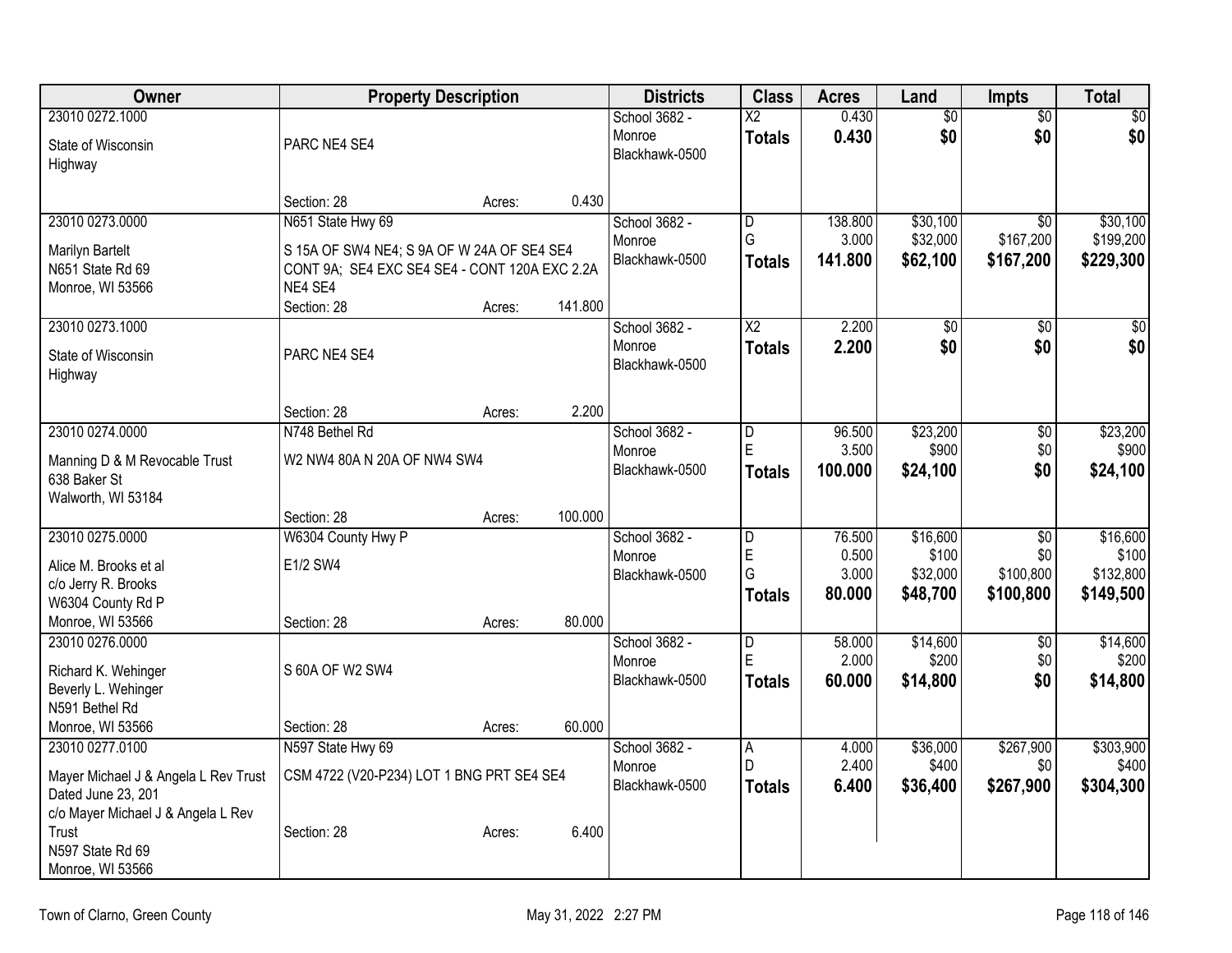| Owner | Property Description | Districts | Class | Acres | Land | Impts | Total |
|---|---|---|---|---|---|---|---|
| 23010 0272.1000<br>State of Wisconsin<br>Highway | PARC NE4 SE4<br>Section: 28 Acres: 0.430 | School 3682 - Monroe<br>Blackhawk-0500 | X2<br>**Totals** | 0.430<br>**0.430** | $0<br>**$0** | $0<br>**$0** | $0<br>**$0** |
| 23010 0273.0000<br>Marilyn Bartelt<br>N651 State Rd 69<br>Monroe, WI 53566 | N651 State Hwy 69<br>S 15A OF SW4 NE4; S 9A OF W 24A OF SE4 SE4 CONT 9A; SE4 EXC SE4 SE4 - CONT 120A EXC 2.2A NE4 SE4<br>Section: 28 Acres: 141.800 | School 3682 - Monroe<br>Blackhawk-0500 | D<br>G<br>**Totals** | 138.800<br>3.000<br>**141.800** | $30,100<br>$32,000<br>**$62,100** | $0<br>$167,200<br>**$167,200** | $30,100<br>$199,200<br>**$229,300** |
| 23010 0273.1000<br>State of Wisconsin<br>Highway | PARC NE4 SE4<br>Section: 28 Acres: 2.200 | School 3682 - Monroe<br>Blackhawk-0500 | X2<br>**Totals** | 2.200<br>**2.200** | $0<br>**$0** | $0<br>**$0** | $0<br>**$0** |
| 23010 0274.0000<br>Manning D & M Revocable Trust<br>638 Baker St<br>Walworth, WI 53184 | N748 Bethel Rd<br>W2 NW4 80A N 20A OF NW4 SW4<br>Section: 28 Acres: 100.000 | School 3682 - Monroe<br>Blackhawk-0500 | D<br>E<br>**Totals** | 96.500<br>3.500<br>**100.000** | $23,200<br>$900<br>**$24,100** | $0<br>$0<br>**$0** | $23,200<br>$900<br>**$24,100** |
| 23010 0275.0000<br>Alice M. Brooks et al<br>c/o Jerry R. Brooks<br>W6304 County Rd P<br>Monroe, WI 53566 | W6304 County Hwy P<br>E1/2 SW4<br>Section: 28 Acres: 80.000 | School 3682 - Monroe<br>Blackhawk-0500 | D<br>E<br>G<br>**Totals** | 76.500<br>0.500<br>3.000<br>**80.000** | $16,600<br>$100<br>$32,000<br>**$48,700** | $0<br>$0<br>$100,800<br>**$100,800** | $16,600<br>$100<br>$132,800<br>**$149,500** |
| 23010 0276.0000<br>Richard K. Wehinger<br>Beverly L. Wehinger<br>N591 Bethel Rd<br>Monroe, WI 53566 | S 60A OF W2 SW4<br>Section: 28 Acres: 60.000 | School 3682 - Monroe<br>Blackhawk-0500 | D<br>E<br>**Totals** | 58.000<br>2.000<br>**60.000** | $14,600<br>$200<br>**$14,800** | $0<br>$0<br>**$0** | $14,600<br>$200<br>**$14,800** |
| 23010 0277.0100<br>Mayer Michael J & Angela L Rev Trust Dated June 23, 201<br>c/o Mayer Michael J & Angela L Rev Trust<br>N597 State Rd 69<br>Monroe, WI 53566 | N597 State Hwy 69<br>CSM 4722 (V20-P234) LOT 1 BNG PRT SE4 SE4<br>Section: 28 Acres: 6.400 | School 3682 - Monroe<br>Blackhawk-0500 | A<br>D<br>**Totals** | 4.000<br>2.400<br>**6.400** | $36,000<br>$400<br>**$36,400** | $267,900<br>$0<br>**$267,900** | $303,900<br>$400<br>**$304,300** |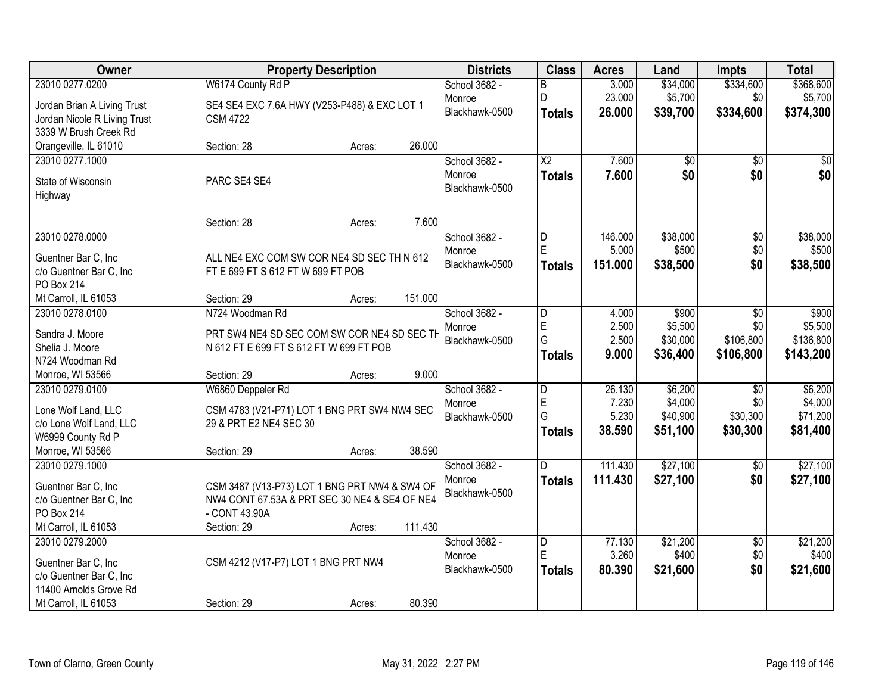| Owner | Property Description | Districts | Class | Acres | Land | Impts | Total |
|---|---|---|---|---|---|---|---|
| 23010 0277.0200<br>Jordan Brian A Living Trust<br>Jordan Nicole R Living Trust<br>3339 W Brush Creek Rd<br>Orangeville, IL 61010 | W6174 County Rd P<br>SE4 SE4 EXC 7.6A HWY (V253-P488) & EXC LOT 1 CSM 4722<br>Section: 28 Acres: 26.000 | School 3682 - Monroe<br>Blackhawk-0500 | B<br>D<br>**Totals** | 3.000<br>23.000<br>**26.000** | $34,000<br>$5,700<br>**$39,700** | $334,600<br>$0<br>**$334,600** | $368,600<br>$5,700<br>**$374,300** |
| 23010 0277.1000<br>State of Wisconsin<br>Highway | PARC SE4 SE4<br>Section: 28 Acres: 7.600 | School 3682 - Monroe<br>Blackhawk-0500 | X2<br>**Totals** | 7.600<br>**7.600** | $0<br>**$0** | $0<br>**$0** | $0<br>**$0** |
| 23010 0278.0000<br>Guentner Bar C, Inc<br>c/o Guentner Bar C, Inc<br>PO Box 214<br>Mt Carroll, IL 61053 | ALL NE4 EXC COM SW COR NE4 SD SEC TH N 612 FT E 699 FT S 612 FT W 699 FT POB<br>Section: 29 Acres: 151.000 | School 3682 - Monroe<br>Blackhawk-0500 | D<br>E<br>**Totals** | 146.000<br>5.000<br>**151.000** | $38,000<br>$500<br>**$38,500** | $0<br>$0<br>**$0** | $38,000<br>$500<br>**$38,500** |
| 23010 0278.0100<br>Sandra J. Moore<br>Shelia J. Moore<br>N724 Woodman Rd<br>Monroe, WI 53566 | N724 Woodman Rd<br>PRT SW4 NE4 SD SEC COM SW COR NE4 SD SEC TH N 612 FT E 699 FT S 612 FT W 699 FT POB<br>Section: 29 Acres: 9.000 | School 3682 - Monroe<br>Blackhawk-0500 | D<br>E<br>G<br>**Totals** | 4.000<br>2.500<br>2.500<br>**9.000** | $900<br>$5,500<br>$30,000<br>**$36,400** | $0<br>$0<br>$106,800<br>**$106,800** | $900<br>$5,500<br>$136,800<br>**$143,200** |
| 23010 0279.0100<br>Lone Wolf Land, LLC<br>c/o Lone Wolf Land, LLC<br>W6999 County Rd P<br>Monroe, WI 53566 | W6860 Deppeler Rd<br>CSM 4783 (V21-P71) LOT 1 BNG PRT SW4 NW4 SEC 29 & PRT E2 NE4 SEC 30<br>Section: 29 Acres: 38.590 | School 3682 - Monroe<br>Blackhawk-0500 | D<br>E<br>G<br>**Totals** | 26.130<br>7.230<br>5.230<br>**38.590** | $6,200<br>$4,000<br>$40,900<br>**$51,100** | $0<br>$0<br>$30,300<br>**$30,300** | $6,200<br>$4,000<br>$71,200<br>**$81,400** |
| 23010 0279.1000<br>Guentner Bar C, Inc<br>c/o Guentner Bar C, Inc<br>PO Box 214<br>Mt Carroll, IL 61053 | CSM 3487 (V13-P73) LOT 1 BNG PRT NW4 & SW4 OF NW4 CONT 67.53A & PRT SEC 30 NE4 & SE4 OF NE4 - CONT 43.90A<br>Section: 29 Acres: 111.430 | School 3682 - Monroe<br>Blackhawk-0500 | D<br>**Totals** | 111.430<br>**111.430** | $27,100<br>**$27,100** | $0<br>**$0** | $27,100<br>**$27,100** |
| 23010 0279.2000<br>Guentner Bar C, Inc<br>c/o Guentner Bar C, Inc<br>11400 Arnolds Grove Rd<br>Mt Carroll, IL 61053 | CSM 4212 (V17-P7) LOT 1 BNG PRT NW4<br>Section: 29 Acres: 80.390 | School 3682 - Monroe<br>Blackhawk-0500 | D<br>E<br>**Totals** | 77.130<br>3.260<br>**80.390** | $21,200<br>$400<br>**$21,600** | $0<br>$0<br>**$0** | $21,200<br>$400<br>**$21,600** |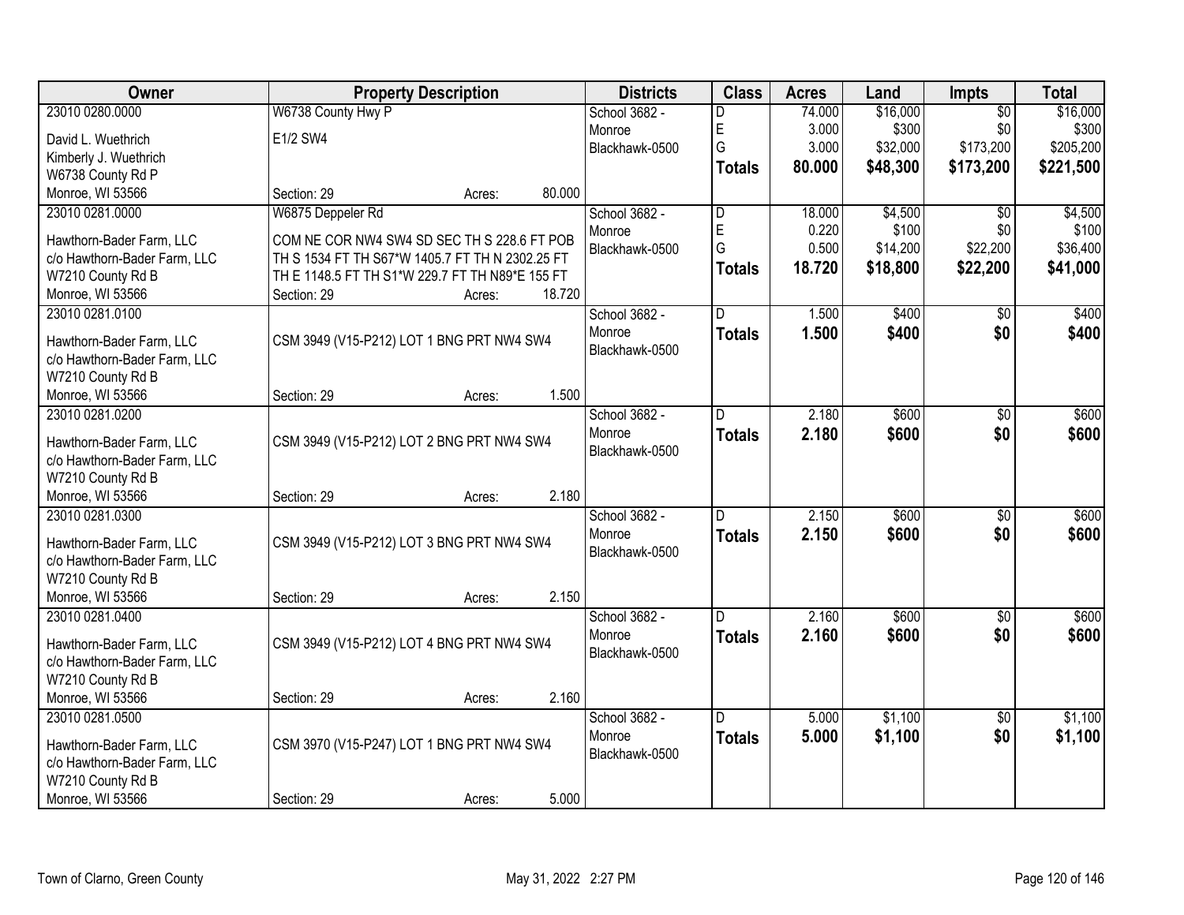| Owner | Property Description | Districts | Class | Acres | Land | Impts | Total |
|---|---|---|---|---|---|---|---|
| 23010 0280.0000<br>David L. Wuethrich<br>Kimberly J. Wuethrich<br>W6738 County Rd P<br>Monroe, WI 53566 | W6738 County Hwy P<br>E1/2 SW4<br>Section: 29 Acres: 80.000 | School 3682 - Monroe<br>Blackhawk-0500 | D<br>E<br>G<br>**Totals** | 74.000<br>3.000<br>3.000<br>**80.000** | $16,000<br>$300<br>$32,000<br>**$48,300** | $0<br>$0<br>$173,200<br>**$173,200** | $16,000<br>$300<br>$205,200<br>**$221,500** |
| 23010 0281.0000<br>Hawthorn-Bader Farm, LLC<br>c/o Hawthorn-Bader Farm, LLC<br>W7210 County Rd B<br>Monroe, WI 53566 | W6875 Deppeler Rd<br>COM NE COR NW4 SW4 SD SEC TH S 228.6 FT POB TH S 1534 FT TH S67*W 1405.7 FT TH N 2302.25 FT TH E 1148.5 FT TH S1*W 229.7 FT TH N89*E 155 FT<br>Section: 29 Acres: 18.720 | School 3682 - Monroe<br>Blackhawk-0500 | D<br>E<br>G<br>**Totals** | 18.000<br>0.220<br>0.500<br>**18.720** | $4,500<br>$100<br>$14,200<br>**$18,800** | $0<br>$0<br>$22,200<br>**$22,200** | $4,500<br>$100<br>$36,400<br>**$41,000** |
| 23010 0281.0100<br>Hawthorn-Bader Farm, LLC<br>c/o Hawthorn-Bader Farm, LLC<br>W7210 County Rd B<br>Monroe, WI 53566 | CSM 3949 (V15-P212) LOT 1 BNG PRT NW4 SW4<br>Section: 29 Acres: 1.500 | School 3682 - Monroe<br>Blackhawk-0500 | D<br>**Totals** | 1.500<br>**1.500** | $400<br>**$400** | $0<br>**$0** | $400<br>**$400** |
| 23010 0281.0200<br>Hawthorn-Bader Farm, LLC<br>c/o Hawthorn-Bader Farm, LLC<br>W7210 County Rd B<br>Monroe, WI 53566 | CSM 3949 (V15-P212) LOT 2 BNG PRT NW4 SW4<br>Section: 29 Acres: 2.180 | School 3682 - Monroe<br>Blackhawk-0500 | D<br>**Totals** | 2.180<br>**2.180** | $600<br>**$600** | $0<br>**$0** | $600<br>**$600** |
| 23010 0281.0300<br>Hawthorn-Bader Farm, LLC<br>c/o Hawthorn-Bader Farm, LLC<br>W7210 County Rd B<br>Monroe, WI 53566 | CSM 3949 (V15-P212) LOT 3 BNG PRT NW4 SW4<br>Section: 29 Acres: 2.150 | School 3682 - Monroe<br>Blackhawk-0500 | D<br>**Totals** | 2.150<br>**2.150** | $600<br>**$600** | $0<br>**$0** | $600<br>**$600** |
| 23010 0281.0400<br>Hawthorn-Bader Farm, LLC<br>c/o Hawthorn-Bader Farm, LLC<br>W7210 County Rd B<br>Monroe, WI 53566 | CSM 3949 (V15-P212) LOT 4 BNG PRT NW4 SW4<br>Section: 29 Acres: 2.160 | School 3682 - Monroe<br>Blackhawk-0500 | D<br>**Totals** | 2.160<br>**2.160** | $600<br>**$600** | $0<br>**$0** | $600<br>**$600** |
| 23010 0281.0500<br>Hawthorn-Bader Farm, LLC<br>c/o Hawthorn-Bader Farm, LLC<br>W7210 County Rd B<br>Monroe, WI 53566 | CSM 3970 (V15-P247) LOT 1 BNG PRT NW4 SW4<br>Section: 29 Acres: 5.000 | School 3682 - Monroe<br>Blackhawk-0500 | D<br>**Totals** | 5.000<br>**5.000** | $1,100<br>**$1,100** | $0<br>**$0** | $1,100<br>**$1,100** |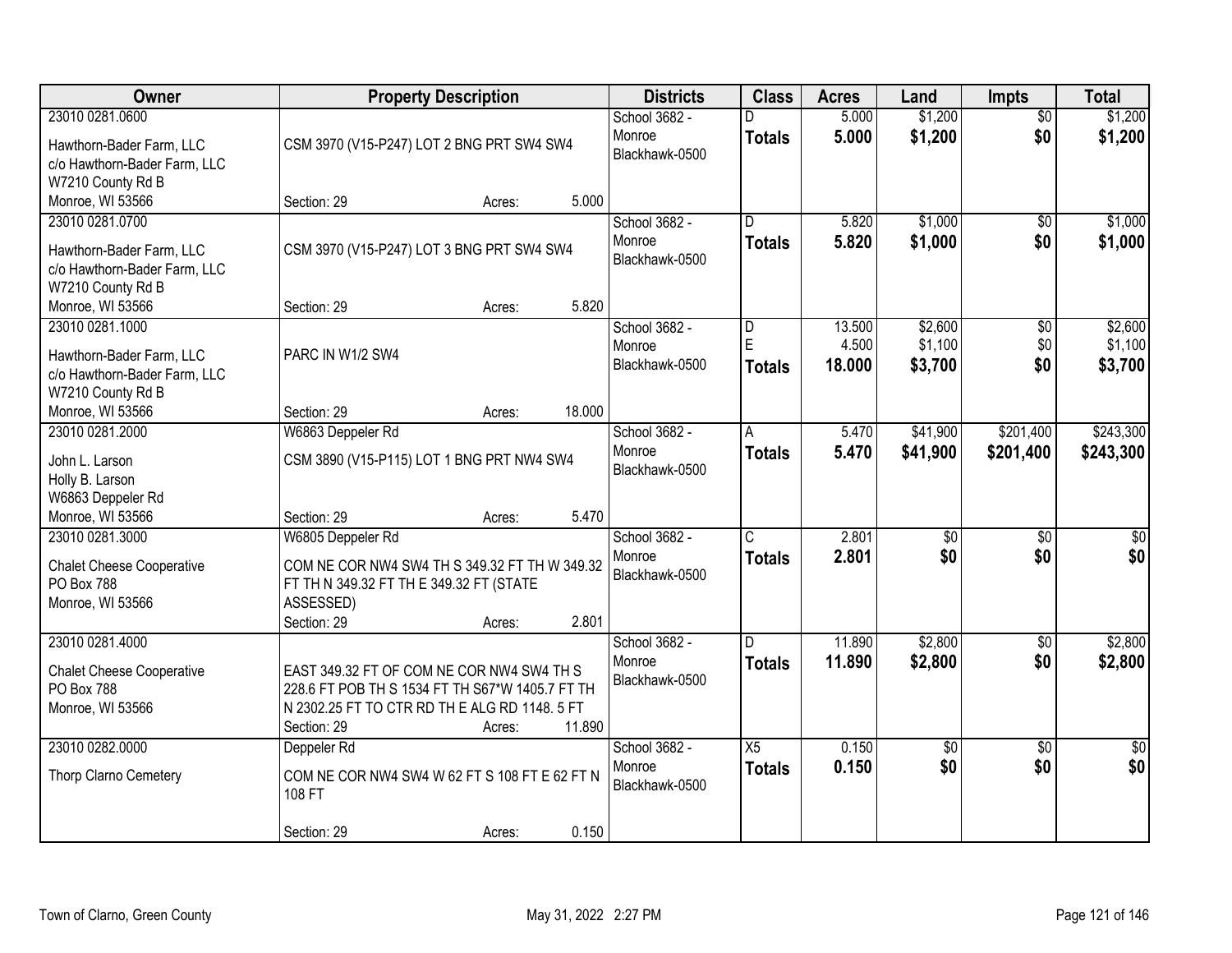| Owner | Property Description | Districts | Class | Acres | Land | Impts | Total |
|---|---|---|---|---|---|---|---|
| 23010 0281.0600<br>Hawthorn-Bader Farm, LLC<br>c/o Hawthorn-Bader Farm, LLC<br>W7210 County Rd B<br>Monroe, WI 53566 | CSM 3970 (V15-P247) LOT 2 BNG PRT SW4 SW4<br>Section: 29 Acres: 5.000 | School 3682 - Monroe<br>Blackhawk-0500 | D<br>**Totals** | 5.000<br>**5.000** | $1,200<br>**$1,200** | $0<br>**$0** | $1,200<br>**$1,200** |
| 23010 0281.0700<br>Hawthorn-Bader Farm, LLC<br>c/o Hawthorn-Bader Farm, LLC<br>W7210 County Rd B<br>Monroe, WI 53566 | CSM 3970 (V15-P247) LOT 3 BNG PRT SW4 SW4<br>Section: 29 Acres: 5.820 | School 3682 - Monroe<br>Blackhawk-0500 | D<br>**Totals** | 5.820<br>**5.820** | $1,000<br>**$1,000** | $0<br>**$0** | $1,000<br>**$1,000** |
| 23010 0281.1000<br>Hawthorn-Bader Farm, LLC<br>c/o Hawthorn-Bader Farm, LLC<br>W7210 County Rd B<br>Monroe, WI 53566 | PARC IN W1/2 SW4<br>Section: 29 Acres: 18.000 | School 3682 - Monroe<br>Blackhawk-0500 | D<br>E<br>**Totals** | 13.500<br>4.500<br>**18.000** | $2,600<br>$1,100<br>**$3,700** | $0<br>$0<br>**$0** | $2,600<br>$1,100<br>**$3,700** |
| 23010 0281.2000<br>John L. Larson<br>Holly B. Larson<br>W6863 Deppeler Rd<br>Monroe, WI 53566 | W6863 Deppeler Rd<br>CSM 3890 (V15-P115) LOT 1 BNG PRT NW4 SW4<br>Section: 29 Acres: 5.470 | School 3682 - Monroe<br>Blackhawk-0500 | A<br>**Totals** | 5.470<br>**5.470** | $41,900<br>**$41,900** | $201,400<br>**$201,400** | $243,300<br>**$243,300** |
| 23010 0281.3000<br>Chalet Cheese Cooperative<br>PO Box 788<br>Monroe, WI 53566 | W6805 Deppeler Rd<br>COM NE COR NW4 SW4 TH S 349.32 FT TH W 349.32 FT TH N 349.32 FT TH E 349.32 FT (STATE ASSESSED)<br>Section: 29 Acres: 2.801 | School 3682 - Monroe<br>Blackhawk-0500 | C<br>**Totals** | 2.801<br>**2.801** | $0<br>**$0** | $0<br>**$0** | $0<br>**$0** |
| 23010 0281.4000<br>Chalet Cheese Cooperative<br>PO Box 788<br>Monroe, WI 53566 | EAST 349.32 FT OF COM NE COR NW4 SW4 TH S 228.6 FT POB TH S 1534 FT TH S67*W 1405.7 FT TH N 2302.25 FT TO CTR RD TH E ALG RD 1148. 5 FT<br>Section: 29 Acres: 11.890 | School 3682 - Monroe<br>Blackhawk-0500 | D<br>**Totals** | 11.890<br>**11.890** | $2,800<br>**$2,800** | $0<br>**$0** | $2,800<br>**$2,800** |
| 23010 0282.0000<br>Thorp Clarno Cemetery | Deppeler Rd<br>COM NE COR NW4 SW4 W 62 FT S 108 FT E 62 FT N 108 FT<br>Section: 29 Acres: 0.150 | School 3682 - Monroe<br>Blackhawk-0500 | X5<br>**Totals** | 0.150<br>**0.150** | $0<br>**$0** | $0<br>**$0** | $0<br>**$0** |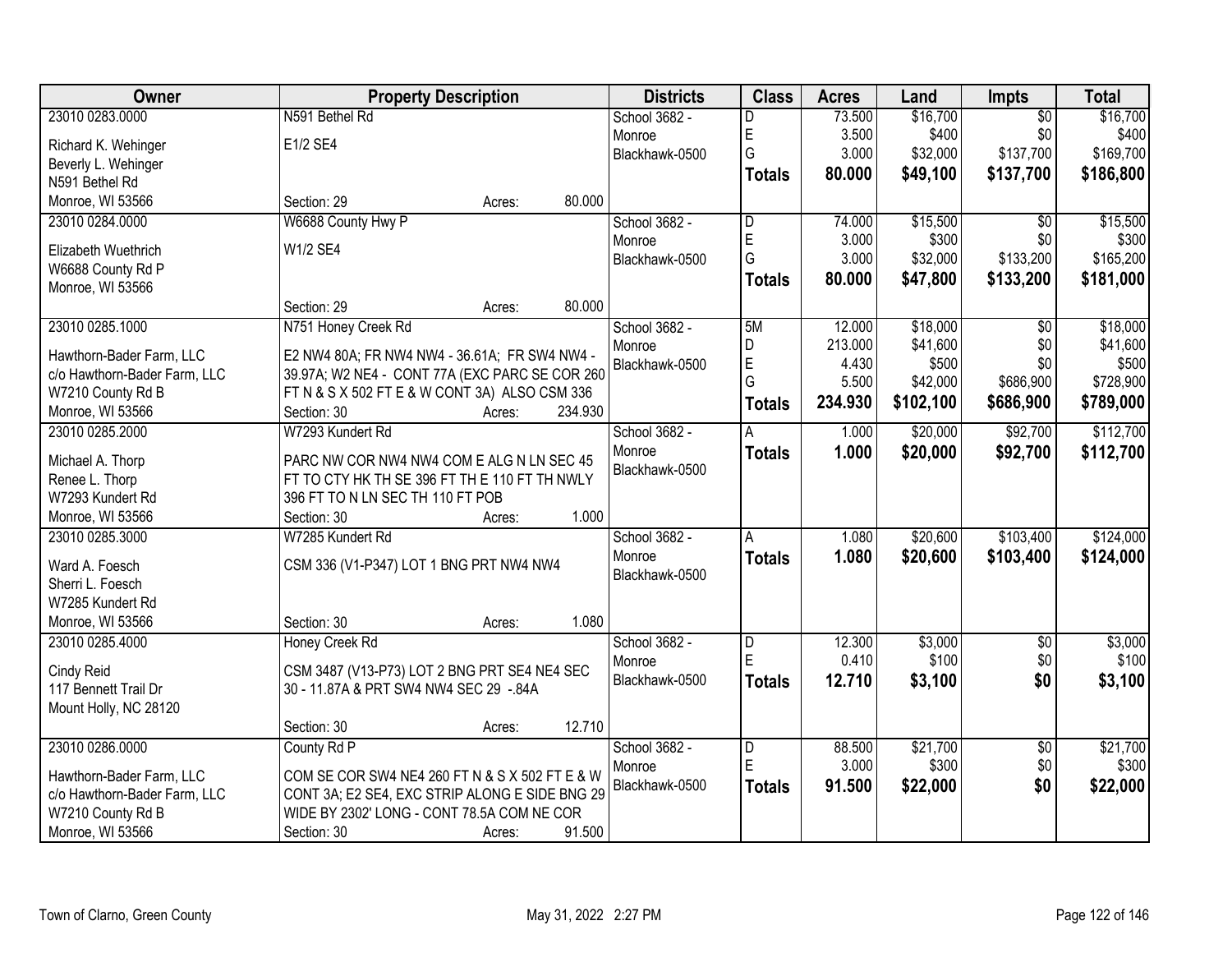| Owner | Property Description | Districts | Class | Acres | Land | Impts | Total |
|---|---|---|---|---|---|---|---|
| 23010 0283.0000<br>Richard K. Wehinger<br>Beverly L. Wehinger<br>N591 Bethel Rd<br>Monroe, WI 53566 | N591 Bethel Rd<br>E1/2 SE4<br>Section: 29 Acres: 80.000 | School 3682 - Monroe<br>Blackhawk-0500 | D<br>E<br>G<br>**Totals** | 73.500<br>3.500<br>3.000<br>**80.000** | $16,700<br>$400<br>$32,000<br>**$49,100** | $0<br>$0<br>$137,700<br>**$137,700** | $16,700<br>$400<br>$169,700<br>**$186,800** |
| 23010 0284.0000<br>Elizabeth Wuethrich<br>W6688 County Rd P<br>Monroe, WI 53566 | W6688 County Hwy P<br>W1/2 SE4<br>Section: 29 Acres: 80.000 | School 3682 - Monroe<br>Blackhawk-0500 | D<br>E<br>G<br>**Totals** | 74.000<br>3.000<br>3.000<br>**80.000** | $15,500<br>$300<br>$32,000<br>**$47,800** | $0<br>$0<br>$133,200<br>**$133,200** | $15,500<br>$300<br>$165,200<br>**$181,000** |
| 23010 0285.1000<br>Hawthorn-Bader Farm, LLC<br>c/o Hawthorn-Bader Farm, LLC<br>W7210 County Rd B<br>Monroe, WI 53566 | N751 Honey Creek Rd<br>E2 NW4 80A; FR NW4 NW4 - 36.61A; FR SW4 NW4 - 39.97A; W2 NE4 - CONT 77A (EXC PARC SE COR 260 FT N & S X 502 FT E & W CONT 3A) ALSO CSM 336<br>Section: 30 Acres: 234.930 | School 3682 - Monroe<br>Blackhawk-0500 | 5M<br>D<br>E<br>G<br>**Totals** | 12.000<br>213.000<br>4.430<br>5.500<br>**234.930** | $18,000<br>$41,600<br>$500<br>$42,000<br>**$102,100** | $0<br>$0<br>$0<br>$686,900<br>**$686,900** | $18,000<br>$41,600<br>$500<br>$728,900<br>**$789,000** |
| 23010 0285.2000<br>Michael A. Thorp<br>Renee L. Thorp<br>W7293 Kundert Rd<br>Monroe, WI 53566 | W7293 Kundert Rd<br>PARC NW COR NW4 NW4 COM E ALG N LN SEC 45 FT TO CTY HK TH SE 396 FT TH E 110 FT TH NWLY 396 FT TO N LN SEC TH 110 FT POB<br>Section: 30 Acres: 1.000 | School 3682 - Monroe<br>Blackhawk-0500 | A<br>**Totals** | 1.000<br>**1.000** | $20,000<br>**$20,000** | $92,700<br>**$92,700** | $112,700<br>**$112,700** |
| 23010 0285.3000<br>Ward A. Foesch<br>Sherri L. Foesch<br>W7285 Kundert Rd<br>Monroe, WI 53566 | W7285 Kundert Rd<br>CSM 336 (V1-P347) LOT 1 BNG PRT NW4 NW4<br>Section: 30 Acres: 1.080 | School 3682 - Monroe<br>Blackhawk-0500 | A<br>**Totals** | 1.080<br>**1.080** | $20,600<br>**$20,600** | $103,400<br>**$103,400** | $124,000<br>**$124,000** |
| 23010 0285.4000<br>Cindy Reid<br>117 Bennett Trail Dr<br>Mount Holly, NC 28120 | Honey Creek Rd<br>CSM 3487 (V13-P73) LOT 2 BNG PRT SE4 NE4 SEC 30 - 11.87A & PRT SW4 NW4 SEC 29 -.84A<br>Section: 30 Acres: 12.710 | School 3682 - Monroe<br>Blackhawk-0500 | D<br>E<br>**Totals** | 12.300<br>0.410<br>**12.710** | $3,000<br>$100<br>**$3,100** | $0<br>$0<br>**$0** | $3,000<br>$100<br>**$3,100** |
| 23010 0286.0000<br>Hawthorn-Bader Farm, LLC<br>c/o Hawthorn-Bader Farm, LLC<br>W7210 County Rd B<br>Monroe, WI 53566 | County Rd P<br>COM SE COR SW4 NE4 260 FT N & S X 502 FT E & W CONT 3A; E2 SE4, EXC STRIP ALONG E SIDE BNG 29 WIDE BY 2302' LONG - CONT 78.5A COM NE COR<br>Section: 30 Acres: 91.500 | School 3682 - Monroe<br>Blackhawk-0500 | D<br>E<br>**Totals** | 88.500<br>3.000<br>**91.500** | $21,700<br>$300<br>**$22,000** | $0<br>$0<br>**$0** | $21,700<br>$300<br>**$22,000** |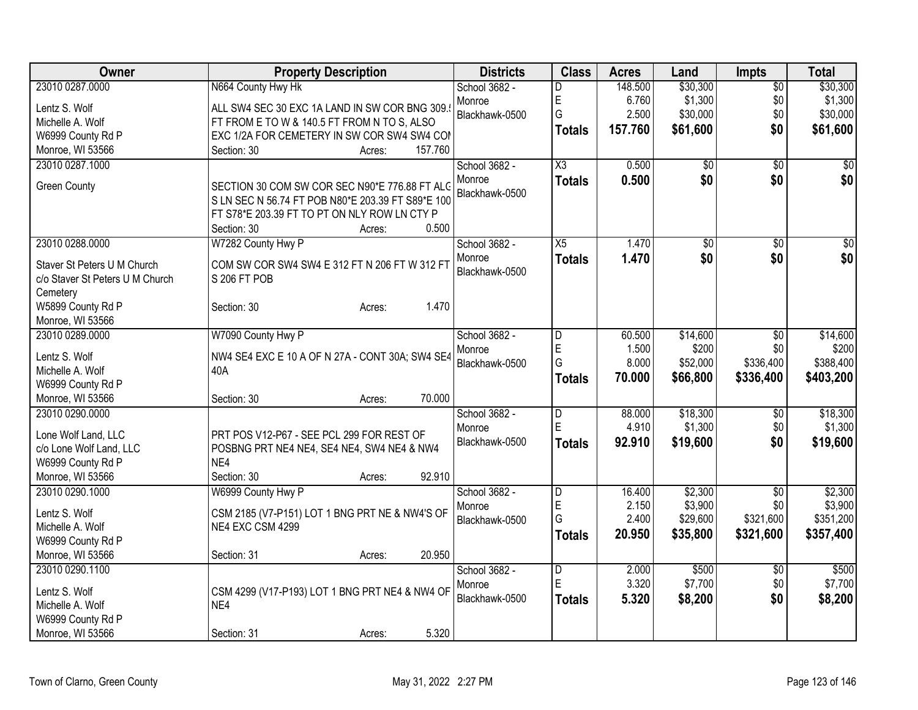| Owner | Property Description | Districts | Class | Acres | Land | Impts | Total |
|---|---|---|---|---|---|---|---|
| 23010 0287.0000<br>Lentz S. Wolf<br>Michelle A. Wolf<br>W6999 County Rd P<br>Monroe, WI 53566 | N664 County Hwy Hk<br>ALL SW4 SEC 30 EXC 1A LAND IN SW COR BNG 309.! FT FROM E TO W & 140.5 FT FROM N TO S, ALSO EXC 1/2A FOR CEMETERY IN SW COR SW4 SW4 COI<br>Section: 30 Acres: 157.760 | School 3682 - Monroe<br>Blackhawk-0500 | D<br>E<br>G<br>**Totals** | 148.500<br>6.760<br>2.500<br>**157.760** | $30,300<br>$1,300<br>$30,000<br>**$61,600** | $0<br>$0<br>$0<br>**$0** | $30,300<br>$1,300<br>$30,000<br>**$61,600** |
| 23010 0287.1000<br>Green County | SECTION 30 COM SW COR SEC N90*E 776.88 FT ALG S LN SEC N 56.74 FT POB N80*E 203.39 FT S89*E 100 FT S78*E 203.39 FT TO PT ON NLY ROW LN CTY P<br>Section: 30 Acres: 0.500 | School 3682 - Monroe<br>Blackhawk-0500 | X3<br>**Totals** | 0.500<br>**0.500** | $0<br>**$0** | $0<br>**$0** | $0<br>**$0** |
| 23010 0288.0000<br>Staver St Peters U M Church<br>c/o Staver St Peters U M Church Cemetery<br>W5899 County Rd P<br>Monroe, WI 53566 | W7282 County Hwy P<br>COM SW COR SW4 SW4 E 312 FT N 206 FT W 312 FT S 206 FT POB<br>Section: 30 Acres: 1.470 | School 3682 - Monroe<br>Blackhawk-0500 | X5<br>**Totals** | 1.470<br>**1.470** | $0<br>**$0** | $0<br>**$0** | $0<br>**$0** |
| 23010 0289.0000<br>Lentz S. Wolf<br>Michelle A. Wolf<br>W6999 County Rd P<br>Monroe, WI 53566 | W7090 County Hwy P<br>NW4 SE4 EXC E 10 A OF N 27A - CONT 30A; SW4 SE4 40A<br>Section: 30 Acres: 70.000 | School 3682 - Monroe<br>Blackhawk-0500 | D<br>E<br>G<br>**Totals** | 60.500<br>1.500<br>8.000<br>**70.000** | $14,600<br>$200<br>$52,000<br>**$66,800** | $0<br>$0<br>$336,400<br>**$336,400** | $14,600<br>$200<br>$388,400<br>**$403,200** |
| 23010 0290.0000<br>Lone Wolf Land, LLC<br>c/o Lone Wolf Land, LLC<br>W6999 County Rd P<br>Monroe, WI 53566 | PRT POS V12-P67 - SEE PCL 299 FOR REST OF POSBNG PRT NE4 NE4, SE4 NE4, SW4 NE4 & NW4 NE4<br>Section: 30 Acres: 92.910 | School 3682 - Monroe<br>Blackhawk-0500 | D<br>E<br>**Totals** | 88.000<br>4.910<br>**92.910** | $18,300<br>$1,300<br>**$19,600** | $0<br>$0<br>**$0** | $18,300<br>$1,300<br>**$19,600** |
| 23010 0290.1000<br>Lentz S. Wolf<br>Michelle A. Wolf<br>W6999 County Rd P<br>Monroe, WI 53566 | W6999 County Hwy P<br>CSM 2185 (V7-P151) LOT 1 BNG PRT NE & NW4'S OF NE4 EXC CSM 4299<br>Section: 31 Acres: 20.950 | School 3682 - Monroe<br>Blackhawk-0500 | D<br>E<br>G<br>**Totals** | 16.400<br>2.150<br>2.400<br>**20.950** | $2,300<br>$3,900<br>$29,600<br>**$35,800** | $0<br>$0<br>$321,600<br>**$321,600** | $2,300<br>$3,900<br>$351,200<br>**$357,400** |
| 23010 0290.1100<br>Lentz S. Wolf<br>Michelle A. Wolf<br>W6999 County Rd P<br>Monroe, WI 53566 | CSM 4299 (V17-P193) LOT 1 BNG PRT NE4 & NW4 OF NE4<br>Section: 31 Acres: 5.320 | School 3682 - Monroe<br>Blackhawk-0500 | D<br>E<br>**Totals** | 2.000<br>3.320<br>**5.320** | $500<br>$7,700<br>**$8,200** | $0<br>$0<br>**$0** | $500<br>$7,700<br>**$8,200** |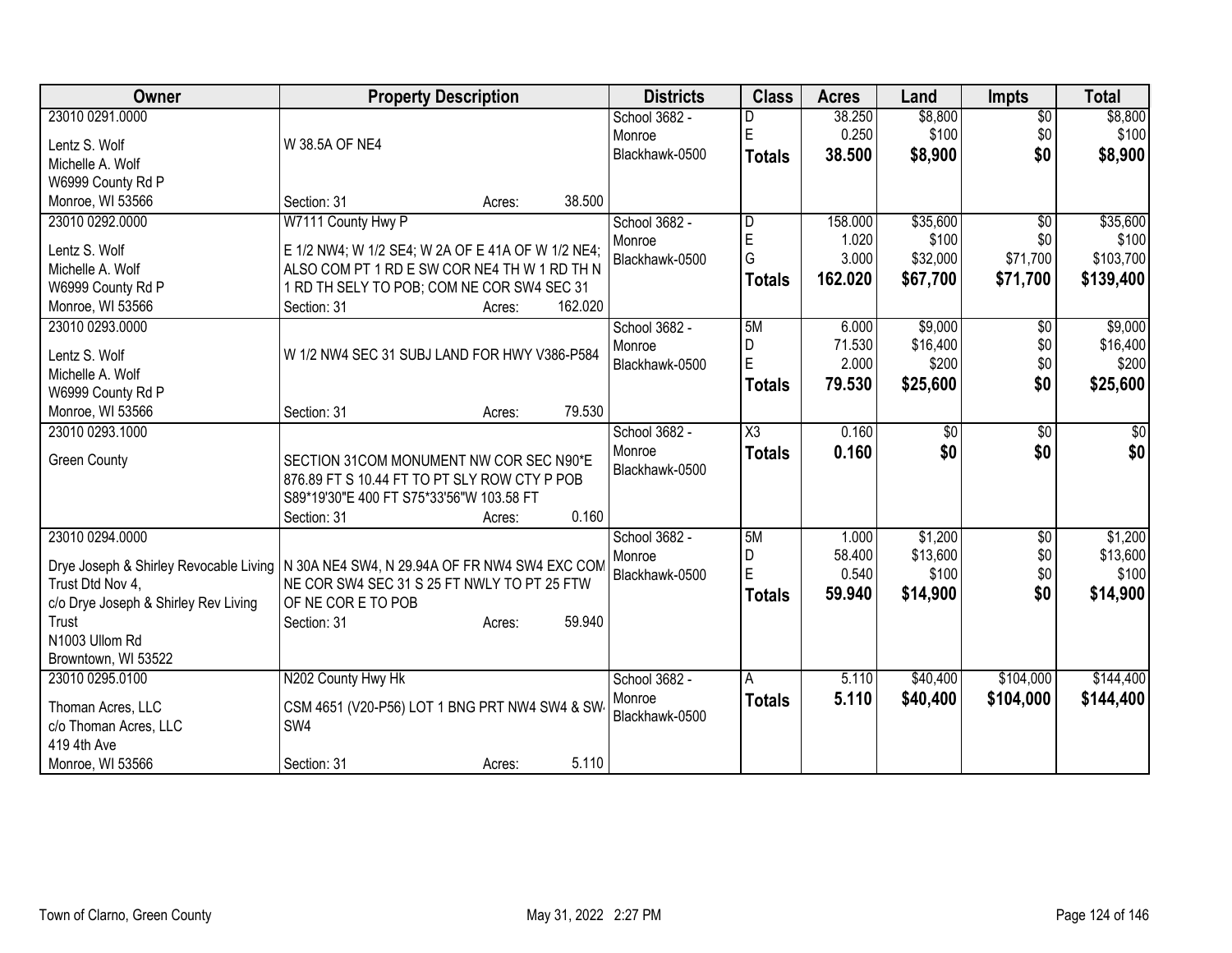| Owner | Property Description | Districts | Class | Acres | Land | Impts | Total |
|---|---|---|---|---|---|---|---|
| 23010 0291.0000<br>Lentz S. Wolf<br>Michelle A. Wolf<br>W6999 County Rd P<br>Monroe, WI 53566 | W 38.5A OF NE4<br>Section: 31 Acres: 38.500 | School 3682 - Monroe<br>Blackhawk-0500 | D<br>E<br>**Totals** | 38.250<br>0.250<br>**38.500** | $8,800<br>$100<br>**$8,900** | $0<br>$0<br>**$0** | $8,800<br>$100<br>**$8,900** |
| 23010 0292.0000<br>Lentz S. Wolf<br>Michelle A. Wolf<br>W6999 County Rd P<br>Monroe, WI 53566 | W7111 County Hwy P<br>E 1/2 NW4; W 1/2 SE4; W 2A OF E 41A OF W 1/2 NE4; ALSO COM PT 1 RD E SW COR NE4 TH W 1 RD TH N 1 RD TH SELY TO POB; COM NE COR SW4 SEC 31<br>Section: 31 Acres: 162.020 | School 3682 - Monroe<br>Blackhawk-0500 | D<br>E<br>G<br>**Totals** | 158.000<br>1.020<br>3.000<br>**162.020** | $35,600<br>$100<br>$32,000<br>**$67,700** | $0<br>$0<br>$71,700<br>**$71,700** | $35,600<br>$100<br>$103,700<br>**$139,400** |
| 23010 0293.0000<br>Lentz S. Wolf<br>Michelle A. Wolf<br>W6999 County Rd P<br>Monroe, WI 53566 | W 1/2 NW4 SEC 31 SUBJ LAND FOR HWY V386-P584<br>Section: 31 Acres: 79.530 | School 3682 - Monroe<br>Blackhawk-0500 | 5M<br>D<br>E<br>**Totals** | 6.000<br>71.530<br>2.000<br>**79.530** | $9,000<br>$16,400<br>$200<br>**$25,600** | $0<br>$0<br>$0<br>**$0** | $9,000<br>$16,400<br>$200<br>**$25,600** |
| 23010 0293.1000<br>Green County | SECTION 31COM MONUMENT NW COR SEC N90*E 876.89 FT S 10.44 FT TO PT SLY ROW CTY P POB S89*19'30"E 400 FT S75*33'56"W 103.58 FT<br>Section: 31 Acres: 0.160 | School 3682 - Monroe<br>Blackhawk-0500 | X3<br>**Totals** | 0.160<br>**0.160** | $0<br>**$0** | $0<br>**$0** | $0<br>**$0** |
| 23010 0294.0000<br>Drye Joseph & Shirley Revocable Living Trust Dtd Nov 4,<br>c/o Drye Joseph & Shirley Rev Living Trust<br>N1003 Ullom Rd<br>Browntown, WI 53522 | N 30A NE4 SW4, N 29.94A OF FR NW4 SW4 EXC COM NE COR SW4 SEC 31 S 25 FT NWLY TO PT 25 FTW OF NE COR E TO POB<br>Section: 31 Acres: 59.940 | School 3682 - Monroe<br>Blackhawk-0500 | 5M<br>D<br>E<br>**Totals** | 1.000<br>58.400<br>0.540<br>**59.940** | $1,200<br>$13,600<br>$100<br>**$14,900** | $0<br>$0<br>$0<br>**$0** | $1,200<br>$13,600<br>$100<br>**$14,900** |
| 23010 0295.0100<br>Thoman Acres, LLC<br>c/o Thoman Acres, LLC<br>419 4th Ave<br>Monroe, WI 53566 | N202 County Hwy Hk<br>CSM 4651 (V20-P56) LOT 1 BNG PRT NW4 SW4 & SW4 SW4<br>Section: 31 Acres: 5.110 | School 3682 - Monroe<br>Blackhawk-0500 | A<br>**Totals** | 5.110<br>**5.110** | $40,400<br>**$40,400** | $104,000<br>**$104,000** | $144,400<br>**$144,400** |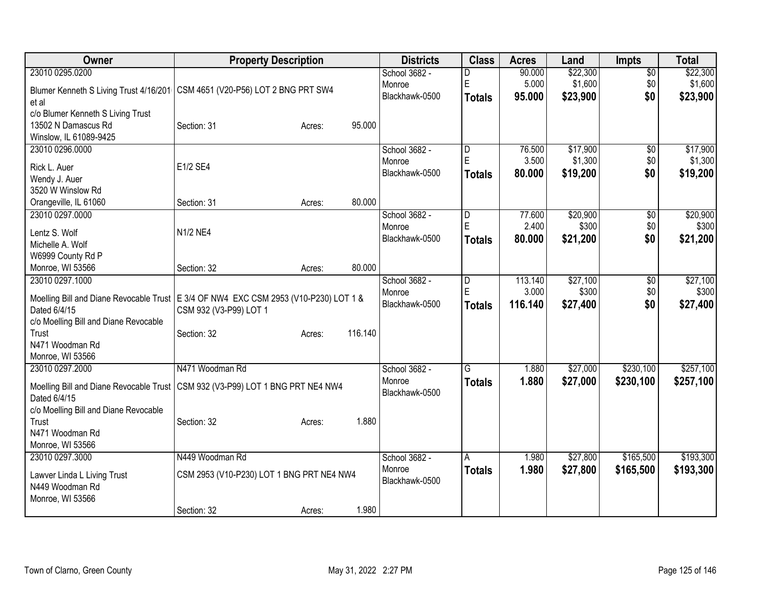| Owner | Property Description | Districts | Class | Acres | Land | Impts | Total |
|---|---|---|---|---|---|---|---|
| 23010 0295.0200<br>Blumer Kenneth S Living Trust 4/16/201 et al<br>c/o Blumer Kenneth S Living Trust<br>13502 N Damascus Rd<br>Winslow, IL 61089-9425 | CSM 4651 (V20-P56) LOT 2 BNG PRT SW4<br>Section: 31 Acres: 95.000 | School 3682 - Monroe<br>Blackhawk-0500 | D<br>E<br>**Totals** | 90.000<br>5.000<br>**95.000** | $22,300<br>$1,600<br>**$23,900** | $0<br>$0<br>**$0** | $22,300<br>$1,600<br>**$23,900** |
| 23010 0296.0000<br>Rick L. Auer<br>Wendy J. Auer<br>3520 W Winslow Rd<br>Orangeville, IL 61060 | E1/2 SE4<br>Section: 31 Acres: 80.000 | School 3682 - Monroe<br>Blackhawk-0500 | D<br>E<br>**Totals** | 76.500<br>3.500<br>**80.000** | $17,900<br>$1,300<br>**$19,200** | $0<br>$0<br>**$0** | $17,900<br>$1,300<br>**$19,200** |
| 23010 0297.0000<br>Lentz S. Wolf<br>Michelle A. Wolf<br>W6999 County Rd P<br>Monroe, WI 53566 | N1/2 NE4<br>Section: 32 Acres: 80.000 | School 3682 - Monroe<br>Blackhawk-0500 | D<br>E<br>**Totals** | 77.600<br>2.400<br>**80.000** | $20,900<br>$300<br>**$21,200** | $0<br>$0<br>**$0** | $20,900<br>$300<br>**$21,200** |
| 23010 0297.1000<br>Moelling Bill and Diane Revocable Trust Dated 6/4/15<br>c/o Moelling Bill and Diane Revocable Trust<br>N471 Woodman Rd<br>Monroe, WI 53566 | E 3/4 OF NW4 EXC CSM 2953 (V10-P230) LOT 1 & CSM 932 (V3-P99) LOT 1<br>Section: 32 Acres: 116.140 | School 3682 - Monroe<br>Blackhawk-0500 | D<br>E<br>**Totals** | 113.140<br>3.000<br>**116.140** | $27,100<br>$300<br>**$27,400** | $0<br>$0<br>**$0** | $27,100<br>$300<br>**$27,400** |
| 23010 0297.2000<br>Moelling Bill and Diane Revocable Trust Dated 6/4/15<br>c/o Moelling Bill and Diane Revocable Trust<br>N471 Woodman Rd<br>Monroe, WI 53566 | N471 Woodman Rd<br>CSM 932 (V3-P99) LOT 1 BNG PRT NE4 NW4<br>Section: 32 Acres: 1.880 | School 3682 - Monroe<br>Blackhawk-0500 | G<br>**Totals** | 1.880<br>**1.880** | $27,000<br>**$27,000** | $230,100<br>**$230,100** | $257,100<br>**$257,100** |
| 23010 0297.3000<br>Lawver Linda L Living Trust<br>N449 Woodman Rd<br>Monroe, WI 53566 | N449 Woodman Rd<br>CSM 2953 (V10-P230) LOT 1 BNG PRT NE4 NW4<br>Section: 32 Acres: 1.980 | School 3682 - Monroe<br>Blackhawk-0500 | A<br>**Totals** | 1.980<br>**1.980** | $27,800<br>**$27,800** | $165,500<br>**$165,500** | $193,300<br>**$193,300** |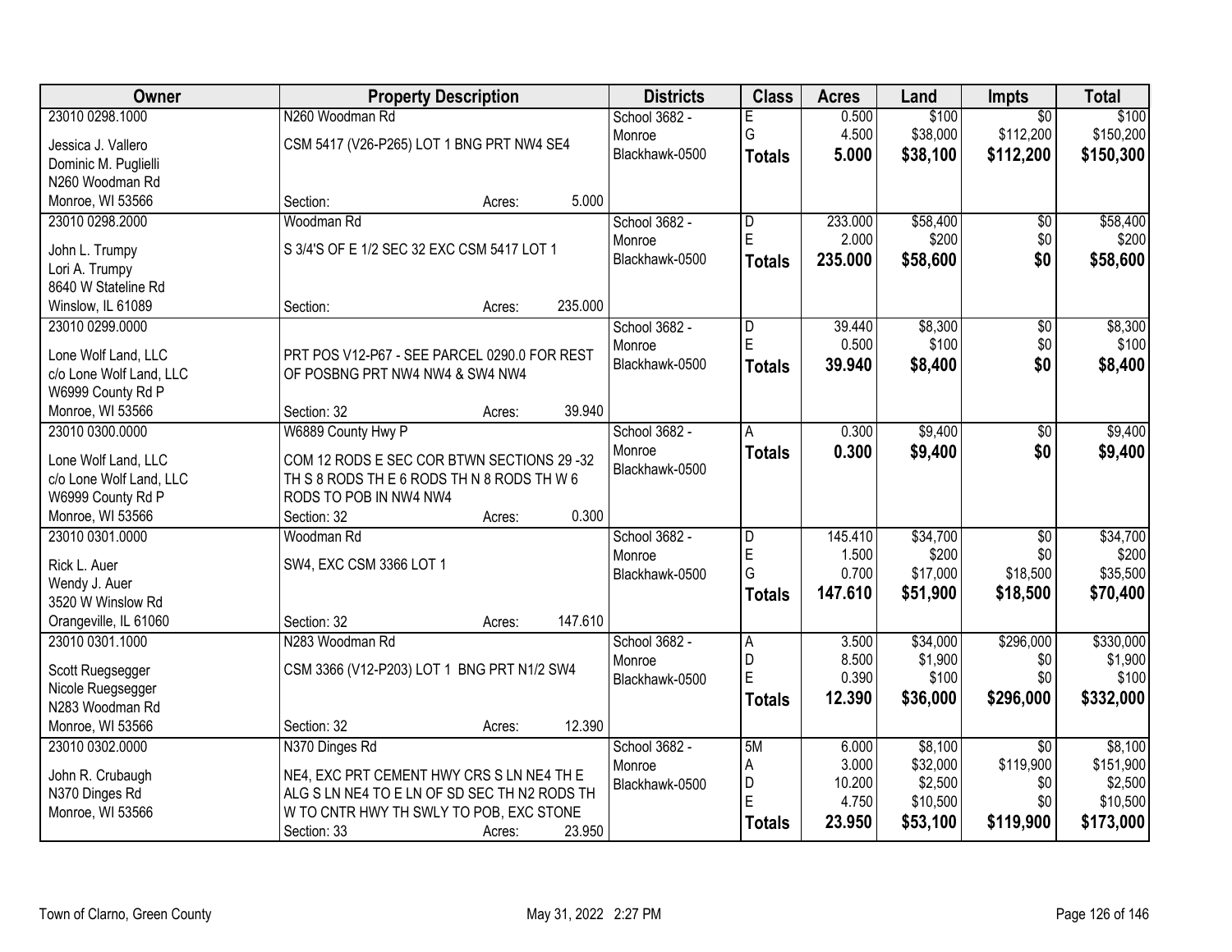| Owner | Property Description | Districts | Class | Acres | Land | Impts | Total |
|---|---|---|---|---|---|---|---|
| 23010 0298.1000<br>Jessica J. Vallero<br>Dominic M. Puglielli<br>N260 Woodman Rd<br>Monroe, WI 53566 | N260 Woodman Rd<br>CSM 5417 (V26-P265) LOT 1 BNG PRT NW4 SE4<br>Section: Acres: 5.000 | School 3682 - Monroe<br>Blackhawk-0500 | E<br>G<br>**Totals** | 0.500<br>4.500<br>**5.000** | $100<br>$38,000<br>**$38,100** | $0<br>$112,200<br>**$112,200** | $100<br>$150,200<br>**$150,300** |
| 23010 0298.2000<br>John L. Trumpy<br>Lori A. Trumpy<br>8640 W Stateline Rd<br>Winslow, IL 61089 | Woodman Rd<br>S 3/4'S OF E 1/2 SEC 32 EXC CSM 5417 LOT 1<br>Section: Acres: 235.000 | School 3682 - Monroe<br>Blackhawk-0500 | D<br>E<br>**Totals** | 233.000<br>2.000<br>**235.000** | $58,400<br>$200<br>**$58,600** | $0<br>$0<br>**$0** | $58,400<br>$200<br>**$58,600** |
| 23010 0299.0000<br>Lone Wolf Land, LLC<br>c/o Lone Wolf Land, LLC<br>W6999 County Rd P<br>Monroe, WI 53566 | PRT POS V12-P67 - SEE PARCEL 0290.0 FOR REST OF POSBNG PRT NW4 NW4 & SW4 NW4<br>Section: 32 Acres: 39.940 | School 3682 - Monroe<br>Blackhawk-0500 | D<br>E<br>**Totals** | 39.440<br>0.500<br>**39.940** | $8,300<br>$100<br>**$8,400** | $0<br>$0<br>**$0** | $8,300<br>$100<br>**$8,400** |
| 23010 0300.0000<br>Lone Wolf Land, LLC<br>c/o Lone Wolf Land, LLC<br>W6999 County Rd P<br>Monroe, WI 53566 | W6889 County Hwy P<br>COM 12 RODS E SEC COR BTWN SECTIONS 29 -32 TH S 8 RODS TH E 6 RODS TH N 8 RODS TH W 6 RODS TO POB IN NW4 NW4<br>Section: 32 Acres: 0.300 | School 3682 - Monroe<br>Blackhawk-0500 | A<br>**Totals** | 0.300<br>**0.300** | $9,400<br>**$9,400** | $0<br>**$0** | $9,400<br>**$9,400** |
| 23010 0301.0000<br>Rick L. Auer<br>Wendy J. Auer<br>3520 W Winslow Rd<br>Orangeville, IL 61060 | Woodman Rd<br>SW4, EXC CSM 3366 LOT 1<br>Section: 32 Acres: 147.610 | School 3682 - Monroe<br>Blackhawk-0500 | D<br>E<br>G<br>**Totals** | 145.410<br>1.500<br>0.700<br>**147.610** | $34,700<br>$200<br>$17,000<br>**$51,900** | $0<br>$0<br>$18,500<br>**$18,500** | $34,700<br>$200<br>$35,500<br>**$70,400** |
| 23010 0301.1000<br>Scott Ruegsegger<br>Nicole Ruegsegger<br>N283 Woodman Rd<br>Monroe, WI 53566 | N283 Woodman Rd<br>CSM 3366 (V12-P203) LOT 1 BNG PRT N1/2 SW4<br>Section: 32 Acres: 12.390 | School 3682 - Monroe<br>Blackhawk-0500 | A<br>D<br>E<br>**Totals** | 3.500<br>8.500<br>0.390<br>**12.390** | $34,000<br>$1,900<br>$100<br>**$36,000** | $296,000<br>$0<br>$0<br>**$296,000** | $330,000<br>$1,900<br>$100<br>**$332,000** |
| 23010 0302.0000<br>John R. Crubaugh<br>N370 Dinges Rd<br>Monroe, WI 53566 | N370 Dinges Rd<br>NE4, EXC PRT CEMENT HWY CRS S LN NE4 TH E ALG S LN NE4 TO E LN OF SD SEC TH N2 RODS TH W TO CNTR HWY TH SWLY TO POB, EXC STONE<br>Section: 33 Acres: 23.950 | School 3682 - Monroe<br>Blackhawk-0500 | 5M<br>A<br>D<br>E<br>**Totals** | 6.000<br>3.000<br>10.200<br>4.750<br>**23.950** | $8,100<br>$32,000<br>$2,500<br>$10,500<br>**$53,100** | $0<br>$119,900<br>$0<br>$0<br>**$119,900** | $8,100<br>$151,900<br>$2,500<br>$10,500<br>**$173,000** |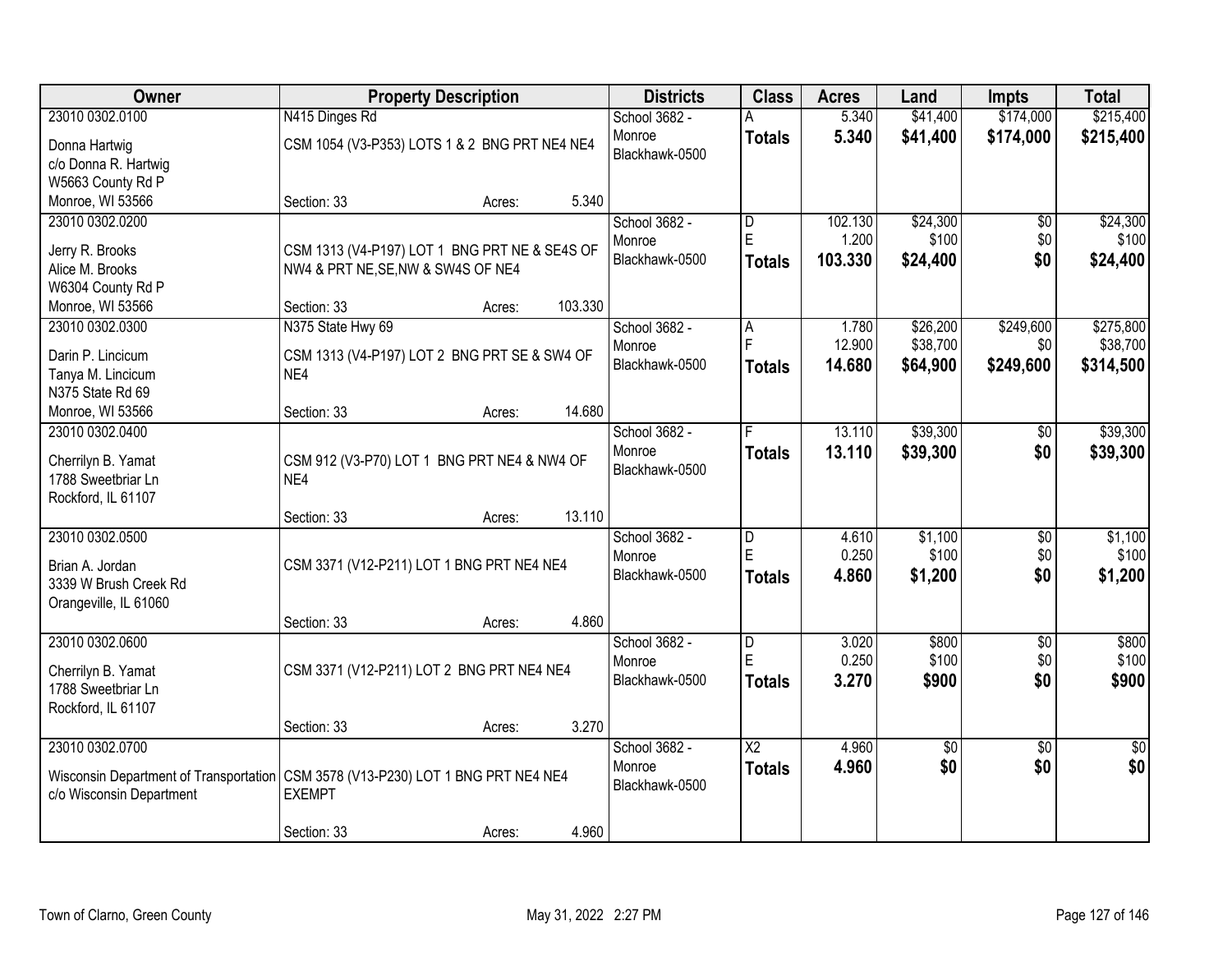| Owner | Property Description | Districts | Class | Acres | Land | Impts | Total |
|---|---|---|---|---|---|---|---|
| 23010 0302.0100<br>Donna Hartwig<br>c/o Donna R. Hartwig<br>W5663 County Rd P<br>Monroe, WI 53566 | N415 Dinges Rd<br>CSM 1054 (V3-P353) LOTS 1 & 2 BNG PRT NE4 NE4<br>Section: 33 Acres: 5.340 | School 3682 - Monroe<br>Blackhawk-0500 | A<br>**Totals** | 5.340<br>**5.340** | $41,400<br>**$41,400** | $174,000<br>**$174,000** | $215,400<br>**$215,400** |
| 23010 0302.0200<br>Jerry R. Brooks<br>Alice M. Brooks<br>W6304 County Rd P<br>Monroe, WI 53566 | CSM 1313 (V4-P197) LOT 1 BNG PRT NE & SE4S OF NW4 & PRT NE,SE,NW & SW4S OF NE4<br>Section: 33 Acres: 103.330 | School 3682 - Monroe<br>Blackhawk-0500 | D<br>E<br>**Totals** | 102.130<br>1.200<br>**103.330** | $24,300<br>$100<br>**$24,400** | $0<br>$0<br>**$0** | $24,300<br>$100<br>**$24,400** |
| 23010 0302.0300<br>Darin P. Lincicum<br>Tanya M. Lincicum<br>N375 State Rd 69<br>Monroe, WI 53566 | N375 State Hwy 69<br>CSM 1313 (V4-P197) LOT 2 BNG PRT SE & SW4 OF NE4<br>Section: 33 Acres: 14.680 | School 3682 - Monroe<br>Blackhawk-0500 | A<br>F<br>**Totals** | 1.780<br>12.900<br>**14.680** | $26,200<br>$38,700<br>**$64,900** | $249,600<br>$0<br>**$249,600** | $275,800<br>$38,700<br>**$314,500** |
| 23010 0302.0400<br>Cherrilyn B. Yamat<br>1788 Sweetbriar Ln<br>Rockford, IL 61107 | CSM 912 (V3-P70) LOT 1 BNG PRT NE4 & NW4 OF NE4<br>Section: 33 Acres: 13.110 | School 3682 - Monroe<br>Blackhawk-0500 | F<br>**Totals** | 13.110<br>**13.110** | $39,300<br>**$39,300** | $0<br>**$0** | $39,300<br>**$39,300** |
| 23010 0302.0500<br>Brian A. Jordan<br>3339 W Brush Creek Rd<br>Orangeville, IL 61060 | CSM 3371 (V12-P211) LOT 1 BNG PRT NE4 NE4<br>Section: 33 Acres: 4.860 | School 3682 - Monroe<br>Blackhawk-0500 | D<br>E<br>**Totals** | 4.610<br>0.250<br>**4.860** | $1,100<br>$100<br>**$1,200** | $0<br>$0<br>**$0** | $1,100<br>$100<br>**$1,200** |
| 23010 0302.0600<br>Cherrilyn B. Yamat<br>1788 Sweetbriar Ln<br>Rockford, IL 61107 | CSM 3371 (V12-P211) LOT 2 BNG PRT NE4 NE4<br>Section: 33 Acres: 3.270 | School 3682 - Monroe<br>Blackhawk-0500 | D<br>E<br>**Totals** | 3.020<br>0.250<br>**3.270** | $800<br>$100<br>**$900** | $0<br>$0<br>**$0** | $800<br>$100<br>**$900** |
| 23010 0302.0700<br>Wisconsin Department of Transportation<br>c/o Wisconsin Department | CSM 3578 (V13-P230) LOT 1 BNG PRT NE4 NE4 EXEMPT<br>Section: 33 Acres: 4.960 | School 3682 - Monroe<br>Blackhawk-0500 | X2<br>**Totals** | 4.960<br>**4.960** | $0<br>**$0** | $0<br>**$0** | $0<br>**$0** |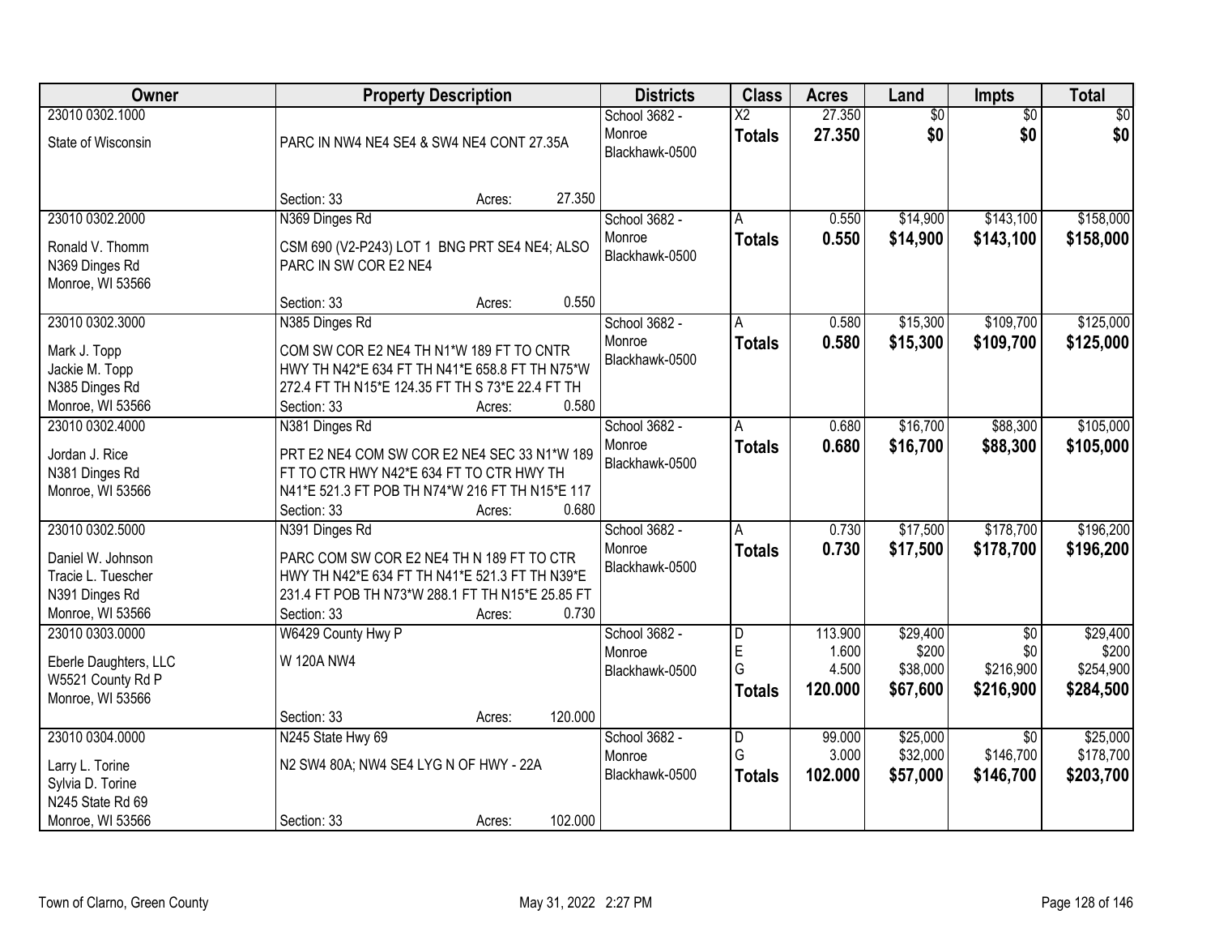| Owner | Property Description | Districts | Class | Acres | Land | Impts | Total |
|---|---|---|---|---|---|---|---|
| 23010 0302.1000<br>State of Wisconsin | PARC IN NW4 NE4 SE4 & SW4 NE4 CONT 27.35A<br>Section: 33 Acres: 27.350 | School 3682 - Monroe Blackhawk-0500 | X2<br>**Totals** | 27.350<br>**27.350** | $0<br>**$0** | $0<br>**$0** | $0<br>**$0** |
| 23010 0302.2000<br>Ronald V. Thomm<br>N369 Dinges Rd<br>Monroe, WI 53566 | N369 Dinges Rd<br>CSM 690 (V2-P243) LOT 1 BNG PRT SE4 NE4; ALSO PARC IN SW COR E2 NE4<br>Section: 33 Acres: 0.550 | School 3682 - Monroe Blackhawk-0500 | A<br>**Totals** | 0.550<br>**0.550** | $14,900<br>**$14,900** | $143,100<br>**$143,100** | $158,000<br>**$158,000** |
| 23010 0302.3000<br>Mark J. Topp<br>Jackie M. Topp<br>N385 Dinges Rd<br>Monroe, WI 53566 | N385 Dinges Rd<br>COM SW COR E2 NE4 TH N1*W 189 FT TO CNTR HWY TH N42*E 634 FT TH N41*E 658.8 FT TH N75*W 272.4 FT TH N15*E 124.35 FT TH S 73*E 22.4 FT TH<br>Section: 33 Acres: 0.580 | School 3682 - Monroe Blackhawk-0500 | A<br>**Totals** | 0.580<br>**0.580** | $15,300<br>**$15,300** | $109,700<br>**$109,700** | $125,000<br>**$125,000** |
| 23010 0302.4000<br>Jordan J. Rice<br>N381 Dinges Rd<br>Monroe, WI 53566 | N381 Dinges Rd<br>PRT E2 NE4 COM SW COR E2 NE4 SEC 33 N1*W 189 FT TO CTR HWY N42*E 634 FT TO CTR HWY TH N41*E 521.3 FT POB TH N74*W 216 FT TH N15*E 117<br>Section: 33 Acres: 0.680 | School 3682 - Monroe Blackhawk-0500 | A<br>**Totals** | 0.680<br>**0.680** | $16,700<br>**$16,700** | $88,300<br>**$88,300** | $105,000<br>**$105,000** |
| 23010 0302.5000<br>Daniel W. Johnson<br>Tracie L. Tuescher<br>N391 Dinges Rd<br>Monroe, WI 53566 | N391 Dinges Rd<br>PARC COM SW COR E2 NE4 TH N 189 FT TO CTR HWY TH N42*E 634 FT TH N41*E 521.3 FT TH N39*E 231.4 FT POB TH N73*W 288.1 FT TH N15*E 25.85 FT<br>Section: 33 Acres: 0.730 | School 3682 - Monroe Blackhawk-0500 | A<br>**Totals** | 0.730<br>**0.730** | $17,500<br>**$17,500** | $178,700<br>**$178,700** | $196,200<br>**$196,200** |
| 23010 0303.0000<br>Eberle Daughters, LLC<br>W5521 County Rd P<br>Monroe, WI 53566 | W6429 County Hwy P<br>W 120A NW4<br>Section: 33 Acres: 120.000 | School 3682 - Monroe Blackhawk-0500 | D<br>E<br>G<br>**Totals** | 113.900<br>1.600<br>4.500<br>**120.000** | $29,400<br>$200<br>$38,000<br>**$67,600** | $0<br>$0<br>$216,900<br>**$216,900** | $29,400<br>$200<br>$254,900<br>**$284,500** |
| 23010 0304.0000<br>Larry L. Torine<br>Sylvia D. Torine<br>N245 State Rd 69<br>Monroe, WI 53566 | N245 State Hwy 69<br>N2 SW4 80A; NW4 SE4 LYG N OF HWY - 22A<br>Section: 33 Acres: 102.000 | School 3682 - Monroe Blackhawk-0500 | D<br>G<br>**Totals** | 99.000<br>3.000<br>**102.000** | $25,000<br>$32,000<br>**$57,000** | $0<br>$146,700<br>**$146,700** | $25,000<br>$178,700<br>**$203,700** |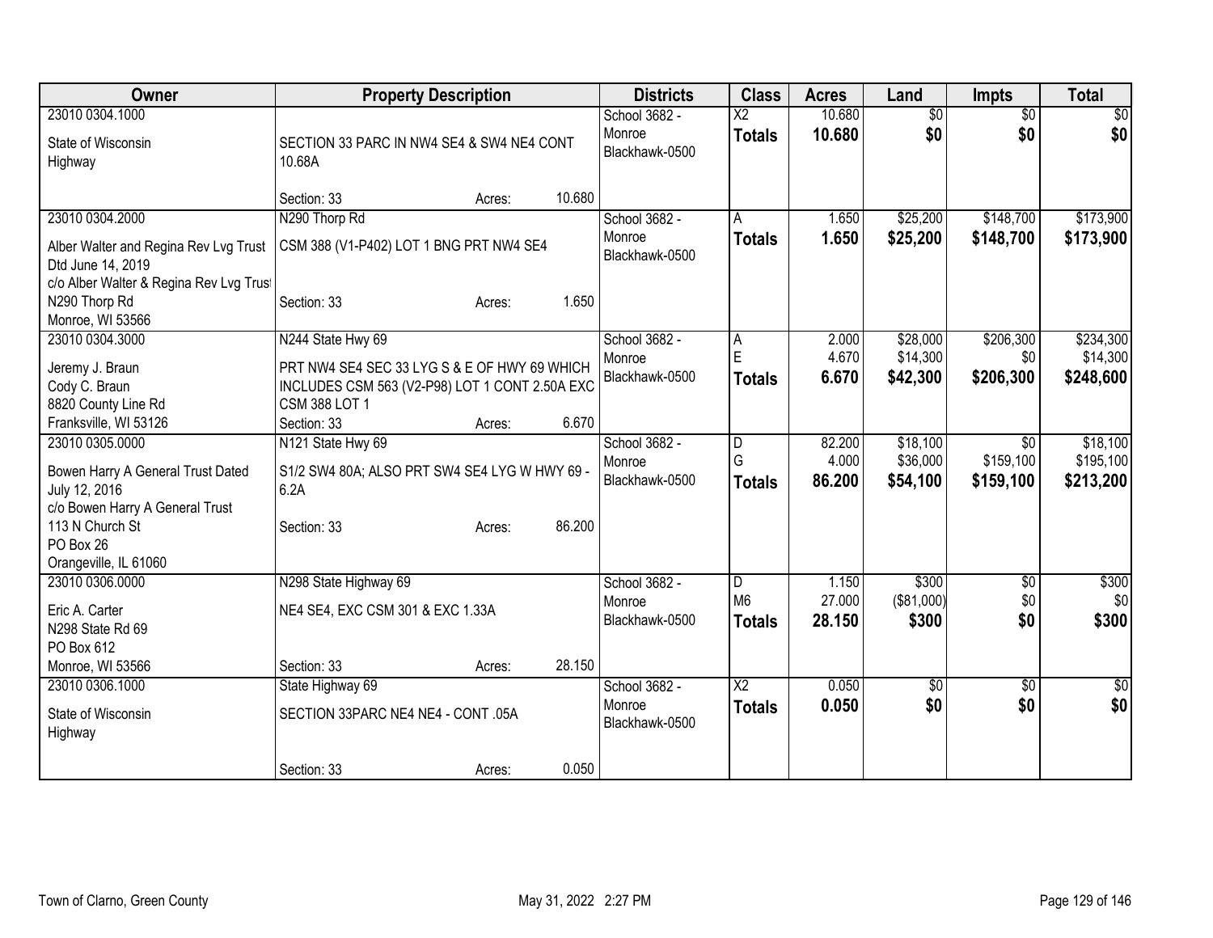| Owner | Property Description | Districts | Class | Acres | Land | Impts | Total |
|---|---|---|---|---|---|---|---|
| 23010 0304.1000<br>State of Wisconsin<br>Highway | SECTION 33 PARC IN NW4 SE4 & SW4 NE4 CONT 10.68A<br>Section: 33 Acres: 10.680 | School 3682 - Monroe<br>Blackhawk-0500 | X2<br>**Totals** | 10.680<br>**10.680** | $0<br>**$0** | $0<br>**$0** | $0<br>**$0** |
| 23010 0304.2000<br>Alber Walter and Regina Rev Lvg Trust Dtd June 14, 2019<br>c/o Alber Walter & Regina Rev Lvg Trust<br>N290 Thorp Rd<br>Monroe, WI 53566 | N290 Thorp Rd<br>CSM 388 (V1-P402) LOT 1 BNG PRT NW4 SE4<br>Section: 33 Acres: 1.650 | School 3682 - Monroe<br>Blackhawk-0500 | A<br>**Totals** | 1.650<br>**1.650** | $25,200<br>**$25,200** | $148,700<br>**$148,700** | $173,900<br>**$173,900** |
| 23010 0304.3000<br>Jeremy J. Braun<br>Cody C. Braun<br>8820 County Line Rd<br>Franksville, WI 53126 | N244 State Hwy 69<br>PRT NW4 SE4 SEC 33 LYG S & E OF HWY 69 WHICH INCLUDES CSM 563 (V2-P98) LOT 1 CONT 2.50A EXC CSM 388 LOT 1<br>Section: 33 Acres: 6.670 | School 3682 - Monroe<br>Blackhawk-0500 | A<br>E<br>**Totals** | 2.000<br>4.670<br>**6.670** | $28,000<br>$14,300<br>**$42,300** | $206,300<br>$0<br>**$206,300** | $234,300<br>$14,300<br>**$248,600** |
| 23010 0305.0000<br>Bowen Harry A General Trust Dated July 12, 2016<br>c/o Bowen Harry A General Trust<br>113 N Church St<br>PO Box 26<br>Orangeville, IL 61060 | N121 State Hwy 69<br>S1/2 SW4 80A; ALSO PRT SW4 SE4 LYG W HWY 69 - 6.2A<br>Section: 33 Acres: 86.200 | School 3682 - Monroe<br>Blackhawk-0500 | D<br>G<br>**Totals** | 82.200<br>4.000<br>**86.200** | $18,100<br>$36,000<br>**$54,100** | $0<br>$159,100<br>**$159,100** | $18,100<br>$195,100<br>**$213,200** |
| 23010 0306.0000<br>Eric A. Carter<br>N298 State Rd 69<br>PO Box 612<br>Monroe, WI 53566 | N298 State Highway 69<br>NE4 SE4, EXC CSM 301 & EXC 1.33A<br>Section: 33 Acres: 28.150 | School 3682 - Monroe<br>Blackhawk-0500 | D<br>M6<br>**Totals** | 1.150<br>27.000<br>**28.150** | $300<br>($81,000)<br>**$300** | $0<br>$0<br>**$0** | $300<br>$0<br>**$300** |
| 23010 0306.1000<br>State of Wisconsin<br>Highway | State Highway 69<br>SECTION 33PARC NE4 NE4 - CONT .05A<br>Section: 33 Acres: 0.050 | School 3682 - Monroe<br>Blackhawk-0500 | X2<br>**Totals** | 0.050<br>**0.050** | $0<br>**$0** | $0<br>**$0** | $0<br>**$0** |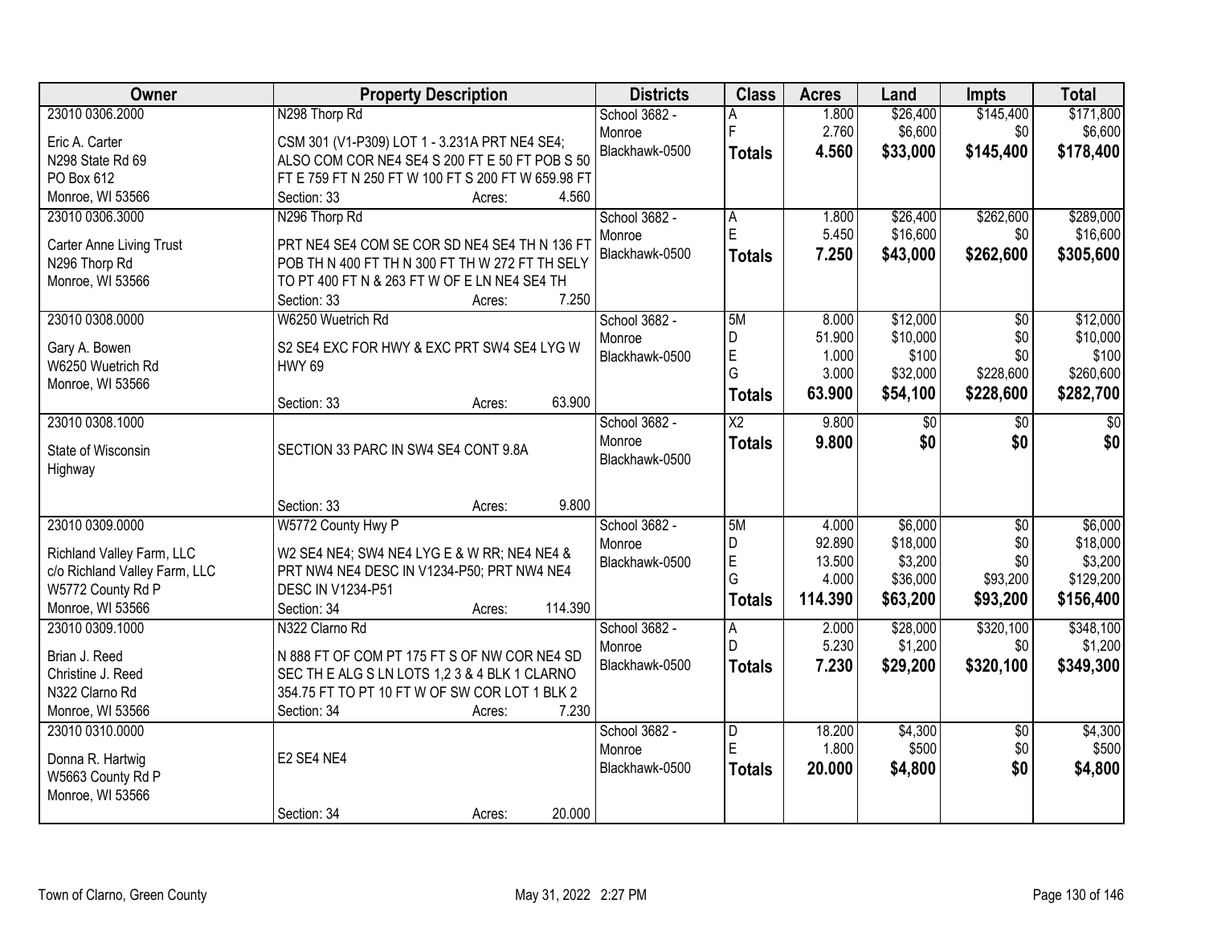| Owner | Property Description | Districts | Class | Acres | Land | Impts | Total |
|---|---|---|---|---|---|---|---|
| 23010 0306.2000<br>Eric A. Carter<br>N298 State Rd 69<br>PO Box 612<br>Monroe, WI 53566 | N298 Thorp Rd<br>CSM 301 (V1-P309) LOT 1 - 3.231A PRT NE4 SE4; ALSO COM COR NE4 SE4 S 200 FT E 50 FT POB S 50 FT E 759 FT N 250 FT W 100 FT S 200 FT W 659.98 FT<br>Section: 33 Acres: 4.560 | School 3682 - Monroe<br>Blackhawk-0500 | A<br>F<br>**Totals** | 1.800<br>2.760<br>**4.560** | $26,400<br>$6,600<br>**$33,000** | $145,400<br>$0<br>**$145,400** | $171,800<br>$6,600<br>**$178,400** |
| 23010 0306.3000<br>Carter Anne Living Trust<br>N296 Thorp Rd<br>Monroe, WI 53566 | N296 Thorp Rd<br>PRT NE4 SE4 COM SE COR SD NE4 SE4 TH N 136 FT POB TH N 400 FT TH N 300 FT TH W 272 FT TH SELY TO PT 400 FT N & 263 FT W OF E LN NE4 SE4 TH<br>Section: 33 Acres: 7.250 | School 3682 - Monroe<br>Blackhawk-0500 | A<br>E<br>**Totals** | 1.800<br>5.450<br>**7.250** | $26,400<br>$16,600<br>**$43,000** | $262,600<br>$0<br>**$262,600** | $289,000<br>$16,600<br>**$305,600** |
| 23010 0308.0000<br>Gary A. Bowen<br>W6250 Wuetrich Rd<br>Monroe, WI 53566 | W6250 Wuetrich Rd<br>S2 SE4 EXC FOR HWY & EXC PRT SW4 SE4 LYG W HWY 69<br>Section: 33 Acres: 63.900 | School 3682 - Monroe<br>Blackhawk-0500 | 5M<br>D<br>E<br>G<br>**Totals** | 8.000<br>51.900<br>1.000<br>3.000<br>**63.900** | $12,000<br>$10,000<br>$100<br>$32,000<br>**$54,100** | $0<br>$0<br>$0<br>$228,600<br>**$228,600** | $12,000<br>$10,000<br>$100<br>$260,600<br>**$282,700** |
| 23010 0308.1000<br>State of Wisconsin<br>Highway | SECTION 33 PARC IN SW4 SE4 CONT 9.8A<br>Section: 33 Acres: 9.800 | School 3682 - Monroe<br>Blackhawk-0500 | X2<br>**Totals** | 9.800<br>**9.800** | $0<br>**$0** | $0<br>**$0** | $0<br>**$0** |
| 23010 0309.0000<br>Richland Valley Farm, LLC<br>c/o Richland Valley Farm, LLC<br>W5772 County Rd P<br>Monroe, WI 53566 | W5772 County Hwy P<br>W2 SE4 NE4; SW4 NE4 LYG E & W RR; NE4 NE4 & PRT NW4 NE4 DESC IN V1234-P50; PRT NW4 NE4 DESC IN V1234-P51<br>Section: 34 Acres: 114.390 | School 3682 - Monroe<br>Blackhawk-0500 | 5M<br>D<br>E<br>G<br>**Totals** | 4.000<br>92.890<br>13.500<br>4.000<br>**114.390** | $6,000<br>$18,000<br>$3,200<br>$36,000<br>**$63,200** | $0<br>$0<br>$0<br>$93,200<br>**$93,200** | $6,000<br>$18,000<br>$3,200<br>$129,200<br>**$156,400** |
| 23010 0309.1000<br>Brian J. Reed<br>Christine J. Reed<br>N322 Clarno Rd<br>Monroe, WI 53566 | N322 Clarno Rd<br>N 888 FT OF COM PT 175 FT S OF NW COR NE4 SD SEC TH E ALG S LN LOTS 1,2 3 & 4 BLK 1 CLARNO 354.75 FT TO PT 10 FT W OF SW COR LOT 1 BLK 2<br>Section: 34 Acres: 7.230 | School 3682 - Monroe<br>Blackhawk-0500 | A<br>D<br>**Totals** | 2.000<br>5.230<br>**7.230** | $28,000<br>$1,200<br>**$29,200** | $320,100<br>$0<br>**$320,100** | $348,100<br>$1,200<br>**$349,300** |
| 23010 0310.0000<br>Donna R. Hartwig<br>W5663 County Rd P<br>Monroe, WI 53566 | E2 SE4 NE4<br>Section: 34 Acres: 20.000 | School 3682 - Monroe<br>Blackhawk-0500 | D<br>E<br>**Totals** | 18.200<br>1.800<br>**20.000** | $4,300<br>$500<br>**$4,800** | $0<br>$0<br>**$0** | $4,300<br>$500<br>**$4,800** |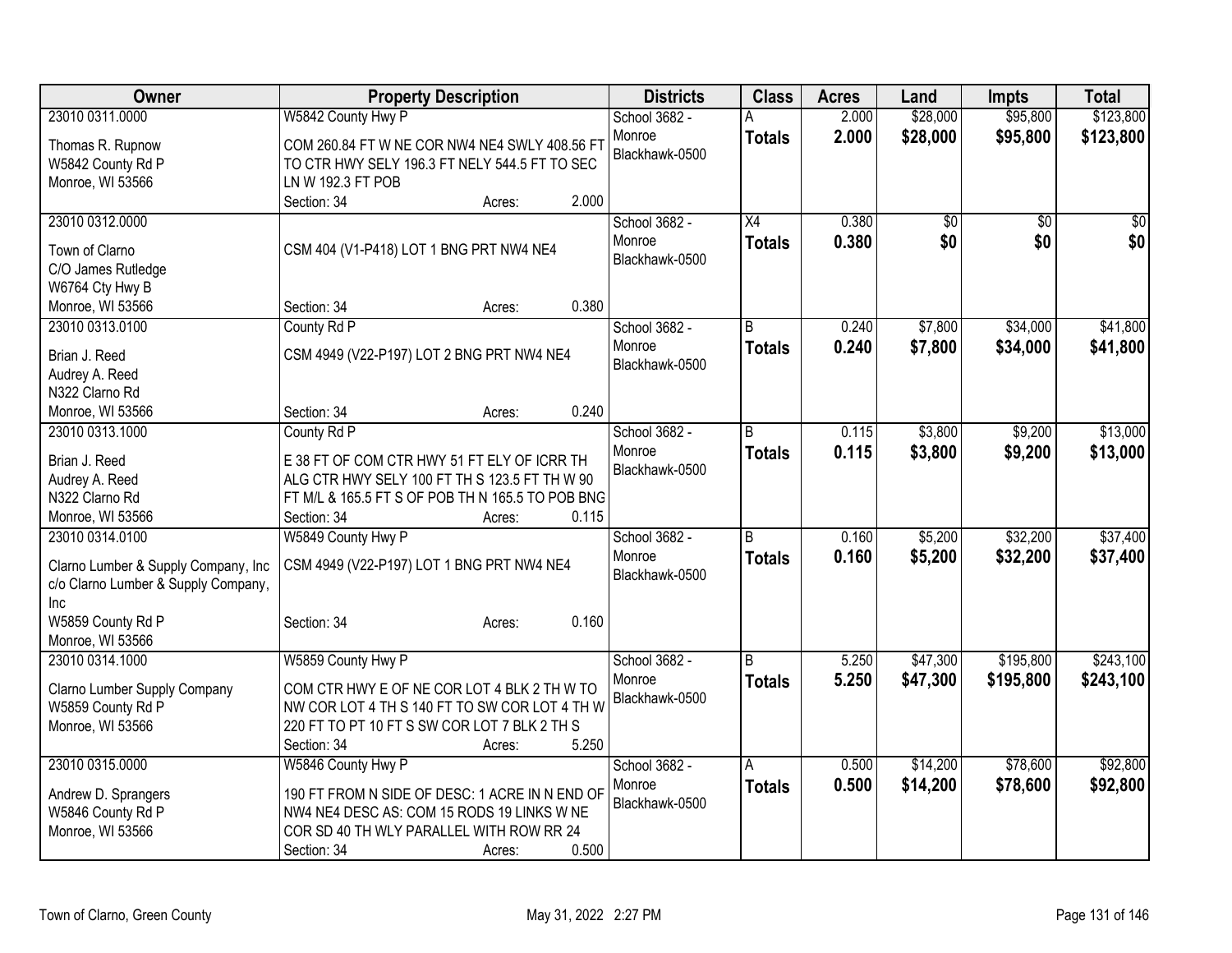| Owner | Property Description | Districts | Class | Acres | Land | Impts | Total |
|---|---|---|---|---|---|---|---|
| 23010 0311.0000<br>Thomas R. Rupnow<br>W5842 County Rd P<br>Monroe, WI 53566 | W5842 County Hwy P<br>COM 260.84 FT W NE COR NW4 NE4 SWLY 408.56 FT TO CTR HWY SELY 196.3 FT NELY 544.5 FT TO SEC LN W 192.3 FT POB<br>Section: 34 Acres: 2.000 | School 3682 - Monroe Blackhawk-0500 | A<br>**Totals** | 2.000<br>**2.000** | \$28,000<br>**\$28,000** | \$95,800<br>**\$95,800** | \$123,800<br>**\$123,800** |
| 23010 0312.0000<br>Town of Clarno<br>C/O James Rutledge<br>W6764 Cty Hwy B<br>Monroe, WI 53566 | CSM 404 (V1-P418) LOT 1 BNG PRT NW4 NE4<br>Section: 34 Acres: 0.380 | School 3682 - Monroe Blackhawk-0500 | X4<br>**Totals** | 0.380<br>**0.380** | \$0<br>**\$0** | \$0<br>**\$0** | \$0<br>**\$0** |
| 23010 0313.0100<br>Brian J. Reed<br>Audrey A. Reed<br>N322 Clarno Rd<br>Monroe, WI 53566 | County Rd P<br>CSM 4949 (V22-P197) LOT 2 BNG PRT NW4 NE4<br>Section: 34 Acres: 0.240 | School 3682 - Monroe Blackhawk-0500 | B<br>**Totals** | 0.240<br>**0.240** | \$7,800<br>**\$7,800** | \$34,000<br>**\$34,000** | \$41,800<br>**\$41,800** |
| 23010 0313.1000<br>Brian J. Reed<br>Audrey A. Reed<br>N322 Clarno Rd<br>Monroe, WI 53566 | County Rd P<br>E 38 FT OF COM CTR HWY 51 FT ELY OF ICRR TH ALG CTR HWY SELY 100 FT TH S 123.5 FT TH W 90 FT M/L & 165.5 FT S OF POB TH N 165.5 TO POB BNG<br>Section: 34 Acres: 0.115 | School 3682 - Monroe Blackhawk-0500 | B<br>**Totals** | 0.115<br>**0.115** | \$3,800<br>**\$3,800** | \$9,200<br>**\$9,200** | \$13,000<br>**\$13,000** |
| 23010 0314.0100<br>Clarno Lumber & Supply Company, Inc<br>c/o Clarno Lumber & Supply Company, Inc<br>W5859 County Rd P<br>Monroe, WI 53566 | W5849 County Hwy P<br>CSM 4949 (V22-P197) LOT 1 BNG PRT NW4 NE4<br>Section: 34 Acres: 0.160 | School 3682 - Monroe Blackhawk-0500 | B<br>**Totals** | 0.160<br>**0.160** | \$5,200<br>**\$5,200** | \$32,200<br>**\$32,200** | \$37,400<br>**\$37,400** |
| 23010 0314.1000<br>Clarno Lumber Supply Company<br>W5859 County Rd P<br>Monroe, WI 53566 | W5859 County Hwy P<br>COM CTR HWY E OF NE COR LOT 4 BLK 2 TH W TO NW COR LOT 4 TH S 140 FT TO SW COR LOT 4 TH W 220 FT TO PT 10 FT S SW COR LOT 7 BLK 2 TH S<br>Section: 34 Acres: 5.250 | School 3682 - Monroe Blackhawk-0500 | B<br>**Totals** | 5.250<br>**5.250** | \$47,300<br>**\$47,300** | \$195,800<br>**\$195,800** | \$243,100<br>**\$243,100** |
| 23010 0315.0000<br>Andrew D. Sprangers<br>W5846 County Rd P<br>Monroe, WI 53566 | W5846 County Hwy P<br>190 FT FROM N SIDE OF DESC: 1 ACRE IN N END OF NW4 NE4 DESC AS: COM 15 RODS 19 LINKS W NE COR SD 40 TH WLY PARALLEL WITH ROW RR 24<br>Section: 34 Acres: 0.500 | School 3682 - Monroe Blackhawk-0500 | A<br>**Totals** | 0.500<br>**0.500** | \$14,200<br>**\$14,200** | \$78,600<br>**\$78,600** | \$92,800<br>**\$92,800** |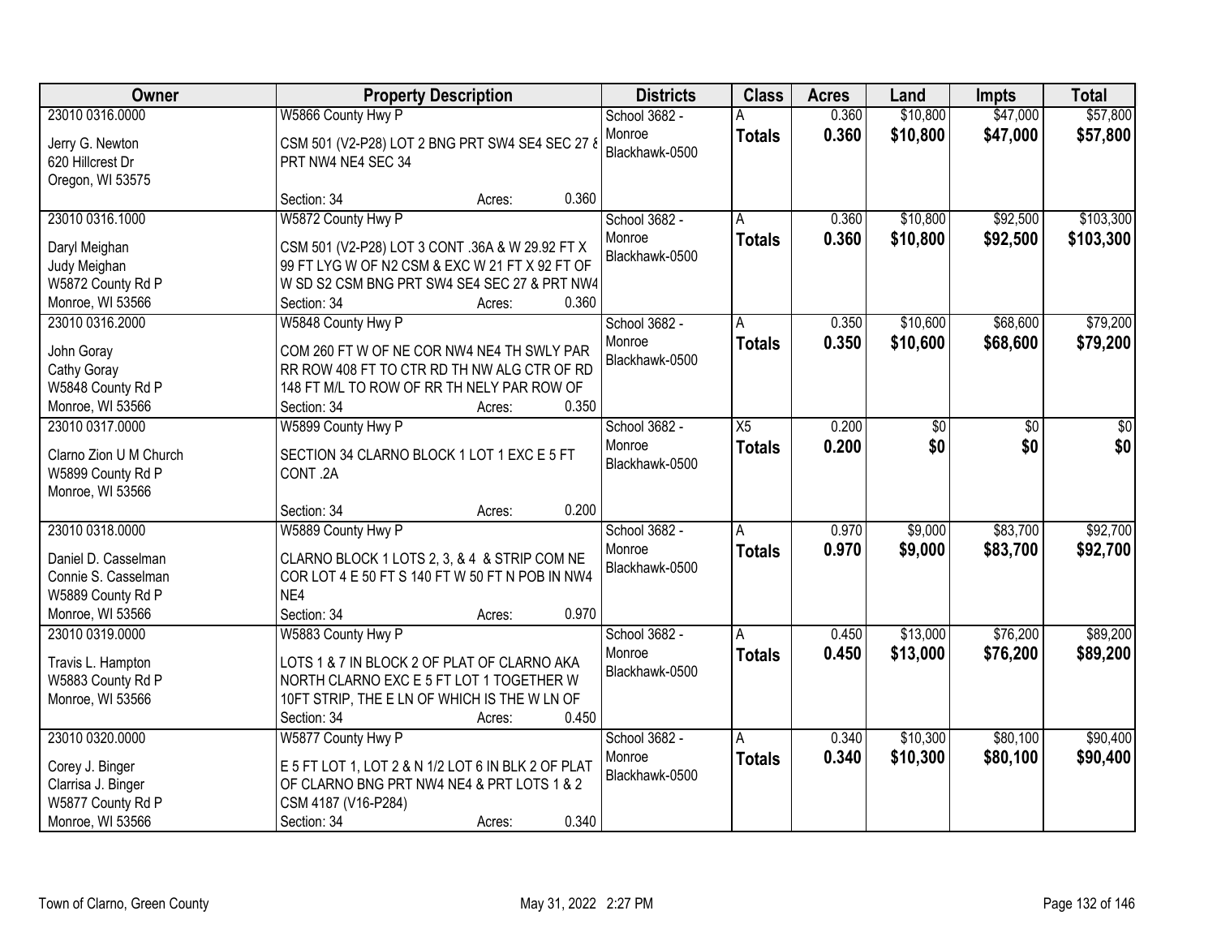| Owner | Property Description | Districts | Class | Acres | Land | Impts | Total |
|---|---|---|---|---|---|---|---|
| 23010 0316.0000<br>Jerry G. Newton<br>620 Hillcrest Dr<br>Oregon, WI 53575 | W5866 County Hwy P<br>CSM 501 (V2-P28) LOT 2 BNG PRT SW4 SE4 SEC 27 & PRT NW4 NE4 SEC 34<br>Section: 34 Acres: 0.360 | School 3682 - Monroe<br>Blackhawk-0500 | A<br>**Totals** | 0.360<br>**0.360** | $10,800<br>**$10,800** | $47,000<br>**$47,000** | $57,800<br>**$57,800** |
| 23010 0316.1000<br>Daryl Meighan<br>Judy Meighan<br>W5872 County Rd P<br>Monroe, WI 53566 | W5872 County Hwy P<br>CSM 501 (V2-P28) LOT 3 CONT .36A & W 29.92 FT X 99 FT LYG W OF N2 CSM & EXC W 21 FT X 92 FT OF W SD S2 CSM BNG PRT SW4 SE4 SEC 27 & PRT NW4<br>Section: 34 Acres: 0.360 | School 3682 - Monroe<br>Blackhawk-0500 | A<br>**Totals** | 0.360<br>**0.360** | $10,800<br>**$10,800** | $92,500<br>**$92,500** | $103,300<br>**$103,300** |
| 23010 0316.2000<br>John Goray<br>Cathy Goray<br>W5848 County Rd P<br>Monroe, WI 53566 | W5848 County Hwy P<br>COM 260 FT W OF NE COR NW4 NE4 TH SWLY PAR RR ROW 408 FT TO CTR RD TH NW ALG CTR OF RD 148 FT M/L TO ROW OF RR TH NELY PAR ROW OF<br>Section: 34 Acres: 0.350 | School 3682 - Monroe<br>Blackhawk-0500 | A<br>**Totals** | 0.350<br>**0.350** | $10,600<br>**$10,600** | $68,600<br>**$68,600** | $79,200<br>**$79,200** |
| 23010 0317.0000<br>Clarno Zion U M Church<br>W5899 County Rd P<br>Monroe, WI 53566 | W5899 County Hwy P<br>SECTION 34 CLARNO BLOCK 1 LOT 1 EXC E 5 FT CONT .2A<br>Section: 34 Acres: 0.200 | School 3682 - Monroe<br>Blackhawk-0500 | X5<br>**Totals** | 0.200<br>**0.200** | $0<br>**$0** | $0<br>**$0** | $0<br>**$0** |
| 23010 0318.0000<br>Daniel D. Casselman<br>Connie S. Casselman<br>W5889 County Rd P<br>Monroe, WI 53566 | W5889 County Hwy P<br>CLARNO BLOCK 1 LOTS 2, 3, & 4 & STRIP COM NE COR LOT 4 E 50 FT S 140 FT W 50 FT N POB IN NW4 NE4<br>Section: 34 Acres: 0.970 | School 3682 - Monroe<br>Blackhawk-0500 | A<br>**Totals** | 0.970<br>**0.970** | $9,000<br>**$9,000** | $83,700<br>**$83,700** | $92,700<br>**$92,700** |
| 23010 0319.0000<br>Travis L. Hampton<br>W5883 County Rd P<br>Monroe, WI 53566 | W5883 County Hwy P<br>LOTS 1 & 7 IN BLOCK 2 OF PLAT OF CLARNO AKA NORTH CLARNO EXC E 5 FT LOT 1 TOGETHER W 10FT STRIP, THE E LN OF WHICH IS THE W LN OF<br>Section: 34 Acres: 0.450 | School 3682 - Monroe<br>Blackhawk-0500 | A<br>**Totals** | 0.450<br>**0.450** | $13,000<br>**$13,000** | $76,200<br>**$76,200** | $89,200<br>**$89,200** |
| 23010 0320.0000<br>Corey J. Binger<br>Clarrisa J. Binger<br>W5877 County Rd P<br>Monroe, WI 53566 | W5877 County Hwy P<br>E 5 FT LOT 1, LOT 2 & N 1/2 LOT 6 IN BLK 2 OF PLAT OF CLARNO BNG PRT NW4 NE4 & PRT LOTS 1 & 2 CSM 4187 (V16-P284)<br>Section: 34 Acres: 0.340 | School 3682 - Monroe<br>Blackhawk-0500 | A<br>**Totals** | 0.340<br>**0.340** | $10,300<br>**$10,300** | $80,100<br>**$80,100** | $90,400<br>**$90,400** |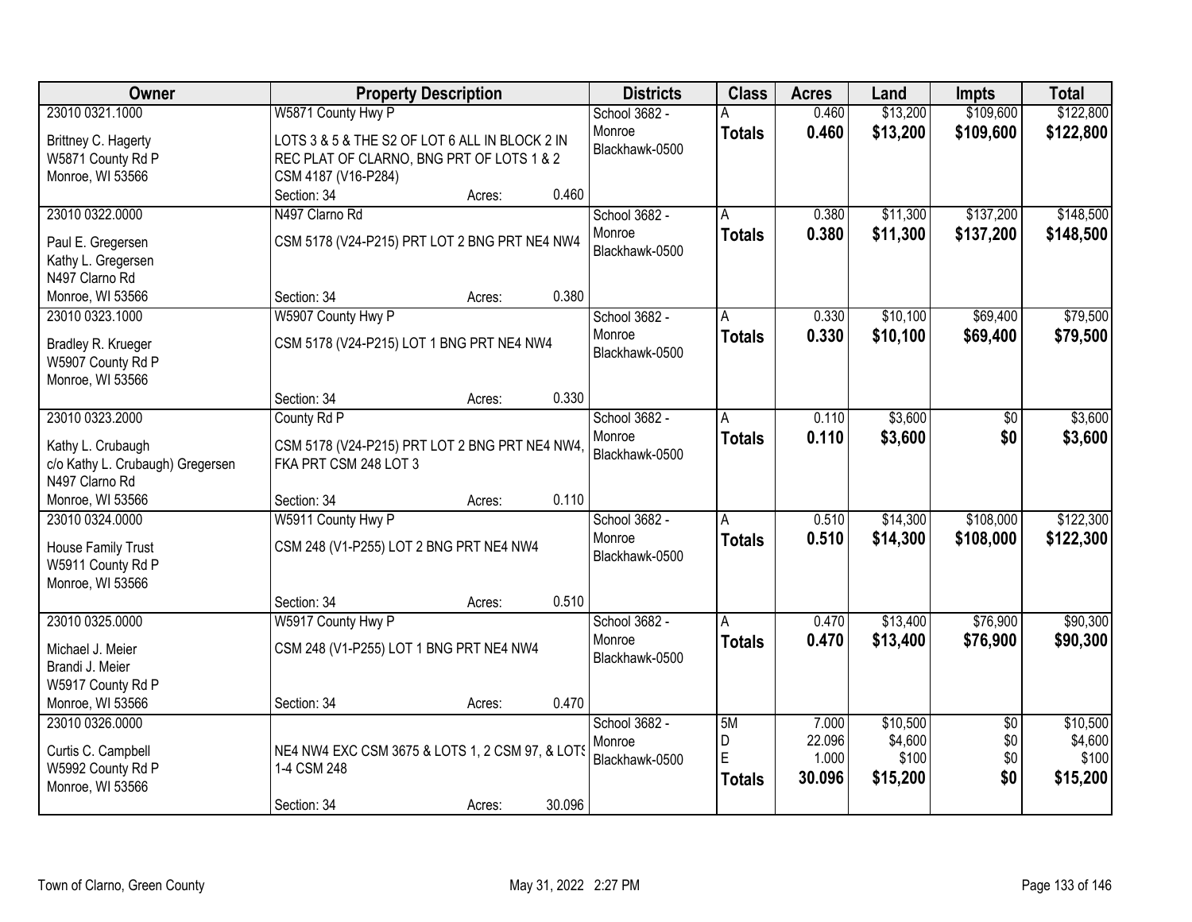| Owner | Property Description | Districts | Class | Acres | Land | Impts | Total |
|---|---|---|---|---|---|---|---|
| 23010 0321.1000<br>Brittney C. Hagerty<br>W5871 County Rd P<br>Monroe, WI 53566 | W5871 County Hwy P<br>LOTS 3 & 5 & THE S2 OF LOT 6 ALL IN BLOCK 2 IN REC PLAT OF CLARNO, BNG PRT OF LOTS 1 & 2 CSM 4187 (V16-P284)<br>Section: 34 Acres: 0.460 | School 3682 - Monroe<br>Blackhawk-0500 | A<br>**Totals** | 0.460<br>**0.460** | $13,200<br>**$13,200** | $109,600<br>**$109,600** | $122,800<br>**$122,800** |
| 23010 0322.0000<br>Paul E. Gregersen<br>Kathy L. Gregersen<br>N497 Clarno Rd<br>Monroe, WI 53566 | N497 Clarno Rd<br>CSM 5178 (V24-P215) PRT LOT 2 BNG PRT NE4 NW4<br>Section: 34 Acres: 0.380 | School 3682 - Monroe<br>Blackhawk-0500 | A<br>**Totals** | 0.380<br>**0.380** | $11,300<br>**$11,300** | $137,200<br>**$137,200** | $148,500<br>**$148,500** |
| 23010 0323.1000<br>Bradley R. Krueger<br>W5907 County Rd P<br>Monroe, WI 53566 | W5907 County Hwy P<br>CSM 5178 (V24-P215) LOT 1 BNG PRT NE4 NW4<br>Section: 34 Acres: 0.330 | School 3682 - Monroe<br>Blackhawk-0500 | A<br>**Totals** | 0.330<br>**0.330** | $10,100<br>**$10,100** | $69,400<br>**$69,400** | $79,500<br>**$79,500** |
| 23010 0323.2000<br>Kathy L. Crubaugh<br>c/o Kathy L. Crubaugh) Gregersen<br>N497 Clarno Rd<br>Monroe, WI 53566 | County Rd P<br>CSM 5178 (V24-P215) PRT LOT 2 BNG PRT NE4 NW4, FKA PRT CSM 248 LOT 3<br>Section: 34 Acres: 0.110 | School 3682 - Monroe<br>Blackhawk-0500 | A<br>**Totals** | 0.110<br>**0.110** | $3,600<br>**$3,600** | $0<br>**$0** | $3,600<br>**$3,600** |
| 23010 0324.0000<br>House Family Trust<br>W5911 County Rd P<br>Monroe, WI 53566 | W5911 County Hwy P<br>CSM 248 (V1-P255) LOT 2 BNG PRT NE4 NW4<br>Section: 34 Acres: 0.510 | School 3682 - Monroe<br>Blackhawk-0500 | A<br>**Totals** | 0.510<br>**0.510** | $14,300<br>**$14,300** | $108,000<br>**$108,000** | $122,300<br>**$122,300** |
| 23010 0325.0000<br>Michael J. Meier<br>Brandi J. Meier<br>W5917 County Rd P<br>Monroe, WI 53566 | W5917 County Hwy P<br>CSM 248 (V1-P255) LOT 1 BNG PRT NE4 NW4<br>Section: 34 Acres: 0.470 | School 3682 - Monroe<br>Blackhawk-0500 | A<br>**Totals** | 0.470<br>**0.470** | $13,400<br>**$13,400** | $76,900<br>**$76,900** | $90,300<br>**$90,300** |
| 23010 0326.0000<br>Curtis C. Campbell<br>W5992 County Rd P<br>Monroe, WI 53566 | NE4 NW4 EXC CSM 3675 & LOTS 1, 2 CSM 97, & LOTS 1-4 CSM 248<br>Section: 34 Acres: 30.096 | School 3682 - Monroe<br>Blackhawk-0500 | 5M<br>D<br>E<br>**Totals** | 7.000<br>22.096<br>1.000<br>**30.096** | $10,500<br>$4,600<br>$100<br>**$15,200** | $0<br>$0<br>$0<br>**$0** | $10,500<br>$4,600<br>$100<br>**$15,200** |

Town of Clarno, Green County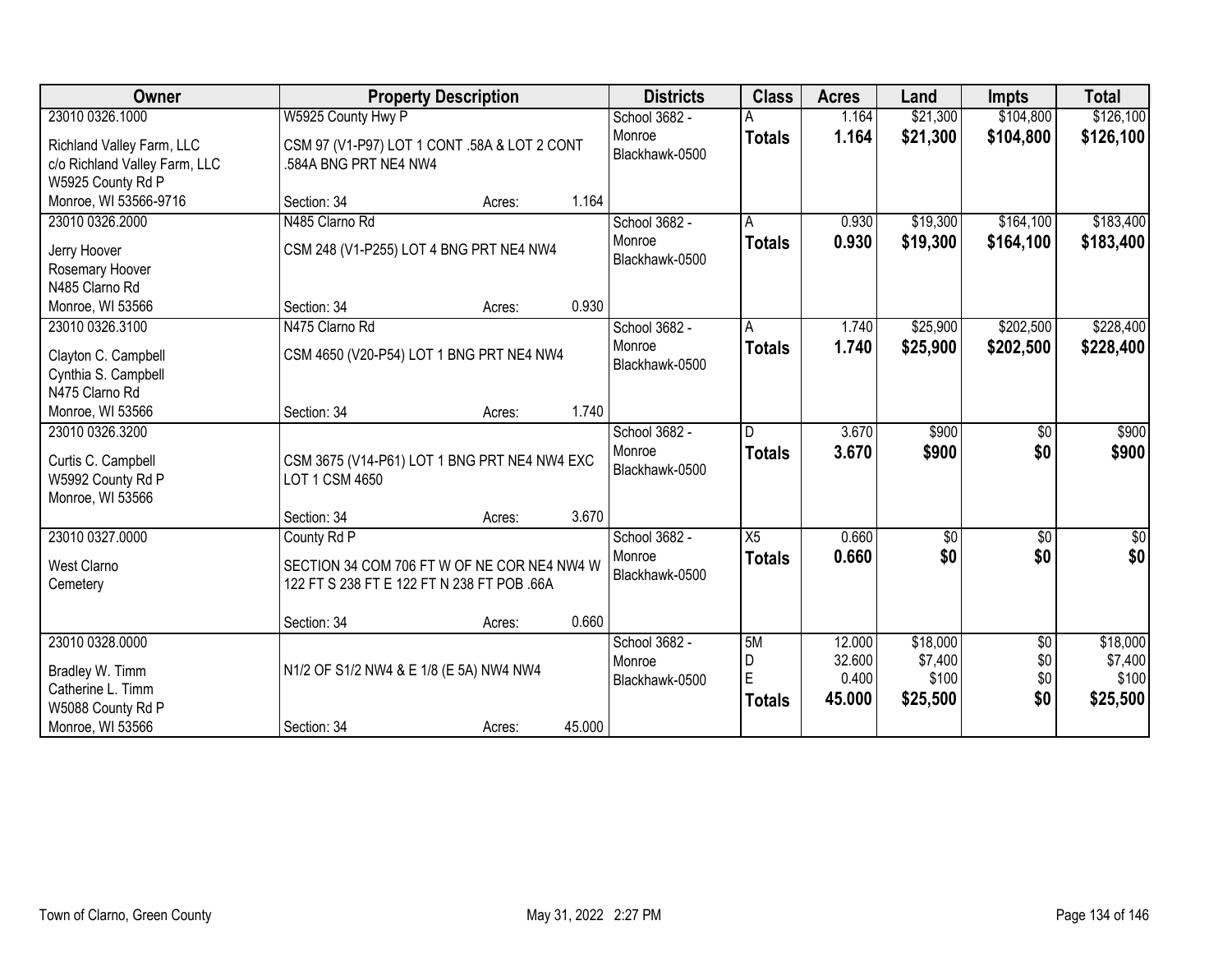| Owner | Property Description | Districts | Class | Acres | Land | Impts | Total |
|---|---|---|---|---|---|---|---|
| 23010 0326.1000<br>Richland Valley Farm, LLC<br>c/o Richland Valley Farm, LLC<br>W5925 County Rd P<br>Monroe, WI 53566-9716 | W5925 County Hwy P<br>CSM 97 (V1-P97) LOT 1 CONT .58A & LOT 2 CONT .584A BNG PRT NE4 NW4<br>Section: 34 Acres: 1.164 | School 3682 - Monroe Blackhawk-0500 | A<br>**Totals** | 1.164<br>**1.164** | $21,300<br>**$21,300** | $104,800<br>**$104,800** | $126,100<br>**$126,100** |
| 23010 0326.2000<br>Jerry Hoover<br>Rosemary Hoover<br>N485 Clarno Rd<br>Monroe, WI 53566 | N485 Clarno Rd<br>CSM 248 (V1-P255) LOT 4 BNG PRT NE4 NW4<br>Section: 34 Acres: 0.930 | School 3682 - Monroe Blackhawk-0500 | A<br>**Totals** | 0.930<br>**0.930** | $19,300<br>**$19,300** | $164,100<br>**$164,100** | $183,400<br>**$183,400** |
| 23010 0326.3100<br>Clayton C. Campbell<br>Cynthia S. Campbell<br>N475 Clarno Rd<br>Monroe, WI 53566 | N475 Clarno Rd<br>CSM 4650 (V20-P54) LOT 1 BNG PRT NE4 NW4<br>Section: 34 Acres: 1.740 | School 3682 - Monroe Blackhawk-0500 | A<br>**Totals** | 1.740<br>**1.740** | $25,900<br>**$25,900** | $202,500<br>**$202,500** | $228,400<br>**$228,400** |
| 23010 0326.3200<br>Curtis C. Campbell<br>W5992 County Rd P<br>Monroe, WI 53566 | CSM 3675 (V14-P61) LOT 1 BNG PRT NE4 NW4 EXC LOT 1 CSM 4650<br>Section: 34 Acres: 3.670 | School 3682 - Monroe Blackhawk-0500 | D<br>**Totals** | 3.670<br>**3.670** | $900<br>**$900** | $0<br>**$0** | $900<br>**$900** |
| 23010 0327.0000<br>West Clarno<br>Cemetery | County Rd P<br>SECTION 34 COM 706 FT W OF NE COR NE4 NW4 W 122 FT S 238 FT E 122 FT N 238 FT POB .66A<br>Section: 34 Acres: 0.660 | School 3682 - Monroe Blackhawk-0500 | X5<br>**Totals** | 0.660<br>**0.660** | $0<br>**$0** | $0<br>**$0** | $0<br>**$0** |
| 23010 0328.0000<br>Bradley W. Timm<br>Catherine L. Timm<br>W5088 County Rd P<br>Monroe, WI 53566 | N1/2 OF S1/2 NW4 & E 1/8 (E 5A) NW4 NW4<br>Section: 34 Acres: 45.000 | School 3682 - Monroe Blackhawk-0500 | 5M<br>D<br>E<br>**Totals** | 12.000<br>32.600<br>0.400<br>**45.000** | $18,000<br>$7,400<br>$100<br>**$25,500** | $0<br>$0<br>$0<br>**$0** | $18,000<br>$7,400<br>$100<br>**$25,500** |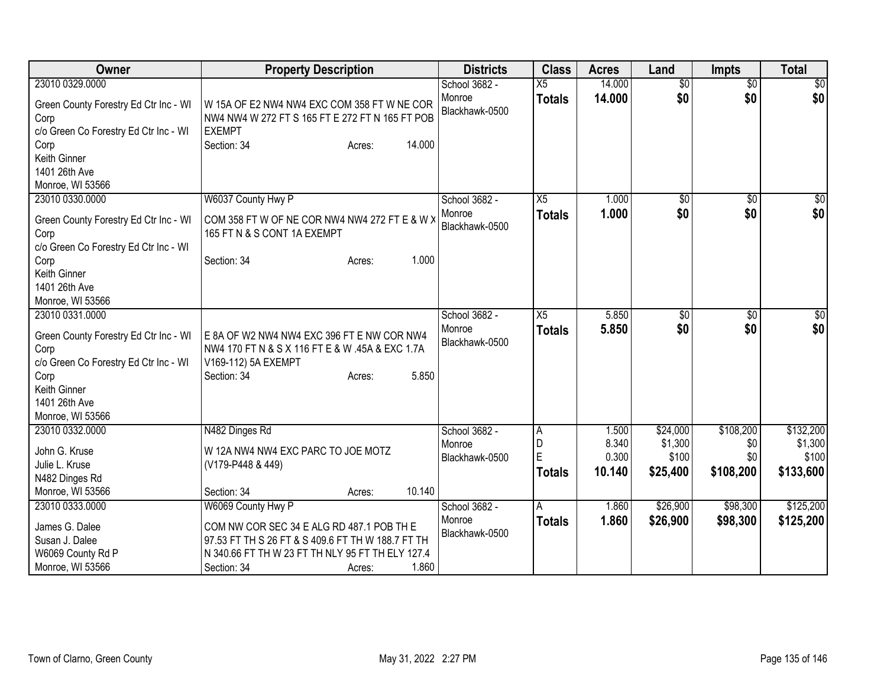| Owner | Property Description | Districts | Class | Acres | Land | Impts | Total |
|---|---|---|---|---|---|---|---|
| 23010 0329.0000<br>Green County Forestry Ed Ctr Inc - WI Corp<br>c/o Green Co Forestry Ed Ctr Inc - WI Corp<br>Keith Ginner<br>1401 26th Ave<br>Monroe, WI 53566 | W 15A OF E2 NW4 NW4 EXC COM 358 FT W NE COR NW4 NW4 W 272 FT S 165 FT E 272 FT N 165 FT POB EXEMPT<br>Section: 34 Acres: 14.000 | School 3682 - Monroe<br>Blackhawk-0500 | X5<br>**Totals** | 14.000<br>**14.000** | $0<br>**$0** | $0<br>**$0** | $0<br>**$0** |
| 23010 0330.0000<br>Green County Forestry Ed Ctr Inc - WI Corp<br>c/o Green Co Forestry Ed Ctr Inc - WI Corp<br>Keith Ginner<br>1401 26th Ave<br>Monroe, WI 53566 | W6037 County Hwy P<br>COM 358 FT W OF NE COR NW4 NW4 272 FT E & W X 165 FT N & S CONT 1A EXEMPT<br>Section: 34 Acres: 1.000 | School 3682 - Monroe<br>Blackhawk-0500 | X5<br>**Totals** | 1.000<br>**1.000** | $0<br>**$0** | $0<br>**$0** | $0<br>**$0** |
| 23010 0331.0000<br>Green County Forestry Ed Ctr Inc - WI Corp<br>c/o Green Co Forestry Ed Ctr Inc - WI Corp<br>Keith Ginner<br>1401 26th Ave<br>Monroe, WI 53566 | E 8A OF W2 NW4 NW4 EXC 396 FT E NW COR NW4 NW4 170 FT N & S X 116 FT E & W .45A & EXC 1.7A V169-112) 5A EXEMPT<br>Section: 34 Acres: 5.850 | School 3682 - Monroe<br>Blackhawk-0500 | X5<br>**Totals** | 5.850<br>**5.850** | $0<br>**$0** | $0<br>**$0** | $0<br>**$0** |
| 23010 0332.0000<br>John G. Kruse<br>Julie L. Kruse<br>N482 Dinges Rd<br>Monroe, WI 53566 | N482 Dinges Rd<br>W 12A NW4 NW4 EXC PARC TO JOE MOTZ (V179-P448 & 449)<br>Section: 34 Acres: 10.140 | School 3682 - Monroe<br>Blackhawk-0500 | A<br>D<br>E<br>**Totals** | 1.500<br>8.340<br>0.300<br>**10.140** | $24,000<br>$1,300<br>$100<br>**$25,400** | $108,200<br>$0<br>$0<br>**$108,200** | $132,200<br>$1,300<br>$100<br>**$133,600** |
| 23010 0333.0000<br>James G. Dalee<br>Susan J. Dalee<br>W6069 County Rd P<br>Monroe, WI 53566 | W6069 County Hwy P<br>COM NW COR SEC 34 E ALG RD 487.1 POB TH E 97.53 FT TH S 26 FT & S 409.6 FT TH W 188.7 FT TH N 340.66 FT TH W 23 FT TH NLY 95 FT TH ELY 127.4<br>Section: 34 Acres: 1.860 | School 3682 - Monroe<br>Blackhawk-0500 | A<br>**Totals** | 1.860<br>**1.860** | $26,900<br>**$26,900** | $98,300<br>**$98,300** | $125,200<br>**$125,200** |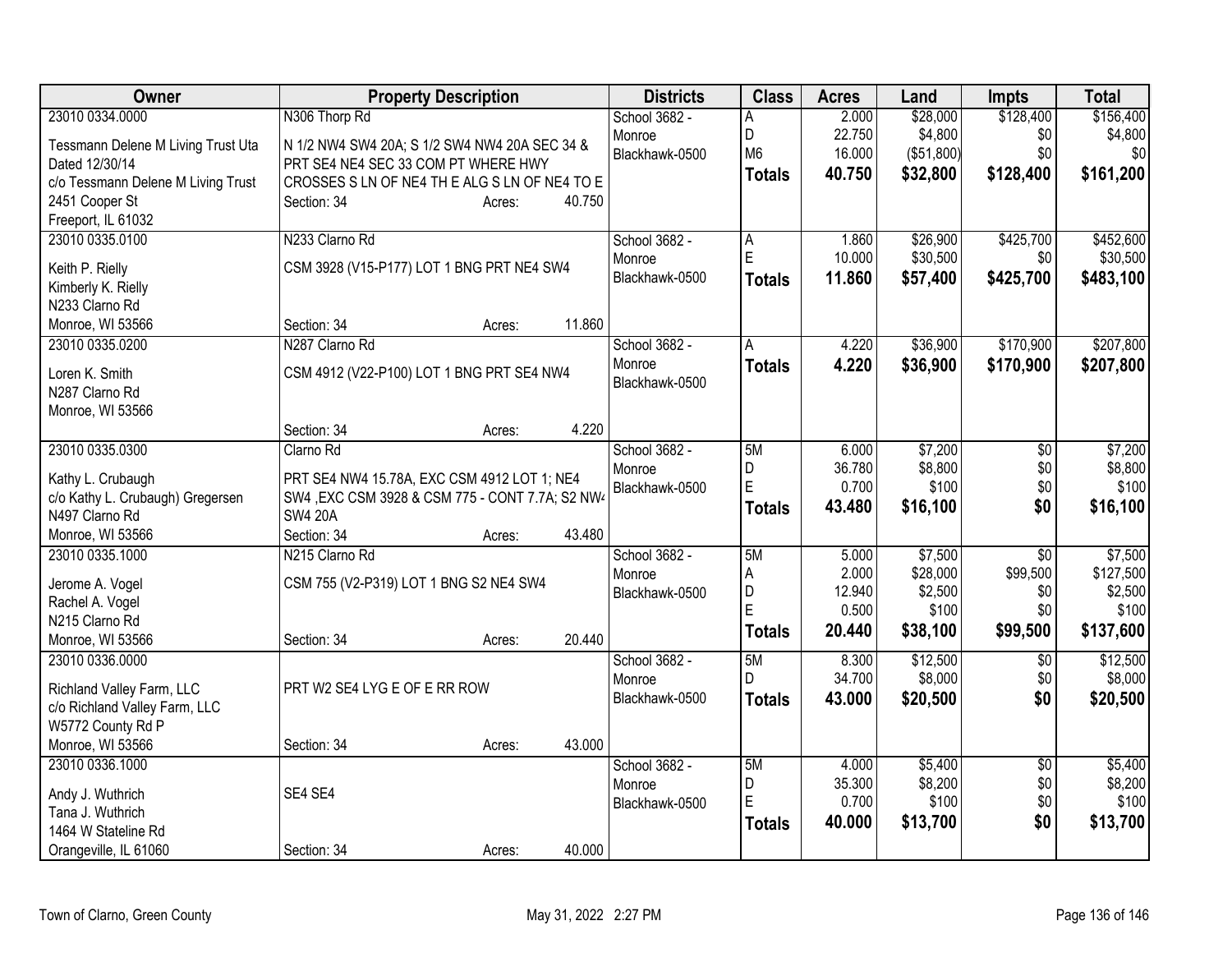| Owner | Property Description | Districts | Class | Acres | Land | Impts | Total |
|---|---|---|---|---|---|---|---|
| 23010 0334.0000<br>Tessmann Delene M Living Trust Uta Dated 12/30/14<br>c/o Tessmann Delene M Living Trust<br>2451 Cooper St<br>Freeport, IL 61032 | N306 Thorp Rd<br>N 1/2 NW4 SW4 20A; S 1/2 SW4 NW4 20A SEC 34 & PRT SE4 NE4 SEC 33 COM PT WHERE HWY CROSSES S LN OF NE4 TH E ALG S LN OF NE4 TO E<br>Section: 34 Acres: 40.750 | School 3682 - Monroe<br>Blackhawk-0500 | A<br>D<br>M6<br>**Totals** | 2.000<br>22.750<br>16.000<br>**40.750** | $28,000<br>$4,800<br>($51,800)<br>**$32,800** | $128,400<br>$0<br>$0<br>**$128,400** | $156,400<br>$4,800<br>$0<br>**$161,200** |
| 23010 0335.0100<br>Keith P. Rielly<br>Kimberly K. Rielly<br>N233 Clarno Rd<br>Monroe, WI 53566 | N233 Clarno Rd<br>CSM 3928 (V15-P177) LOT 1 BNG PRT NE4 SW4<br>Section: 34 Acres: 11.860 | School 3682 - Monroe<br>Blackhawk-0500 | A<br>E<br>**Totals** | 1.860<br>10.000<br>**11.860** | $26,900<br>$30,500<br>**$57,400** | $425,700<br>$0<br>**$425,700** | $452,600<br>$30,500<br>**$483,100** |
| 23010 0335.0200<br>Loren K. Smith<br>N287 Clarno Rd<br>Monroe, WI 53566 | N287 Clarno Rd<br>CSM 4912 (V22-P100) LOT 1 BNG PRT SE4 NW4<br>Section: 34 Acres: 4.220 | School 3682 - Monroe<br>Blackhawk-0500 | A<br>**Totals** | 4.220<br>**4.220** | $36,900<br>**$36,900** | $170,900<br>**$170,900** | $207,800<br>**$207,800** |
| 23010 0335.0300<br>Kathy L. Crubaugh<br>c/o Kathy L. Crubaugh) Gregersen<br>N497 Clarno Rd<br>Monroe, WI 53566 | Clarno Rd<br>PRT SE4 NW4 15.78A, EXC CSM 4912 LOT 1; NE4 SW4 ,EXC CSM 3928 & CSM 775 - CONT 7.7A; S2 NW4 SW4 20A<br>Section: 34 Acres: 43.480 | School 3682 - Monroe<br>Blackhawk-0500 | 5M<br>D<br>E<br>**Totals** | 6.000<br>36.780<br>0.700<br>**43.480** | $7,200<br>$8,800<br>$100<br>**$16,100** | $0<br>$0<br>$0<br>**$0** | $7,200<br>$8,800<br>$100<br>**$16,100** |
| 23010 0335.1000<br>Jerome A. Vogel<br>Rachel A. Vogel<br>N215 Clarno Rd<br>Monroe, WI 53566 | N215 Clarno Rd<br>CSM 755 (V2-P319) LOT 1 BNG S2 NE4 SW4<br>Section: 34 Acres: 20.440 | School 3682 - Monroe<br>Blackhawk-0500 | 5M<br>A<br>D<br>E<br>**Totals** | 5.000<br>2.000<br>12.940<br>0.500<br>**20.440** | $7,500<br>$28,000<br>$2,500<br>$100<br>**$38,100** | $0<br>$99,500<br>$0<br>$0<br>**$99,500** | $7,500<br>$127,500<br>$2,500<br>$100<br>**$137,600** |
| 23010 0336.0000<br>Richland Valley Farm, LLC<br>c/o Richland Valley Farm, LLC<br>W5772 County Rd P<br>Monroe, WI 53566 | PRT W2 SE4 LYG E OF E RR ROW<br>Section: 34 Acres: 43.000 | School 3682 - Monroe<br>Blackhawk-0500 | 5M<br>D<br>**Totals** | 8.300<br>34.700<br>**43.000** | $12,500<br>$8,000<br>**$20,500** | $0<br>$0<br>**$0** | $12,500<br>$8,000<br>**$20,500** |
| 23010 0336.1000<br>Andy J. Wuthrich<br>Tana J. Wuthrich<br>1464 W Stateline Rd<br>Orangeville, IL 61060 | SE4 SE4<br>Section: 34 Acres: 40.000 | School 3682 - Monroe<br>Blackhawk-0500 | 5M<br>D<br>E<br>**Totals** | 4.000<br>35.300<br>0.700<br>**40.000** | $5,400<br>$8,200<br>$100<br>**$13,700** | $0<br>$0<br>$0<br>**$0** | $5,400<br>$8,200<br>$100<br>**$13,700** |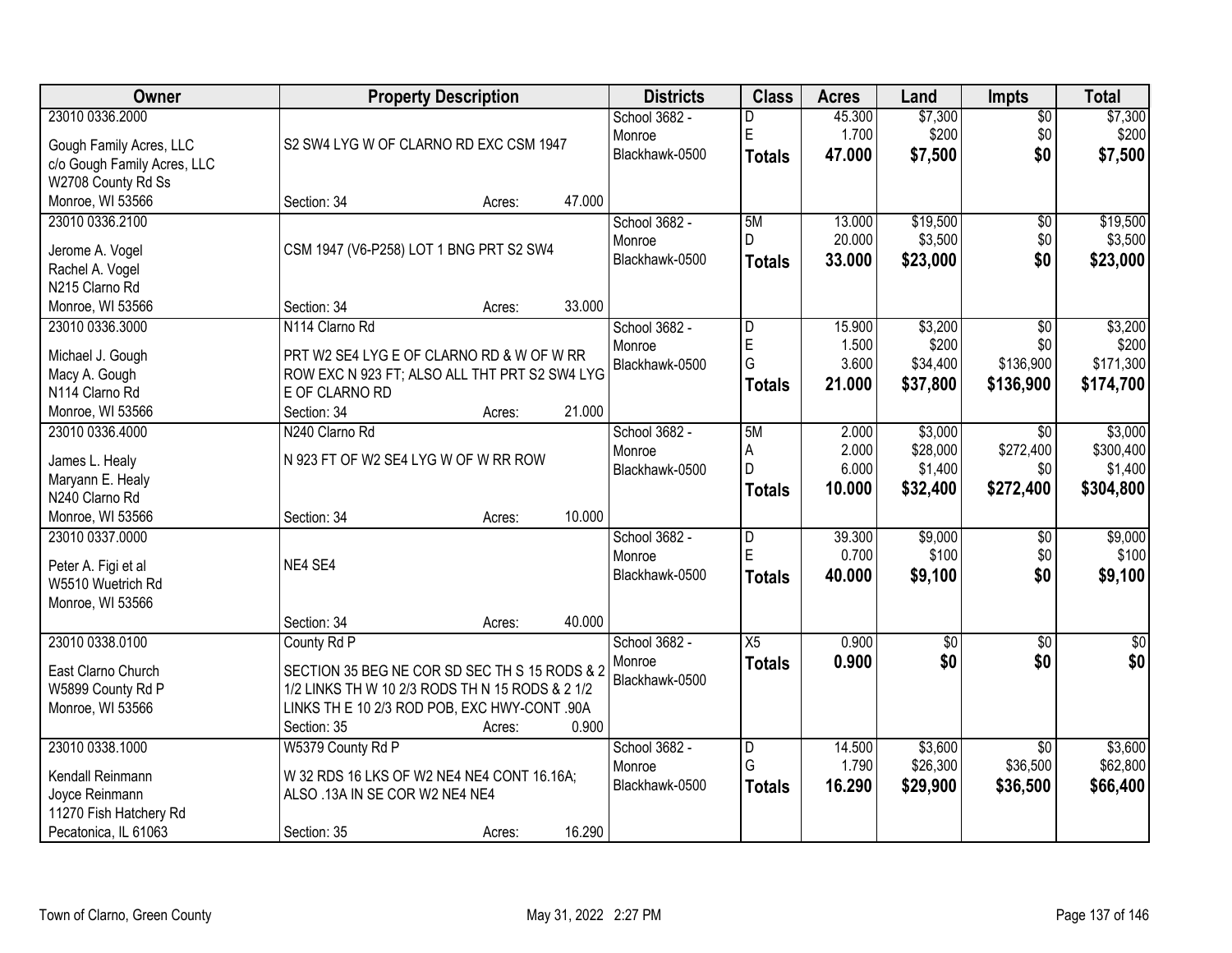| Owner | Property Description | Districts | Class | Acres | Land | Impts | Total |
|---|---|---|---|---|---|---|---|
| 23010 0336.2000<br>Gough Family Acres, LLC<br>c/o Gough Family Acres, LLC<br>W2708 County Rd Ss<br>Monroe, WI 53566 | S2 SW4 LYG W OF CLARNO RD EXC CSM 1947<br>Section: 34 Acres: 47.000 | School 3682 - Monroe<br>Blackhawk-0500 | D<br>E<br>**Totals** | 45.300<br>1.700<br>**47.000** | $7,300<br>$200<br>**$7,500** | $0<br>$0<br>**$0** | $7,300<br>$200<br>**$7,500** |
| 23010 0336.2100<br>Jerome A. Vogel<br>Rachel A. Vogel<br>N215 Clarno Rd<br>Monroe, WI 53566 | CSM 1947 (V6-P258) LOT 1 BNG PRT S2 SW4<br>Section: 34 Acres: 33.000 | School 3682 - Monroe<br>Blackhawk-0500 | 5M<br>D<br>**Totals** | 13.000<br>20.000<br>**33.000** | $19,500<br>$3,500<br>**$23,000** | $0<br>$0<br>**$0** | $19,500<br>$3,500<br>**$23,000** |
| 23010 0336.3000<br>Michael J. Gough<br>Macy A. Gough<br>N114 Clarno Rd<br>Monroe, WI 53566 | N114 Clarno Rd<br>PRT W2 SE4 LYG E OF CLARNO RD & W OF W RR ROW EXC N 923 FT; ALSO ALL THT PRT S2 SW4 LYG E OF CLARNO RD<br>Section: 34 Acres: 21.000 | School 3682 - Monroe<br>Blackhawk-0500 | D<br>E<br>G<br>**Totals** | 15.900<br>1.500<br>3.600<br>**21.000** | $3,200<br>$200<br>$34,400<br>**$37,800** | $0<br>$0<br>$136,900<br>**$136,900** | $3,200<br>$200<br>$171,300<br>**$174,700** |
| 23010 0336.4000<br>James L. Healy<br>Maryann E. Healy<br>N240 Clarno Rd<br>Monroe, WI 53566 | N240 Clarno Rd<br>N 923 FT OF W2 SE4 LYG W OF W RR ROW<br>Section: 34 Acres: 10.000 | School 3682 - Monroe<br>Blackhawk-0500 | 5M<br>A<br>D<br>**Totals** | 2.000<br>2.000<br>6.000<br>**10.000** | $3,000<br>$28,000<br>$1,400<br>**$32,400** | $0<br>$272,400<br>$0<br>**$272,400** | $3,000<br>$300,400<br>$1,400<br>**$304,800** |
| 23010 0337.0000<br>Peter A. Figi et al<br>W5510 Wuetrich Rd<br>Monroe, WI 53566 | NE4 SE4<br>Section: 34 Acres: 40.000 | School 3682 - Monroe<br>Blackhawk-0500 | D<br>E<br>**Totals** | 39.300<br>0.700<br>**40.000** | $9,000<br>$100<br>**$9,100** | $0<br>$0<br>**$0** | $9,000<br>$100<br>**$9,100** |
| 23010 0338.0100<br>East Clarno Church<br>W5899 County Rd P<br>Monroe, WI 53566 | County Rd P<br>SECTION 35 BEG NE COR SD SEC TH S 15 RODS & 2 1/2 LINKS TH W 10 2/3 RODS TH N 15 RODS & 2 1/2 LINKS TH E 10 2/3 ROD POB, EXC HWY-CONT .90A<br>Section: 35 Acres: 0.900 | School 3682 - Monroe<br>Blackhawk-0500 | X5<br>**Totals** | 0.900<br>**0.900** | $0<br>**$0** | $0<br>**$0** | $0<br>**$0** |
| 23010 0338.1000<br>Kendall Reinmann<br>Joyce Reinmann<br>11270 Fish Hatchery Rd<br>Pecatonica, IL 61063 | W5379 County Rd P<br>W 32 RDS 16 LKS OF W2 NE4 NE4 CONT 16.16A; ALSO .13A IN SE COR W2 NE4 NE4<br>Section: 35 Acres: 16.290 | School 3682 - Monroe<br>Blackhawk-0500 | D<br>G<br>**Totals** | 14.500<br>1.790<br>**16.290** | $3,600<br>$26,300<br>**$29,900** | $0<br>$36,500<br>**$36,500** | $3,600<br>$62,800<br>**$66,400** |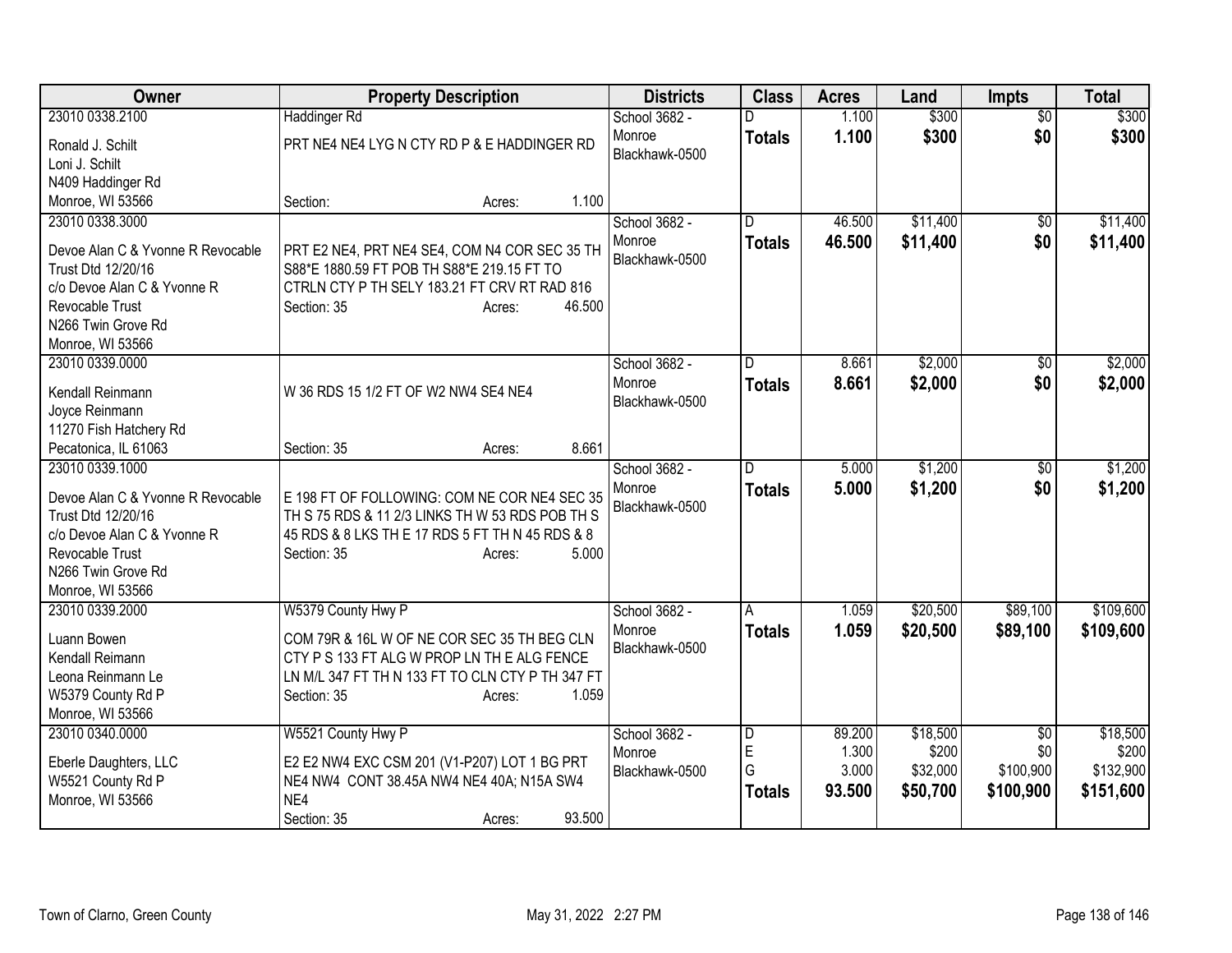| Owner | Property Description | Districts | Class | Acres | Land | Impts | Total |
|---|---|---|---|---|---|---|---|
| 23010 0338.2100<br>Ronald J. Schilt<br>Loni J. Schilt<br>N409 Haddinger Rd<br>Monroe, WI 53566 | Haddinger Rd<br>PRT NE4 NE4 LYG N CTY RD P & E HADDINGER RD<br>Section: Acres: 1.100 | School 3682 - Monroe Blackhawk-0500 | D<br>**Totals** | 1.100<br>**1.100** | $300<br>**$300** | $0<br>**$0** | $300<br>**$300** |
| 23010 0338.3000<br>Devoe Alan C & Yvonne R Revocable Trust Dtd 12/20/16<br>c/o Devoe Alan C & Yvonne R Revocable Trust<br>N266 Twin Grove Rd<br>Monroe, WI 53566 | PRT E2 NE4, PRT NE4 SE4, COM N4 COR SEC 35 TH S88*E 1880.59 FT POB TH S88*E 219.15 FT TO CTRLN CTY P TH SELY 183.21 FT CRV RT RAD 816<br>Section: 35 Acres: 46.500 | School 3682 - Monroe Blackhawk-0500 | D<br>**Totals** | 46.500<br>**46.500** | $11,400<br>**$11,400** | $0<br>**$0** | $11,400<br>**$11,400** |
| 23010 0339.0000<br>Kendall Reinmann<br>Joyce Reinmann<br>11270 Fish Hatchery Rd<br>Pecatonica, IL 61063 | W 36 RDS 15 1/2 FT OF W2 NW4 SE4 NE4<br>Section: 35 Acres: 8.661 | School 3682 - Monroe Blackhawk-0500 | D<br>**Totals** | 8.661<br>**8.661** | $2,000<br>**$2,000** | $0<br>**$0** | $2,000<br>**$2,000** |
| 23010 0339.1000<br>Devoe Alan C & Yvonne R Revocable Trust Dtd 12/20/16<br>c/o Devoe Alan C & Yvonne R Revocable Trust<br>N266 Twin Grove Rd<br>Monroe, WI 53566 | E 198 FT OF FOLLOWING: COM NE COR NE4 SEC 35 TH S 75 RDS & 11 2/3 LINKS TH W 53 RDS POB TH S 45 RDS & 8 LKS TH E 17 RDS 5 FT TH N 45 RDS & 8<br>Section: 35 Acres: 5.000 | School 3682 - Monroe Blackhawk-0500 | D<br>**Totals** | 5.000<br>**5.000** | $1,200<br>**$1,200** | $0<br>**$0** | $1,200<br>**$1,200** |
| 23010 0339.2000<br>Luann Bowen<br>Kendall Reimann<br>Leona Reinmann Le<br>W5379 County Rd P<br>Monroe, WI 53566 | W5379 County Hwy P<br>COM 79R & 16L W OF NE COR SEC 35 TH BEG CLN CTY P S 133 FT ALG W PROP LN TH E ALG FENCE LN M/L 347 FT TH N 133 FT TO CLN CTY P TH 347 FT<br>Section: 35 Acres: 1.059 | School 3682 - Monroe Blackhawk-0500 | A<br>**Totals** | 1.059<br>**1.059** | $20,500<br>**$20,500** | $89,100<br>**$89,100** | $109,600<br>**$109,600** |
| 23010 0340.0000<br>Eberle Daughters, LLC<br>W5521 County Rd P<br>Monroe, WI 53566 | W5521 County Hwy P<br>E2 E2 NW4 EXC CSM 201 (V1-P207) LOT 1 BG PRT NE4 NW4 CONT 38.45A NW4 NE4 40A; N15A SW4 NE4<br>Section: 35 Acres: 93.500 | School 3682 - Monroe Blackhawk-0500 | D<br>E<br>G<br>**Totals** | 89.200<br>1.300<br>3.000<br>**93.500** | $18,500<br>$200<br>$32,000<br>**$50,700** | $0<br>$0<br>$100,900<br>**$100,900** | $18,500<br>$200<br>$132,900<br>**$151,600** |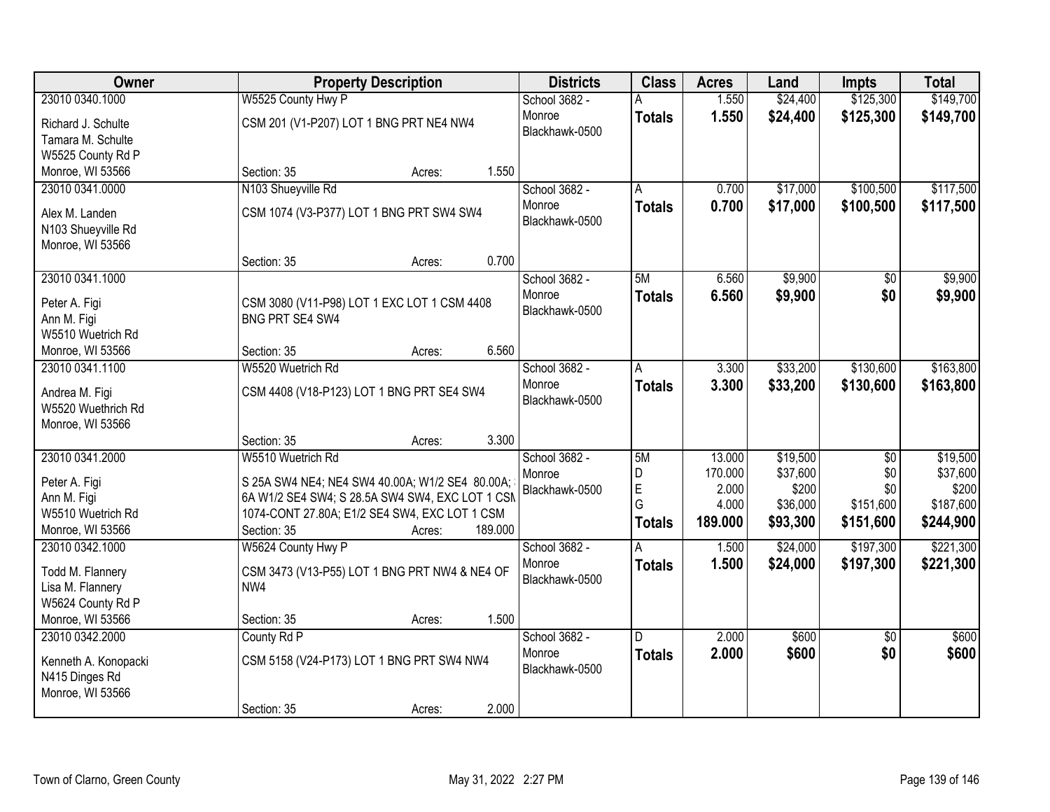| Owner | Property Description | Districts | Class | Acres | Land | Impts | Total |
|---|---|---|---|---|---|---|---|
| 23010 0340.1000<br>Richard J. Schulte<br>Tamara M. Schulte<br>W5525 County Rd P<br>Monroe, WI 53566 | W5525 County Hwy P<br>CSM 201 (V1-P207) LOT 1 BNG PRT NE4 NW4<br>Section: 35 Acres: 1.550 | School 3682 - Monroe<br>Blackhawk-0500 | A<br>**Totals** | 1.550<br>**1.550** | $24,400<br>**$24,400** | $125,300<br>**$125,300** | $149,700<br>**$149,700** |
| 23010 0341.0000<br>Alex M. Landen<br>N103 Shueyville Rd<br>Monroe, WI 53566 | N103 Shueyville Rd<br>CSM 1074 (V3-P377) LOT 1 BNG PRT SW4 SW4<br>Section: 35 Acres: 0.700 | School 3682 - Monroe<br>Blackhawk-0500 | A<br>**Totals** | 0.700<br>**0.700** | $17,000<br>**$17,000** | $100,500<br>**$100,500** | $117,500<br>**$117,500** |
| 23010 0341.1000<br>Peter A. Figi<br>Ann M. Figi<br>W5510 Wuetrich Rd<br>Monroe, WI 53566 | CSM 3080 (V11-P98) LOT 1 EXC LOT 1 CSM 4408 BNG PRT SE4 SW4<br>Section: 35 Acres: 6.560 | School 3682 - Monroe<br>Blackhawk-0500 | 5M<br>**Totals** | 6.560<br>**6.560** | $9,900<br>**$9,900** | $0<br>**$0** | $9,900<br>**$9,900** |
| 23010 0341.1100<br>Andrea M. Figi<br>W5520 Wuethrich Rd<br>Monroe, WI 53566 | W5520 Wuetrich Rd<br>CSM 4408 (V18-P123) LOT 1 BNG PRT SE4 SW4<br>Section: 35 Acres: 3.300 | School 3682 - Monroe<br>Blackhawk-0500 | A<br>**Totals** | 3.300<br>**3.300** | $33,200<br>**$33,200** | $130,600<br>**$130,600** | $163,800<br>**$163,800** |
| 23010 0341.2000<br>Peter A. Figi<br>Ann M. Figi<br>W5510 Wuetrich Rd<br>Monroe, WI 53566 | W5510 Wuetrich Rd<br>S 25A SW4 NE4; NE4 SW4 40.00A; W1/2 SE4 80.00A; 6A W1/2 SE4 SW4; S 28.5A SW4 SW4, EXC LOT 1 CSM 1074-CONT 27.80A; E1/2 SE4 SW4, EXC LOT 1 CSM<br>Section: 35 Acres: 189.000 | School 3682 - Monroe<br>Blackhawk-0500 | 5M<br>D<br>E<br>G<br>**Totals** | 13.000<br>170.000<br>2.000<br>4.000<br>**189.000** | $19,500<br>$37,600<br>$200<br>$36,000<br>**$93,300** | $0<br>$0<br>$0<br>$151,600<br>**$151,600** | $19,500<br>$37,600<br>$200<br>$187,600<br>**$244,900** |
| 23010 0342.1000<br>Todd M. Flannery<br>Lisa M. Flannery<br>W5624 County Rd P<br>Monroe, WI 53566 | W5624 County Hwy P<br>CSM 3473 (V13-P55) LOT 1 BNG PRT NW4 & NE4 OF NW4<br>Section: 35 Acres: 1.500 | School 3682 - Monroe<br>Blackhawk-0500 | A<br>**Totals** | 1.500<br>**1.500** | $24,000<br>**$24,000** | $197,300<br>**$197,300** | $221,300<br>**$221,300** |
| 23010 0342.2000<br>Kenneth A. Konopacki<br>N415 Dinges Rd<br>Monroe, WI 53566 | County Rd P<br>CSM 5158 (V24-P173) LOT 1 BNG PRT SW4 NW4<br>Section: 35 Acres: 2.000 | School 3682 - Monroe<br>Blackhawk-0500 | D<br>**Totals** | 2.000<br>**2.000** | $600<br>**$600** | $0<br>**$0** | $600<br>**$600** |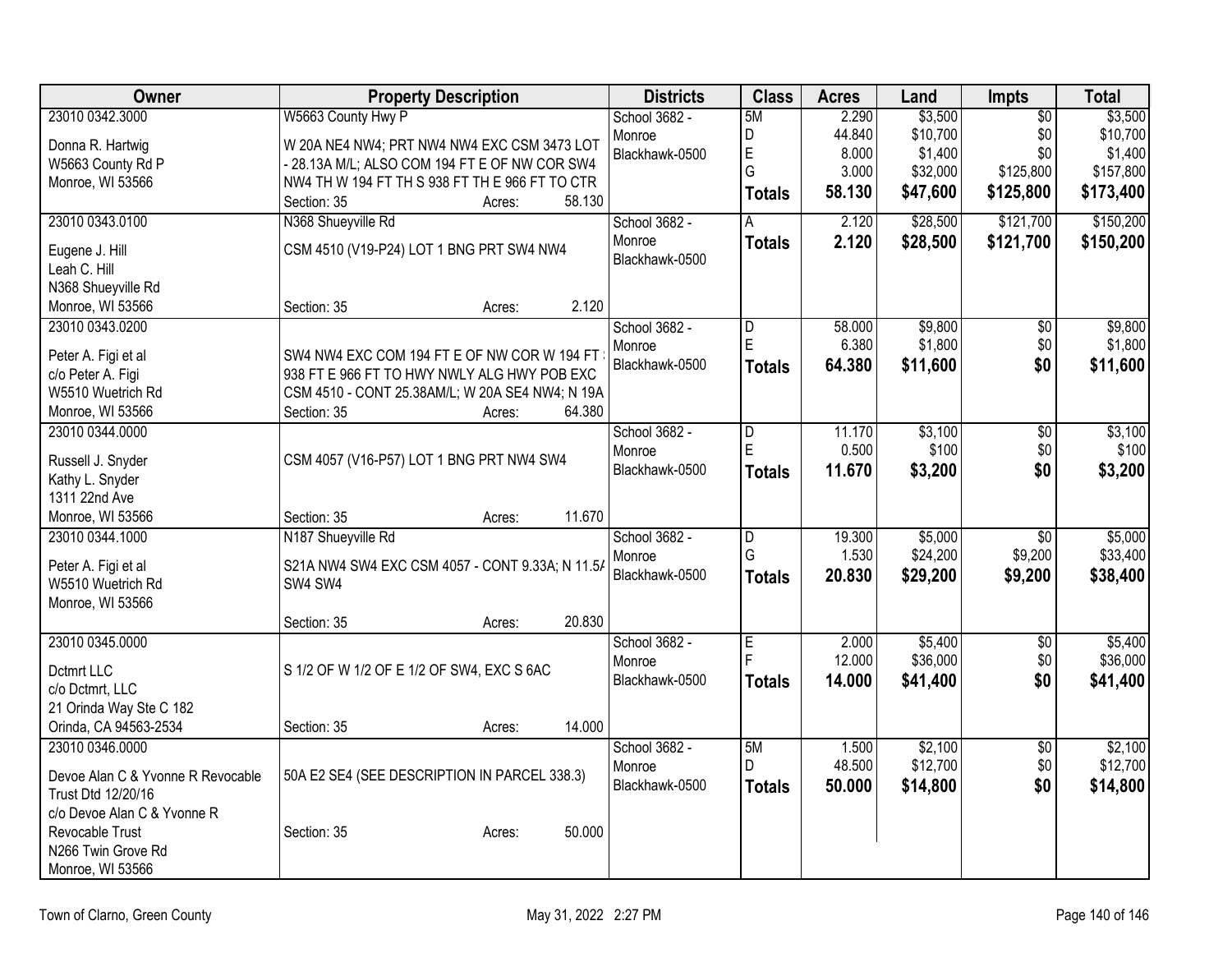| Owner | Property Description | Districts | Class | Acres | Land | Impts | Total |
|---|---|---|---|---|---|---|---|
| 23010 0342.3000<br>Donna R. Hartwig<br>W5663 County Rd P<br>Monroe, WI 53566 | W5663 County Hwy P<br>W 20A NE4 NW4; PRT NW4 NW4 EXC CSM 3473 LOT - 28.13A M/L; ALSO COM 194 FT E OF NW COR SW4 NW4 TH W 194 FT TH S 938 FT TH E 966 FT TO CTR<br>Section: 35 Acres: 58.130 | School 3682 - Monroe<br>Blackhawk-0500 | 5M<br>D<br>E<br>G<br>**Totals** | 2.290<br>44.840<br>8.000<br>3.000<br>**58.130** | $3,500<br>$10,700<br>$1,400<br>$32,000<br>**$47,600** | $0<br>$0<br>$0<br>$125,800<br>**$125,800** | $3,500<br>$10,700<br>$1,400<br>$157,800<br>**$173,400** |
| 23010 0343.0100<br>Eugene J. Hill<br>Leah C. Hill<br>N368 Shueyville Rd<br>Monroe, WI 53566 | N368 Shueyville Rd<br>CSM 4510 (V19-P24) LOT 1 BNG PRT SW4 NW4<br>Section: 35 Acres: 2.120 | School 3682 - Monroe<br>Blackhawk-0500 | A<br>**Totals** | 2.120<br>**2.120** | $28,500<br>**$28,500** | $121,700<br>**$121,700** | $150,200<br>**$150,200** |
| 23010 0343.0200<br>Peter A. Figi et al<br>c/o Peter A. Figi<br>W5510 Wuetrich Rd<br>Monroe, WI 53566 | SW4 NW4 EXC COM 194 FT E OF NW COR W 194 FT 938 FT E 966 FT TO HWY NWLY ALG HWY POB EXC CSM 4510 - CONT 25.38AM/L; W 20A SE4 NW4; N 19A<br>Section: 35 Acres: 64.380 | School 3682 - Monroe<br>Blackhawk-0500 | D<br>E<br>**Totals** | 58.000<br>6.380<br>**64.380** | $9,800<br>$1,800<br>**$11,600** | $0<br>$0<br>**$0** | $9,800<br>$1,800<br>**$11,600** |
| 23010 0344.0000<br>Russell J. Snyder<br>Kathy L. Snyder<br>1311 22nd Ave<br>Monroe, WI 53566 | CSM 4057 (V16-P57) LOT 1 BNG PRT NW4 SW4<br>Section: 35 Acres: 11.670 | School 3682 - Monroe<br>Blackhawk-0500 | D<br>E<br>**Totals** | 11.170<br>0.500<br>**11.670** | $3,100<br>$100<br>**$3,200** | $0<br>$0<br>**$0** | $3,100<br>$100<br>**$3,200** |
| 23010 0344.1000<br>Peter A. Figi et al<br>W5510 Wuetrich Rd<br>Monroe, WI 53566 | N187 Shueyville Rd<br>S21A NW4 SW4 EXC CSM 4057 - CONT 9.33A; N 11.5A SW4 SW4<br>Section: 35 Acres: 20.830 | School 3682 - Monroe<br>Blackhawk-0500 | D<br>G<br>**Totals** | 19.300<br>1.530<br>**20.830** | $5,000<br>$24,200<br>**$29,200** | $0<br>$9,200<br>**$9,200** | $5,000<br>$33,400<br>**$38,400** |
| 23010 0345.0000<br>Dctmrt LLC<br>c/o Dctmrt, LLC<br>21 Orinda Way Ste C 182<br>Orinda, CA 94563-2534 | S 1/2 OF W 1/2 OF E 1/2 OF SW4, EXC S 6AC<br>Section: 35 Acres: 14.000 | School 3682 - Monroe<br>Blackhawk-0500 | E<br>F<br>**Totals** | 2.000<br>12.000<br>**14.000** | $5,400<br>$36,000<br>**$41,400** | $0<br>$0<br>**$0** | $5,400<br>$36,000<br>**$41,400** |
| 23010 0346.0000<br>Devoe Alan C & Yvonne R Revocable Trust Dtd 12/20/16<br>c/o Devoe Alan C & Yvonne R Revocable Trust<br>N266 Twin Grove Rd<br>Monroe, WI 53566 | 50A E2 SE4 (SEE DESCRIPTION IN PARCEL 338.3)<br>Section: 35 Acres: 50.000 | School 3682 - Monroe<br>Blackhawk-0500 | 5M<br>D<br>**Totals** | 1.500<br>48.500<br>**50.000** | $2,100<br>$12,700<br>**$14,800** | $0<br>$0<br>**$0** | $2,100<br>$12,700<br>**$14,800** |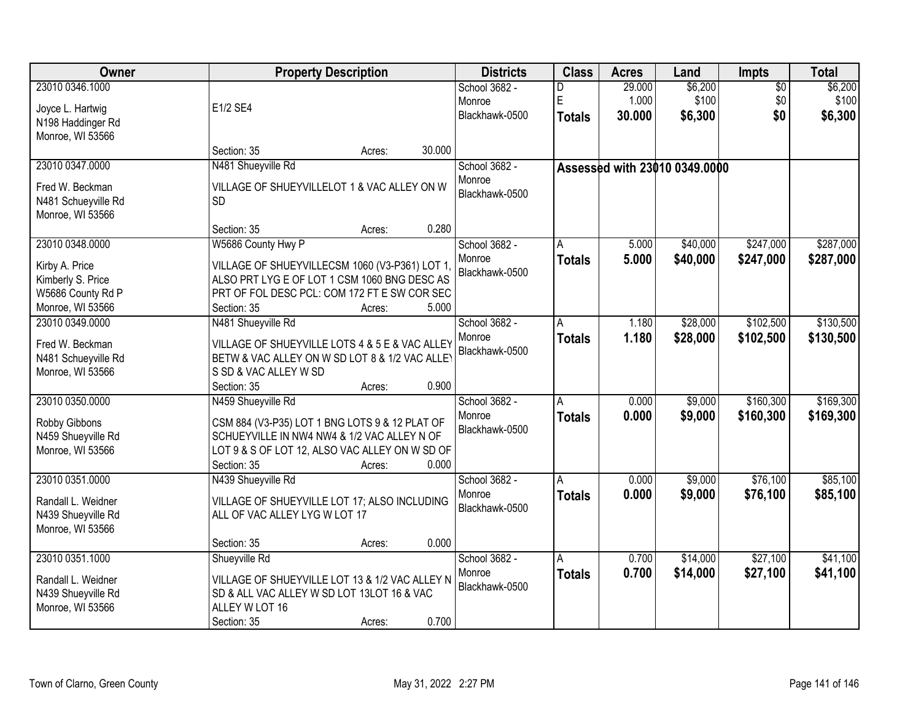| Owner | Property Description | Districts | Class | Acres | Land | Impts | Total |
|---|---|---|---|---|---|---|---|
| 23010 0346.1000<br>Joyce L. Hartwig<br>N198 Haddinger Rd<br>Monroe, WI 53566 | E1/2 SE4<br>Section: 35 Acres: 30.000 | School 3682 - Monroe<br>Blackhawk-0500 | D<br>E<br>**Totals** | 29.000<br>1.000<br>**30.000** | $6,200<br>$100<br>**$6,300** | $0<br>$0<br>**$0** | $6,200<br>$100<br>**$6,300** |
| 23010 0347.0000<br>Fred W. Beckman<br>N481 Schueyville Rd<br>Monroe, WI 53566 | N481 Shueyville Rd<br>VILLAGE OF SHUEYVILLELOT 1 & VAC ALLEY ON W SD<br>Section: 35 Acres: 0.280 | School 3682 - Monroe<br>Blackhawk-0500 | Assessed with 23010 0349.0000 | | | | |
| 23010 0348.0000<br>Kirby A. Price<br>Kimberly S. Price<br>W5686 County Rd P<br>Monroe, WI 53566 | W5686 County Hwy P<br>VILLAGE OF SHUEYVILLECSM 1060 (V3-P361) LOT 1, ALSO PRT LYG E OF LOT 1 CSM 1060 BNG DESC AS PRT OF FOL DESC PCL: COM 172 FT E SW COR SEC<br>Section: 35 Acres: 5.000 | School 3682 - Monroe<br>Blackhawk-0500 | A<br>**Totals** | 5.000<br>**5.000** | $40,000<br>**$40,000** | $247,000<br>**$247,000** | $287,000<br>**$287,000** |
| 23010 0349.0000<br>Fred W. Beckman<br>N481 Schueyville Rd<br>Monroe, WI 53566 | N481 Shueyville Rd<br>VILLAGE OF SHUEYVILLE LOTS 4 & 5 E & VAC ALLEY BETW & VAC ALLEY ON W SD LOT 8 & 1/2 VAC ALLEY S SD & VAC ALLEY W SD<br>Section: 35 Acres: 0.900 | School 3682 - Monroe<br>Blackhawk-0500 | A<br>**Totals** | 1.180<br>**1.180** | $28,000<br>**$28,000** | $102,500<br>**$102,500** | $130,500<br>**$130,500** |
| 23010 0350.0000<br>Robby Gibbons<br>N459 Shueyville Rd<br>Monroe, WI 53566 | N459 Shueyville Rd<br>CSM 884 (V3-P35) LOT 1 BNG LOTS 9 & 12 PLAT OF SCHUEYVILLE IN NW4 NW4 & 1/2 VAC ALLEY N OF LOT 9 & S OF LOT 12, ALSO VAC ALLEY ON W SD OF<br>Section: 35 Acres: 0.000 | School 3682 - Monroe<br>Blackhawk-0500 | A<br>**Totals** | 0.000<br>**0.000** | $9,000<br>**$9,000** | $160,300<br>**$160,300** | $169,300<br>**$169,300** |
| 23010 0351.0000<br>Randall L. Weidner<br>N439 Shueyville Rd<br>Monroe, WI 53566 | N439 Shueyville Rd<br>VILLAGE OF SHUEYVILLE LOT 17; ALSO INCLUDING ALL OF VAC ALLEY LYG W LOT 17<br>Section: 35 Acres: 0.000 | School 3682 - Monroe<br>Blackhawk-0500 | A<br>**Totals** | 0.000<br>**0.000** | $9,000<br>**$9,000** | $76,100<br>**$76,100** | $85,100<br>**$85,100** |
| 23010 0351.1000<br>Randall L. Weidner<br>N439 Shueyville Rd<br>Monroe, WI 53566 | Shueyville Rd<br>VILLAGE OF SHUEYVILLE LOT 13 & 1/2 VAC ALLEY N SD & ALL VAC ALLEY W SD LOT 13LOT 16 & VAC ALLEY W LOT 16<br>Section: 35 Acres: 0.700 | School 3682 - Monroe<br>Blackhawk-0500 | A<br>**Totals** | 0.700<br>**0.700** | $14,000<br>**$14,000** | $27,100<br>**$27,100** | $41,100<br>**$41,100** |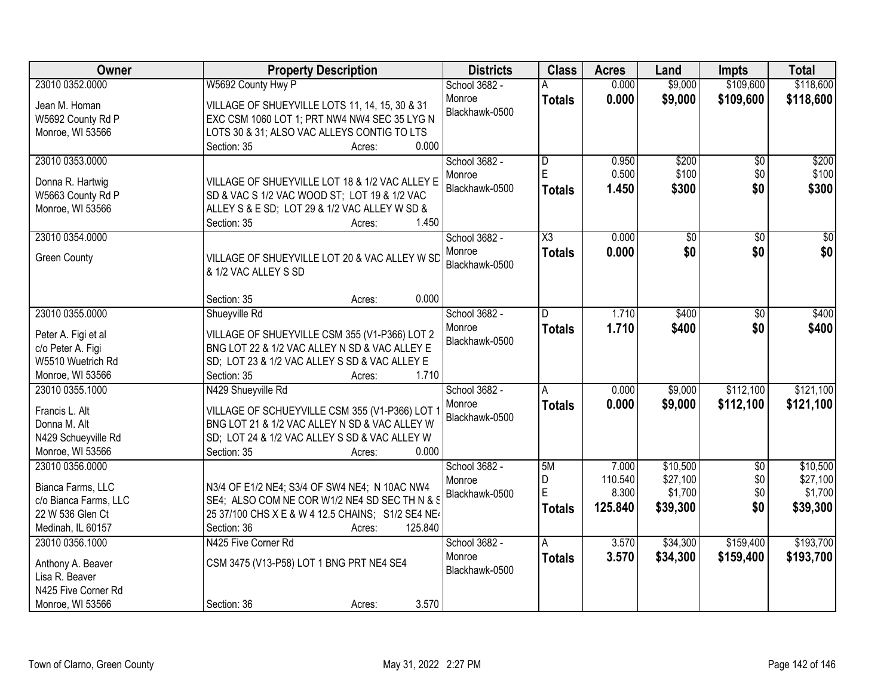| Owner | Property Description | Districts | Class | Acres | Land | Impts | Total |
|---|---|---|---|---|---|---|---|
| 23010 0352.0000<br>Jean M. Homan<br>W5692 County Rd P<br>Monroe, WI 53566 | W5692 County Hwy P<br>VILLAGE OF SHUEYVILLE LOTS 11, 14, 15, 30 & 31 EXC CSM 1060 LOT 1; PRT NW4 NW4 SEC 35 LYG N LOTS 30 & 31; ALSO VAC ALLEYS CONTIG TO LTS<br>Section: 35 Acres: 0.000 | School 3682 - Monroe<br>Blackhawk-0500 | A<br>**Totals** | 0.000<br>**0.000** | $9,000<br>**$9,000** | $109,600<br>**$109,600** | $118,600<br>**$118,600** |
| 23010 0353.0000<br>Donna R. Hartwig<br>W5663 County Rd P<br>Monroe, WI 53566 | VILLAGE OF SHUEYVILLE LOT 18 & 1/2 VAC ALLEY E SD & VAC S 1/2 VAC WOOD ST; LOT 19 & 1/2 VAC ALLEY S & E SD; LOT 29 & 1/2 VAC ALLEY W SD &<br>Section: 35 Acres: 1.450 | School 3682 - Monroe<br>Blackhawk-0500 | D<br>E<br>**Totals** | 0.950<br>0.500<br>**1.450** | $200<br>$100<br>**$300** | $0<br>$0<br>**$0** | $200<br>$100<br>**$300** |
| 23010 0354.0000<br>Green County | VILLAGE OF SHUEYVILLE LOT 20 & VAC ALLEY W SD & 1/2 VAC ALLEY S SD<br>Section: 35 Acres: 0.000 | School 3682 - Monroe<br>Blackhawk-0500 | X3<br>**Totals** | 0.000<br>**0.000** | $0<br>**$0** | $0<br>**$0** | $0<br>**$0** |
| 23010 0355.0000<br>Peter A. Figi et al<br>c/o Peter A. Figi<br>W5510 Wuetrich Rd<br>Monroe, WI 53566 | Shueyville Rd<br>VILLAGE OF SHUEYVILLE CSM 355 (V1-P366) LOT 2 BNG LOT 22 & 1/2 VAC ALLEY N SD & VAC ALLEY E SD; LOT 23 & 1/2 VAC ALLEY S SD & VAC ALLEY E<br>Section: 35 Acres: 1.710 | School 3682 - Monroe<br>Blackhawk-0500 | D<br>**Totals** | 1.710<br>**1.710** | $400<br>**$400** | $0<br>**$0** | $400<br>**$400** |
| 23010 0355.1000<br>Francis L. Alt<br>Donna M. Alt<br>N429 Schueyville Rd<br>Monroe, WI 53566 | N429 Shueyville Rd<br>VILLAGE OF SCHUEYVILLE CSM 355 (V1-P366) LOT 1 BNG LOT 21 & 1/2 VAC ALLEY N SD & VAC ALLEY W SD; LOT 24 & 1/2 VAC ALLEY S SD & VAC ALLEY W<br>Section: 35 Acres: 0.000 | School 3682 - Monroe<br>Blackhawk-0500 | A<br>**Totals** | 0.000<br>**0.000** | $9,000<br>**$9,000** | $112,100<br>**$112,100** | $121,100<br>**$121,100** |
| 23010 0356.0000<br>Bianca Farms, LLC<br>c/o Bianca Farms, LLC<br>22 W 536 Glen Ct<br>Medinah, IL 60157 | N3/4 OF E1/2 NE4; S3/4 OF SW4 NE4; N 10AC NW4 SE4; ALSO COM NE COR W1/2 NE4 SD SEC TH N & S 25 37/100 CHS X E & W 4 12.5 CHAINS; S1/2 SE4 NE4<br>Section: 36 Acres: 125.840 | School 3682 - Monroe<br>Blackhawk-0500 | 5M<br>D<br>E<br>**Totals** | 7.000<br>110.540<br>8.300<br>**125.840** | $10,500<br>$27,100<br>$1,700<br>**$39,300** | $0<br>$0<br>$0<br>**$0** | $10,500<br>$27,100<br>$1,700<br>**$39,300** |
| 23010 0356.1000<br>Anthony A. Beaver<br>Lisa R. Beaver<br>N425 Five Corner Rd<br>Monroe, WI 53566 | N425 Five Corner Rd<br>CSM 3475 (V13-P58) LOT 1 BNG PRT NE4 SE4<br>Section: 36 Acres: 3.570 | School 3682 - Monroe<br>Blackhawk-0500 | A<br>**Totals** | 3.570<br>**3.570** | $34,300<br>**$34,300** | $159,400<br>**$159,400** | $193,700<br>**$193,700** |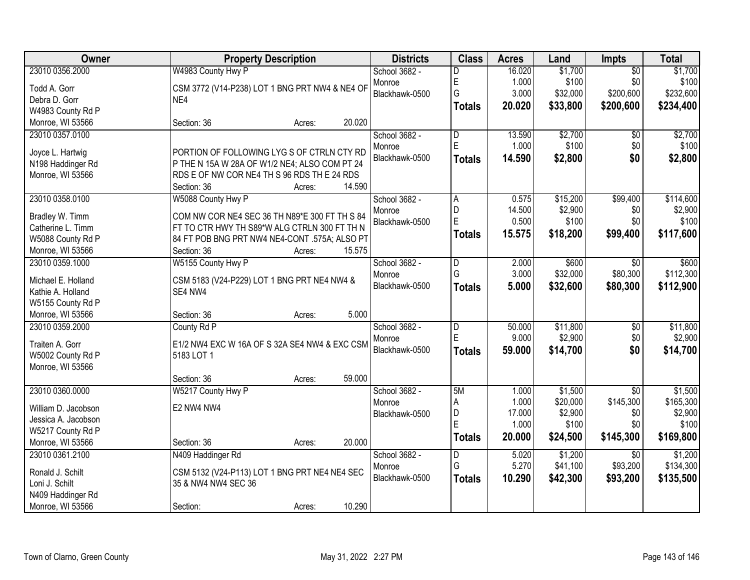| Owner | Property Description | Districts | Class | Acres | Land | Impts | Total |
|---|---|---|---|---|---|---|---|
| 23010 0356.2000<br>Todd A. Gorr<br>Debra D. Gorr<br>W4983 County Rd P<br>Monroe, WI 53566 | W4983 County Hwy P<br>CSM 3772 (V14-P238) LOT 1 BNG PRT NW4 & NE4 OF NE4<br>Section: 36 Acres: 20.020 | School 3682 - Monroe<br>Blackhawk-0500 | D<br>E<br>G<br>**Totals** | 16.020<br>1.000<br>3.000<br>**20.020** | $1,700<br>$100<br>$32,000<br>**$33,800** | $0<br>$0<br>$200,600<br>**$200,600** | $1,700<br>$100<br>$232,600<br>**$234,400** |
| 23010 0357.0100<br>Joyce L. Hartwig<br>N198 Haddinger Rd<br>Monroe, WI 53566 | PORTION OF FOLLOWING LYG S OF CTRLN CTY RD P THE N 15A W 28A OF W1/2 NE4; ALSO COM PT 24 RDS E OF NW COR NE4 TH S 96 RDS TH E 24 RDS<br>Section: 36 Acres: 14.590 | School 3682 - Monroe<br>Blackhawk-0500 | D<br>E<br>**Totals** | 13.590<br>1.000<br>**14.590** | $2,700<br>$100<br>**$2,800** | $0<br>$0<br>**$0** | $2,700<br>$100<br>**$2,800** |
| 23010 0358.0100<br>Bradley W. Timm<br>Catherine L. Timm<br>W5088 County Rd P<br>Monroe, WI 53566 | W5088 County Hwy P<br>COM NW COR NE4 SEC 36 TH N89*E 300 FT TH S 84 FT TO CTR HWY TH S89*W ALG CTRLN 300 FT TH N 84 FT POB BNG PRT NW4 NE4-CONT .575A; ALSO PT<br>Section: 36 Acres: 15.575 | School 3682 - Monroe<br>Blackhawk-0500 | A<br>D<br>E<br>**Totals** | 0.575<br>14.500<br>0.500<br>**15.575** | $15,200<br>$2,900<br>$100<br>**$18,200** | $99,400<br>$0<br>$0<br>**$99,400** | $114,600<br>$2,900<br>$100<br>**$117,600** |
| 23010 0359.1000<br>Michael E. Holland<br>Kathie A. Holland<br>W5155 County Rd P<br>Monroe, WI 53566 | W5155 County Hwy P<br>CSM 5183 (V24-P229) LOT 1 BNG PRT NE4 NW4 & SE4 NW4<br>Section: 36 Acres: 5.000 | School 3682 - Monroe<br>Blackhawk-0500 | D<br>G<br>**Totals** | 2.000<br>3.000<br>**5.000** | $600<br>$32,000<br>**$32,600** | $0<br>$80,300<br>**$80,300** | $600<br>$112,300<br>**$112,900** |
| 23010 0359.2000<br>Traiten A. Gorr<br>W5002 County Rd P<br>Monroe, WI 53566 | County Rd P<br>E1/2 NW4 EXC W 16A OF S 32A SE4 NW4 & EXC CSM 5183 LOT 1<br>Section: 36 Acres: 59.000 | School 3682 - Monroe<br>Blackhawk-0500 | D<br>E<br>**Totals** | 50.000<br>9.000<br>**59.000** | $11,800<br>$2,900<br>**$14,700** | $0<br>$0<br>**$0** | $11,800<br>$2,900<br>**$14,700** |
| 23010 0360.0000<br>William D. Jacobson<br>Jessica A. Jacobson<br>W5217 County Rd P<br>Monroe, WI 53566 | W5217 County Hwy P<br>E2 NW4 NW4<br>Section: 36 Acres: 20.000 | School 3682 - Monroe<br>Blackhawk-0500 | 5M<br>A<br>D<br>E<br>**Totals** | 1.000<br>1.000<br>17.000<br>1.000<br>**20.000** | $1,500<br>$20,000<br>$2,900<br>$100<br>**$24,500** | $0<br>$145,300<br>$0<br>$0<br>**$145,300** | $1,500<br>$165,300<br>$2,900<br>$100<br>**$169,800** |
| 23010 0361.2100<br>Ronald J. Schilt<br>Loni J. Schilt<br>N409 Haddinger Rd<br>Monroe, WI 53566 | N409 Haddinger Rd<br>CSM 5132 (V24-P113) LOT 1 BNG PRT NE4 NE4 SEC 35 & NW4 NW4 SEC 36<br>Section: Acres: 10.290 | School 3682 - Monroe<br>Blackhawk-0500 | D<br>G<br>**Totals** | 5.020<br>5.270<br>**10.290** | $1,200<br>$41,100<br>**$42,300** | $0<br>$93,200<br>**$93,200** | $1,200<br>$134,300<br>**$135,500** |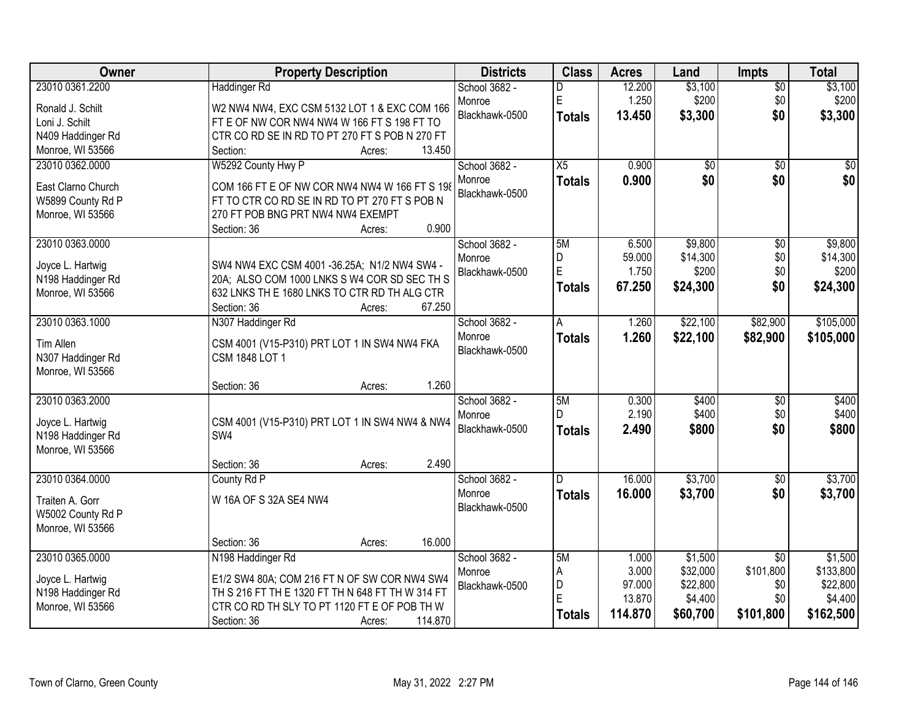| Owner | Property Description | Districts | Class | Acres | Land | Impts | Total |
|---|---|---|---|---|---|---|---|
| 23010 0361.2200<br>Ronald J. Schilt<br>Loni J. Schilt<br>N409 Haddinger Rd<br>Monroe, WI 53566 | Haddinger Rd<br>W2 NW4 NW4, EXC CSM 5132 LOT 1 & EXC COM 166 FT E OF NW COR NW4 NW4 W 166 FT S 198 FT TO CTR CO RD SE IN RD TO PT 270 FT S POB N 270 FT<br>Section: Acres: 13.450 | School 3682 - Monroe<br>Blackhawk-0500 | D<br>E<br>**Totals** | 12.200<br>1.250<br>**13.450** | $3,100<br>$200<br>**$3,300** | $0<br>$0<br>**$0** | $3,100<br>$200<br>**$3,300** |
| 23010 0362.0000<br>East Clarno Church<br>W5899 County Rd P<br>Monroe, WI 53566 | W5292 County Hwy P<br>COM 166 FT E OF NW COR NW4 NW4 W 166 FT S 198 FT TO CTR CO RD SE IN RD TO PT 270 FT S POB N 270 FT POB BNG PRT NW4 NW4 EXEMPT<br>Section: 36 Acres: 0.900 | School 3682 - Monroe<br>Blackhawk-0500 | X5<br>**Totals** | 0.900<br>**0.900** | $0<br>**$0** | $0<br>**$0** | $0<br>**$0** |
| 23010 0363.0000<br>Joyce L. Hartwig<br>N198 Haddinger Rd<br>Monroe, WI 53566 | SW4 NW4 EXC CSM 4001 -36.25A; N1/2 NW4 SW4 - 20A; ALSO COM 1000 LNKS S W4 COR SD SEC TH S 632 LNKS TH E 1680 LNKS TO CTR RD TH ALG CTR<br>Section: 36 Acres: 67.250 | School 3682 - Monroe<br>Blackhawk-0500 | 5M<br>D<br>E<br>**Totals** | 6.500<br>59.000<br>1.750<br>**67.250** | $9,800<br>$14,300<br>$200<br>**$24,300** | $0<br>$0<br>$0<br>**$0** | $9,800<br>$14,300<br>$200<br>**$24,300** |
| 23010 0363.1000<br>Tim Allen<br>N307 Haddinger Rd<br>Monroe, WI 53566 | N307 Haddinger Rd<br>CSM 4001 (V15-P310) PRT LOT 1 IN SW4 NW4 FKA CSM 1848 LOT 1<br>Section: 36 Acres: 1.260 | School 3682 - Monroe<br>Blackhawk-0500 | A<br>**Totals** | 1.260<br>**1.260** | $22,100<br>**$22,100** | $82,900<br>**$82,900** | $105,000<br>**$105,000** |
| 23010 0363.2000<br>Joyce L. Hartwig<br>N198 Haddinger Rd<br>Monroe, WI 53566 | CSM 4001 (V15-P310) PRT LOT 1 IN SW4 NW4 & NW4 SW4<br>Section: 36 Acres: 2.490 | School 3682 - Monroe<br>Blackhawk-0500 | 5M<br>D<br>**Totals** | 0.300<br>2.190<br>**2.490** | $400<br>$400<br>**$800** | $0<br>$0<br>**$0** | $400<br>$400<br>**$800** |
| 23010 0364.0000<br>Traiten A. Gorr<br>W5002 County Rd P<br>Monroe, WI 53566 | County Rd P<br>W 16A OF S 32A SE4 NW4<br>Section: 36 Acres: 16.000 | School 3682 - Monroe<br>Blackhawk-0500 | D<br>**Totals** | 16.000<br>**16.000** | $3,700<br>**$3,700** | $0<br>**$0** | $3,700<br>**$3,700** |
| 23010 0365.0000<br>Joyce L. Hartwig<br>N198 Haddinger Rd<br>Monroe, WI 53566 | N198 Haddinger Rd<br>E1/2 SW4 80A; COM 216 FT N OF SW COR NW4 SW4 TH S 216 FT TH E 1320 FT TH N 648 FT TH W 314 FT CTR CO RD TH SLY TO PT 1120 FT E OF POB TH W<br>Section: 36 Acres: 114.870 | School 3682 - Monroe<br>Blackhawk-0500 | 5M<br>A<br>D<br>E<br>**Totals** | 1.000<br>3.000<br>97.000<br>13.870<br>**114.870** | $1,500<br>$32,000<br>$22,800<br>$4,400<br>**$60,700** | $0<br>$101,800<br>$0<br>$0<br>**$101,800** | $1,500<br>$133,800<br>$22,800<br>$4,400<br>**$162,500** |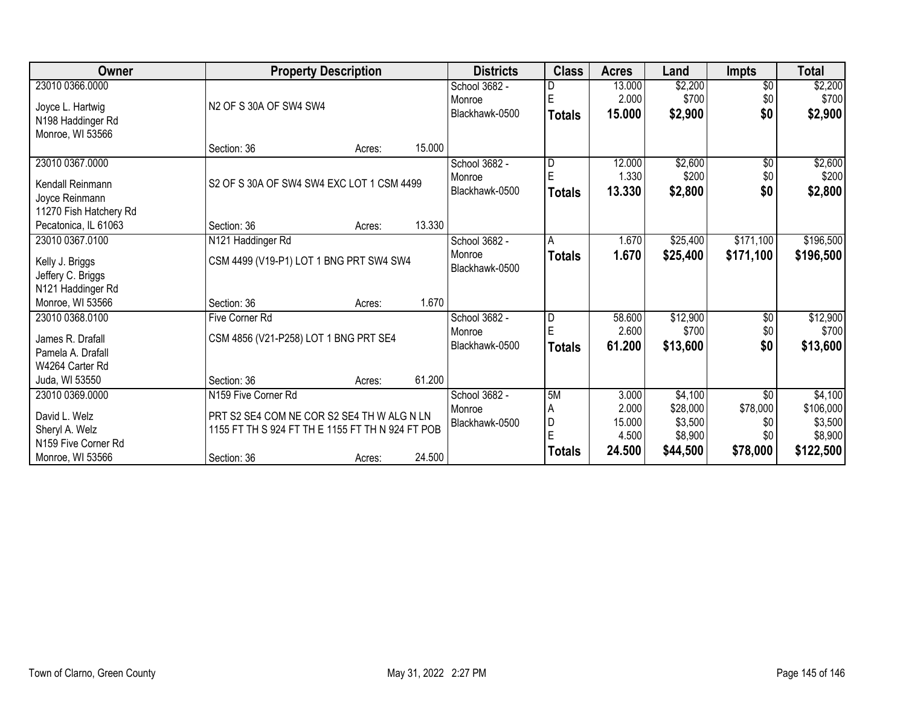| Owner | Property Description | Districts | Class | Acres | Land | Impts | Total |
|---|---|---|---|---|---|---|---|
| 23010 0366.0000<br>Joyce L. Hartwig<br>N198 Haddinger Rd<br>Monroe, WI 53566 | N2 OF S 30A OF SW4 SW4<br>Section: 36 Acres: 15.000 | School 3682 - Monroe<br>Blackhawk-0500 | D<br>E<br>**Totals** | 13.000<br>2.000<br>**15.000** | $2,200<br>$700<br>**$2,900** | $0<br>$0<br>**$0** | $2,200<br>$700<br>**$2,900** |
| 23010 0367.0000<br>Kendall Reinmann<br>Joyce Reinmann<br>11270 Fish Hatchery Rd<br>Pecatonica, IL 61063 | S2 OF S 30A OF SW4 SW4 EXC LOT 1 CSM 4499<br>Section: 36 Acres: 13.330 | School 3682 - Monroe<br>Blackhawk-0500 | D<br>E<br>**Totals** | 12.000<br>1.330<br>**13.330** | $2,600<br>$200<br>**$2,800** | $0<br>$0<br>**$0** | $2,600<br>$200<br>**$2,800** |
| 23010 0367.0100<br>Kelly J. Briggs<br>Jeffery C. Briggs<br>N121 Haddinger Rd<br>Monroe, WI 53566 | N121 Haddinger Rd<br>CSM 4499 (V19-P1) LOT 1 BNG PRT SW4 SW4<br>Section: 36 Acres: 1.670 | School 3682 - Monroe<br>Blackhawk-0500 | A<br>**Totals** | 1.670<br>**1.670** | $25,400<br>**$25,400** | $171,100<br>**$171,100** | $196,500<br>**$196,500** |
| 23010 0368.0100<br>James R. Drafall<br>Pamela A. Drafall<br>W4264 Carter Rd<br>Juda, WI 53550 | Five Corner Rd<br>CSM 4856 (V21-P258) LOT 1 BNG PRT SE4<br>Section: 36 Acres: 61.200 | School 3682 - Monroe<br>Blackhawk-0500 | D<br>E<br>**Totals** | 58.600<br>2.600<br>**61.200** | $12,900<br>$700<br>**$13,600** | $0<br>$0<br>**$0** | $12,900<br>$700<br>**$13,600** |
| 23010 0369.0000<br>David L. Welz<br>Sheryl A. Welz<br>N159 Five Corner Rd<br>Monroe, WI 53566 | N159 Five Corner Rd<br>PRT S2 SE4 COM NE COR S2 SE4 TH W ALG N LN 1155 FT TH S 924 FT TH E 1155 FT TH N 924 FT POB<br>Section: 36 Acres: 24.500 | School 3682 - Monroe<br>Blackhawk-0500 | 5M<br>A<br>D<br>E<br>**Totals** | 3.000<br>2.000<br>15.000<br>4.500<br>**24.500** | $4,100<br>$28,000<br>$3,500<br>$8,900<br>**$44,500** | $0<br>$78,000<br>$0<br>$0<br>**$78,000** | $4,100<br>$106,000<br>$3,500<br>$8,900<br>**$122,500** |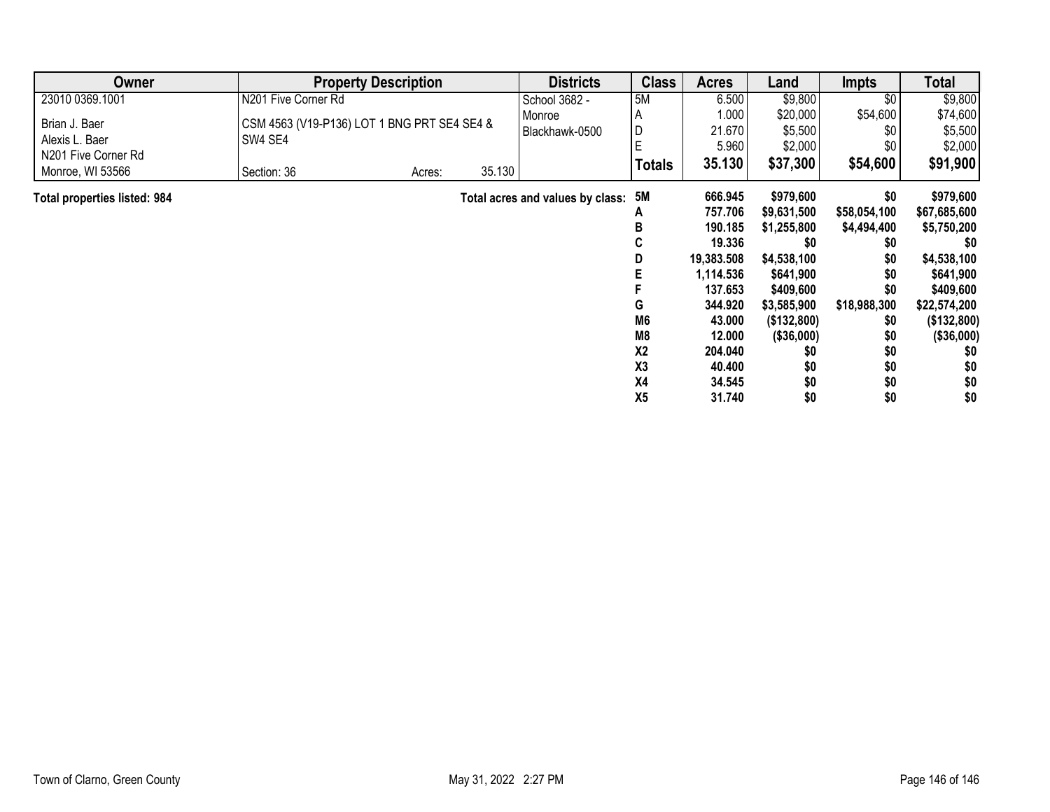| Owner | Property Description | | | Districts | Class | Acres | Land | Impts | Total |
|---|---|---|---|---|---|---|---|---|---|
| 23010 0369.1001 | N201 Five Corner Rd | | | School 3682 - | 5M | 6.500 | $9,800 | $0 | $9,800 |
| Brian J. Baer | CSM 4563 (V19-P136) LOT 1 BNG PRT SE4 SE4 & | | | Monroe | A | 1.000 | $20,000 | $54,600 | $74,600 |
| Alexis L. Baer | SW4 SE4 | | | Blackhawk-0500 | D | 21.670 | $5,500 | $0 | $5,500 |
| N201 Five Corner Rd | | | | | E | 5.960 | $2,000 | $0 | $2,000 |
| Monroe, WI 53566 | Section: 36 | Acres: | 35.130 | | **Totals** | **35.130** | **$37,300** | **$54,600** | **$91,900** |

**Total properties listed: 984**

**Total acres and values by class:**

| Class | Acres | Land | Impts | Total |
|---|---|---|---|---|
| 5M | 666.945 | $979,600 | $0 | $979,600 |
| A | 757.706 | $9,631,500 | $58,054,100 | $67,685,600 |
| B | 190.185 | $1,255,800 | $4,494,400 | $5,750,200 |
| C | 19.336 | $0 | $0 | $0 |
| D | 19,383.508 | $4,538,100 | $0 | $4,538,100 |
| E | 1,114.536 | $641,900 | $0 | $641,900 |
| F | 137.653 | $409,600 | $0 | $409,600 |
| G | 344.920 | $3,585,900 | $18,988,300 | $22,574,200 |
| M6 | 43.000 | ($132,800) | $0 | ($132,800) |
| M8 | 12.000 | ($36,000) | $0 | ($36,000) |
| X2 | 204.040 | $0 | $0 | $0 |
| X3 | 40.400 | $0 | $0 | $0 |
| X4 | 34.545 | $0 | $0 | $0 |
| X5 | 31.740 | $0 | $0 | $0 |